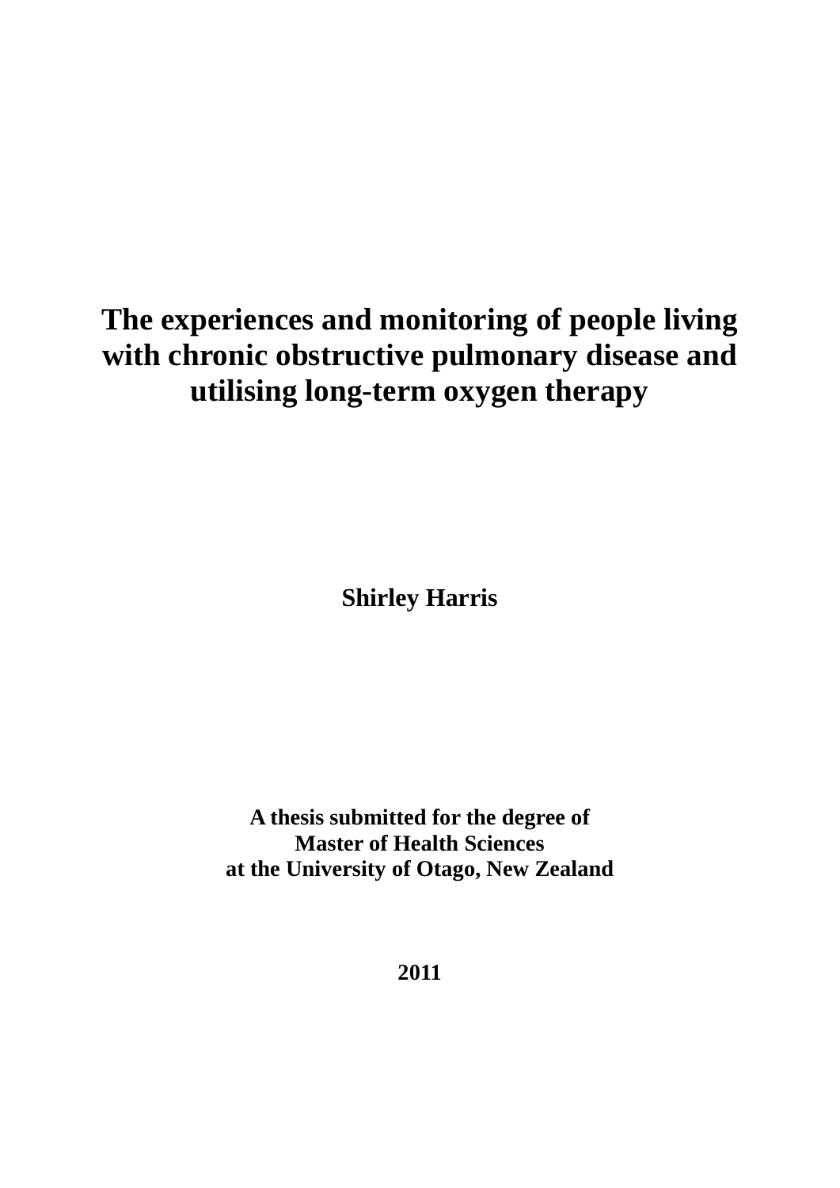# The experiences and monitoring of people living with chronic obstructive pulmonary disease and utilising long-term oxygen therapy

**Shirley Harris**

**A thesis submitted for the degree of Master of Health Sciences at the University of Otago, New Zealand**

**2011**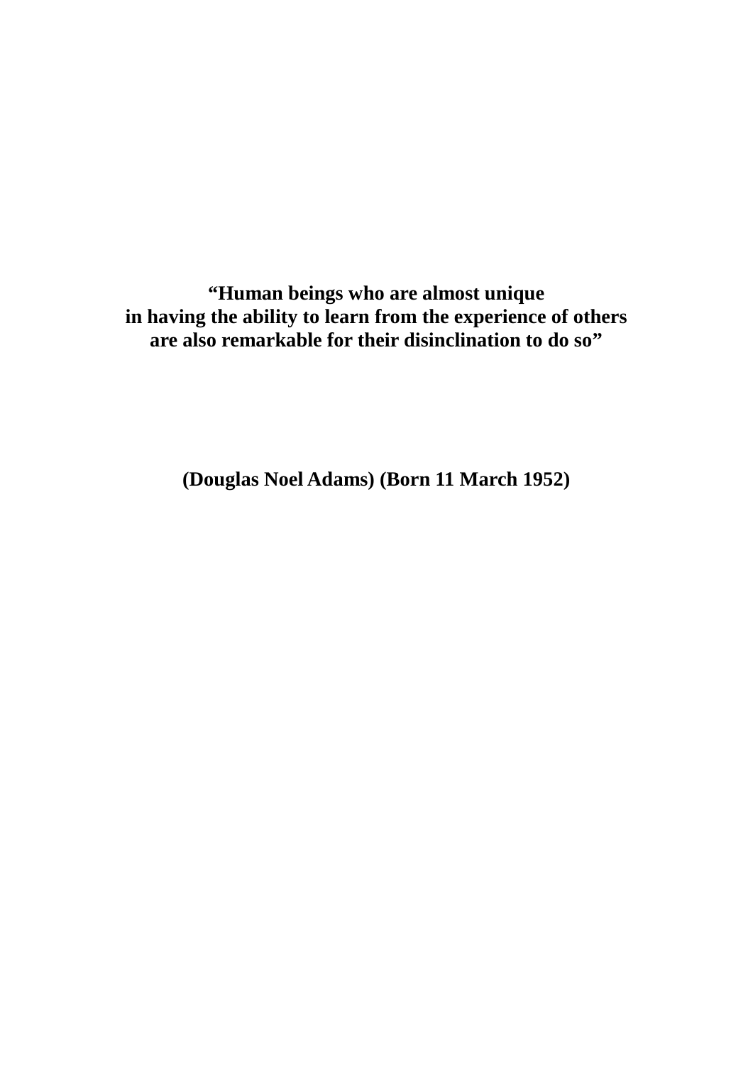**“Human beings who are almost unique**
**in having the ability to learn from the experience of others**
**are also remarkable for their disinclination to do so”**

**(Douglas Noel Adams) (Born 11 March 1952)**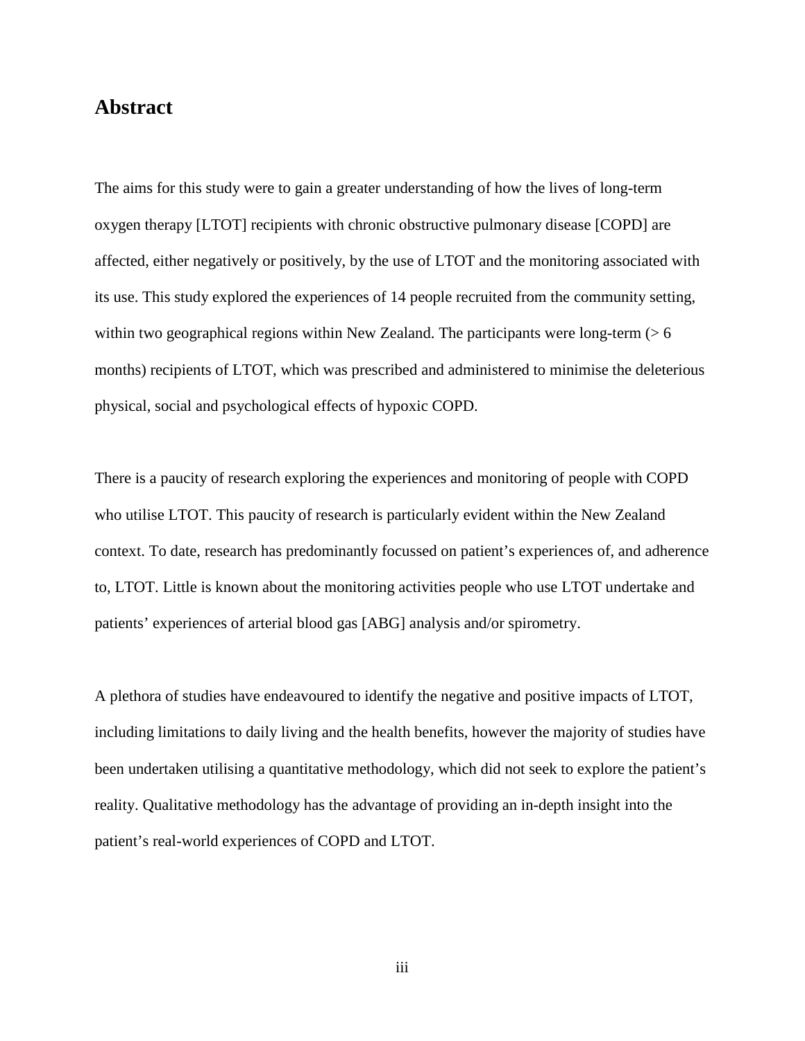## Abstract

The aims for this study were to gain a greater understanding of how the lives of long-term oxygen therapy [LTOT] recipients with chronic obstructive pulmonary disease [COPD] are affected, either negatively or positively, by the use of LTOT and the monitoring associated with its use. This study explored the experiences of 14 people recruited from the community setting, within two geographical regions within New Zealand. The participants were long-term (> 6 months) recipients of LTOT, which was prescribed and administered to minimise the deleterious physical, social and psychological effects of hypoxic COPD.

There is a paucity of research exploring the experiences and monitoring of people with COPD who utilise LTOT. This paucity of research is particularly evident within the New Zealand context. To date, research has predominantly focussed on patient's experiences of, and adherence to, LTOT. Little is known about the monitoring activities people who use LTOT undertake and patients' experiences of arterial blood gas [ABG] analysis and/or spirometry.

A plethora of studies have endeavoured to identify the negative and positive impacts of LTOT, including limitations to daily living and the health benefits, however the majority of studies have been undertaken utilising a quantitative methodology, which did not seek to explore the patient's reality. Qualitative methodology has the advantage of providing an in-depth insight into the patient's real-world experiences of COPD and LTOT.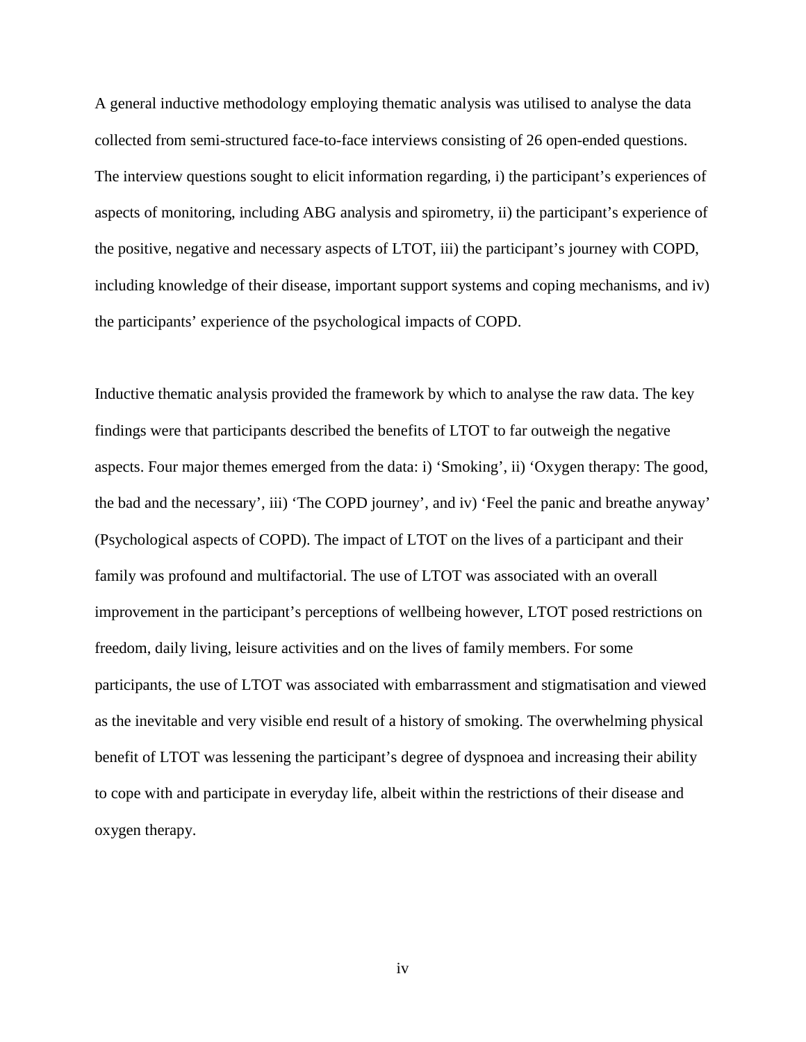A general inductive methodology employing thematic analysis was utilised to analyse the data collected from semi-structured face-to-face interviews consisting of 26 open-ended questions. The interview questions sought to elicit information regarding, i) the participant's experiences of aspects of monitoring, including ABG analysis and spirometry, ii) the participant's experience of the positive, negative and necessary aspects of LTOT, iii) the participant's journey with COPD, including knowledge of their disease, important support systems and coping mechanisms, and iv) the participants' experience of the psychological impacts of COPD.

Inductive thematic analysis provided the framework by which to analyse the raw data. The key findings were that participants described the benefits of LTOT to far outweigh the negative aspects. Four major themes emerged from the data: i) 'Smoking', ii) 'Oxygen therapy: The good, the bad and the necessary', iii) 'The COPD journey', and iv) 'Feel the panic and breathe anyway' (Psychological aspects of COPD). The impact of LTOT on the lives of a participant and their family was profound and multifactorial. The use of LTOT was associated with an overall improvement in the participant's perceptions of wellbeing however, LTOT posed restrictions on freedom, daily living, leisure activities and on the lives of family members. For some participants, the use of LTOT was associated with embarrassment and stigmatisation and viewed as the inevitable and very visible end result of a history of smoking. The overwhelming physical benefit of LTOT was lessening the participant's degree of dyspnoea and increasing their ability to cope with and participate in everyday life, albeit within the restrictions of their disease and oxygen therapy.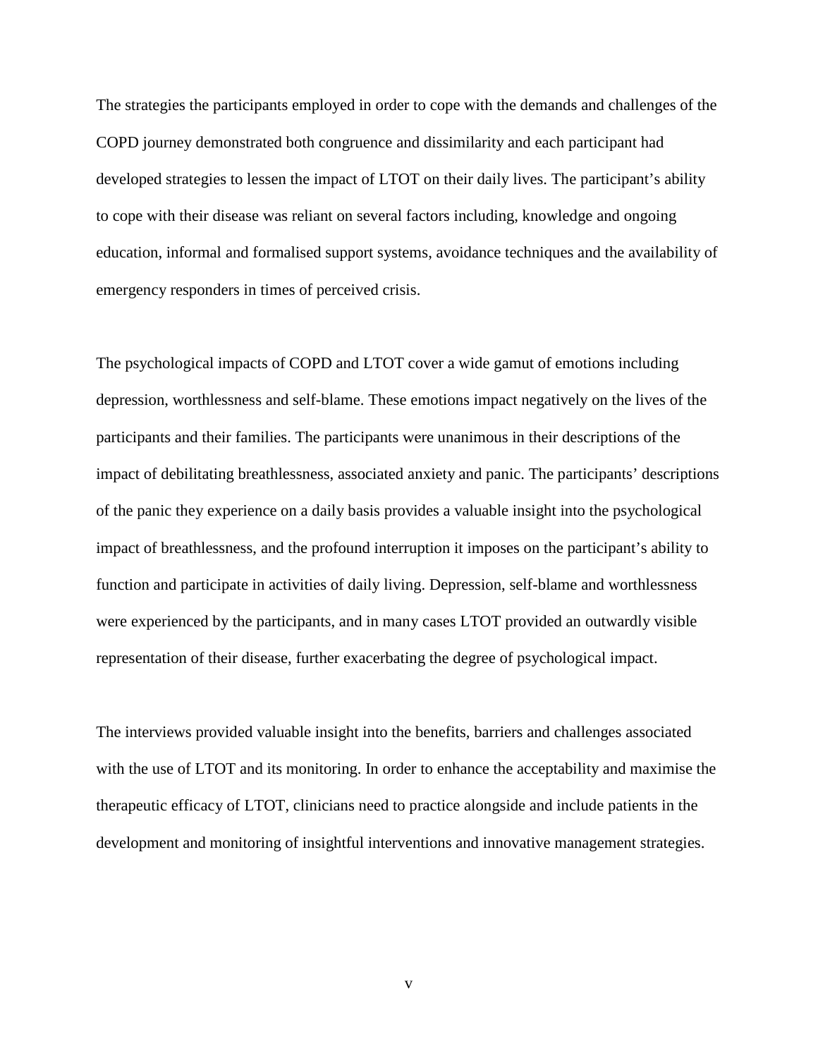The strategies the participants employed in order to cope with the demands and challenges of the COPD journey demonstrated both congruence and dissimilarity and each participant had developed strategies to lessen the impact of LTOT on their daily lives. The participant's ability to cope with their disease was reliant on several factors including, knowledge and ongoing education, informal and formalised support systems, avoidance techniques and the availability of emergency responders in times of perceived crisis.

The psychological impacts of COPD and LTOT cover a wide gamut of emotions including depression, worthlessness and self-blame. These emotions impact negatively on the lives of the participants and their families. The participants were unanimous in their descriptions of the impact of debilitating breathlessness, associated anxiety and panic. The participants' descriptions of the panic they experience on a daily basis provides a valuable insight into the psychological impact of breathlessness, and the profound interruption it imposes on the participant's ability to function and participate in activities of daily living. Depression, self-blame and worthlessness were experienced by the participants, and in many cases LTOT provided an outwardly visible representation of their disease, further exacerbating the degree of psychological impact.

The interviews provided valuable insight into the benefits, barriers and challenges associated with the use of LTOT and its monitoring. In order to enhance the acceptability and maximise the therapeutic efficacy of LTOT, clinicians need to practice alongside and include patients in the development and monitoring of insightful interventions and innovative management strategies.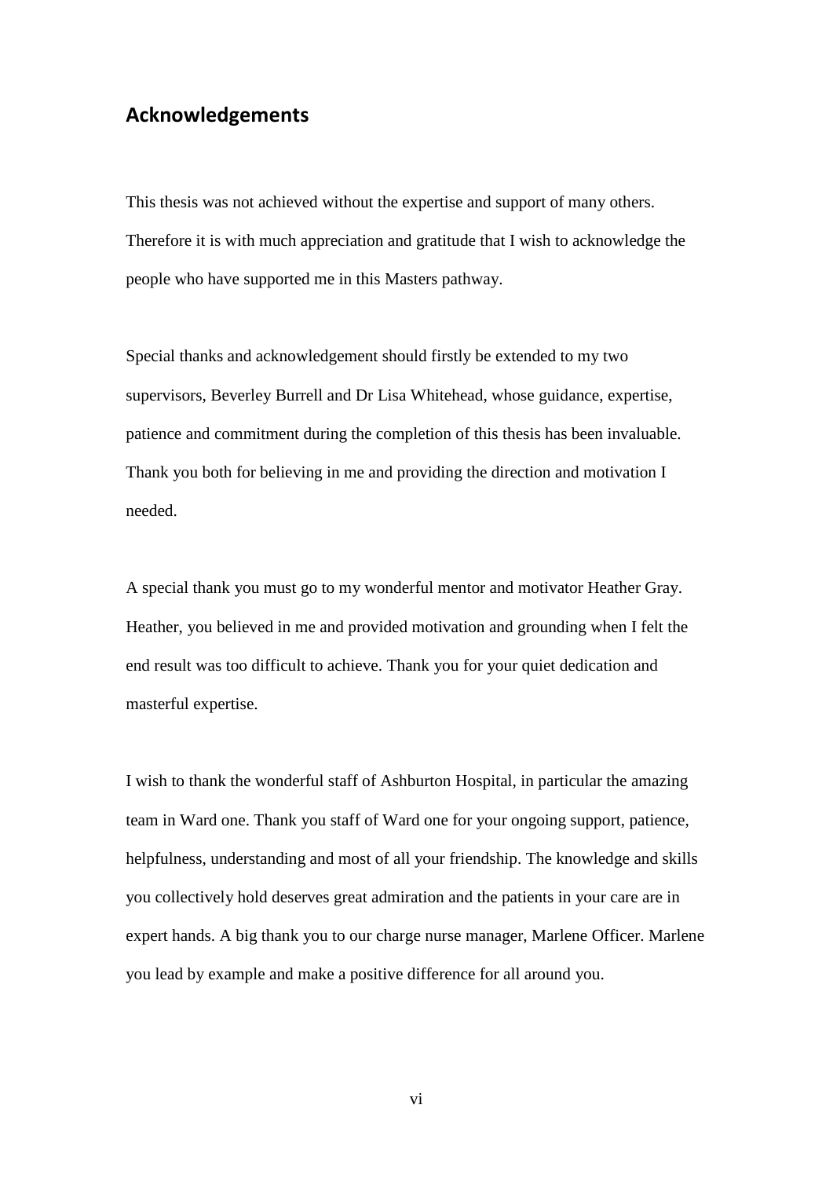## Acknowledgements

This thesis was not achieved without the expertise and support of many others. Therefore it is with much appreciation and gratitude that I wish to acknowledge the people who have supported me in this Masters pathway.

Special thanks and acknowledgement should firstly be extended to my two supervisors, Beverley Burrell and Dr Lisa Whitehead, whose guidance, expertise, patience and commitment during the completion of this thesis has been invaluable. Thank you both for believing in me and providing the direction and motivation I needed.

A special thank you must go to my wonderful mentor and motivator Heather Gray. Heather, you believed in me and provided motivation and grounding when I felt the end result was too difficult to achieve. Thank you for your quiet dedication and masterful expertise.

I wish to thank the wonderful staff of Ashburton Hospital, in particular the amazing team in Ward one. Thank you staff of Ward one for your ongoing support, patience, helpfulness, understanding and most of all your friendship. The knowledge and skills you collectively hold deserves great admiration and the patients in your care are in expert hands. A big thank you to our charge nurse manager, Marlene Officer. Marlene you lead by example and make a positive difference for all around you.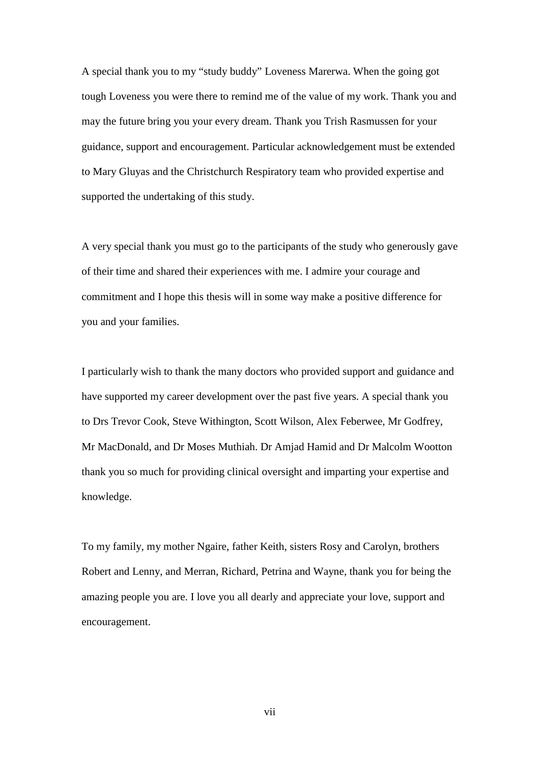A special thank you to my "study buddy" Loveness Marerwa. When the going got tough Loveness you were there to remind me of the value of my work. Thank you and may the future bring you your every dream. Thank you Trish Rasmussen for your guidance, support and encouragement. Particular acknowledgement must be extended to Mary Gluyas and the Christchurch Respiratory team who provided expertise and supported the undertaking of this study.

A very special thank you must go to the participants of the study who generously gave of their time and shared their experiences with me. I admire your courage and commitment and I hope this thesis will in some way make a positive difference for you and your families.

I particularly wish to thank the many doctors who provided support and guidance and have supported my career development over the past five years. A special thank you to Drs Trevor Cook, Steve Withington, Scott Wilson, Alex Feberwee, Mr Godfrey, Mr MacDonald, and Dr Moses Muthiah. Dr Amjad Hamid and Dr Malcolm Wootton thank you so much for providing clinical oversight and imparting your expertise and knowledge.

To my family, my mother Ngaire, father Keith, sisters Rosy and Carolyn, brothers Robert and Lenny, and Merran, Richard, Petrina and Wayne, thank you for being the amazing people you are. I love you all dearly and appreciate your love, support and encouragement.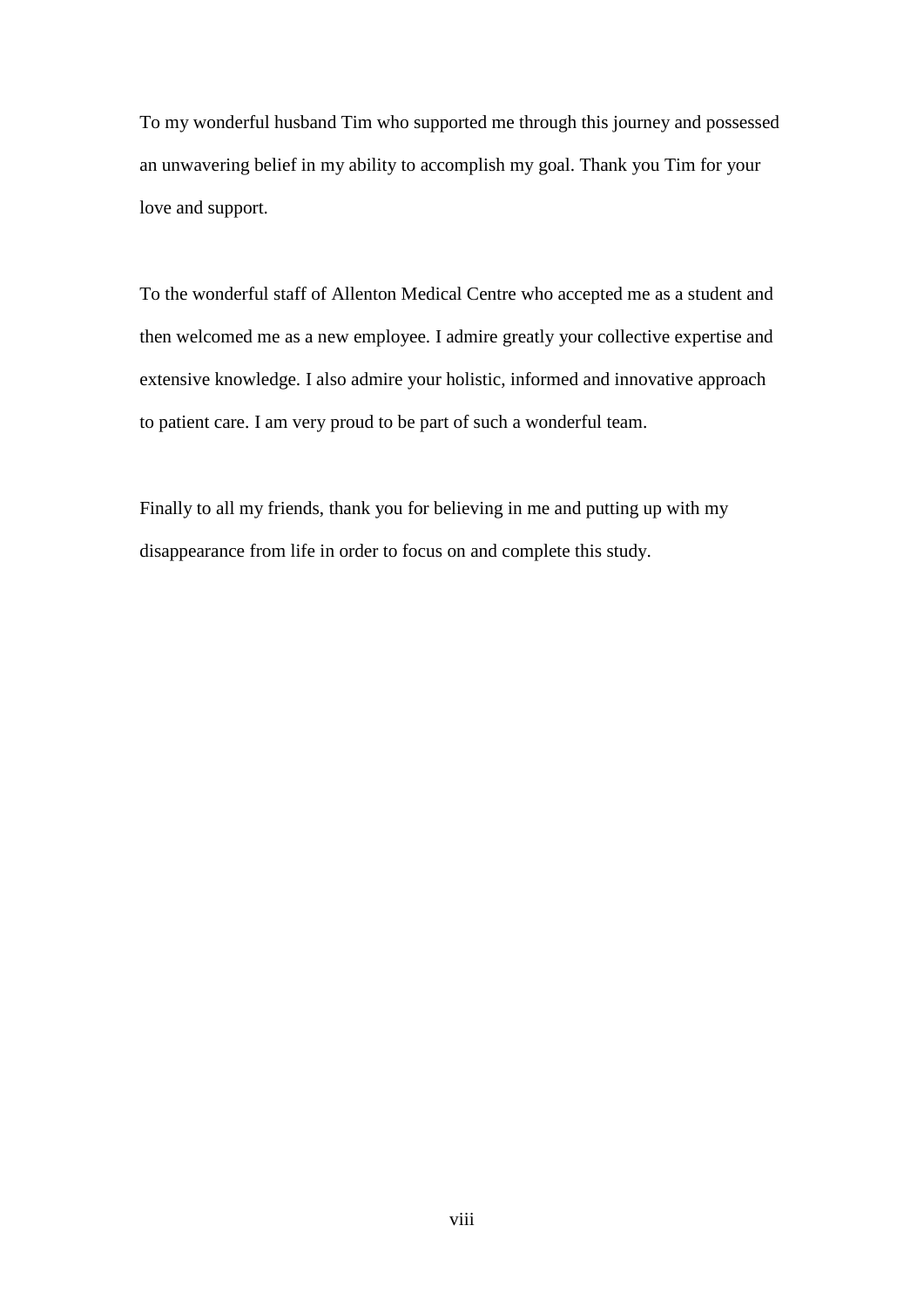To my wonderful husband Tim who supported me through this journey and possessed an unwavering belief in my ability to accomplish my goal. Thank you Tim for your love and support.

To the wonderful staff of Allenton Medical Centre who accepted me as a student and then welcomed me as a new employee. I admire greatly your collective expertise and extensive knowledge. I also admire your holistic, informed and innovative approach to patient care. I am very proud to be part of such a wonderful team.

Finally to all my friends, thank you for believing in me and putting up with my disappearance from life in order to focus on and complete this study.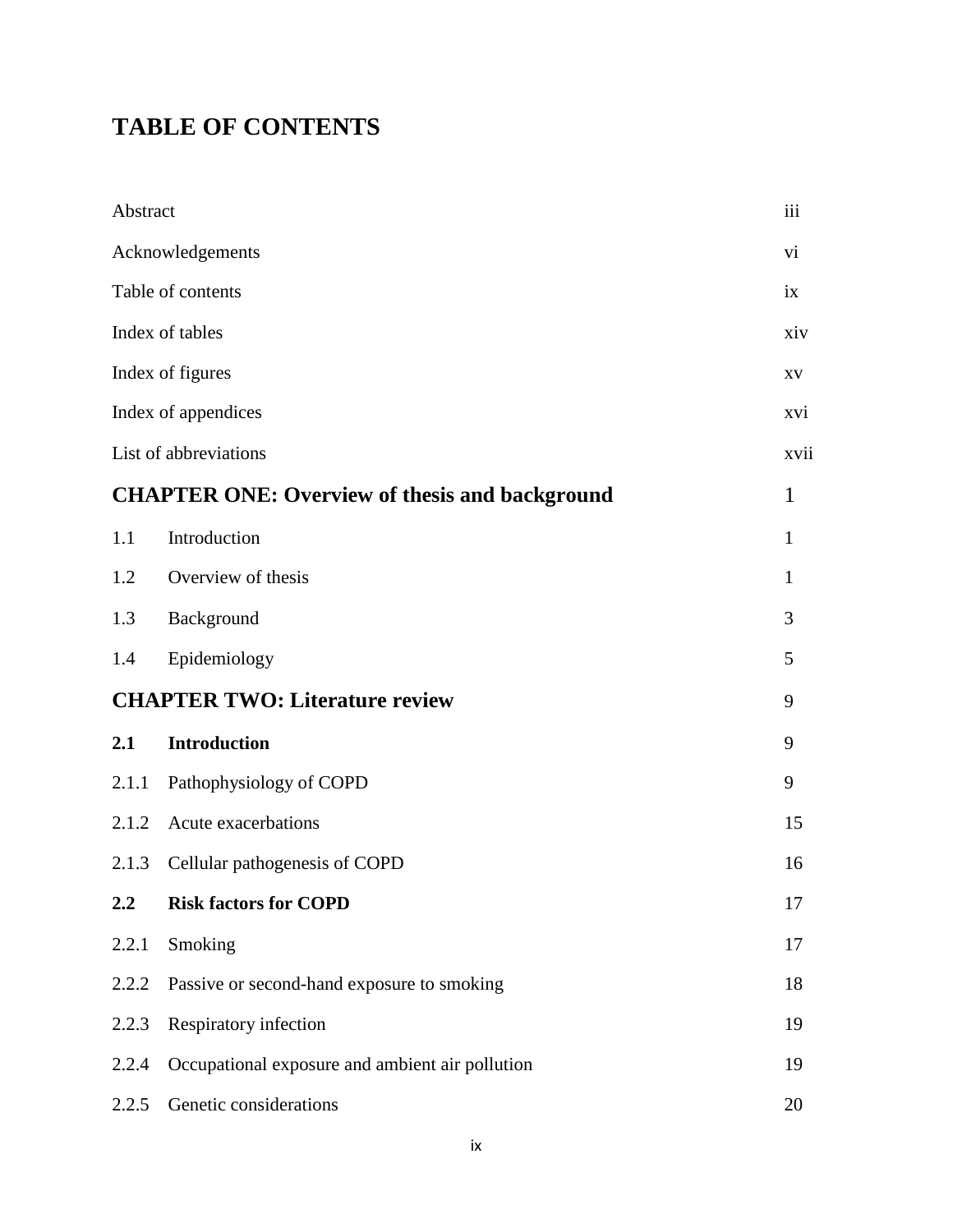# TABLE OF CONTENTS

| | | |
|---|---|---|
| Abstract | | iii |
| Acknowledgements | | vi |
| Table of contents | | ix |
| Index of tables | | xiv |
| Index of figures | | xv |
| Index of appendices | | xvi |
| List of abbreviations | | xvii |
| **CHAPTER ONE: Overview of thesis and background** | | 1 |
| 1.1 | Introduction | 1 |
| 1.2 | Overview of thesis | 1 |
| 1.3 | Background | 3 |
| 1.4 | Epidemiology | 5 |
| **CHAPTER TWO: Literature review** | | 9 |
| **2.1** | **Introduction** | 9 |
| 2.1.1 | Pathophysiology of COPD | 9 |
| 2.1.2 | Acute exacerbations | 15 |
| 2.1.3 | Cellular pathogenesis of COPD | 16 |
| **2.2** | **Risk factors for COPD** | 17 |
| 2.2.1 | Smoking | 17 |
| 2.2.2 | Passive or second-hand exposure to smoking | 18 |
| 2.2.3 | Respiratory infection | 19 |
| 2.2.4 | Occupational exposure and ambient air pollution | 19 |
| 2.2.5 | Genetic considerations | 20 |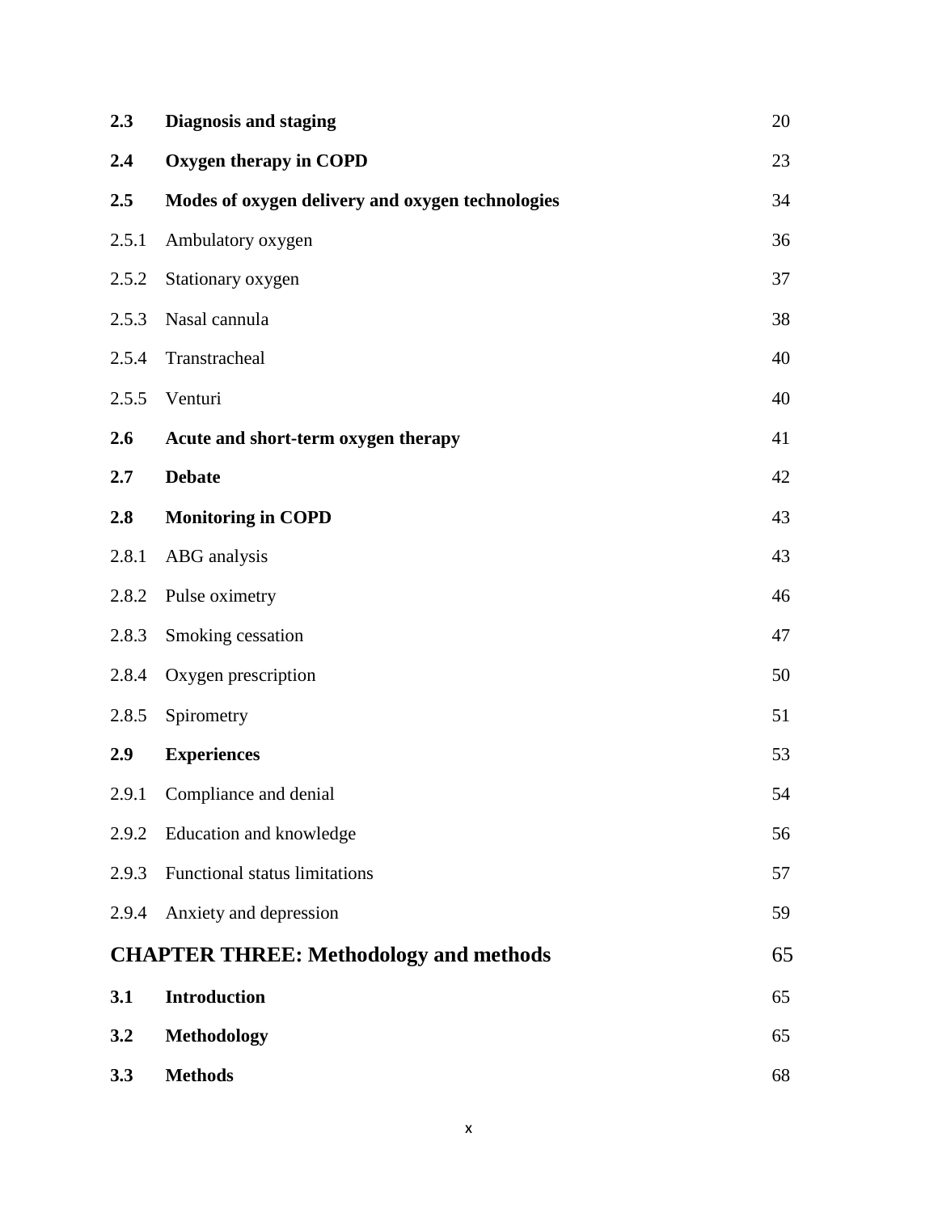| | | |
|---|---|---|
| **2.3** | **Diagnosis and staging** | 20 |
| **2.4** | **Oxygen therapy in COPD** | 23 |
| **2.5** | **Modes of oxygen delivery and oxygen technologies** | 34 |
| 2.5.1 | Ambulatory oxygen | 36 |
| 2.5.2 | Stationary oxygen | 37 |
| 2.5.3 | Nasal cannula | 38 |
| 2.5.4 | Transtracheal | 40 |
| 2.5.5 | Venturi | 40 |
| **2.6** | **Acute and short-term oxygen therapy** | 41 |
| **2.7** | **Debate** | 42 |
| **2.8** | **Monitoring in COPD** | 43 |
| 2.8.1 | ABG analysis | 43 |
| 2.8.2 | Pulse oximetry | 46 |
| 2.8.3 | Smoking cessation | 47 |
| 2.8.4 | Oxygen prescription | 50 |
| 2.8.5 | Spirometry | 51 |
| **2.9** | **Experiences** | 53 |
| 2.9.1 | Compliance and denial | 54 |
| 2.9.2 | Education and knowledge | 56 |
| 2.9.3 | Functional status limitations | 57 |
| 2.9.4 | Anxiety and depression | 59 |
| **CHAPTER THREE: Methodology and methods** | | 65 |
| **3.1** | **Introduction** | 65 |
| **3.2** | **Methodology** | 65 |
| **3.3** | **Methods** | 68 |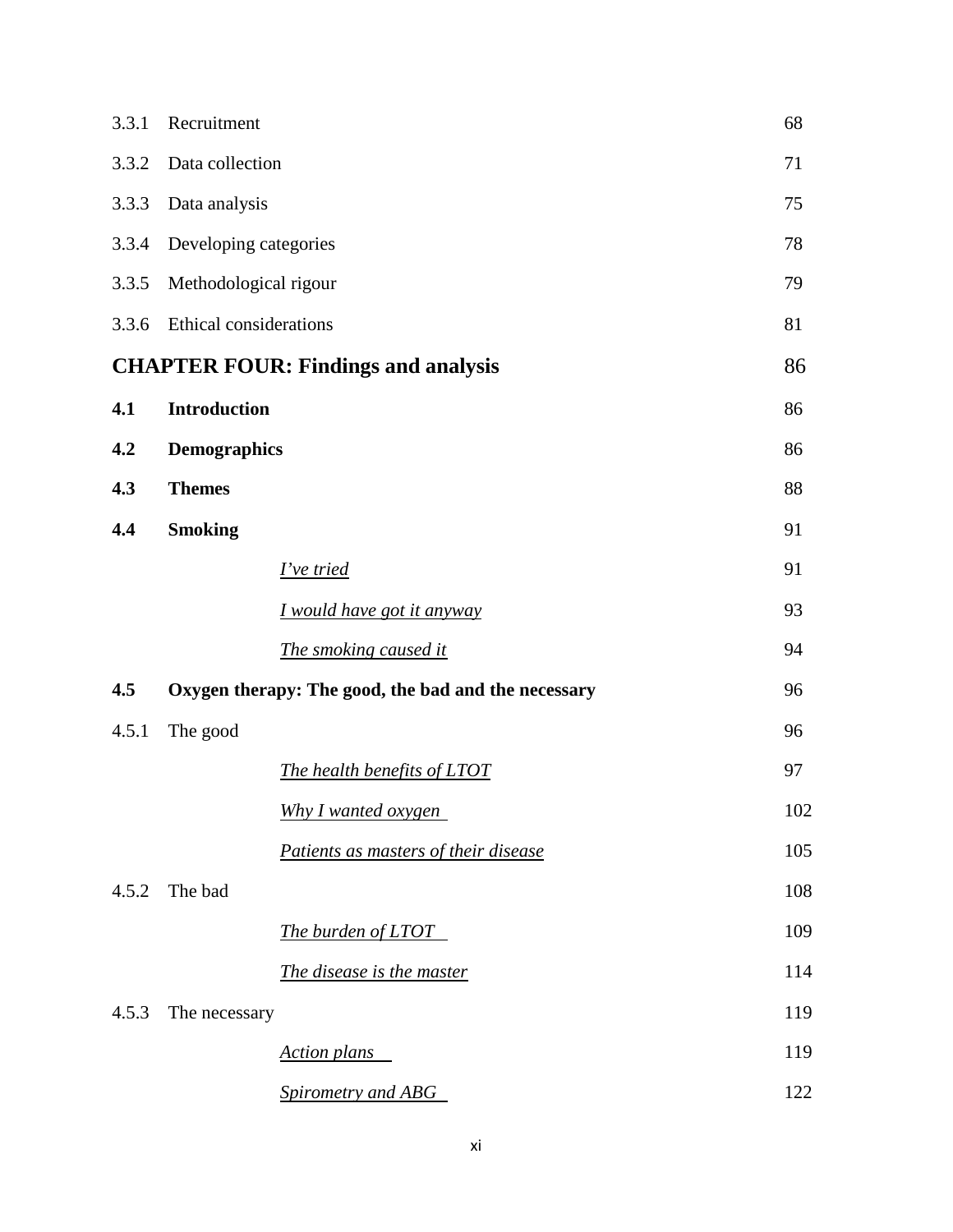3.3.1 Recruitment 68

3.3.2 Data collection 71

3.3.3 Data analysis 75

3.3.4 Developing categories 78

3.3.5 Methodological rigour 79

3.3.6 Ethical considerations 81

**CHAPTER FOUR: Findings and analysis** 86

**4.1 Introduction** 86

**4.2 Demographics** 86

**4.3 Themes** 88

**4.4 Smoking** 91

*I've tried* 91

*I would have got it anyway* 93

*The smoking caused it* 94

**4.5 Oxygen therapy: The good, the bad and the necessary** 96

4.5.1 The good 96

*The health benefits of LTOT* 97

*Why I wanted oxygen* 102

*Patients as masters of their disease* 105

4.5.2 The bad 108

*The burden of LTOT* 109

*The disease is the master* 114

4.5.3 The necessary 119

*Action plans* 119

*Spirometry and ABG* 122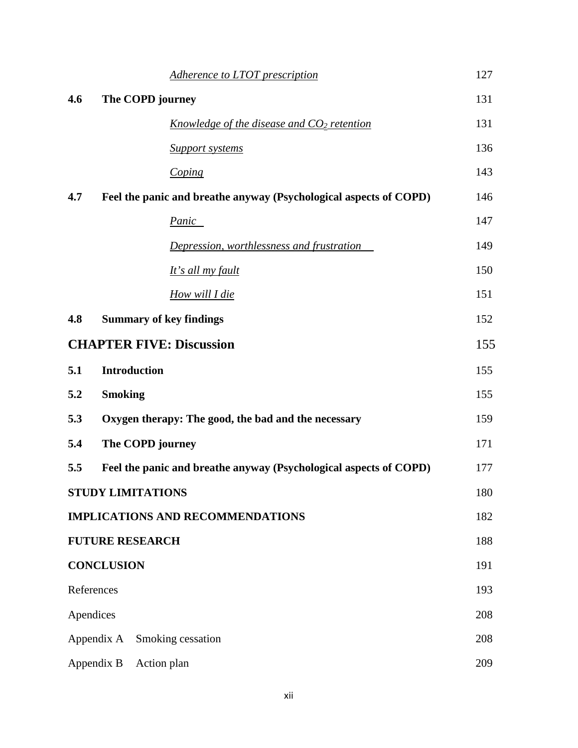*Adherence to LTOT prescription* 127

**4.6 The COPD journey** 131

*Knowledge of the disease and $CO_2$ retention* 131

*Support systems* 136

*Coping* 143

**4.7 Feel the panic and breathe anyway (Psychological aspects of COPD)** 146

*Panic* 147

*Depression, worthlessness and frustration* 149

*It's all my fault* 150

*How will I die* 151

**4.8 Summary of key findings** 152

**CHAPTER FIVE: Discussion** 155

**5.1 Introduction** 155

**5.2 Smoking** 155

**5.3 Oxygen therapy: The good, the bad and the necessary** 159

**5.4 The COPD journey** 171

**5.5 Feel the panic and breathe anyway (Psychological aspects of COPD)** 177

**STUDY LIMITATIONS** 180

**IMPLICATIONS AND RECOMMENDATIONS** 182

**FUTURE RESEARCH** 188

**CONCLUSION** 191

References 193

Apendices 208

Appendix A Smoking cessation 208

Appendix B Action plan 209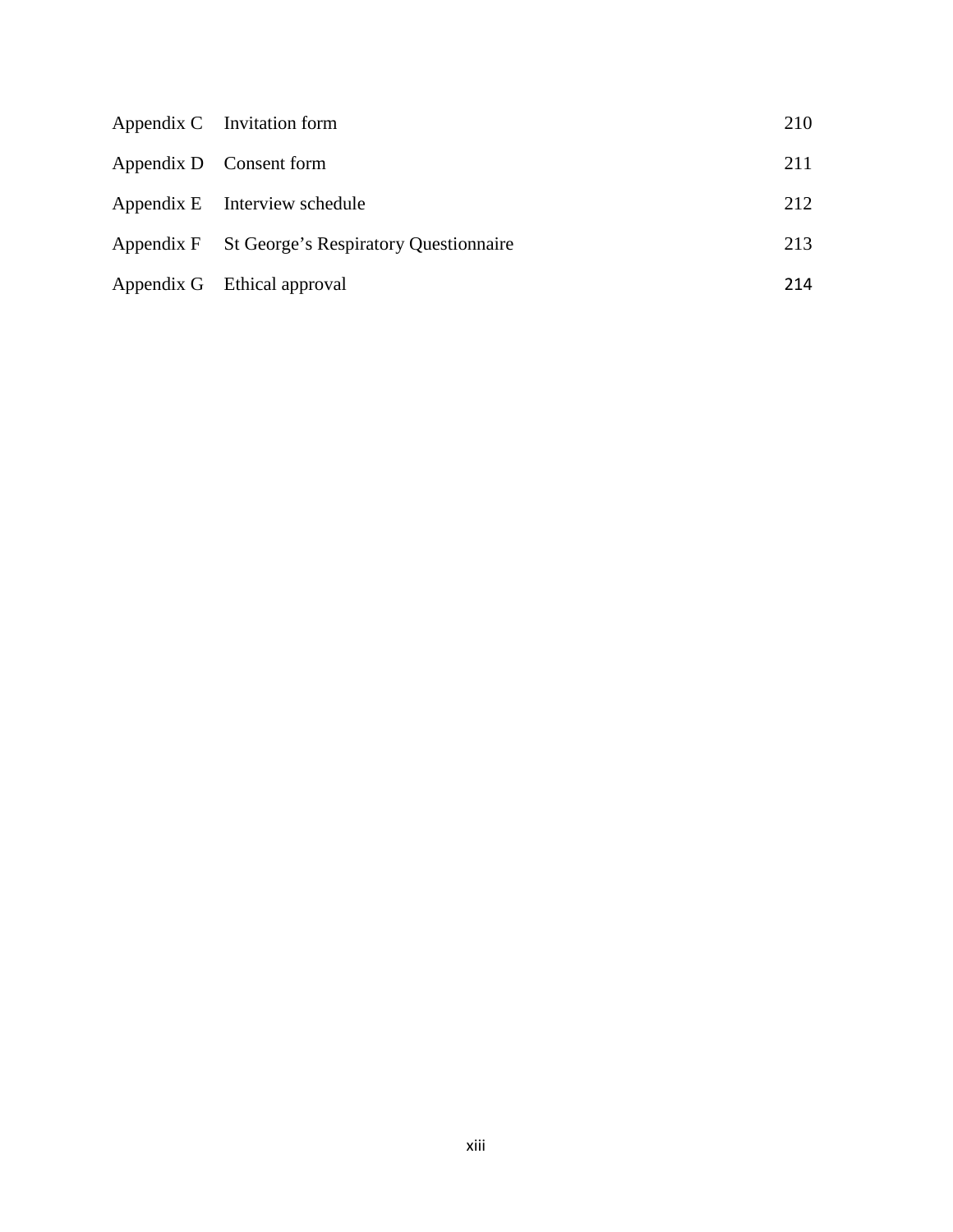| | | |
|---|---|---|
| Appendix C | Invitation form | 210 |
| Appendix D | Consent form | 211 |
| Appendix E | Interview schedule | 212 |
| Appendix F | St George's Respiratory Questionnaire | 213 |
| Appendix G | Ethical approval | 214 |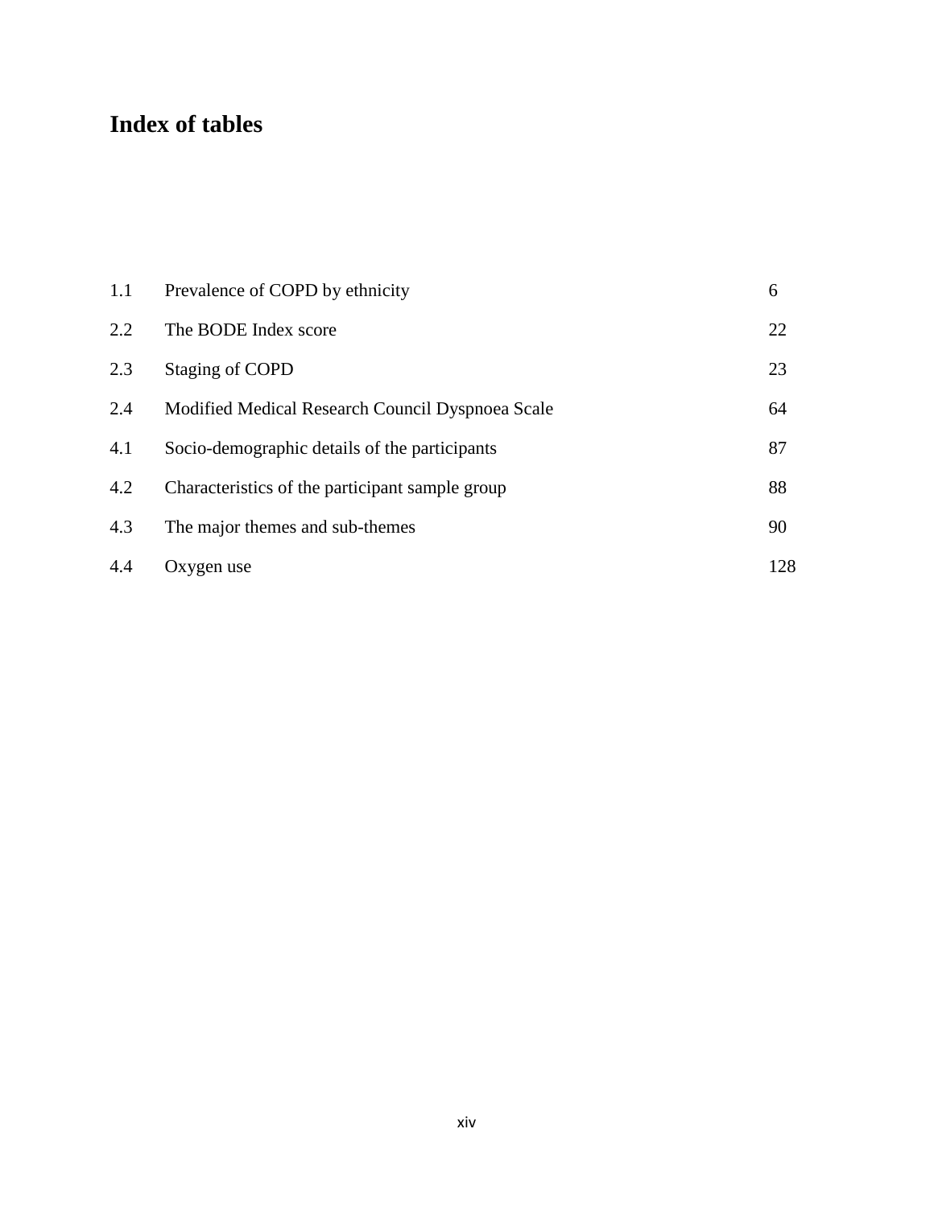# Index of tables

| | | |
|---|---|---|
| 1.1 | Prevalence of COPD by ethnicity | 6 |
| 2.2 | The BODE Index score | 22 |
| 2.3 | Staging of COPD | 23 |
| 2.4 | Modified Medical Research Council Dyspnoea Scale | 64 |
| 4.1 | Socio-demographic details of the participants | 87 |
| 4.2 | Characteristics of the participant sample group | 88 |
| 4.3 | The major themes and sub-themes | 90 |
| 4.4 | Oxygen use | 128 |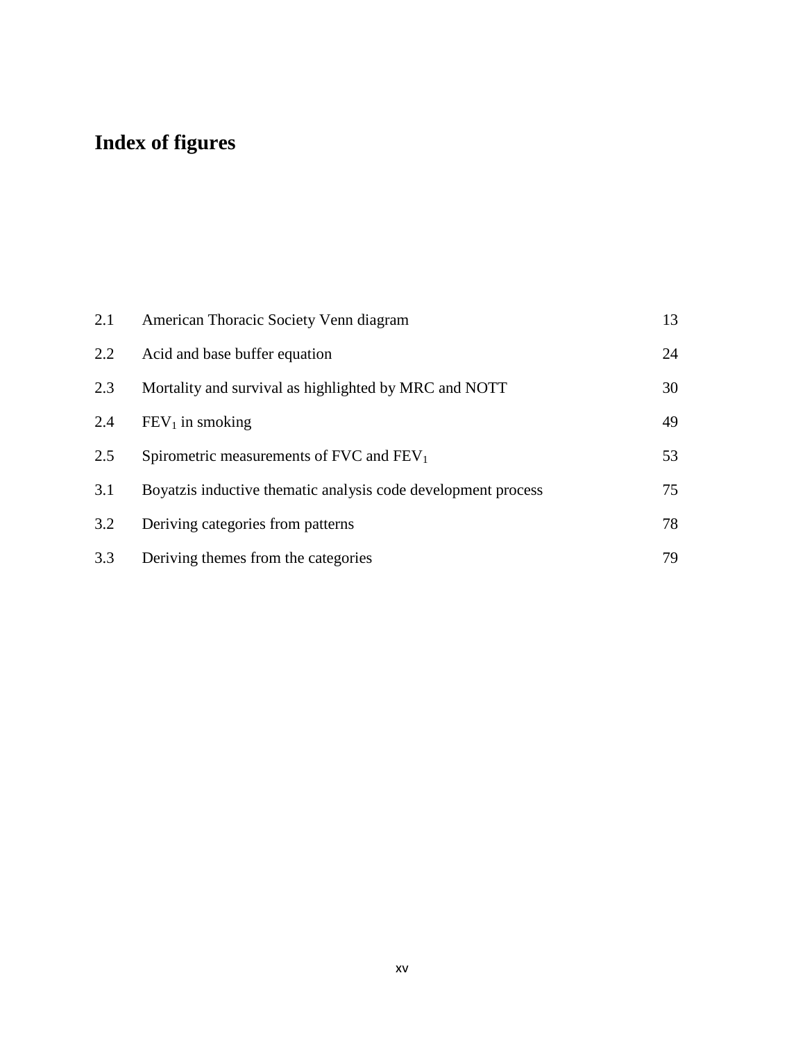# Index of figures

| | | |
|---|---|---|
| 2.1 | American Thoracic Society Venn diagram | 13 |
| 2.2 | Acid and base buffer equation | 24 |
| 2.3 | Mortality and survival as highlighted by MRC and NOTT | 30 |
| 2.4 | $FEV_1$ in smoking | 49 |
| 2.5 | Spirometric measurements of FVC and $FEV_1$ | 53 |
| 3.1 | Boyatzis inductive thematic analysis code development process | 75 |
| 3.2 | Deriving categories from patterns | 78 |
| 3.3 | Deriving themes from the categories | 79 |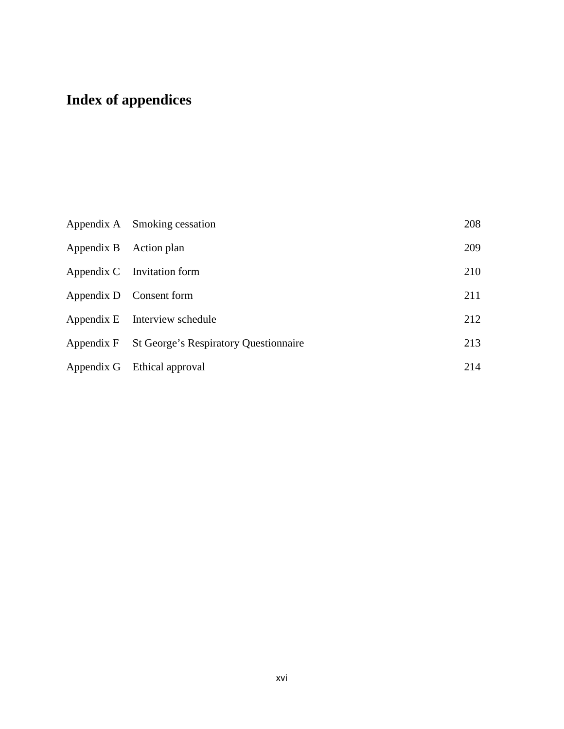# Index of appendices

| | | |
|---|---|---|
| Appendix A | Smoking cessation | 208 |
| Appendix B | Action plan | 209 |
| Appendix C | Invitation form | 210 |
| Appendix D | Consent form | 211 |
| Appendix E | Interview schedule | 212 |
| Appendix F | St George's Respiratory Questionnaire | 213 |
| Appendix G | Ethical approval | 214 |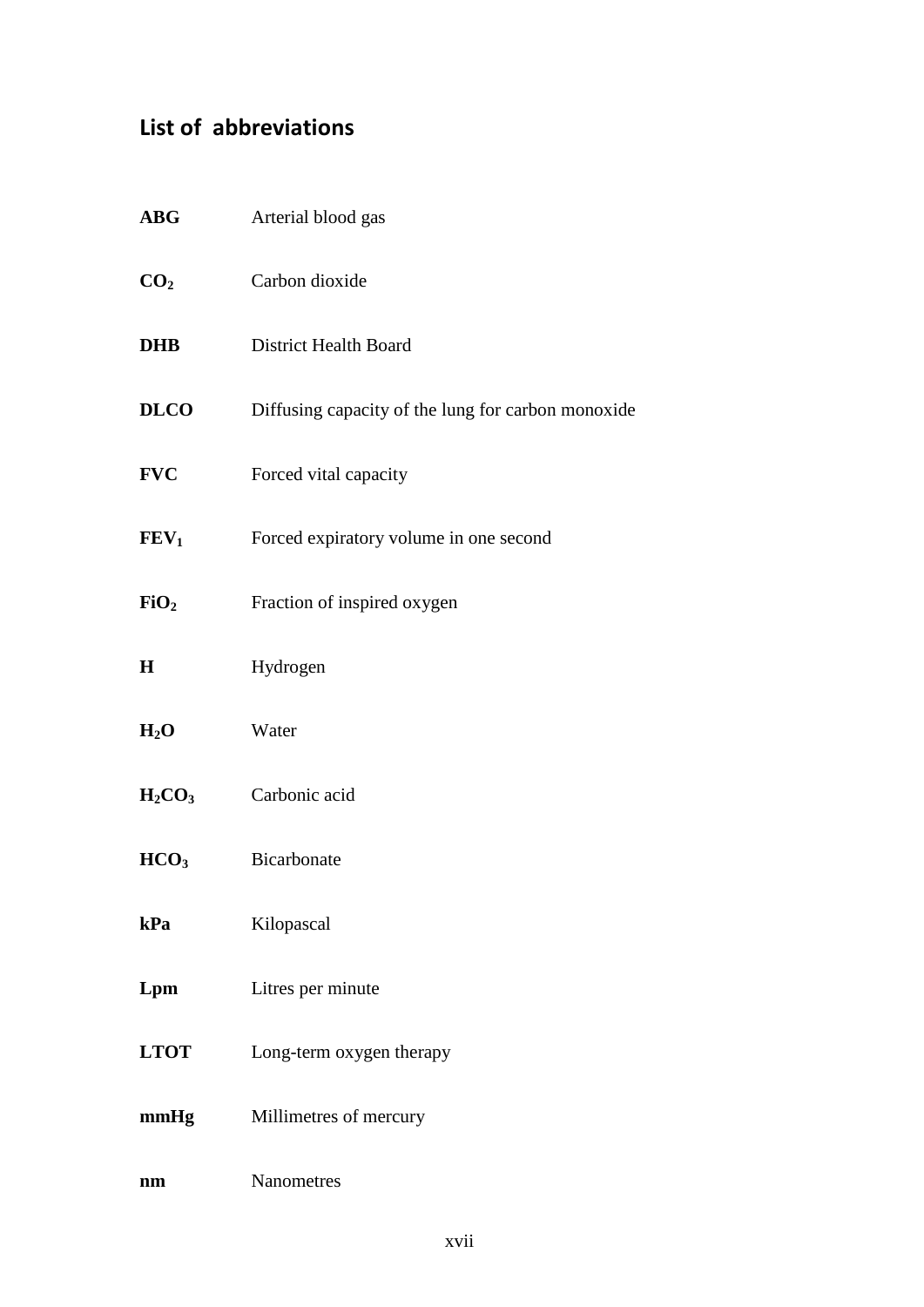## List of abbreviations

| | |
|---|---|
| **ABG** | Arterial blood gas |
| **$CO_2$** | Carbon dioxide |
| **DHB** | District Health Board |
| **DLCO** | Diffusing capacity of the lung for carbon monoxide |
| **FVC** | Forced vital capacity |
| **$FEV_1$** | Forced expiratory volume in one second |
| **$FiO_2$** | Fraction of inspired oxygen |
| **H** | Hydrogen |
| **$H_2O$** | Water |
| **$H_2CO_3$** | Carbonic acid |
| **$HCO_3$** | Bicarbonate |
| **kPa** | Kilopascal |
| **Lpm** | Litres per minute |
| **LTOT** | Long-term oxygen therapy |
| **mmHg** | Millimetres of mercury |
| **nm** | Nanometres |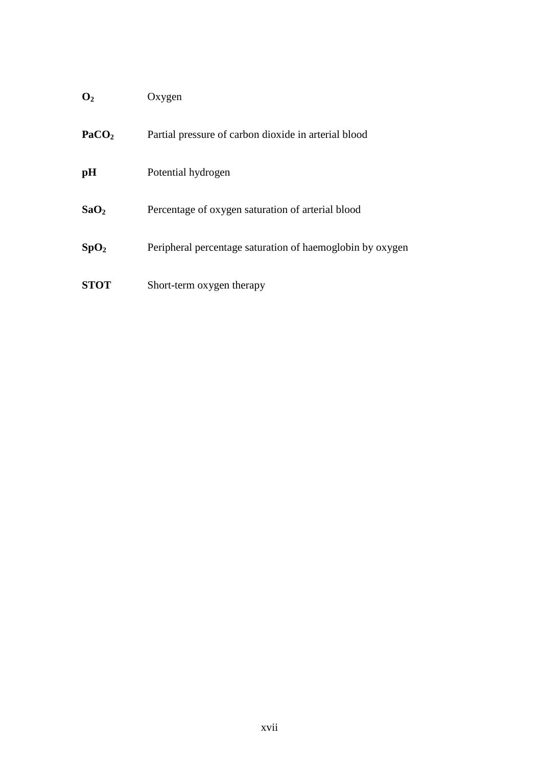| | |
|---|---|
| **$O_2$** | Oxygen |
| **$PaCO_2$** | Partial pressure of carbon dioxide in arterial blood |
| **pH** | Potential hydrogen |
| **$SaO_2$** | Percentage of oxygen saturation of arterial blood |
| **$SpO_2$** | Peripheral percentage saturation of haemoglobin by oxygen |
| **STOT** | Short-term oxygen therapy |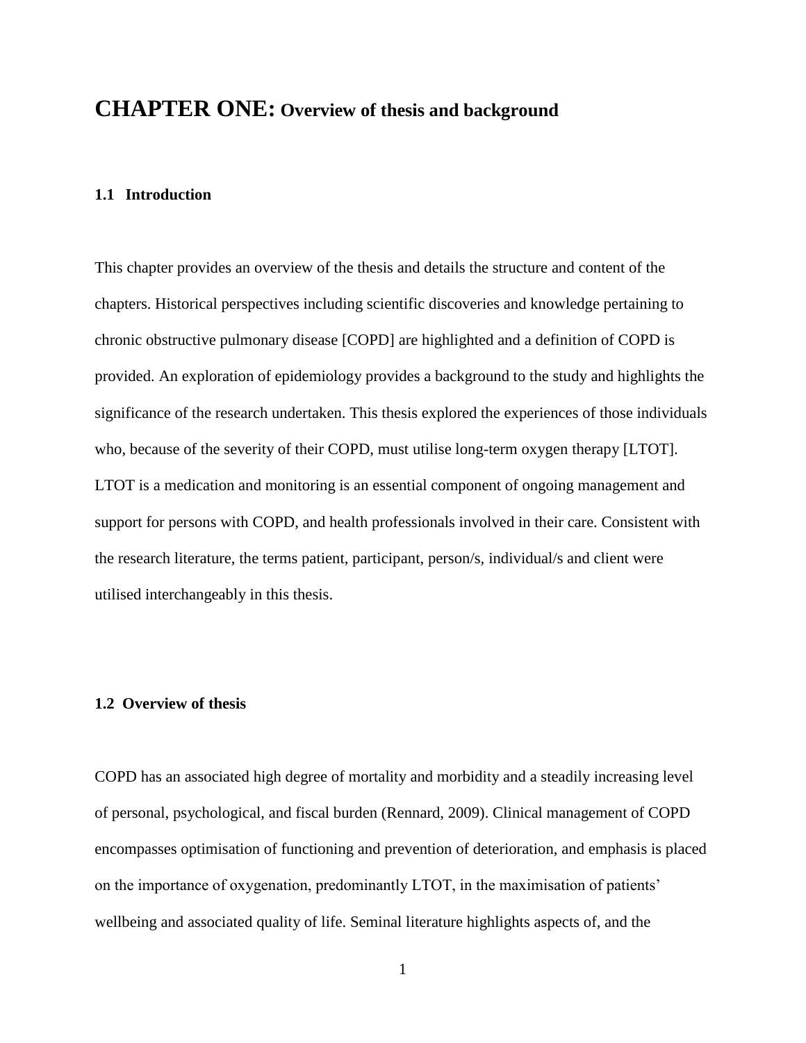# CHAPTER ONE: Overview of thesis and background

## 1.1 Introduction

This chapter provides an overview of the thesis and details the structure and content of the chapters. Historical perspectives including scientific discoveries and knowledge pertaining to chronic obstructive pulmonary disease [COPD] are highlighted and a definition of COPD is provided. An exploration of epidemiology provides a background to the study and highlights the significance of the research undertaken. This thesis explored the experiences of those individuals who, because of the severity of their COPD, must utilise long-term oxygen therapy [LTOT]. LTOT is a medication and monitoring is an essential component of ongoing management and support for persons with COPD, and health professionals involved in their care. Consistent with the research literature, the terms patient, participant, person/s, individual/s and client were utilised interchangeably in this thesis.

## 1.2 Overview of thesis

COPD has an associated high degree of mortality and morbidity and a steadily increasing level of personal, psychological, and fiscal burden (Rennard, 2009). Clinical management of COPD encompasses optimisation of functioning and prevention of deterioration, and emphasis is placed on the importance of oxygenation, predominantly LTOT, in the maximisation of patients' wellbeing and associated quality of life. Seminal literature highlights aspects of, and the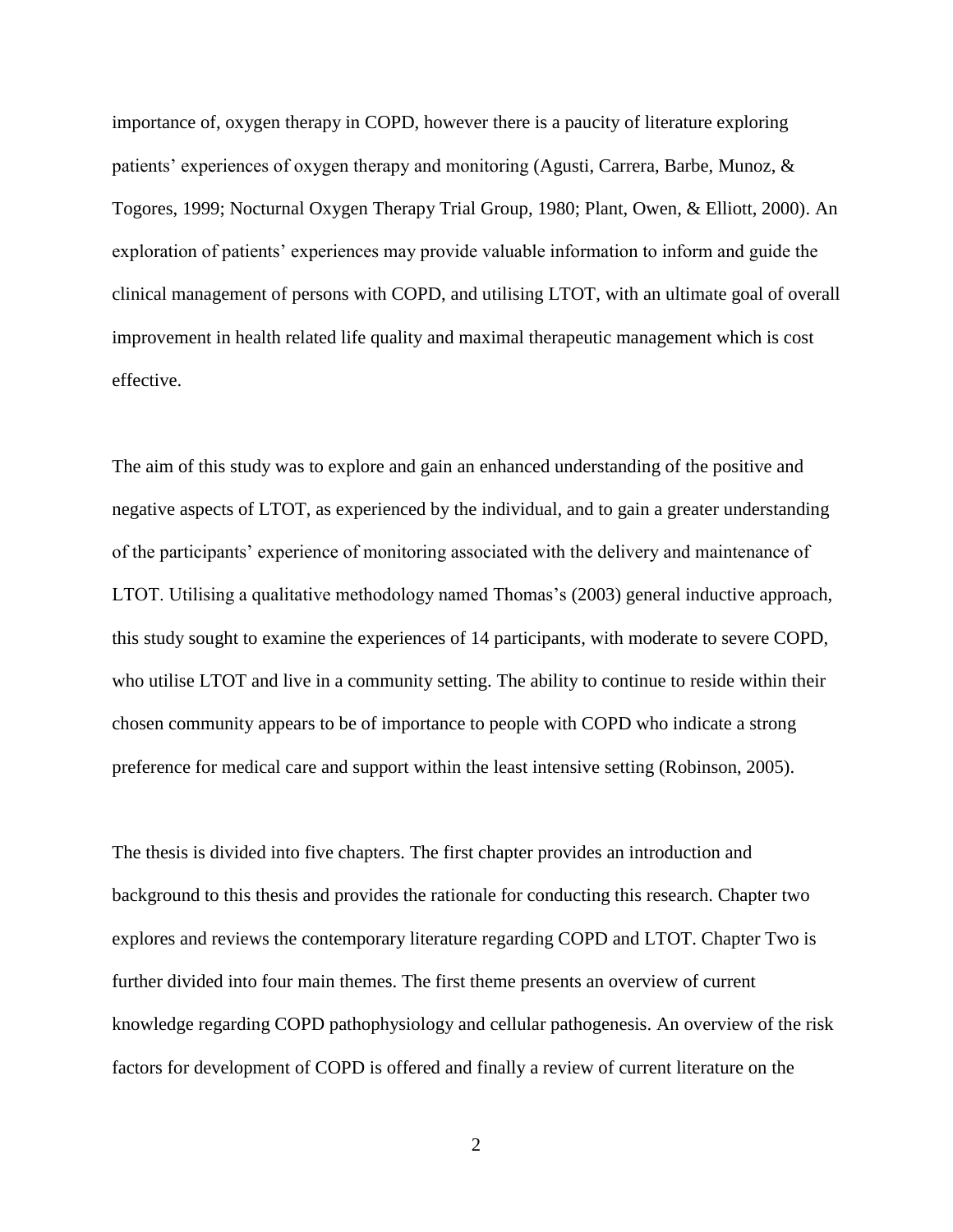importance of, oxygen therapy in COPD, however there is a paucity of literature exploring patients' experiences of oxygen therapy and monitoring (Agusti, Carrera, Barbe, Munoz, & Togores, 1999; Nocturnal Oxygen Therapy Trial Group, 1980; Plant, Owen, & Elliott, 2000). An exploration of patients' experiences may provide valuable information to inform and guide the clinical management of persons with COPD, and utilising LTOT, with an ultimate goal of overall improvement in health related life quality and maximal therapeutic management which is cost effective.

The aim of this study was to explore and gain an enhanced understanding of the positive and negative aspects of LTOT, as experienced by the individual, and to gain a greater understanding of the participants' experience of monitoring associated with the delivery and maintenance of LTOT. Utilising a qualitative methodology named Thomas's (2003) general inductive approach, this study sought to examine the experiences of 14 participants, with moderate to severe COPD, who utilise LTOT and live in a community setting. The ability to continue to reside within their chosen community appears to be of importance to people with COPD who indicate a strong preference for medical care and support within the least intensive setting (Robinson, 2005).

The thesis is divided into five chapters. The first chapter provides an introduction and background to this thesis and provides the rationale for conducting this research. Chapter two explores and reviews the contemporary literature regarding COPD and LTOT. Chapter Two is further divided into four main themes. The first theme presents an overview of current knowledge regarding COPD pathophysiology and cellular pathogenesis. An overview of the risk factors for development of COPD is offered and finally a review of current literature on the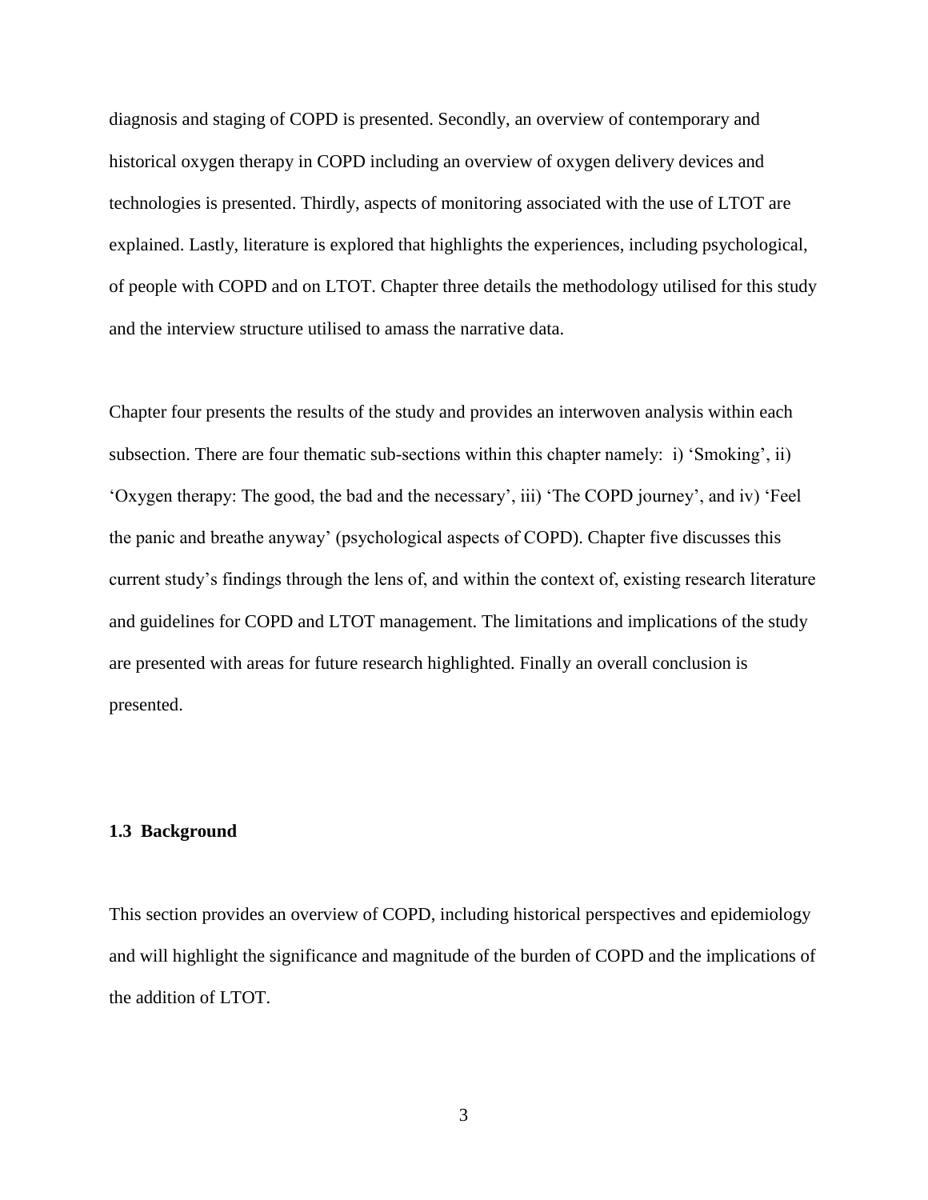diagnosis and staging of COPD is presented. Secondly, an overview of contemporary and historical oxygen therapy in COPD including an overview of oxygen delivery devices and technologies is presented. Thirdly, aspects of monitoring associated with the use of LTOT are explained. Lastly, literature is explored that highlights the experiences, including psychological, of people with COPD and on LTOT. Chapter three details the methodology utilised for this study and the interview structure utilised to amass the narrative data.

Chapter four presents the results of the study and provides an interwoven analysis within each subsection. There are four thematic sub-sections within this chapter namely: i) 'Smoking', ii) 'Oxygen therapy: The good, the bad and the necessary', iii) 'The COPD journey', and iv) 'Feel the panic and breathe anyway' (psychological aspects of COPD). Chapter five discusses this current study's findings through the lens of, and within the context of, existing research literature and guidelines for COPD and LTOT management. The limitations and implications of the study are presented with areas for future research highlighted. Finally an overall conclusion is presented.

### 1.3 Background

This section provides an overview of COPD, including historical perspectives and epidemiology and will highlight the significance and magnitude of the burden of COPD and the implications of the addition of LTOT.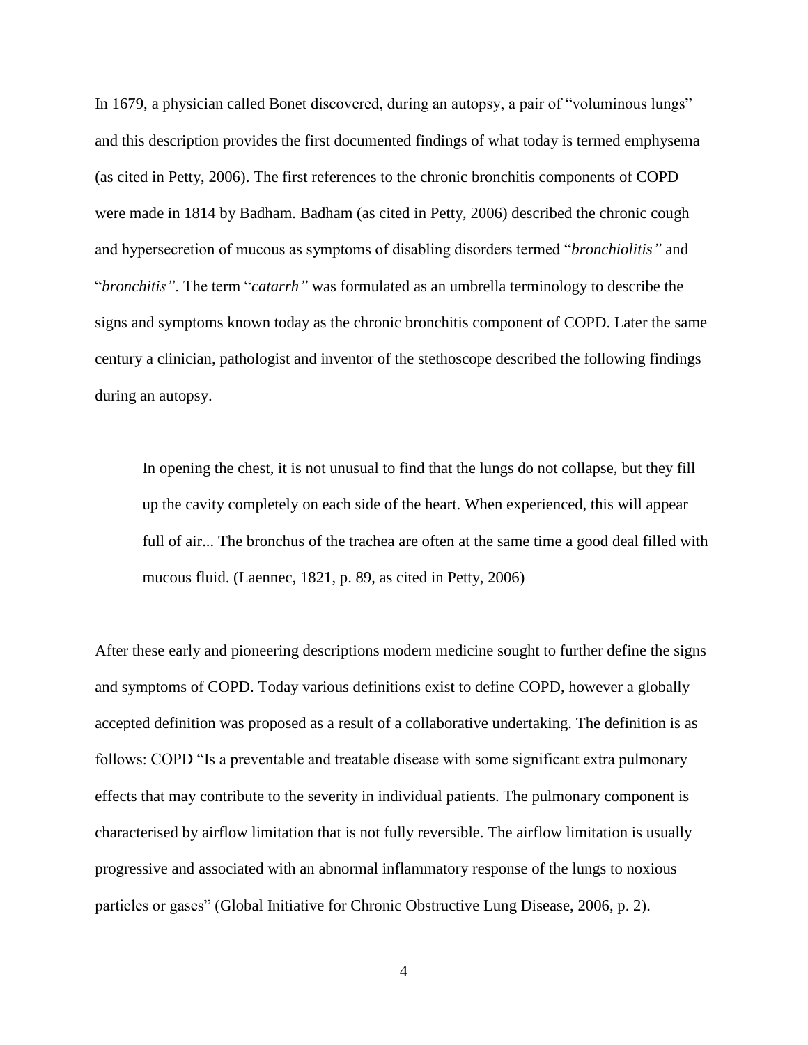In 1679, a physician called Bonet discovered, during an autopsy, a pair of "voluminous lungs" and this description provides the first documented findings of what today is termed emphysema (as cited in Petty, 2006). The first references to the chronic bronchitis components of COPD were made in 1814 by Badham. Badham (as cited in Petty, 2006) described the chronic cough and hypersecretion of mucous as symptoms of disabling disorders termed "*bronchiolitis"* and "*bronchitis"*. The term "*catarrh"* was formulated as an umbrella terminology to describe the signs and symptoms known today as the chronic bronchitis component of COPD. Later the same century a clinician, pathologist and inventor of the stethoscope described the following findings during an autopsy.

> In opening the chest, it is not unusual to find that the lungs do not collapse, but they fill up the cavity completely on each side of the heart. When experienced, this will appear full of air... The bronchus of the trachea are often at the same time a good deal filled with mucous fluid. (Laennec, 1821, p. 89, as cited in Petty, 2006)

After these early and pioneering descriptions modern medicine sought to further define the signs and symptoms of COPD. Today various definitions exist to define COPD, however a globally accepted definition was proposed as a result of a collaborative undertaking. The definition is as follows: COPD "Is a preventable and treatable disease with some significant extra pulmonary effects that may contribute to the severity in individual patients. The pulmonary component is characterised by airflow limitation that is not fully reversible. The airflow limitation is usually progressive and associated with an abnormal inflammatory response of the lungs to noxious particles or gases" (Global Initiative for Chronic Obstructive Lung Disease, 2006, p. 2).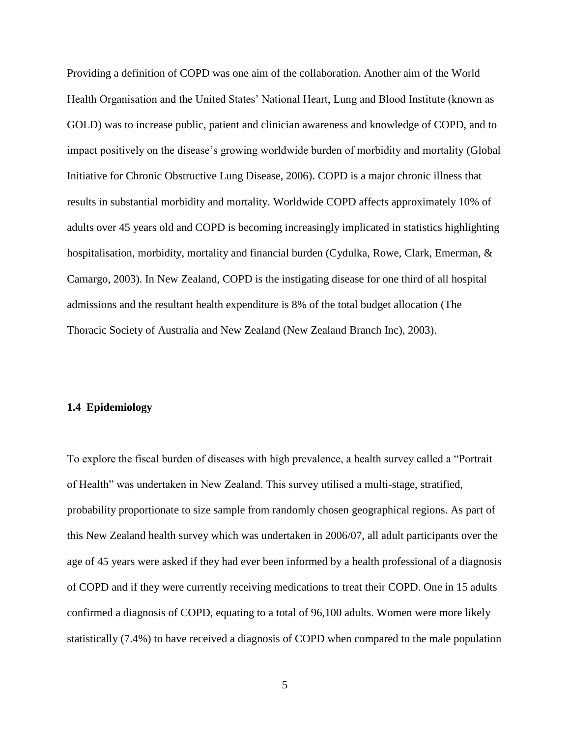Providing a definition of COPD was one aim of the collaboration. Another aim of the World Health Organisation and the United States' National Heart, Lung and Blood Institute (known as GOLD) was to increase public, patient and clinician awareness and knowledge of COPD, and to impact positively on the disease's growing worldwide burden of morbidity and mortality (Global Initiative for Chronic Obstructive Lung Disease, 2006). COPD is a major chronic illness that results in substantial morbidity and mortality. Worldwide COPD affects approximately 10% of adults over 45 years old and COPD is becoming increasingly implicated in statistics highlighting hospitalisation, morbidity, mortality and financial burden (Cydulka, Rowe, Clark, Emerman, & Camargo, 2003). In New Zealand, COPD is the instigating disease for one third of all hospital admissions and the resultant health expenditure is 8% of the total budget allocation (The Thoracic Society of Australia and New Zealand (New Zealand Branch Inc), 2003).

### 1.4 Epidemiology

To explore the fiscal burden of diseases with high prevalence, a health survey called a "Portrait of Health" was undertaken in New Zealand. This survey utilised a multi-stage, stratified, probability proportionate to size sample from randomly chosen geographical regions. As part of this New Zealand health survey which was undertaken in 2006/07, all adult participants over the age of 45 years were asked if they had ever been informed by a health professional of a diagnosis of COPD and if they were currently receiving medications to treat their COPD. One in 15 adults confirmed a diagnosis of COPD, equating to a total of 96,100 adults. Women were more likely statistically (7.4%) to have received a diagnosis of COPD when compared to the male population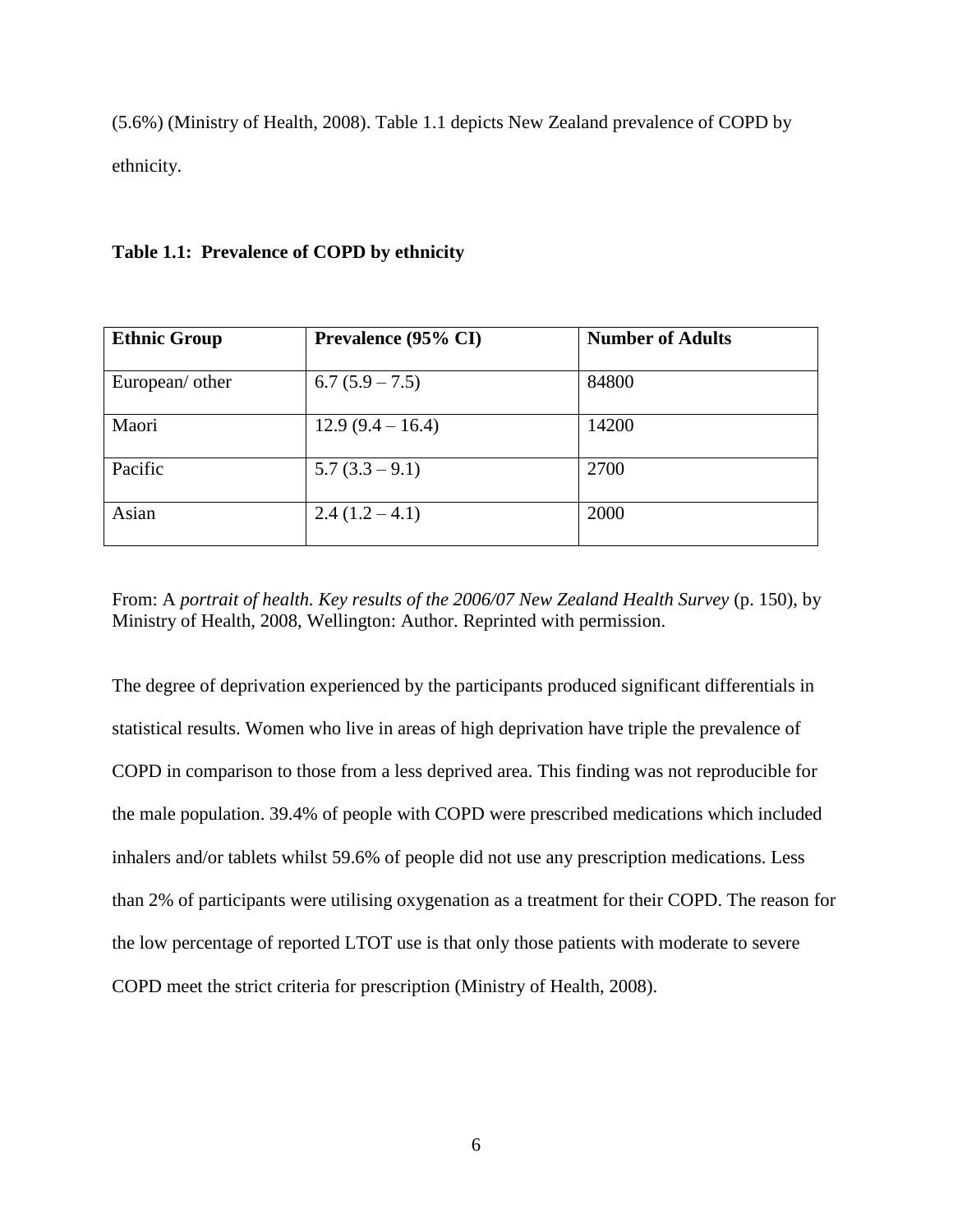(5.6%) (Ministry of Health, 2008). Table 1.1 depicts New Zealand prevalence of COPD by ethnicity.

**Table 1.1: Prevalence of COPD by ethnicity**

| **Ethnic Group** | **Prevalence (95% CI)** | **Number of Adults** |
|---|---|---|
| European/ other | 6.7 (5.9 – 7.5) | 84800 |
| Maori | 12.9 (9.4 – 16.4) | 14200 |
| Pacific | 5.7 (3.3 – 9.1) | 2700 |
| Asian | 2.4 (1.2 – 4.1) | 2000 |

From: A *portrait of health. Key results of the 2006/07 New Zealand Health Survey* (p. 150), by Ministry of Health, 2008, Wellington: Author. Reprinted with permission.

The degree of deprivation experienced by the participants produced significant differentials in statistical results. Women who live in areas of high deprivation have triple the prevalence of COPD in comparison to those from a less deprived area. This finding was not reproducible for the male population. 39.4% of people with COPD were prescribed medications which included inhalers and/or tablets whilst 59.6% of people did not use any prescription medications. Less than 2% of participants were utilising oxygenation as a treatment for their COPD. The reason for the low percentage of reported LTOT use is that only those patients with moderate to severe COPD meet the strict criteria for prescription (Ministry of Health, 2008).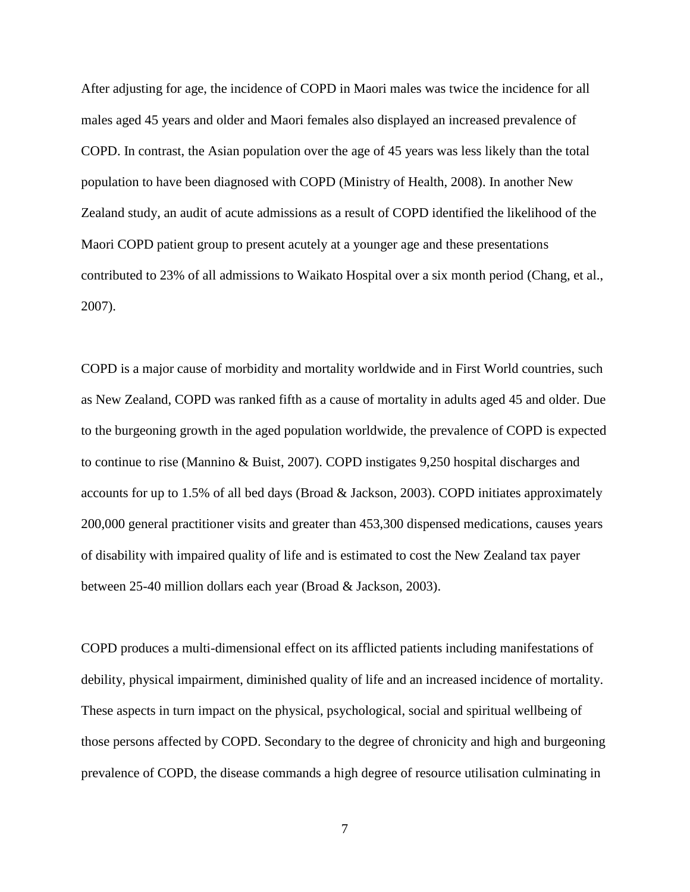After adjusting for age, the incidence of COPD in Maori males was twice the incidence for all males aged 45 years and older and Maori females also displayed an increased prevalence of COPD. In contrast, the Asian population over the age of 45 years was less likely than the total population to have been diagnosed with COPD (Ministry of Health, 2008). In another New Zealand study, an audit of acute admissions as a result of COPD identified the likelihood of the Maori COPD patient group to present acutely at a younger age and these presentations contributed to 23% of all admissions to Waikato Hospital over a six month period (Chang, et al., 2007).

COPD is a major cause of morbidity and mortality worldwide and in First World countries, such as New Zealand, COPD was ranked fifth as a cause of mortality in adults aged 45 and older. Due to the burgeoning growth in the aged population worldwide, the prevalence of COPD is expected to continue to rise (Mannino & Buist, 2007). COPD instigates 9,250 hospital discharges and accounts for up to 1.5% of all bed days (Broad & Jackson, 2003). COPD initiates approximately 200,000 general practitioner visits and greater than 453,300 dispensed medications, causes years of disability with impaired quality of life and is estimated to cost the New Zealand tax payer between 25-40 million dollars each year (Broad & Jackson, 2003).

COPD produces a multi-dimensional effect on its afflicted patients including manifestations of debility, physical impairment, diminished quality of life and an increased incidence of mortality. These aspects in turn impact on the physical, psychological, social and spiritual wellbeing of those persons affected by COPD. Secondary to the degree of chronicity and high and burgeoning prevalence of COPD, the disease commands a high degree of resource utilisation culminating in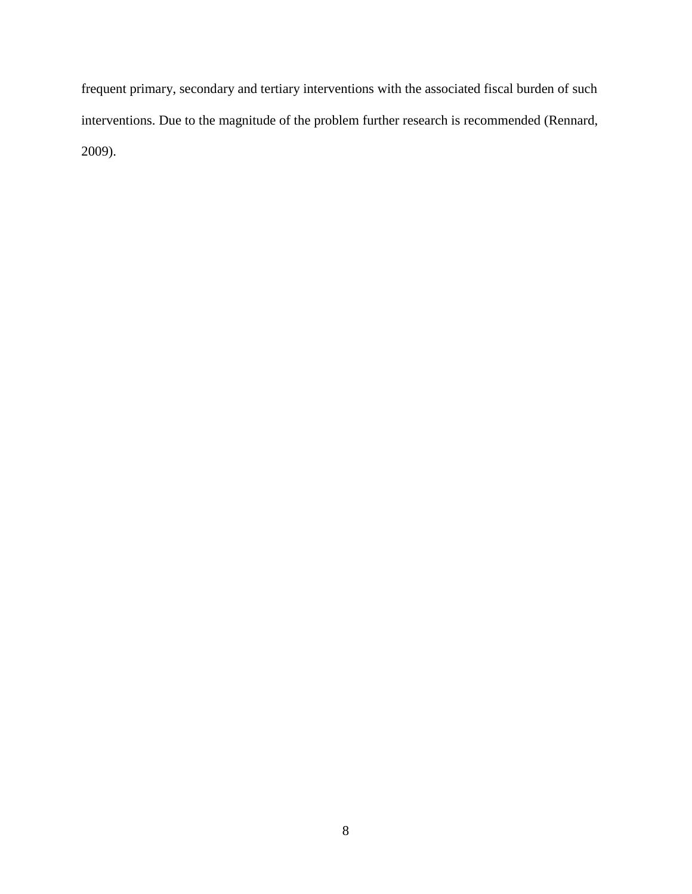frequent primary, secondary and tertiary interventions with the associated fiscal burden of such interventions. Due to the magnitude of the problem further research is recommended (Rennard, 2009).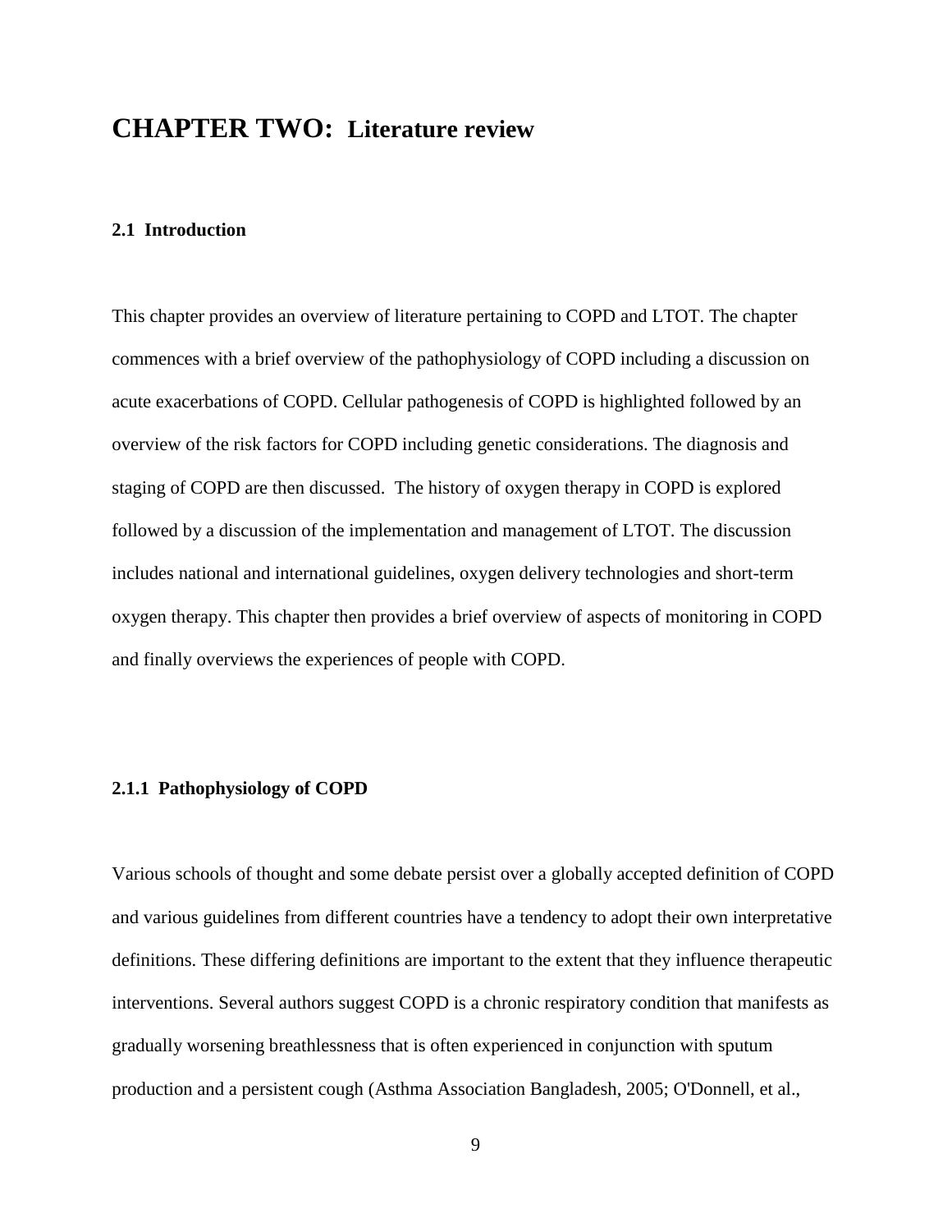# CHAPTER TWO: Literature review

### 2.1 Introduction

This chapter provides an overview of literature pertaining to COPD and LTOT. The chapter commences with a brief overview of the pathophysiology of COPD including a discussion on acute exacerbations of COPD. Cellular pathogenesis of COPD is highlighted followed by an overview of the risk factors for COPD including genetic considerations. The diagnosis and staging of COPD are then discussed. The history of oxygen therapy in COPD is explored followed by a discussion of the implementation and management of LTOT. The discussion includes national and international guidelines, oxygen delivery technologies and short-term oxygen therapy. This chapter then provides a brief overview of aspects of monitoring in COPD and finally overviews the experiences of people with COPD.

#### 2.1.1 Pathophysiology of COPD

Various schools of thought and some debate persist over a globally accepted definition of COPD and various guidelines from different countries have a tendency to adopt their own interpretative definitions. These differing definitions are important to the extent that they influence therapeutic interventions. Several authors suggest COPD is a chronic respiratory condition that manifests as gradually worsening breathlessness that is often experienced in conjunction with sputum production and a persistent cough (Asthma Association Bangladesh, 2005; O'Donnell, et al.,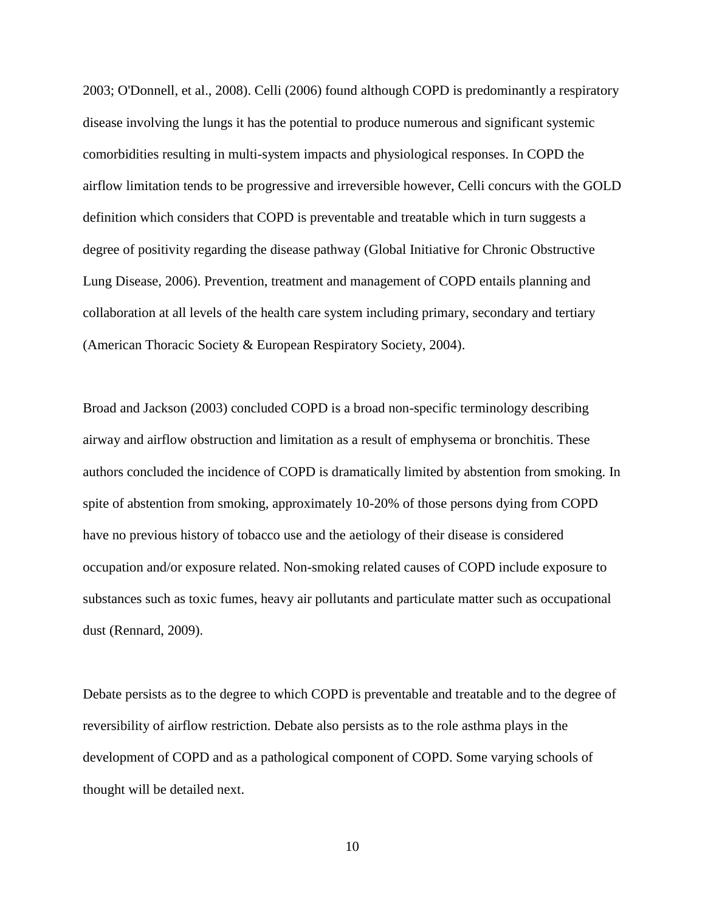2003; O'Donnell, et al., 2008). Celli (2006) found although COPD is predominantly a respiratory disease involving the lungs it has the potential to produce numerous and significant systemic comorbidities resulting in multi-system impacts and physiological responses. In COPD the airflow limitation tends to be progressive and irreversible however, Celli concurs with the GOLD definition which considers that COPD is preventable and treatable which in turn suggests a degree of positivity regarding the disease pathway (Global Initiative for Chronic Obstructive Lung Disease, 2006). Prevention, treatment and management of COPD entails planning and collaboration at all levels of the health care system including primary, secondary and tertiary (American Thoracic Society & European Respiratory Society, 2004).

Broad and Jackson (2003) concluded COPD is a broad non-specific terminology describing airway and airflow obstruction and limitation as a result of emphysema or bronchitis. These authors concluded the incidence of COPD is dramatically limited by abstention from smoking. In spite of abstention from smoking, approximately 10-20% of those persons dying from COPD have no previous history of tobacco use and the aetiology of their disease is considered occupation and/or exposure related. Non-smoking related causes of COPD include exposure to substances such as toxic fumes, heavy air pollutants and particulate matter such as occupational dust (Rennard, 2009).

Debate persists as to the degree to which COPD is preventable and treatable and to the degree of reversibility of airflow restriction. Debate also persists as to the role asthma plays in the development of COPD and as a pathological component of COPD. Some varying schools of thought will be detailed next.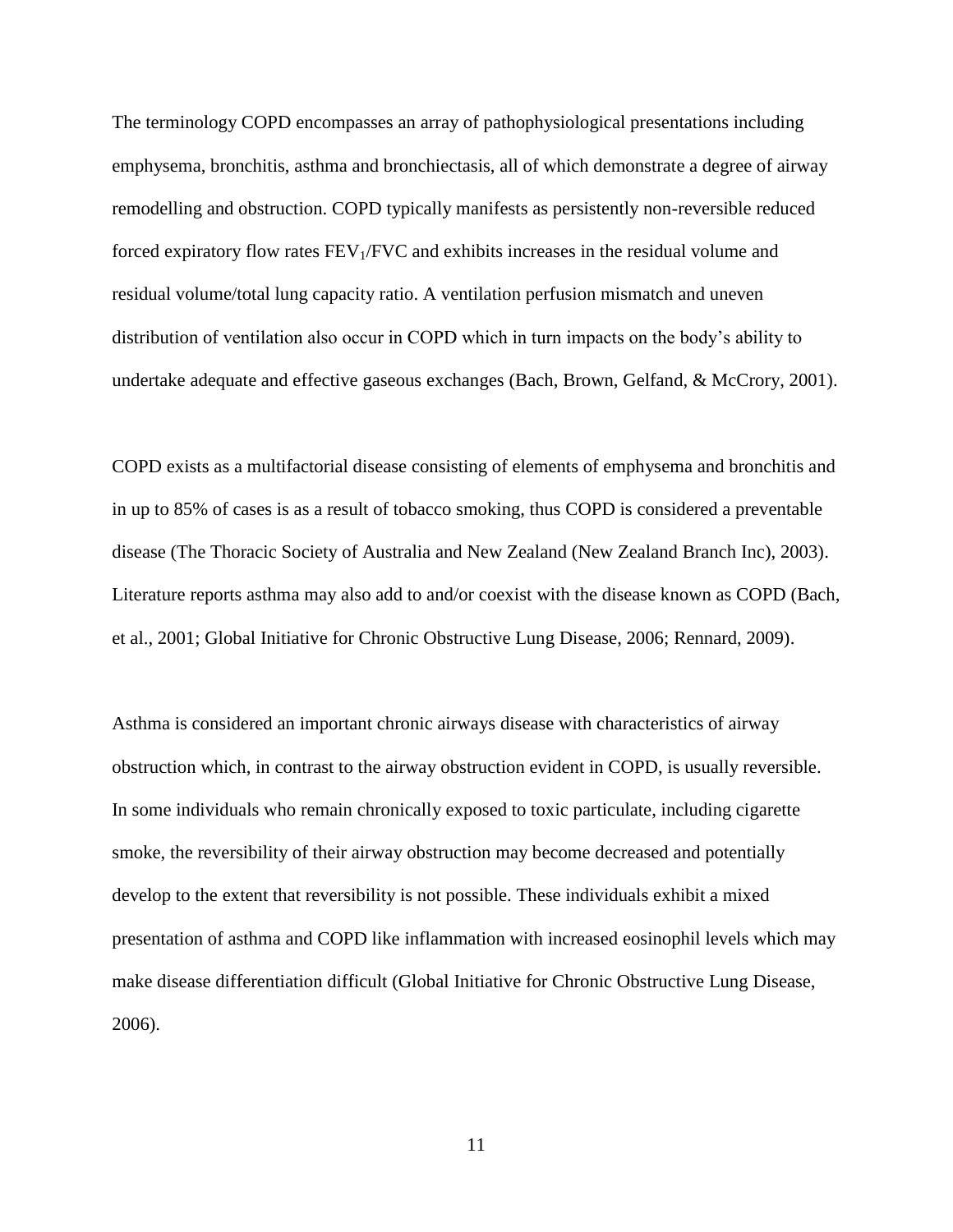The terminology COPD encompasses an array of pathophysiological presentations including emphysema, bronchitis, asthma and bronchiectasis, all of which demonstrate a degree of airway remodelling and obstruction. COPD typically manifests as persistently non-reversible reduced forced expiratory flow rates $FEV_1$/FVC and exhibits increases in the residual volume and residual volume/total lung capacity ratio. A ventilation perfusion mismatch and uneven distribution of ventilation also occur in COPD which in turn impacts on the body's ability to undertake adequate and effective gaseous exchanges (Bach, Brown, Gelfand, & McCrory, 2001).

COPD exists as a multifactorial disease consisting of elements of emphysema and bronchitis and in up to 85% of cases is as a result of tobacco smoking, thus COPD is considered a preventable disease (The Thoracic Society of Australia and New Zealand (New Zealand Branch Inc), 2003). Literature reports asthma may also add to and/or coexist with the disease known as COPD (Bach, et al., 2001; Global Initiative for Chronic Obstructive Lung Disease, 2006; Rennard, 2009).

Asthma is considered an important chronic airways disease with characteristics of airway obstruction which, in contrast to the airway obstruction evident in COPD, is usually reversible. In some individuals who remain chronically exposed to toxic particulate, including cigarette smoke, the reversibility of their airway obstruction may become decreased and potentially develop to the extent that reversibility is not possible. These individuals exhibit a mixed presentation of asthma and COPD like inflammation with increased eosinophil levels which may make disease differentiation difficult (Global Initiative for Chronic Obstructive Lung Disease, 2006).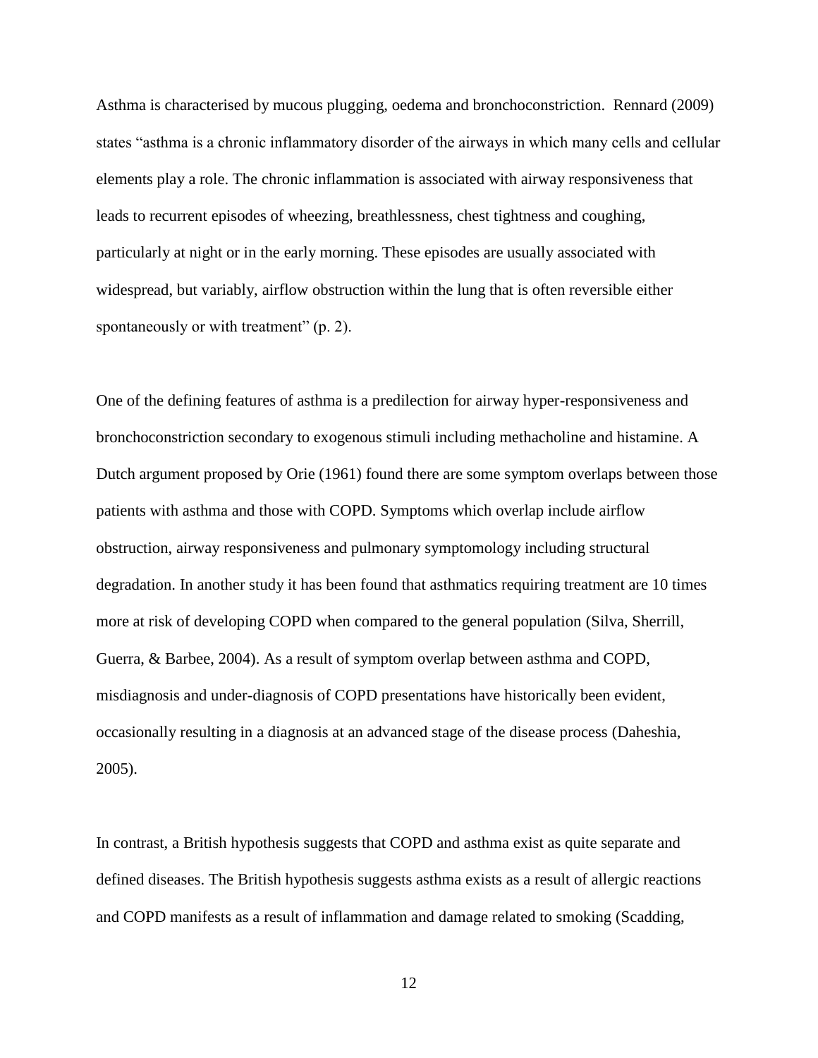Asthma is characterised by mucous plugging, oedema and bronchoconstriction. Rennard (2009) states "asthma is a chronic inflammatory disorder of the airways in which many cells and cellular elements play a role. The chronic inflammation is associated with airway responsiveness that leads to recurrent episodes of wheezing, breathlessness, chest tightness and coughing, particularly at night or in the early morning. These episodes are usually associated with widespread, but variably, airflow obstruction within the lung that is often reversible either spontaneously or with treatment" (p. 2).

One of the defining features of asthma is a predilection for airway hyper-responsiveness and bronchoconstriction secondary to exogenous stimuli including methacholine and histamine. A Dutch argument proposed by Orie (1961) found there are some symptom overlaps between those patients with asthma and those with COPD. Symptoms which overlap include airflow obstruction, airway responsiveness and pulmonary symptomology including structural degradation. In another study it has been found that asthmatics requiring treatment are 10 times more at risk of developing COPD when compared to the general population (Silva, Sherrill, Guerra, & Barbee, 2004). As a result of symptom overlap between asthma and COPD, misdiagnosis and under-diagnosis of COPD presentations have historically been evident, occasionally resulting in a diagnosis at an advanced stage of the disease process (Daheshia, 2005).

In contrast, a British hypothesis suggests that COPD and asthma exist as quite separate and defined diseases. The British hypothesis suggests asthma exists as a result of allergic reactions and COPD manifests as a result of inflammation and damage related to smoking (Scadding,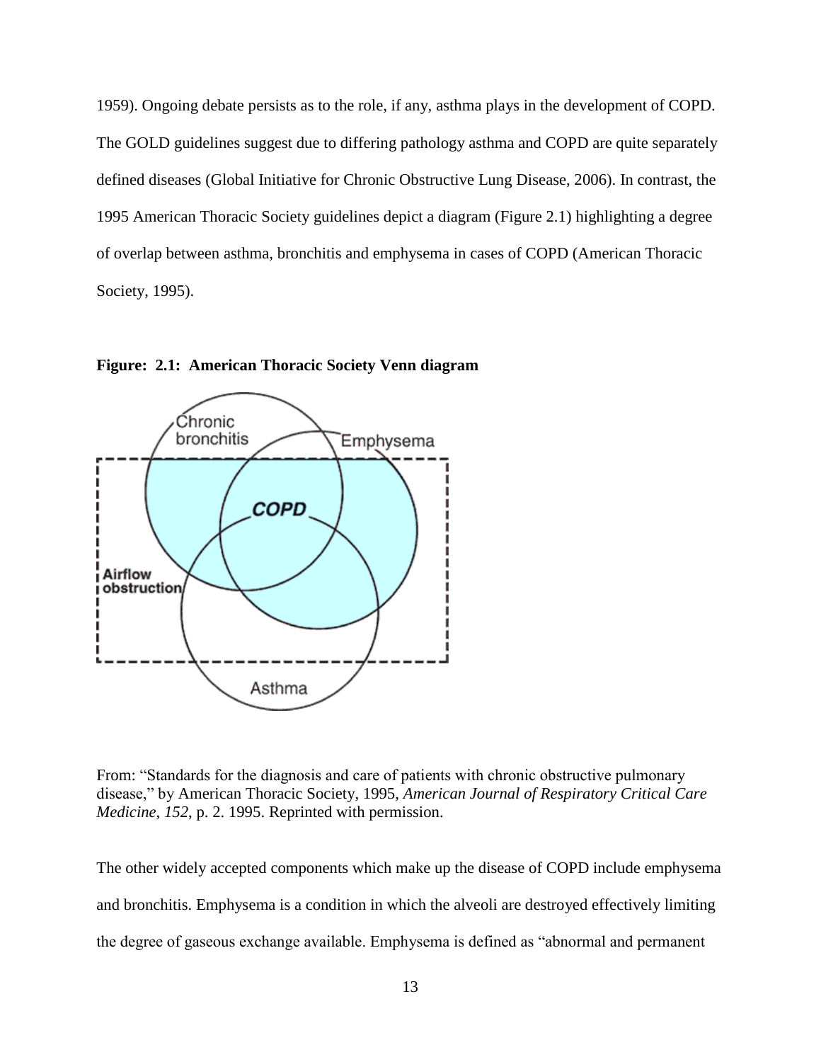1959). Ongoing debate persists as to the role, if any, asthma plays in the development of COPD. The GOLD guidelines suggest due to differing pathology asthma and COPD are quite separately defined diseases (Global Initiative for Chronic Obstructive Lung Disease, 2006). In contrast, the 1995 American Thoracic Society guidelines depict a diagram (Figure 2.1) highlighting a degree of overlap between asthma, bronchitis and emphysema in cases of COPD (American Thoracic Society, 1995).

**Figure: 2.1: American Thoracic Society Venn diagram**

Chronic bronchitis

Emphysema

COPD

Airflow obstruction

Asthma

From: "Standards for the diagnosis and care of patients with chronic obstructive pulmonary disease," by American Thoracic Society, 1995, *American Journal of Respiratory Critical Care Medicine*, *152*, p. 2. 1995. Reprinted with permission.

The other widely accepted components which make up the disease of COPD include emphysema and bronchitis. Emphysema is a condition in which the alveoli are destroyed effectively limiting the degree of gaseous exchange available. Emphysema is defined as "abnormal and permanent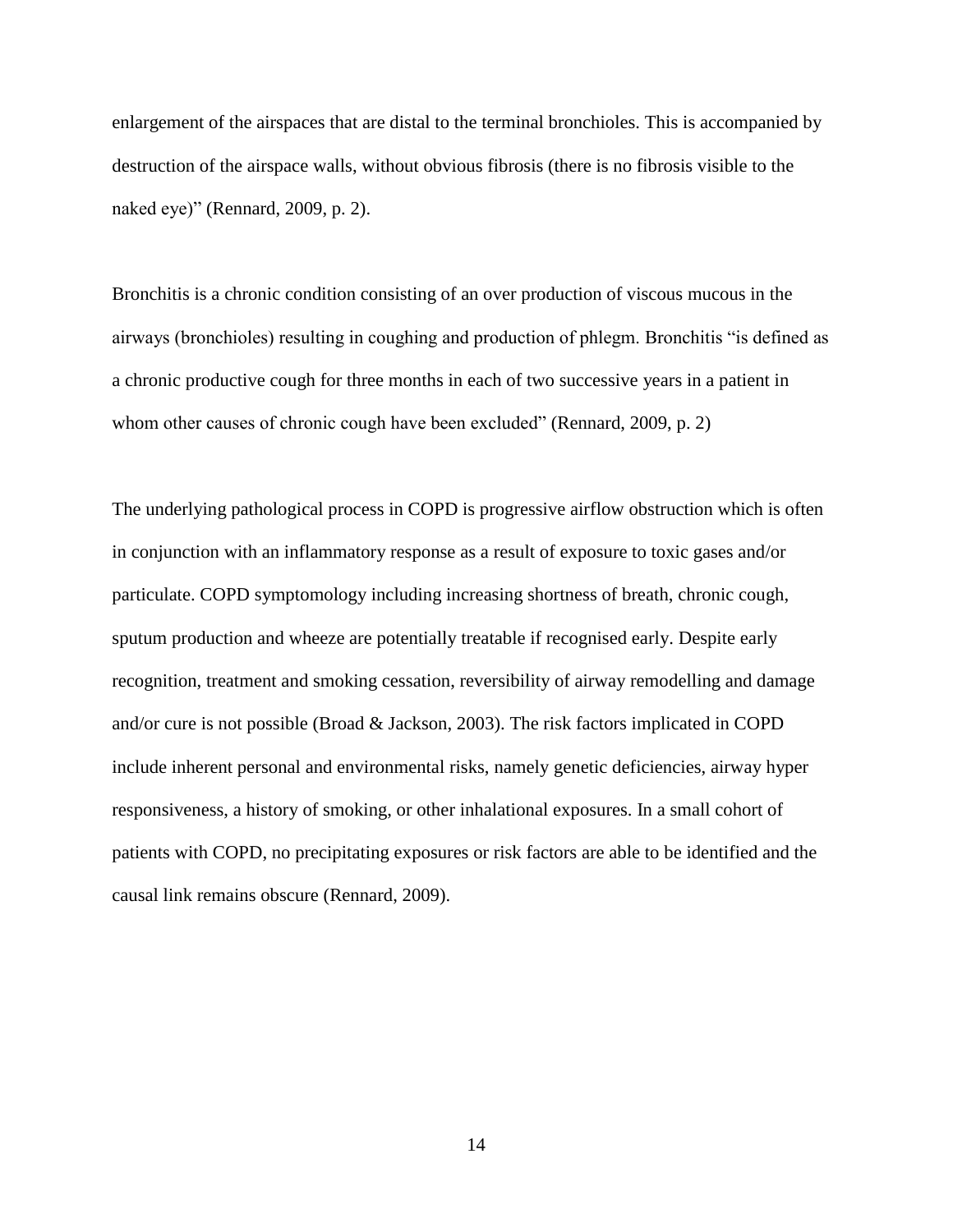enlargement of the airspaces that are distal to the terminal bronchioles. This is accompanied by destruction of the airspace walls, without obvious fibrosis (there is no fibrosis visible to the naked eye)" (Rennard, 2009, p. 2).

Bronchitis is a chronic condition consisting of an over production of viscous mucous in the airways (bronchioles) resulting in coughing and production of phlegm. Bronchitis "is defined as a chronic productive cough for three months in each of two successive years in a patient in whom other causes of chronic cough have been excluded" (Rennard, 2009, p. 2)

The underlying pathological process in COPD is progressive airflow obstruction which is often in conjunction with an inflammatory response as a result of exposure to toxic gases and/or particulate. COPD symptomology including increasing shortness of breath, chronic cough, sputum production and wheeze are potentially treatable if recognised early. Despite early recognition, treatment and smoking cessation, reversibility of airway remodelling and damage and/or cure is not possible (Broad & Jackson, 2003). The risk factors implicated in COPD include inherent personal and environmental risks, namely genetic deficiencies, airway hyper responsiveness, a history of smoking, or other inhalational exposures. In a small cohort of patients with COPD, no precipitating exposures or risk factors are able to be identified and the causal link remains obscure (Rennard, 2009).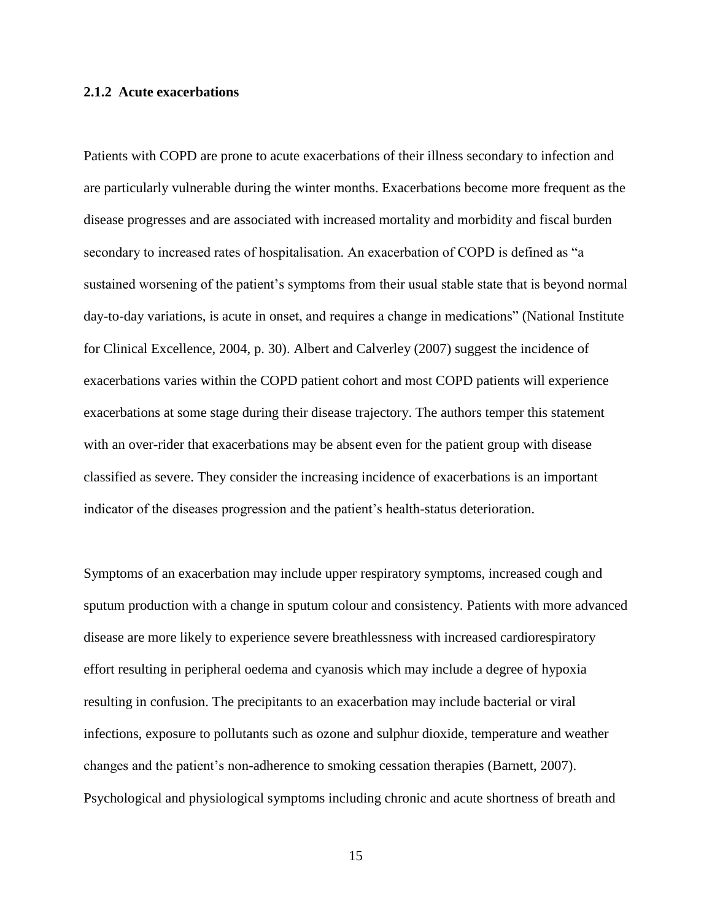### 2.1.2 Acute exacerbations

Patients with COPD are prone to acute exacerbations of their illness secondary to infection and are particularly vulnerable during the winter months. Exacerbations become more frequent as the disease progresses and are associated with increased mortality and morbidity and fiscal burden secondary to increased rates of hospitalisation. An exacerbation of COPD is defined as "a sustained worsening of the patient's symptoms from their usual stable state that is beyond normal day-to-day variations, is acute in onset, and requires a change in medications" (National Institute for Clinical Excellence, 2004, p. 30). Albert and Calverley (2007) suggest the incidence of exacerbations varies within the COPD patient cohort and most COPD patients will experience exacerbations at some stage during their disease trajectory. The authors temper this statement with an over-rider that exacerbations may be absent even for the patient group with disease classified as severe. They consider the increasing incidence of exacerbations is an important indicator of the diseases progression and the patient's health-status deterioration.

Symptoms of an exacerbation may include upper respiratory symptoms, increased cough and sputum production with a change in sputum colour and consistency. Patients with more advanced disease are more likely to experience severe breathlessness with increased cardiorespiratory effort resulting in peripheral oedema and cyanosis which may include a degree of hypoxia resulting in confusion. The precipitants to an exacerbation may include bacterial or viral infections, exposure to pollutants such as ozone and sulphur dioxide, temperature and weather changes and the patient's non-adherence to smoking cessation therapies (Barnett, 2007). Psychological and physiological symptoms including chronic and acute shortness of breath and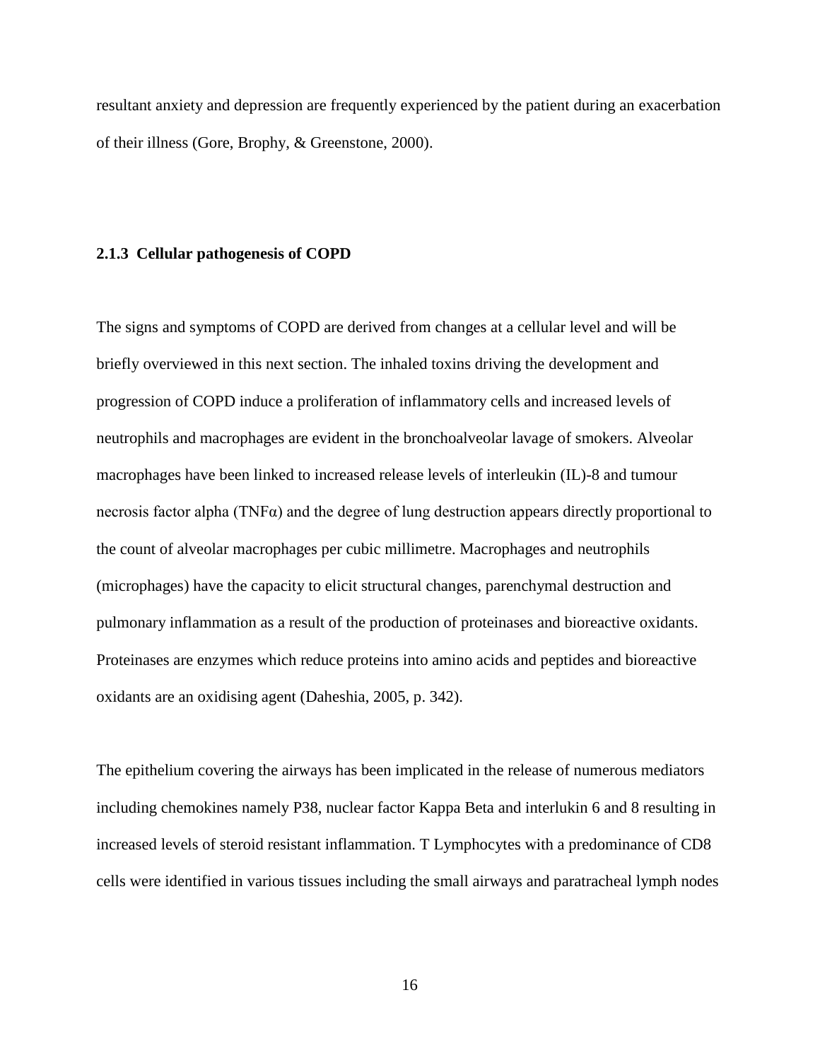resultant anxiety and depression are frequently experienced by the patient during an exacerbation of their illness (Gore, Brophy, & Greenstone, 2000).

### 2.1.3 Cellular pathogenesis of COPD

The signs and symptoms of COPD are derived from changes at a cellular level and will be briefly overviewed in this next section. The inhaled toxins driving the development and progression of COPD induce a proliferation of inflammatory cells and increased levels of neutrophils and macrophages are evident in the bronchoalveolar lavage of smokers. Alveolar macrophages have been linked to increased release levels of interleukin (IL)-8 and tumour necrosis factor alpha (TNFα) and the degree of lung destruction appears directly proportional to the count of alveolar macrophages per cubic millimetre. Macrophages and neutrophils (microphages) have the capacity to elicit structural changes, parenchymal destruction and pulmonary inflammation as a result of the production of proteinases and bioreactive oxidants. Proteinases are enzymes which reduce proteins into amino acids and peptides and bioreactive oxidants are an oxidising agent (Daheshia, 2005, p. 342).

The epithelium covering the airways has been implicated in the release of numerous mediators including chemokines namely P38, nuclear factor Kappa Beta and interlukin 6 and 8 resulting in increased levels of steroid resistant inflammation. T Lymphocytes with a predominance of CD8 cells were identified in various tissues including the small airways and paratracheal lymph nodes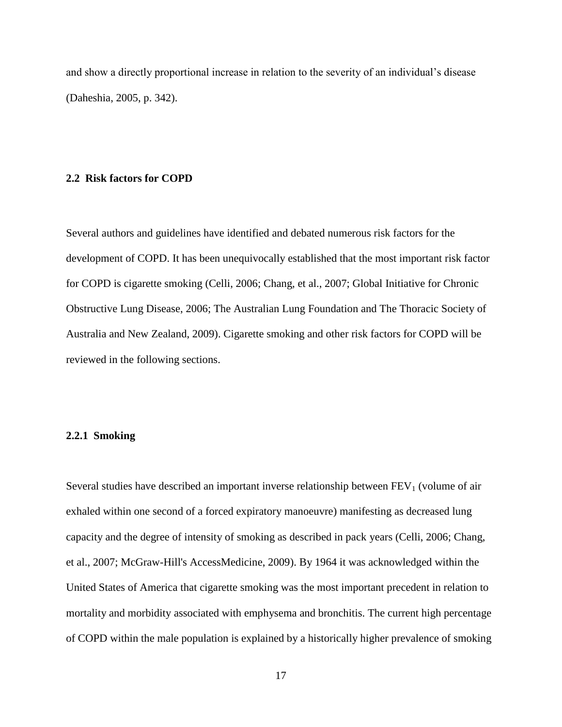and show a directly proportional increase in relation to the severity of an individual's disease (Daheshia, 2005, p. 342).

## 2.2 Risk factors for COPD

Several authors and guidelines have identified and debated numerous risk factors for the development of COPD. It has been unequivocally established that the most important risk factor for COPD is cigarette smoking (Celli, 2006; Chang, et al., 2007; Global Initiative for Chronic Obstructive Lung Disease, 2006; The Australian Lung Foundation and The Thoracic Society of Australia and New Zealand, 2009). Cigarette smoking and other risk factors for COPD will be reviewed in the following sections.

### 2.2.1 Smoking

Several studies have described an important inverse relationship between $FEV_1$ (volume of air exhaled within one second of a forced expiratory manoeuvre) manifesting as decreased lung capacity and the degree of intensity of smoking as described in pack years (Celli, 2006; Chang, et al., 2007; McGraw-Hill's AccessMedicine, 2009). By 1964 it was acknowledged within the United States of America that cigarette smoking was the most important precedent in relation to mortality and morbidity associated with emphysema and bronchitis. The current high percentage of COPD within the male population is explained by a historically higher prevalence of smoking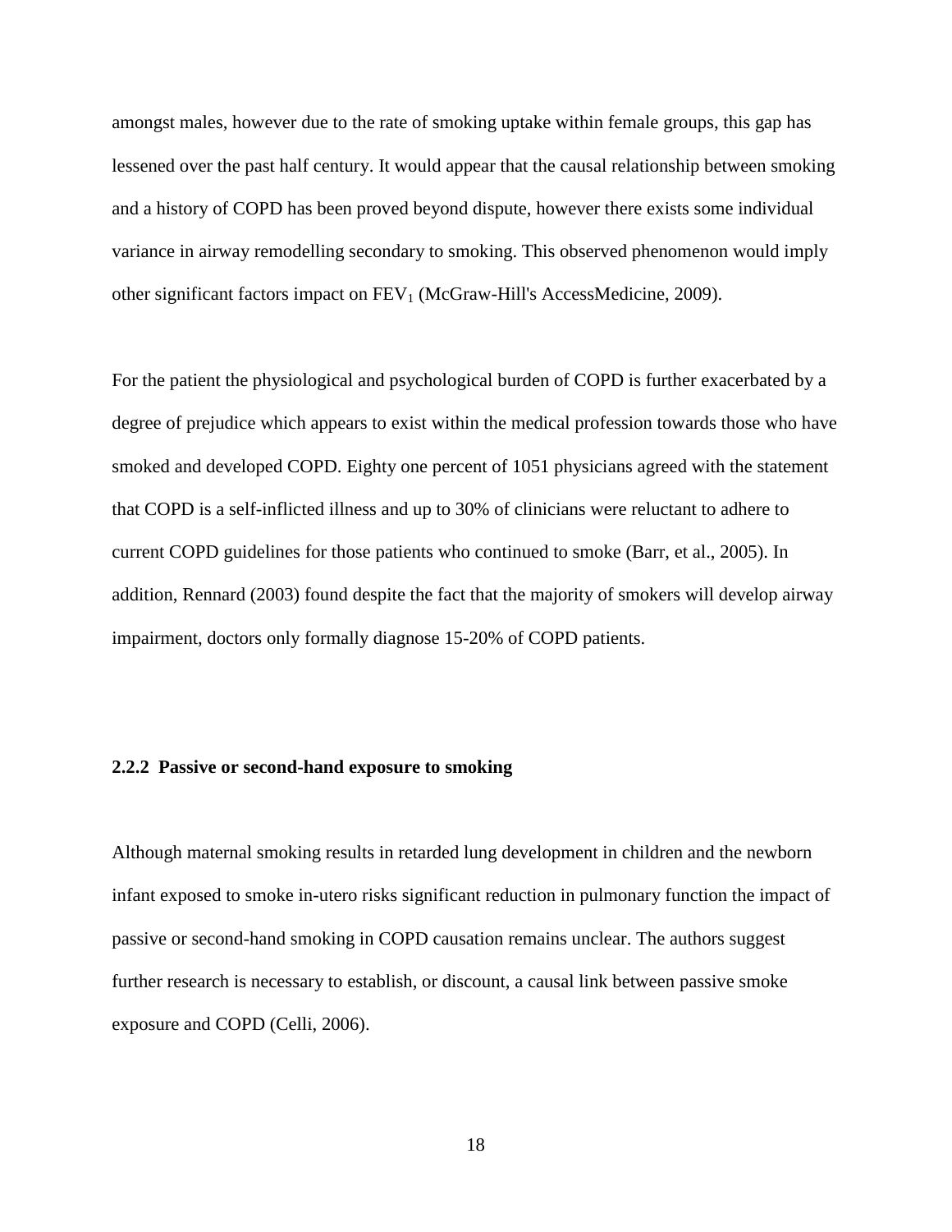amongst males, however due to the rate of smoking uptake within female groups, this gap has lessened over the past half century. It would appear that the causal relationship between smoking and a history of COPD has been proved beyond dispute, however there exists some individual variance in airway remodelling secondary to smoking. This observed phenomenon would imply other significant factors impact on $FEV_1$ (McGraw-Hill's AccessMedicine, 2009).

For the patient the physiological and psychological burden of COPD is further exacerbated by a degree of prejudice which appears to exist within the medical profession towards those who have smoked and developed COPD. Eighty one percent of 1051 physicians agreed with the statement that COPD is a self-inflicted illness and up to 30% of clinicians were reluctant to adhere to current COPD guidelines for those patients who continued to smoke (Barr, et al., 2005). In addition, Rennard (2003) found despite the fact that the majority of smokers will develop airway impairment, doctors only formally diagnose 15-20% of COPD patients.

### 2.2.2 Passive or second-hand exposure to smoking

Although maternal smoking results in retarded lung development in children and the newborn infant exposed to smoke in-utero risks significant reduction in pulmonary function the impact of passive or second-hand smoking in COPD causation remains unclear. The authors suggest further research is necessary to establish, or discount, a causal link between passive smoke exposure and COPD (Celli, 2006).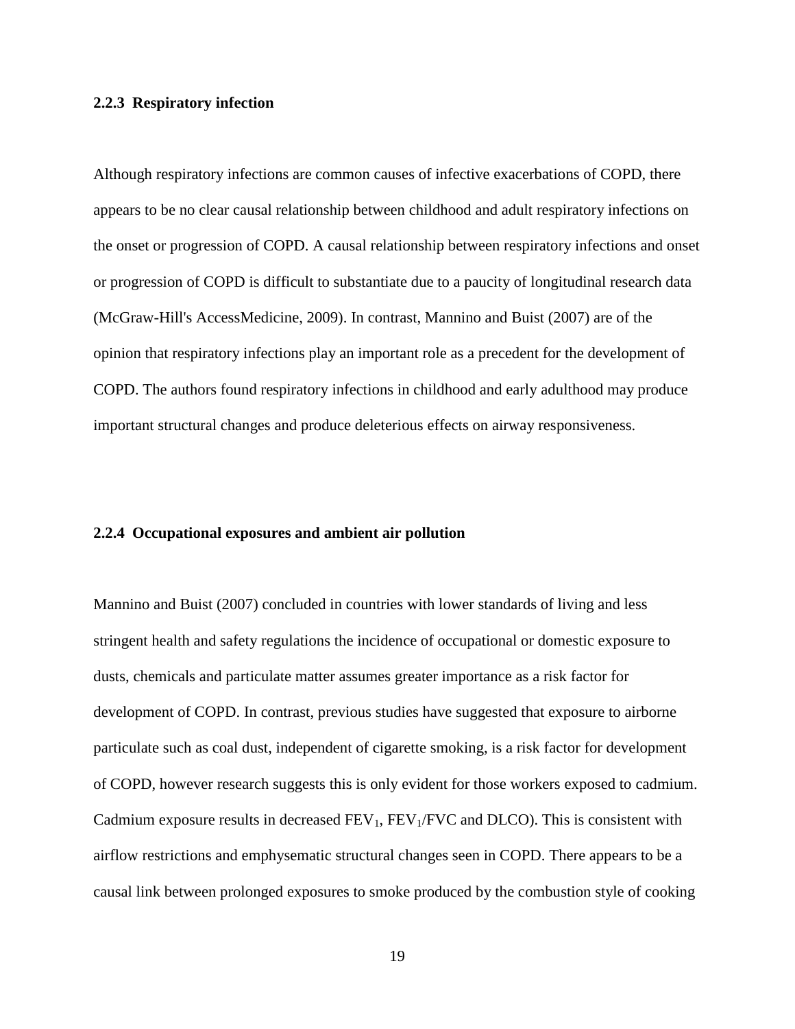### 2.2.3 Respiratory infection

Although respiratory infections are common causes of infective exacerbations of COPD, there appears to be no clear causal relationship between childhood and adult respiratory infections on the onset or progression of COPD. A causal relationship between respiratory infections and onset or progression of COPD is difficult to substantiate due to a paucity of longitudinal research data (McGraw-Hill's AccessMedicine, 2009). In contrast, Mannino and Buist (2007) are of the opinion that respiratory infections play an important role as a precedent for the development of COPD. The authors found respiratory infections in childhood and early adulthood may produce important structural changes and produce deleterious effects on airway responsiveness.

### 2.2.4 Occupational exposures and ambient air pollution

Mannino and Buist (2007) concluded in countries with lower standards of living and less stringent health and safety regulations the incidence of occupational or domestic exposure to dusts, chemicals and particulate matter assumes greater importance as a risk factor for development of COPD. In contrast, previous studies have suggested that exposure to airborne particulate such as coal dust, independent of cigarette smoking, is a risk factor for development of COPD, however research suggests this is only evident for those workers exposed to cadmium. Cadmium exposure results in decreased $FEV_1$, $FEV_1/FVC$ and DLCO). This is consistent with airflow restrictions and emphysematic structural changes seen in COPD. There appears to be a causal link between prolonged exposures to smoke produced by the combustion style of cooking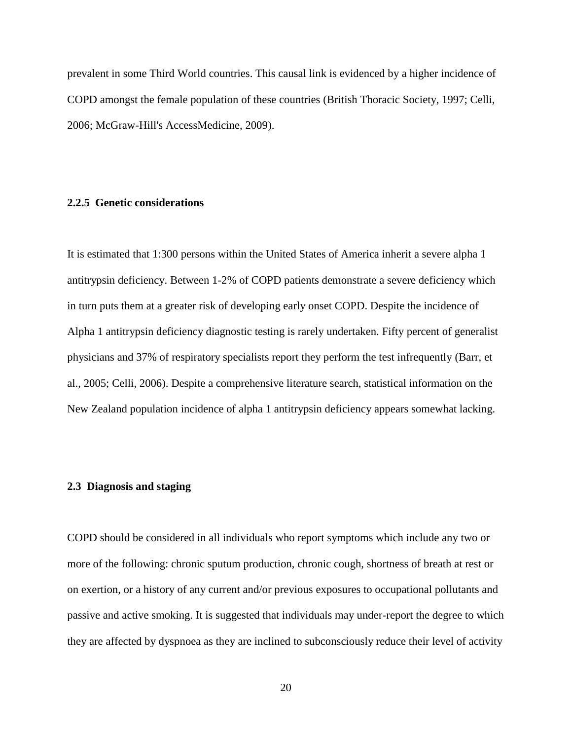prevalent in some Third World countries. This causal link is evidenced by a higher incidence of COPD amongst the female population of these countries (British Thoracic Society, 1997; Celli, 2006; McGraw-Hill's AccessMedicine, 2009).

### 2.2.5 Genetic considerations

It is estimated that 1:300 persons within the United States of America inherit a severe alpha 1 antitrypsin deficiency. Between 1-2% of COPD patients demonstrate a severe deficiency which in turn puts them at a greater risk of developing early onset COPD. Despite the incidence of Alpha 1 antitrypsin deficiency diagnostic testing is rarely undertaken. Fifty percent of generalist physicians and 37% of respiratory specialists report they perform the test infrequently (Barr, et al., 2005; Celli, 2006). Despite a comprehensive literature search, statistical information on the New Zealand population incidence of alpha 1 antitrypsin deficiency appears somewhat lacking.

## 2.3 Diagnosis and staging

COPD should be considered in all individuals who report symptoms which include any two or more of the following: chronic sputum production, chronic cough, shortness of breath at rest or on exertion, or a history of any current and/or previous exposures to occupational pollutants and passive and active smoking. It is suggested that individuals may under-report the degree to which they are affected by dyspnoea as they are inclined to subconsciously reduce their level of activity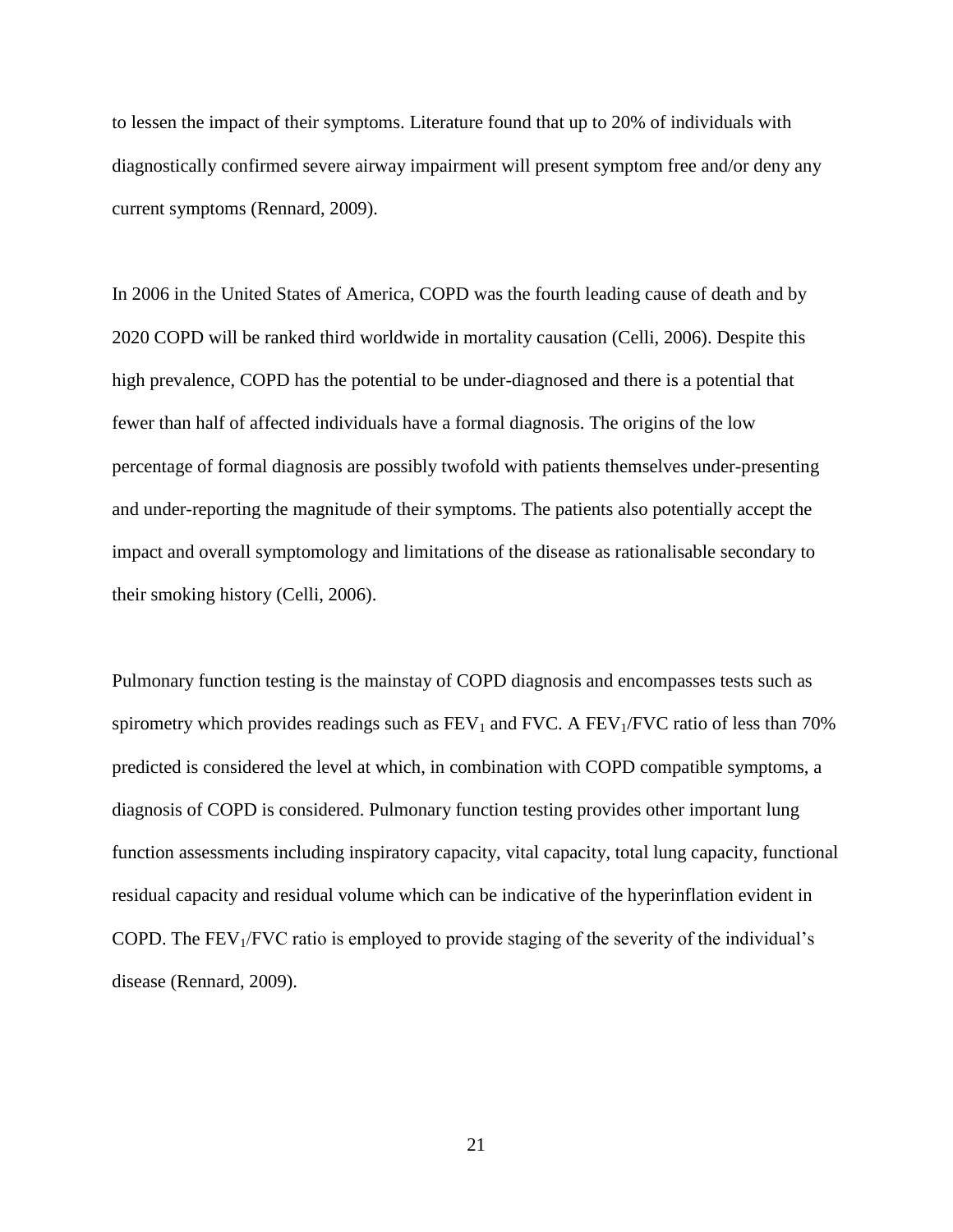to lessen the impact of their symptoms. Literature found that up to 20% of individuals with diagnostically confirmed severe airway impairment will present symptom free and/or deny any current symptoms (Rennard, 2009).

In 2006 in the United States of America, COPD was the fourth leading cause of death and by 2020 COPD will be ranked third worldwide in mortality causation (Celli, 2006). Despite this high prevalence, COPD has the potential to be under-diagnosed and there is a potential that fewer than half of affected individuals have a formal diagnosis. The origins of the low percentage of formal diagnosis are possibly twofold with patients themselves under-presenting and under-reporting the magnitude of their symptoms. The patients also potentially accept the impact and overall symptomology and limitations of the disease as rationalisable secondary to their smoking history (Celli, 2006).

Pulmonary function testing is the mainstay of COPD diagnosis and encompasses tests such as spirometry which provides readings such as $FEV_1$ and FVC. A $FEV_1$/FVC ratio of less than 70% predicted is considered the level at which, in combination with COPD compatible symptoms, a diagnosis of COPD is considered. Pulmonary function testing provides other important lung function assessments including inspiratory capacity, vital capacity, total lung capacity, functional residual capacity and residual volume which can be indicative of the hyperinflation evident in COPD. The $FEV_1$/FVC ratio is employed to provide staging of the severity of the individual's disease (Rennard, 2009).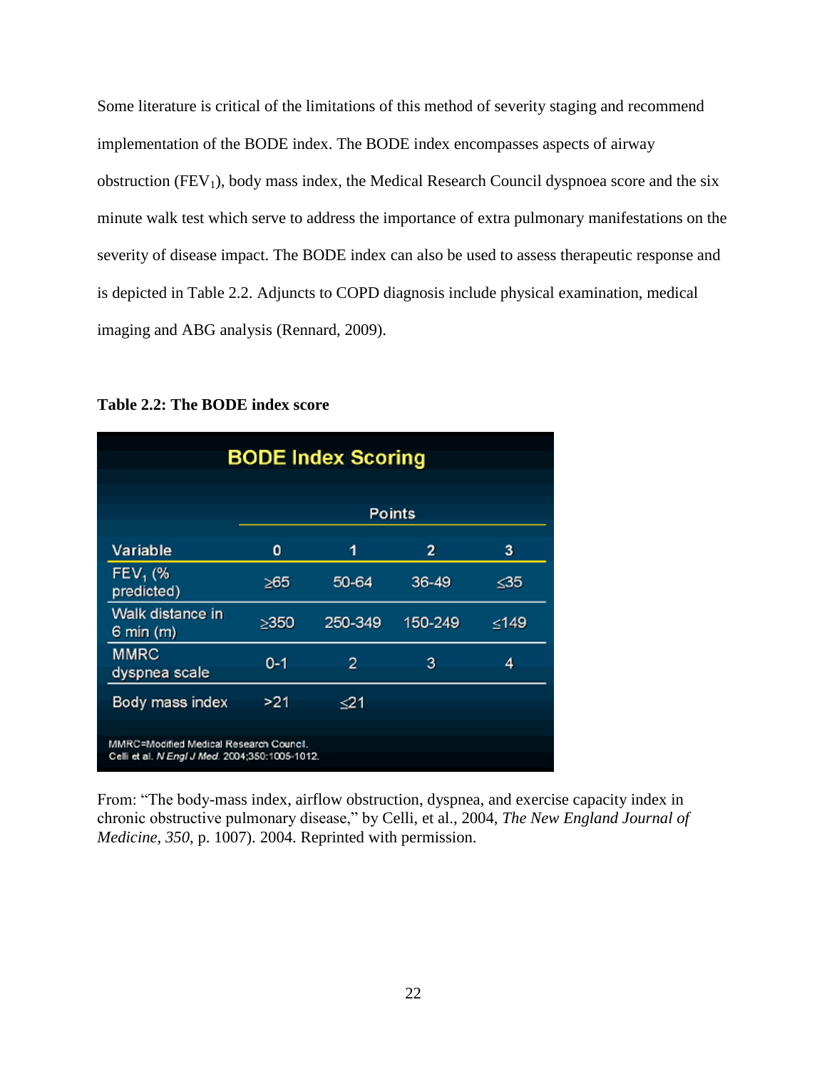Some literature is critical of the limitations of this method of severity staging and recommend implementation of the BODE index. The BODE index encompasses aspects of airway obstruction ($FEV_1$), body mass index, the Medical Research Council dyspnoea score and the six minute walk test which serve to address the importance of extra pulmonary manifestations on the severity of disease impact. The BODE index can also be used to assess therapeutic response and is depicted in Table 2.2. Adjuncts to COPD diagnosis include physical examination, medical imaging and ABG analysis (Rennard, 2009).

**Table 2.2: The BODE index score**

**BODE Index Scoring**

| | Points | | | |
|---|---|---|---|---|
| Variable | 0 | 1 | 2 | 3 |
| $FEV_1$ (% predicted) | ≥65 | 50-64 | 36-49 | ≤35 |
| Walk distance in 6 min (m) | ≥350 | 250-349 | 150-249 | ≤149 |
| MMRC dyspnea scale | 0-1 | 2 | 3 | 4 |
| Body mass index | >21 | ≤21 | | |

MMRC=Modified Medical Research Council.
Celli et al. *N Engl J Med.* 2004;350:1005-1012.

From: "The body-mass index, airflow obstruction, dyspnea, and exercise capacity index in chronic obstructive pulmonary disease," by Celli, et al., 2004, *The New England Journal of Medicine, 350*, p. 1007). 2004. Reprinted with permission.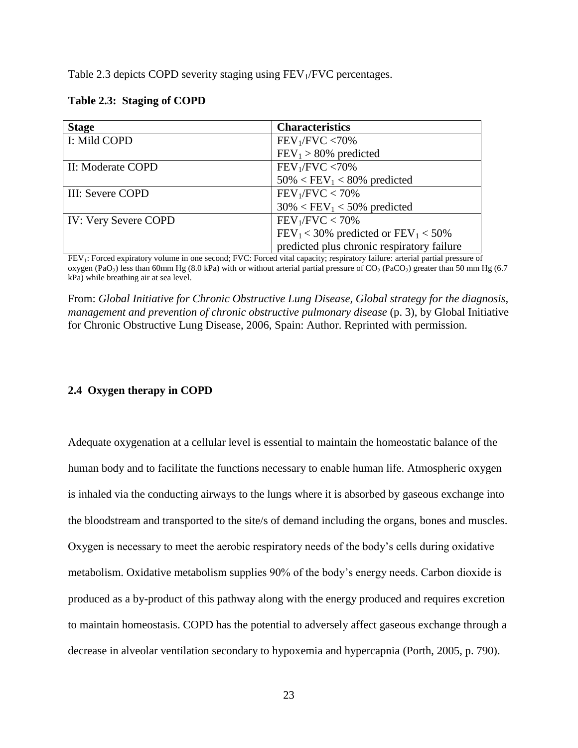Table 2.3 depicts COPD severity staging using $FEV_1/FVC$ percentages.

**Table 2.3: Staging of COPD**

| Stage | Characteristics |
|---|---|
| I: Mild COPD | $FEV_1/FVC$ <70%<br>$FEV_1$ > 80% predicted |
| II: Moderate COPD | $FEV_1/FVC$ <70%<br>50% < $FEV_1$ < 80% predicted |
| III: Severe COPD | $FEV_1/FVC$ < 70%<br>30% < $FEV_1$ < 50% predicted |
| IV: Very Severe COPD | $FEV_1/FVC$ < 70%<br>$FEV_1$ < 30% predicted or $FEV_1$ < 50% predicted plus chronic respiratory failure |

$FEV_1$: Forced expiratory volume in one second; FVC: Forced vital capacity; respiratory failure: arterial partial pressure of oxygen ($PaO_2$) less than 60mm Hg (8.0 kPa) with or without arterial partial pressure of $CO_2$ ($PaCO_2$) greater than 50 mm Hg (6.7 kPa) while breathing air at sea level.

From: *Global Initiative for Chronic Obstructive Lung Disease, Global strategy for the diagnosis, management and prevention of chronic obstructive pulmonary disease* (p. 3), by Global Initiative for Chronic Obstructive Lung Disease, 2006, Spain: Author. Reprinted with permission.

### 2.4 Oxygen therapy in COPD

Adequate oxygenation at a cellular level is essential to maintain the homeostatic balance of the human body and to facilitate the functions necessary to enable human life. Atmospheric oxygen is inhaled via the conducting airways to the lungs where it is absorbed by gaseous exchange into the bloodstream and transported to the site/s of demand including the organs, bones and muscles. Oxygen is necessary to meet the aerobic respiratory needs of the body's cells during oxidative metabolism. Oxidative metabolism supplies 90% of the body's energy needs. Carbon dioxide is produced as a by-product of this pathway along with the energy produced and requires excretion to maintain homeostasis. COPD has the potential to adversely affect gaseous exchange through a decrease in alveolar ventilation secondary to hypoxemia and hypercapnia (Porth, 2005, p. 790).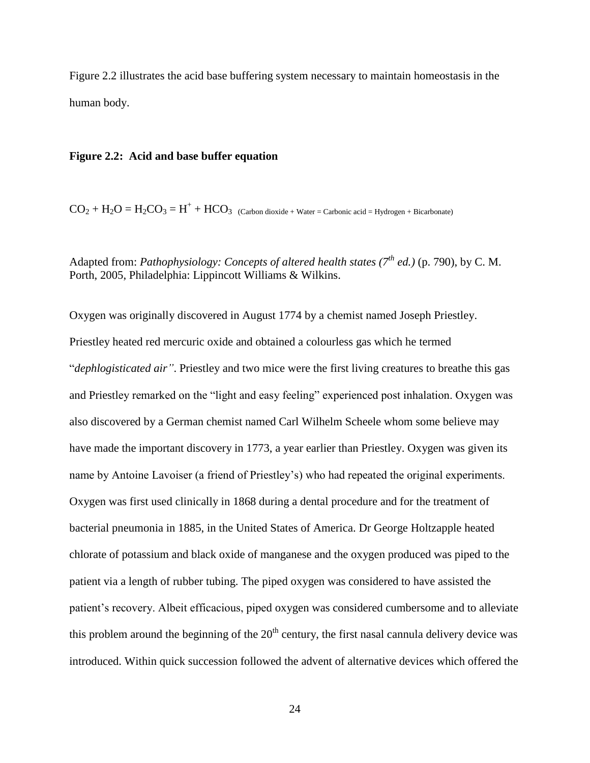Figure 2.2 illustrates the acid base buffering system necessary to maintain homeostasis in the human body.

**Figure 2.2: Acid and base buffer equation**

$CO_2 + H_2O = H_2CO_3 = H^+ + HCO_3$ (Carbon dioxide + Water = Carbonic acid = Hydrogen + Bicarbonate)

Adapted from: *Pathophysiology: Concepts of altered health states (7th ed.)* (p. 790), by C. M. Porth, 2005, Philadelphia: Lippincott Williams & Wilkins.

Oxygen was originally discovered in August 1774 by a chemist named Joseph Priestley. Priestley heated red mercuric oxide and obtained a colourless gas which he termed "*dephlogisticated air"*. Priestley and two mice were the first living creatures to breathe this gas and Priestley remarked on the "light and easy feeling" experienced post inhalation. Oxygen was also discovered by a German chemist named Carl Wilhelm Scheele whom some believe may have made the important discovery in 1773, a year earlier than Priestley. Oxygen was given its name by Antoine Lavoiser (a friend of Priestley's) who had repeated the original experiments. Oxygen was first used clinically in 1868 during a dental procedure and for the treatment of bacterial pneumonia in 1885, in the United States of America. Dr George Holtzapple heated chlorate of potassium and black oxide of manganese and the oxygen produced was piped to the patient via a length of rubber tubing. The piped oxygen was considered to have assisted the patient's recovery. Albeit efficacious, piped oxygen was considered cumbersome and to alleviate this problem around the beginning of the 20th century, the first nasal cannula delivery device was introduced. Within quick succession followed the advent of alternative devices which offered the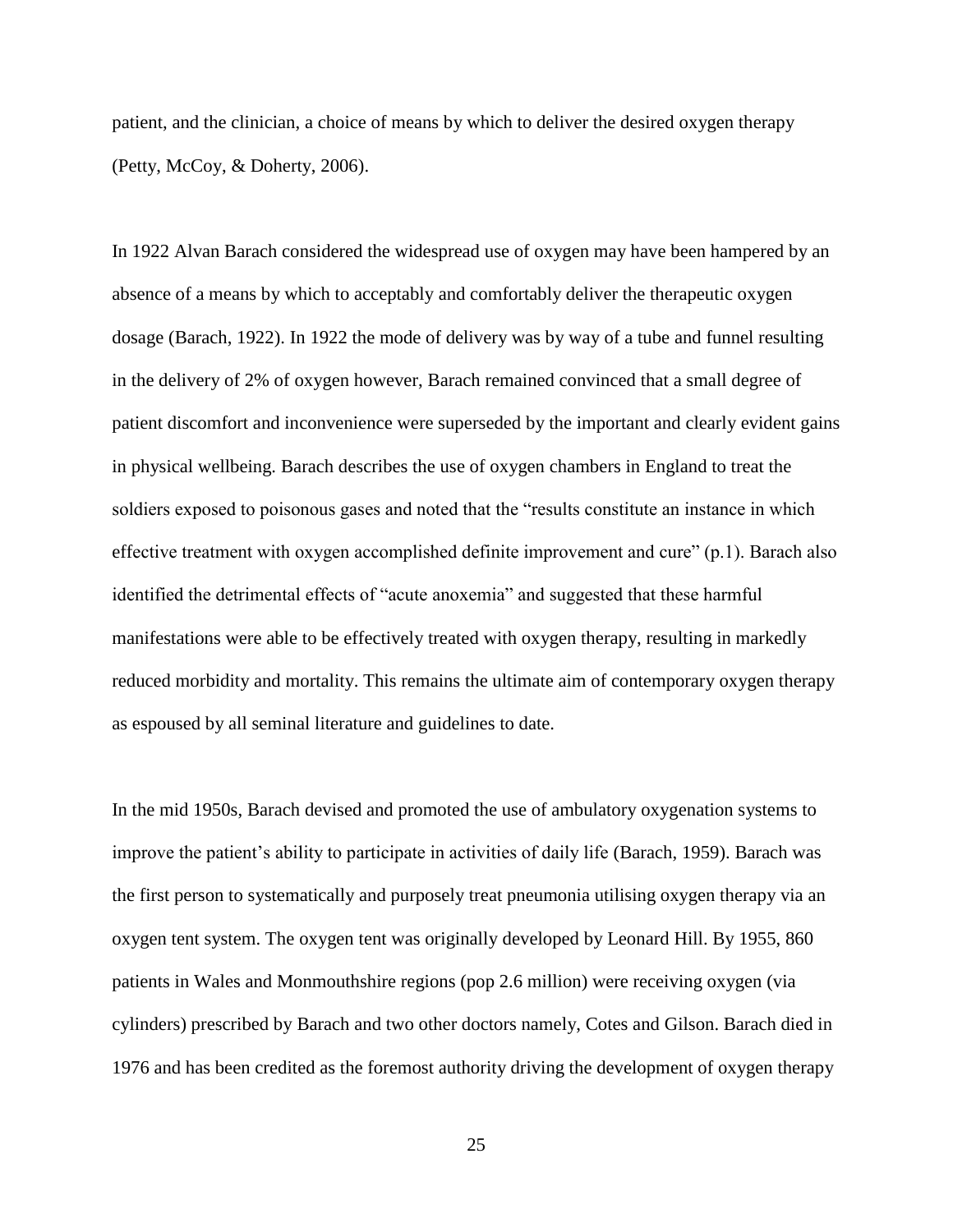patient, and the clinician, a choice of means by which to deliver the desired oxygen therapy (Petty, McCoy, & Doherty, 2006).

In 1922 Alvan Barach considered the widespread use of oxygen may have been hampered by an absence of a means by which to acceptably and comfortably deliver the therapeutic oxygen dosage (Barach, 1922). In 1922 the mode of delivery was by way of a tube and funnel resulting in the delivery of 2% of oxygen however, Barach remained convinced that a small degree of patient discomfort and inconvenience were superseded by the important and clearly evident gains in physical wellbeing. Barach describes the use of oxygen chambers in England to treat the soldiers exposed to poisonous gases and noted that the "results constitute an instance in which effective treatment with oxygen accomplished definite improvement and cure" (p.1). Barach also identified the detrimental effects of "acute anoxemia" and suggested that these harmful manifestations were able to be effectively treated with oxygen therapy, resulting in markedly reduced morbidity and mortality. This remains the ultimate aim of contemporary oxygen therapy as espoused by all seminal literature and guidelines to date.

In the mid 1950s, Barach devised and promoted the use of ambulatory oxygenation systems to improve the patient's ability to participate in activities of daily life (Barach, 1959). Barach was the first person to systematically and purposely treat pneumonia utilising oxygen therapy via an oxygen tent system. The oxygen tent was originally developed by Leonard Hill. By 1955, 860 patients in Wales and Monmouthshire regions (pop 2.6 million) were receiving oxygen (via cylinders) prescribed by Barach and two other doctors namely, Cotes and Gilson. Barach died in 1976 and has been credited as the foremost authority driving the development of oxygen therapy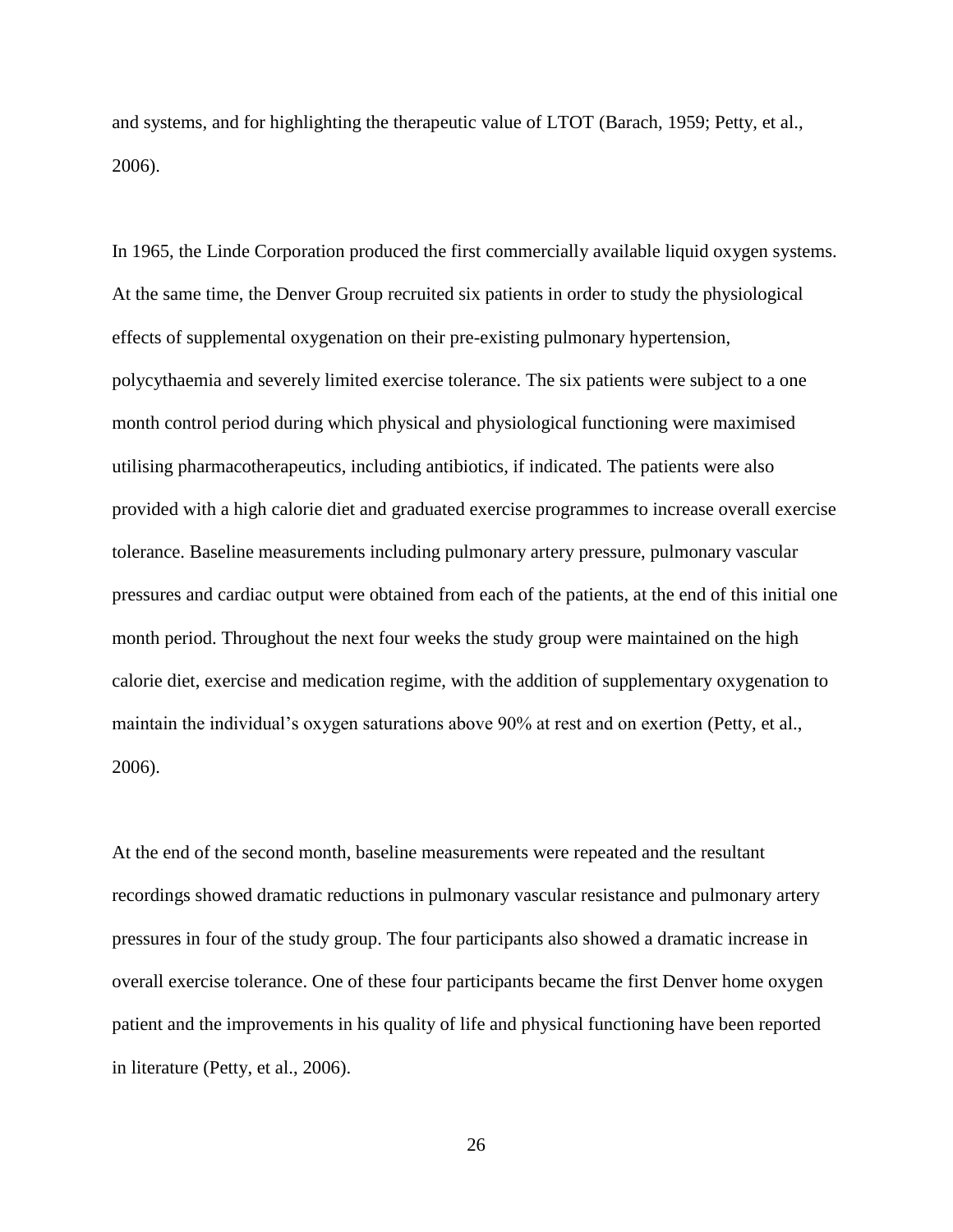and systems, and for highlighting the therapeutic value of LTOT (Barach, 1959; Petty, et al., 2006).

In 1965, the Linde Corporation produced the first commercially available liquid oxygen systems. At the same time, the Denver Group recruited six patients in order to study the physiological effects of supplemental oxygenation on their pre-existing pulmonary hypertension, polycythaemia and severely limited exercise tolerance. The six patients were subject to a one month control period during which physical and physiological functioning were maximised utilising pharmacotherapeutics, including antibiotics, if indicated. The patients were also provided with a high calorie diet and graduated exercise programmes to increase overall exercise tolerance. Baseline measurements including pulmonary artery pressure, pulmonary vascular pressures and cardiac output were obtained from each of the patients, at the end of this initial one month period. Throughout the next four weeks the study group were maintained on the high calorie diet, exercise and medication regime, with the addition of supplementary oxygenation to maintain the individual's oxygen saturations above 90% at rest and on exertion (Petty, et al., 2006).

At the end of the second month, baseline measurements were repeated and the resultant recordings showed dramatic reductions in pulmonary vascular resistance and pulmonary artery pressures in four of the study group. The four participants also showed a dramatic increase in overall exercise tolerance. One of these four participants became the first Denver home oxygen patient and the improvements in his quality of life and physical functioning have been reported in literature (Petty, et al., 2006).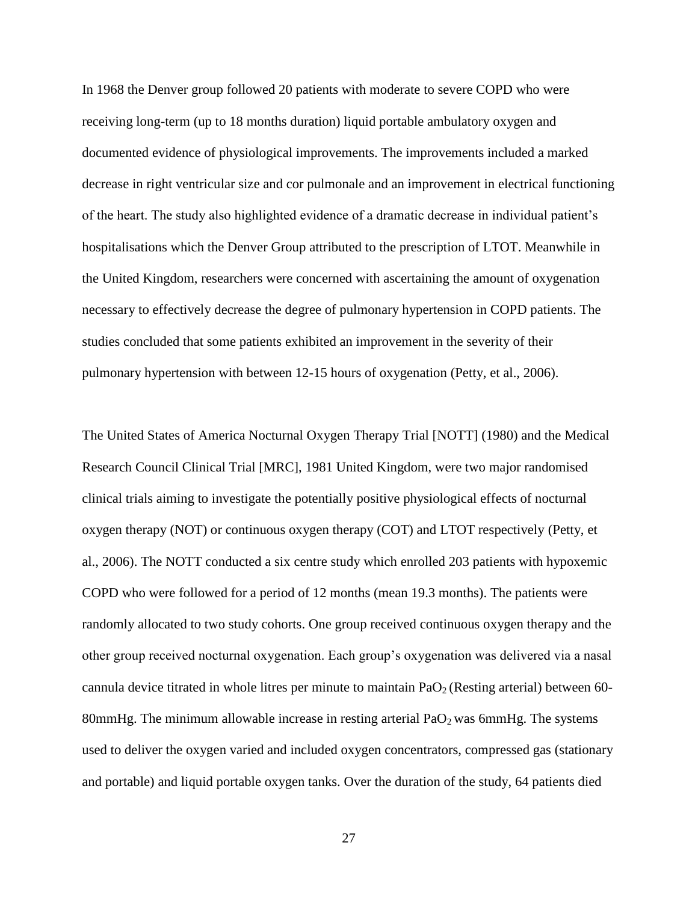In 1968 the Denver group followed 20 patients with moderate to severe COPD who were receiving long-term (up to 18 months duration) liquid portable ambulatory oxygen and documented evidence of physiological improvements. The improvements included a marked decrease in right ventricular size and cor pulmonale and an improvement in electrical functioning of the heart. The study also highlighted evidence of a dramatic decrease in individual patient's hospitalisations which the Denver Group attributed to the prescription of LTOT. Meanwhile in the United Kingdom, researchers were concerned with ascertaining the amount of oxygenation necessary to effectively decrease the degree of pulmonary hypertension in COPD patients. The studies concluded that some patients exhibited an improvement in the severity of their pulmonary hypertension with between 12-15 hours of oxygenation (Petty, et al., 2006).

The United States of America Nocturnal Oxygen Therapy Trial [NOTT] (1980) and the Medical Research Council Clinical Trial [MRC], 1981 United Kingdom, were two major randomised clinical trials aiming to investigate the potentially positive physiological effects of nocturnal oxygen therapy (NOT) or continuous oxygen therapy (COT) and LTOT respectively (Petty, et al., 2006). The NOTT conducted a six centre study which enrolled 203 patients with hypoxemic COPD who were followed for a period of 12 months (mean 19.3 months). The patients were randomly allocated to two study cohorts. One group received continuous oxygen therapy and the other group received nocturnal oxygenation. Each group's oxygenation was delivered via a nasal cannula device titrated in whole litres per minute to maintain $PaO_2$ (Resting arterial) between 60-80mmHg. The minimum allowable increase in resting arterial $PaO_2$ was 6mmHg. The systems used to deliver the oxygen varied and included oxygen concentrators, compressed gas (stationary and portable) and liquid portable oxygen tanks. Over the duration of the study, 64 patients died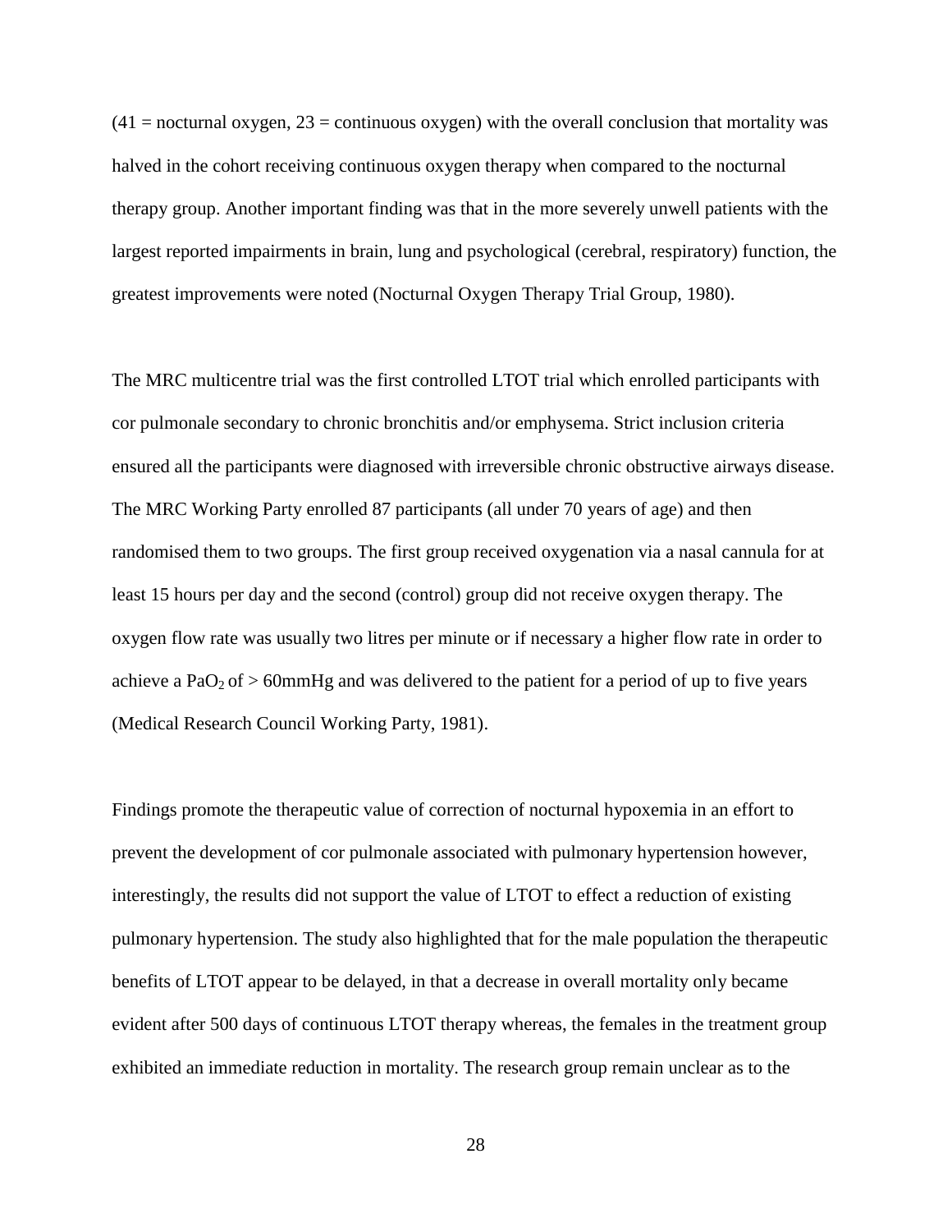(41 = nocturnal oxygen, 23 = continuous oxygen) with the overall conclusion that mortality was halved in the cohort receiving continuous oxygen therapy when compared to the nocturnal therapy group. Another important finding was that in the more severely unwell patients with the largest reported impairments in brain, lung and psychological (cerebral, respiratory) function, the greatest improvements were noted (Nocturnal Oxygen Therapy Trial Group, 1980).

The MRC multicentre trial was the first controlled LTOT trial which enrolled participants with cor pulmonale secondary to chronic bronchitis and/or emphysema. Strict inclusion criteria ensured all the participants were diagnosed with irreversible chronic obstructive airways disease. The MRC Working Party enrolled 87 participants (all under 70 years of age) and then randomised them to two groups. The first group received oxygenation via a nasal cannula for at least 15 hours per day and the second (control) group did not receive oxygen therapy. The oxygen flow rate was usually two litres per minute or if necessary a higher flow rate in order to achieve a $PaO_2$ of > 60mmHg and was delivered to the patient for a period of up to five years (Medical Research Council Working Party, 1981).

Findings promote the therapeutic value of correction of nocturnal hypoxemia in an effort to prevent the development of cor pulmonale associated with pulmonary hypertension however, interestingly, the results did not support the value of LTOT to effect a reduction of existing pulmonary hypertension. The study also highlighted that for the male population the therapeutic benefits of LTOT appear to be delayed, in that a decrease in overall mortality only became evident after 500 days of continuous LTOT therapy whereas, the females in the treatment group exhibited an immediate reduction in mortality. The research group remain unclear as to the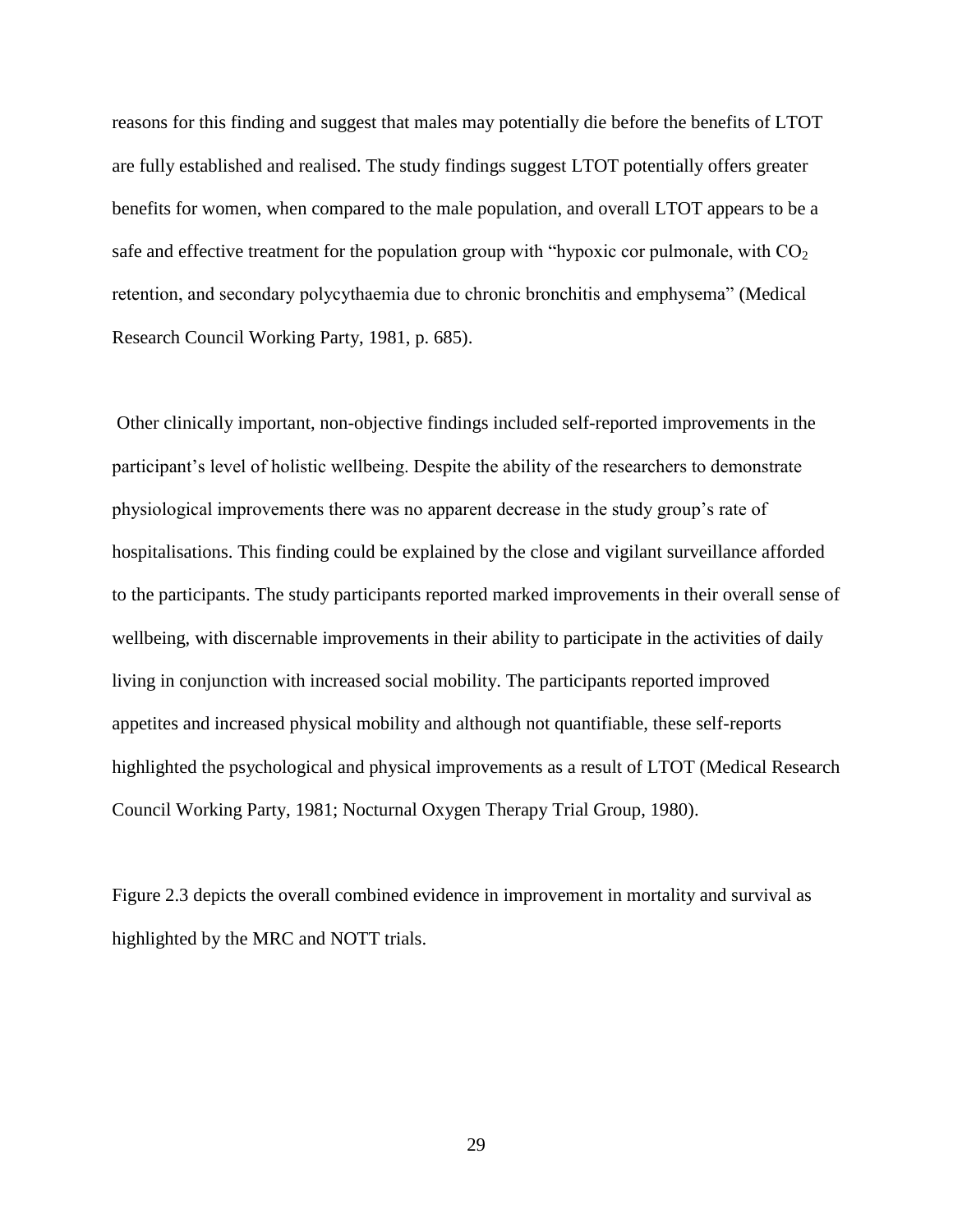reasons for this finding and suggest that males may potentially die before the benefits of LTOT are fully established and realised. The study findings suggest LTOT potentially offers greater benefits for women, when compared to the male population, and overall LTOT appears to be a safe and effective treatment for the population group with "hypoxic cor pulmonale, with $CO_2$ retention, and secondary polycythaemia due to chronic bronchitis and emphysema" (Medical Research Council Working Party, 1981, p. 685).

Other clinically important, non-objective findings included self-reported improvements in the participant's level of holistic wellbeing. Despite the ability of the researchers to demonstrate physiological improvements there was no apparent decrease in the study group's rate of hospitalisations. This finding could be explained by the close and vigilant surveillance afforded to the participants. The study participants reported marked improvements in their overall sense of wellbeing, with discernable improvements in their ability to participate in the activities of daily living in conjunction with increased social mobility. The participants reported improved appetites and increased physical mobility and although not quantifiable, these self-reports highlighted the psychological and physical improvements as a result of LTOT (Medical Research Council Working Party, 1981; Nocturnal Oxygen Therapy Trial Group, 1980).

Figure 2.3 depicts the overall combined evidence in improvement in mortality and survival as highlighted by the MRC and NOTT trials.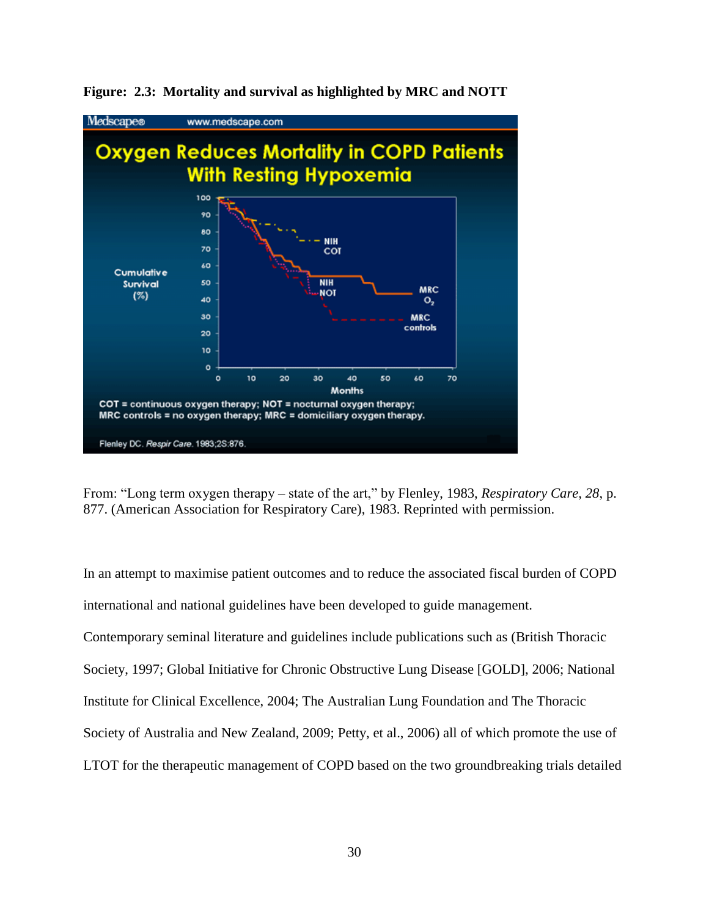**Figure: 2.3: Mortality and survival as highlighted by MRC and NOTT**

Medscape® www.medscape.com

Oxygen Reduces Mortality in COPD Patients With Resting Hypoxemia

Cumulative Survival (%)

100
90
80
70
60
50
40
30
20
10
0

0 10 20 30 40 50 60 70

Months

NIH COT

NIH NOT

MRC $O_2$

MRC controls

COT = continuous oxygen therapy; NOT = nocturnal oxygen therapy;
MRC controls = no oxygen therapy; MRC = domiciliary oxygen therapy.

Flenley DC. *Respir Care*. 1983;28:876.

From: "Long term oxygen therapy – state of the art," by Flenley, 1983, *Respiratory Care, 28*, p. 877. (American Association for Respiratory Care), 1983. Reprinted with permission.

In an attempt to maximise patient outcomes and to reduce the associated fiscal burden of COPD international and national guidelines have been developed to guide management. Contemporary seminal literature and guidelines include publications such as (British Thoracic Society, 1997; Global Initiative for Chronic Obstructive Lung Disease [GOLD], 2006; National Institute for Clinical Excellence, 2004; The Australian Lung Foundation and The Thoracic Society of Australia and New Zealand, 2009; Petty, et al., 2006) all of which promote the use of LTOT for the therapeutic management of COPD based on the two groundbreaking trials detailed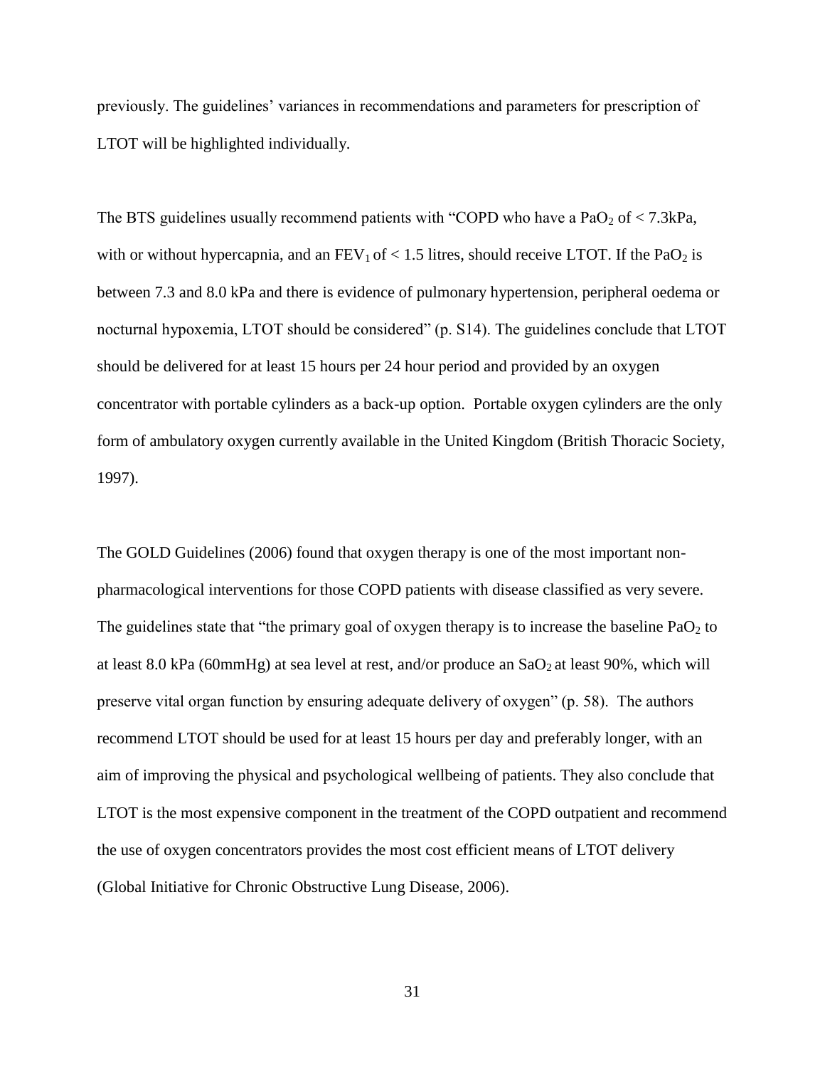previously. The guidelines' variances in recommendations and parameters for prescription of LTOT will be highlighted individually.

The BTS guidelines usually recommend patients with "COPD who have a $PaO_2$ of < 7.3kPa, with or without hypercapnia, and an $FEV_1$ of < 1.5 litres, should receive LTOT. If the $PaO_2$ is between 7.3 and 8.0 kPa and there is evidence of pulmonary hypertension, peripheral oedema or nocturnal hypoxemia, LTOT should be considered" (p. S14). The guidelines conclude that LTOT should be delivered for at least 15 hours per 24 hour period and provided by an oxygen concentrator with portable cylinders as a back-up option. Portable oxygen cylinders are the only form of ambulatory oxygen currently available in the United Kingdom (British Thoracic Society, 1997).

The GOLD Guidelines (2006) found that oxygen therapy is one of the most important non-pharmacological interventions for those COPD patients with disease classified as very severe. The guidelines state that "the primary goal of oxygen therapy is to increase the baseline $PaO_2$ to at least 8.0 kPa (60mmHg) at sea level at rest, and/or produce an $SaO_2$ at least 90%, which will preserve vital organ function by ensuring adequate delivery of oxygen" (p. 58). The authors recommend LTOT should be used for at least 15 hours per day and preferably longer, with an aim of improving the physical and psychological wellbeing of patients. They also conclude that LTOT is the most expensive component in the treatment of the COPD outpatient and recommend the use of oxygen concentrators provides the most cost efficient means of LTOT delivery (Global Initiative for Chronic Obstructive Lung Disease, 2006).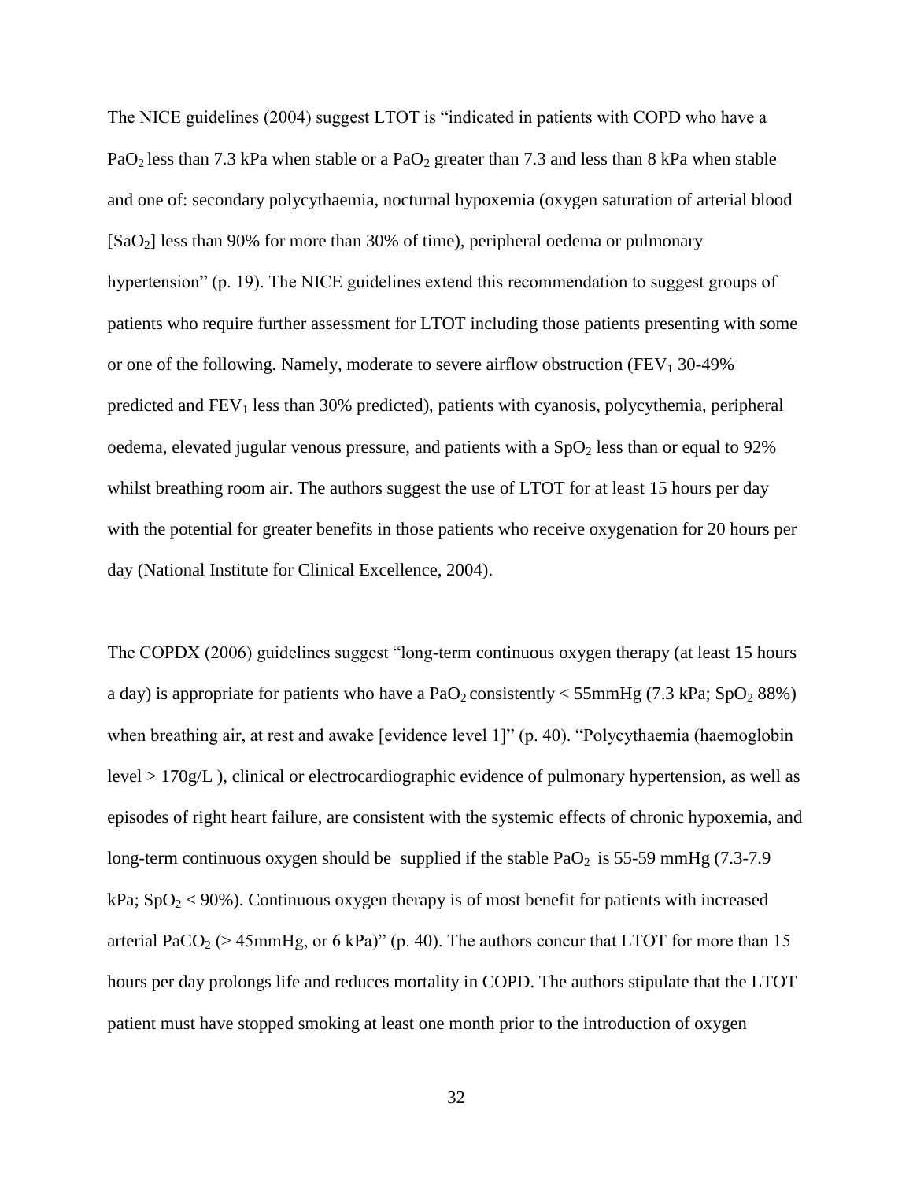The NICE guidelines (2004) suggest LTOT is “indicated in patients with COPD who have a $PaO_2$ less than 7.3 kPa when stable or a $PaO_2$ greater than 7.3 and less than 8 kPa when stable and one of: secondary polycythaemia, nocturnal hypoxemia (oxygen saturation of arterial blood [$SaO_2$] less than 90% for more than 30% of time), peripheral oedema or pulmonary hypertension” (p. 19). The NICE guidelines extend this recommendation to suggest groups of patients who require further assessment for LTOT including those patients presenting with some or one of the following. Namely, moderate to severe airflow obstruction ($FEV_1$ 30-49% predicted and $FEV_1$ less than 30% predicted), patients with cyanosis, polycythemia, peripheral oedema, elevated jugular venous pressure, and patients with a $SpO_2$ less than or equal to 92% whilst breathing room air. The authors suggest the use of LTOT for at least 15 hours per day with the potential for greater benefits in those patients who receive oxygenation for 20 hours per day (National Institute for Clinical Excellence, 2004).

The COPDX (2006) guidelines suggest “long-term continuous oxygen therapy (at least 15 hours a day) is appropriate for patients who have a $PaO_2$ consistently < 55mmHg (7.3 kPa; $SpO_2$ 88%) when breathing air, at rest and awake [evidence level 1]” (p. 40). “Polycythaemia (haemoglobin level > 170g/L ), clinical or electrocardiographic evidence of pulmonary hypertension, as well as episodes of right heart failure, are consistent with the systemic effects of chronic hypoxemia, and long-term continuous oxygen should be supplied if the stable $PaO_2$ is 55-59 mmHg (7.3-7.9 kPa; $SpO_2$ < 90%). Continuous oxygen therapy is of most benefit for patients with increased arterial $PaCO_2$ (> 45mmHg, or 6 kPa)” (p. 40). The authors concur that LTOT for more than 15 hours per day prolongs life and reduces mortality in COPD. The authors stipulate that the LTOT patient must have stopped smoking at least one month prior to the introduction of oxygen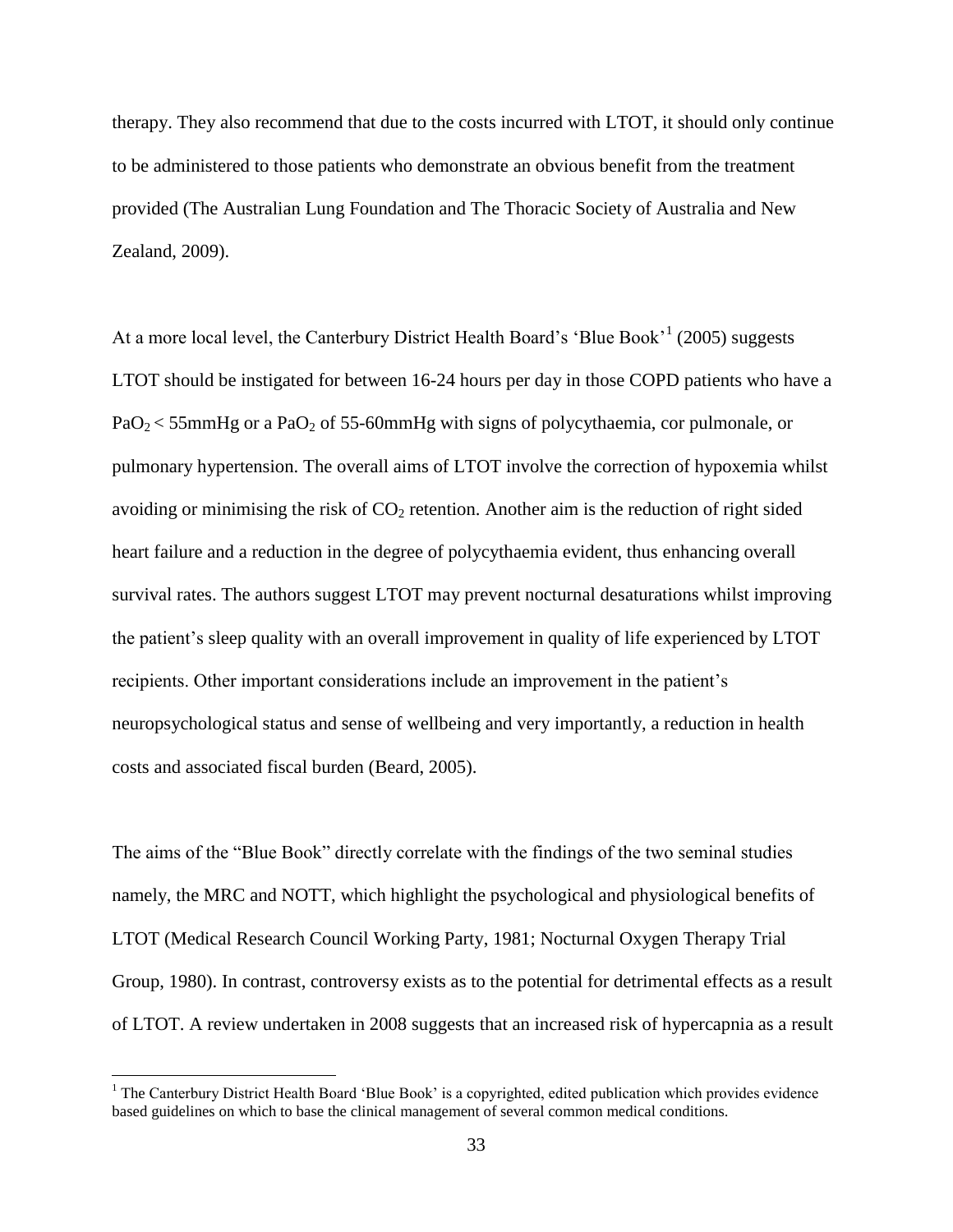therapy. They also recommend that due to the costs incurred with LTOT, it should only continue to be administered to those patients who demonstrate an obvious benefit from the treatment provided (The Australian Lung Foundation and The Thoracic Society of Australia and New Zealand, 2009).

At a more local level, the Canterbury District Health Board's 'Blue Book'[1] (2005) suggests LTOT should be instigated for between 16-24 hours per day in those COPD patients who have a $PaO_2 <$ 55mmHg or a $PaO_2$ of 55-60mmHg with signs of polycythaemia, cor pulmonale, or pulmonary hypertension. The overall aims of LTOT involve the correction of hypoxemia whilst avoiding or minimising the risk of $CO_2$ retention. Another aim is the reduction of right sided heart failure and a reduction in the degree of polycythaemia evident, thus enhancing overall survival rates. The authors suggest LTOT may prevent nocturnal desaturations whilst improving the patient's sleep quality with an overall improvement in quality of life experienced by LTOT recipients. Other important considerations include an improvement in the patient's neuropsychological status and sense of wellbeing and very importantly, a reduction in health costs and associated fiscal burden (Beard, 2005).

The aims of the "Blue Book" directly correlate with the findings of the two seminal studies namely, the MRC and NOTT, which highlight the psychological and physiological benefits of LTOT (Medical Research Council Working Party, 1981; Nocturnal Oxygen Therapy Trial Group, 1980). In contrast, controversy exists as to the potential for detrimental effects as a result of LTOT. A review undertaken in 2008 suggests that an increased risk of hypercapnia as a result

[1] The Canterbury District Health Board 'Blue Book' is a copyrighted, edited publication which provides evidence based guidelines on which to base the clinical management of several common medical conditions.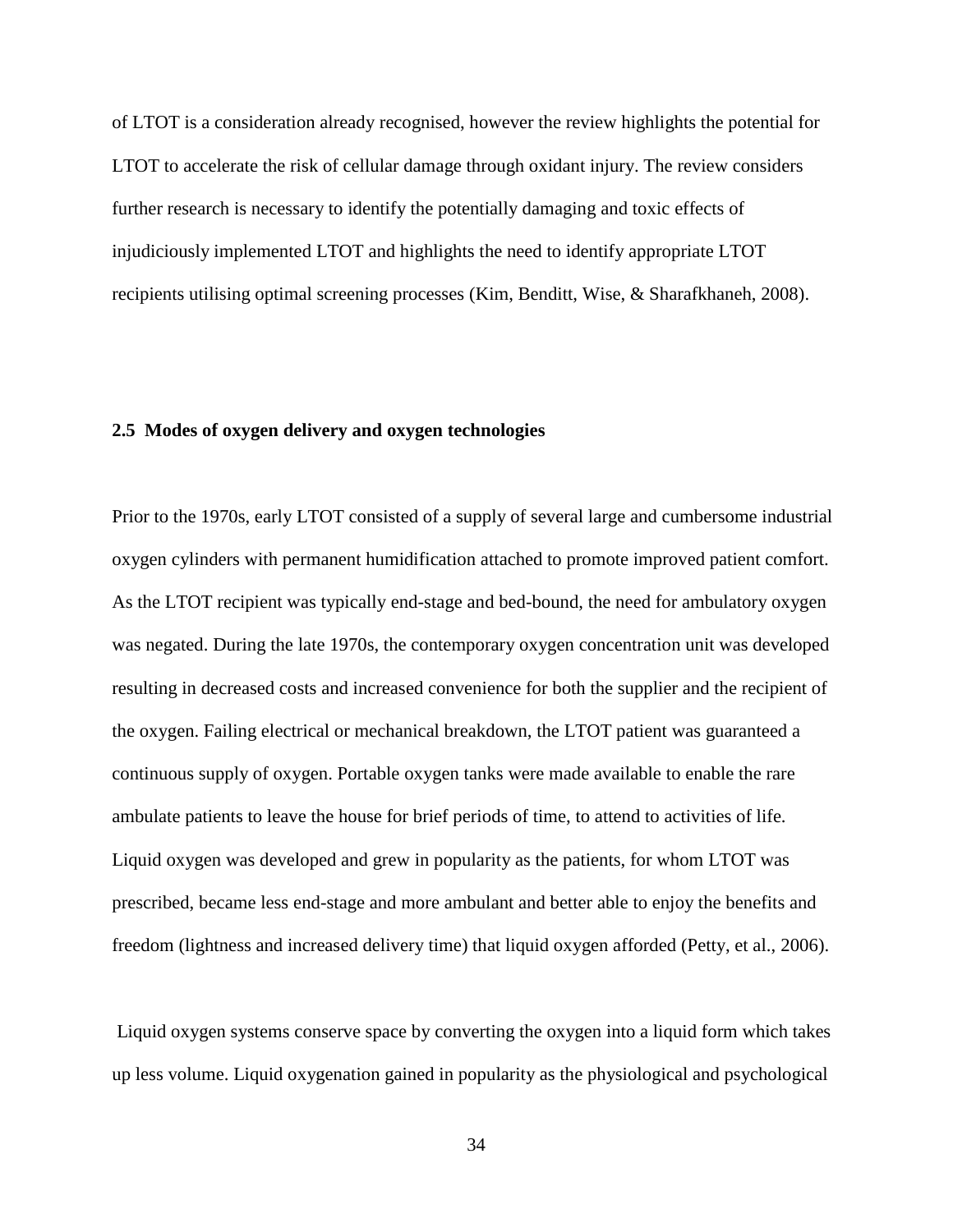of LTOT is a consideration already recognised, however the review highlights the potential for LTOT to accelerate the risk of cellular damage through oxidant injury. The review considers further research is necessary to identify the potentially damaging and toxic effects of injudiciously implemented LTOT and highlights the need to identify appropriate LTOT recipients utilising optimal screening processes (Kim, Benditt, Wise, & Sharafkhaneh, 2008).

### 2.5 Modes of oxygen delivery and oxygen technologies

Prior to the 1970s, early LTOT consisted of a supply of several large and cumbersome industrial oxygen cylinders with permanent humidification attached to promote improved patient comfort. As the LTOT recipient was typically end-stage and bed-bound, the need for ambulatory oxygen was negated. During the late 1970s, the contemporary oxygen concentration unit was developed resulting in decreased costs and increased convenience for both the supplier and the recipient of the oxygen. Failing electrical or mechanical breakdown, the LTOT patient was guaranteed a continuous supply of oxygen. Portable oxygen tanks were made available to enable the rare ambulate patients to leave the house for brief periods of time, to attend to activities of life. Liquid oxygen was developed and grew in popularity as the patients, for whom LTOT was prescribed, became less end-stage and more ambulant and better able to enjoy the benefits and freedom (lightness and increased delivery time) that liquid oxygen afforded (Petty, et al., 2006).

Liquid oxygen systems conserve space by converting the oxygen into a liquid form which takes up less volume. Liquid oxygenation gained in popularity as the physiological and psychological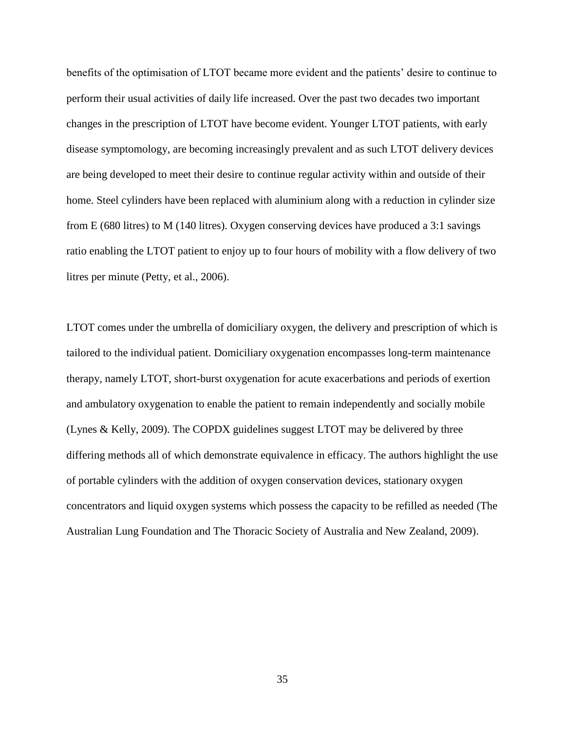benefits of the optimisation of LTOT became more evident and the patients' desire to continue to perform their usual activities of daily life increased. Over the past two decades two important changes in the prescription of LTOT have become evident. Younger LTOT patients, with early disease symptomology, are becoming increasingly prevalent and as such LTOT delivery devices are being developed to meet their desire to continue regular activity within and outside of their home. Steel cylinders have been replaced with aluminium along with a reduction in cylinder size from E (680 litres) to M (140 litres). Oxygen conserving devices have produced a 3:1 savings ratio enabling the LTOT patient to enjoy up to four hours of mobility with a flow delivery of two litres per minute (Petty, et al., 2006).

LTOT comes under the umbrella of domiciliary oxygen, the delivery and prescription of which is tailored to the individual patient. Domiciliary oxygenation encompasses long-term maintenance therapy, namely LTOT, short-burst oxygenation for acute exacerbations and periods of exertion and ambulatory oxygenation to enable the patient to remain independently and socially mobile (Lynes & Kelly, 2009). The COPDX guidelines suggest LTOT may be delivered by three differing methods all of which demonstrate equivalence in efficacy. The authors highlight the use of portable cylinders with the addition of oxygen conservation devices, stationary oxygen concentrators and liquid oxygen systems which possess the capacity to be refilled as needed (The Australian Lung Foundation and The Thoracic Society of Australia and New Zealand, 2009).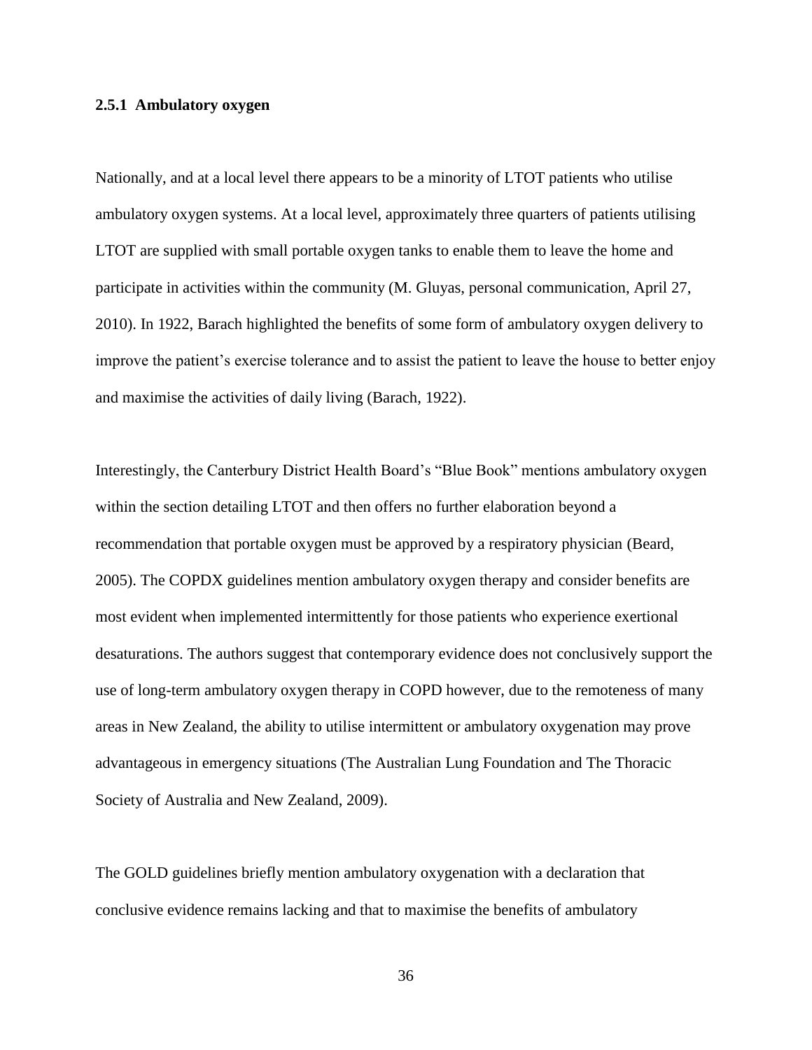### 2.5.1 Ambulatory oxygen

Nationally, and at a local level there appears to be a minority of LTOT patients who utilise ambulatory oxygen systems. At a local level, approximately three quarters of patients utilising LTOT are supplied with small portable oxygen tanks to enable them to leave the home and participate in activities within the community (M. Gluyas, personal communication, April 27, 2010). In 1922, Barach highlighted the benefits of some form of ambulatory oxygen delivery to improve the patient's exercise tolerance and to assist the patient to leave the house to better enjoy and maximise the activities of daily living (Barach, 1922).

Interestingly, the Canterbury District Health Board's "Blue Book" mentions ambulatory oxygen within the section detailing LTOT and then offers no further elaboration beyond a recommendation that portable oxygen must be approved by a respiratory physician (Beard, 2005). The COPDX guidelines mention ambulatory oxygen therapy and consider benefits are most evident when implemented intermittently for those patients who experience exertional desaturations. The authors suggest that contemporary evidence does not conclusively support the use of long-term ambulatory oxygen therapy in COPD however, due to the remoteness of many areas in New Zealand, the ability to utilise intermittent or ambulatory oxygenation may prove advantageous in emergency situations (The Australian Lung Foundation and The Thoracic Society of Australia and New Zealand, 2009).

The GOLD guidelines briefly mention ambulatory oxygenation with a declaration that conclusive evidence remains lacking and that to maximise the benefits of ambulatory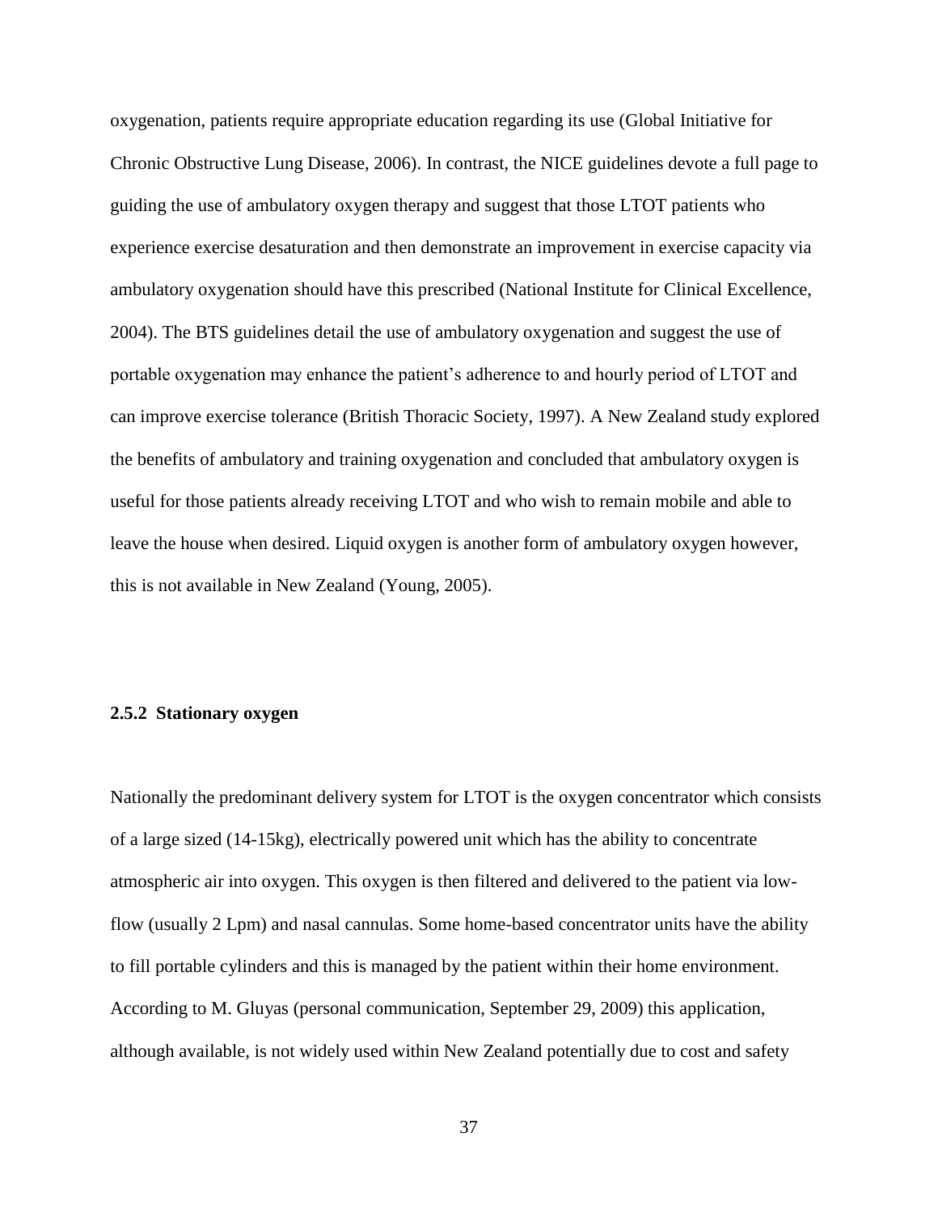oxygenation, patients require appropriate education regarding its use (Global Initiative for Chronic Obstructive Lung Disease, 2006). In contrast, the NICE guidelines devote a full page to guiding the use of ambulatory oxygen therapy and suggest that those LTOT patients who experience exercise desaturation and then demonstrate an improvement in exercise capacity via ambulatory oxygenation should have this prescribed (National Institute for Clinical Excellence, 2004). The BTS guidelines detail the use of ambulatory oxygenation and suggest the use of portable oxygenation may enhance the patient's adherence to and hourly period of LTOT and can improve exercise tolerance (British Thoracic Society, 1997). A New Zealand study explored the benefits of ambulatory and training oxygenation and concluded that ambulatory oxygen is useful for those patients already receiving LTOT and who wish to remain mobile and able to leave the house when desired. Liquid oxygen is another form of ambulatory oxygen however, this is not available in New Zealand (Young, 2005).

### 2.5.2 Stationary oxygen

Nationally the predominant delivery system for LTOT is the oxygen concentrator which consists of a large sized (14-15kg), electrically powered unit which has the ability to concentrate atmospheric air into oxygen. This oxygen is then filtered and delivered to the patient via low-flow (usually 2 Lpm) and nasal cannulas. Some home-based concentrator units have the ability to fill portable cylinders and this is managed by the patient within their home environment. According to M. Gluyas (personal communication, September 29, 2009) this application, although available, is not widely used within New Zealand potentially due to cost and safety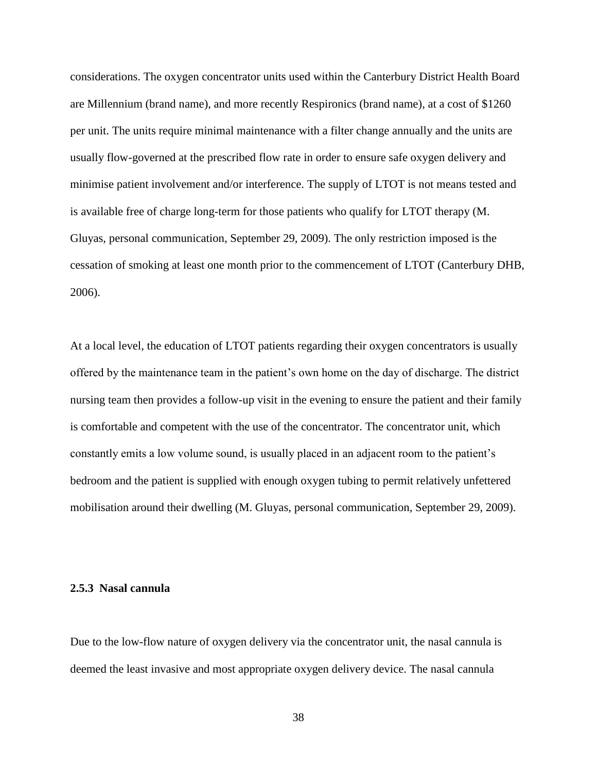considerations. The oxygen concentrator units used within the Canterbury District Health Board are Millennium (brand name), and more recently Respironics (brand name), at a cost of $1260 per unit. The units require minimal maintenance with a filter change annually and the units are usually flow-governed at the prescribed flow rate in order to ensure safe oxygen delivery and minimise patient involvement and/or interference. The supply of LTOT is not means tested and is available free of charge long-term for those patients who qualify for LTOT therapy (M. Gluyas, personal communication, September 29, 2009). The only restriction imposed is the cessation of smoking at least one month prior to the commencement of LTOT (Canterbury DHB, 2006).

At a local level, the education of LTOT patients regarding their oxygen concentrators is usually offered by the maintenance team in the patient's own home on the day of discharge. The district nursing team then provides a follow-up visit in the evening to ensure the patient and their family is comfortable and competent with the use of the concentrator. The concentrator unit, which constantly emits a low volume sound, is usually placed in an adjacent room to the patient's bedroom and the patient is supplied with enough oxygen tubing to permit relatively unfettered mobilisation around their dwelling (M. Gluyas, personal communication, September 29, 2009).

### 2.5.3 Nasal cannula

Due to the low-flow nature of oxygen delivery via the concentrator unit, the nasal cannula is deemed the least invasive and most appropriate oxygen delivery device. The nasal cannula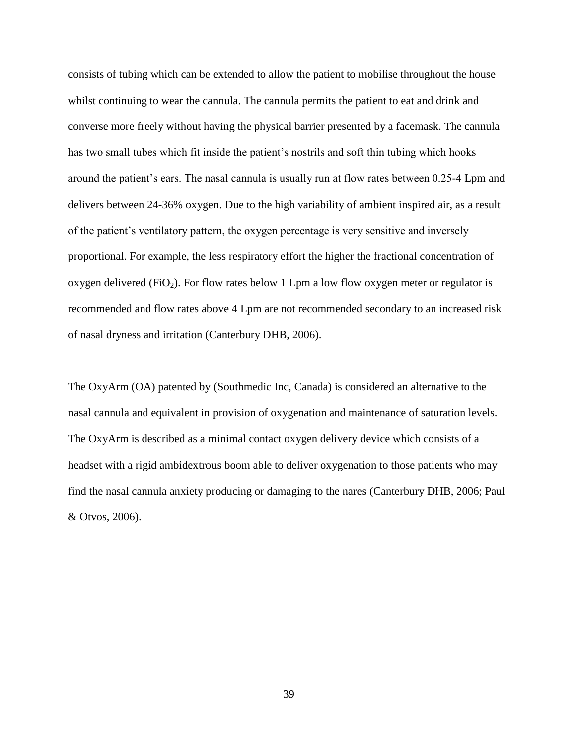consists of tubing which can be extended to allow the patient to mobilise throughout the house whilst continuing to wear the cannula. The cannula permits the patient to eat and drink and converse more freely without having the physical barrier presented by a facemask. The cannula has two small tubes which fit inside the patient's nostrils and soft thin tubing which hooks around the patient's ears. The nasal cannula is usually run at flow rates between 0.25-4 Lpm and delivers between 24-36% oxygen. Due to the high variability of ambient inspired air, as a result of the patient's ventilatory pattern, the oxygen percentage is very sensitive and inversely proportional. For example, the less respiratory effort the higher the fractional concentration of oxygen delivered ($FiO_2$). For flow rates below 1 Lpm a low flow oxygen meter or regulator is recommended and flow rates above 4 Lpm are not recommended secondary to an increased risk of nasal dryness and irritation (Canterbury DHB, 2006).

The OxyArm (OA) patented by (Southmedic Inc, Canada) is considered an alternative to the nasal cannula and equivalent in provision of oxygenation and maintenance of saturation levels. The OxyArm is described as a minimal contact oxygen delivery device which consists of a headset with a rigid ambidextrous boom able to deliver oxygenation to those patients who may find the nasal cannula anxiety producing or damaging to the nares (Canterbury DHB, 2006; Paul & Otvos, 2006).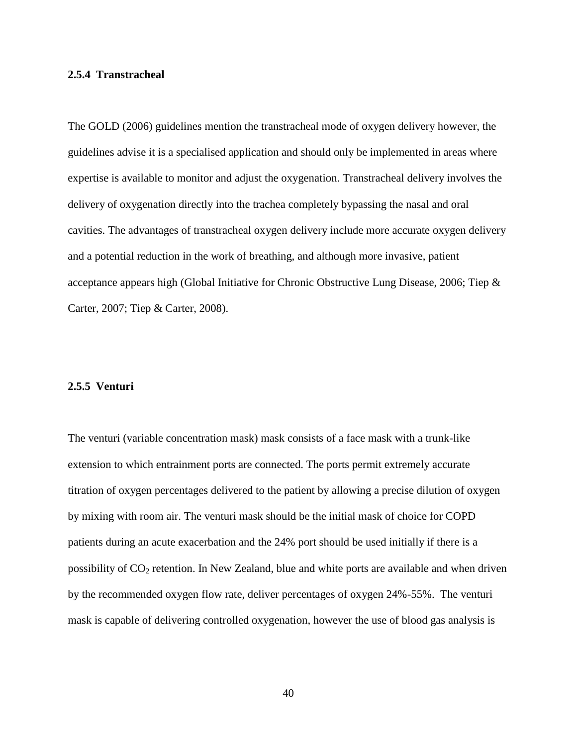### 2.5.4 Transtracheal

The GOLD (2006) guidelines mention the transtracheal mode of oxygen delivery however, the guidelines advise it is a specialised application and should only be implemented in areas where expertise is available to monitor and adjust the oxygenation. Transtracheal delivery involves the delivery of oxygenation directly into the trachea completely bypassing the nasal and oral cavities. The advantages of transtracheal oxygen delivery include more accurate oxygen delivery and a potential reduction in the work of breathing, and although more invasive, patient acceptance appears high (Global Initiative for Chronic Obstructive Lung Disease, 2006; Tiep & Carter, 2007; Tiep & Carter, 2008).

### 2.5.5 Venturi

The venturi (variable concentration mask) mask consists of a face mask with a trunk-like extension to which entrainment ports are connected. The ports permit extremely accurate titration of oxygen percentages delivered to the patient by allowing a precise dilution of oxygen by mixing with room air. The venturi mask should be the initial mask of choice for COPD patients during an acute exacerbation and the 24% port should be used initially if there is a possibility of $CO_2$ retention. In New Zealand, blue and white ports are available and when driven by the recommended oxygen flow rate, deliver percentages of oxygen 24%-55%. The venturi mask is capable of delivering controlled oxygenation, however the use of blood gas analysis is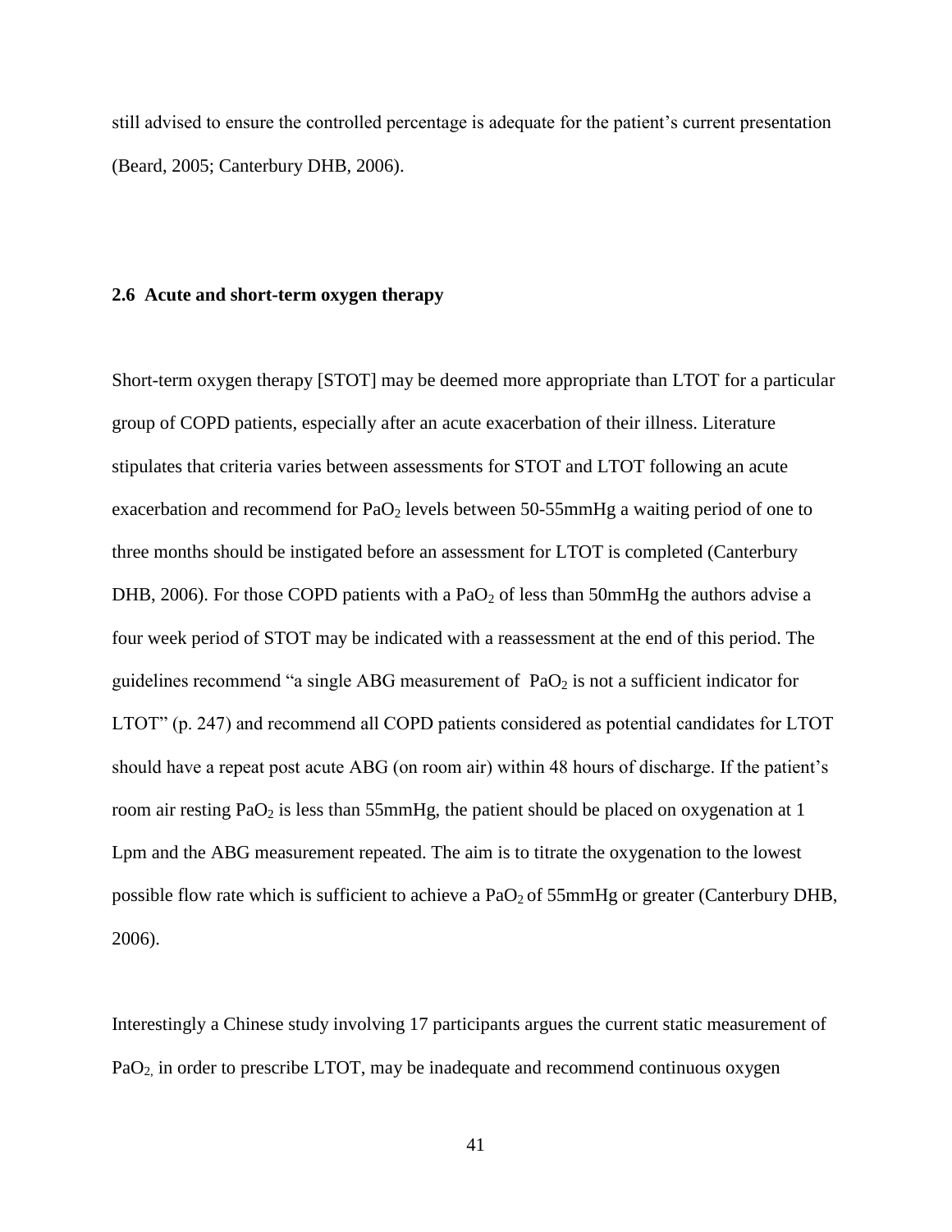still advised to ensure the controlled percentage is adequate for the patient's current presentation (Beard, 2005; Canterbury DHB, 2006).

## 2.6 Acute and short-term oxygen therapy

Short-term oxygen therapy [STOT] may be deemed more appropriate than LTOT for a particular group of COPD patients, especially after an acute exacerbation of their illness. Literature stipulates that criteria varies between assessments for STOT and LTOT following an acute exacerbation and recommend for $PaO_2$ levels between 50-55mmHg a waiting period of one to three months should be instigated before an assessment for LTOT is completed (Canterbury DHB, 2006). For those COPD patients with a $PaO_2$ of less than 50mmHg the authors advise a four week period of STOT may be indicated with a reassessment at the end of this period. The guidelines recommend "a single ABG measurement of $PaO_2$ is not a sufficient indicator for LTOT" (p. 247) and recommend all COPD patients considered as potential candidates for LTOT should have a repeat post acute ABG (on room air) within 48 hours of discharge. If the patient's room air resting $PaO_2$ is less than 55mmHg, the patient should be placed on oxygenation at 1 Lpm and the ABG measurement repeated. The aim is to titrate the oxygenation to the lowest possible flow rate which is sufficient to achieve a $PaO_2$ of 55mmHg or greater (Canterbury DHB, 2006).

Interestingly a Chinese study involving 17 participants argues the current static measurement of $PaO_2$, in order to prescribe LTOT, may be inadequate and recommend continuous oxygen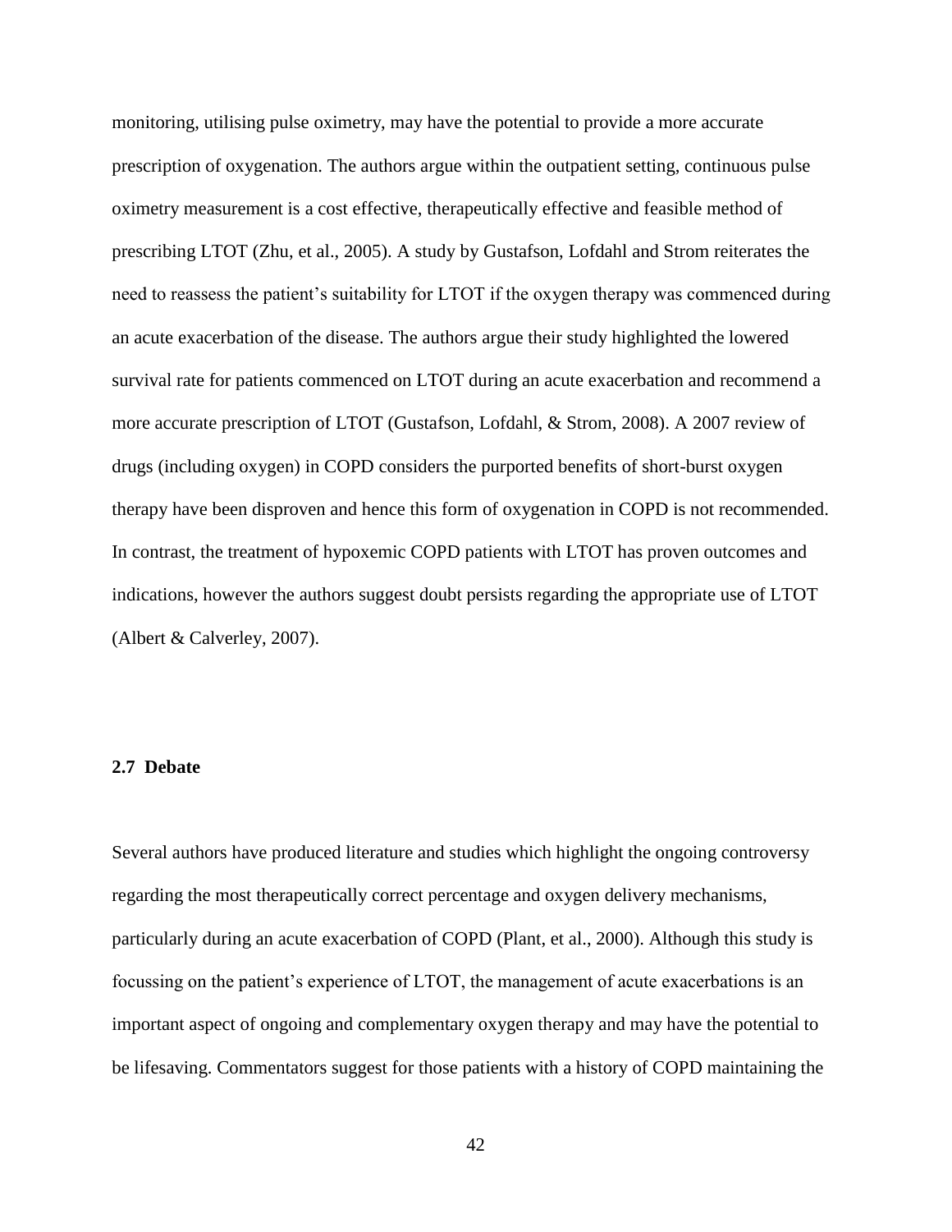monitoring, utilising pulse oximetry, may have the potential to provide a more accurate prescription of oxygenation. The authors argue within the outpatient setting, continuous pulse oximetry measurement is a cost effective, therapeutically effective and feasible method of prescribing LTOT (Zhu, et al., 2005). A study by Gustafson, Lofdahl and Strom reiterates the need to reassess the patient's suitability for LTOT if the oxygen therapy was commenced during an acute exacerbation of the disease. The authors argue their study highlighted the lowered survival rate for patients commenced on LTOT during an acute exacerbation and recommend a more accurate prescription of LTOT (Gustafson, Lofdahl, & Strom, 2008). A 2007 review of drugs (including oxygen) in COPD considers the purported benefits of short-burst oxygen therapy have been disproven and hence this form of oxygenation in COPD is not recommended. In contrast, the treatment of hypoxemic COPD patients with LTOT has proven outcomes and indications, however the authors suggest doubt persists regarding the appropriate use of LTOT (Albert & Calverley, 2007).

### 2.7 Debate

Several authors have produced literature and studies which highlight the ongoing controversy regarding the most therapeutically correct percentage and oxygen delivery mechanisms, particularly during an acute exacerbation of COPD (Plant, et al., 2000). Although this study is focussing on the patient's experience of LTOT, the management of acute exacerbations is an important aspect of ongoing and complementary oxygen therapy and may have the potential to be lifesaving. Commentators suggest for those patients with a history of COPD maintaining the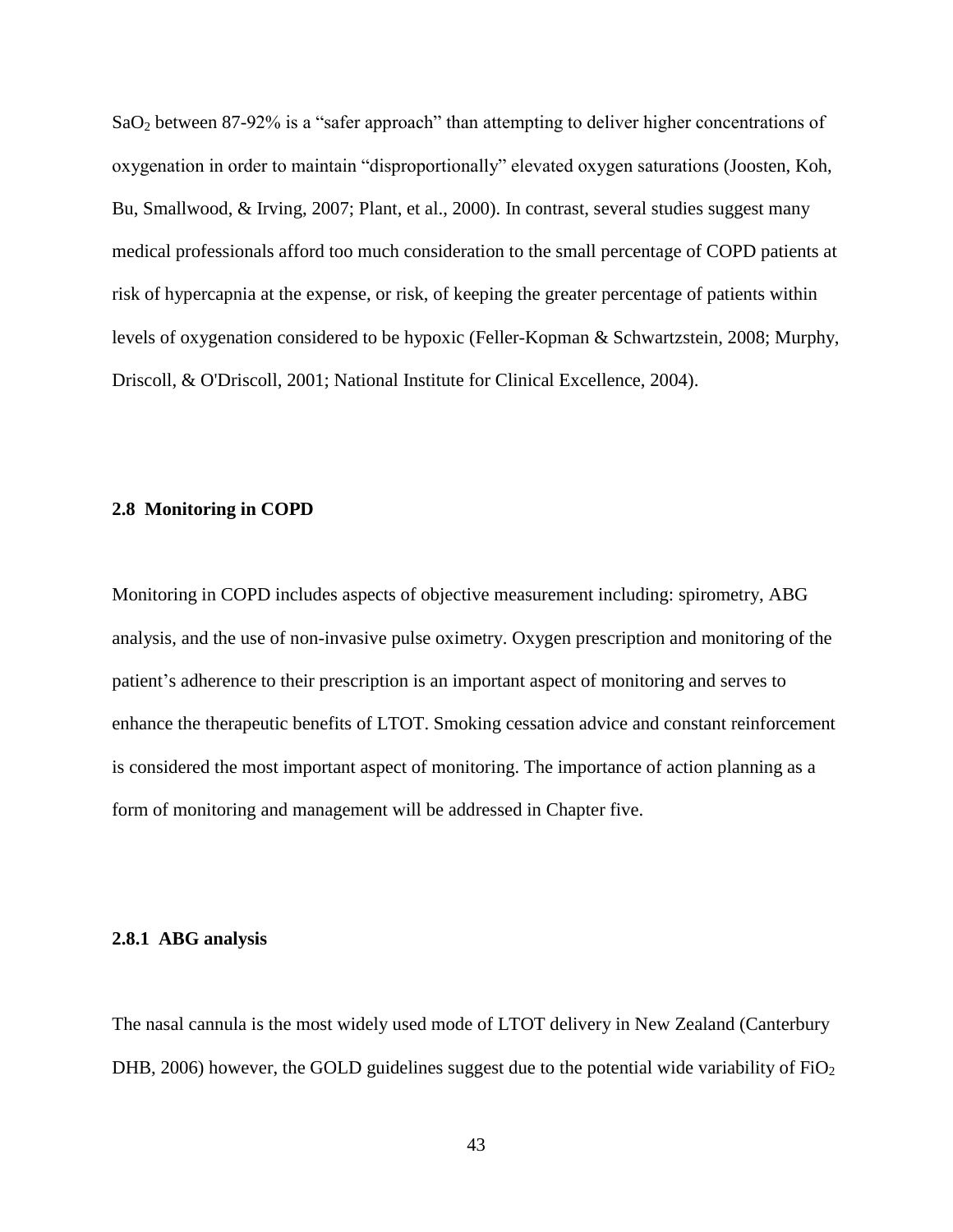$SaO_2$ between 87-92% is a “safer approach” than attempting to deliver higher concentrations of oxygenation in order to maintain “disproportionally” elevated oxygen saturations (Joosten, Koh, Bu, Smallwood, & Irving, 2007; Plant, et al., 2000). In contrast, several studies suggest many medical professionals afford too much consideration to the small percentage of COPD patients at risk of hypercapnia at the expense, or risk, of keeping the greater percentage of patients within levels of oxygenation considered to be hypoxic (Feller-Kopman & Schwartzstein, 2008; Murphy, Driscoll, & O'Driscoll, 2001; National Institute for Clinical Excellence, 2004).

### 2.8 Monitoring in COPD

Monitoring in COPD includes aspects of objective measurement including: spirometry, ABG analysis, and the use of non-invasive pulse oximetry. Oxygen prescription and monitoring of the patient’s adherence to their prescription is an important aspect of monitoring and serves to enhance the therapeutic benefits of LTOT. Smoking cessation advice and constant reinforcement is considered the most important aspect of monitoring. The importance of action planning as a form of monitoring and management will be addressed in Chapter five.

#### 2.8.1 ABG analysis

The nasal cannula is the most widely used mode of LTOT delivery in New Zealand (Canterbury DHB, 2006) however, the GOLD guidelines suggest due to the potential wide variability of $FiO_2$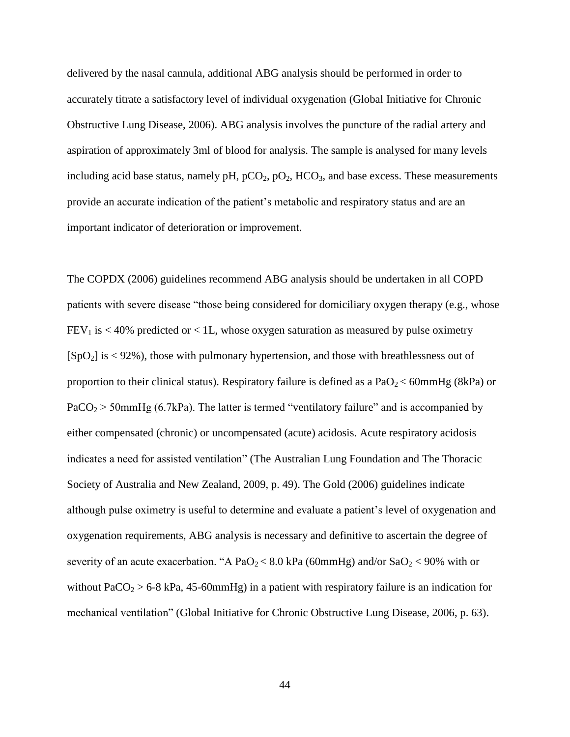delivered by the nasal cannula, additional ABG analysis should be performed in order to accurately titrate a satisfactory level of individual oxygenation (Global Initiative for Chronic Obstructive Lung Disease, 2006). ABG analysis involves the puncture of the radial artery and aspiration of approximately 3ml of blood for analysis. The sample is analysed for many levels including acid base status, namely pH, $pCO_2$, $pO_2$, $HCO_3$, and base excess. These measurements provide an accurate indication of the patient's metabolic and respiratory status and are an important indicator of deterioration or improvement.

The COPDX (2006) guidelines recommend ABG analysis should be undertaken in all COPD patients with severe disease "those being considered for domiciliary oxygen therapy (e.g., whose $FEV_1$ is < 40% predicted or < 1L, whose oxygen saturation as measured by pulse oximetry [$SpO_2$] is < 92%), those with pulmonary hypertension, and those with breathlessness out of proportion to their clinical status). Respiratory failure is defined as a $PaO_2$ < 60mmHg (8kPa) or $PaCO_2$ > 50mmHg (6.7kPa). The latter is termed "ventilatory failure" and is accompanied by either compensated (chronic) or uncompensated (acute) acidosis. Acute respiratory acidosis indicates a need for assisted ventilation" (The Australian Lung Foundation and The Thoracic Society of Australia and New Zealand, 2009, p. 49). The Gold (2006) guidelines indicate although pulse oximetry is useful to determine and evaluate a patient's level of oxygenation and oxygenation requirements, ABG analysis is necessary and definitive to ascertain the degree of severity of an acute exacerbation. "A $PaO_2$ < 8.0 kPa (60mmHg) and/or $SaO_2$ < 90% with or without $PaCO_2$ > 6-8 kPa, 45-60mmHg) in a patient with respiratory failure is an indication for mechanical ventilation" (Global Initiative for Chronic Obstructive Lung Disease, 2006, p. 63).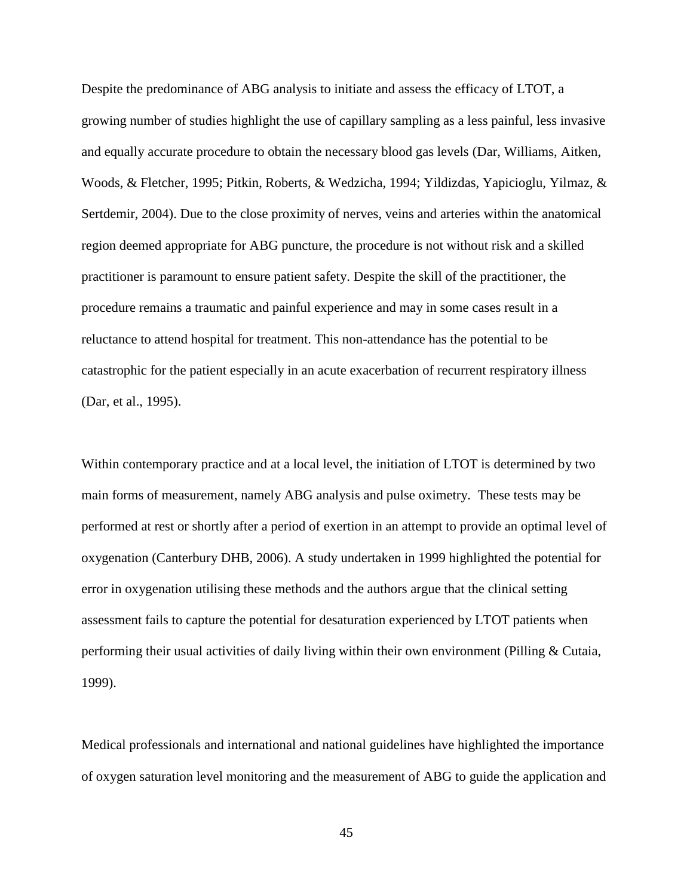Despite the predominance of ABG analysis to initiate and assess the efficacy of LTOT, a growing number of studies highlight the use of capillary sampling as a less painful, less invasive and equally accurate procedure to obtain the necessary blood gas levels (Dar, Williams, Aitken, Woods, & Fletcher, 1995; Pitkin, Roberts, & Wedzicha, 1994; Yildizdas, Yapicioglu, Yilmaz, & Sertdemir, 2004). Due to the close proximity of nerves, veins and arteries within the anatomical region deemed appropriate for ABG puncture, the procedure is not without risk and a skilled practitioner is paramount to ensure patient safety. Despite the skill of the practitioner, the procedure remains a traumatic and painful experience and may in some cases result in a reluctance to attend hospital for treatment. This non-attendance has the potential to be catastrophic for the patient especially in an acute exacerbation of recurrent respiratory illness (Dar, et al., 1995).

Within contemporary practice and at a local level, the initiation of LTOT is determined by two main forms of measurement, namely ABG analysis and pulse oximetry. These tests may be performed at rest or shortly after a period of exertion in an attempt to provide an optimal level of oxygenation (Canterbury DHB, 2006). A study undertaken in 1999 highlighted the potential for error in oxygenation utilising these methods and the authors argue that the clinical setting assessment fails to capture the potential for desaturation experienced by LTOT patients when performing their usual activities of daily living within their own environment (Pilling & Cutaia, 1999).

Medical professionals and international and national guidelines have highlighted the importance of oxygen saturation level monitoring and the measurement of ABG to guide the application and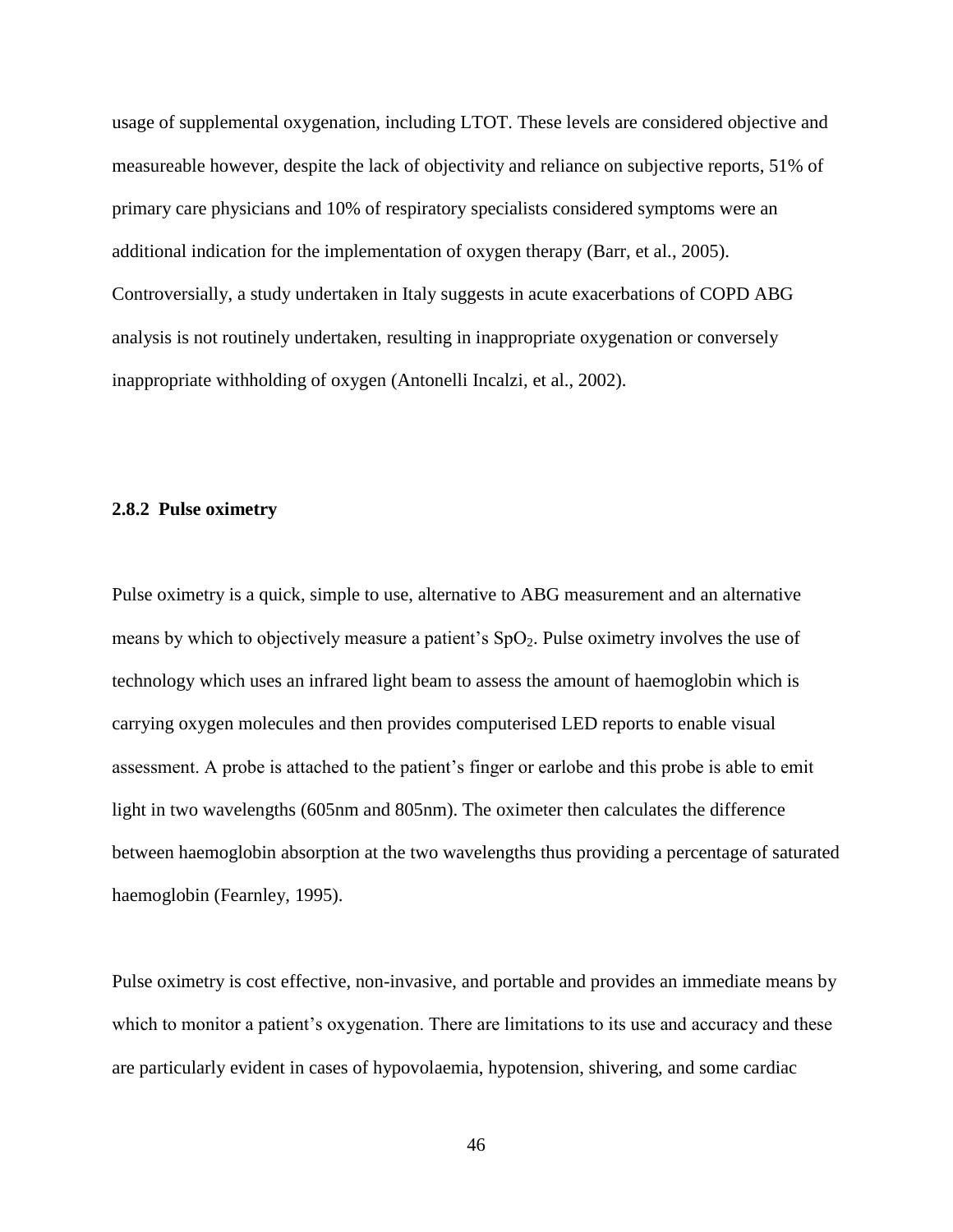usage of supplemental oxygenation, including LTOT. These levels are considered objective and measureable however, despite the lack of objectivity and reliance on subjective reports, 51% of primary care physicians and 10% of respiratory specialists considered symptoms were an additional indication for the implementation of oxygen therapy (Barr, et al., 2005). Controversially, a study undertaken in Italy suggests in acute exacerbations of COPD ABG analysis is not routinely undertaken, resulting in inappropriate oxygenation or conversely inappropriate withholding of oxygen (Antonelli Incalzi, et al., 2002).

### 2.8.2 Pulse oximetry

Pulse oximetry is a quick, simple to use, alternative to ABG measurement and an alternative means by which to objectively measure a patient's $SpO_2$. Pulse oximetry involves the use of technology which uses an infrared light beam to assess the amount of haemoglobin which is carrying oxygen molecules and then provides computerised LED reports to enable visual assessment. A probe is attached to the patient's finger or earlobe and this probe is able to emit light in two wavelengths (605nm and 805nm). The oximeter then calculates the difference between haemoglobin absorption at the two wavelengths thus providing a percentage of saturated haemoglobin (Fearnley, 1995).

Pulse oximetry is cost effective, non-invasive, and portable and provides an immediate means by which to monitor a patient's oxygenation. There are limitations to its use and accuracy and these are particularly evident in cases of hypovolaemia, hypotension, shivering, and some cardiac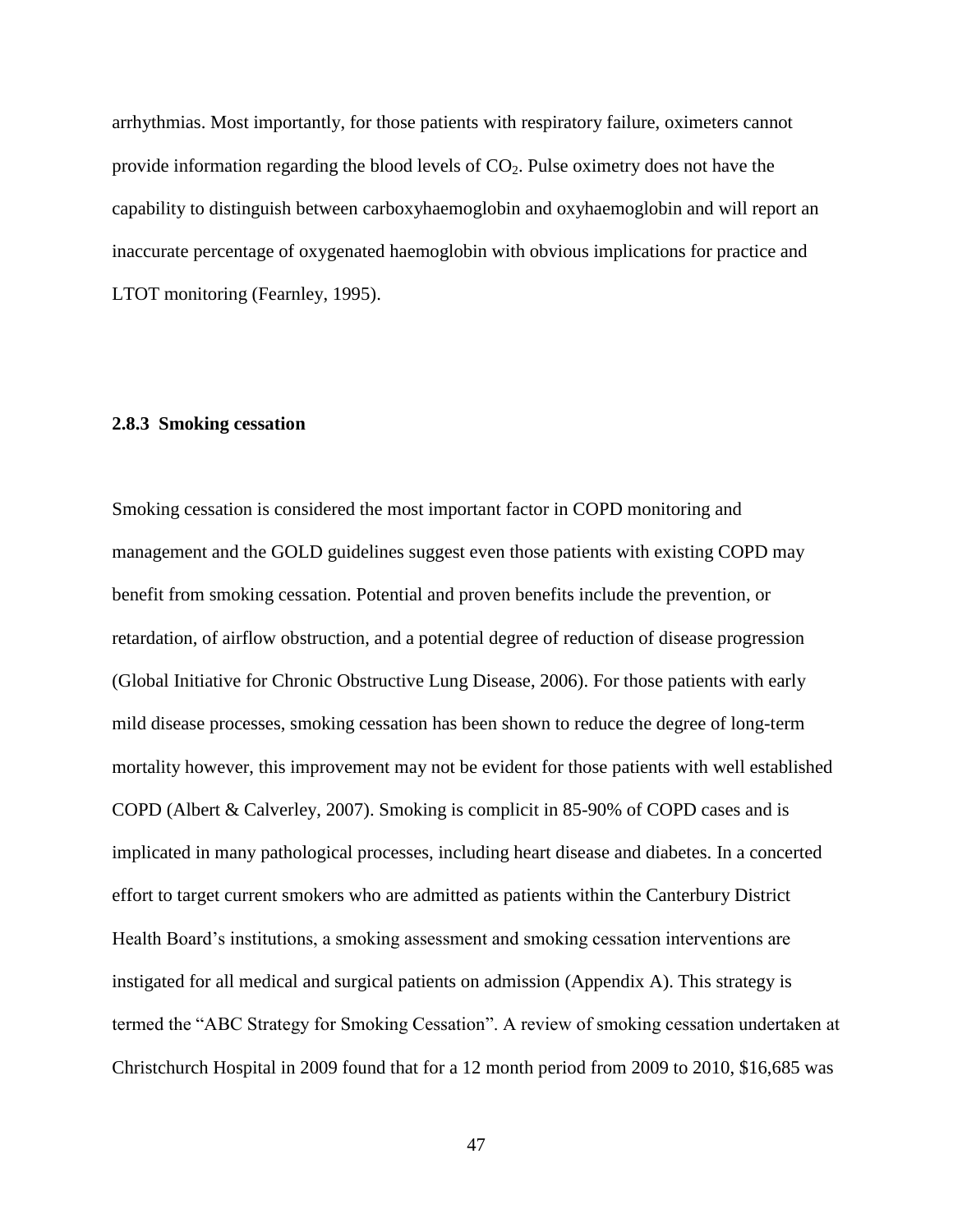arrhythmias. Most importantly, for those patients with respiratory failure, oximeters cannot provide information regarding the blood levels of $CO_2$. Pulse oximetry does not have the capability to distinguish between carboxyhaemoglobin and oxyhaemoglobin and will report an inaccurate percentage of oxygenated haemoglobin with obvious implications for practice and LTOT monitoring (Fearnley, 1995).

### 2.8.3 Smoking cessation

Smoking cessation is considered the most important factor in COPD monitoring and management and the GOLD guidelines suggest even those patients with existing COPD may benefit from smoking cessation. Potential and proven benefits include the prevention, or retardation, of airflow obstruction, and a potential degree of reduction of disease progression (Global Initiative for Chronic Obstructive Lung Disease, 2006). For those patients with early mild disease processes, smoking cessation has been shown to reduce the degree of long-term mortality however, this improvement may not be evident for those patients with well established COPD (Albert & Calverley, 2007). Smoking is complicit in 85-90% of COPD cases and is implicated in many pathological processes, including heart disease and diabetes. In a concerted effort to target current smokers who are admitted as patients within the Canterbury District Health Board's institutions, a smoking assessment and smoking cessation interventions are instigated for all medical and surgical patients on admission (Appendix A). This strategy is termed the "ABC Strategy for Smoking Cessation". A review of smoking cessation undertaken at Christchurch Hospital in 2009 found that for a 12 month period from 2009 to 2010, $16,685 was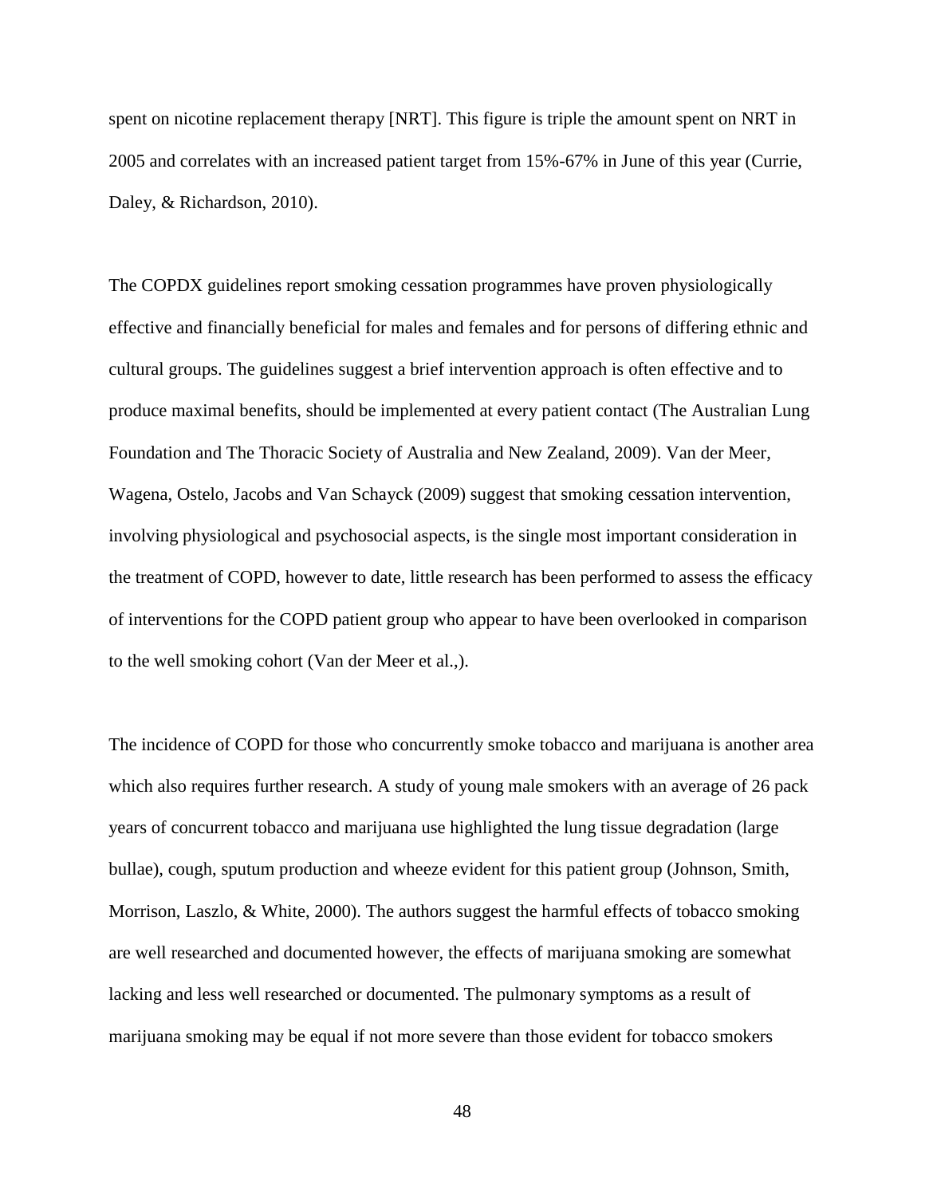spent on nicotine replacement therapy [NRT]. This figure is triple the amount spent on NRT in 2005 and correlates with an increased patient target from 15%-67% in June of this year (Currie, Daley, & Richardson, 2010).

The COPDX guidelines report smoking cessation programmes have proven physiologically effective and financially beneficial for males and females and for persons of differing ethnic and cultural groups. The guidelines suggest a brief intervention approach is often effective and to produce maximal benefits, should be implemented at every patient contact (The Australian Lung Foundation and The Thoracic Society of Australia and New Zealand, 2009). Van der Meer, Wagena, Ostelo, Jacobs and Van Schayck (2009) suggest that smoking cessation intervention, involving physiological and psychosocial aspects, is the single most important consideration in the treatment of COPD, however to date, little research has been performed to assess the efficacy of interventions for the COPD patient group who appear to have been overlooked in comparison to the well smoking cohort (Van der Meer et al.,).

The incidence of COPD for those who concurrently smoke tobacco and marijuana is another area which also requires further research. A study of young male smokers with an average of 26 pack years of concurrent tobacco and marijuana use highlighted the lung tissue degradation (large bullae), cough, sputum production and wheeze evident for this patient group (Johnson, Smith, Morrison, Laszlo, & White, 2000). The authors suggest the harmful effects of tobacco smoking are well researched and documented however, the effects of marijuana smoking are somewhat lacking and less well researched or documented. The pulmonary symptoms as a result of marijuana smoking may be equal if not more severe than those evident for tobacco smokers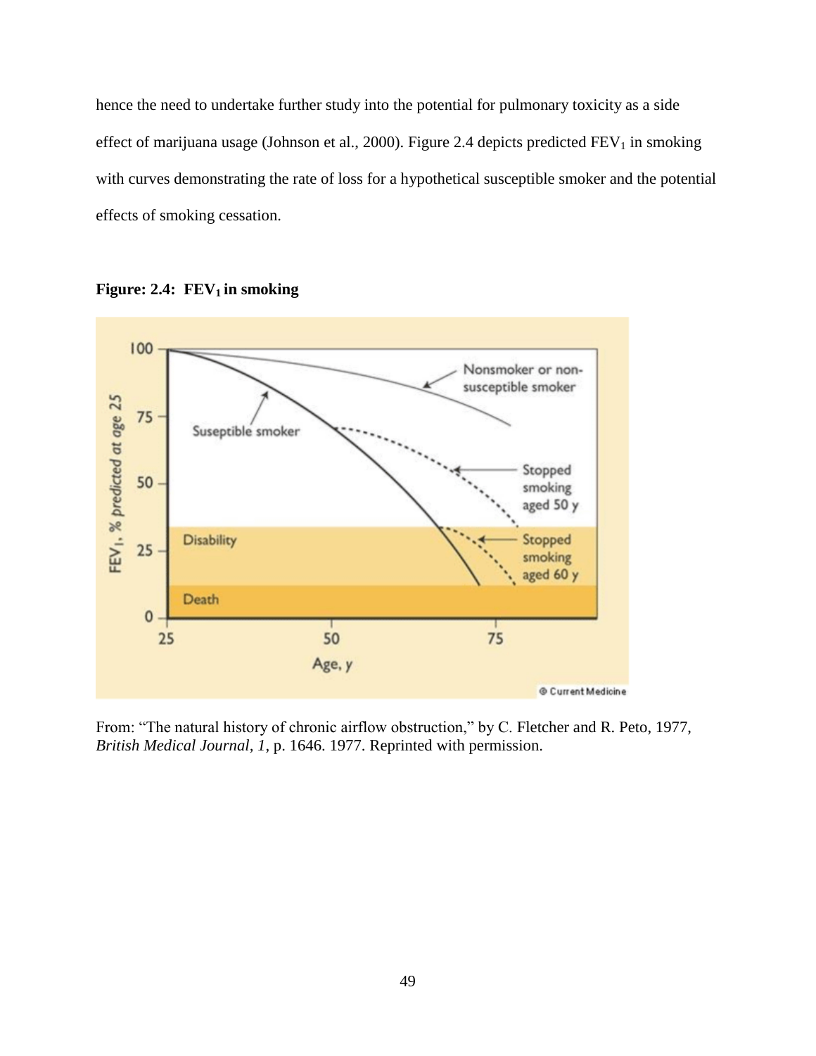hence the need to undertake further study into the potential for pulmonary toxicity as a side effect of marijuana usage (Johnson et al., 2000). Figure 2.4 depicts predicted $FEV_1$ in smoking with curves demonstrating the rate of loss for a hypothetical susceptible smoker and the potential effects of smoking cessation.

**Figure: 2.4: $FEV_1$ in smoking**

100
75
50
25
0
$FEV_1$, % predicted at age 25
25
50
75
Age, y
Nonsmoker or non-susceptible smoker
Suseptible smoker
Stopped smoking aged 50 y
Stopped smoking aged 60 y
Disability
Death
© Current Medicine

From: "The natural history of chronic airflow obstruction," by C. Fletcher and R. Peto, 1977, *British Medical Journal, 1*, p. 1646. 1977. Reprinted with permission.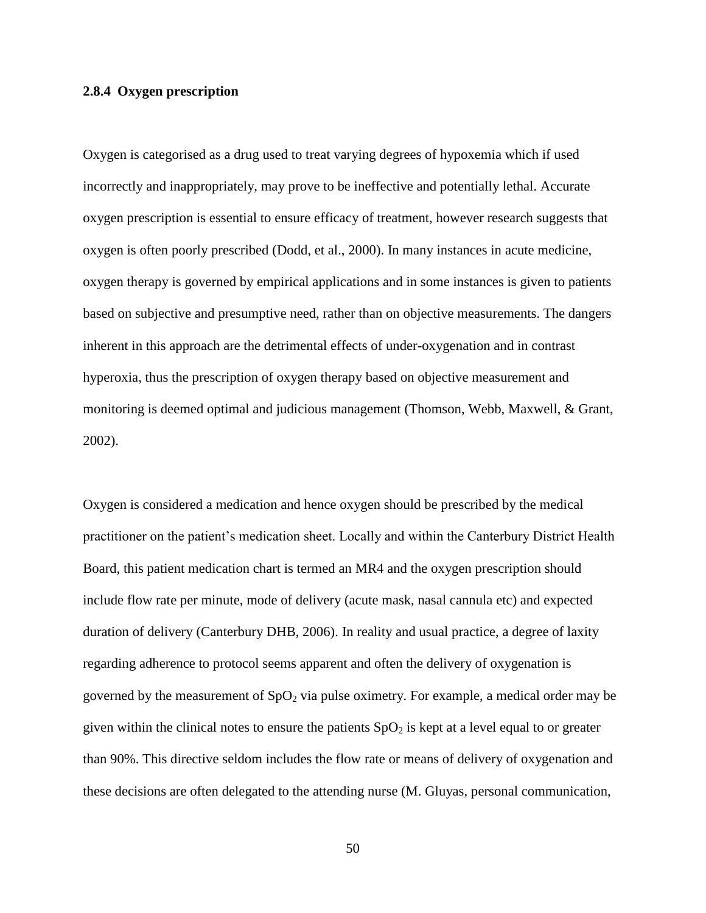### 2.8.4 Oxygen prescription

Oxygen is categorised as a drug used to treat varying degrees of hypoxemia which if used incorrectly and inappropriately, may prove to be ineffective and potentially lethal. Accurate oxygen prescription is essential to ensure efficacy of treatment, however research suggests that oxygen is often poorly prescribed (Dodd, et al., 2000). In many instances in acute medicine, oxygen therapy is governed by empirical applications and in some instances is given to patients based on subjective and presumptive need, rather than on objective measurements. The dangers inherent in this approach are the detrimental effects of under-oxygenation and in contrast hyperoxia, thus the prescription of oxygen therapy based on objective measurement and monitoring is deemed optimal and judicious management (Thomson, Webb, Maxwell, & Grant, 2002).

Oxygen is considered a medication and hence oxygen should be prescribed by the medical practitioner on the patient's medication sheet. Locally and within the Canterbury District Health Board, this patient medication chart is termed an MR4 and the oxygen prescription should include flow rate per minute, mode of delivery (acute mask, nasal cannula etc) and expected duration of delivery (Canterbury DHB, 2006). In reality and usual practice, a degree of laxity regarding adherence to protocol seems apparent and often the delivery of oxygenation is governed by the measurement of $SpO_2$ via pulse oximetry. For example, a medical order may be given within the clinical notes to ensure the patients $SpO_2$ is kept at a level equal to or greater than 90%. This directive seldom includes the flow rate or means of delivery of oxygenation and these decisions are often delegated to the attending nurse (M. Gluyas, personal communication,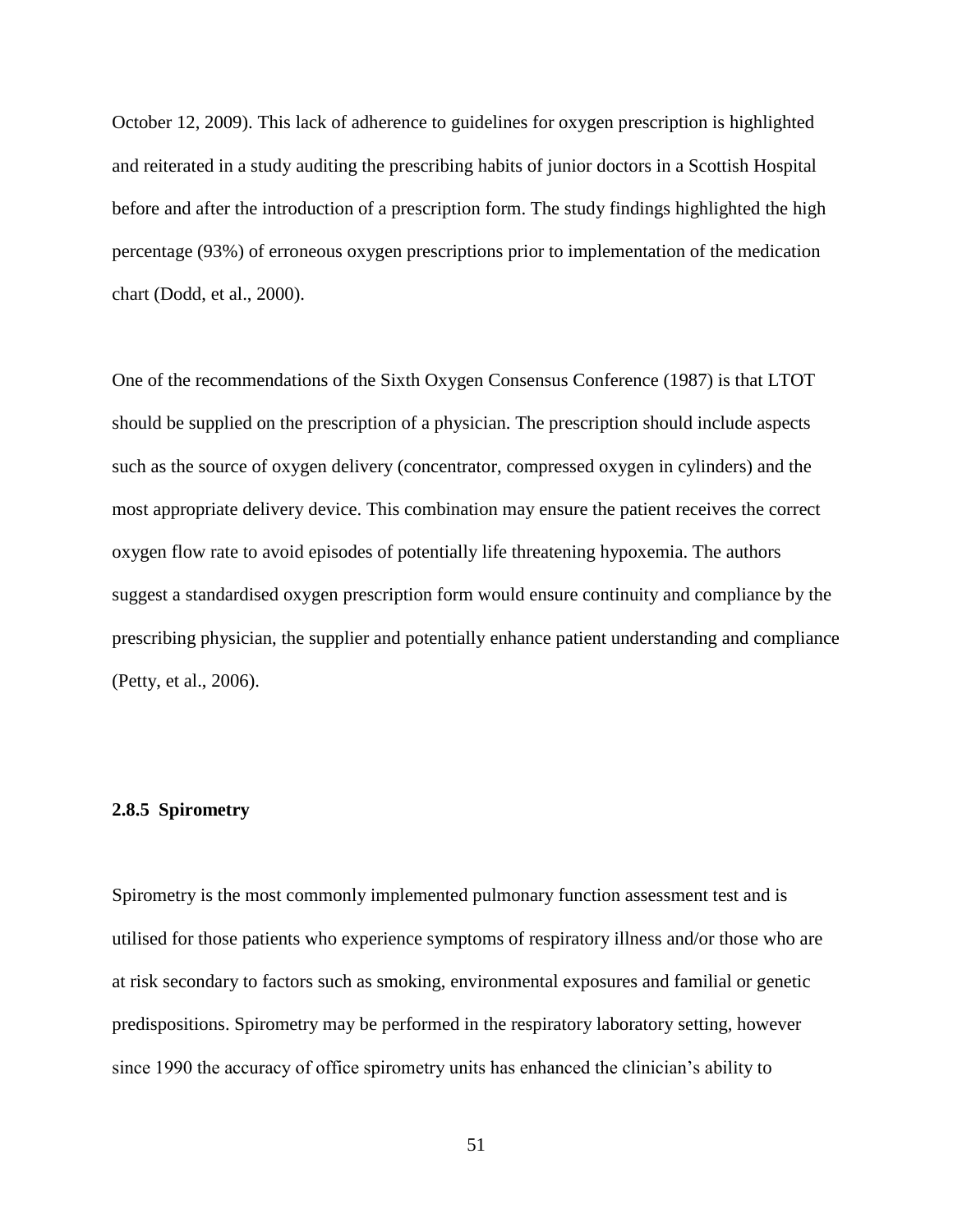October 12, 2009). This lack of adherence to guidelines for oxygen prescription is highlighted and reiterated in a study auditing the prescribing habits of junior doctors in a Scottish Hospital before and after the introduction of a prescription form. The study findings highlighted the high percentage (93%) of erroneous oxygen prescriptions prior to implementation of the medication chart (Dodd, et al., 2000).

One of the recommendations of the Sixth Oxygen Consensus Conference (1987) is that LTOT should be supplied on the prescription of a physician. The prescription should include aspects such as the source of oxygen delivery (concentrator, compressed oxygen in cylinders) and the most appropriate delivery device. This combination may ensure the patient receives the correct oxygen flow rate to avoid episodes of potentially life threatening hypoxemia. The authors suggest a standardised oxygen prescription form would ensure continuity and compliance by the prescribing physician, the supplier and potentially enhance patient understanding and compliance (Petty, et al., 2006).

### 2.8.5 Spirometry

Spirometry is the most commonly implemented pulmonary function assessment test and is utilised for those patients who experience symptoms of respiratory illness and/or those who are at risk secondary to factors such as smoking, environmental exposures and familial or genetic predispositions. Spirometry may be performed in the respiratory laboratory setting, however since 1990 the accuracy of office spirometry units has enhanced the clinician's ability to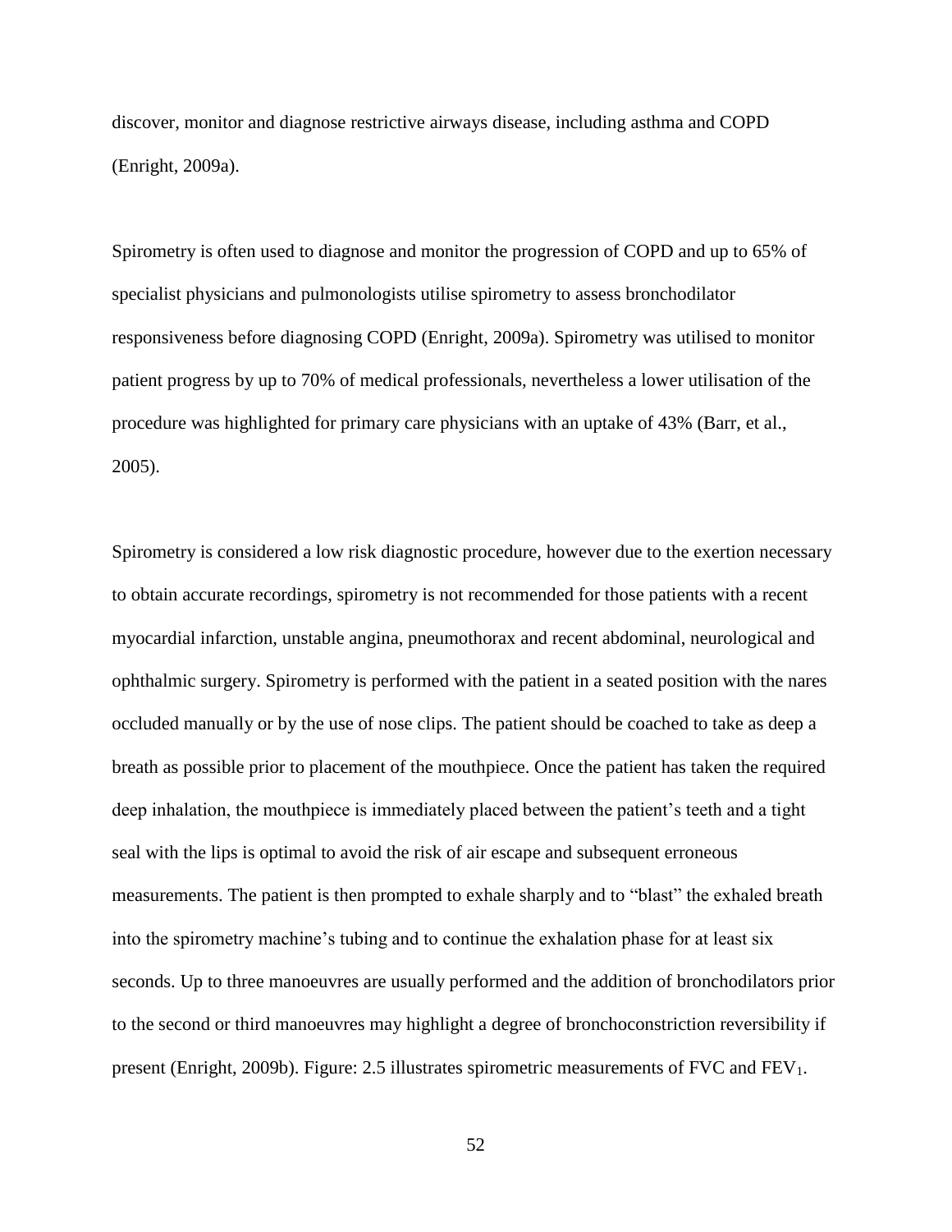discover, monitor and diagnose restrictive airways disease, including asthma and COPD (Enright, 2009a).

Spirometry is often used to diagnose and monitor the progression of COPD and up to 65% of specialist physicians and pulmonologists utilise spirometry to assess bronchodilator responsiveness before diagnosing COPD (Enright, 2009a). Spirometry was utilised to monitor patient progress by up to 70% of medical professionals, nevertheless a lower utilisation of the procedure was highlighted for primary care physicians with an uptake of 43% (Barr, et al., 2005).

Spirometry is considered a low risk diagnostic procedure, however due to the exertion necessary to obtain accurate recordings, spirometry is not recommended for those patients with a recent myocardial infarction, unstable angina, pneumothorax and recent abdominal, neurological and ophthalmic surgery. Spirometry is performed with the patient in a seated position with the nares occluded manually or by the use of nose clips. The patient should be coached to take as deep a breath as possible prior to placement of the mouthpiece. Once the patient has taken the required deep inhalation, the mouthpiece is immediately placed between the patient's teeth and a tight seal with the lips is optimal to avoid the risk of air escape and subsequent erroneous measurements. The patient is then prompted to exhale sharply and to "blast" the exhaled breath into the spirometry machine's tubing and to continue the exhalation phase for at least six seconds. Up to three manoeuvres are usually performed and the addition of bronchodilators prior to the second or third manoeuvres may highlight a degree of bronchoconstriction reversibility if present (Enright, 2009b). Figure: 2.5 illustrates spirometric measurements of FVC and $FEV_1$.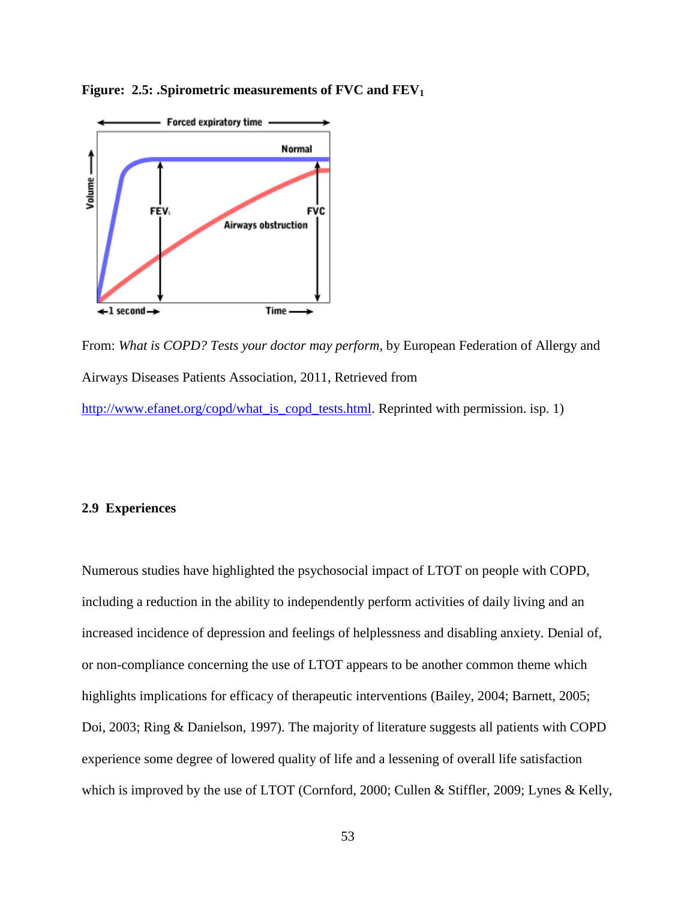**Figure: 2.5: .Spirometric measurements of FVC and $FEV_1$**

Forced expiratory time

Normal

Volume

$FEV_1$

FVC

Airways obstruction

1 second

Time

From: *What is COPD? Tests your doctor may perform*, by European Federation of Allergy and Airways Diseases Patients Association, 2011, Retrieved from http://www.efanet.org/copd/what_is_copd_tests.html. Reprinted with permission. isp. 1)

## 2.9 Experiences

Numerous studies have highlighted the psychosocial impact of LTOT on people with COPD, including a reduction in the ability to independently perform activities of daily living and an increased incidence of depression and feelings of helplessness and disabling anxiety. Denial of, or non-compliance concerning the use of LTOT appears to be another common theme which highlights implications for efficacy of therapeutic interventions (Bailey, 2004; Barnett, 2005; Doi, 2003; Ring & Danielson, 1997). The majority of literature suggests all patients with COPD experience some degree of lowered quality of life and a lessening of overall life satisfaction which is improved by the use of LTOT (Cornford, 2000; Cullen & Stiffler, 2009; Lynes & Kelly,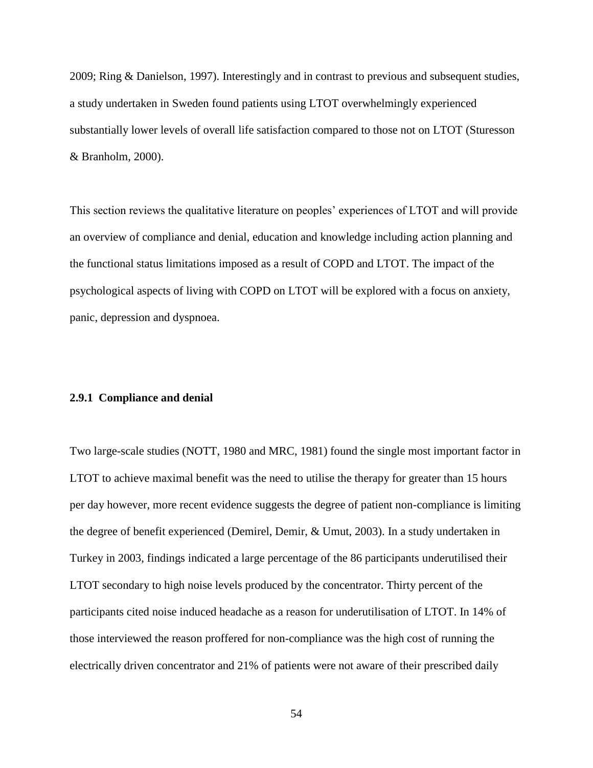2009; Ring & Danielson, 1997). Interestingly and in contrast to previous and subsequent studies, a study undertaken in Sweden found patients using LTOT overwhelmingly experienced substantially lower levels of overall life satisfaction compared to those not on LTOT (Sturesson & Branholm, 2000).

This section reviews the qualitative literature on peoples' experiences of LTOT and will provide an overview of compliance and denial, education and knowledge including action planning and the functional status limitations imposed as a result of COPD and LTOT. The impact of the psychological aspects of living with COPD on LTOT will be explored with a focus on anxiety, panic, depression and dyspnoea.

### 2.9.1 Compliance and denial

Two large-scale studies (NOTT, 1980 and MRC, 1981) found the single most important factor in LTOT to achieve maximal benefit was the need to utilise the therapy for greater than 15 hours per day however, more recent evidence suggests the degree of patient non-compliance is limiting the degree of benefit experienced (Demirel, Demir, & Umut, 2003). In a study undertaken in Turkey in 2003, findings indicated a large percentage of the 86 participants underutilised their LTOT secondary to high noise levels produced by the concentrator. Thirty percent of the participants cited noise induced headache as a reason for underutilisation of LTOT. In 14% of those interviewed the reason proffered for non-compliance was the high cost of running the electrically driven concentrator and 21% of patients were not aware of their prescribed daily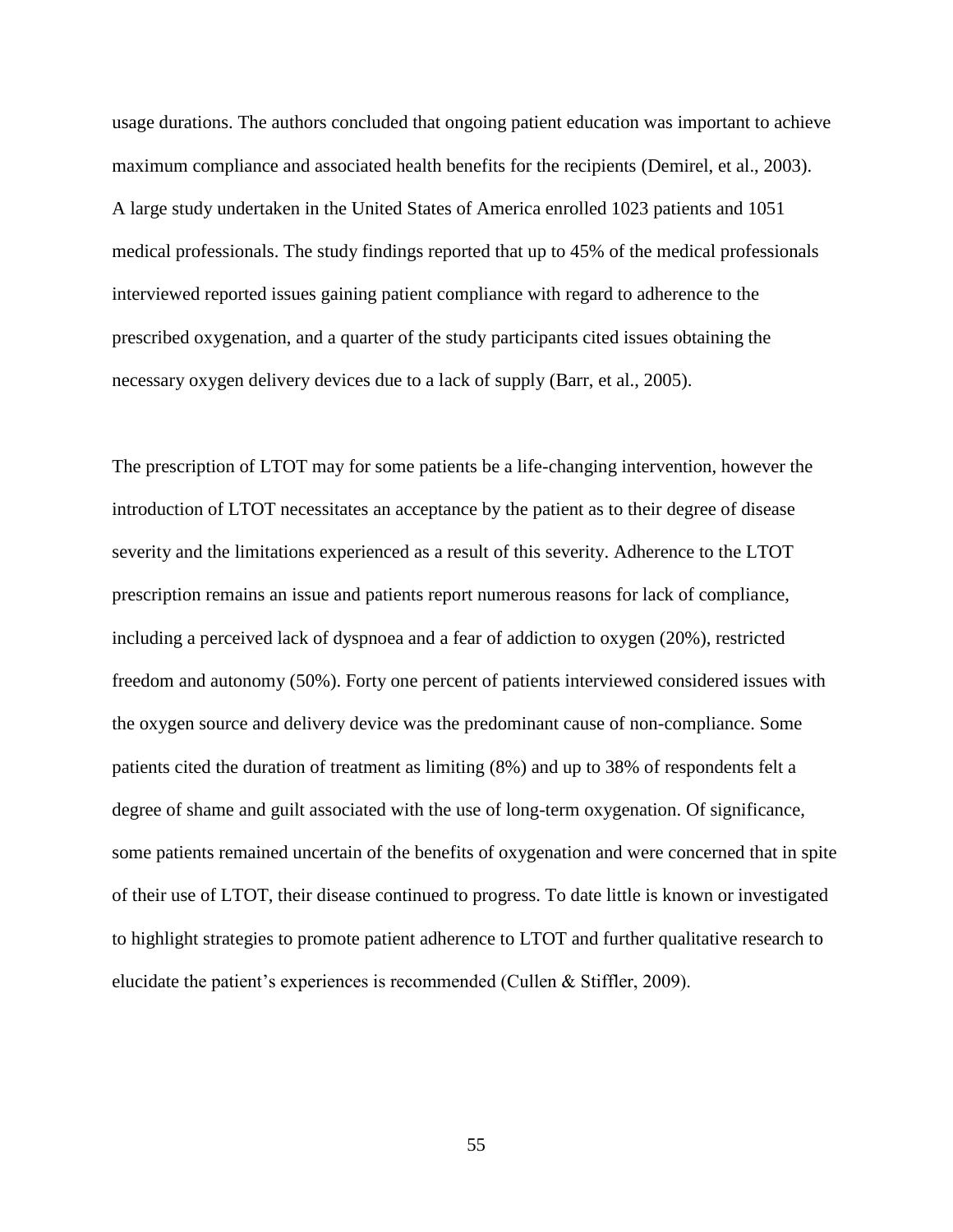usage durations. The authors concluded that ongoing patient education was important to achieve maximum compliance and associated health benefits for the recipients (Demirel, et al., 2003). A large study undertaken in the United States of America enrolled 1023 patients and 1051 medical professionals. The study findings reported that up to 45% of the medical professionals interviewed reported issues gaining patient compliance with regard to adherence to the prescribed oxygenation, and a quarter of the study participants cited issues obtaining the necessary oxygen delivery devices due to a lack of supply (Barr, et al., 2005).

The prescription of LTOT may for some patients be a life-changing intervention, however the introduction of LTOT necessitates an acceptance by the patient as to their degree of disease severity and the limitations experienced as a result of this severity. Adherence to the LTOT prescription remains an issue and patients report numerous reasons for lack of compliance, including a perceived lack of dyspnoea and a fear of addiction to oxygen (20%), restricted freedom and autonomy (50%). Forty one percent of patients interviewed considered issues with the oxygen source and delivery device was the predominant cause of non-compliance. Some patients cited the duration of treatment as limiting (8%) and up to 38% of respondents felt a degree of shame and guilt associated with the use of long-term oxygenation. Of significance, some patients remained uncertain of the benefits of oxygenation and were concerned that in spite of their use of LTOT, their disease continued to progress. To date little is known or investigated to highlight strategies to promote patient adherence to LTOT and further qualitative research to elucidate the patient's experiences is recommended (Cullen & Stiffler, 2009).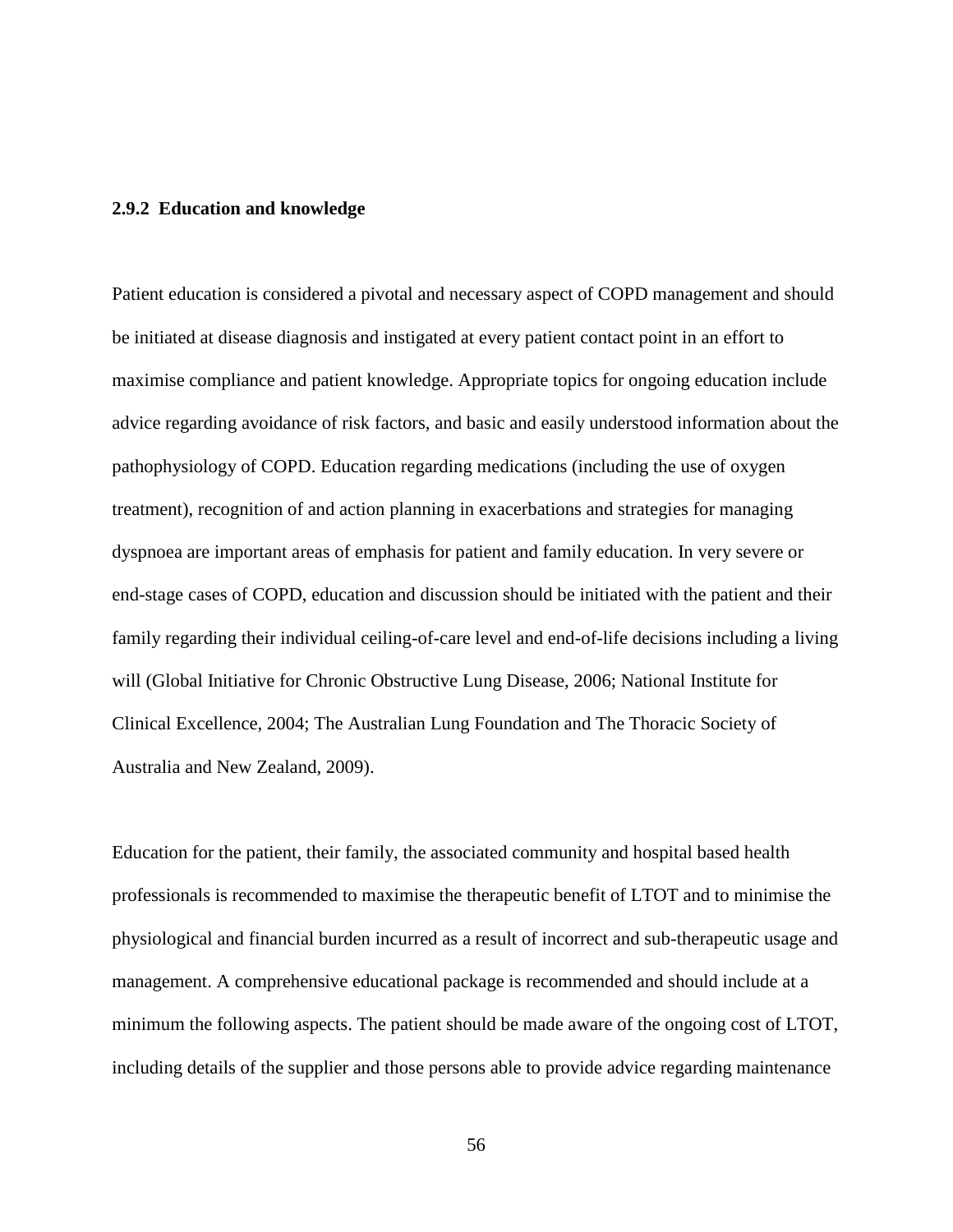### 2.9.2 Education and knowledge

Patient education is considered a pivotal and necessary aspect of COPD management and should be initiated at disease diagnosis and instigated at every patient contact point in an effort to maximise compliance and patient knowledge. Appropriate topics for ongoing education include advice regarding avoidance of risk factors, and basic and easily understood information about the pathophysiology of COPD. Education regarding medications (including the use of oxygen treatment), recognition of and action planning in exacerbations and strategies for managing dyspnoea are important areas of emphasis for patient and family education. In very severe or end-stage cases of COPD, education and discussion should be initiated with the patient and their family regarding their individual ceiling-of-care level and end-of-life decisions including a living will (Global Initiative for Chronic Obstructive Lung Disease, 2006; National Institute for Clinical Excellence, 2004; The Australian Lung Foundation and The Thoracic Society of Australia and New Zealand, 2009).

Education for the patient, their family, the associated community and hospital based health professionals is recommended to maximise the therapeutic benefit of LTOT and to minimise the physiological and financial burden incurred as a result of incorrect and sub-therapeutic usage and management. A comprehensive educational package is recommended and should include at a minimum the following aspects. The patient should be made aware of the ongoing cost of LTOT, including details of the supplier and those persons able to provide advice regarding maintenance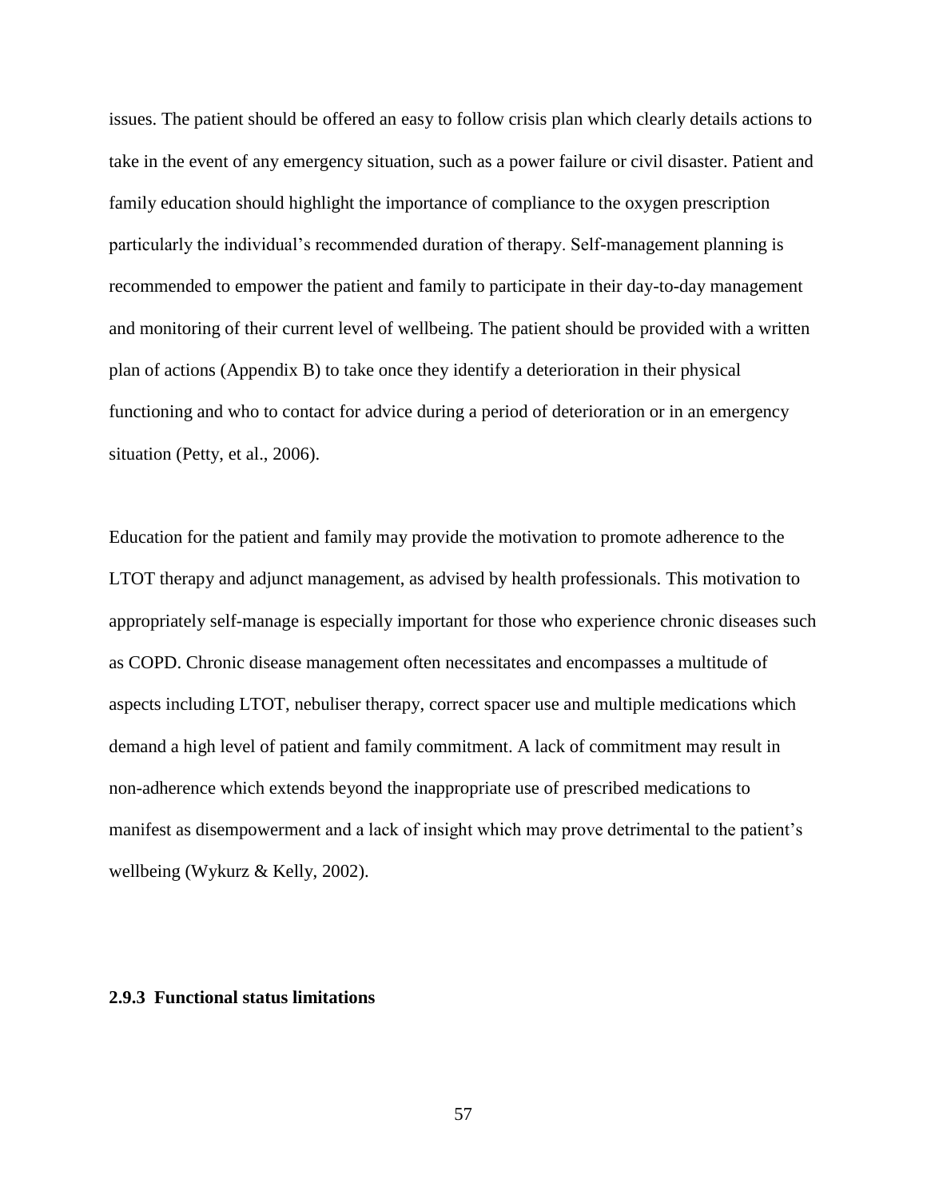issues. The patient should be offered an easy to follow crisis plan which clearly details actions to take in the event of any emergency situation, such as a power failure or civil disaster. Patient and family education should highlight the importance of compliance to the oxygen prescription particularly the individual's recommended duration of therapy. Self-management planning is recommended to empower the patient and family to participate in their day-to-day management and monitoring of their current level of wellbeing. The patient should be provided with a written plan of actions (Appendix B) to take once they identify a deterioration in their physical functioning and who to contact for advice during a period of deterioration or in an emergency situation (Petty, et al., 2006).

Education for the patient and family may provide the motivation to promote adherence to the LTOT therapy and adjunct management, as advised by health professionals. This motivation to appropriately self-manage is especially important for those who experience chronic diseases such as COPD. Chronic disease management often necessitates and encompasses a multitude of aspects including LTOT, nebuliser therapy, correct spacer use and multiple medications which demand a high level of patient and family commitment. A lack of commitment may result in non-adherence which extends beyond the inappropriate use of prescribed medications to manifest as disempowerment and a lack of insight which may prove detrimental to the patient's wellbeing (Wykurz & Kelly, 2002).

### 2.9.3 Functional status limitations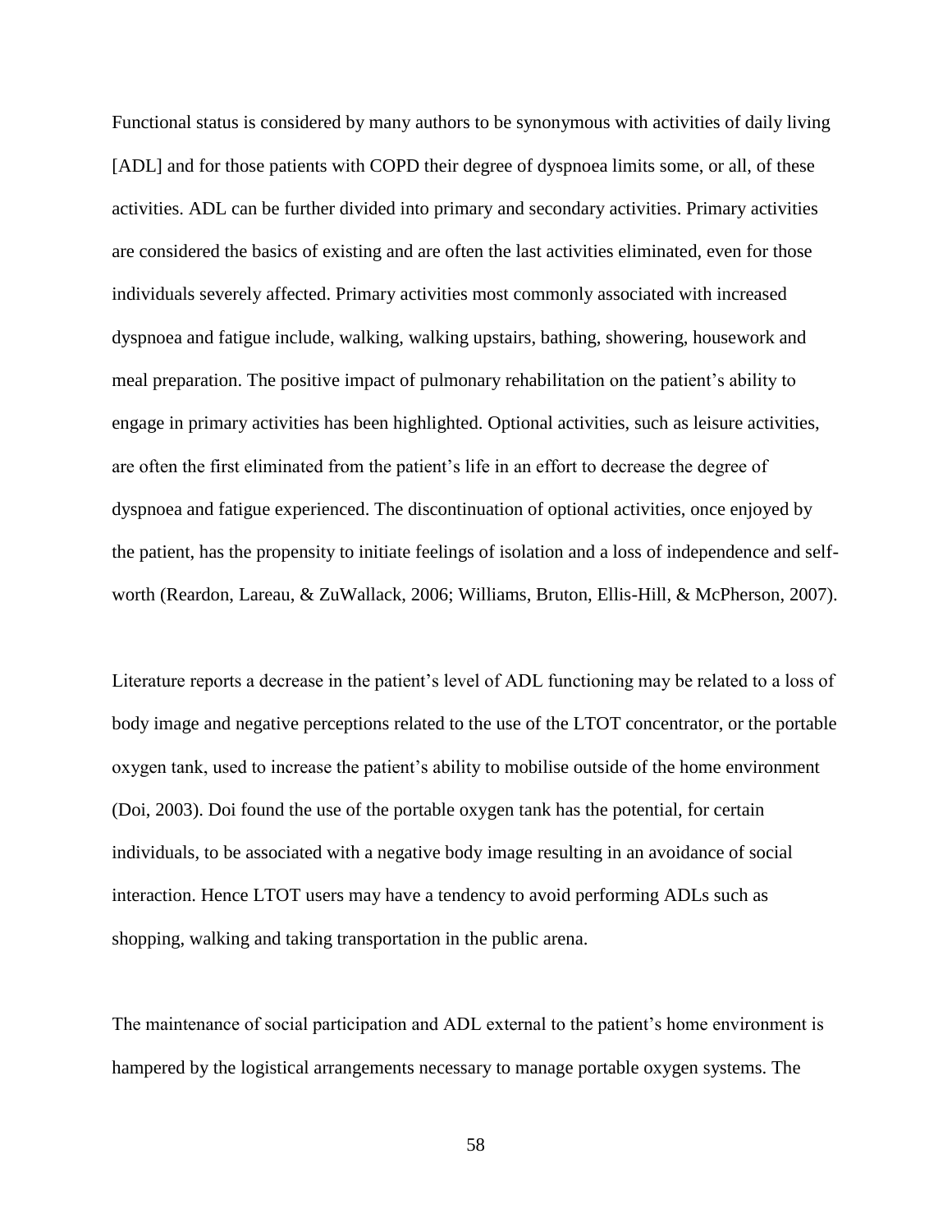Functional status is considered by many authors to be synonymous with activities of daily living [ADL] and for those patients with COPD their degree of dyspnoea limits some, or all, of these activities. ADL can be further divided into primary and secondary activities. Primary activities are considered the basics of existing and are often the last activities eliminated, even for those individuals severely affected. Primary activities most commonly associated with increased dyspnoea and fatigue include, walking, walking upstairs, bathing, showering, housework and meal preparation. The positive impact of pulmonary rehabilitation on the patient's ability to engage in primary activities has been highlighted. Optional activities, such as leisure activities, are often the first eliminated from the patient's life in an effort to decrease the degree of dyspnoea and fatigue experienced. The discontinuation of optional activities, once enjoyed by the patient, has the propensity to initiate feelings of isolation and a loss of independence and self-worth (Reardon, Lareau, & ZuWallack, 2006; Williams, Bruton, Ellis-Hill, & McPherson, 2007).

Literature reports a decrease in the patient's level of ADL functioning may be related to a loss of body image and negative perceptions related to the use of the LTOT concentrator, or the portable oxygen tank, used to increase the patient's ability to mobilise outside of the home environment (Doi, 2003). Doi found the use of the portable oxygen tank has the potential, for certain individuals, to be associated with a negative body image resulting in an avoidance of social interaction. Hence LTOT users may have a tendency to avoid performing ADLs such as shopping, walking and taking transportation in the public arena.

The maintenance of social participation and ADL external to the patient's home environment is hampered by the logistical arrangements necessary to manage portable oxygen systems. The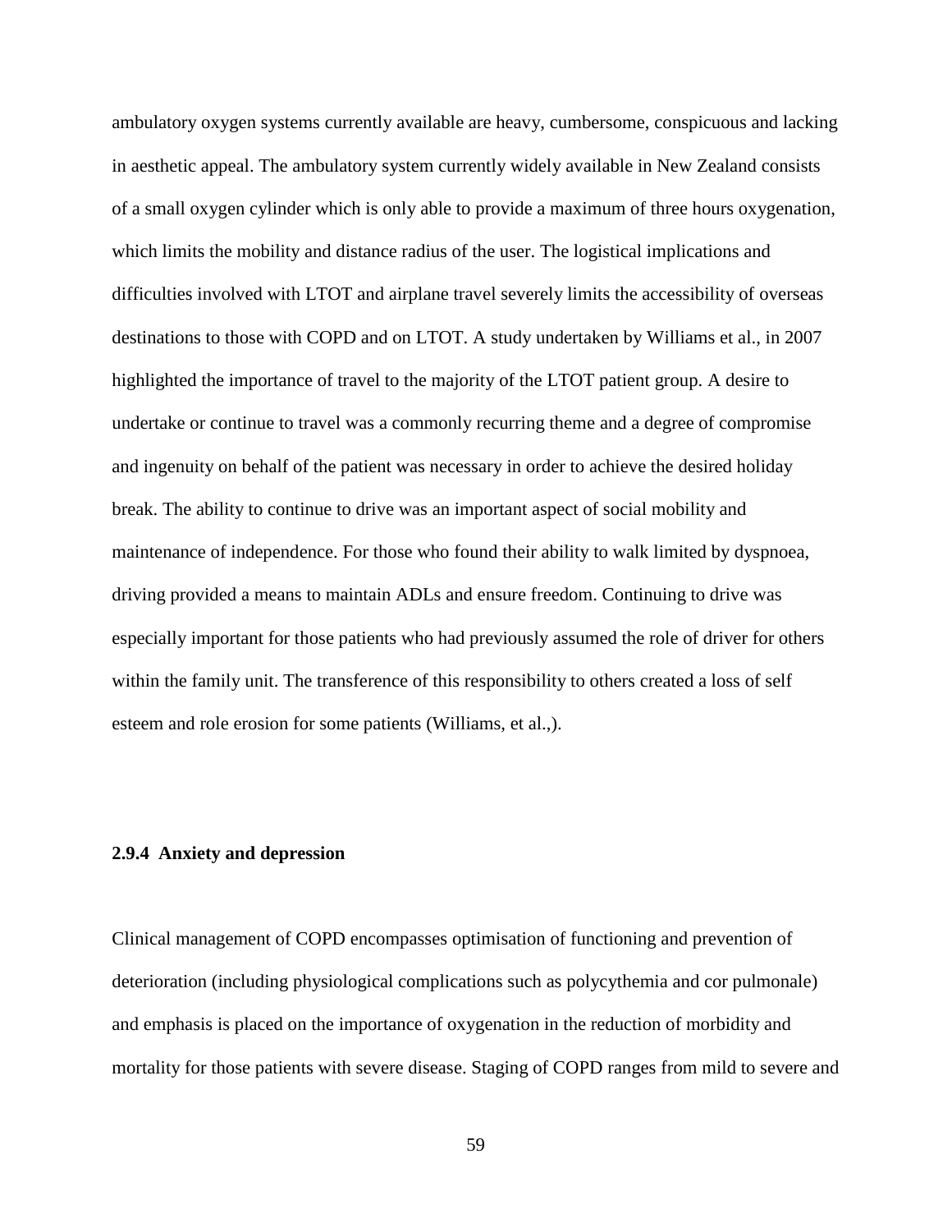ambulatory oxygen systems currently available are heavy, cumbersome, conspicuous and lacking in aesthetic appeal. The ambulatory system currently widely available in New Zealand consists of a small oxygen cylinder which is only able to provide a maximum of three hours oxygenation, which limits the mobility and distance radius of the user. The logistical implications and difficulties involved with LTOT and airplane travel severely limits the accessibility of overseas destinations to those with COPD and on LTOT. A study undertaken by Williams et al., in 2007 highlighted the importance of travel to the majority of the LTOT patient group. A desire to undertake or continue to travel was a commonly recurring theme and a degree of compromise and ingenuity on behalf of the patient was necessary in order to achieve the desired holiday break. The ability to continue to drive was an important aspect of social mobility and maintenance of independence. For those who found their ability to walk limited by dyspnoea, driving provided a means to maintain ADLs and ensure freedom. Continuing to drive was especially important for those patients who had previously assumed the role of driver for others within the family unit. The transference of this responsibility to others created a loss of self esteem and role erosion for some patients (Williams, et al.,).

### 2.9.4 Anxiety and depression

Clinical management of COPD encompasses optimisation of functioning and prevention of deterioration (including physiological complications such as polycythemia and cor pulmonale) and emphasis is placed on the importance of oxygenation in the reduction of morbidity and mortality for those patients with severe disease. Staging of COPD ranges from mild to severe and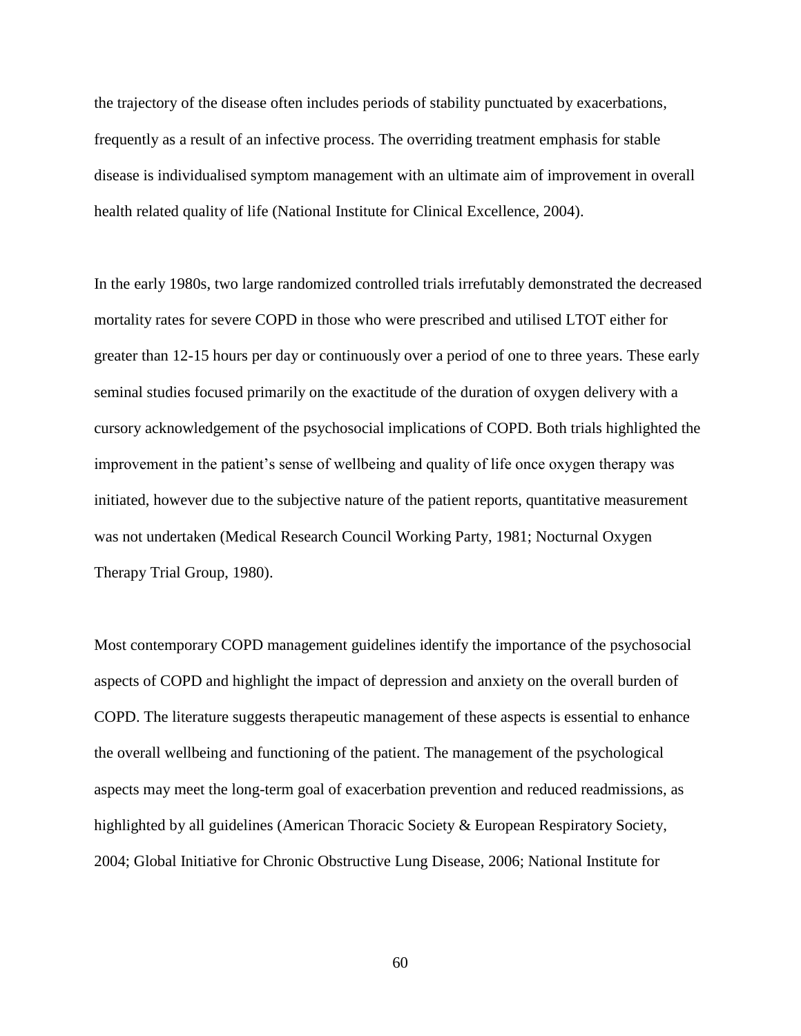the trajectory of the disease often includes periods of stability punctuated by exacerbations, frequently as a result of an infective process. The overriding treatment emphasis for stable disease is individualised symptom management with an ultimate aim of improvement in overall health related quality of life (National Institute for Clinical Excellence, 2004).

In the early 1980s, two large randomized controlled trials irrefutably demonstrated the decreased mortality rates for severe COPD in those who were prescribed and utilised LTOT either for greater than 12-15 hours per day or continuously over a period of one to three years. These early seminal studies focused primarily on the exactitude of the duration of oxygen delivery with a cursory acknowledgement of the psychosocial implications of COPD. Both trials highlighted the improvement in the patient's sense of wellbeing and quality of life once oxygen therapy was initiated, however due to the subjective nature of the patient reports, quantitative measurement was not undertaken (Medical Research Council Working Party, 1981; Nocturnal Oxygen Therapy Trial Group, 1980).

Most contemporary COPD management guidelines identify the importance of the psychosocial aspects of COPD and highlight the impact of depression and anxiety on the overall burden of COPD. The literature suggests therapeutic management of these aspects is essential to enhance the overall wellbeing and functioning of the patient. The management of the psychological aspects may meet the long-term goal of exacerbation prevention and reduced readmissions, as highlighted by all guidelines (American Thoracic Society & European Respiratory Society, 2004; Global Initiative for Chronic Obstructive Lung Disease, 2006; National Institute for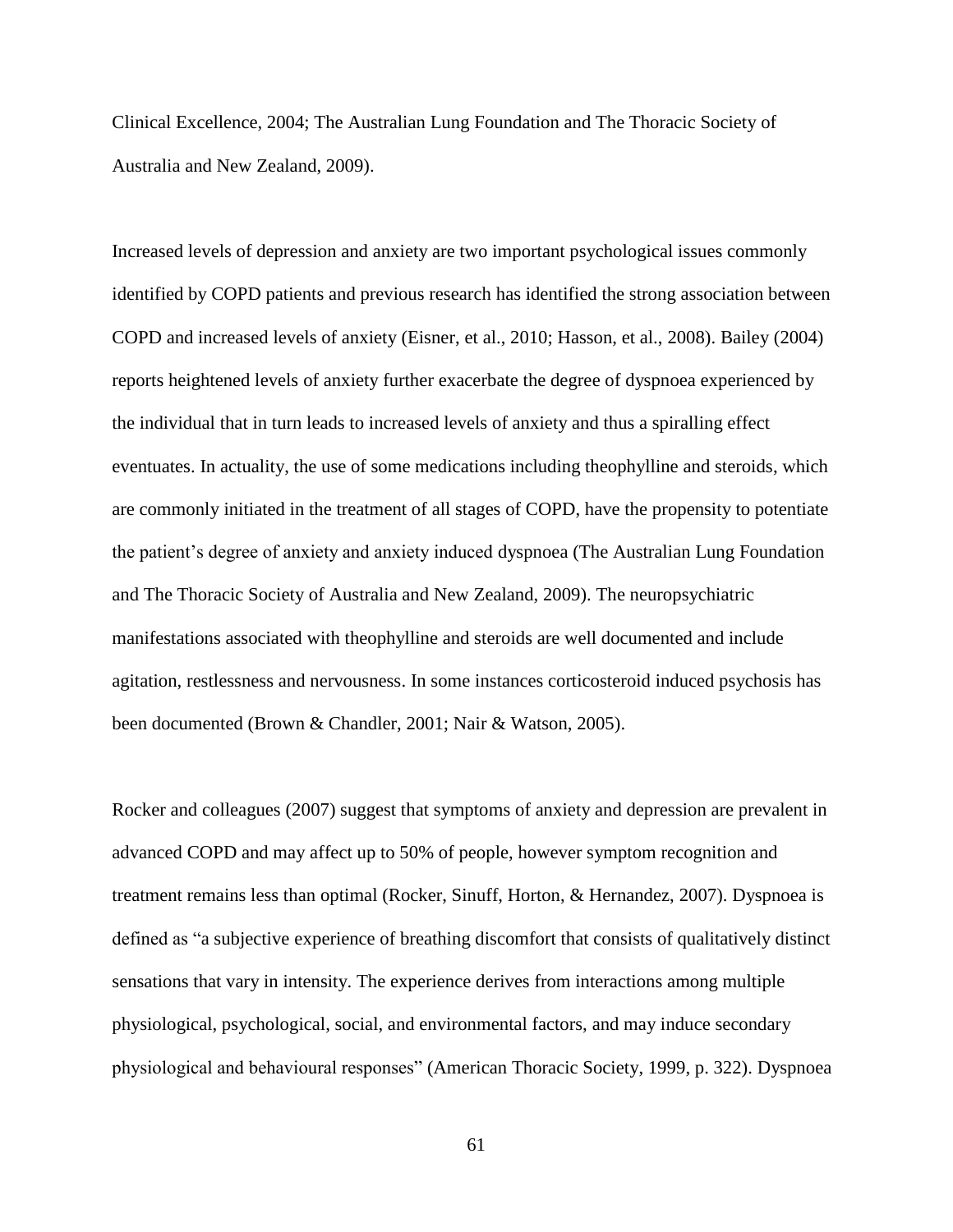Clinical Excellence, 2004; The Australian Lung Foundation and The Thoracic Society of Australia and New Zealand, 2009).

Increased levels of depression and anxiety are two important psychological issues commonly identified by COPD patients and previous research has identified the strong association between COPD and increased levels of anxiety (Eisner, et al., 2010; Hasson, et al., 2008). Bailey (2004) reports heightened levels of anxiety further exacerbate the degree of dyspnoea experienced by the individual that in turn leads to increased levels of anxiety and thus a spiralling effect eventuates. In actuality, the use of some medications including theophylline and steroids, which are commonly initiated in the treatment of all stages of COPD, have the propensity to potentiate the patient's degree of anxiety and anxiety induced dyspnoea (The Australian Lung Foundation and The Thoracic Society of Australia and New Zealand, 2009). The neuropsychiatric manifestations associated with theophylline and steroids are well documented and include agitation, restlessness and nervousness. In some instances corticosteroid induced psychosis has been documented (Brown & Chandler, 2001; Nair & Watson, 2005).

Rocker and colleagues (2007) suggest that symptoms of anxiety and depression are prevalent in advanced COPD and may affect up to 50% of people, however symptom recognition and treatment remains less than optimal (Rocker, Sinuff, Horton, & Hernandez, 2007). Dyspnoea is defined as "a subjective experience of breathing discomfort that consists of qualitatively distinct sensations that vary in intensity. The experience derives from interactions among multiple physiological, psychological, social, and environmental factors, and may induce secondary physiological and behavioural responses" (American Thoracic Society, 1999, p. 322). Dyspnoea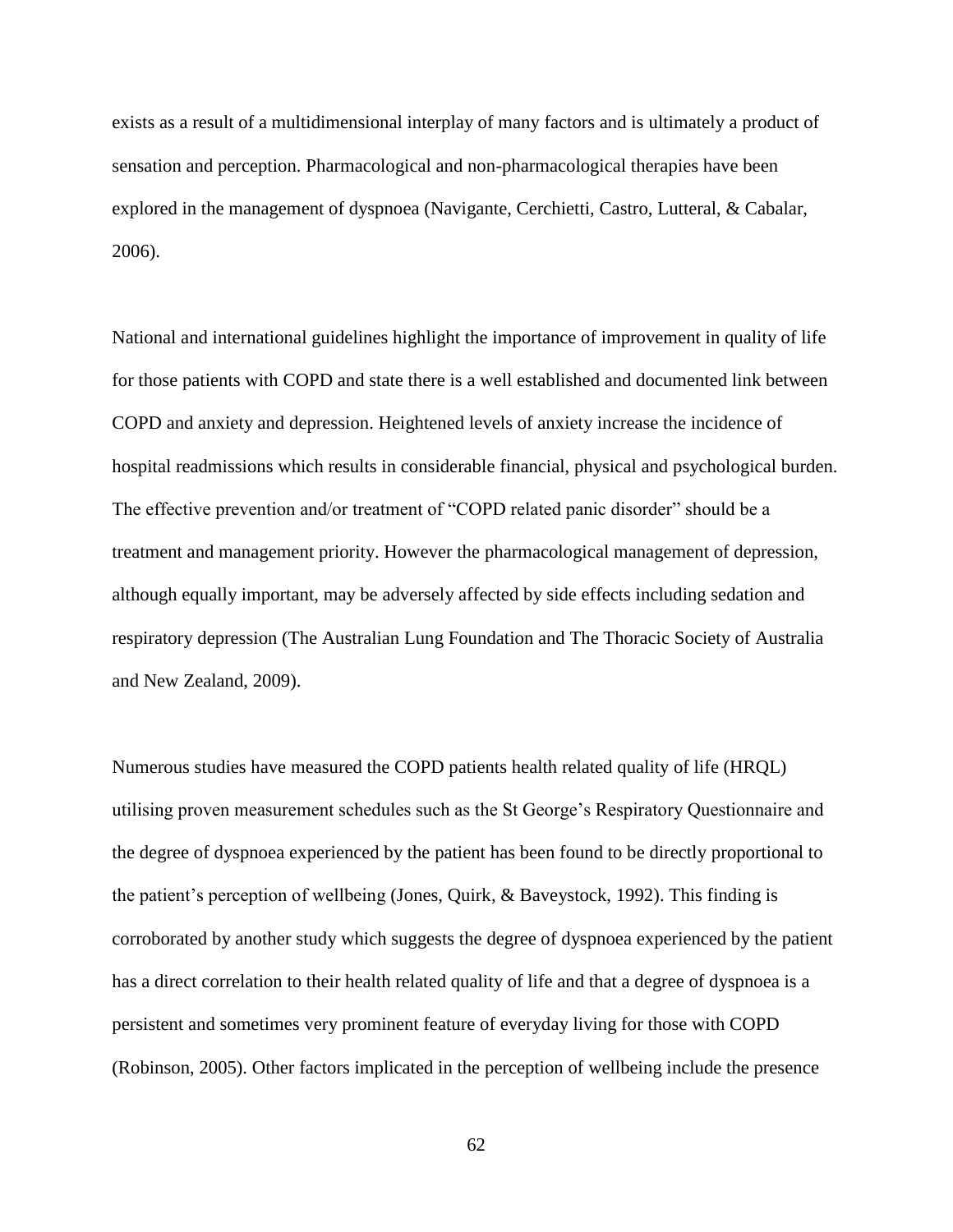exists as a result of a multidimensional interplay of many factors and is ultimately a product of sensation and perception. Pharmacological and non-pharmacological therapies have been explored in the management of dyspnoea (Navigante, Cerchietti, Castro, Lutteral, & Cabalar, 2006).

National and international guidelines highlight the importance of improvement in quality of life for those patients with COPD and state there is a well established and documented link between COPD and anxiety and depression. Heightened levels of anxiety increase the incidence of hospital readmissions which results in considerable financial, physical and psychological burden. The effective prevention and/or treatment of "COPD related panic disorder" should be a treatment and management priority. However the pharmacological management of depression, although equally important, may be adversely affected by side effects including sedation and respiratory depression (The Australian Lung Foundation and The Thoracic Society of Australia and New Zealand, 2009).

Numerous studies have measured the COPD patients health related quality of life (HRQL) utilising proven measurement schedules such as the St George's Respiratory Questionnaire and the degree of dyspnoea experienced by the patient has been found to be directly proportional to the patient's perception of wellbeing (Jones, Quirk, & Baveystock, 1992). This finding is corroborated by another study which suggests the degree of dyspnoea experienced by the patient has a direct correlation to their health related quality of life and that a degree of dyspnoea is a persistent and sometimes very prominent feature of everyday living for those with COPD (Robinson, 2005). Other factors implicated in the perception of wellbeing include the presence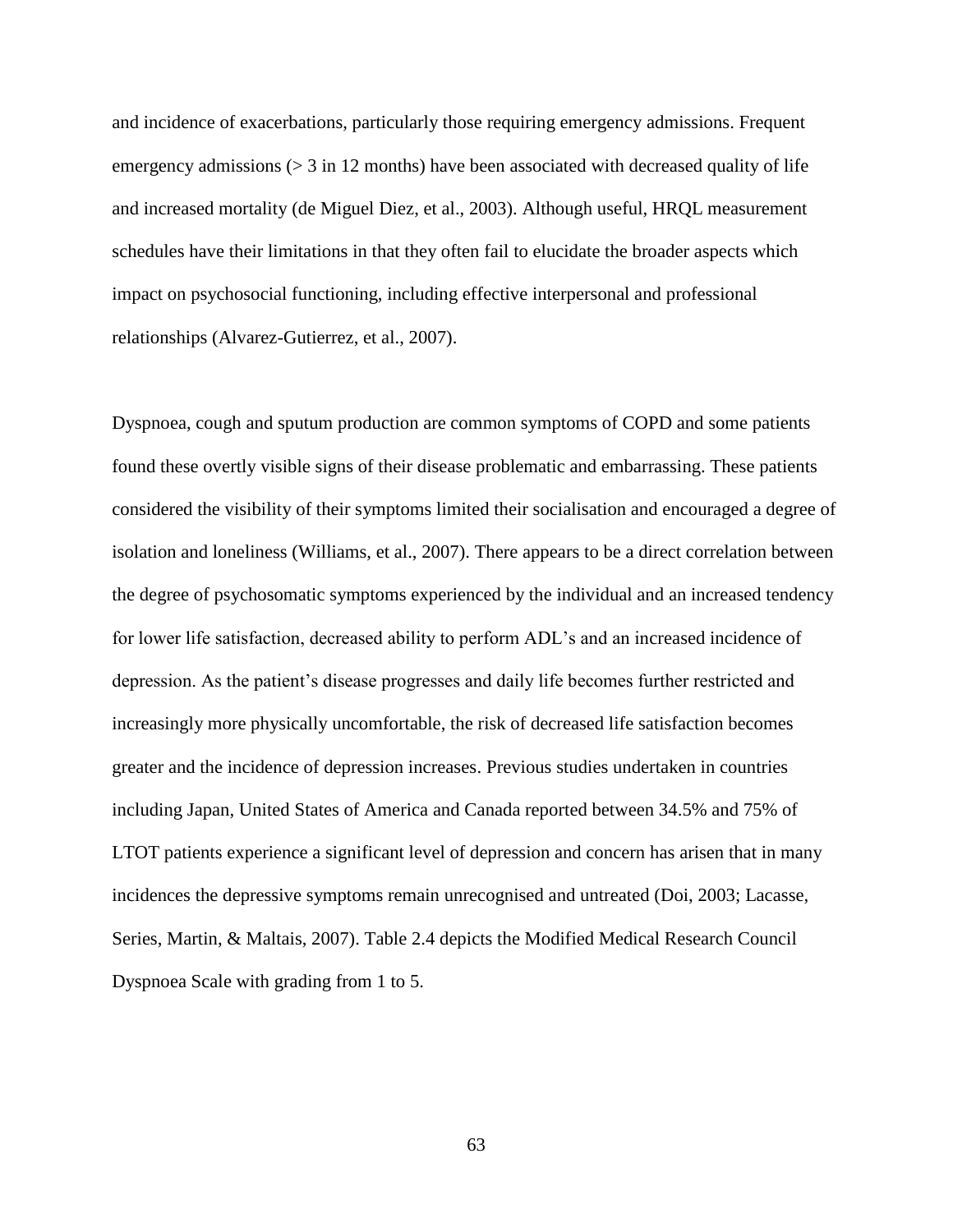and incidence of exacerbations, particularly those requiring emergency admissions. Frequent emergency admissions (> 3 in 12 months) have been associated with decreased quality of life and increased mortality (de Miguel Diez, et al., 2003). Although useful, HRQL measurement schedules have their limitations in that they often fail to elucidate the broader aspects which impact on psychosocial functioning, including effective interpersonal and professional relationships (Alvarez-Gutierrez, et al., 2007).

Dyspnoea, cough and sputum production are common symptoms of COPD and some patients found these overtly visible signs of their disease problematic and embarrassing. These patients considered the visibility of their symptoms limited their socialisation and encouraged a degree of isolation and loneliness (Williams, et al., 2007). There appears to be a direct correlation between the degree of psychosomatic symptoms experienced by the individual and an increased tendency for lower life satisfaction, decreased ability to perform ADL's and an increased incidence of depression. As the patient's disease progresses and daily life becomes further restricted and increasingly more physically uncomfortable, the risk of decreased life satisfaction becomes greater and the incidence of depression increases. Previous studies undertaken in countries including Japan, United States of America and Canada reported between 34.5% and 75% of LTOT patients experience a significant level of depression and concern has arisen that in many incidences the depressive symptoms remain unrecognised and untreated (Doi, 2003; Lacasse, Series, Martin, & Maltais, 2007). Table 2.4 depicts the Modified Medical Research Council Dyspnoea Scale with grading from 1 to 5.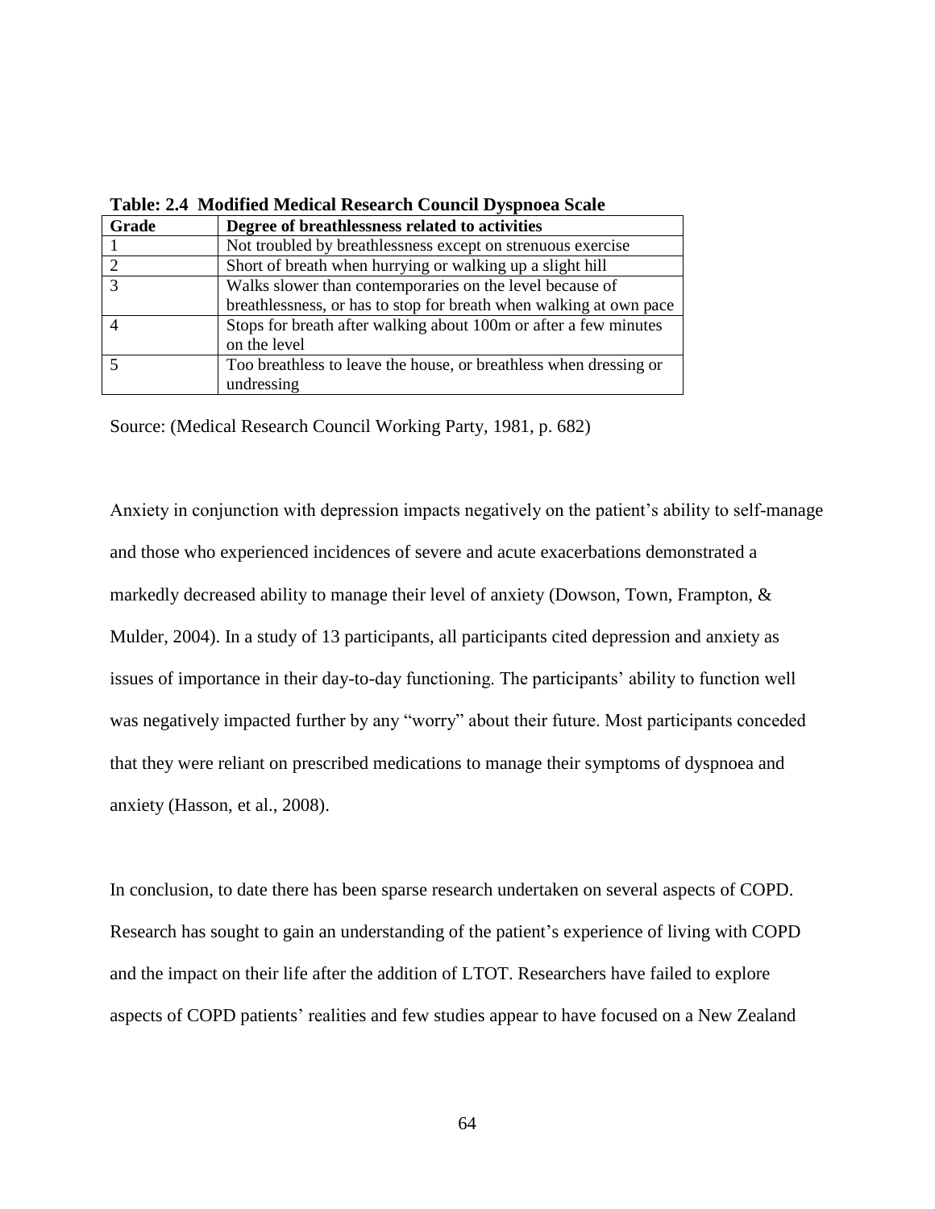**Table: 2.4 Modified Medical Research Council Dyspnoea Scale**

| Grade | Degree of breathlessness related to activities |
|---|---|
| 1 | Not troubled by breathlessness except on strenuous exercise |
| 2 | Short of breath when hurrying or walking up a slight hill |
| 3 | Walks slower than contemporaries on the level because of breathlessness, or has to stop for breath when walking at own pace |
| 4 | Stops for breath after walking about 100m or after a few minutes on the level |
| 5 | Too breathless to leave the house, or breathless when dressing or undressing |

Source: (Medical Research Council Working Party, 1981, p. 682)

Anxiety in conjunction with depression impacts negatively on the patient's ability to self-manage and those who experienced incidences of severe and acute exacerbations demonstrated a markedly decreased ability to manage their level of anxiety (Dowson, Town, Frampton, & Mulder, 2004). In a study of 13 participants, all participants cited depression and anxiety as issues of importance in their day-to-day functioning. The participants' ability to function well was negatively impacted further by any "worry" about their future. Most participants conceded that they were reliant on prescribed medications to manage their symptoms of dyspnoea and anxiety (Hasson, et al., 2008).

In conclusion, to date there has been sparse research undertaken on several aspects of COPD. Research has sought to gain an understanding of the patient's experience of living with COPD and the impact on their life after the addition of LTOT. Researchers have failed to explore aspects of COPD patients' realities and few studies appear to have focused on a New Zealand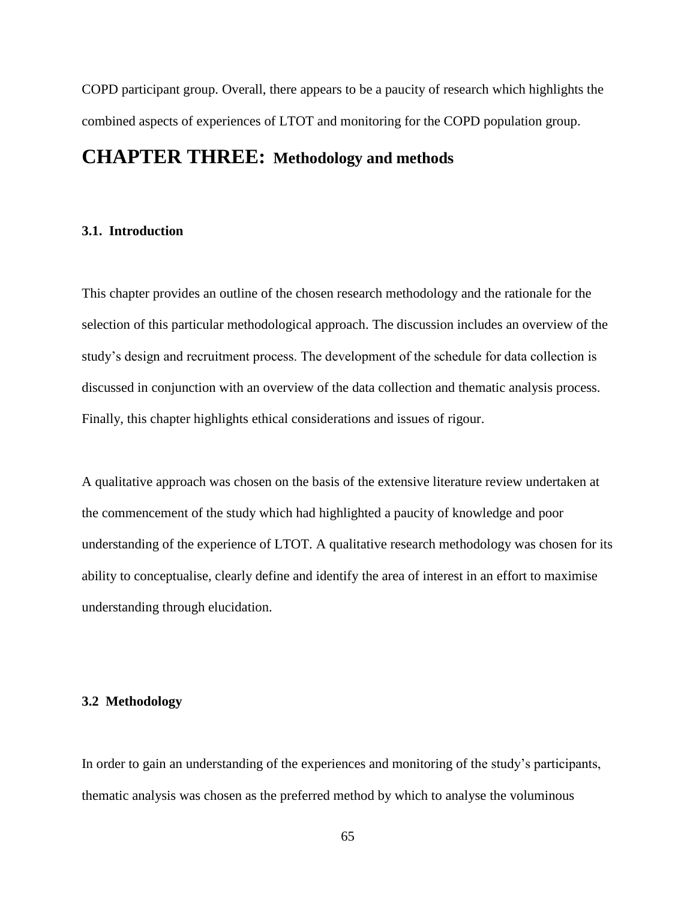COPD participant group. Overall, there appears to be a paucity of research which highlights the combined aspects of experiences of LTOT and monitoring for the COPD population group.

# CHAPTER THREE: Methodology and methods

### 3.1. Introduction

This chapter provides an outline of the chosen research methodology and the rationale for the selection of this particular methodological approach. The discussion includes an overview of the study's design and recruitment process. The development of the schedule for data collection is discussed in conjunction with an overview of the data collection and thematic analysis process. Finally, this chapter highlights ethical considerations and issues of rigour.

A qualitative approach was chosen on the basis of the extensive literature review undertaken at the commencement of the study which had highlighted a paucity of knowledge and poor understanding of the experience of LTOT. A qualitative research methodology was chosen for its ability to conceptualise, clearly define and identify the area of interest in an effort to maximise understanding through elucidation.

### 3.2 Methodology

In order to gain an understanding of the experiences and monitoring of the study's participants, thematic analysis was chosen as the preferred method by which to analyse the voluminous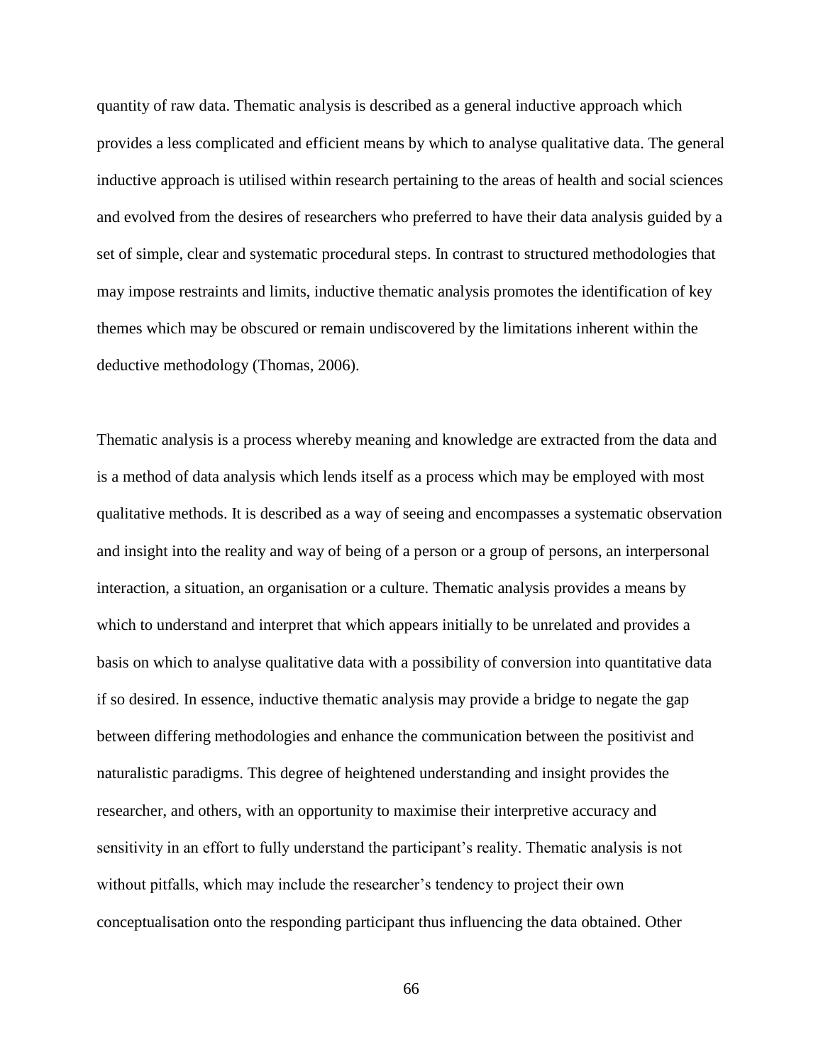quantity of raw data. Thematic analysis is described as a general inductive approach which provides a less complicated and efficient means by which to analyse qualitative data. The general inductive approach is utilised within research pertaining to the areas of health and social sciences and evolved from the desires of researchers who preferred to have their data analysis guided by a set of simple, clear and systematic procedural steps. In contrast to structured methodologies that may impose restraints and limits, inductive thematic analysis promotes the identification of key themes which may be obscured or remain undiscovered by the limitations inherent within the deductive methodology (Thomas, 2006).

Thematic analysis is a process whereby meaning and knowledge are extracted from the data and is a method of data analysis which lends itself as a process which may be employed with most qualitative methods. It is described as a way of seeing and encompasses a systematic observation and insight into the reality and way of being of a person or a group of persons, an interpersonal interaction, a situation, an organisation or a culture. Thematic analysis provides a means by which to understand and interpret that which appears initially to be unrelated and provides a basis on which to analyse qualitative data with a possibility of conversion into quantitative data if so desired. In essence, inductive thematic analysis may provide a bridge to negate the gap between differing methodologies and enhance the communication between the positivist and naturalistic paradigms. This degree of heightened understanding and insight provides the researcher, and others, with an opportunity to maximise their interpretive accuracy and sensitivity in an effort to fully understand the participant's reality. Thematic analysis is not without pitfalls, which may include the researcher's tendency to project their own conceptualisation onto the responding participant thus influencing the data obtained. Other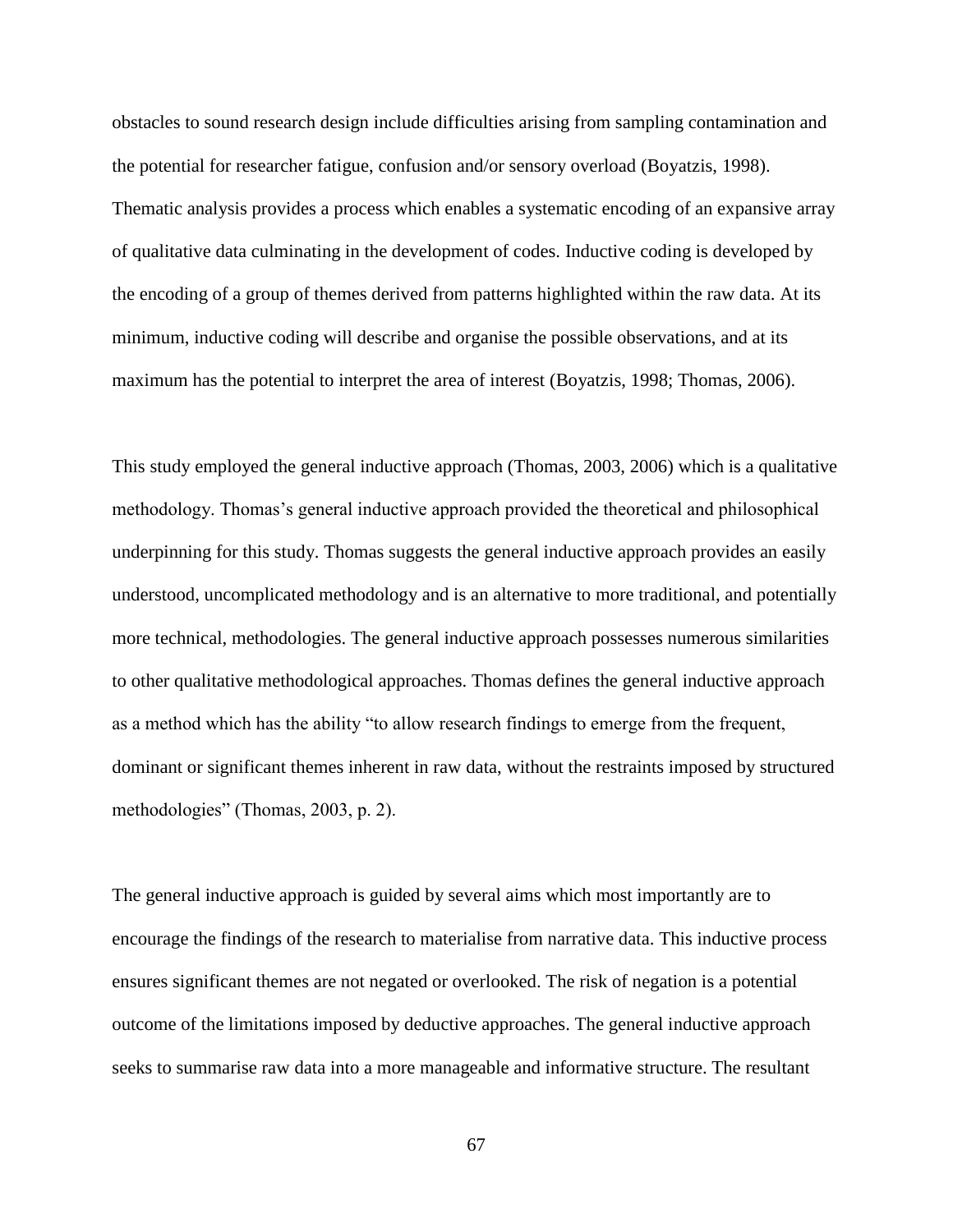obstacles to sound research design include difficulties arising from sampling contamination and the potential for researcher fatigue, confusion and/or sensory overload (Boyatzis, 1998). Thematic analysis provides a process which enables a systematic encoding of an expansive array of qualitative data culminating in the development of codes. Inductive coding is developed by the encoding of a group of themes derived from patterns highlighted within the raw data. At its minimum, inductive coding will describe and organise the possible observations, and at its maximum has the potential to interpret the area of interest (Boyatzis, 1998; Thomas, 2006).

This study employed the general inductive approach (Thomas, 2003, 2006) which is a qualitative methodology. Thomas's general inductive approach provided the theoretical and philosophical underpinning for this study. Thomas suggests the general inductive approach provides an easily understood, uncomplicated methodology and is an alternative to more traditional, and potentially more technical, methodologies. The general inductive approach possesses numerous similarities to other qualitative methodological approaches. Thomas defines the general inductive approach as a method which has the ability "to allow research findings to emerge from the frequent, dominant or significant themes inherent in raw data, without the restraints imposed by structured methodologies" (Thomas, 2003, p. 2).

The general inductive approach is guided by several aims which most importantly are to encourage the findings of the research to materialise from narrative data. This inductive process ensures significant themes are not negated or overlooked. The risk of negation is a potential outcome of the limitations imposed by deductive approaches. The general inductive approach seeks to summarise raw data into a more manageable and informative structure. The resultant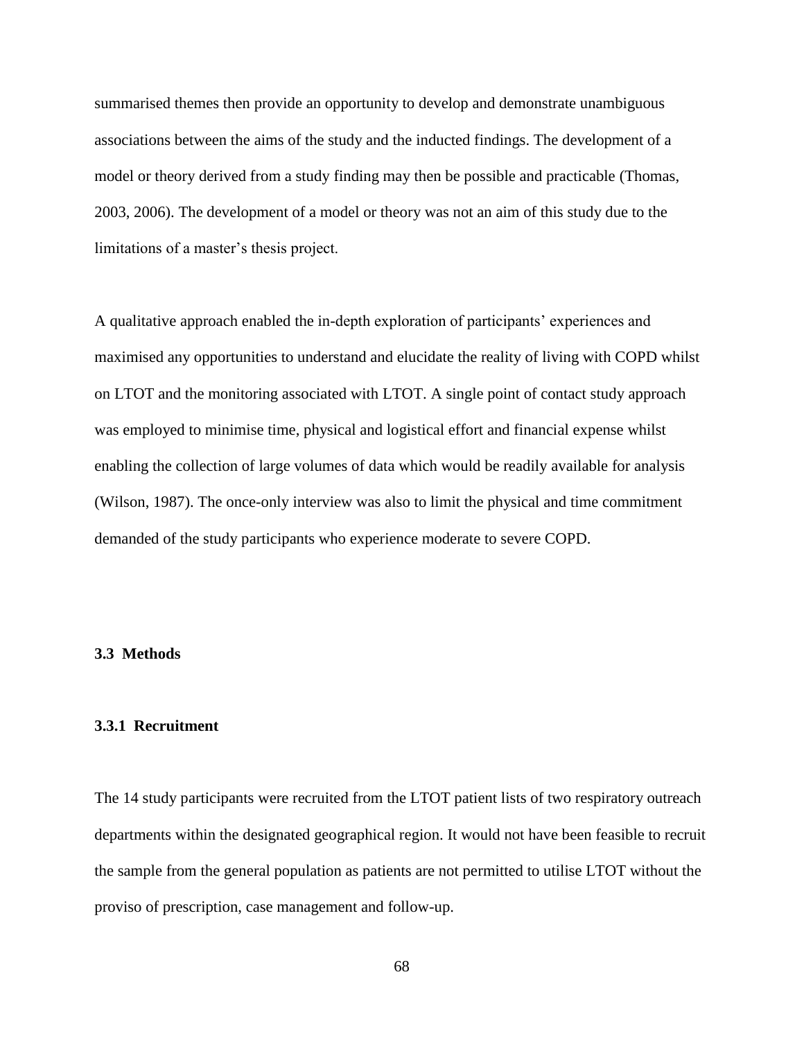summarised themes then provide an opportunity to develop and demonstrate unambiguous associations between the aims of the study and the inducted findings. The development of a model or theory derived from a study finding may then be possible and practicable (Thomas, 2003, 2006). The development of a model or theory was not an aim of this study due to the limitations of a master's thesis project.

A qualitative approach enabled the in-depth exploration of participants' experiences and maximised any opportunities to understand and elucidate the reality of living with COPD whilst on LTOT and the monitoring associated with LTOT. A single point of contact study approach was employed to minimise time, physical and logistical effort and financial expense whilst enabling the collection of large volumes of data which would be readily available for analysis (Wilson, 1987). The once-only interview was also to limit the physical and time commitment demanded of the study participants who experience moderate to severe COPD.

## 3.3 Methods

### 3.3.1 Recruitment

The 14 study participants were recruited from the LTOT patient lists of two respiratory outreach departments within the designated geographical region. It would not have been feasible to recruit the sample from the general population as patients are not permitted to utilise LTOT without the proviso of prescription, case management and follow-up.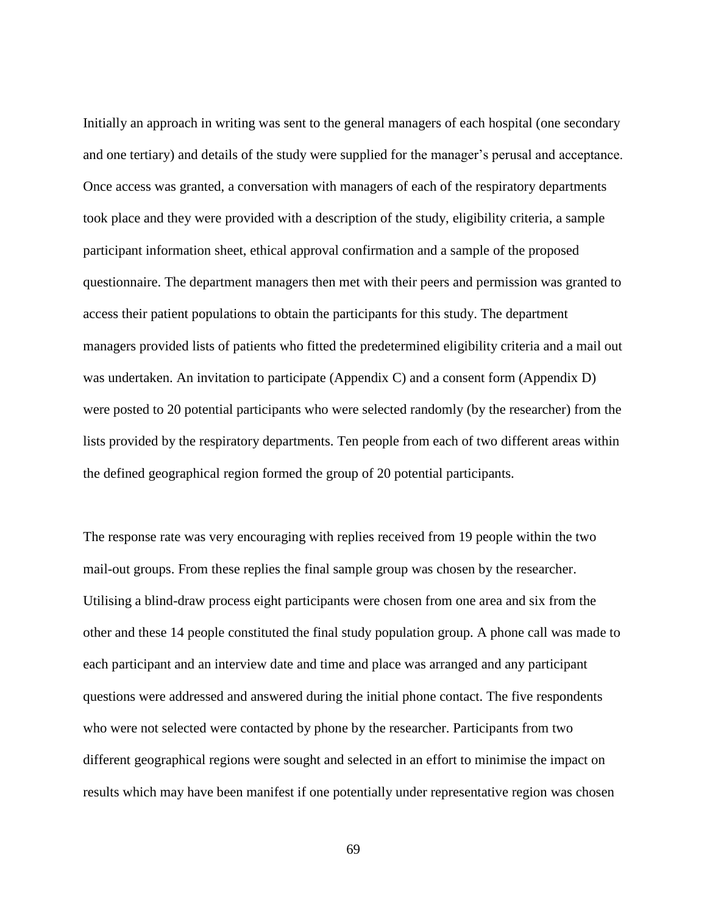Initially an approach in writing was sent to the general managers of each hospital (one secondary and one tertiary) and details of the study were supplied for the manager's perusal and acceptance. Once access was granted, a conversation with managers of each of the respiratory departments took place and they were provided with a description of the study, eligibility criteria, a sample participant information sheet, ethical approval confirmation and a sample of the proposed questionnaire. The department managers then met with their peers and permission was granted to access their patient populations to obtain the participants for this study. The department managers provided lists of patients who fitted the predetermined eligibility criteria and a mail out was undertaken. An invitation to participate (Appendix C) and a consent form (Appendix D) were posted to 20 potential participants who were selected randomly (by the researcher) from the lists provided by the respiratory departments. Ten people from each of two different areas within the defined geographical region formed the group of 20 potential participants.

The response rate was very encouraging with replies received from 19 people within the two mail-out groups. From these replies the final sample group was chosen by the researcher. Utilising a blind-draw process eight participants were chosen from one area and six from the other and these 14 people constituted the final study population group. A phone call was made to each participant and an interview date and time and place was arranged and any participant questions were addressed and answered during the initial phone contact. The five respondents who were not selected were contacted by phone by the researcher. Participants from two different geographical regions were sought and selected in an effort to minimise the impact on results which may have been manifest if one potentially under representative region was chosen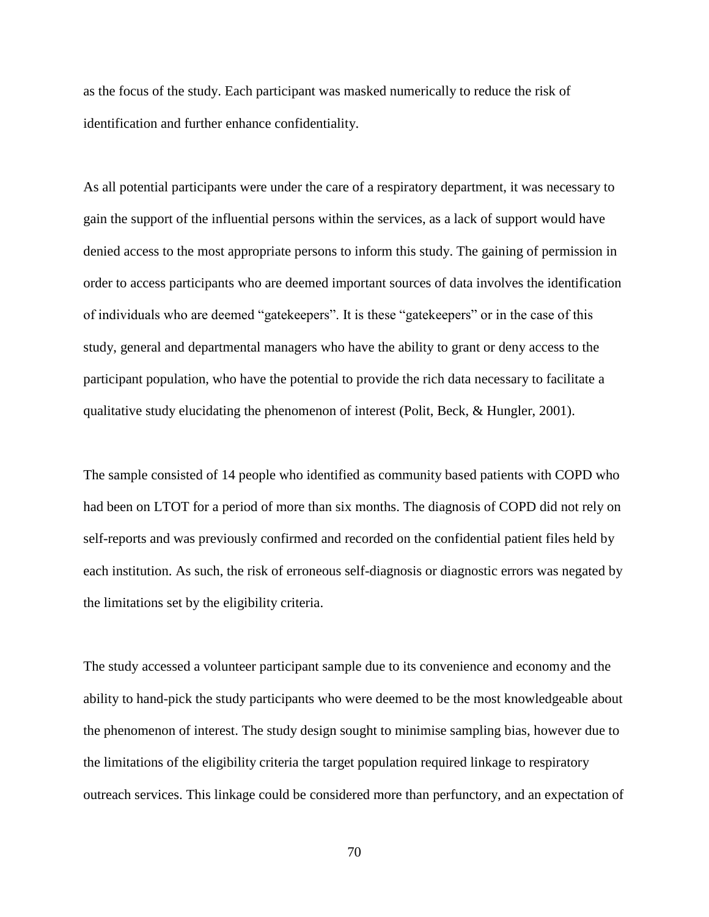as the focus of the study. Each participant was masked numerically to reduce the risk of identification and further enhance confidentiality.

As all potential participants were under the care of a respiratory department, it was necessary to gain the support of the influential persons within the services, as a lack of support would have denied access to the most appropriate persons to inform this study. The gaining of permission in order to access participants who are deemed important sources of data involves the identification of individuals who are deemed "gatekeepers". It is these "gatekeepers" or in the case of this study, general and departmental managers who have the ability to grant or deny access to the participant population, who have the potential to provide the rich data necessary to facilitate a qualitative study elucidating the phenomenon of interest (Polit, Beck, & Hungler, 2001).

The sample consisted of 14 people who identified as community based patients with COPD who had been on LTOT for a period of more than six months. The diagnosis of COPD did not rely on self-reports and was previously confirmed and recorded on the confidential patient files held by each institution. As such, the risk of erroneous self-diagnosis or diagnostic errors was negated by the limitations set by the eligibility criteria.

The study accessed a volunteer participant sample due to its convenience and economy and the ability to hand-pick the study participants who were deemed to be the most knowledgeable about the phenomenon of interest. The study design sought to minimise sampling bias, however due to the limitations of the eligibility criteria the target population required linkage to respiratory outreach services. This linkage could be considered more than perfunctory, and an expectation of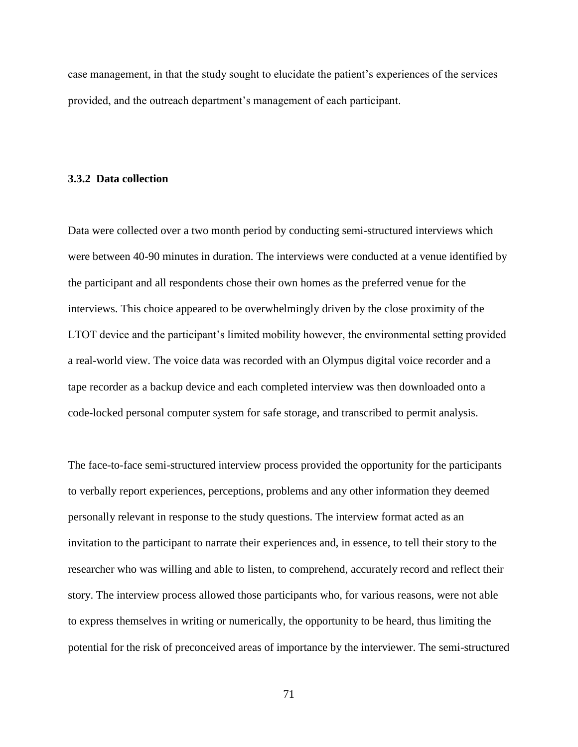case management, in that the study sought to elucidate the patient's experiences of the services provided, and the outreach department's management of each participant.

### 3.3.2 Data collection

Data were collected over a two month period by conducting semi-structured interviews which were between 40-90 minutes in duration. The interviews were conducted at a venue identified by the participant and all respondents chose their own homes as the preferred venue for the interviews. This choice appeared to be overwhelmingly driven by the close proximity of the LTOT device and the participant's limited mobility however, the environmental setting provided a real-world view. The voice data was recorded with an Olympus digital voice recorder and a tape recorder as a backup device and each completed interview was then downloaded onto a code-locked personal computer system for safe storage, and transcribed to permit analysis.

The face-to-face semi-structured interview process provided the opportunity for the participants to verbally report experiences, perceptions, problems and any other information they deemed personally relevant in response to the study questions. The interview format acted as an invitation to the participant to narrate their experiences and, in essence, to tell their story to the researcher who was willing and able to listen, to comprehend, accurately record and reflect their story. The interview process allowed those participants who, for various reasons, were not able to express themselves in writing or numerically, the opportunity to be heard, thus limiting the potential for the risk of preconceived areas of importance by the interviewer. The semi-structured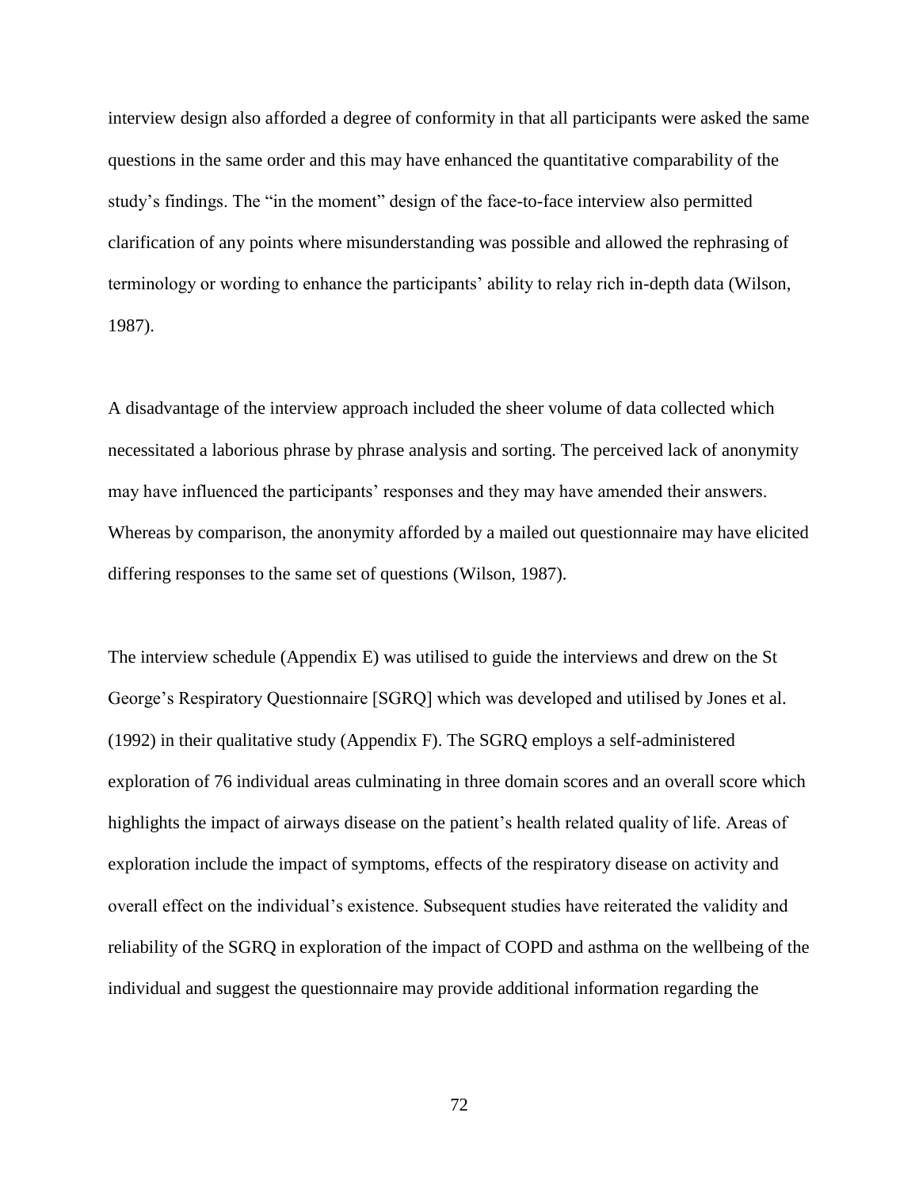interview design also afforded a degree of conformity in that all participants were asked the same questions in the same order and this may have enhanced the quantitative comparability of the study's findings. The "in the moment" design of the face-to-face interview also permitted clarification of any points where misunderstanding was possible and allowed the rephrasing of terminology or wording to enhance the participants' ability to relay rich in-depth data (Wilson, 1987).

A disadvantage of the interview approach included the sheer volume of data collected which necessitated a laborious phrase by phrase analysis and sorting. The perceived lack of anonymity may have influenced the participants' responses and they may have amended their answers. Whereas by comparison, the anonymity afforded by a mailed out questionnaire may have elicited differing responses to the same set of questions (Wilson, 1987).

The interview schedule (Appendix E) was utilised to guide the interviews and drew on the St George's Respiratory Questionnaire [SGRQ] which was developed and utilised by Jones et al. (1992) in their qualitative study (Appendix F). The SGRQ employs a self-administered exploration of 76 individual areas culminating in three domain scores and an overall score which highlights the impact of airways disease on the patient's health related quality of life. Areas of exploration include the impact of symptoms, effects of the respiratory disease on activity and overall effect on the individual's existence. Subsequent studies have reiterated the validity and reliability of the SGRQ in exploration of the impact of COPD and asthma on the wellbeing of the individual and suggest the questionnaire may provide additional information regarding the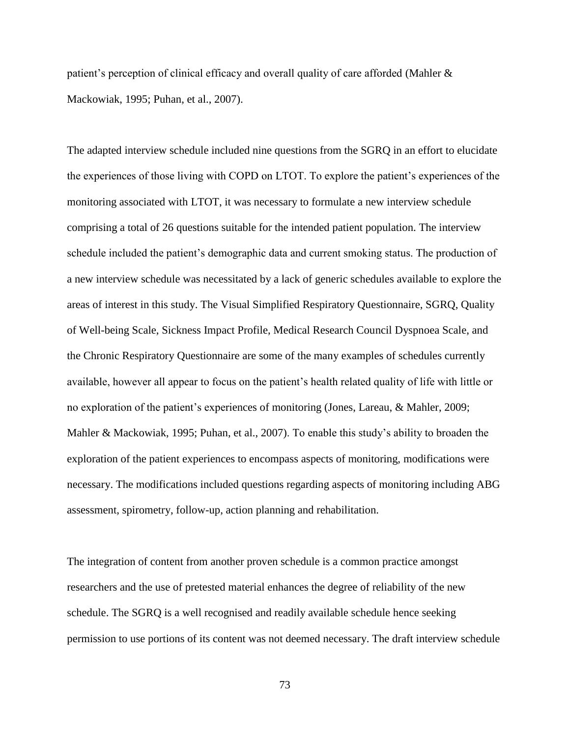patient's perception of clinical efficacy and overall quality of care afforded (Mahler & Mackowiak, 1995; Puhan, et al., 2007).

The adapted interview schedule included nine questions from the SGRQ in an effort to elucidate the experiences of those living with COPD on LTOT. To explore the patient's experiences of the monitoring associated with LTOT, it was necessary to formulate a new interview schedule comprising a total of 26 questions suitable for the intended patient population. The interview schedule included the patient's demographic data and current smoking status. The production of a new interview schedule was necessitated by a lack of generic schedules available to explore the areas of interest in this study. The Visual Simplified Respiratory Questionnaire, SGRQ, Quality of Well-being Scale, Sickness Impact Profile, Medical Research Council Dyspnoea Scale, and the Chronic Respiratory Questionnaire are some of the many examples of schedules currently available, however all appear to focus on the patient's health related quality of life with little or no exploration of the patient's experiences of monitoring (Jones, Lareau, & Mahler, 2009; Mahler & Mackowiak, 1995; Puhan, et al., 2007). To enable this study's ability to broaden the exploration of the patient experiences to encompass aspects of monitoring, modifications were necessary. The modifications included questions regarding aspects of monitoring including ABG assessment, spirometry, follow-up, action planning and rehabilitation.

The integration of content from another proven schedule is a common practice amongst researchers and the use of pretested material enhances the degree of reliability of the new schedule. The SGRQ is a well recognised and readily available schedule hence seeking permission to use portions of its content was not deemed necessary. The draft interview schedule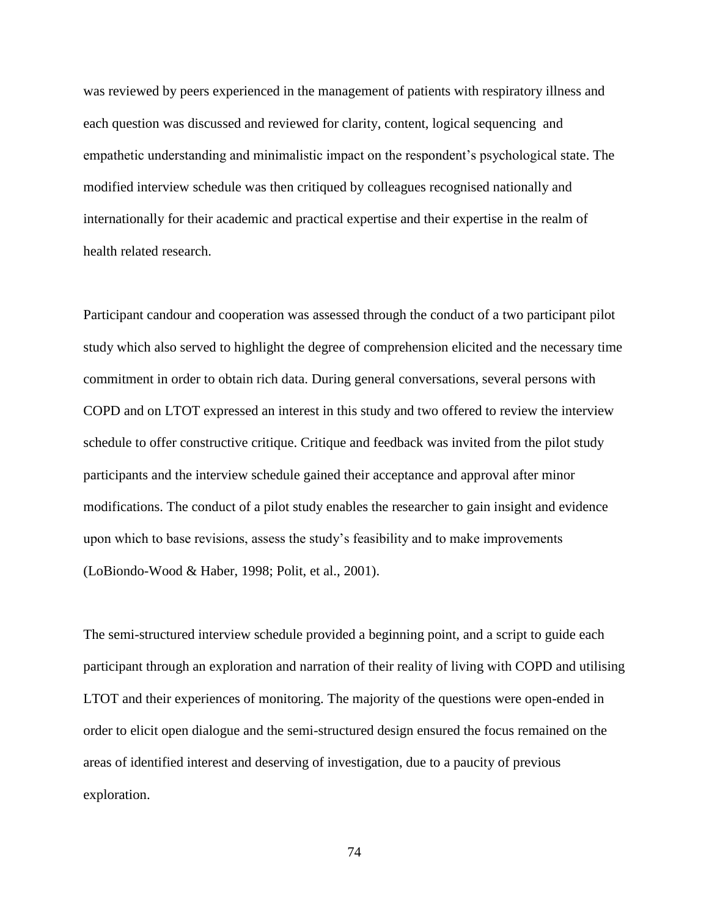was reviewed by peers experienced in the management of patients with respiratory illness and each question was discussed and reviewed for clarity, content, logical sequencing and empathetic understanding and minimalistic impact on the respondent's psychological state. The modified interview schedule was then critiqued by colleagues recognised nationally and internationally for their academic and practical expertise and their expertise in the realm of health related research.

Participant candour and cooperation was assessed through the conduct of a two participant pilot study which also served to highlight the degree of comprehension elicited and the necessary time commitment in order to obtain rich data. During general conversations, several persons with COPD and on LTOT expressed an interest in this study and two offered to review the interview schedule to offer constructive critique. Critique and feedback was invited from the pilot study participants and the interview schedule gained their acceptance and approval after minor modifications. The conduct of a pilot study enables the researcher to gain insight and evidence upon which to base revisions, assess the study's feasibility and to make improvements (LoBiondo-Wood & Haber, 1998; Polit, et al., 2001).

The semi-structured interview schedule provided a beginning point, and a script to guide each participant through an exploration and narration of their reality of living with COPD and utilising LTOT and their experiences of monitoring. The majority of the questions were open-ended in order to elicit open dialogue and the semi-structured design ensured the focus remained on the areas of identified interest and deserving of investigation, due to a paucity of previous exploration.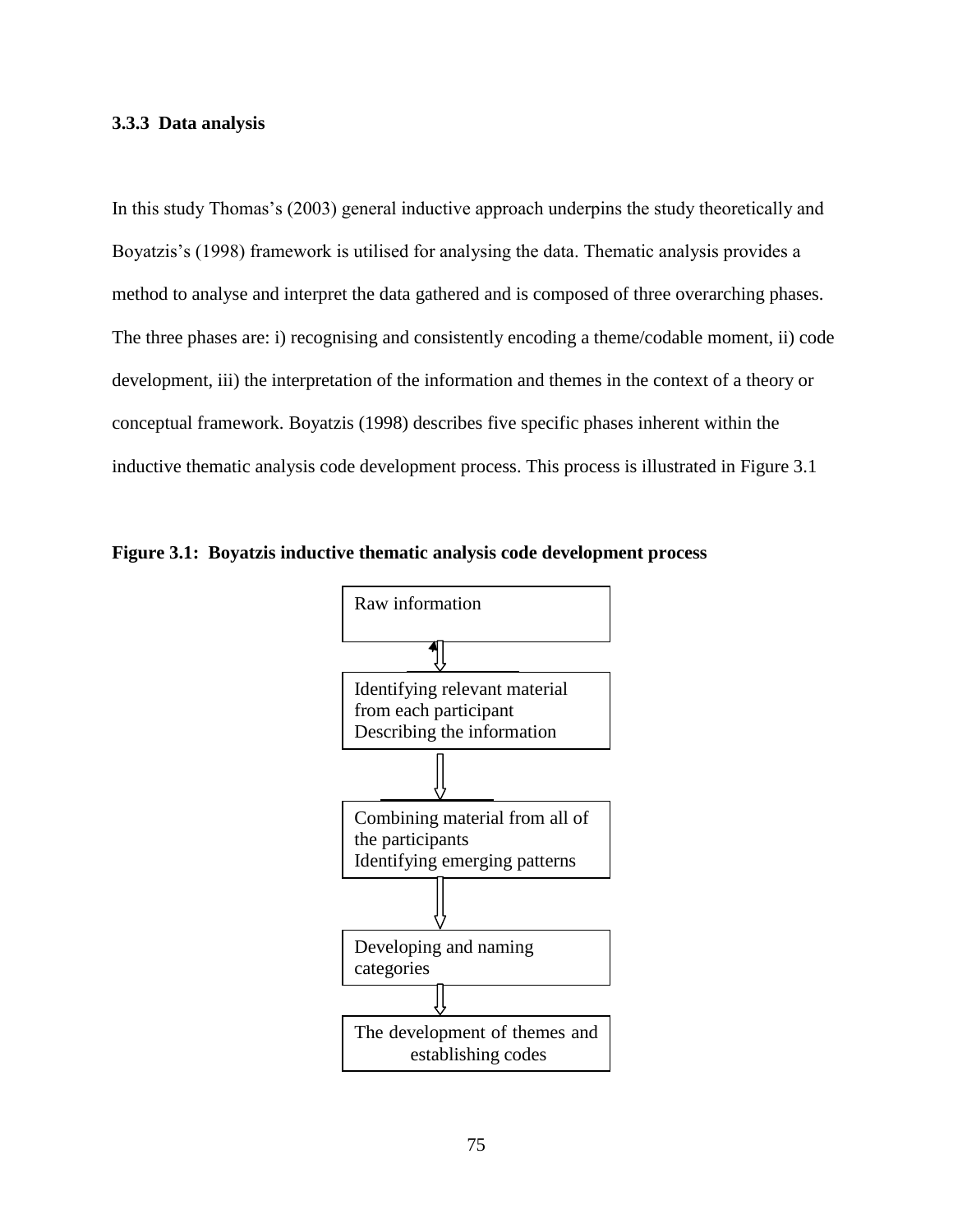### 3.3.3 Data analysis

In this study Thomas's (2003) general inductive approach underpins the study theoretically and Boyatzis's (1998) framework is utilised for analysing the data. Thematic analysis provides a method to analyse and interpret the data gathered and is composed of three overarching phases. The three phases are: i) recognising and consistently encoding a theme/codable moment, ii) code development, iii) the interpretation of the information and themes in the context of a theory or conceptual framework. Boyatzis (1998) describes five specific phases inherent within the inductive thematic analysis code development process. This process is illustrated in Figure 3.1

**Figure 3.1: Boyatzis inductive thematic analysis code development process**

Raw information

Identifying relevant material from each participant
Describing the information

Combining material from all of the participants
Identifying emerging patterns

Developing and naming categories

The development of themes and establishing codes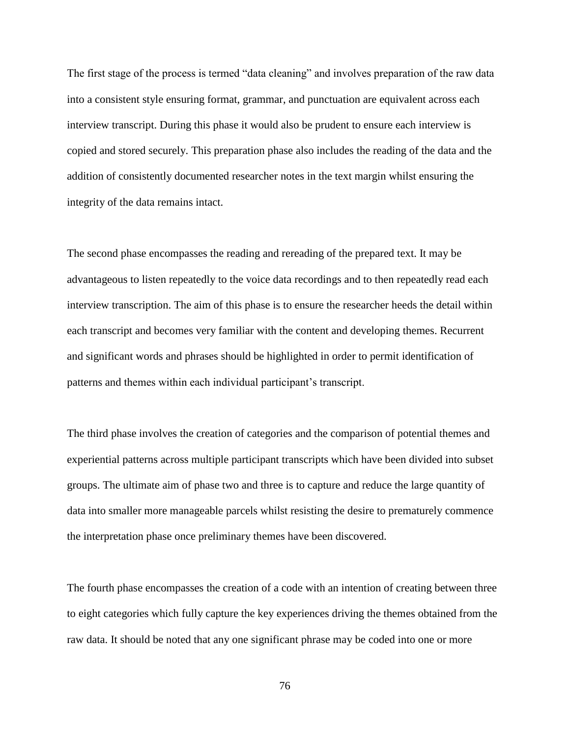The first stage of the process is termed "data cleaning" and involves preparation of the raw data into a consistent style ensuring format, grammar, and punctuation are equivalent across each interview transcript. During this phase it would also be prudent to ensure each interview is copied and stored securely. This preparation phase also includes the reading of the data and the addition of consistently documented researcher notes in the text margin whilst ensuring the integrity of the data remains intact.

The second phase encompasses the reading and rereading of the prepared text. It may be advantageous to listen repeatedly to the voice data recordings and to then repeatedly read each interview transcription. The aim of this phase is to ensure the researcher heeds the detail within each transcript and becomes very familiar with the content and developing themes. Recurrent and significant words and phrases should be highlighted in order to permit identification of patterns and themes within each individual participant's transcript.

The third phase involves the creation of categories and the comparison of potential themes and experiential patterns across multiple participant transcripts which have been divided into subset groups. The ultimate aim of phase two and three is to capture and reduce the large quantity of data into smaller more manageable parcels whilst resisting the desire to prematurely commence the interpretation phase once preliminary themes have been discovered.

The fourth phase encompasses the creation of a code with an intention of creating between three to eight categories which fully capture the key experiences driving the themes obtained from the raw data. It should be noted that any one significant phrase may be coded into one or more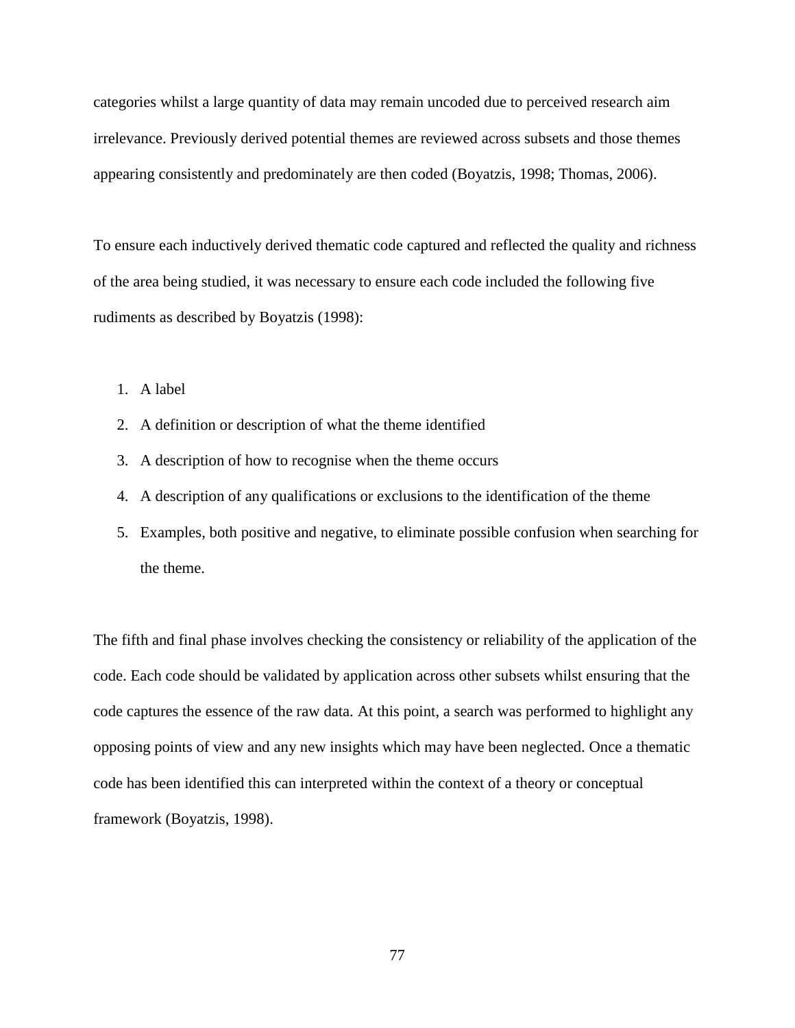categories whilst a large quantity of data may remain uncoded due to perceived research aim irrelevance. Previously derived potential themes are reviewed across subsets and those themes appearing consistently and predominately are then coded (Boyatzis, 1998; Thomas, 2006).

To ensure each inductively derived thematic code captured and reflected the quality and richness of the area being studied, it was necessary to ensure each code included the following five rudiments as described by Boyatzis (1998):

1. A label
2. A definition or description of what the theme identified
3. A description of how to recognise when the theme occurs
4. A description of any qualifications or exclusions to the identification of the theme
5. Examples, both positive and negative, to eliminate possible confusion when searching for the theme.

The fifth and final phase involves checking the consistency or reliability of the application of the code. Each code should be validated by application across other subsets whilst ensuring that the code captures the essence of the raw data. At this point, a search was performed to highlight any opposing points of view and any new insights which may have been neglected. Once a thematic code has been identified this can interpreted within the context of a theory or conceptual framework (Boyatzis, 1998).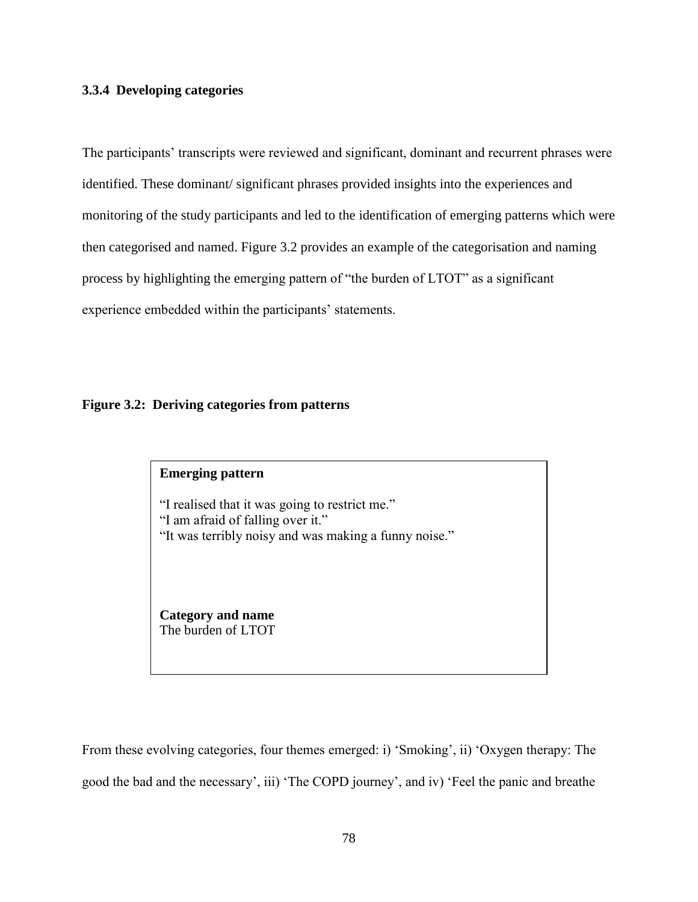### 3.3.4 Developing categories

The participants' transcripts were reviewed and significant, dominant and recurrent phrases were identified. These dominant/ significant phrases provided insights into the experiences and monitoring of the study participants and led to the identification of emerging patterns which were then categorised and named. Figure 3.2 provides an example of the categorisation and naming process by highlighting the emerging pattern of "the burden of LTOT" as a significant experience embedded within the participants' statements.

**Figure 3.2: Deriving categories from patterns**

**Emerging pattern**

"I realised that it was going to restrict me."
"I am afraid of falling over it."
"It was terribly noisy and was making a funny noise."

**Category and name**
The burden of LTOT

From these evolving categories, four themes emerged: i) 'Smoking', ii) 'Oxygen therapy: The good the bad and the necessary', iii) 'The COPD journey', and iv) 'Feel the panic and breathe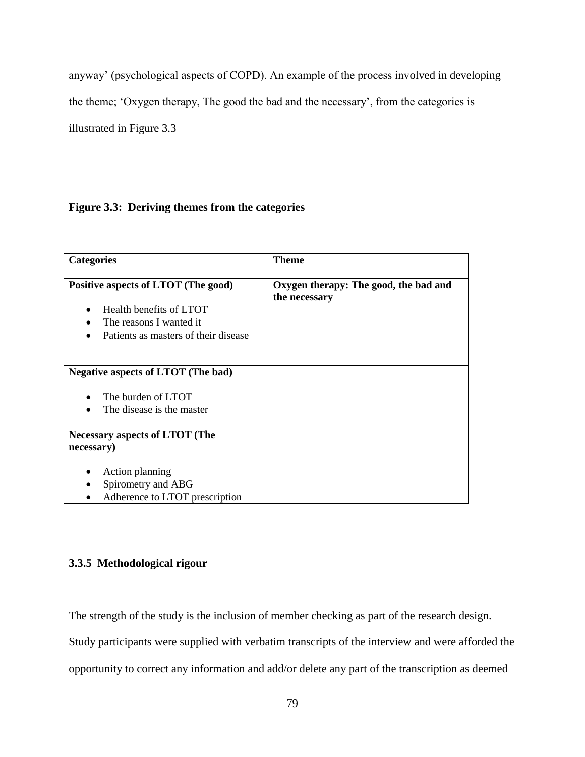anyway' (psychological aspects of COPD). An example of the process involved in developing the theme; 'Oxygen therapy, The good the bad and the necessary', from the categories is illustrated in Figure 3.3

**Figure 3.3: Deriving themes from the categories**

| **Categories** | **Theme** |
|---|---|
| **Positive aspects of LTOT (The good)**<br>• Health benefits of LTOT<br>• The reasons I wanted it<br>• Patients as masters of their disease | **Oxygen therapy: The good, the bad and the necessary** |
| **Negative aspects of LTOT (The bad)**<br>• The burden of LTOT<br>• The disease is the master | |
| **Necessary aspects of LTOT (The necessary)**<br>• Action planning<br>• Spirometry and ABG<br>• Adherence to LTOT prescription | |

### 3.3.5 Methodological rigour

The strength of the study is the inclusion of member checking as part of the research design. Study participants were supplied with verbatim transcripts of the interview and were afforded the opportunity to correct any information and add/delete any part of the transcription as deemed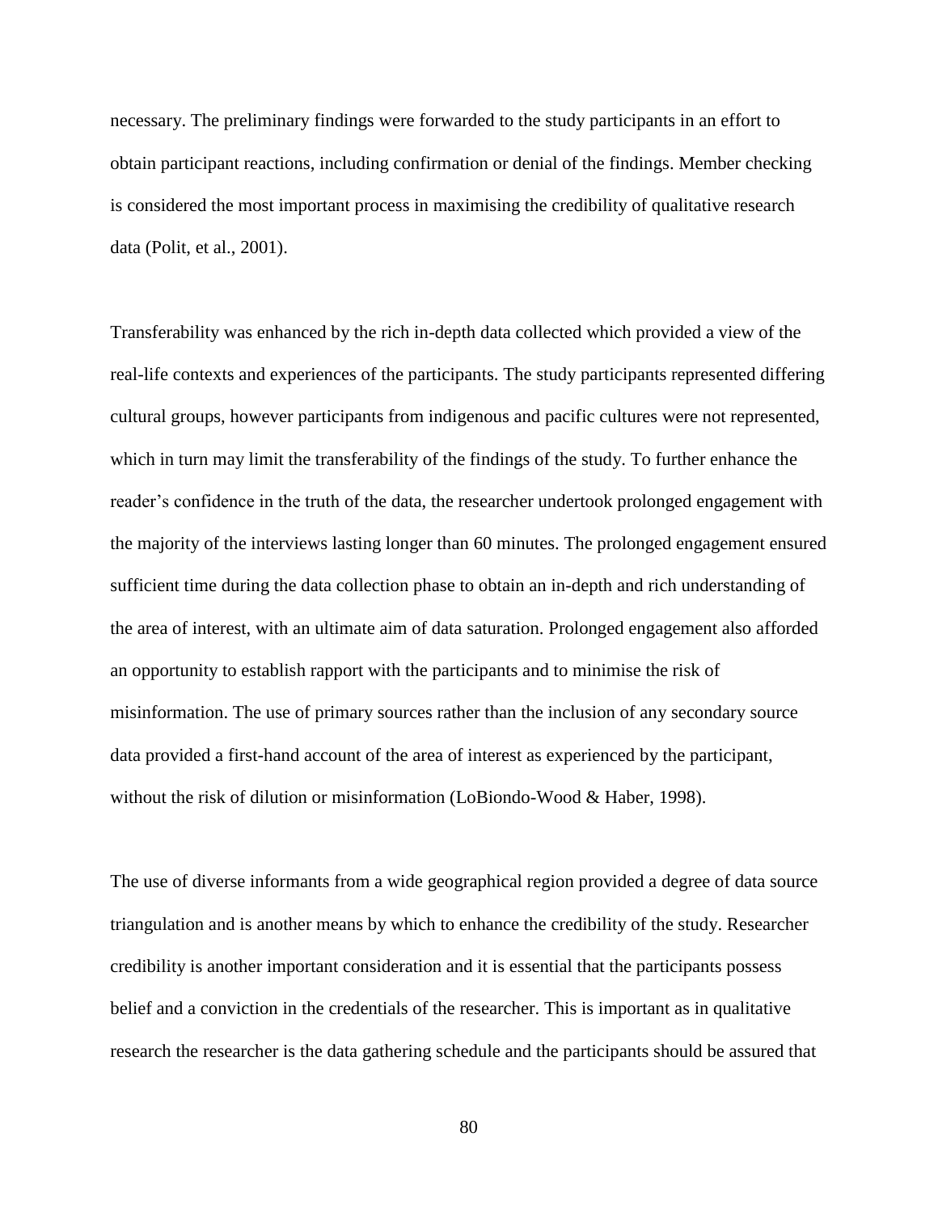necessary. The preliminary findings were forwarded to the study participants in an effort to obtain participant reactions, including confirmation or denial of the findings. Member checking is considered the most important process in maximising the credibility of qualitative research data (Polit, et al., 2001).

Transferability was enhanced by the rich in-depth data collected which provided a view of the real-life contexts and experiences of the participants. The study participants represented differing cultural groups, however participants from indigenous and pacific cultures were not represented, which in turn may limit the transferability of the findings of the study. To further enhance the reader's confidence in the truth of the data, the researcher undertook prolonged engagement with the majority of the interviews lasting longer than 60 minutes. The prolonged engagement ensured sufficient time during the data collection phase to obtain an in-depth and rich understanding of the area of interest, with an ultimate aim of data saturation. Prolonged engagement also afforded an opportunity to establish rapport with the participants and to minimise the risk of misinformation. The use of primary sources rather than the inclusion of any secondary source data provided a first-hand account of the area of interest as experienced by the participant, without the risk of dilution or misinformation (LoBiondo-Wood & Haber, 1998).

The use of diverse informants from a wide geographical region provided a degree of data source triangulation and is another means by which to enhance the credibility of the study. Researcher credibility is another important consideration and it is essential that the participants possess belief and a conviction in the credentials of the researcher. This is important as in qualitative research the researcher is the data gathering schedule and the participants should be assured that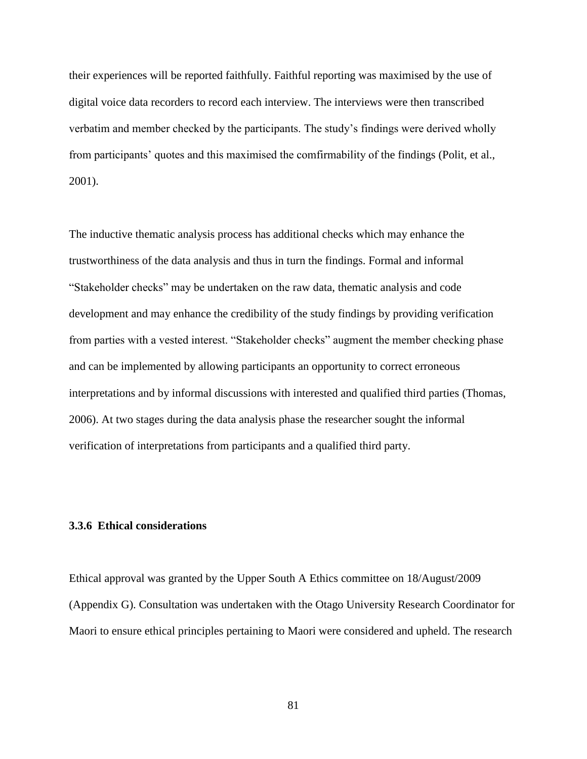their experiences will be reported faithfully. Faithful reporting was maximised by the use of digital voice data recorders to record each interview. The interviews were then transcribed verbatim and member checked by the participants. The study's findings were derived wholly from participants' quotes and this maximised the comfirmability of the findings (Polit, et al., 2001).

The inductive thematic analysis process has additional checks which may enhance the trustworthiness of the data analysis and thus in turn the findings. Formal and informal "Stakeholder checks" may be undertaken on the raw data, thematic analysis and code development and may enhance the credibility of the study findings by providing verification from parties with a vested interest. "Stakeholder checks" augment the member checking phase and can be implemented by allowing participants an opportunity to correct erroneous interpretations and by informal discussions with interested and qualified third parties (Thomas, 2006). At two stages during the data analysis phase the researcher sought the informal verification of interpretations from participants and a qualified third party.

### 3.3.6 Ethical considerations

Ethical approval was granted by the Upper South A Ethics committee on 18/August/2009 (Appendix G). Consultation was undertaken with the Otago University Research Coordinator for Maori to ensure ethical principles pertaining to Maori were considered and upheld. The research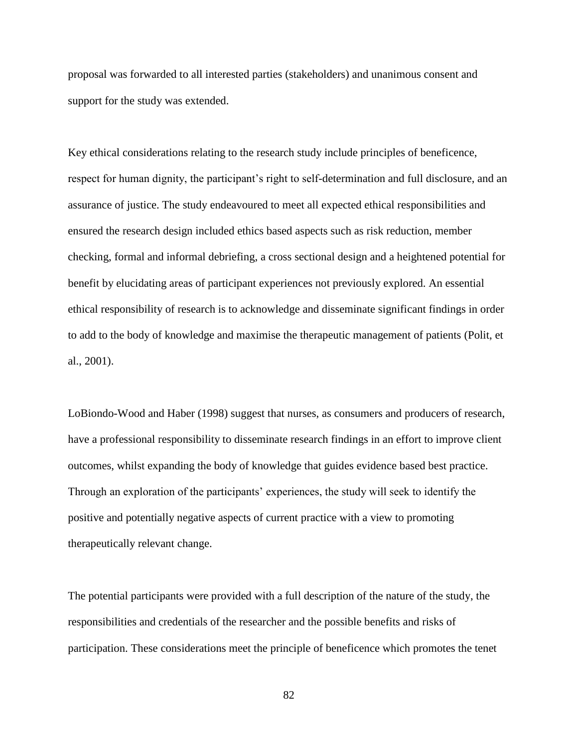proposal was forwarded to all interested parties (stakeholders) and unanimous consent and support for the study was extended.

Key ethical considerations relating to the research study include principles of beneficence, respect for human dignity, the participant's right to self-determination and full disclosure, and an assurance of justice. The study endeavoured to meet all expected ethical responsibilities and ensured the research design included ethics based aspects such as risk reduction, member checking, formal and informal debriefing, a cross sectional design and a heightened potential for benefit by elucidating areas of participant experiences not previously explored. An essential ethical responsibility of research is to acknowledge and disseminate significant findings in order to add to the body of knowledge and maximise the therapeutic management of patients (Polit, et al., 2001).

LoBiondo-Wood and Haber (1998) suggest that nurses, as consumers and producers of research, have a professional responsibility to disseminate research findings in an effort to improve client outcomes, whilst expanding the body of knowledge that guides evidence based best practice. Through an exploration of the participants' experiences, the study will seek to identify the positive and potentially negative aspects of current practice with a view to promoting therapeutically relevant change.

The potential participants were provided with a full description of the nature of the study, the responsibilities and credentials of the researcher and the possible benefits and risks of participation. These considerations meet the principle of beneficence which promotes the tenet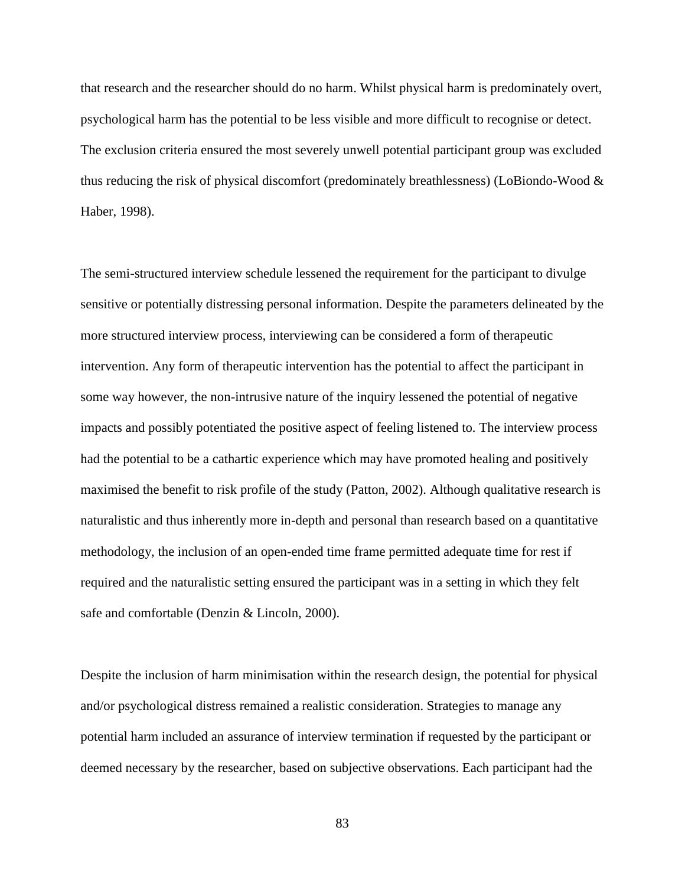that research and the researcher should do no harm. Whilst physical harm is predominately overt, psychological harm has the potential to be less visible and more difficult to recognise or detect. The exclusion criteria ensured the most severely unwell potential participant group was excluded thus reducing the risk of physical discomfort (predominately breathlessness) (LoBiondo-Wood & Haber, 1998).

The semi-structured interview schedule lessened the requirement for the participant to divulge sensitive or potentially distressing personal information. Despite the parameters delineated by the more structured interview process, interviewing can be considered a form of therapeutic intervention. Any form of therapeutic intervention has the potential to affect the participant in some way however, the non-intrusive nature of the inquiry lessened the potential of negative impacts and possibly potentiated the positive aspect of feeling listened to. The interview process had the potential to be a cathartic experience which may have promoted healing and positively maximised the benefit to risk profile of the study (Patton, 2002). Although qualitative research is naturalistic and thus inherently more in-depth and personal than research based on a quantitative methodology, the inclusion of an open-ended time frame permitted adequate time for rest if required and the naturalistic setting ensured the participant was in a setting in which they felt safe and comfortable (Denzin & Lincoln, 2000).

Despite the inclusion of harm minimisation within the research design, the potential for physical and/or psychological distress remained a realistic consideration. Strategies to manage any potential harm included an assurance of interview termination if requested by the participant or deemed necessary by the researcher, based on subjective observations. Each participant had the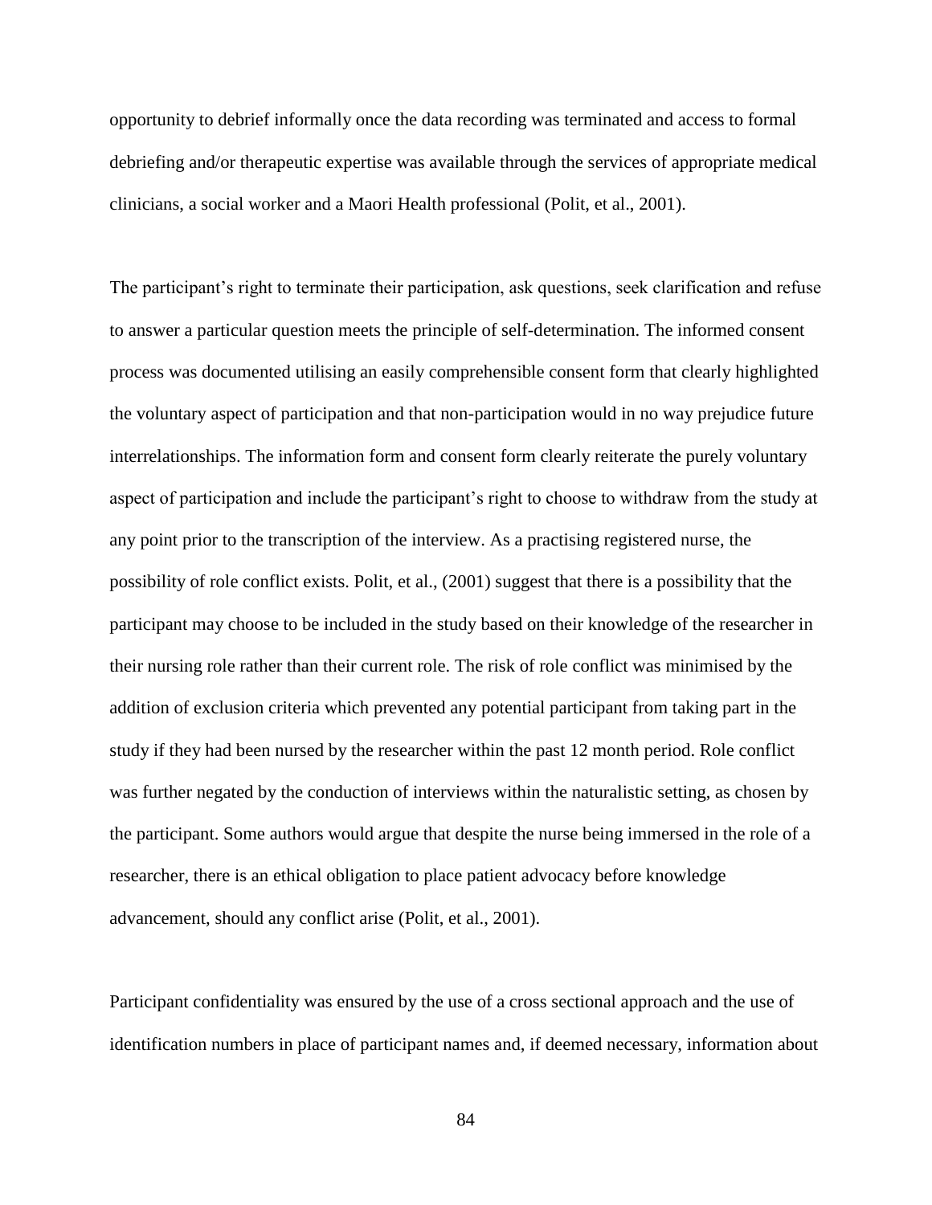opportunity to debrief informally once the data recording was terminated and access to formal debriefing and/or therapeutic expertise was available through the services of appropriate medical clinicians, a social worker and a Maori Health professional (Polit, et al., 2001).

The participant's right to terminate their participation, ask questions, seek clarification and refuse to answer a particular question meets the principle of self-determination. The informed consent process was documented utilising an easily comprehensible consent form that clearly highlighted the voluntary aspect of participation and that non-participation would in no way prejudice future interrelationships. The information form and consent form clearly reiterate the purely voluntary aspect of participation and include the participant's right to choose to withdraw from the study at any point prior to the transcription of the interview. As a practising registered nurse, the possibility of role conflict exists. Polit, et al., (2001) suggest that there is a possibility that the participant may choose to be included in the study based on their knowledge of the researcher in their nursing role rather than their current role. The risk of role conflict was minimised by the addition of exclusion criteria which prevented any potential participant from taking part in the study if they had been nursed by the researcher within the past 12 month period. Role conflict was further negated by the conduction of interviews within the naturalistic setting, as chosen by the participant. Some authors would argue that despite the nurse being immersed in the role of a researcher, there is an ethical obligation to place patient advocacy before knowledge advancement, should any conflict arise (Polit, et al., 2001).

Participant confidentiality was ensured by the use of a cross sectional approach and the use of identification numbers in place of participant names and, if deemed necessary, information about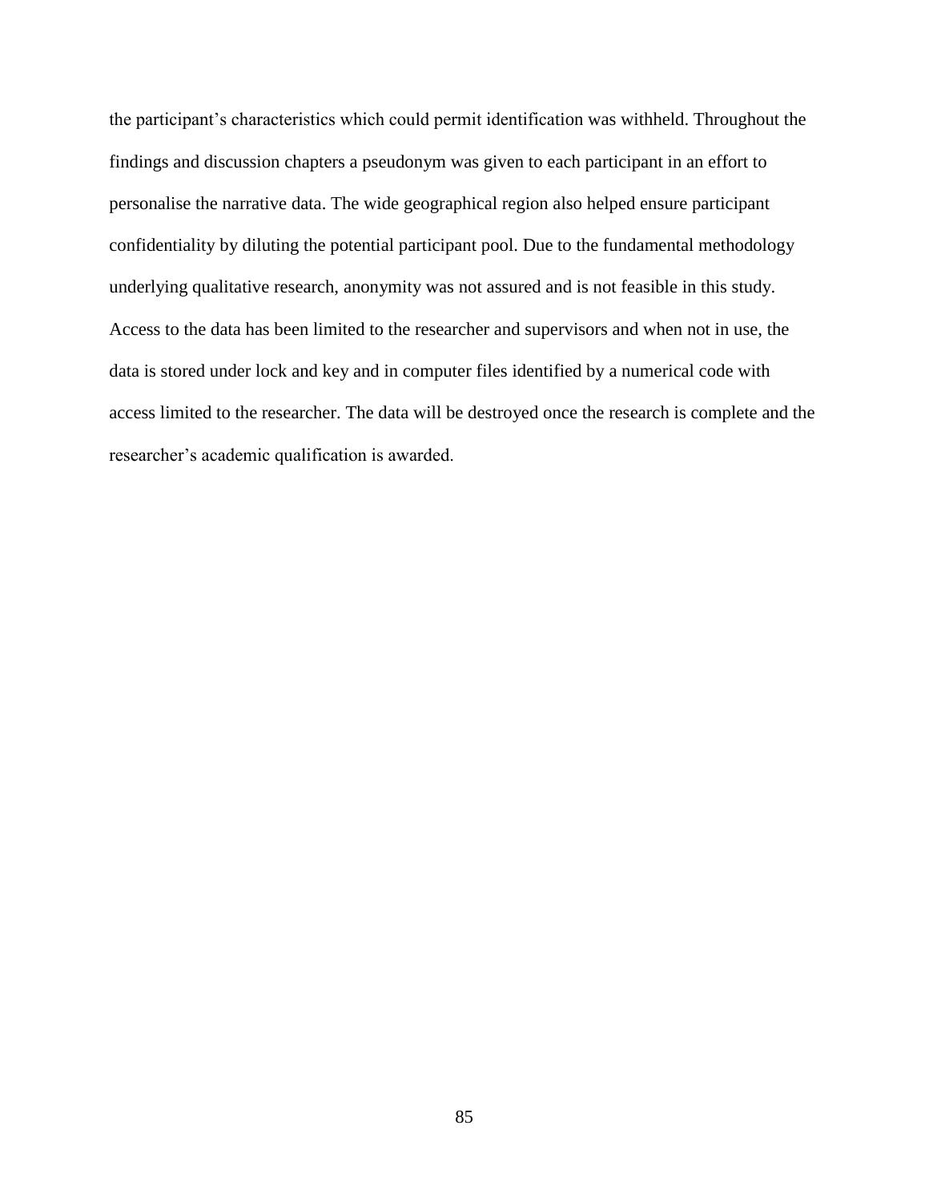the participant's characteristics which could permit identification was withheld. Throughout the findings and discussion chapters a pseudonym was given to each participant in an effort to personalise the narrative data. The wide geographical region also helped ensure participant confidentiality by diluting the potential participant pool. Due to the fundamental methodology underlying qualitative research, anonymity was not assured and is not feasible in this study. Access to the data has been limited to the researcher and supervisors and when not in use, the data is stored under lock and key and in computer files identified by a numerical code with access limited to the researcher. The data will be destroyed once the research is complete and the researcher's academic qualification is awarded.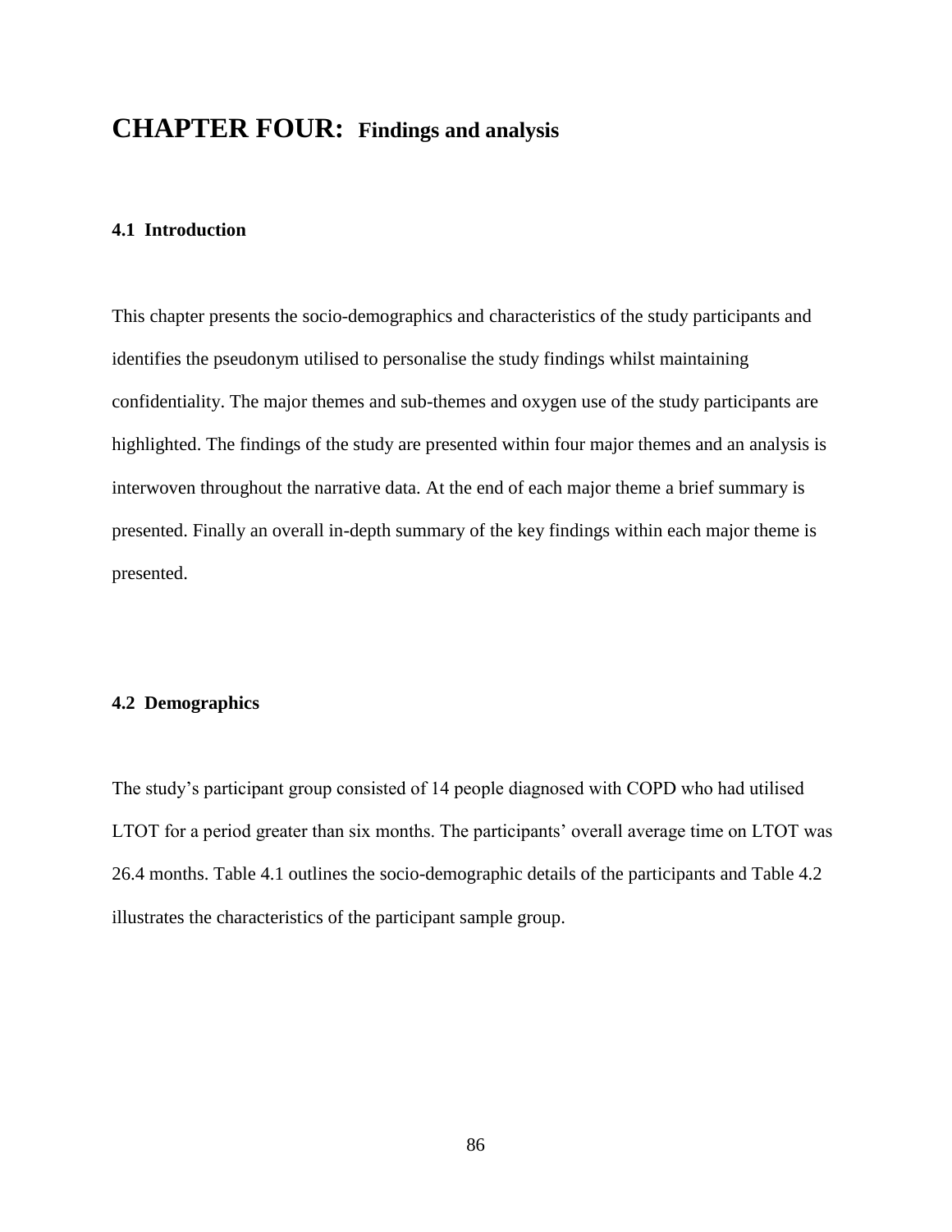# CHAPTER FOUR: Findings and analysis

## 4.1 Introduction

This chapter presents the socio-demographics and characteristics of the study participants and identifies the pseudonym utilised to personalise the study findings whilst maintaining confidentiality. The major themes and sub-themes and oxygen use of the study participants are highlighted. The findings of the study are presented within four major themes and an analysis is interwoven throughout the narrative data. At the end of each major theme a brief summary is presented. Finally an overall in-depth summary of the key findings within each major theme is presented.

## 4.2 Demographics

The study's participant group consisted of 14 people diagnosed with COPD who had utilised LTOT for a period greater than six months. The participants' overall average time on LTOT was 26.4 months. Table 4.1 outlines the socio-demographic details of the participants and Table 4.2 illustrates the characteristics of the participant sample group.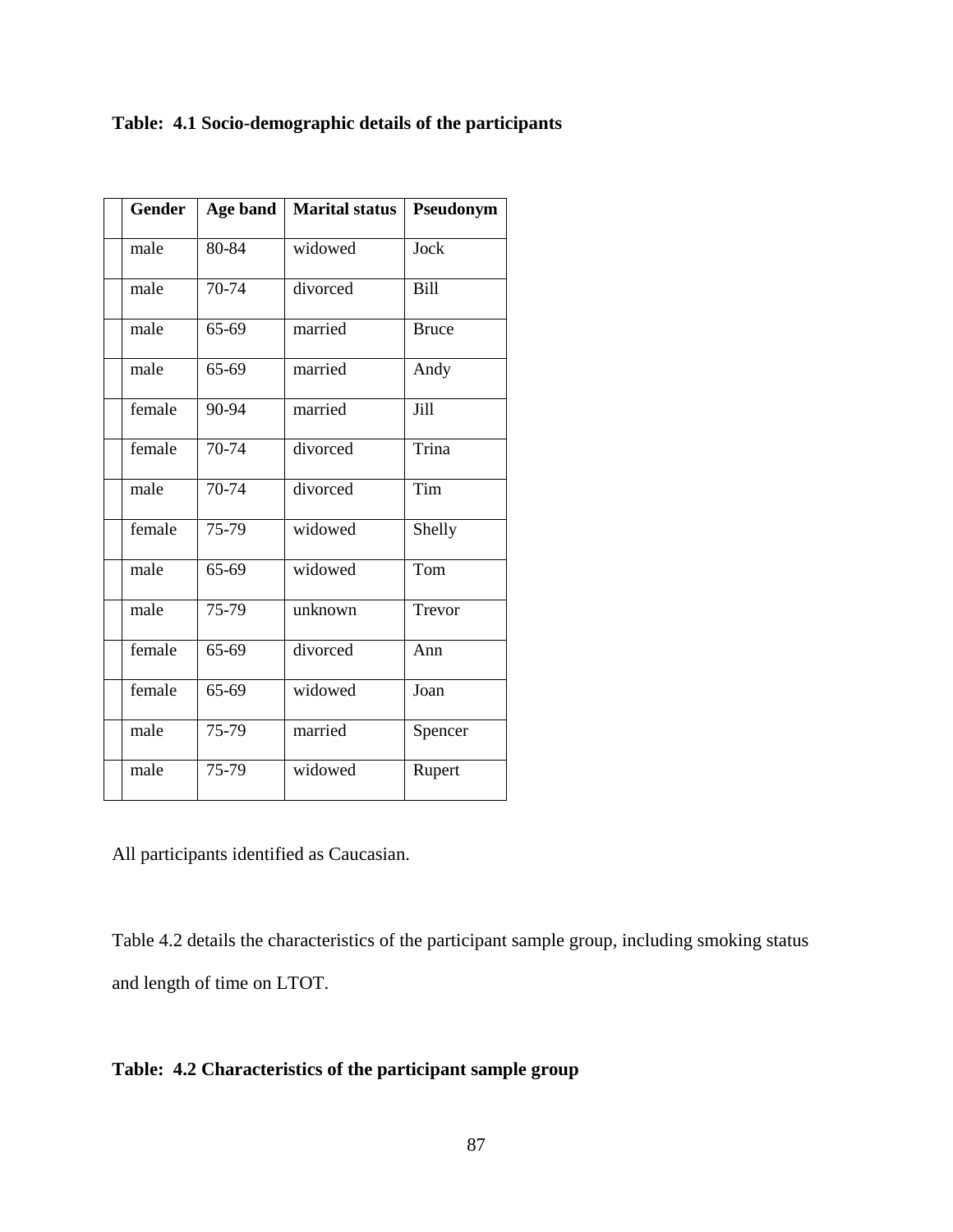**Table: 4.1 Socio-demographic details of the participants**

| | Gender | Age band | Marital status | Pseudonym |
|---|---|---|---|---|
| | male | 80-84 | widowed | Jock |
| | male | 70-74 | divorced | Bill |
| | male | 65-69 | married | Bruce |
| | male | 65-69 | married | Andy |
| | female | 90-94 | married | Jill |
| | female | 70-74 | divorced | Trina |
| | male | 70-74 | divorced | Tim |
| | female | 75-79 | widowed | Shelly |
| | male | 65-69 | widowed | Tom |
| | male | 75-79 | unknown | Trevor |
| | female | 65-69 | divorced | Ann |
| | female | 65-69 | widowed | Joan |
| | male | 75-79 | married | Spencer |
| | male | 75-79 | widowed | Rupert |

All participants identified as Caucasian.

Table 4.2 details the characteristics of the participant sample group, including smoking status and length of time on LTOT.

**Table: 4.2 Characteristics of the participant sample group**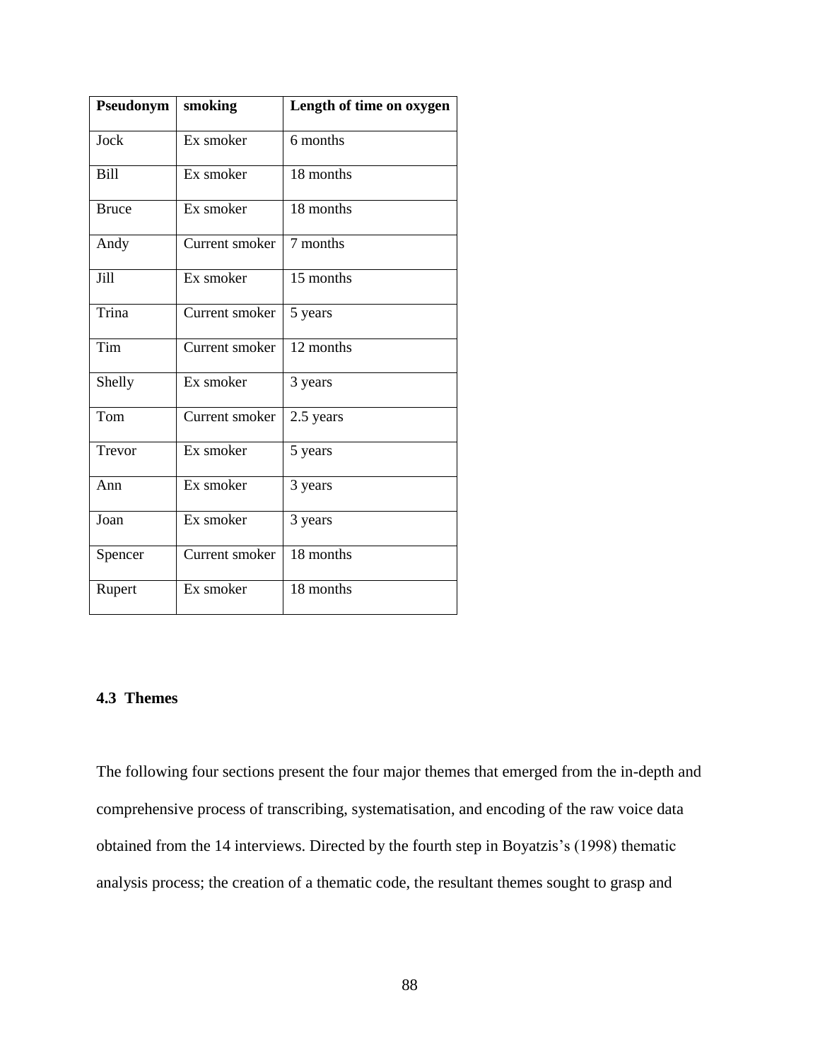| **Pseudonym** | **smoking** | **Length of time on oxygen** |
|---|---|---|
| Jock | Ex smoker | 6 months |
| Bill | Ex smoker | 18 months |
| Bruce | Ex smoker | 18 months |
| Andy | Current smoker | 7 months |
| Jill | Ex smoker | 15 months |
| Trina | Current smoker | 5 years |
| Tim | Current smoker | 12 months |
| Shelly | Ex smoker | 3 years |
| Tom | Current smoker | 2.5 years |
| Trevor | Ex smoker | 5 years |
| Ann | Ex smoker | 3 years |
| Joan | Ex smoker | 3 years |
| Spencer | Current smoker | 18 months |
| Rupert | Ex smoker | 18 months |

### 4.3 Themes

The following four sections present the four major themes that emerged from the in-depth and comprehensive process of transcribing, systematisation, and encoding of the raw voice data obtained from the 14 interviews. Directed by the fourth step in Boyatzis's (1998) thematic analysis process; the creation of a thematic code, the resultant themes sought to grasp and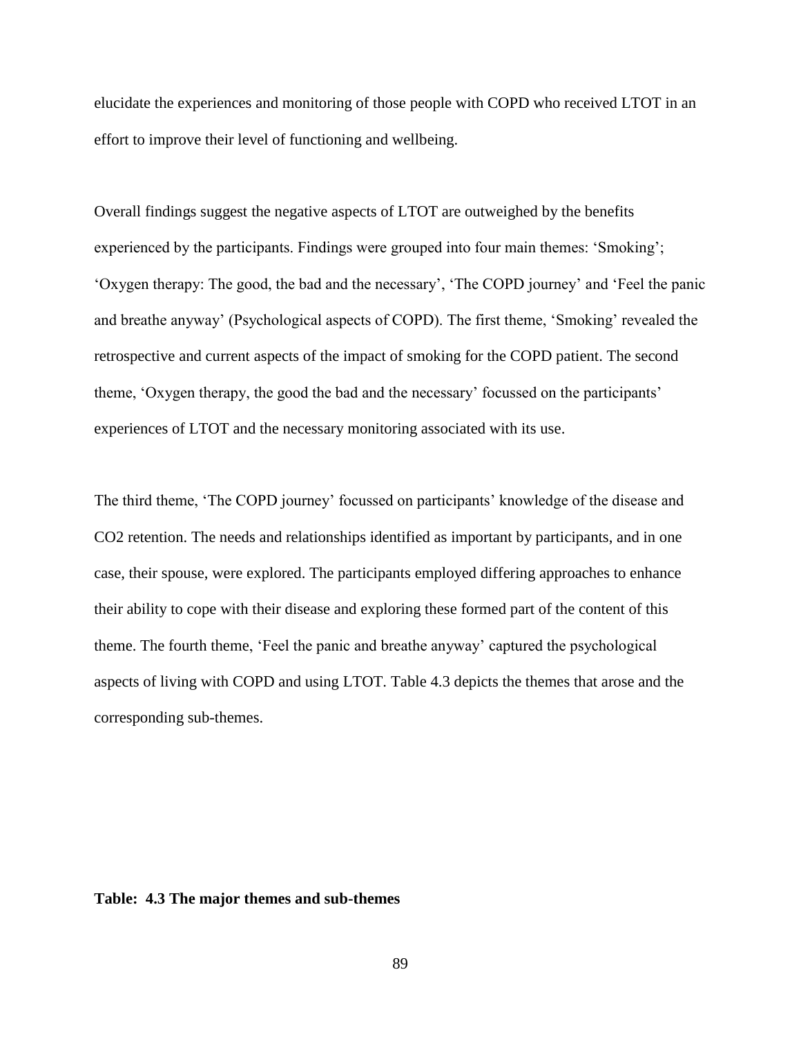elucidate the experiences and monitoring of those people with COPD who received LTOT in an effort to improve their level of functioning and wellbeing.

Overall findings suggest the negative aspects of LTOT are outweighed by the benefits experienced by the participants. Findings were grouped into four main themes: 'Smoking'; 'Oxygen therapy: The good, the bad and the necessary', 'The COPD journey' and 'Feel the panic and breathe anyway' (Psychological aspects of COPD). The first theme, 'Smoking' revealed the retrospective and current aspects of the impact of smoking for the COPD patient. The second theme, 'Oxygen therapy, the good the bad and the necessary' focussed on the participants' experiences of LTOT and the necessary monitoring associated with its use.

The third theme, 'The COPD journey' focussed on participants' knowledge of the disease and $CO_2$ retention. The needs and relationships identified as important by participants, and in one case, their spouse, were explored. The participants employed differing approaches to enhance their ability to cope with their disease and exploring these formed part of the content of this theme. The fourth theme, 'Feel the panic and breathe anyway' captured the psychological aspects of living with COPD and using LTOT. Table 4.3 depicts the themes that arose and the corresponding sub-themes.

**Table: 4.3 The major themes and sub-themes**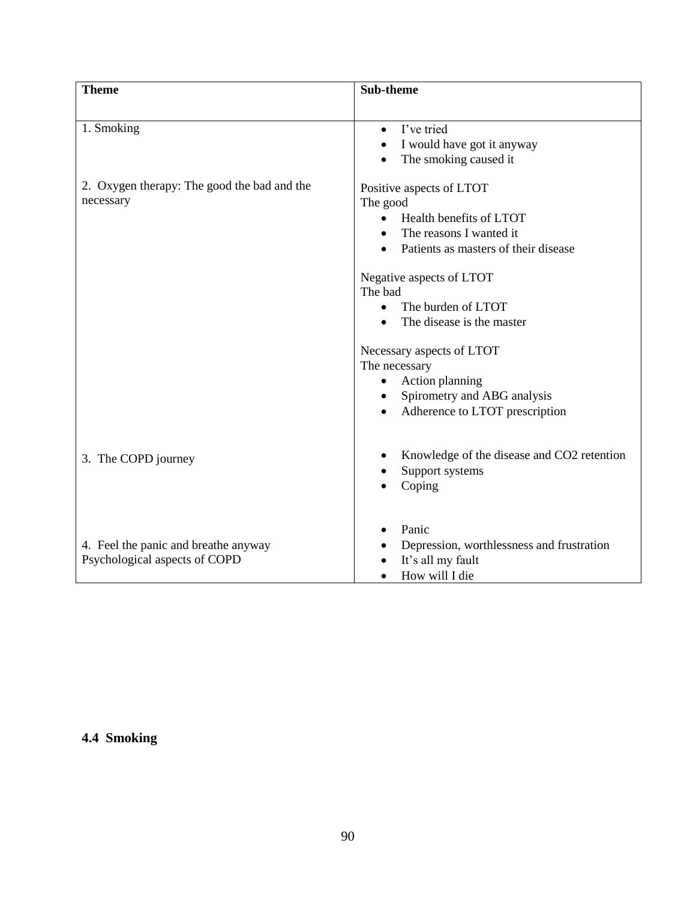| Theme | Sub-theme |
|---|---|
| 1. Smoking | • I've tried<br>• I would have got it anyway<br>• The smoking caused it |
| 2. Oxygen therapy: The good the bad and the necessary | Positive aspects of LTOT<br>The good<br>• Health benefits of LTOT<br>• The reasons I wanted it<br>• Patients as masters of their disease<br><br>Negative aspects of LTOT<br>The bad<br>• The burden of LTOT<br>• The disease is the master<br><br>Necessary aspects of LTOT<br>The necessary<br>• Action planning<br>• Spirometry and ABG analysis<br>• Adherence to LTOT prescription |
| 3. The COPD journey | • Knowledge of the disease and CO2 retention<br>• Support systems<br>• Coping |
| 4. Feel the panic and breathe anyway<br>Psychological aspects of COPD | • Panic<br>• Depression, worthlessness and frustration<br>• It's all my fault<br>• How will I die |

## 4.4 Smoking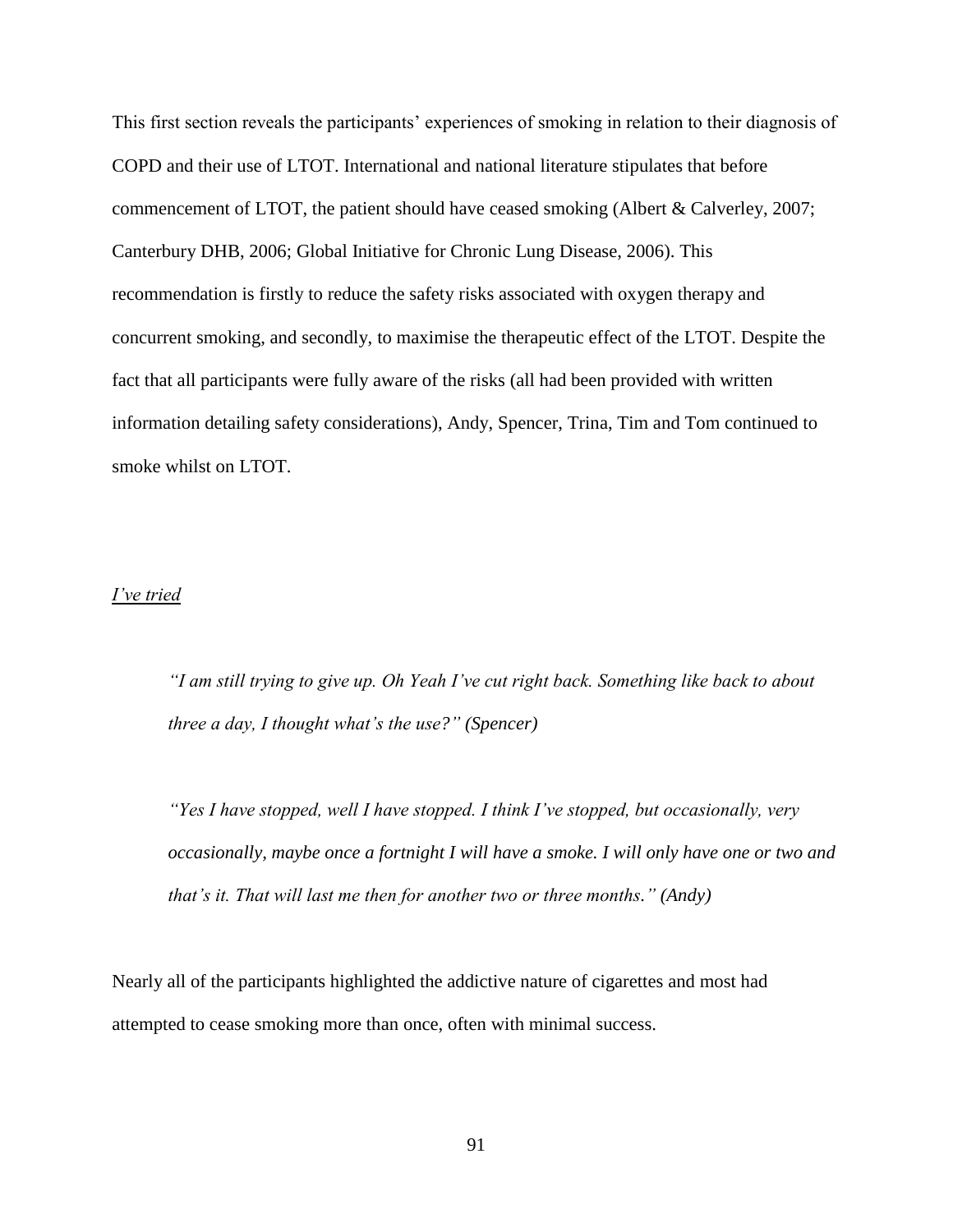This first section reveals the participants' experiences of smoking in relation to their diagnosis of COPD and their use of LTOT. International and national literature stipulates that before commencement of LTOT, the patient should have ceased smoking (Albert & Calverley, 2007; Canterbury DHB, 2006; Global Initiative for Chronic Lung Disease, 2006). This recommendation is firstly to reduce the safety risks associated with oxygen therapy and concurrent smoking, and secondly, to maximise the therapeutic effect of the LTOT. Despite the fact that all participants were fully aware of the risks (all had been provided with written information detailing safety considerations), Andy, Spencer, Trina, Tim and Tom continued to smoke whilst on LTOT.

*I've tried*

> *"I am still trying to give up. Oh Yeah I've cut right back. Something like back to about three a day, I thought what's the use?" (Spencer)*

> *"Yes I have stopped, well I have stopped. I think I've stopped, but occasionally, very occasionally, maybe once a fortnight I will have a smoke. I will only have one or two and that's it. That will last me then for another two or three months." (Andy)*

Nearly all of the participants highlighted the addictive nature of cigarettes and most had attempted to cease smoking more than once, often with minimal success.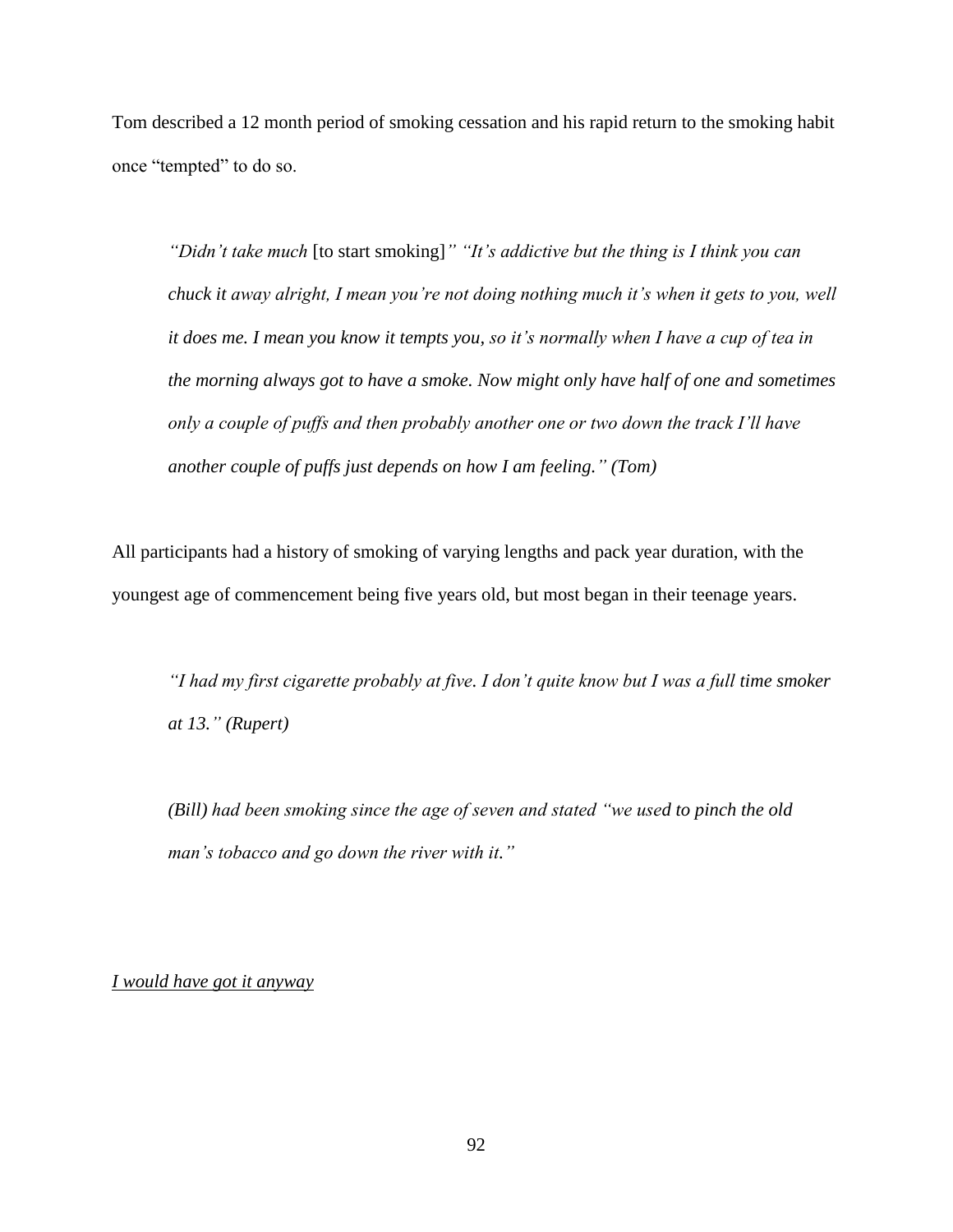Tom described a 12 month period of smoking cessation and his rapid return to the smoking habit once "tempted" to do so.

> *"Didn't take much* [to start smoking]*" "It's addictive but the thing is I think you can chuck it away alright, I mean you're not doing nothing much it's when it gets to you, well it does me. I mean you know it tempts you, so it's normally when I have a cup of tea in the morning always got to have a smoke. Now might only have half of one and sometimes only a couple of puffs and then probably another one or two down the track I'll have another couple of puffs just depends on how I am feeling." (Tom)*

All participants had a history of smoking of varying lengths and pack year duration, with the youngest age of commencement being five years old, but most began in their teenage years.

> *"I had my first cigarette probably at five. I don't quite know but I was a full time smoker at 13." (Rupert)*

> *(Bill) had been smoking since the age of seven and stated "we used to pinch the old man's tobacco and go down the river with it."*

<u>*I would have got it anyway*</u>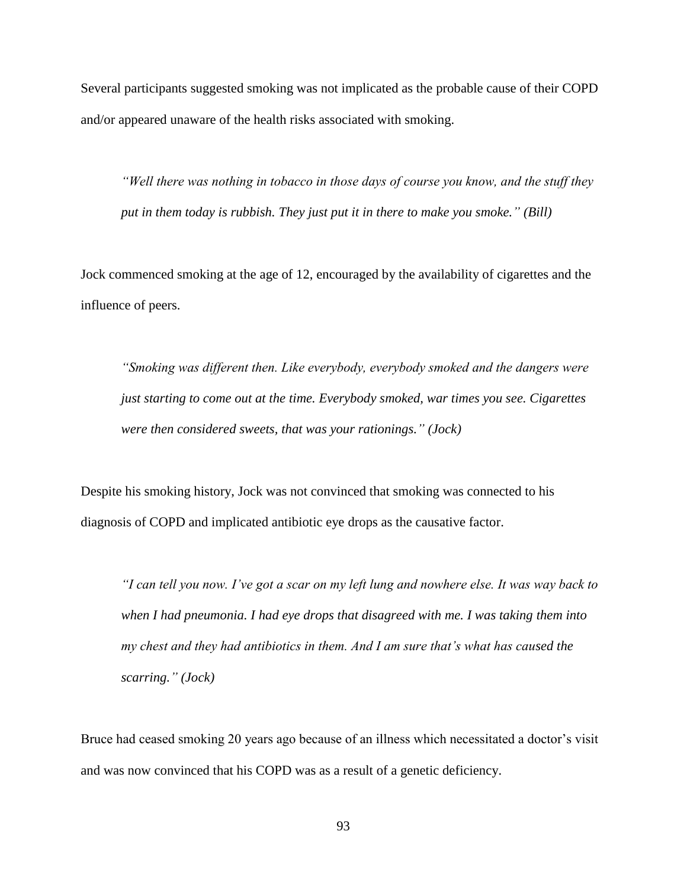Several participants suggested smoking was not implicated as the probable cause of their COPD and/or appeared unaware of the health risks associated with smoking.

> *"Well there was nothing in tobacco in those days of course you know, and the stuff they put in them today is rubbish. They just put it in there to make you smoke." (Bill)*

Jock commenced smoking at the age of 12, encouraged by the availability of cigarettes and the influence of peers.

> *"Smoking was different then. Like everybody, everybody smoked and the dangers were just starting to come out at the time. Everybody smoked, war times you see. Cigarettes were then considered sweets, that was your rationings." (Jock)*

Despite his smoking history, Jock was not convinced that smoking was connected to his diagnosis of COPD and implicated antibiotic eye drops as the causative factor.

> *"I can tell you now. I've got a scar on my left lung and nowhere else. It was way back to when I had pneumonia. I had eye drops that disagreed with me. I was taking them into my chest and they had antibiotics in them. And I am sure that's what has caused the scarring." (Jock)*

Bruce had ceased smoking 20 years ago because of an illness which necessitated a doctor's visit and was now convinced that his COPD was as a result of a genetic deficiency.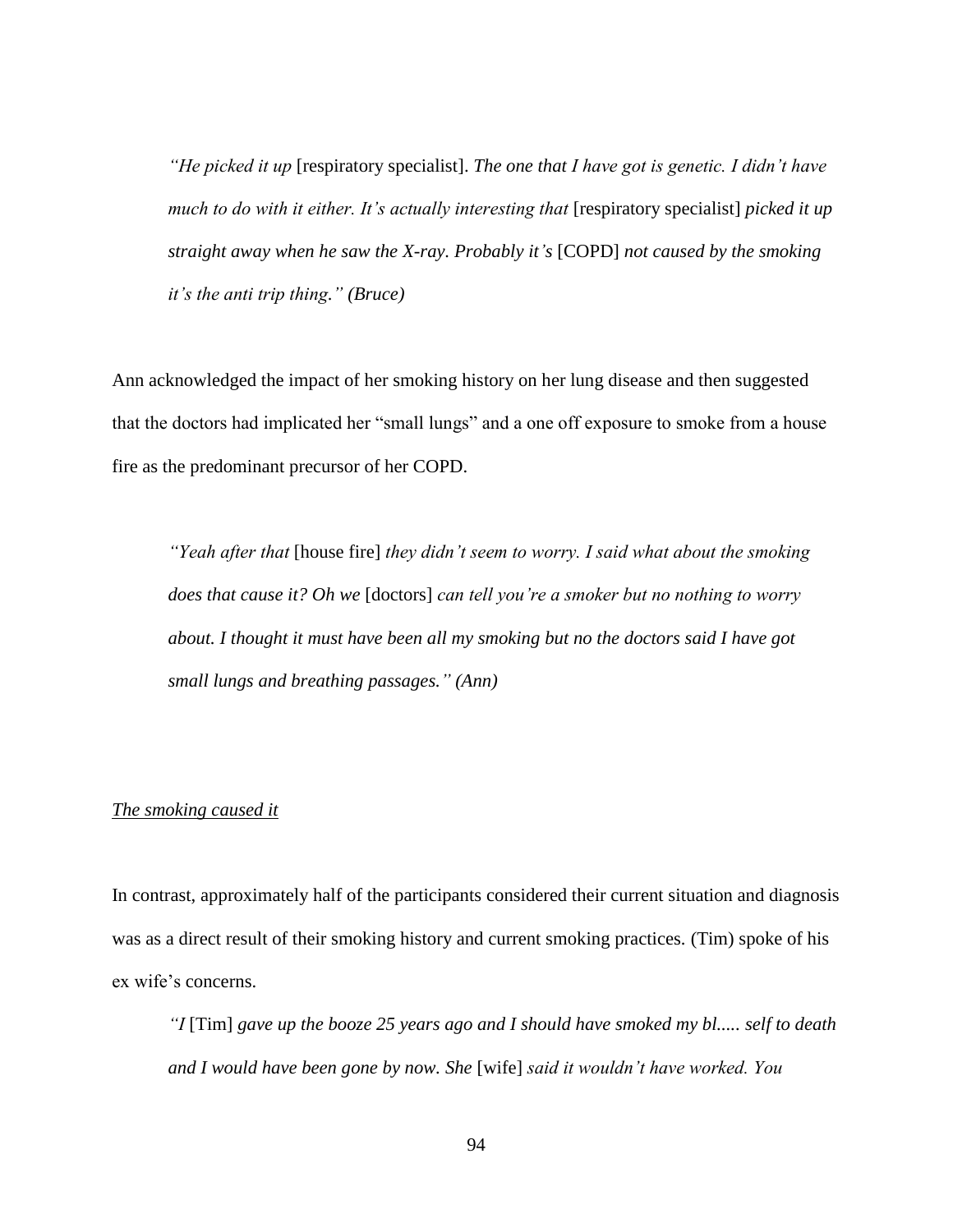> *"He picked it up* [respiratory specialist]*. The one that I have got is genetic. I didn't have much to do with it either. It's actually interesting that* [respiratory specialist] *picked it up straight away when he saw the X-ray. Probably it's* [COPD] *not caused by the smoking it's the anti trip thing." (Bruce)*

Ann acknowledged the impact of her smoking history on her lung disease and then suggested that the doctors had implicated her "small lungs" and a one off exposure to smoke from a house fire as the predominant precursor of her COPD.

> *"Yeah after that* [house fire] *they didn't seem to worry. I said what about the smoking does that cause it? Oh we* [doctors] *can tell you're a smoker but no nothing to worry about. I thought it must have been all my smoking but no the doctors said I have got small lungs and breathing passages." (Ann)*

<u>*The smoking caused it*</u>

In contrast, approximately half of the participants considered their current situation and diagnosis was as a direct result of their smoking history and current smoking practices. (Tim) spoke of his ex wife's concerns.

> *"I* [Tim] *gave up the booze 25 years ago and I should have smoked my bl..... self to death and I would have been gone by now. She* [wife] *said it wouldn't have worked. You*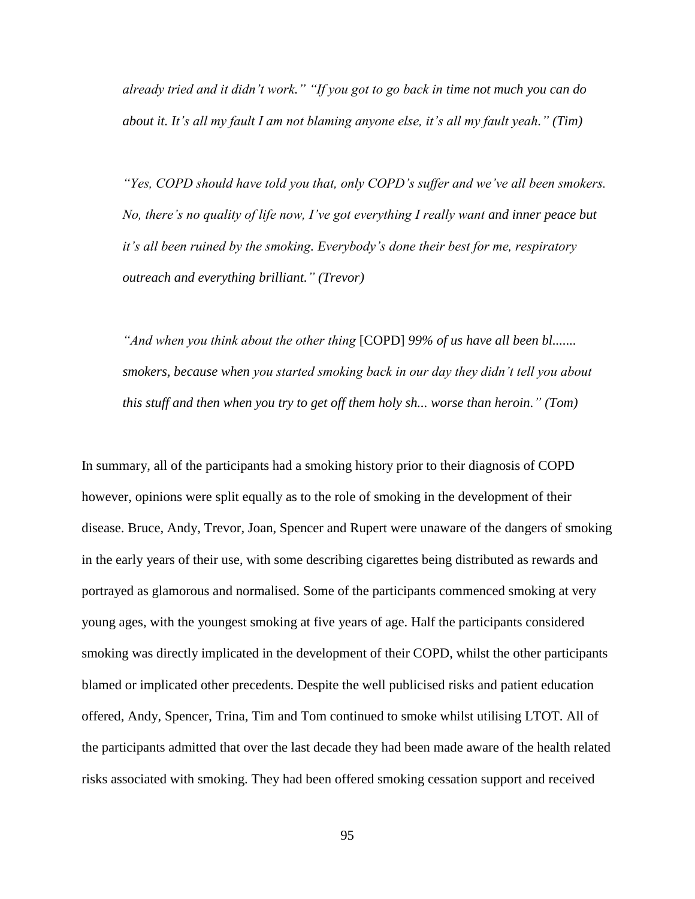*already tried and it didn't work." "If you got to go back in time not much you can do about it. It's all my fault I am not blaming anyone else, it's all my fault yeah." (Tim)*

*"Yes, COPD should have told you that, only COPD's suffer and we've all been smokers. No, there's no quality of life now, I've got everything I really want and inner peace but it's all been ruined by the smoking. Everybody's done their best for me, respiratory outreach and everything brilliant." (Trevor)*

*"And when you think about the other thing* [COPD] *99% of us have all been bl....... smokers, because when you started smoking back in our day they didn't tell you about this stuff and then when you try to get off them holy sh... worse than heroin." (Tom)*

In summary, all of the participants had a smoking history prior to their diagnosis of COPD however, opinions were split equally as to the role of smoking in the development of their disease. Bruce, Andy, Trevor, Joan, Spencer and Rupert were unaware of the dangers of smoking in the early years of their use, with some describing cigarettes being distributed as rewards and portrayed as glamorous and normalised. Some of the participants commenced smoking at very young ages, with the youngest smoking at five years of age. Half the participants considered smoking was directly implicated in the development of their COPD, whilst the other participants blamed or implicated other precedents. Despite the well publicised risks and patient education offered, Andy, Spencer, Trina, Tim and Tom continued to smoke whilst utilising LTOT. All of the participants admitted that over the last decade they had been made aware of the health related risks associated with smoking. They had been offered smoking cessation support and received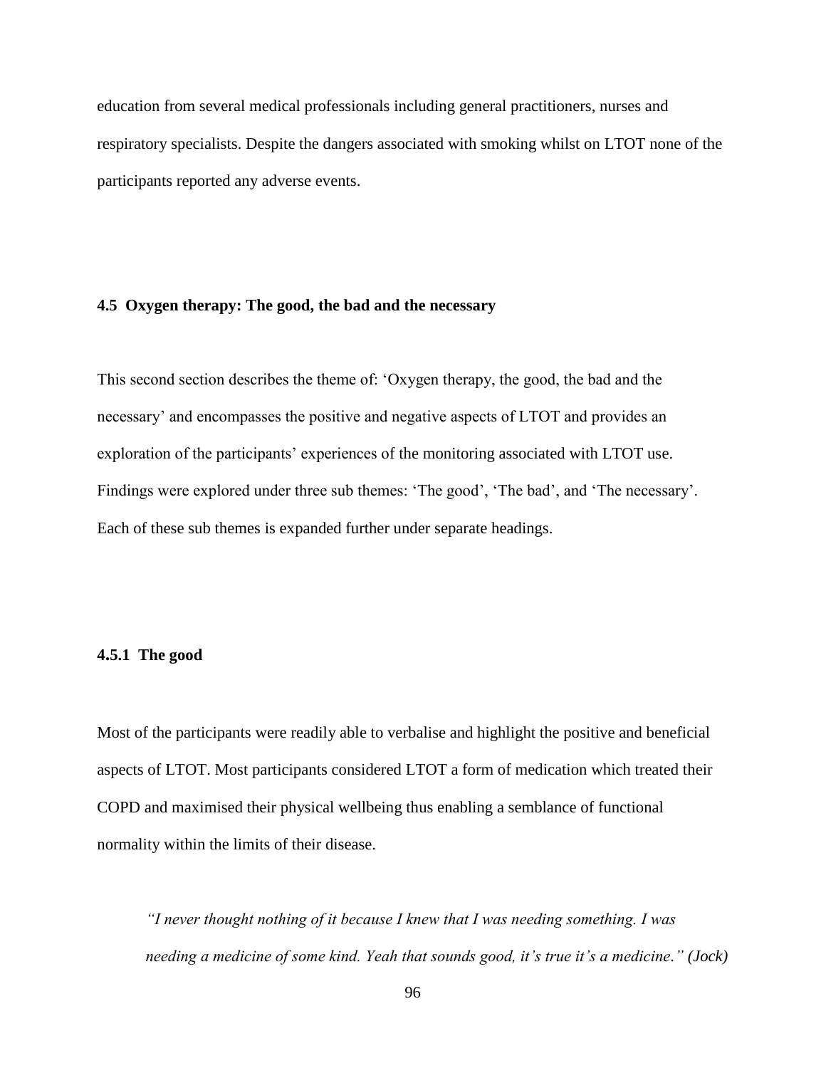education from several medical professionals including general practitioners, nurses and respiratory specialists. Despite the dangers associated with smoking whilst on LTOT none of the participants reported any adverse events.

### 4.5 Oxygen therapy: The good, the bad and the necessary

This second section describes the theme of: 'Oxygen therapy, the good, the bad and the necessary' and encompasses the positive and negative aspects of LTOT and provides an exploration of the participants' experiences of the monitoring associated with LTOT use. Findings were explored under three sub themes: 'The good', 'The bad', and 'The necessary'. Each of these sub themes is expanded further under separate headings.

#### 4.5.1 The good

Most of the participants were readily able to verbalise and highlight the positive and beneficial aspects of LTOT. Most participants considered LTOT a form of medication which treated their COPD and maximised their physical wellbeing thus enabling a semblance of functional normality within the limits of their disease.

> *"I never thought nothing of it because I knew that I was needing something. I was needing a medicine of some kind. Yeah that sounds good, it's true it's a medicine." (Jock)*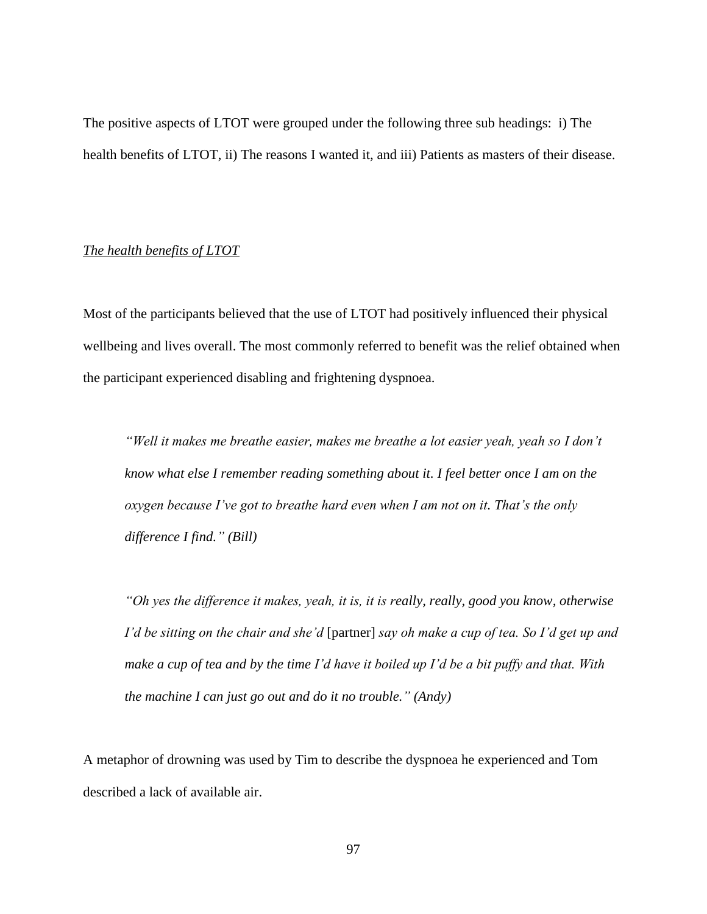The positive aspects of LTOT were grouped under the following three sub headings: i) The health benefits of LTOT, ii) The reasons I wanted it, and iii) Patients as masters of their disease.

<u>*The health benefits of LTOT*</u>

Most of the participants believed that the use of LTOT had positively influenced their physical wellbeing and lives overall. The most commonly referred to benefit was the relief obtained when the participant experienced disabling and frightening dyspnoea.

> *"Well it makes me breathe easier, makes me breathe a lot easier yeah, yeah so I don't know what else I remember reading something about it. I feel better once I am on the oxygen because I've got to breathe hard even when I am not on it. That's the only difference I find." (Bill)*

> *"Oh yes the difference it makes, yeah, it is, it is really, really, good you know, otherwise I'd be sitting on the chair and she'd* [partner] *say oh make a cup of tea. So I'd get up and make a cup of tea and by the time I'd have it boiled up I'd be a bit puffy and that. With the machine I can just go out and do it no trouble." (Andy)*

A metaphor of drowning was used by Tim to describe the dyspnoea he experienced and Tom described a lack of available air.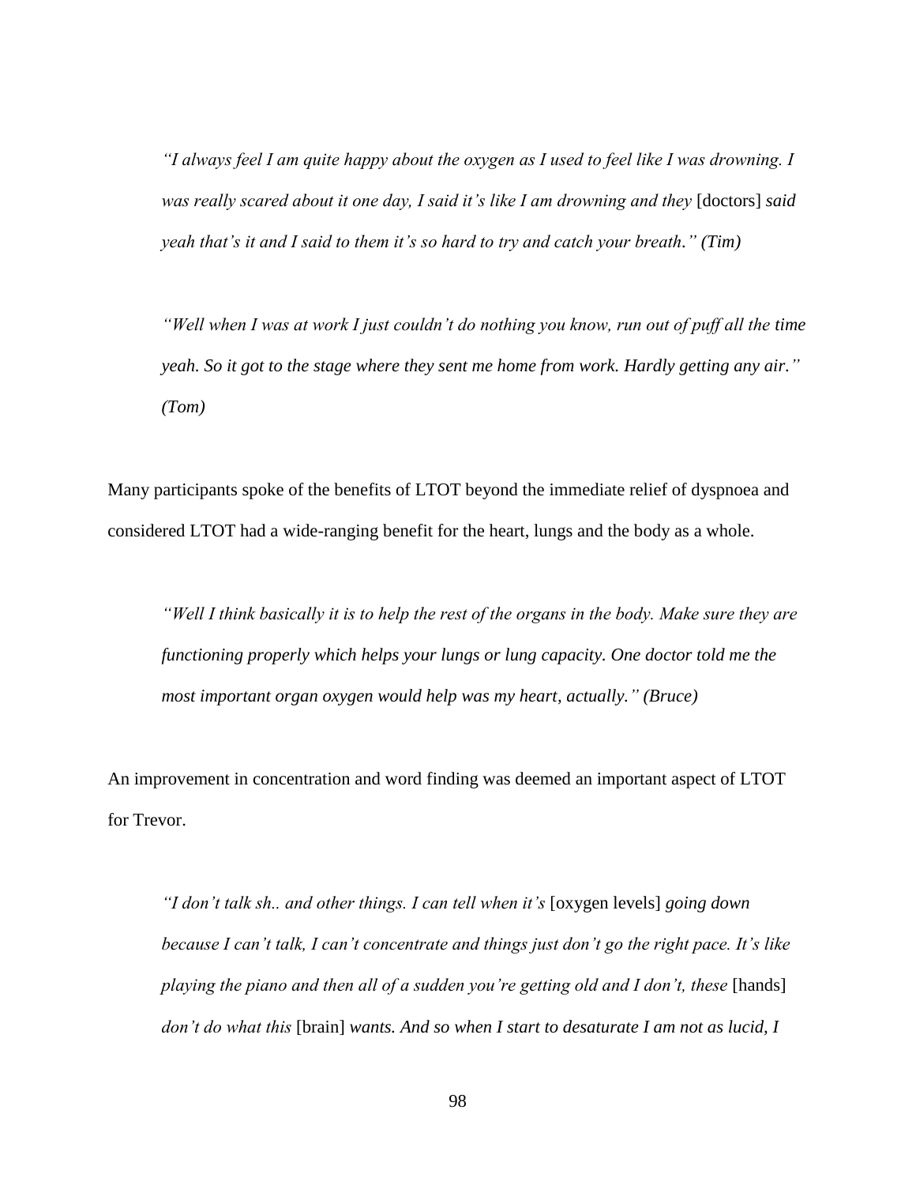*"I always feel I am quite happy about the oxygen as I used to feel like I was drowning. I was really scared about it one day, I said it's like I am drowning and they* [doctors] *said yeah that's it and I said to them it's so hard to try and catch your breath." (Tim)*

*"Well when I was at work I just couldn't do nothing you know, run out of puff all the time yeah. So it got to the stage where they sent me home from work. Hardly getting any air." (Tom)*

Many participants spoke of the benefits of LTOT beyond the immediate relief of dyspnoea and considered LTOT had a wide-ranging benefit for the heart, lungs and the body as a whole.

*"Well I think basically it is to help the rest of the organs in the body. Make sure they are functioning properly which helps your lungs or lung capacity. One doctor told me the most important organ oxygen would help was my heart, actually." (Bruce)*

An improvement in concentration and word finding was deemed an important aspect of LTOT for Trevor.

*"I don't talk sh.. and other things. I can tell when it's* [oxygen levels] *going down because I can't talk, I can't concentrate and things just don't go the right pace. It's like playing the piano and then all of a sudden you're getting old and I don't, these* [hands] *don't do what this* [brain] *wants. And so when I start to desaturate I am not as lucid, I*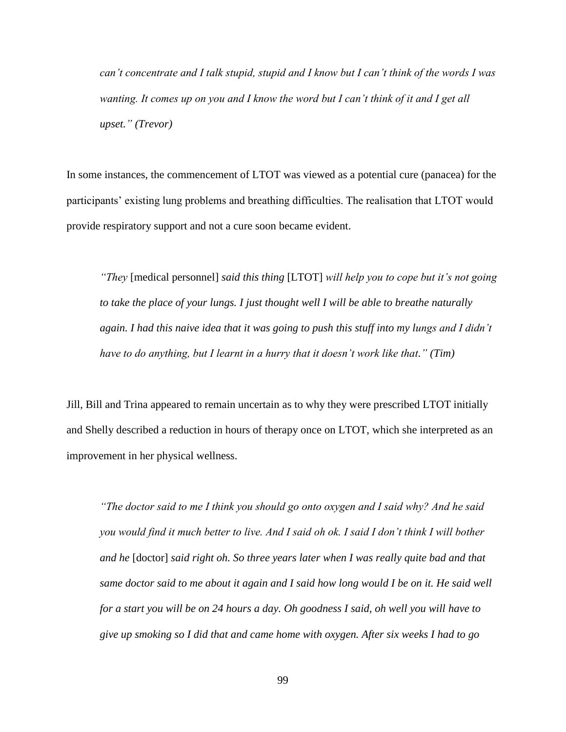> *can't concentrate and I talk stupid, stupid and I know but I can't think of the words I was wanting. It comes up on you and I know the word but I can't think of it and I get all upset." (Trevor)*

In some instances, the commencement of LTOT was viewed as a potential cure (panacea) for the participants' existing lung problems and breathing difficulties. The realisation that LTOT would provide respiratory support and not a cure soon became evident.

> *"They* [medical personnel] *said this thing* [LTOT] *will help you to cope but it's not going to take the place of your lungs. I just thought well I will be able to breathe naturally again. I had this naive idea that it was going to push this stuff into my lungs and I didn't have to do anything, but I learnt in a hurry that it doesn't work like that." (Tim)*

Jill, Bill and Trina appeared to remain uncertain as to why they were prescribed LTOT initially and Shelly described a reduction in hours of therapy once on LTOT, which she interpreted as an improvement in her physical wellness.

> *"The doctor said to me I think you should go onto oxygen and I said why? And he said you would find it much better to live. And I said oh ok. I said I don't think I will bother and he* [doctor] *said right oh. So three years later when I was really quite bad and that same doctor said to me about it again and I said how long would I be on it. He said well for a start you will be on 24 hours a day. Oh goodness I said, oh well you will have to give up smoking so I did that and came home with oxygen. After six weeks I had to go*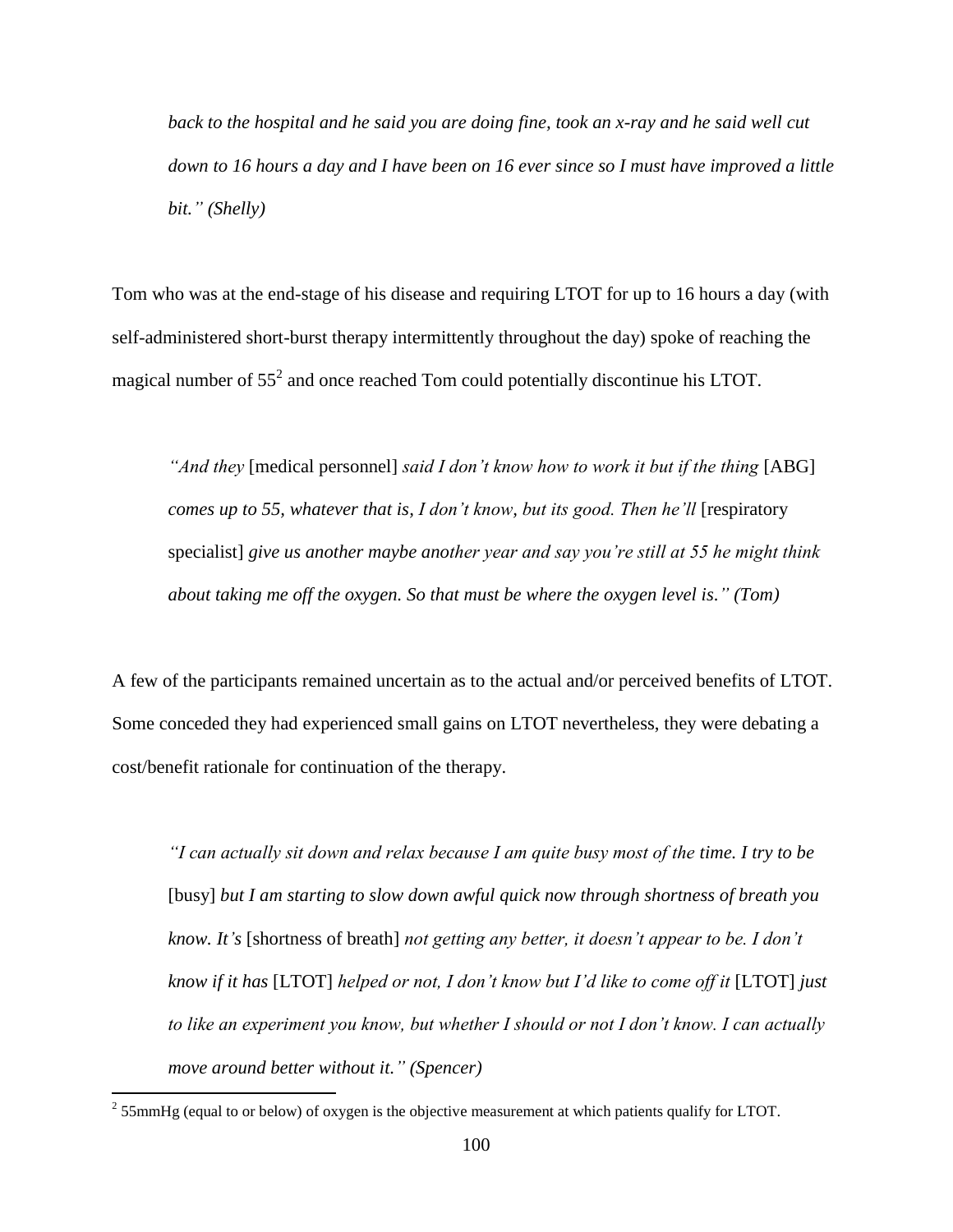*back to the hospital and he said you are doing fine, took an x-ray and he said well cut down to 16 hours a day and I have been on 16 ever since so I must have improved a little bit." (Shelly)*

Tom who was at the end-stage of his disease and requiring LTOT for up to 16 hours a day (with self-administered short-burst therapy intermittently throughout the day) spoke of reaching the magical number of 55[2] and once reached Tom could potentially discontinue his LTOT.

> *"And they* [medical personnel] *said I don't know how to work it but if the thing* [ABG] *comes up to 55, whatever that is, I don't know, but its good. Then he'll* [respiratory specialist] *give us another maybe another year and say you're still at 55 he might think about taking me off the oxygen. So that must be where the oxygen level is." (Tom)*

A few of the participants remained uncertain as to the actual and/or perceived benefits of LTOT. Some conceded they had experienced small gains on LTOT nevertheless, they were debating a cost/benefit rationale for continuation of the therapy.

> *"I can actually sit down and relax because I am quite busy most of the time. I try to be* [busy] *but I am starting to slow down awful quick now through shortness of breath you know. It's* [shortness of breath] *not getting any better, it doesn't appear to be. I don't know if it has* [LTOT] *helped or not, I don't know but I'd like to come off it* [LTOT] *just to like an experiment you know, but whether I should or not I don't know. I can actually move around better without it." (Spencer)*

[2] 55mmHg (equal to or below) of oxygen is the objective measurement at which patients qualify for LTOT.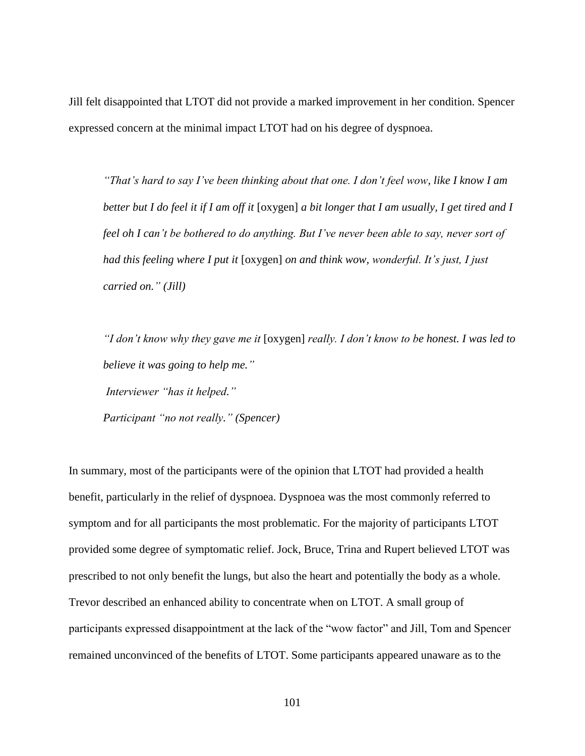Jill felt disappointed that LTOT did not provide a marked improvement in her condition. Spencer expressed concern at the minimal impact LTOT had on his degree of dyspnoea.

> *"That's hard to say I've been thinking about that one. I don't feel wow, like I know I am better but I do feel it if I am off it* [oxygen] *a bit longer that I am usually, I get tired and I feel oh I can't be bothered to do anything. But I've never been able to say, never sort of had this feeling where I put it* [oxygen] *on and think wow, wonderful. It's just, I just carried on." (Jill)*

> *"I don't know why they gave me it* [oxygen] *really. I don't know to be honest. I was led to believe it was going to help me."*
>
> *Interviewer "has it helped."*
>
> *Participant "no not really." (Spencer)*

In summary, most of the participants were of the opinion that LTOT had provided a health benefit, particularly in the relief of dyspnoea. Dyspnoea was the most commonly referred to symptom and for all participants the most problematic. For the majority of participants LTOT provided some degree of symptomatic relief. Jock, Bruce, Trina and Rupert believed LTOT was prescribed to not only benefit the lungs, but also the heart and potentially the body as a whole. Trevor described an enhanced ability to concentrate when on LTOT. A small group of participants expressed disappointment at the lack of the "wow factor" and Jill, Tom and Spencer remained unconvinced of the benefits of LTOT. Some participants appeared unaware as to the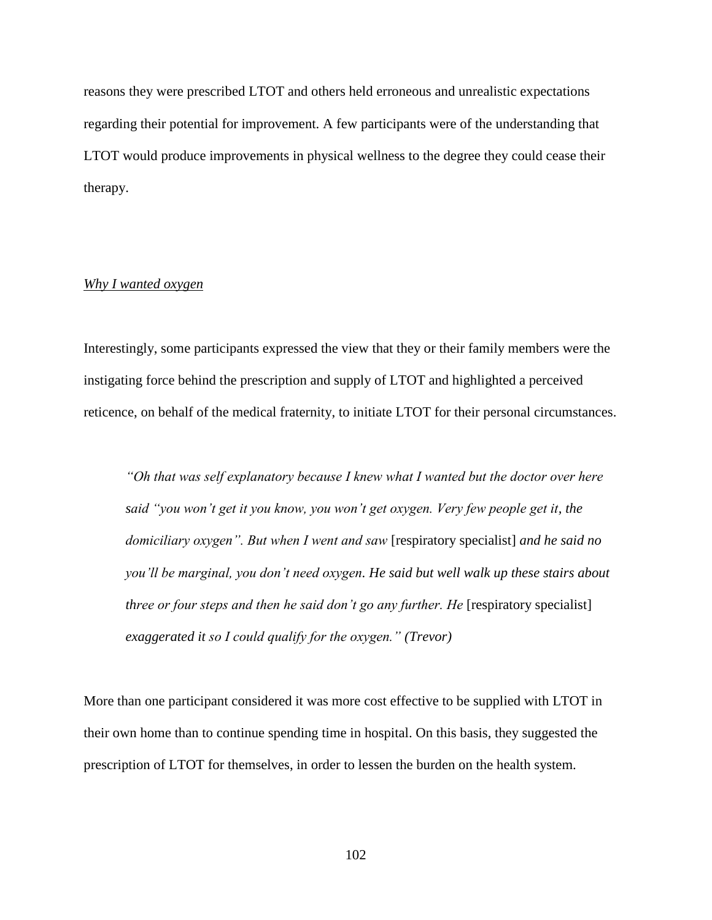reasons they were prescribed LTOT and others held erroneous and unrealistic expectations regarding their potential for improvement. A few participants were of the understanding that LTOT would produce improvements in physical wellness to the degree they could cease their therapy.

<u>*Why I wanted oxygen*</u>

Interestingly, some participants expressed the view that they or their family members were the instigating force behind the prescription and supply of LTOT and highlighted a perceived reticence, on behalf of the medical fraternity, to initiate LTOT for their personal circumstances.

> *"Oh that was self explanatory because I knew what I wanted but the doctor over here said "you won't get it you know, you won't get oxygen. Very few people get it, the domiciliary oxygen". But when I went and saw* [respiratory specialist] *and he said no you'll be marginal, you don't need oxygen. He said but well walk up these stairs about three or four steps and then he said don't go any further. He* [respiratory specialist] *exaggerated it so I could qualify for the oxygen." (Trevor)*

More than one participant considered it was more cost effective to be supplied with LTOT in their own home than to continue spending time in hospital. On this basis, they suggested the prescription of LTOT for themselves, in order to lessen the burden on the health system.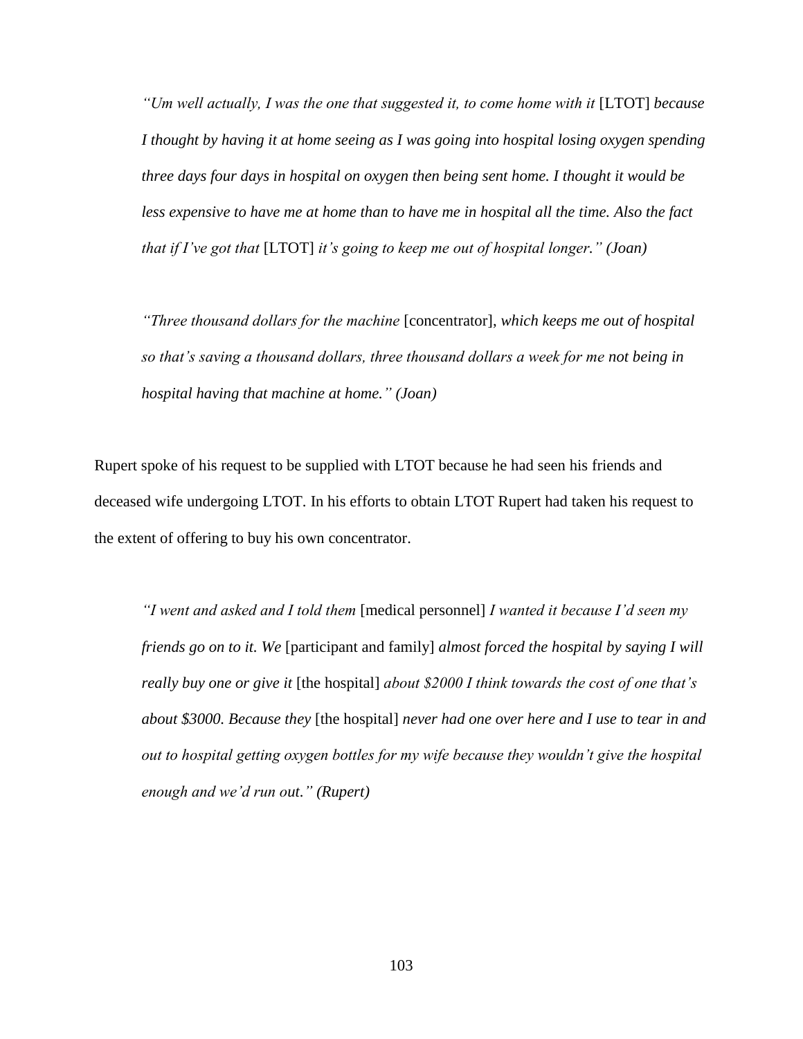*"Um well actually, I was the one that suggested it, to come home with it* [LTOT] *because I thought by having it at home seeing as I was going into hospital losing oxygen spending three days four days in hospital on oxygen then being sent home. I thought it would be less expensive to have me at home than to have me in hospital all the time. Also the fact that if I've got that* [LTOT] *it's going to keep me out of hospital longer." (Joan)*

*"Three thousand dollars for the machine* [concentrator], *which keeps me out of hospital so that's saving a thousand dollars, three thousand dollars a week for me* not being in *hospital having that machine at home." (Joan)*

Rupert spoke of his request to be supplied with LTOT because he had seen his friends and deceased wife undergoing LTOT. In his efforts to obtain LTOT Rupert had taken his request to the extent of offering to buy his own concentrator.

*"I went and asked and I told them* [medical personnel] *I wanted it because I'd seen my friends go on to it. We* [participant and family] *almost forced the hospital by saying I will really buy one or give it* [the hospital] *about $2000 I think towards the cost of one that's about $3000. Because they* [the hospital] *never had one over here and I use to tear in and out to hospital getting oxygen bottles for my wife because they wouldn't give the hospital enough and we'd run out." (Rupert)*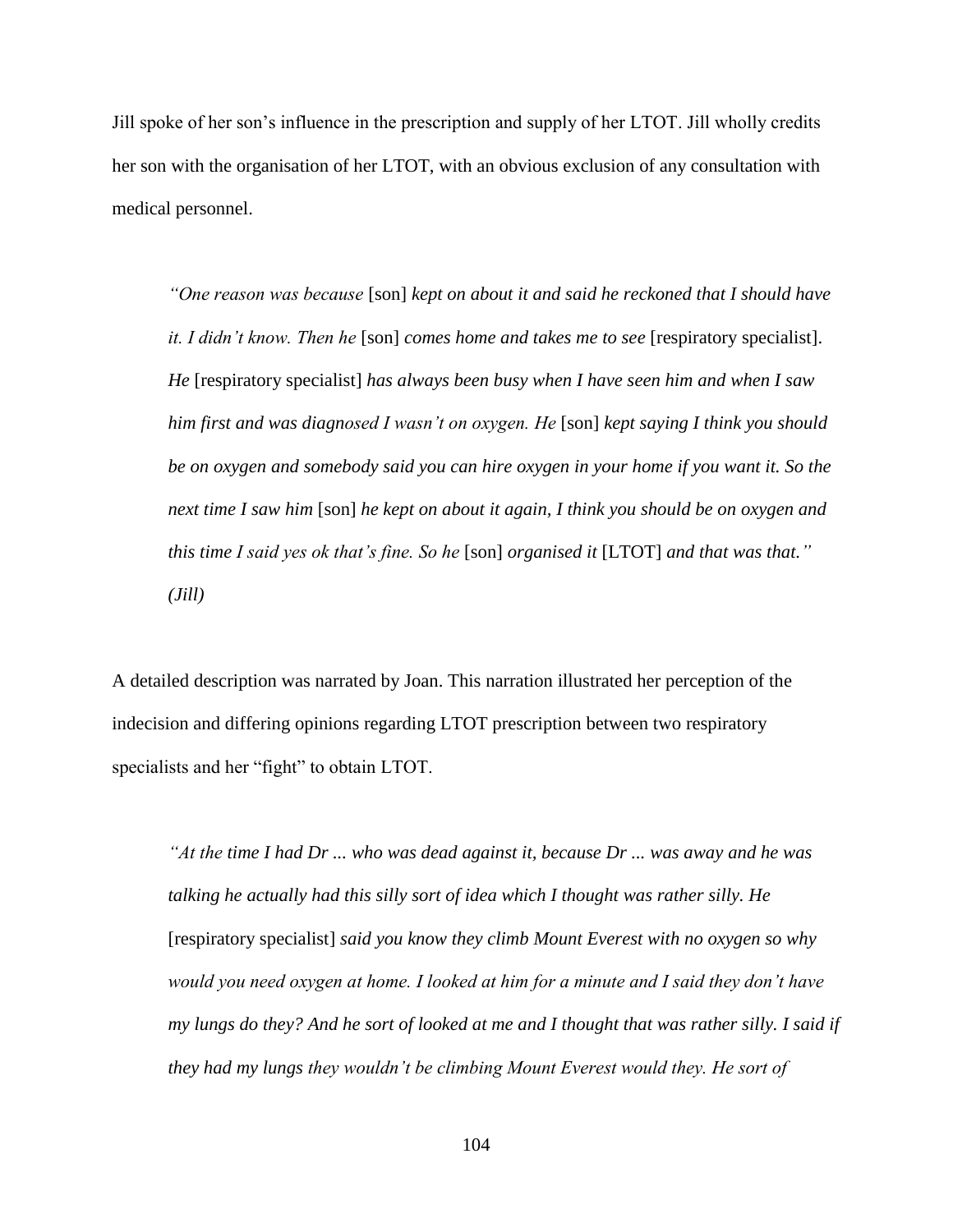Jill spoke of her son's influence in the prescription and supply of her LTOT. Jill wholly credits her son with the organisation of her LTOT, with an obvious exclusion of any consultation with medical personnel.

> *"One reason was because* [son] *kept on about it and said he reckoned that I should have it. I didn't know. Then he* [son] *comes home and takes me to see* [respiratory specialist]. *He* [respiratory specialist] *has always been busy when I have seen him and when I saw him first and was diagnosed I wasn't on oxygen. He* [son] *kept saying I think you should be on oxygen and somebody said you can hire oxygen in your home if you want it. So the next time I saw him* [son] *he kept on about it again, I think you should be on oxygen and this time I said yes ok that's fine. So he* [son] *organised it* [LTOT] *and that was that." (Jill)*

A detailed description was narrated by Joan. This narration illustrated her perception of the indecision and differing opinions regarding LTOT prescription between two respiratory specialists and her "fight" to obtain LTOT.

> *"At the time I had Dr ... who was dead against it, because Dr ... was away and he was talking he actually had this silly sort of idea which I thought was rather silly. He* [respiratory specialist] *said you know they climb Mount Everest with no oxygen so why would you need oxygen at home. I looked at him for a minute and I said they don't have my lungs do they? And he sort of looked at me and I thought that was rather silly. I said if they had my lungs they wouldn't be climbing Mount Everest would they. He sort of*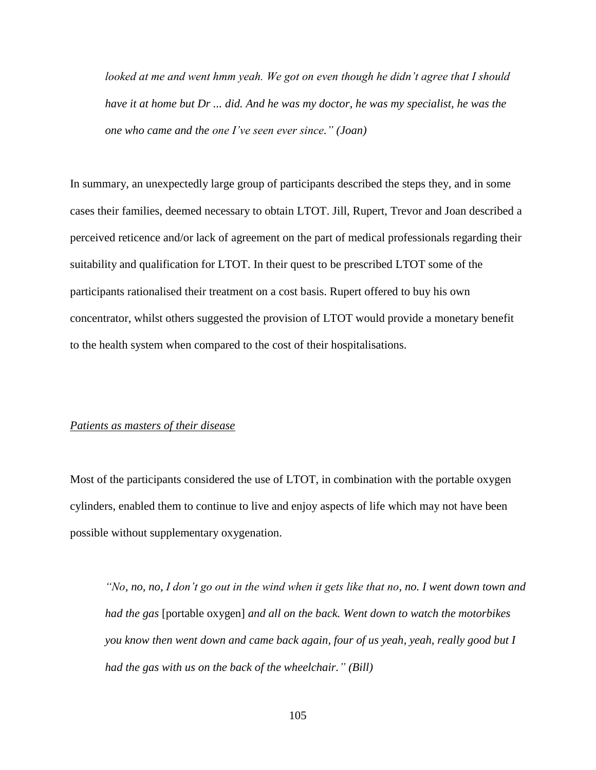*looked at me and went hmm yeah. We got on even though he didn't agree that I should have it at home but Dr ... did. And he was my doctor, he was my specialist, he was the one who came and the one I've seen ever since." (Joan)*

In summary, an unexpectedly large group of participants described the steps they, and in some cases their families, deemed necessary to obtain LTOT. Jill, Rupert, Trevor and Joan described a perceived reticence and/or lack of agreement on the part of medical professionals regarding their suitability and qualification for LTOT. In their quest to be prescribed LTOT some of the participants rationalised their treatment on a cost basis. Rupert offered to buy his own concentrator, whilst others suggested the provision of LTOT would provide a monetary benefit to the health system when compared to the cost of their hospitalisations.

<u>*Patients as masters of their disease*</u>

Most of the participants considered the use of LTOT, in combination with the portable oxygen cylinders, enabled them to continue to live and enjoy aspects of life which may not have been possible without supplementary oxygenation.

*"No, no, no, I don't go out in the wind when it gets like that no, no. I went down town and had the gas* [portable oxygen] *and all on the back. Went down to watch the motorbikes you know then went down and came back again, four of us yeah, yeah, really good but I had the gas with us on the back of the wheelchair." (Bill)*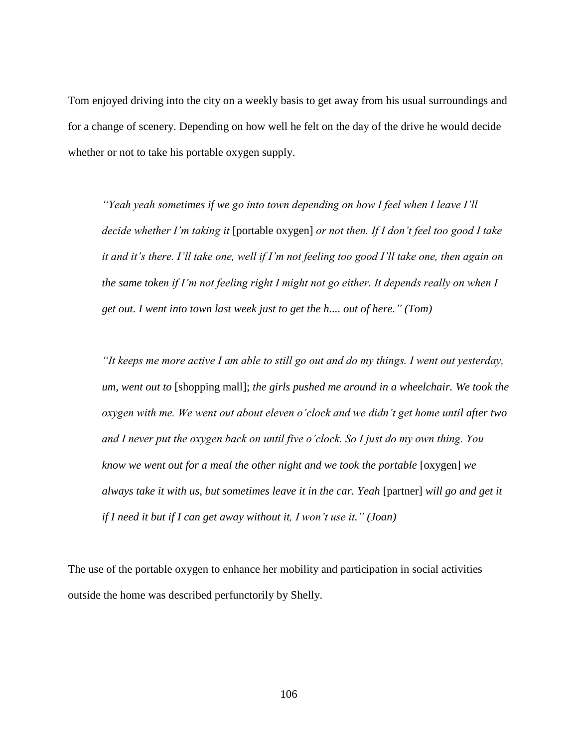Tom enjoyed driving into the city on a weekly basis to get away from his usual surroundings and for a change of scenery. Depending on how well he felt on the day of the drive he would decide whether or not to take his portable oxygen supply.

> *"Yeah yeah sometimes if we go into town depending on how I feel when I leave I'll decide whether I'm taking it* [portable oxygen] *or not then. If I don't feel too good I take it and it's there. I'll take one, well if I'm not feeling too good I'll take one, then again on the same token if I'm not feeling right I might not go either. It depends really on when I get out. I went into town last week just to get the h.... out of here." (Tom)*

> *"It keeps me more active I am able to still go out and do my things. I went out yesterday, um, went out to* [shopping mall]; *the girls pushed me around in a wheelchair. We took the oxygen with me. We went out about eleven o'clock and we didn't get home until after two and I never put the oxygen back on until five o'clock. So I just do my own thing. You know we went out for a meal the other night and we took the portable* [oxygen] *we always take it with us, but sometimes leave it in the car. Yeah* [partner] *will go and get it if I need it but if I can get away without it, I won't use it." (Joan)*

The use of the portable oxygen to enhance her mobility and participation in social activities outside the home was described perfunctorily by Shelly.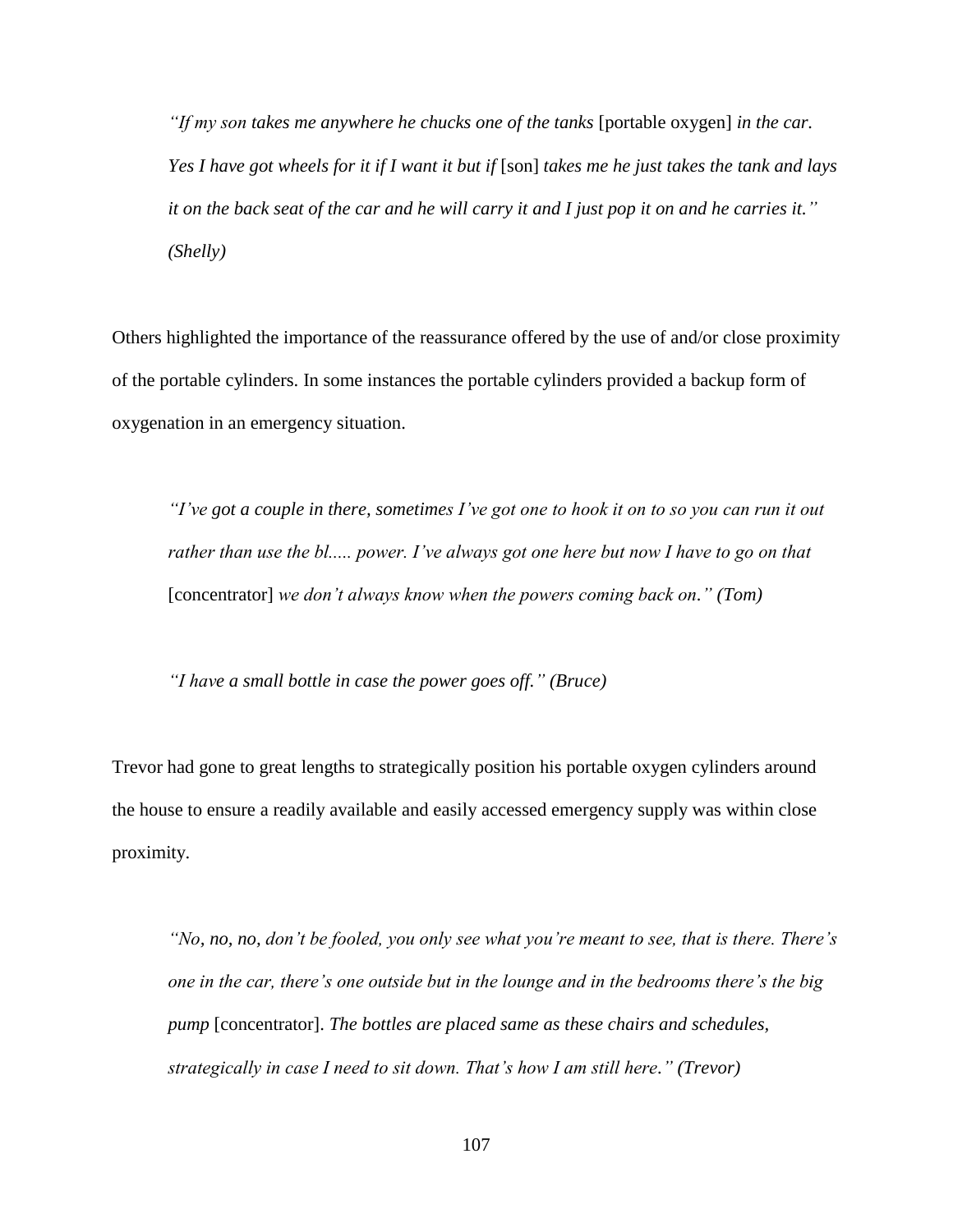> *"If my son takes me anywhere he chucks one of the tanks* [portable oxygen] *in the car. Yes I have got wheels for it if I want it but if* [son] *takes me he just takes the tank and lays it on the back seat of the car and he will carry it and I just pop it on and he carries it." (Shelly)*

Others highlighted the importance of the reassurance offered by the use of and/or close proximity of the portable cylinders. In some instances the portable cylinders provided a backup form of oxygenation in an emergency situation.

> *"I've got a couple in there, sometimes I've got one to hook it on to so you can run it out rather than use the bl..... power. I've always got one here but now I have to go on that* [concentrator] *we don't always know when the powers coming back on." (Tom)*

> *"I have a small bottle in case the power goes off." (Bruce)*

Trevor had gone to great lengths to strategically position his portable oxygen cylinders around the house to ensure a readily available and easily accessed emergency supply was within close proximity.

> *"No, no, no, don't be fooled, you only see what you're meant to see, that is there. There's one in the car, there's one outside but in the lounge and in the bedrooms there's the big pump* [concentrator]. *The bottles are placed same as these chairs and schedules, strategically in case I need to sit down. That's how I am still here." (Trevor)*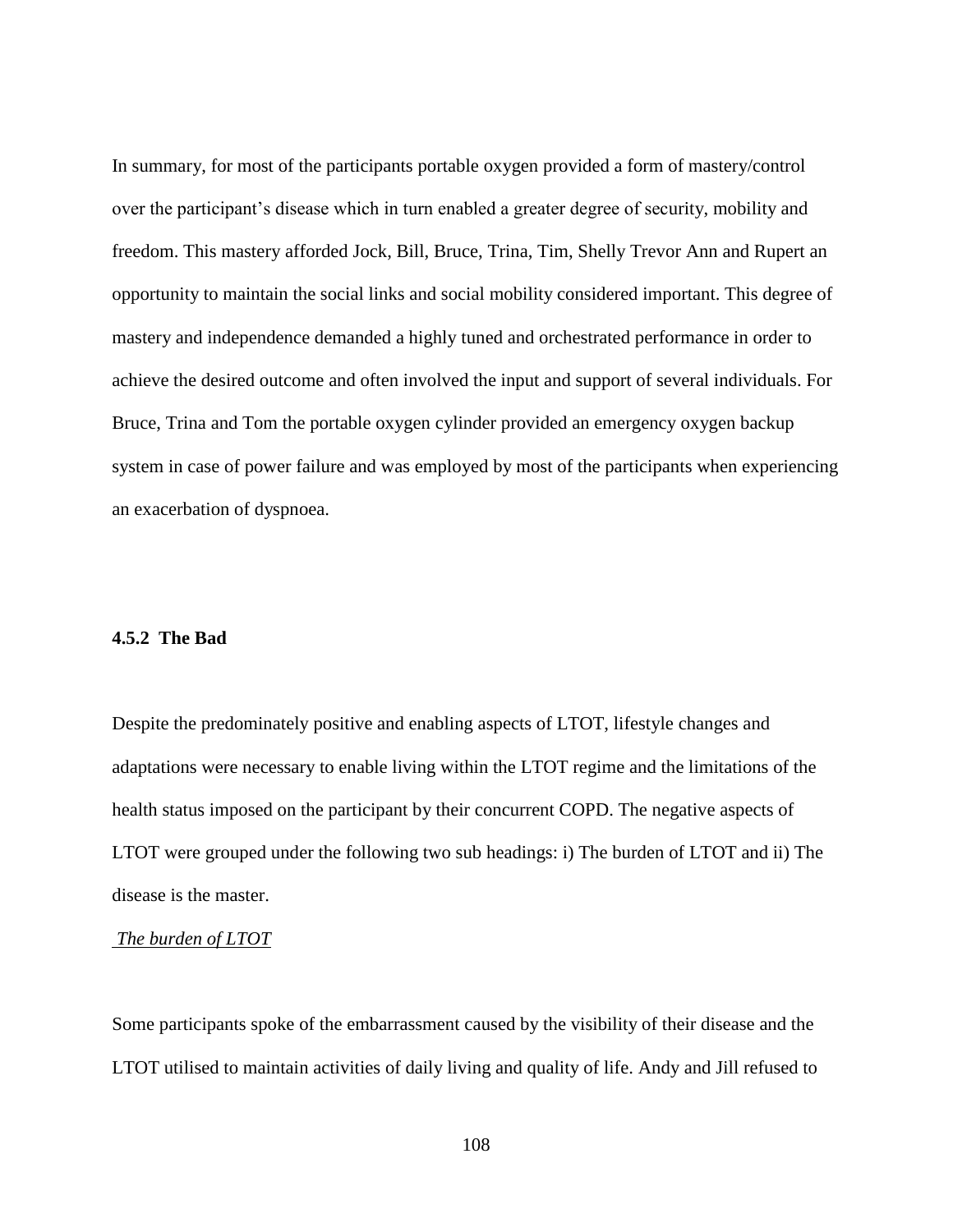In summary, for most of the participants portable oxygen provided a form of mastery/control over the participant's disease which in turn enabled a greater degree of security, mobility and freedom. This mastery afforded Jock, Bill, Bruce, Trina, Tim, Shelly Trevor Ann and Rupert an opportunity to maintain the social links and social mobility considered important. This degree of mastery and independence demanded a highly tuned and orchestrated performance in order to achieve the desired outcome and often involved the input and support of several individuals. For Bruce, Trina and Tom the portable oxygen cylinder provided an emergency oxygen backup system in case of power failure and was employed by most of the participants when experiencing an exacerbation of dyspnoea.

### 4.5.2 The Bad

Despite the predominately positive and enabling aspects of LTOT, lifestyle changes and adaptations were necessary to enable living within the LTOT regime and the limitations of the health status imposed on the participant by their concurrent COPD. The negative aspects of LTOT were grouped under the following two sub headings: i) The burden of LTOT and ii) The disease is the master.

*The burden of LTOT*

Some participants spoke of the embarrassment caused by the visibility of their disease and the LTOT utilised to maintain activities of daily living and quality of life. Andy and Jill refused to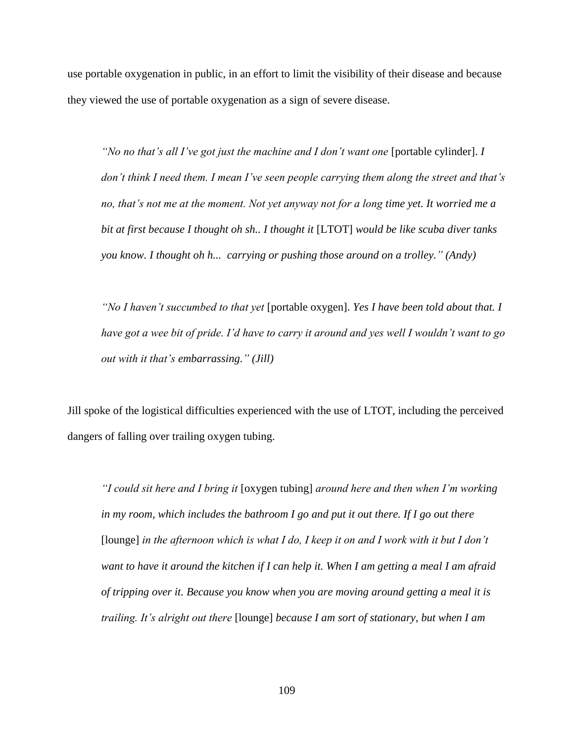use portable oxygenation in public, in an effort to limit the visibility of their disease and because they viewed the use of portable oxygenation as a sign of severe disease.

> *"No no that's all I've got just the machine and I don't want one* [portable cylinder]. *I don't think I need them. I mean I've seen people carrying them along the street and that's no, that's not me at the moment. Not yet anyway not for a long time yet. It worried me a bit at first because I thought oh sh.. I thought it* [LTOT] *would be like scuba diver tanks you know. I thought oh h... carrying or pushing those around on a trolley." (Andy)*

> *"No I haven't succumbed to that yet* [portable oxygen]. *Yes I have been told about that. I have got a wee bit of pride. I'd have to carry it around and yes well I wouldn't want to go out with it that's embarrassing." (Jill)*

Jill spoke of the logistical difficulties experienced with the use of LTOT, including the perceived dangers of falling over trailing oxygen tubing.

> *"I could sit here and I bring it* [oxygen tubing] *around here and then when I'm working in my room, which includes the bathroom I go and put it out there. If I go out there* [lounge] *in the afternoon which is what I do, I keep it on and I work with it but I don't want to have it around the kitchen if I can help it. When I am getting a meal I am afraid of tripping over it. Because you know when you are moving around getting a meal it is trailing. It's alright out there* [lounge] *because I am sort of stationary, but when I am*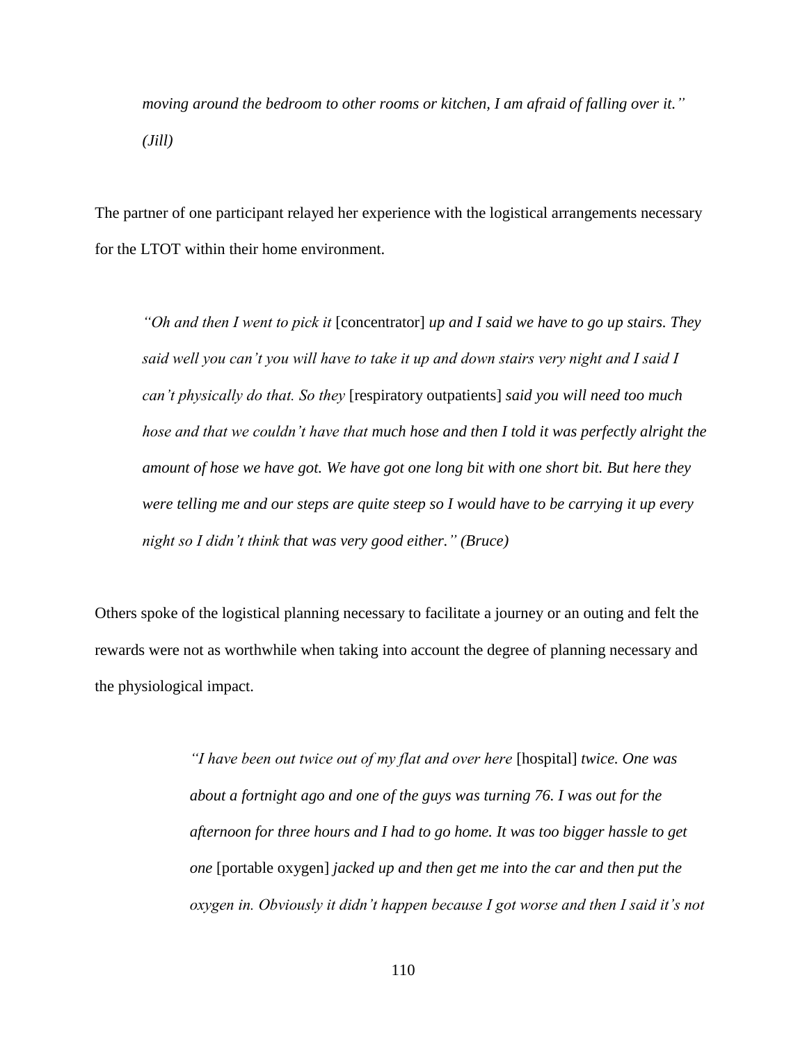*moving around the bedroom to other rooms or kitchen, I am afraid of falling over it." (Jill)*

The partner of one participant relayed her experience with the logistical arrangements necessary for the LTOT within their home environment.

> *"Oh and then I went to pick it* [concentrator] *up and I said we have to go up stairs. They said well you can't you will have to take it up and down stairs very night and I said I can't physically do that. So they* [respiratory outpatients] *said you will need too much hose and that we couldn't have that much hose and then I told it was perfectly alright the amount of hose we have got. We have got one long bit with one short bit. But here they were telling me and our steps are quite steep so I would have to be carrying it up every night so I didn't think that was very good either." (Bruce)*

Others spoke of the logistical planning necessary to facilitate a journey or an outing and felt the rewards were not as worthwhile when taking into account the degree of planning necessary and the physiological impact.

> *"I have been out twice out of my flat and over here* [hospital] *twice. One was about a fortnight ago and one of the guys was turning 76. I was out for the afternoon for three hours and I had to go home. It was too bigger hassle to get one* [portable oxygen] *jacked up and then get me into the car and then put the oxygen in. Obviously it didn't happen because I got worse and then I said it's not*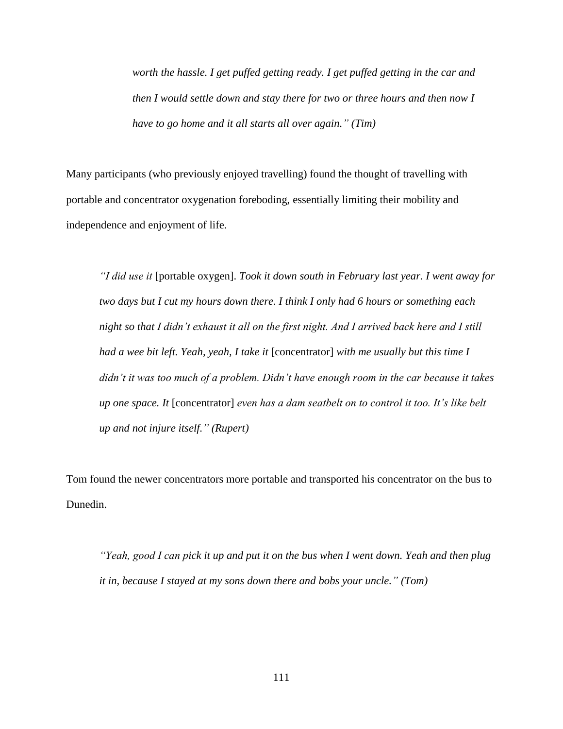> *worth the hassle. I get puffed getting ready. I get puffed getting in the car and then I would settle down and stay there for two or three hours and then now I have to go home and it all starts all over again." (Tim)*

Many participants (who previously enjoyed travelling) found the thought of travelling with portable and concentrator oxygenation foreboding, essentially limiting their mobility and independence and enjoyment of life.

> *"I did use it* [portable oxygen]. *Took it down south in February last year. I went away for two days but I cut my hours down there. I think I only had 6 hours or something each night so that I didn't exhaust it all on the first night. And I arrived back here and I still had a wee bit left. Yeah, yeah, I take it* [concentrator] *with me usually but this time I didn't it was too much of a problem. Didn't have enough room in the car because it takes up one space. It* [concentrator] *even has a dam seatbelt on to control it too. It's like belt up and not injure itself." (Rupert)*

Tom found the newer concentrators more portable and transported his concentrator on the bus to Dunedin.

> *"Yeah, good I can pick it up and put it on the bus when I went down. Yeah and then plug it in, because I stayed at my sons down there and bobs your uncle." (Tom)*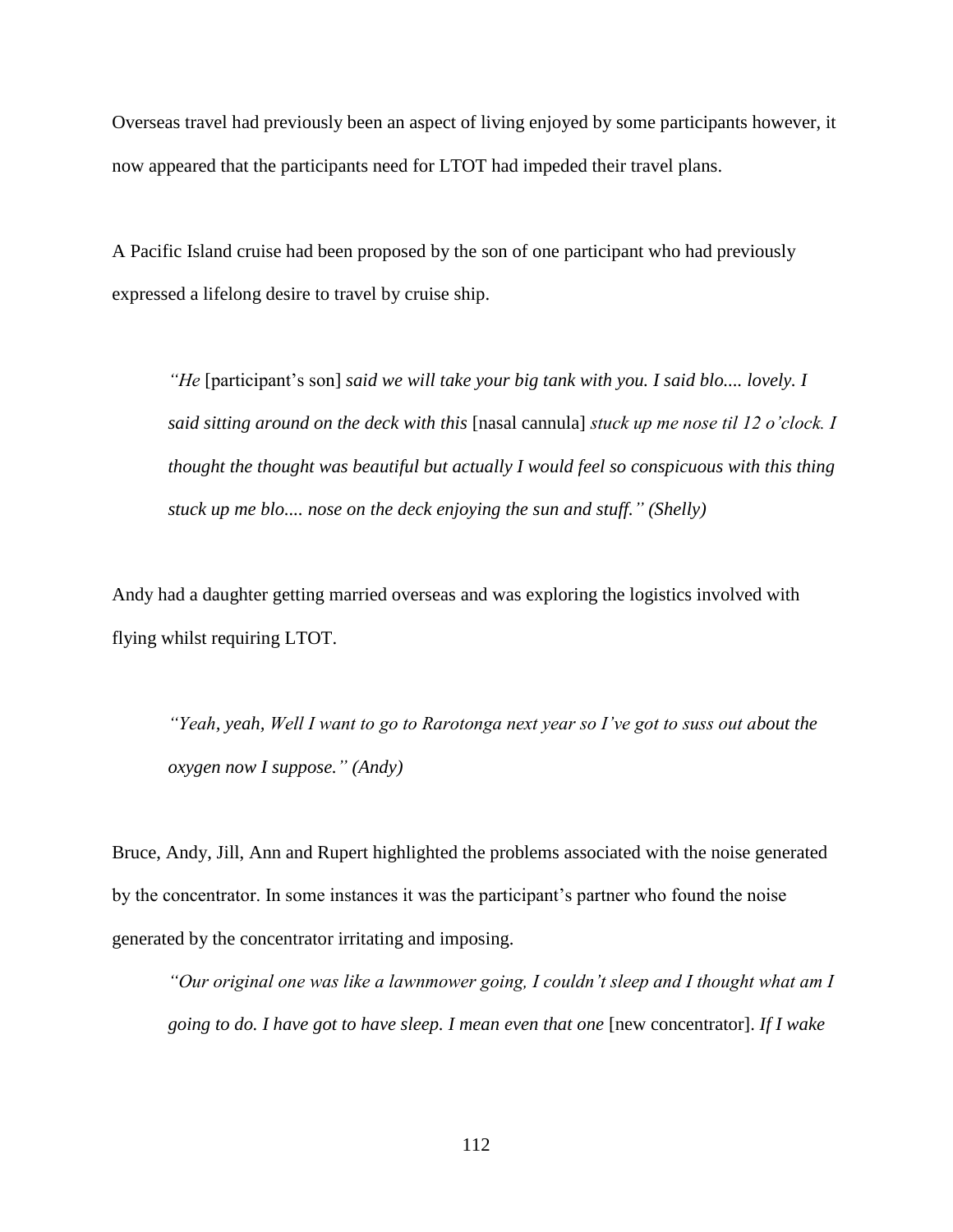Overseas travel had previously been an aspect of living enjoyed by some participants however, it now appeared that the participants need for LTOT had impeded their travel plans.

A Pacific Island cruise had been proposed by the son of one participant who had previously expressed a lifelong desire to travel by cruise ship.

> *"He* [participant's son] *said we will take your big tank with you. I said blo.... lovely. I said sitting around on the deck with this* [nasal cannula] *stuck up me nose til 12 o'clock. I thought the thought was beautiful but actually I would feel so conspicuous with this thing stuck up me blo.... nose on the deck enjoying the sun and stuff." (Shelly)*

Andy had a daughter getting married overseas and was exploring the logistics involved with flying whilst requiring LTOT.

> *"Yeah, yeah, Well I want to go to Rarotonga next year so I've got to suss out about the oxygen now I suppose." (Andy)*

Bruce, Andy, Jill, Ann and Rupert highlighted the problems associated with the noise generated by the concentrator. In some instances it was the participant's partner who found the noise generated by the concentrator irritating and imposing.

> *"Our original one was like a lawnmower going, I couldn't sleep and I thought what am I going to do. I have got to have sleep. I mean even that one* [new concentrator]. *If I wake*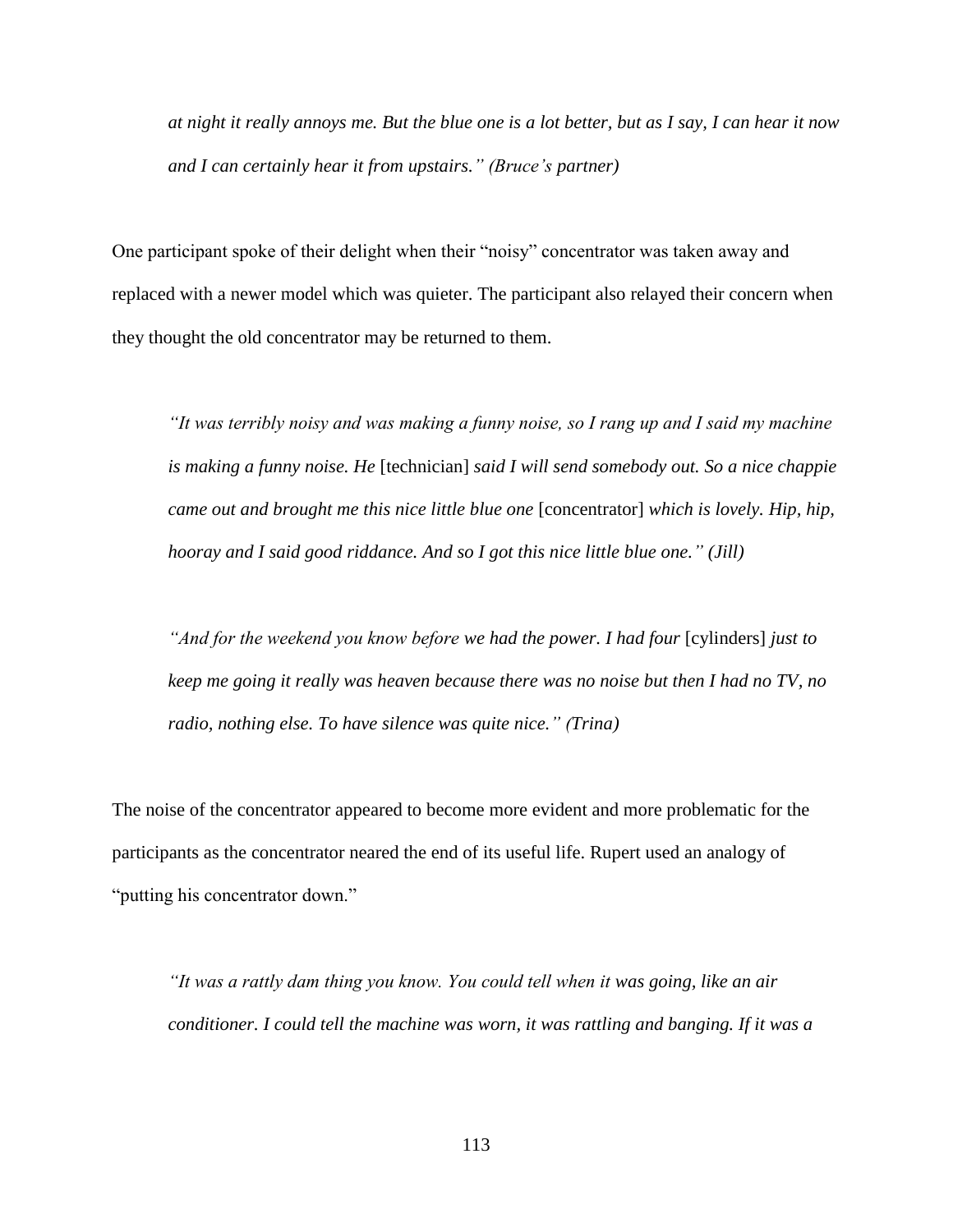*at night it really annoys me. But the blue one is a lot better, but as I say, I can hear it now and I can certainly hear it from upstairs." (Bruce's partner)*

One participant spoke of their delight when their "noisy" concentrator was taken away and replaced with a newer model which was quieter. The participant also relayed their concern when they thought the old concentrator may be returned to them.

> *"It was terribly noisy and was making a funny noise, so I rang up and I said my machine is making a funny noise. He* [technician] *said I will send somebody out. So a nice chappie came out and brought me this nice little blue one* [concentrator] *which is lovely. Hip, hip, hooray and I said good riddance. And so I got this nice little blue one." (Jill)*

> *"And for the weekend you know before we had the power. I had four* [cylinders] *just to keep me going it really was heaven because there was no noise but then I had no TV, no radio, nothing else. To have silence was quite nice." (Trina)*

The noise of the concentrator appeared to become more evident and more problematic for the participants as the concentrator neared the end of its useful life. Rupert used an analogy of "putting his concentrator down."

> *"It was a rattly dam thing you know. You could tell when it was going, like an air conditioner. I could tell the machine was worn, it was rattling and banging. If it was a*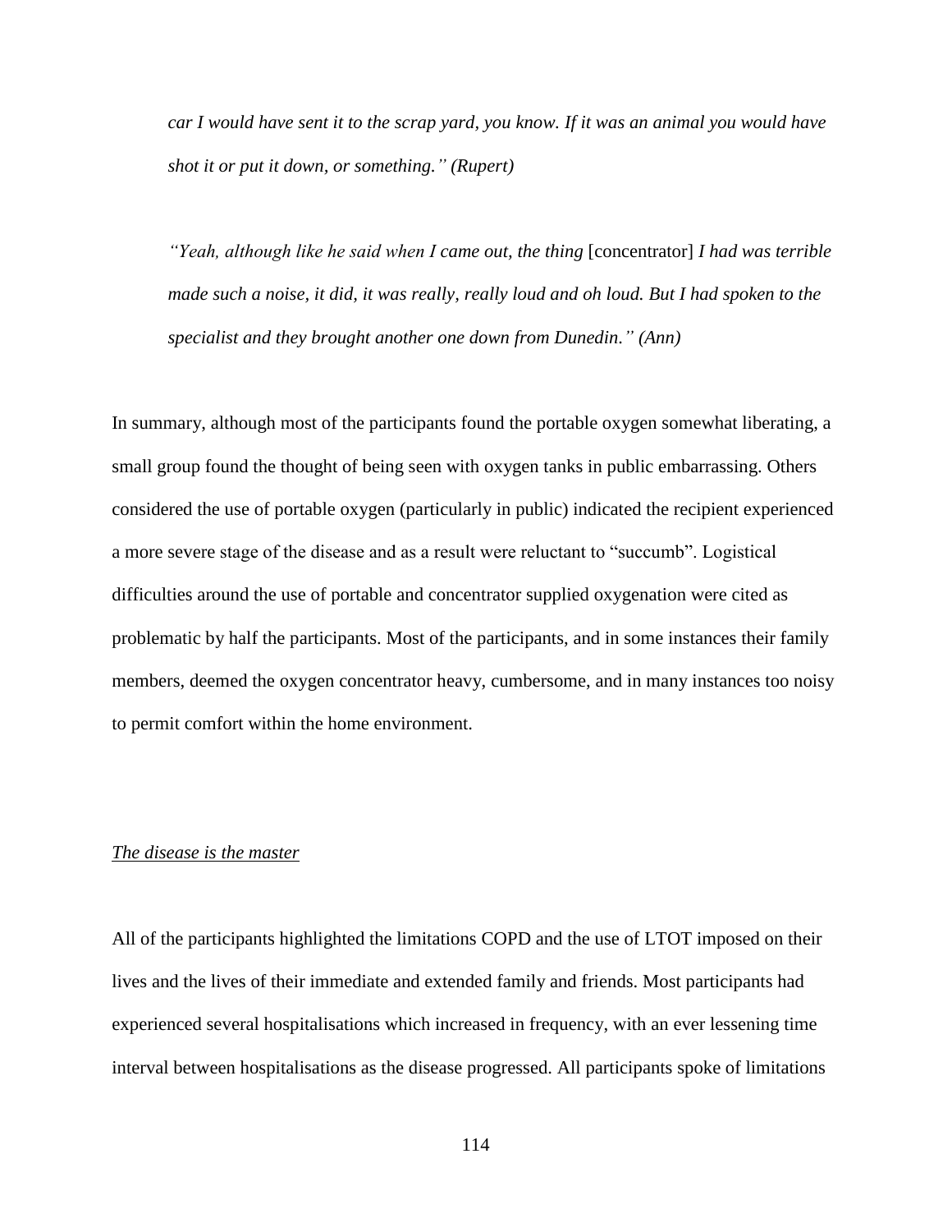*car I would have sent it to the scrap yard, you know. If it was an animal you would have shot it or put it down, or something." (Rupert)*

*"Yeah, although like he said when I came out, the thing* [concentrator] *I had was terrible made such a noise, it did, it was really, really loud and oh loud. But I had spoken to the specialist and they brought another one down from Dunedin." (Ann)*

In summary, although most of the participants found the portable oxygen somewhat liberating, a small group found the thought of being seen with oxygen tanks in public embarrassing. Others considered the use of portable oxygen (particularly in public) indicated the recipient experienced a more severe stage of the disease and as a result were reluctant to "succumb". Logistical difficulties around the use of portable and concentrator supplied oxygenation were cited as problematic by half the participants. Most of the participants, and in some instances their family members, deemed the oxygen concentrator heavy, cumbersome, and in many instances too noisy to permit comfort within the home environment.

*The disease is the master*

All of the participants highlighted the limitations COPD and the use of LTOT imposed on their lives and the lives of their immediate and extended family and friends. Most participants had experienced several hospitalisations which increased in frequency, with an ever lessening time interval between hospitalisations as the disease progressed. All participants spoke of limitations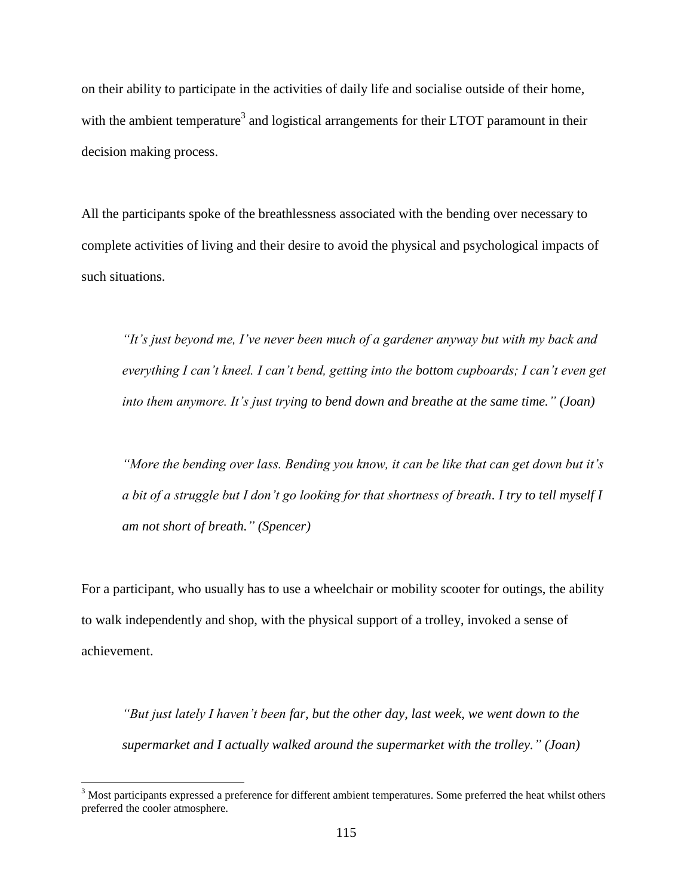on their ability to participate in the activities of daily life and socialise outside of their home, with the ambient temperature[3] and logistical arrangements for their LTOT paramount in their decision making process.

All the participants spoke of the breathlessness associated with the bending over necessary to complete activities of living and their desire to avoid the physical and psychological impacts of such situations.

> *"It's just beyond me, I've never been much of a gardener anyway but with my back and everything I can't kneel. I can't bend, getting into the bottom cupboards; I can't even get into them anymore. It's just trying to bend down and breathe at the same time." (Joan)*

> *"More the bending over lass. Bending you know, it can be like that can get down but it's a bit of a struggle but I don't go looking for that shortness of breath. I try to tell myself I am not short of breath." (Spencer)*

For a participant, who usually has to use a wheelchair or mobility scooter for outings, the ability to walk independently and shop, with the physical support of a trolley, invoked a sense of achievement.

> *"But just lately I haven't been far, but the other day, last week, we went down to the supermarket and I actually walked around the supermarket with the trolley." (Joan)*

[3] Most participants expressed a preference for different ambient temperatures. Some preferred the heat whilst others preferred the cooler atmosphere.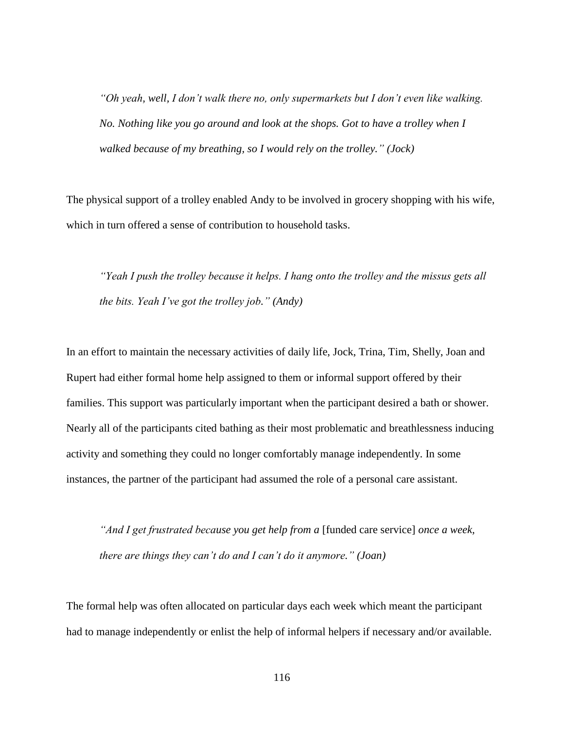> *"Oh yeah, well, I don't walk there no, only supermarkets but I don't even like walking. No. Nothing like you go around and look at the shops. Got to have a trolley when I walked because of my breathing, so I would rely on the trolley." (Jock)*

The physical support of a trolley enabled Andy to be involved in grocery shopping with his wife, which in turn offered a sense of contribution to household tasks.

> *"Yeah I push the trolley because it helps. I hang onto the trolley and the missus gets all the bits. Yeah I've got the trolley job." (Andy)*

In an effort to maintain the necessary activities of daily life, Jock, Trina, Tim, Shelly, Joan and Rupert had either formal home help assigned to them or informal support offered by their families. This support was particularly important when the participant desired a bath or shower. Nearly all of the participants cited bathing as their most problematic and breathlessness inducing activity and something they could no longer comfortably manage independently. In some instances, the partner of the participant had assumed the role of a personal care assistant.

> *"And I get frustrated because you get help from a* [funded care service] *once a week, there are things they can't do and I can't do it anymore." (Joan)*

The formal help was often allocated on particular days each week which meant the participant had to manage independently or enlist the help of informal helpers if necessary and/or available.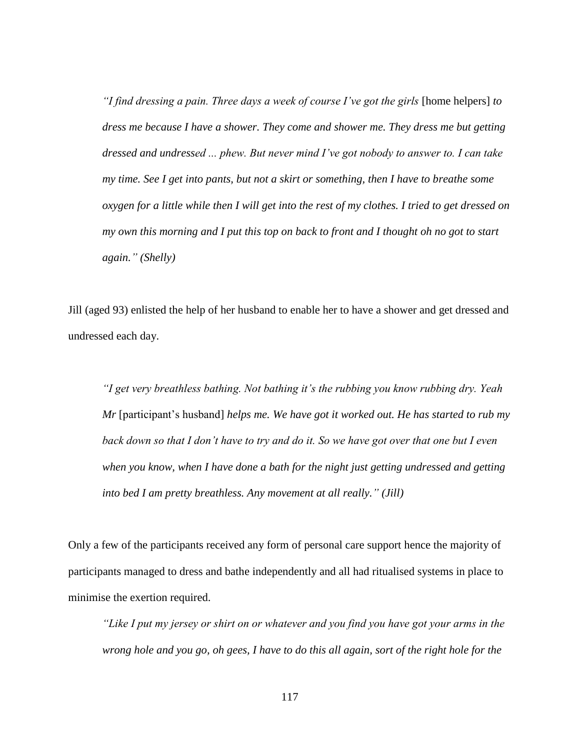> *"I find dressing a pain. Three days a week of course I've got the girls* [home helpers] *to dress me because I have a shower. They come and shower me. They dress me but getting dressed and undressed ... phew. But never mind I've got nobody to answer to. I can take my time. See I get into pants, but not a skirt or something, then I have to breathe some oxygen for a little while then I will get into the rest of my clothes. I tried to get dressed on my own this morning and I put this top on back to front and I thought oh no got to start again." (Shelly)*

Jill (aged 93) enlisted the help of her husband to enable her to have a shower and get dressed and undressed each day.

> *"I get very breathless bathing. Not bathing it's the rubbing you know rubbing dry. Yeah Mr* [participant's husband] *helps me. We have got it worked out. He has started to rub my back down so that I don't have to try and do it. So we have got over that one but I even when you know, when I have done a bath for the night just getting undressed and getting into bed I am pretty breathless. Any movement at all really." (Jill)*

Only a few of the participants received any form of personal care support hence the majority of participants managed to dress and bathe independently and all had ritualised systems in place to minimise the exertion required.

> *"Like I put my jersey or shirt on or whatever and you find you have got your arms in the wrong hole and you go, oh gees, I have to do this all again, sort of the right hole for the*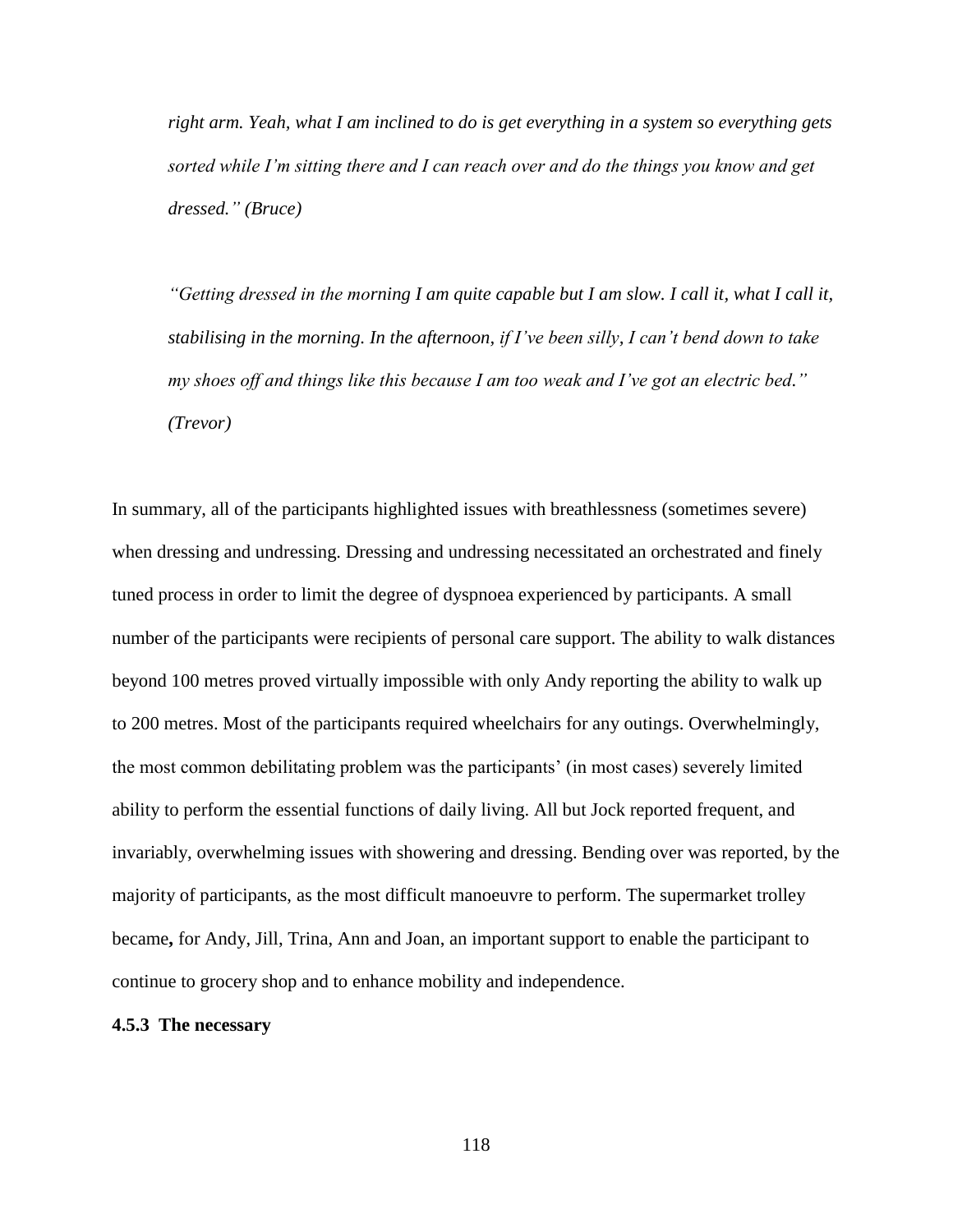*right arm. Yeah, what I am inclined to do is get everything in a system so everything gets sorted while I'm sitting there and I can reach over and do the things you know and get dressed." (Bruce)*

*"Getting dressed in the morning I am quite capable but I am slow. I call it, what I call it, stabilising in the morning. In the afternoon, if I've been silly, I can't bend down to take my shoes off and things like this because I am too weak and I've got an electric bed." (Trevor)*

In summary, all of the participants highlighted issues with breathlessness (sometimes severe) when dressing and undressing. Dressing and undressing necessitated an orchestrated and finely tuned process in order to limit the degree of dyspnoea experienced by participants. A small number of the participants were recipients of personal care support. The ability to walk distances beyond 100 metres proved virtually impossible with only Andy reporting the ability to walk up to 200 metres. Most of the participants required wheelchairs for any outings. Overwhelmingly, the most common debilitating problem was the participants' (in most cases) severely limited ability to perform the essential functions of daily living. All but Jock reported frequent, and invariably, overwhelming issues with showering and dressing. Bending over was reported, by the majority of participants, as the most difficult manoeuvre to perform. The supermarket trolley became**,** for Andy, Jill, Trina, Ann and Joan, an important support to enable the participant to continue to grocery shop and to enhance mobility and independence.

### 4.5.3 The necessary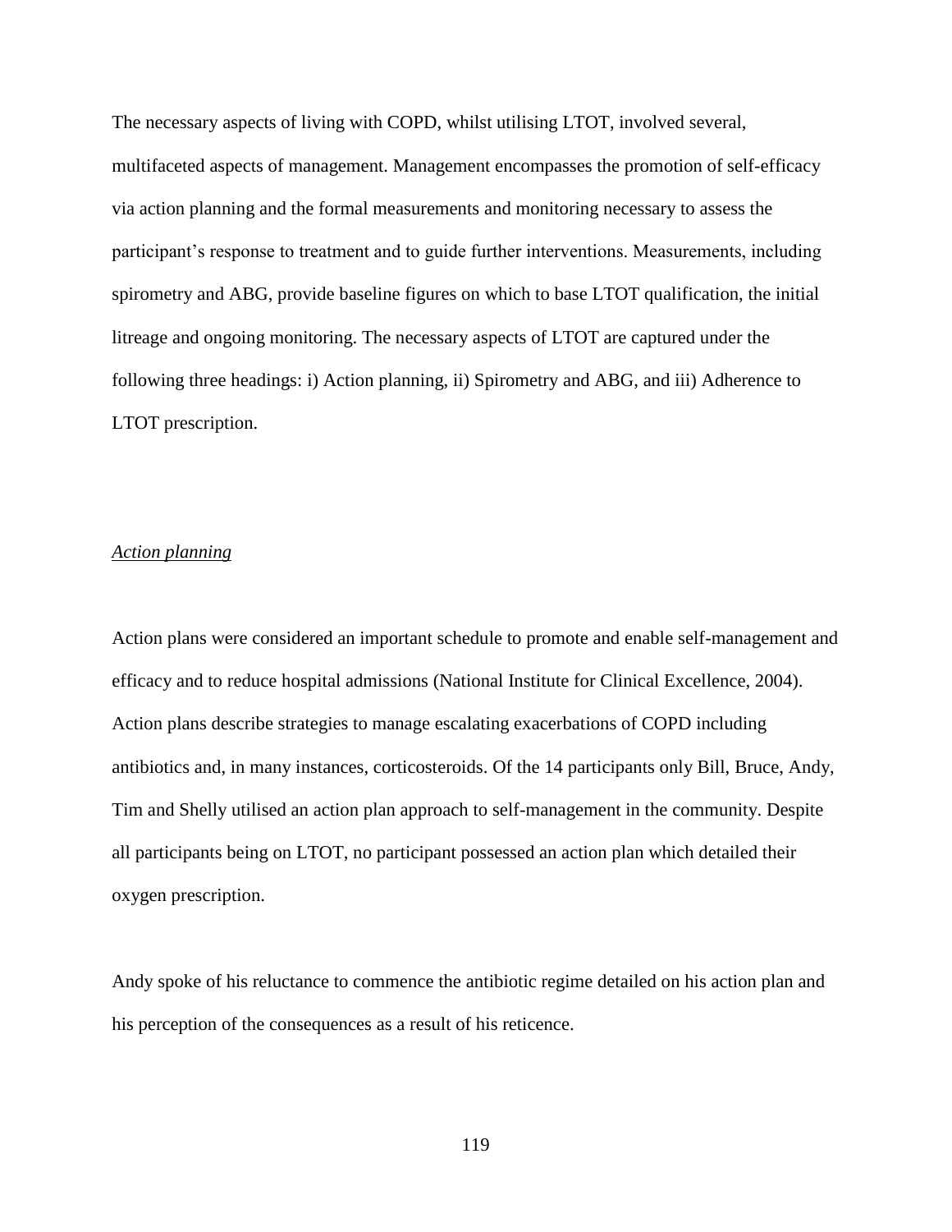The necessary aspects of living with COPD, whilst utilising LTOT, involved several, multifaceted aspects of management. Management encompasses the promotion of self-efficacy via action planning and the formal measurements and monitoring necessary to assess the participant's response to treatment and to guide further interventions. Measurements, including spirometry and ABG, provide baseline figures on which to base LTOT qualification, the initial litreage and ongoing monitoring. The necessary aspects of LTOT are captured under the following three headings: i) Action planning, ii) Spirometry and ABG, and iii) Adherence to LTOT prescription.

*Action planning*

Action plans were considered an important schedule to promote and enable self-management and efficacy and to reduce hospital admissions (National Institute for Clinical Excellence, 2004). Action plans describe strategies to manage escalating exacerbations of COPD including antibiotics and, in many instances, corticosteroids. Of the 14 participants only Bill, Bruce, Andy, Tim and Shelly utilised an action plan approach to self-management in the community. Despite all participants being on LTOT, no participant possessed an action plan which detailed their oxygen prescription.

Andy spoke of his reluctance to commence the antibiotic regime detailed on his action plan and his perception of the consequences as a result of his reticence.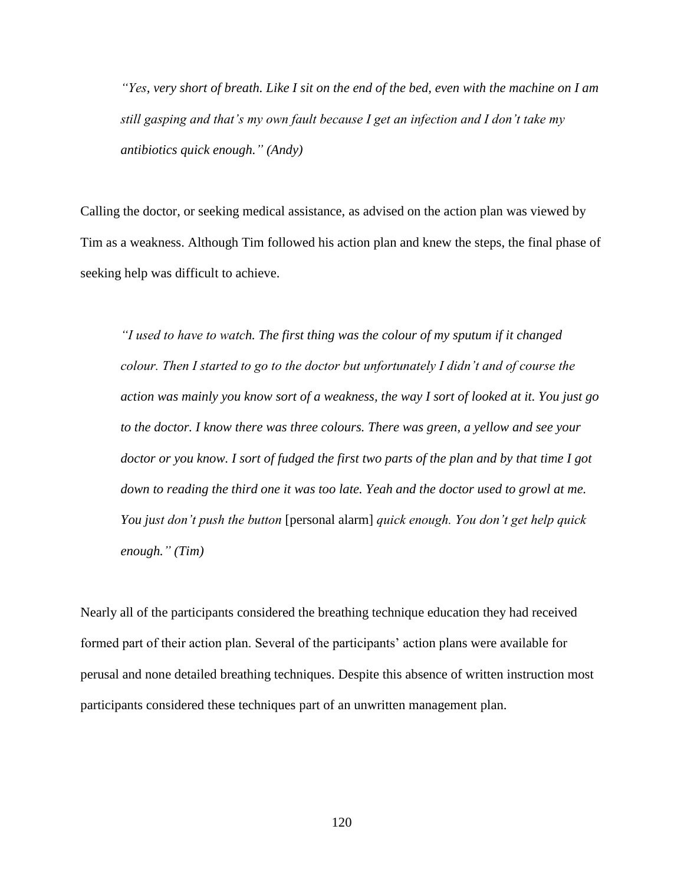> *"Yes, very short of breath. Like I sit on the end of the bed, even with the machine on I am still gasping and that's my own fault because I get an infection and I don't take my antibiotics quick enough." (Andy)*

Calling the doctor, or seeking medical assistance, as advised on the action plan was viewed by Tim as a weakness. Although Tim followed his action plan and knew the steps, the final phase of seeking help was difficult to achieve.

> *"I used to have to watch. The first thing was the colour of my sputum if it changed colour. Then I started to go to the doctor but unfortunately I didn't and of course the action was mainly you know sort of a weakness, the way I sort of looked at it. You just go to the doctor. I know there was three colours. There was green, a yellow and see your doctor or you know. I sort of fudged the first two parts of the plan and by that time I got down to reading the third one it was too late. Yeah and the doctor used to growl at me. You just don't push the button* [personal alarm] *quick enough. You don't get help quick enough." (Tim)*

Nearly all of the participants considered the breathing technique education they had received formed part of their action plan. Several of the participants' action plans were available for perusal and none detailed breathing techniques. Despite this absence of written instruction most participants considered these techniques part of an unwritten management plan.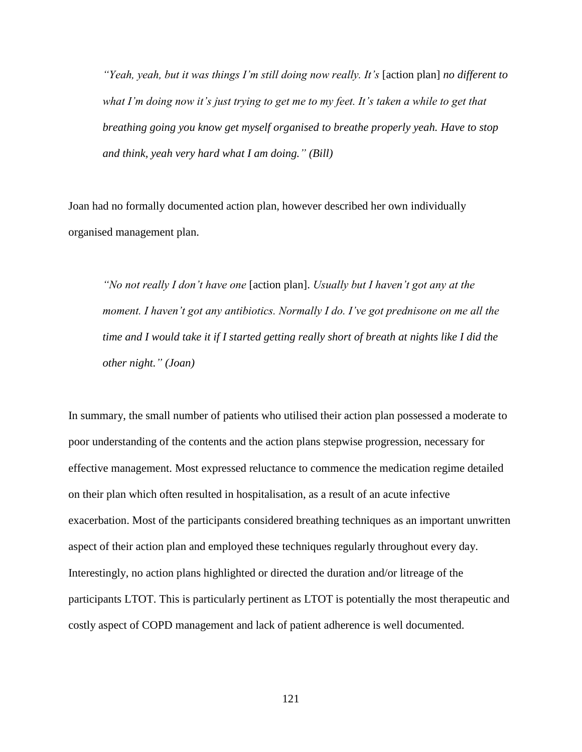> *"Yeah, yeah, but it was things I'm still doing now really. It's* [action plan] *no different to what I'm doing now it's just trying to get me to my feet. It's taken a while to get that breathing going you know get myself organised to breathe properly yeah. Have to stop and think, yeah very hard what I am doing." (Bill)*

Joan had no formally documented action plan, however described her own individually organised management plan.

> *"No not really I don't have one* [action plan]. *Usually but I haven't got any at the moment. I haven't got any antibiotics. Normally I do. I've got prednisone on me all the time and I would take it if I started getting really short of breath at nights like I did the other night." (Joan)*

In summary, the small number of patients who utilised their action plan possessed a moderate to poor understanding of the contents and the action plans stepwise progression, necessary for effective management. Most expressed reluctance to commence the medication regime detailed on their plan which often resulted in hospitalisation, as a result of an acute infective exacerbation. Most of the participants considered breathing techniques as an important unwritten aspect of their action plan and employed these techniques regularly throughout every day. Interestingly, no action plans highlighted or directed the duration and/or litreage of the participants LTOT. This is particularly pertinent as LTOT is potentially the most therapeutic and costly aspect of COPD management and lack of patient adherence is well documented.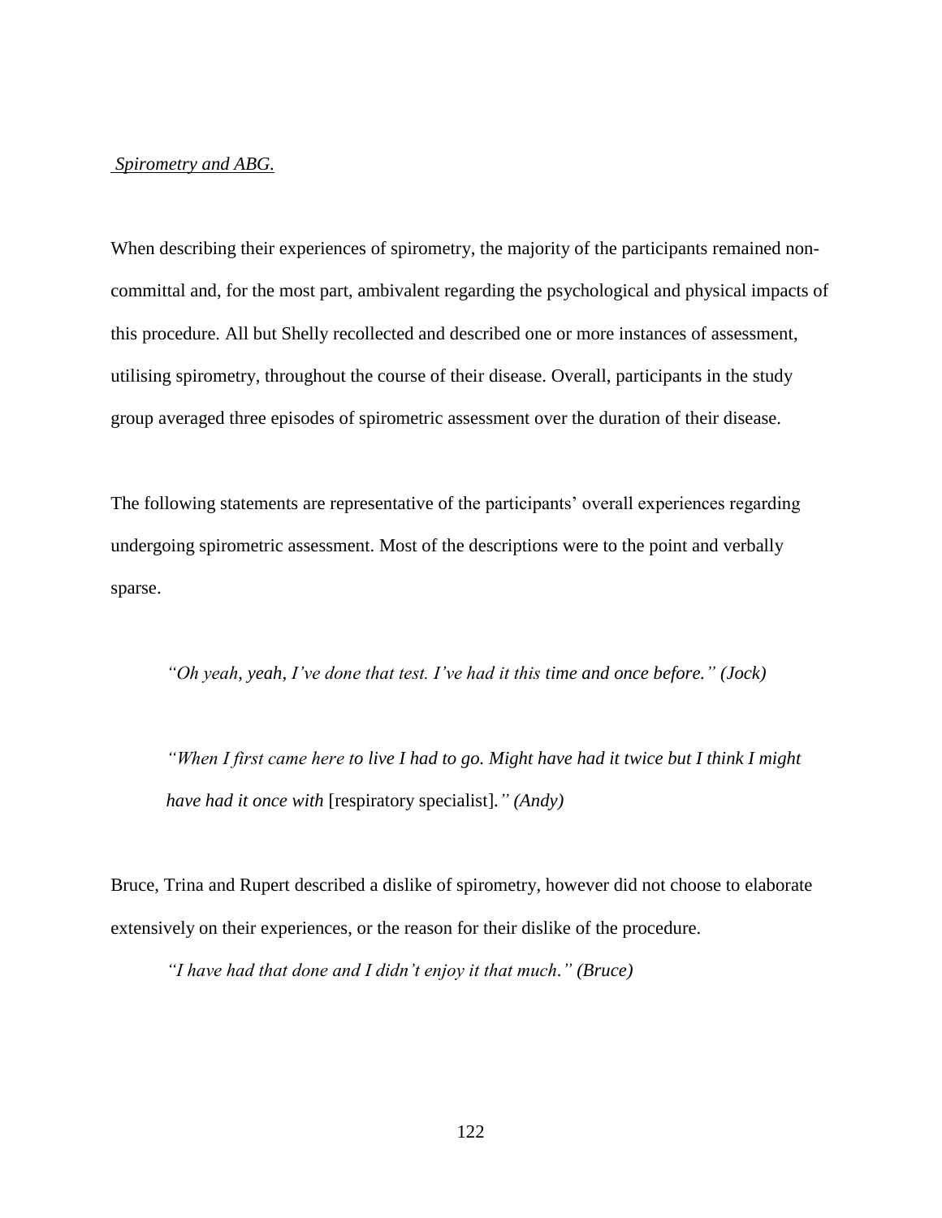*Spirometry and ABG.*

When describing their experiences of spirometry, the majority of the participants remained non-committal and, for the most part, ambivalent regarding the psychological and physical impacts of this procedure. All but Shelly recollected and described one or more instances of assessment, utilising spirometry, throughout the course of their disease. Overall, participants in the study group averaged three episodes of spirometric assessment over the duration of their disease.

The following statements are representative of the participants' overall experiences regarding undergoing spirometric assessment. Most of the descriptions were to the point and verbally sparse.

> *"Oh yeah, yeah, I've done that test. I've had it this time and once before." (Jock)*

> *"When I first came here to live I had to go. Might have had it twice but I think I might have had it once with* [respiratory specialist]*." (Andy)*

Bruce, Trina and Rupert described a dislike of spirometry, however did not choose to elaborate extensively on their experiences, or the reason for their dislike of the procedure.

> *"I have had that done and I didn't enjoy it that much." (Bruce)*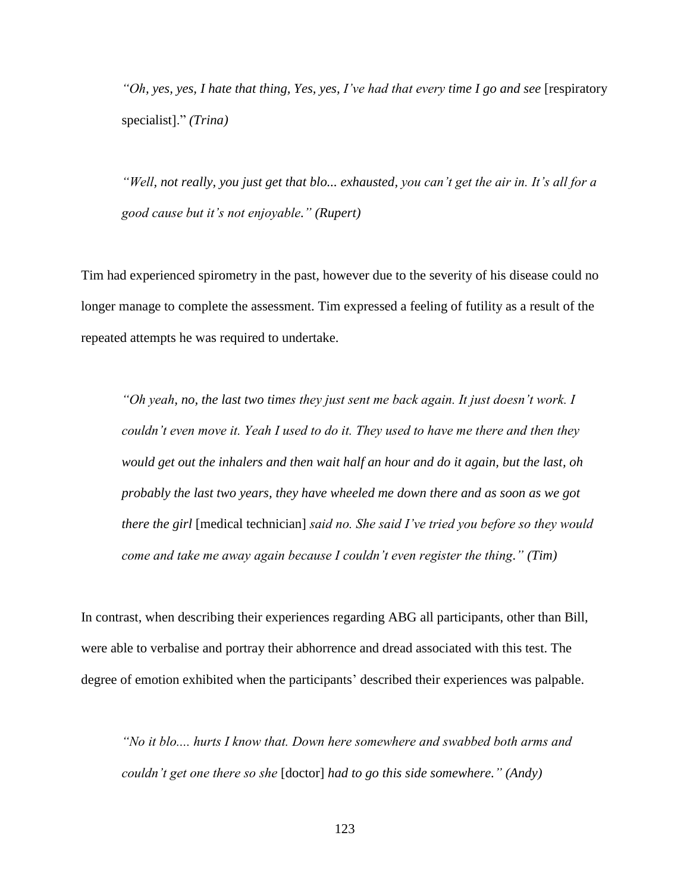> *"Oh, yes, yes, I hate that thing, Yes, yes, I've had that every time I go and see* [respiratory specialist]." *(Trina)*

> *"Well, not really, you just get that blo... exhausted, you can't get the air in. It's all for a good cause but it's not enjoyable." (Rupert)*

Tim had experienced spirometry in the past, however due to the severity of his disease could no longer manage to complete the assessment. Tim expressed a feeling of futility as a result of the repeated attempts he was required to undertake.

> *"Oh yeah, no, the last two times they just sent me back again. It just doesn't work. I couldn't even move it. Yeah I used to do it. They used to have me there and then they would get out the inhalers and then wait half an hour and do it again, but the last, oh probably the last two years, they have wheeled me down there and as soon as we got there the girl* [medical technician] *said no. She said I've tried you before so they would come and take me away again because I couldn't even register the thing." (Tim)*

In contrast, when describing their experiences regarding ABG all participants, other than Bill, were able to verbalise and portray their abhorrence and dread associated with this test. The degree of emotion exhibited when the participants' described their experiences was palpable.

> *"No it blo.... hurts I know that. Down here somewhere and swabbed both arms and couldn't get one there so she* [doctor] *had to go this side somewhere." (Andy)*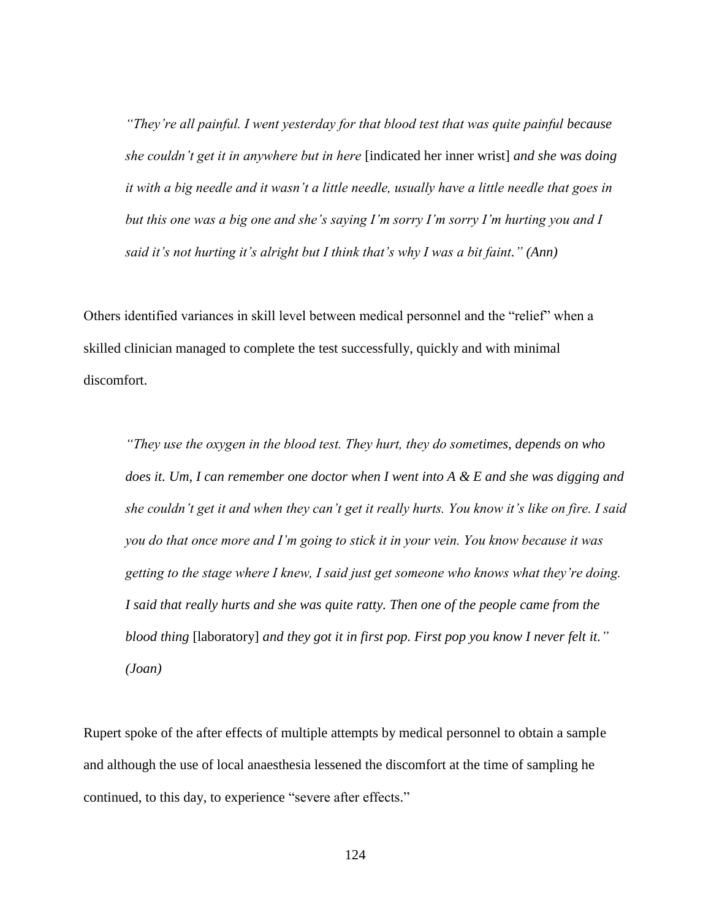> *"They're all painful. I went yesterday for that blood test that was quite painful because she couldn't get it in anywhere but in here* [indicated her inner wrist] *and she was doing it with a big needle and it wasn't a little needle, usually have a little needle that goes in but this one was a big one and she's saying I'm sorry I'm sorry I'm hurting you and I said it's not hurting it's alright but I think that's why I was a bit faint." (Ann)*

Others identified variances in skill level between medical personnel and the "relief" when a skilled clinician managed to complete the test successfully, quickly and with minimal discomfort.

> *"They use the oxygen in the blood test. They hurt, they do sometimes, depends on who does it. Um, I can remember one doctor when I went into A & E and she was digging and she couldn't get it and when they can't get it really hurts. You know it's like on fire. I said you do that once more and I'm going to stick it in your vein. You know because it was getting to the stage where I knew, I said just get someone who knows what they're doing. I said that really hurts and she was quite ratty. Then one of the people came from the blood thing* [laboratory] *and they got it in first pop. First pop you know I never felt it." (Joan)*

Rupert spoke of the after effects of multiple attempts by medical personnel to obtain a sample and although the use of local anaesthesia lessened the discomfort at the time of sampling he continued, to this day, to experience "severe after effects."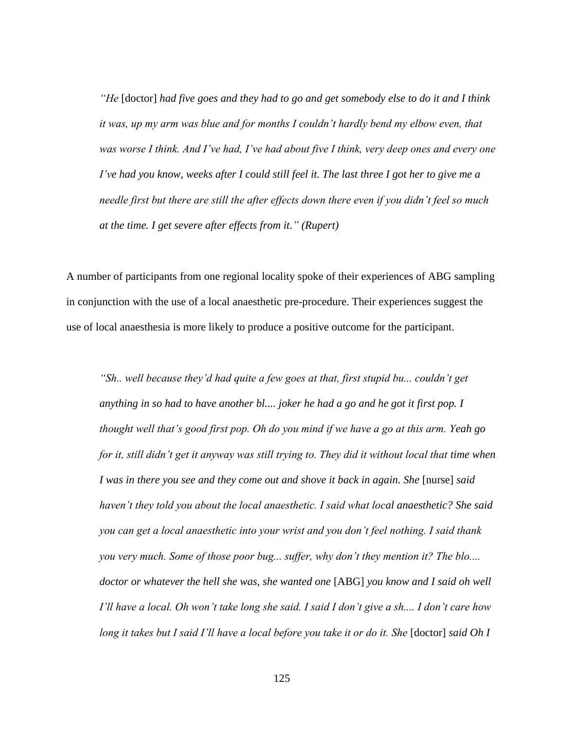> *"He* [doctor] *had five goes and they had to go and get somebody else to do it and I think it was, up my arm was blue and for months I couldn't hardly bend my elbow even, that was worse I think. And I've had, I've had about five I think, very deep ones and every one I've had you know, weeks after I could still feel it. The last three I got her to give me a needle first but there are still the after effects down there even if you didn't feel so much at the time. I get severe after effects from it." (Rupert)*

A number of participants from one regional locality spoke of their experiences of ABG sampling in conjunction with the use of a local anaesthetic pre-procedure. Their experiences suggest the use of local anaesthesia is more likely to produce a positive outcome for the participant.

> *"Sh.. well because they'd had quite a few goes at that, first stupid bu... couldn't get anything in so had to have another bl.... joker he had a go and he got it first pop. I thought well that's good first pop. Oh do you mind if we have a go at this arm. Yeah go for it, still didn't get it anyway was still trying to. They did it without local that time when I was in there you see and they come out and shove it back in again. She* [nurse] *said haven't they told you about the local anaesthetic. I said what local anaesthetic? She said you can get a local anaesthetic into your wrist and you don't feel nothing. I said thank you very much. Some of those poor bug... suffer, why don't they mention it? The blo.... doctor or whatever the hell she was, she wanted one* [ABG] *you know and I said oh well I'll have a local. Oh won't take long she said. I said I don't give a sh.... I don't care how long it takes but I said I'll have a local before you take it or do it. She* [doctor] *said Oh I*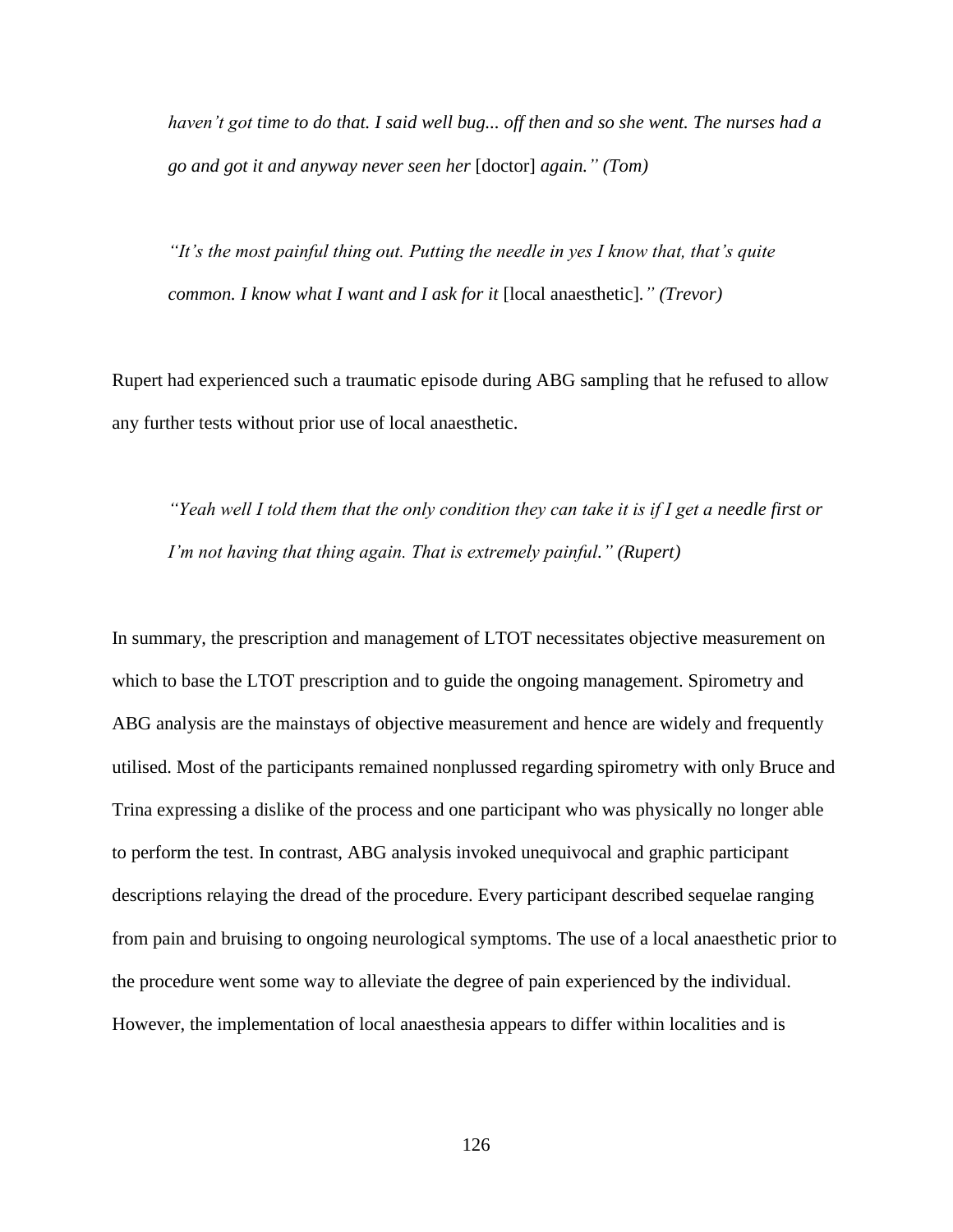*haven't got time to do that. I said well bug... off then and so she went. The nurses had a go and got it and anyway never seen her* [doctor] *again." (Tom)*

*"It's the most painful thing out. Putting the needle in yes I know that, that's quite common. I know what I want and I ask for it* [local anaesthetic]*." (Trevor)*

Rupert had experienced such a traumatic episode during ABG sampling that he refused to allow any further tests without prior use of local anaesthetic.

*"Yeah well I told them that the only condition they can take it is if I get a needle first or I'm not having that thing again. That is extremely painful." (Rupert)*

In summary, the prescription and management of LTOT necessitates objective measurement on which to base the LTOT prescription and to guide the ongoing management. Spirometry and ABG analysis are the mainstays of objective measurement and hence are widely and frequently utilised. Most of the participants remained nonplussed regarding spirometry with only Bruce and Trina expressing a dislike of the process and one participant who was physically no longer able to perform the test. In contrast, ABG analysis invoked unequivocal and graphic participant descriptions relaying the dread of the procedure. Every participant described sequelae ranging from pain and bruising to ongoing neurological symptoms. The use of a local anaesthetic prior to the procedure went some way to alleviate the degree of pain experienced by the individual. However, the implementation of local anaesthesia appears to differ within localities and is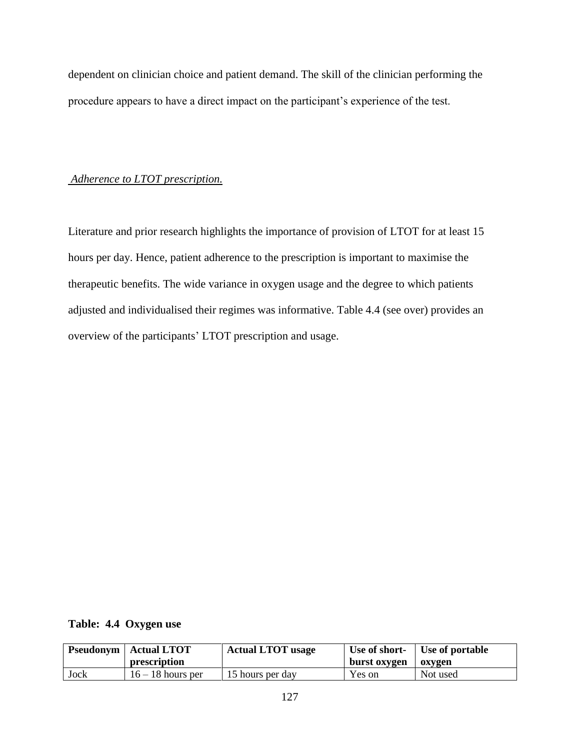dependent on clinician choice and patient demand. The skill of the clinician performing the procedure appears to have a direct impact on the participant's experience of the test.

*Adherence to LTOT prescription.*

Literature and prior research highlights the importance of provision of LTOT for at least 15 hours per day. Hence, patient adherence to the prescription is important to maximise the therapeutic benefits. The wide variance in oxygen usage and the degree to which patients adjusted and individualised their regimes was informative. Table 4.4 (see over) provides an overview of the participants' LTOT prescription and usage.

**Table: 4.4 Oxygen use**

| Pseudonym | Actual LTOT prescription | Actual LTOT usage | Use of short-burst oxygen | Use of portable oxygen |
|---|---|---|---|---|
| Jock | 16 – 18 hours per | 15 hours per day | Yes on | Not used |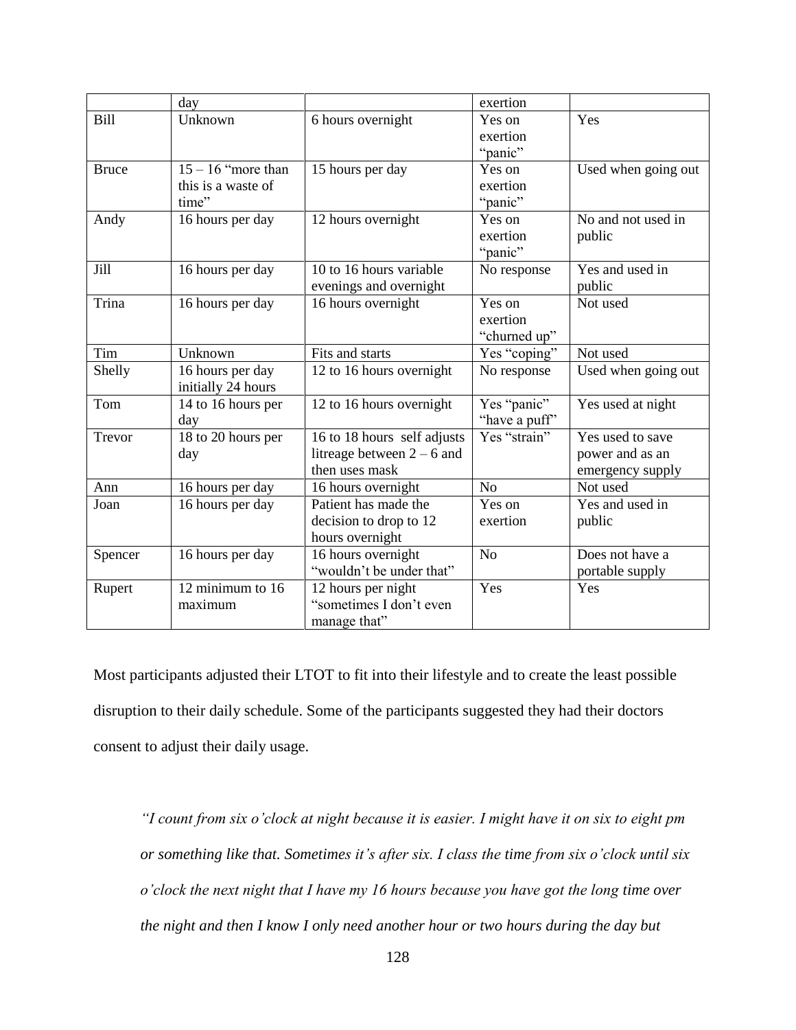| | | | | |
|---|---|---|---|---|
| | day | | exertion | |
| Bill | Unknown | 6 hours overnight | Yes on exertion "panic" | Yes |
| Bruce | 15 – 16 "more than this is a waste of time" | 15 hours per day | Yes on exertion "panic" | Used when going out |
| Andy | 16 hours per day | 12 hours overnight | Yes on exertion "panic" | No and not used in public |
| Jill | 16 hours per day | 10 to 16 hours variable evenings and overnight | No response | Yes and used in public |
| Trina | 16 hours per day | 16 hours overnight | Yes on exertion "churned up" | Not used |
| Tim | Unknown | Fits and starts | Yes "coping" | Not used |
| Shelly | 16 hours per day initially 24 hours | 12 to 16 hours overnight | No response | Used when going out |
| Tom | 14 to 16 hours per day | 12 to 16 hours overnight | Yes "panic" "have a puff" | Yes used at night |
| Trevor | 18 to 20 hours per day | 16 to 18 hours self adjusts litreage between 2 – 6 and then uses mask | Yes "strain" | Yes used to save power and as an emergency supply |
| Ann | 16 hours per day | 16 hours overnight | No | Not used |
| Joan | 16 hours per day | Patient has made the decision to drop to 12 hours overnight | Yes on exertion | Yes and used in public |
| Spencer | 16 hours per day | 16 hours overnight "wouldn't be under that" | No | Does not have a portable supply |
| Rupert | 12 minimum to 16 maximum | 12 hours per night "sometimes I don't even manage that" | Yes | Yes |

Most participants adjusted their LTOT to fit into their lifestyle and to create the least possible disruption to their daily schedule. Some of the participants suggested they had their doctors consent to adjust their daily usage.

> *"I count from six o'clock at night because it is easier. I might have it on six to eight pm or something like that. Sometimes it's after six. I class the time from six o'clock until six o'clock the next night that I have my 16 hours because you have got the long time over the night and then I know I only need another hour or two hours during the day but*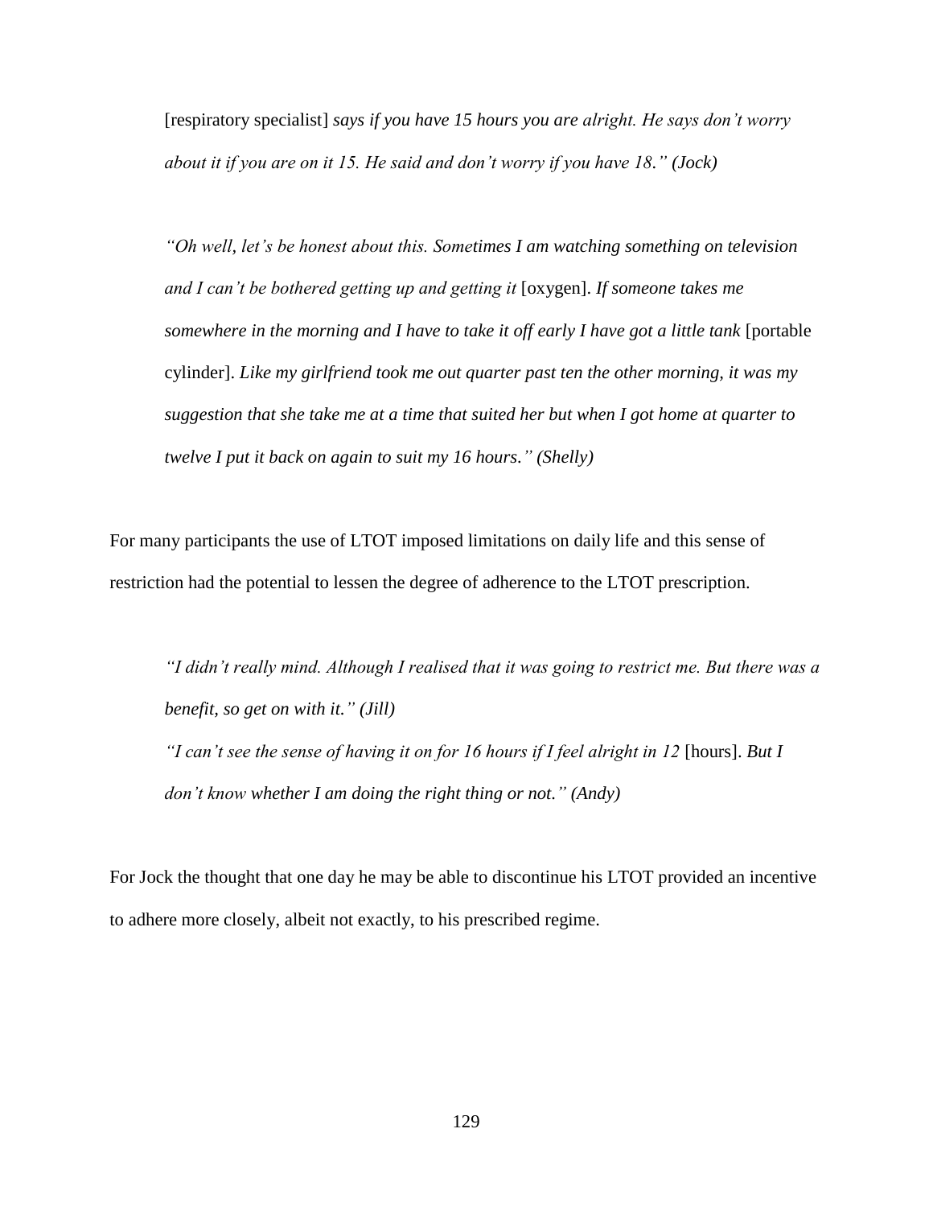[respiratory specialist] *says if you have 15 hours you are alright. He says don't worry about it if you are on it 15. He said and don't worry if you have 18." (Jock)*

*"Oh well, let's be honest about this. Sometimes I am watching something on television and I can't be bothered getting up and getting it* [oxygen]. *If someone takes me somewhere in the morning and I have to take it off early I have got a little tank* [portable cylinder]. *Like my girlfriend took me out quarter past ten the other morning, it was my suggestion that she take me at a time that suited her but when I got home at quarter to twelve I put it back on again to suit my 16 hours." (Shelly)*

For many participants the use of LTOT imposed limitations on daily life and this sense of restriction had the potential to lessen the degree of adherence to the LTOT prescription.

*"I didn't really mind. Although I realised that it was going to restrict me. But there was a benefit, so get on with it." (Jill)*

*"I can't see the sense of having it on for 16 hours if I feel alright in 12* [hours]. *But I don't know whether I am doing the right thing or not." (Andy)*

For Jock the thought that one day he may be able to discontinue his LTOT provided an incentive to adhere more closely, albeit not exactly, to his prescribed regime.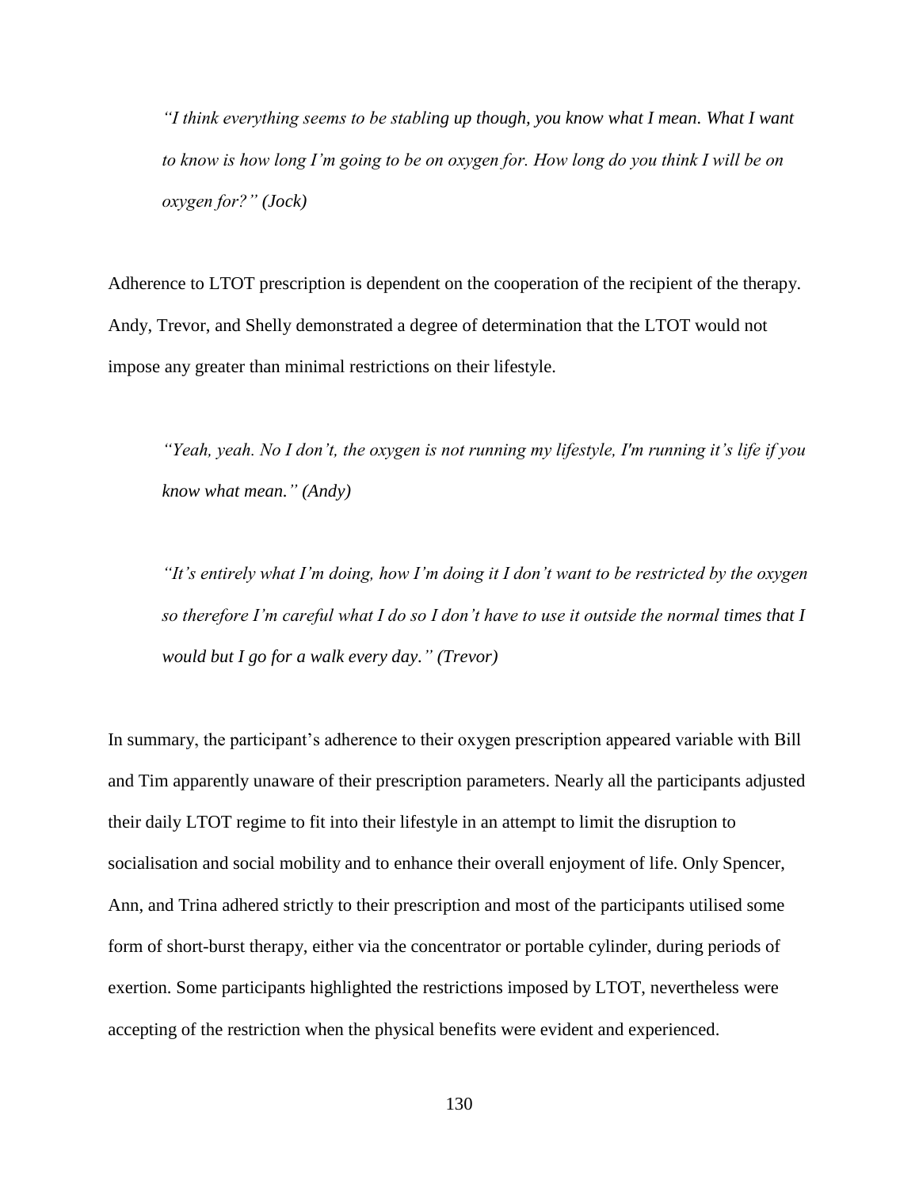*"I think everything seems to be stabling up though, you know what I mean. What I want to know is how long I'm going to be on oxygen for. How long do you think I will be on oxygen for?" (Jock)*

Adherence to LTOT prescription is dependent on the cooperation of the recipient of the therapy. Andy, Trevor, and Shelly demonstrated a degree of determination that the LTOT would not impose any greater than minimal restrictions on their lifestyle.

*"Yeah, yeah. No I don't, the oxygen is not running my lifestyle, I'm running it's life if you know what mean." (Andy)*

*"It's entirely what I'm doing, how I'm doing it I don't want to be restricted by the oxygen so therefore I'm careful what I do so I don't have to use it outside the normal times that I would but I go for a walk every day." (Trevor)*

In summary, the participant's adherence to their oxygen prescription appeared variable with Bill and Tim apparently unaware of their prescription parameters. Nearly all the participants adjusted their daily LTOT regime to fit into their lifestyle in an attempt to limit the disruption to socialisation and social mobility and to enhance their overall enjoyment of life. Only Spencer, Ann, and Trina adhered strictly to their prescription and most of the participants utilised some form of short-burst therapy, either via the concentrator or portable cylinder, during periods of exertion. Some participants highlighted the restrictions imposed by LTOT, nevertheless were accepting of the restriction when the physical benefits were evident and experienced.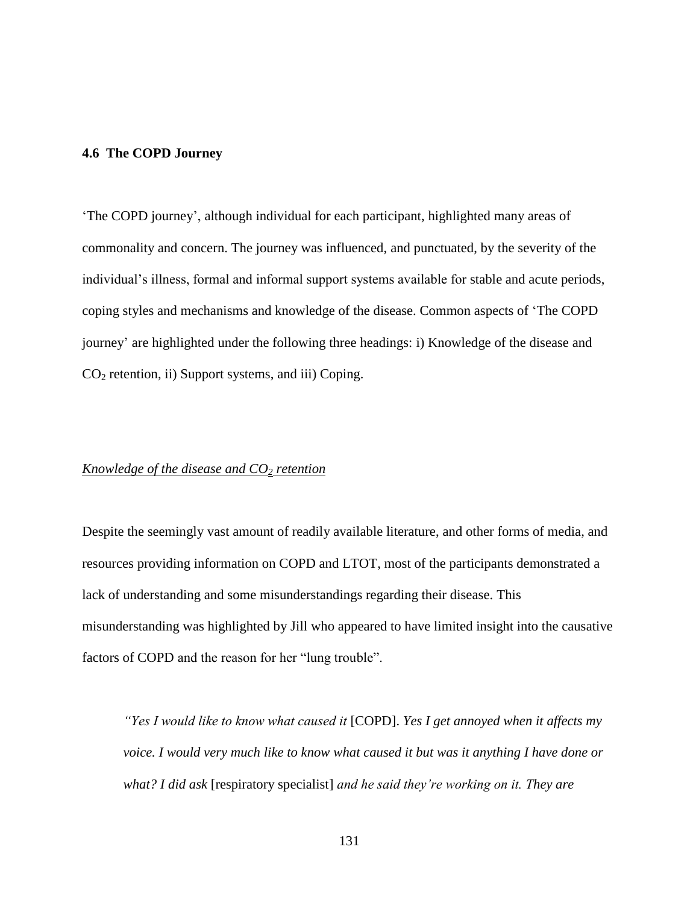## 4.6 The COPD Journey

'The COPD journey', although individual for each participant, highlighted many areas of commonality and concern. The journey was influenced, and punctuated, by the severity of the individual's illness, formal and informal support systems available for stable and acute periods, coping styles and mechanisms and knowledge of the disease. Common aspects of 'The COPD journey' are highlighted under the following three headings: i) Knowledge of the disease and $CO_2$ retention, ii) Support systems, and iii) Coping.

*<u>Knowledge of the disease and $CO_2$ retention</u>*

Despite the seemingly vast amount of readily available literature, and other forms of media, and resources providing information on COPD and LTOT, most of the participants demonstrated a lack of understanding and some misunderstandings regarding their disease. This misunderstanding was highlighted by Jill who appeared to have limited insight into the causative factors of COPD and the reason for her "lung trouble".

> *"Yes I would like to know what caused it* [COPD]. *Yes I get annoyed when it affects my voice. I would very much like to know what caused it but was it anything I have done or what? I did ask* [respiratory specialist] *and he said they're working on it. They are*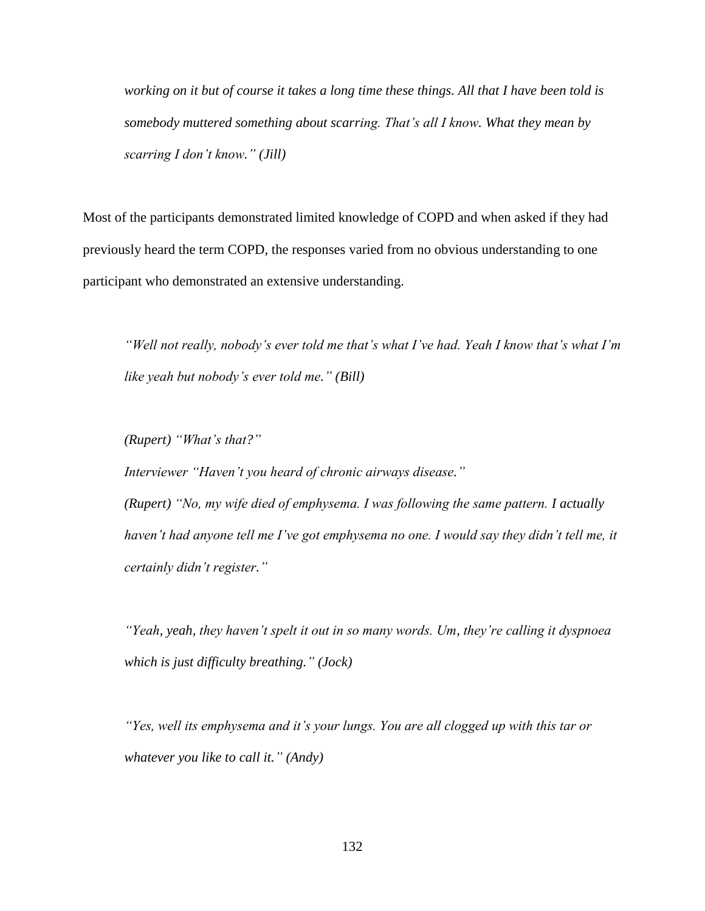*working on it but of course it takes a long time these things. All that I have been told is somebody muttered something about scarring. That's all I know. What they mean by scarring I don't know." (Jill)*

Most of the participants demonstrated limited knowledge of COPD and when asked if they had previously heard the term COPD, the responses varied from no obvious understanding to one participant who demonstrated an extensive understanding.

*"Well not really, nobody's ever told me that's what I've had. Yeah I know that's what I'm like yeah but nobody's ever told me." (Bill)*

*(Rupert) "What's that?"*

*Interviewer "Haven't you heard of chronic airways disease."*

*(Rupert) "No, my wife died of emphysema. I was following the same pattern. I actually haven't had anyone tell me I've got emphysema no one. I would say they didn't tell me, it certainly didn't register."*

*"Yeah, yeah, they haven't spelt it out in so many words. Um, they're calling it dyspnoea which is just difficulty breathing." (Jock)*

*"Yes, well its emphysema and it's your lungs. You are all clogged up with this tar or whatever you like to call it." (Andy)*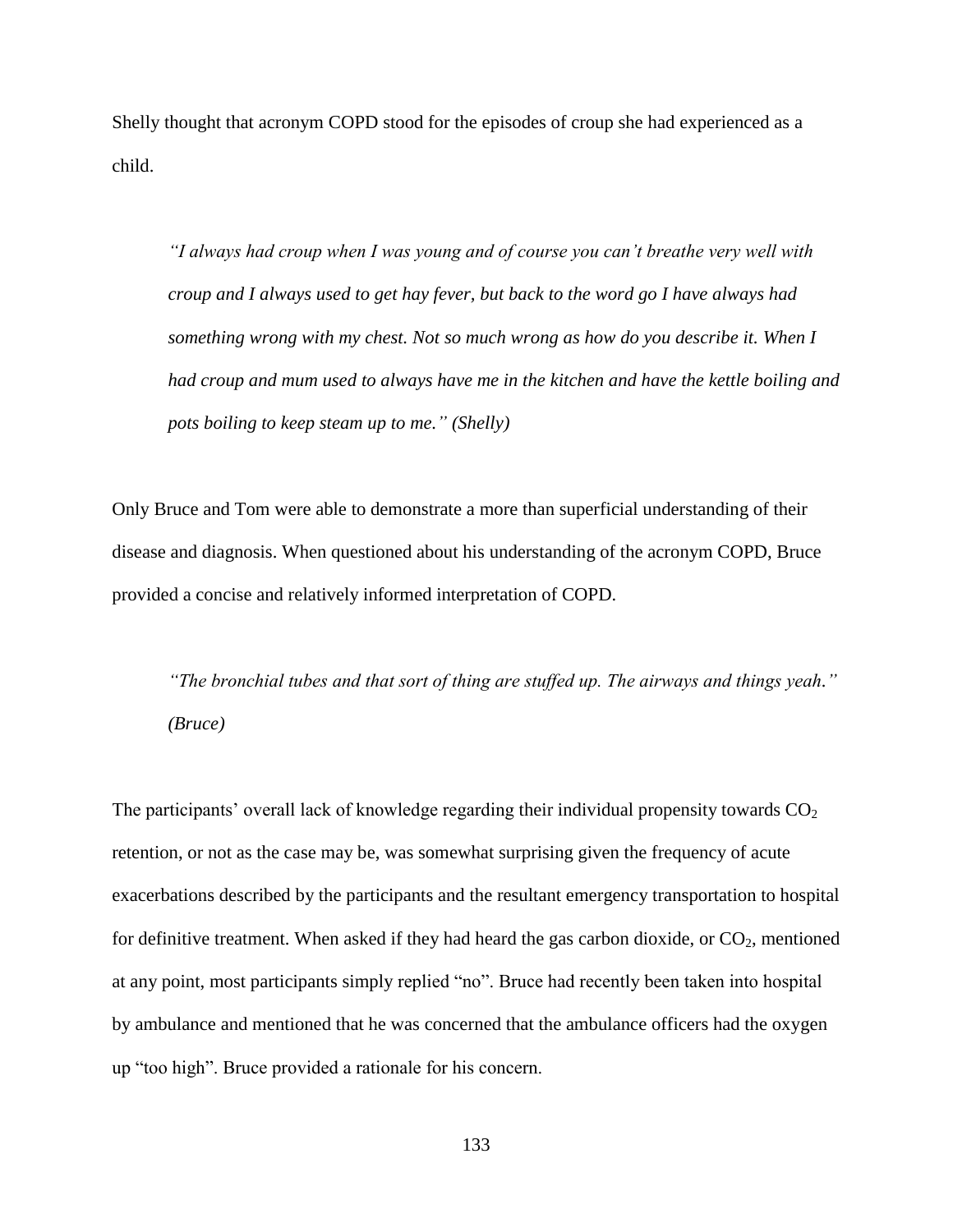Shelly thought that acronym COPD stood for the episodes of croup she had experienced as a child.

> *"I always had croup when I was young and of course you can't breathe very well with croup and I always used to get hay fever, but back to the word go I have always had something wrong with my chest. Not so much wrong as how do you describe it. When I had croup and mum used to always have me in the kitchen and have the kettle boiling and pots boiling to keep steam up to me." (Shelly)*

Only Bruce and Tom were able to demonstrate a more than superficial understanding of their disease and diagnosis. When questioned about his understanding of the acronym COPD, Bruce provided a concise and relatively informed interpretation of COPD.

> *"The bronchial tubes and that sort of thing are stuffed up. The airways and things yeah." (Bruce)*

The participants' overall lack of knowledge regarding their individual propensity towards $CO_2$ retention, or not as the case may be, was somewhat surprising given the frequency of acute exacerbations described by the participants and the resultant emergency transportation to hospital for definitive treatment. When asked if they had heard the gas carbon dioxide, or $CO_2$, mentioned at any point, most participants simply replied "no". Bruce had recently been taken into hospital by ambulance and mentioned that he was concerned that the ambulance officers had the oxygen up "too high". Bruce provided a rationale for his concern.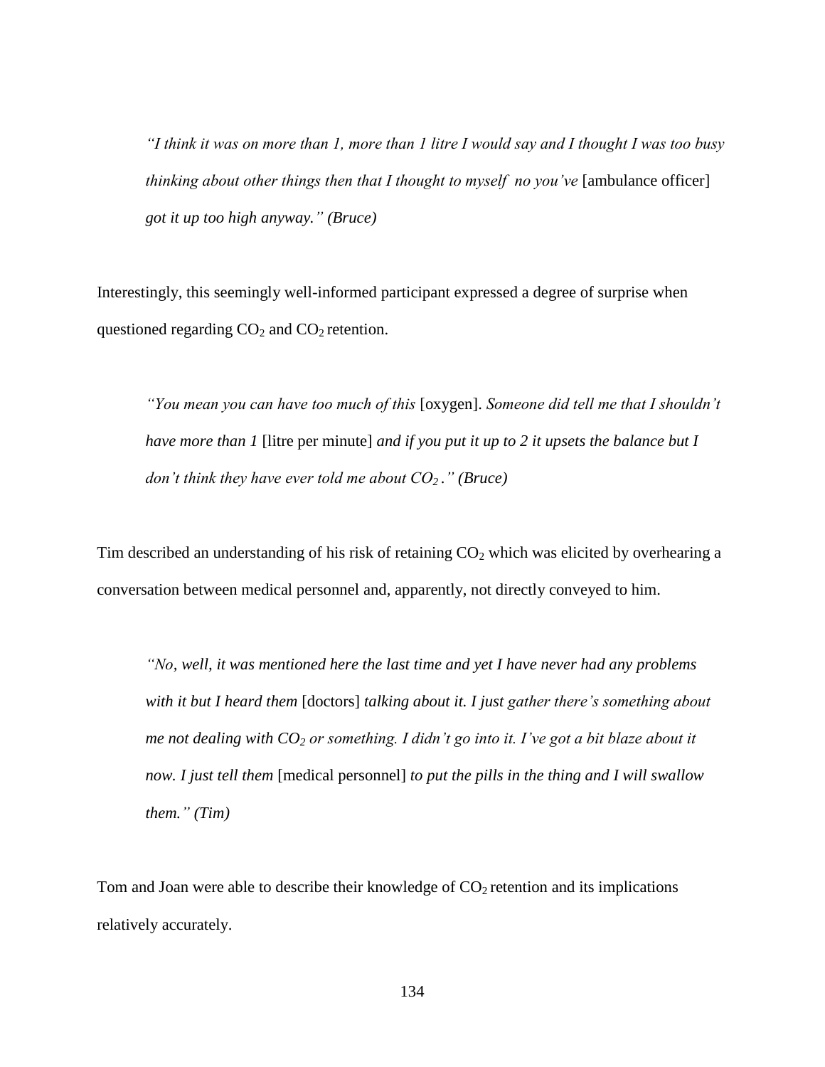> *"I think it was on more than 1, more than 1 litre I would say and I thought I was too busy thinking about other things then that I thought to myself no you've* [ambulance officer] *got it up too high anyway." (Bruce)*

Interestingly, this seemingly well-informed participant expressed a degree of surprise when questioned regarding $CO_2$ and $CO_2$ retention.

> *"You mean you can have too much of this* [oxygen]. *Someone did tell me that I shouldn't have more than 1* [litre per minute] *and if you put it up to 2 it upsets the balance but I don't think they have ever told me about $CO_2$." (Bruce)*

Tim described an understanding of his risk of retaining $CO_2$ which was elicited by overhearing a conversation between medical personnel and, apparently, not directly conveyed to him.

> *"No, well, it was mentioned here the last time and yet I have never had any problems with it but I heard them* [doctors] *talking about it. I just gather there's something about me not dealing with $CO_2$ or something. I didn't go into it. I've got a bit blaze about it now. I just tell them* [medical personnel] *to put the pills in the thing and I will swallow them." (Tim)*

Tom and Joan were able to describe their knowledge of $CO_2$ retention and its implications relatively accurately.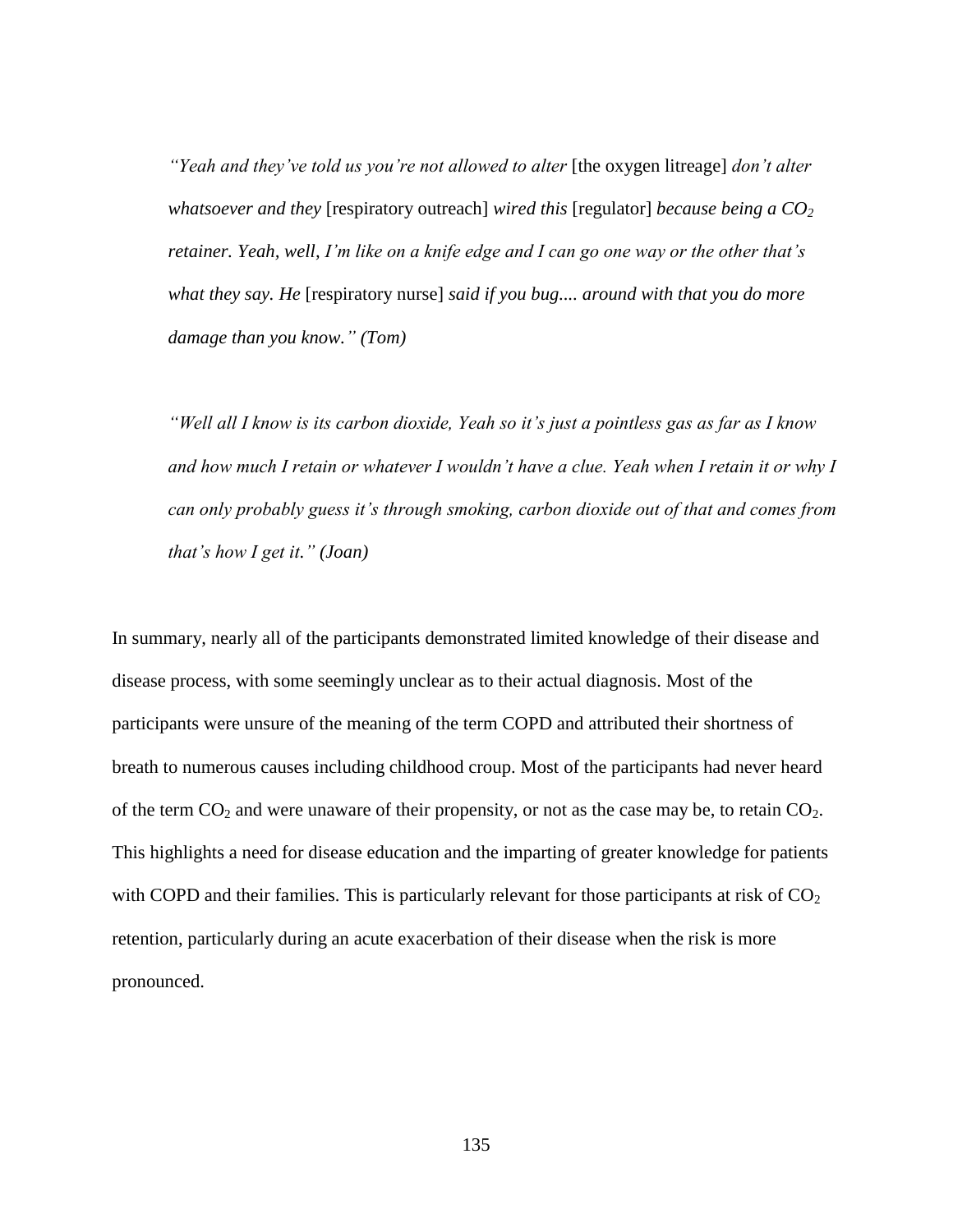*"Yeah and they've told us you're not allowed to alter* [the oxygen litreage] *don't alter whatsoever and they* [respiratory outreach] *wired this* [regulator] *because being a $CO_2$ retainer. Yeah, well, I'm like on a knife edge and I can go one way or the other that's what they say. He* [respiratory nurse] *said if you bug.... around with that you do more damage than you know." (Tom)*

*"Well all I know is its carbon dioxide, Yeah so it's just a pointless gas as far as I know and how much I retain or whatever I wouldn't have a clue. Yeah when I retain it or why I can only probably guess it's through smoking, carbon dioxide out of that and comes from that's how I get it." (Joan)*

In summary, nearly all of the participants demonstrated limited knowledge of their disease and disease process, with some seemingly unclear as to their actual diagnosis. Most of the participants were unsure of the meaning of the term COPD and attributed their shortness of breath to numerous causes including childhood croup. Most of the participants had never heard of the term $CO_2$ and were unaware of their propensity, or not as the case may be, to retain $CO_2$. This highlights a need for disease education and the imparting of greater knowledge for patients with COPD and their families. This is particularly relevant for those participants at risk of $CO_2$ retention, particularly during an acute exacerbation of their disease when the risk is more pronounced.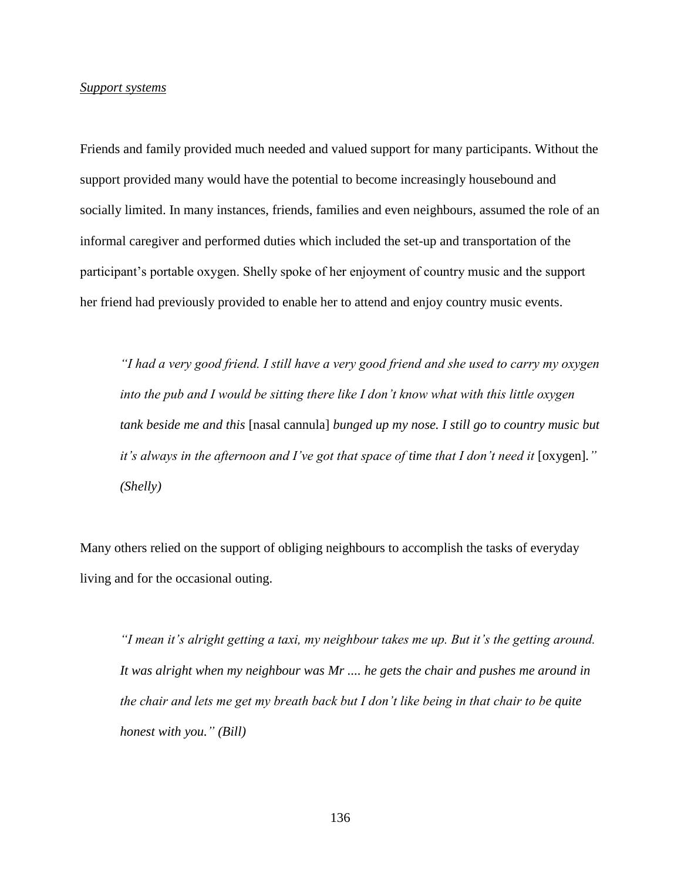*Support systems*

Friends and family provided much needed and valued support for many participants. Without the support provided many would have the potential to become increasingly housebound and socially limited. In many instances, friends, families and even neighbours, assumed the role of an informal caregiver and performed duties which included the set-up and transportation of the participant's portable oxygen. Shelly spoke of her enjoyment of country music and the support her friend had previously provided to enable her to attend and enjoy country music events.

> *"I had a very good friend. I still have a very good friend and she used to carry my oxygen into the pub and I would be sitting there like I don't know what with this little oxygen tank beside me and this* [nasal cannula] *bunged up my nose. I still go to country music but it's always in the afternoon and I've got that space of time that I don't need it* [oxygen]*." (Shelly)*

Many others relied on the support of obliging neighbours to accomplish the tasks of everyday living and for the occasional outing.

> *"I mean it's alright getting a taxi, my neighbour takes me up. But it's the getting around. It was alright when my neighbour was Mr .... he gets the chair and pushes me around in the chair and lets me get my breath back but I don't like being in that chair to be quite honest with you." (Bill)*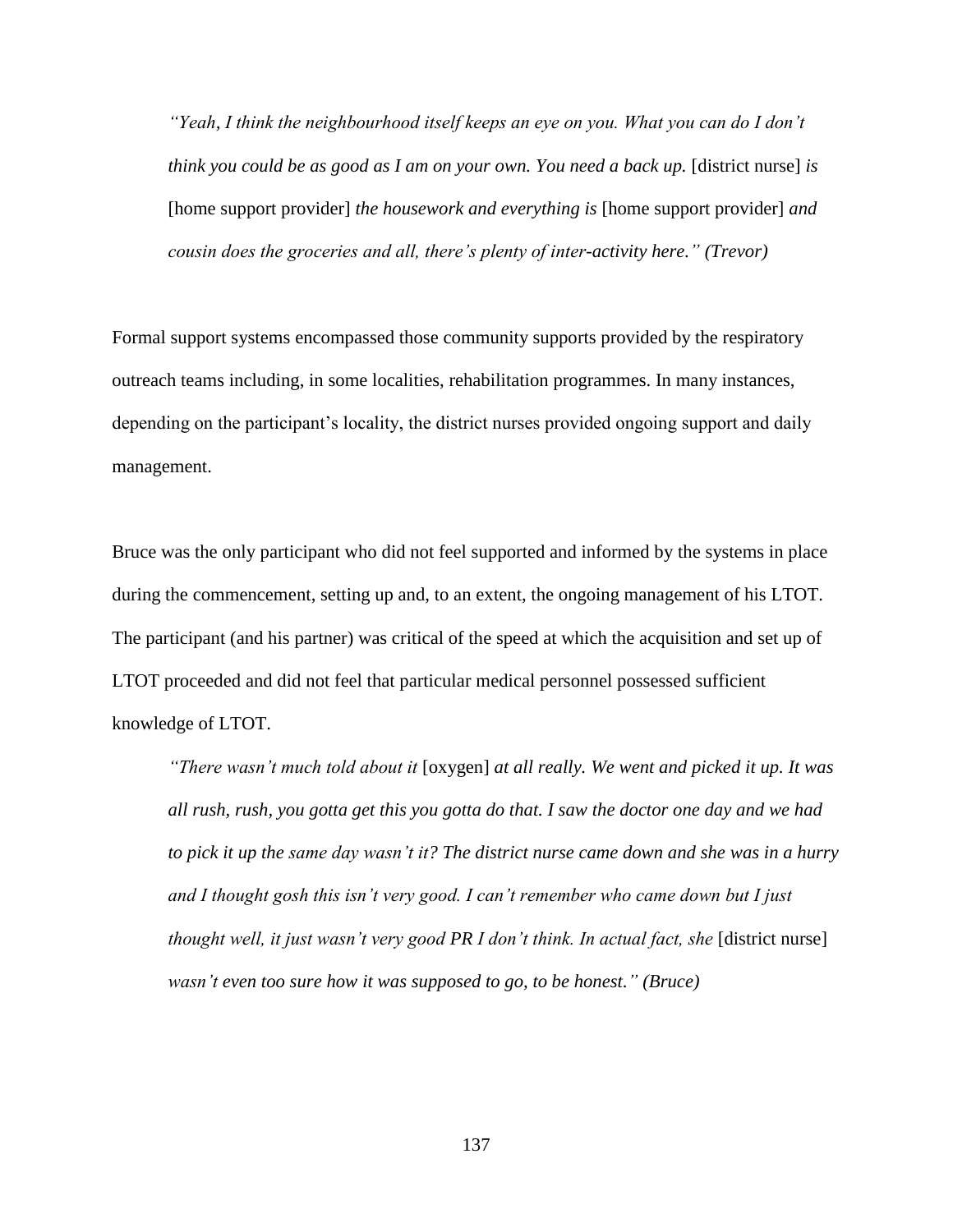*"Yeah, I think the neighbourhood itself keeps an eye on you. What you can do I don't think you could be as good as I am on your own. You need a back up.* [district nurse] *is* [home support provider] *the housework and everything is* [home support provider] *and cousin does the groceries and all, there's plenty of inter-activity here." (Trevor)*

Formal support systems encompassed those community supports provided by the respiratory outreach teams including, in some localities, rehabilitation programmes. In many instances, depending on the participant's locality, the district nurses provided ongoing support and daily management.

Bruce was the only participant who did not feel supported and informed by the systems in place during the commencement, setting up and, to an extent, the ongoing management of his LTOT. The participant (and his partner) was critical of the speed at which the acquisition and set up of LTOT proceeded and did not feel that particular medical personnel possessed sufficient knowledge of LTOT.

> *"There wasn't much told about it* [oxygen] *at all really. We went and picked it up. It was all rush, rush, you gotta get this you gotta do that. I saw the doctor one day and we had to pick it up the same day wasn't it? The district nurse came down and she was in a hurry and I thought gosh this isn't very good. I can't remember who came down but I just thought well, it just wasn't very good PR I don't think. In actual fact, she* [district nurse] *wasn't even too sure how it was supposed to go, to be honest." (Bruce)*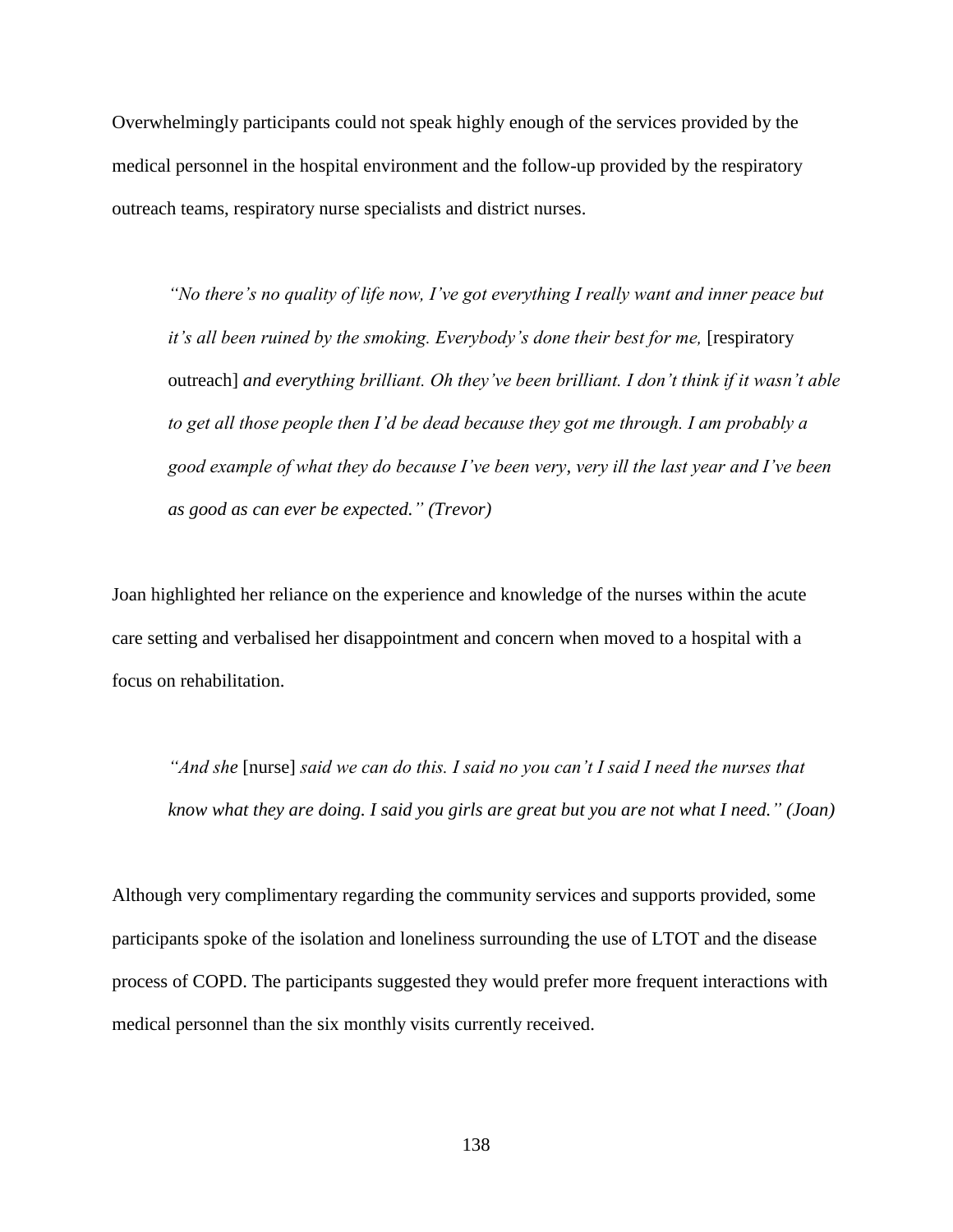Overwhelmingly participants could not speak highly enough of the services provided by the medical personnel in the hospital environment and the follow-up provided by the respiratory outreach teams, respiratory nurse specialists and district nurses.

> *"No there's no quality of life now, I've got everything I really want and inner peace but it's all been ruined by the smoking. Everybody's done their best for me,* [respiratory outreach] *and everything brilliant. Oh they've been brilliant. I don't think if it wasn't able to get all those people then I'd be dead because they got me through. I am probably a good example of what they do because I've been very, very ill the last year and I've been as good as can ever be expected." (Trevor)*

Joan highlighted her reliance on the experience and knowledge of the nurses within the acute care setting and verbalised her disappointment and concern when moved to a hospital with a focus on rehabilitation.

> *"And she* [nurse] *said we can do this. I said no you can't I said I need the nurses that know what they are doing. I said you girls are great but you are not what I need." (Joan)*

Although very complimentary regarding the community services and supports provided, some participants spoke of the isolation and loneliness surrounding the use of LTOT and the disease process of COPD. The participants suggested they would prefer more frequent interactions with medical personnel than the six monthly visits currently received.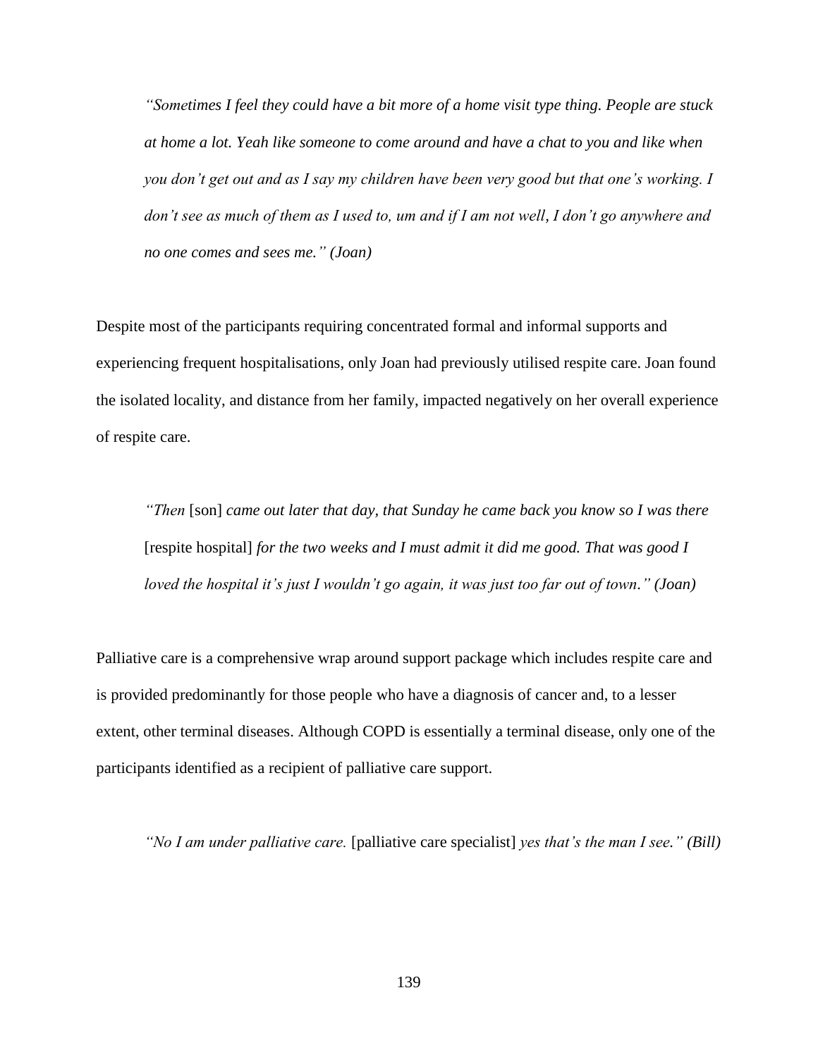> *"Sometimes I feel they could have a bit more of a home visit type thing. People are stuck at home a lot. Yeah like someone to come around and have a chat to you and like when you don't get out and as I say my children have been very good but that one's working. I don't see as much of them as I used to, um and if I am not well, I don't go anywhere and no one comes and sees me." (Joan)*

Despite most of the participants requiring concentrated formal and informal supports and experiencing frequent hospitalisations, only Joan had previously utilised respite care. Joan found the isolated locality, and distance from her family, impacted negatively on her overall experience of respite care.

> *"Then* [son] *came out later that day, that Sunday he came back you know so I was there* [respite hospital] *for the two weeks and I must admit it did me good. That was good I loved the hospital it's just I wouldn't go again, it was just too far out of town." (Joan)*

Palliative care is a comprehensive wrap around support package which includes respite care and is provided predominantly for those people who have a diagnosis of cancer and, to a lesser extent, other terminal diseases. Although COPD is essentially a terminal disease, only one of the participants identified as a recipient of palliative care support.

> *"No I am under palliative care.* [palliative care specialist] *yes that's the man I see." (Bill)*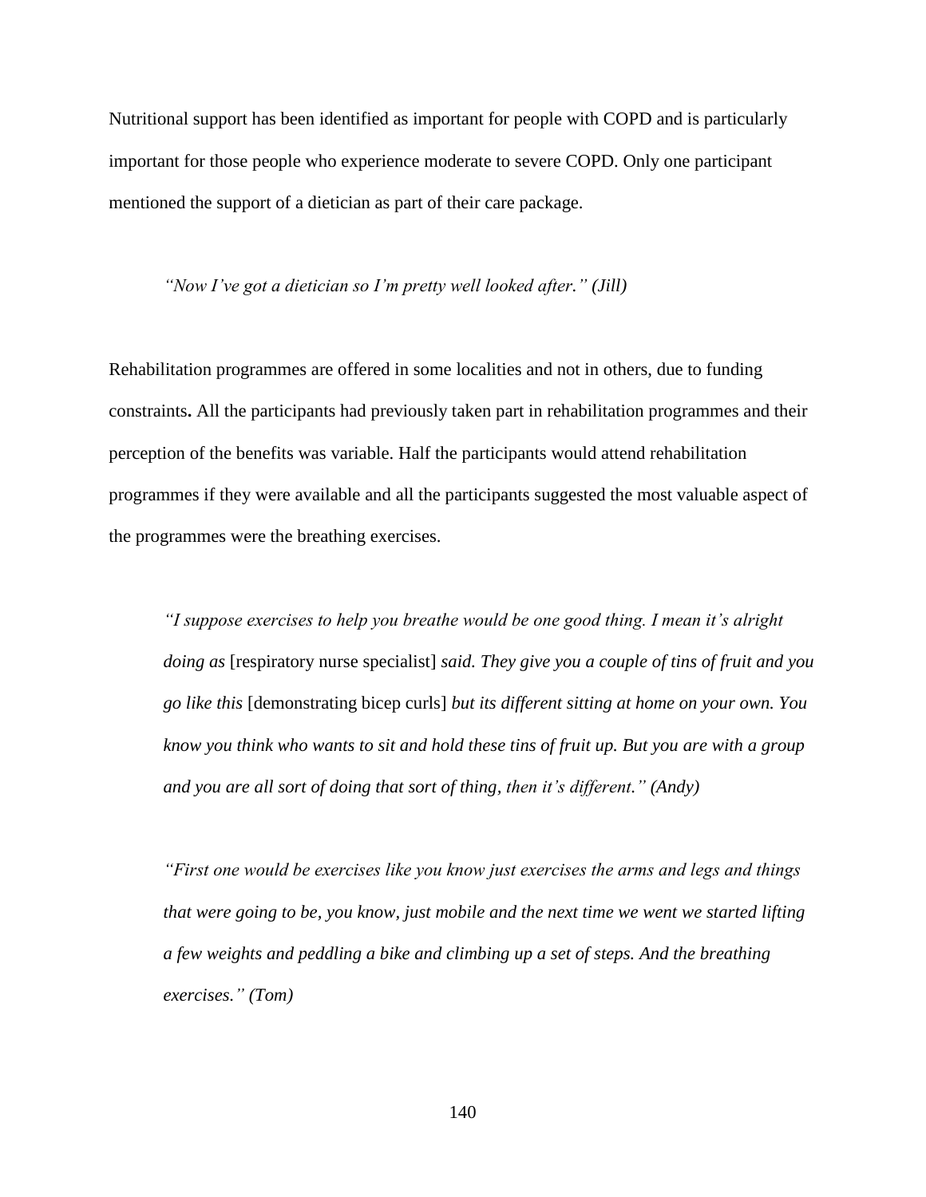Nutritional support has been identified as important for people with COPD and is particularly important for those people who experience moderate to severe COPD. Only one participant mentioned the support of a dietician as part of their care package.

> *"Now I've got a dietician so I'm pretty well looked after." (Jill)*

Rehabilitation programmes are offered in some localities and not in others, due to funding constraints**.** All the participants had previously taken part in rehabilitation programmes and their perception of the benefits was variable. Half the participants would attend rehabilitation programmes if they were available and all the participants suggested the most valuable aspect of the programmes were the breathing exercises.

> *"I suppose exercises to help you breathe would be one good thing. I mean it's alright doing as* [respiratory nurse specialist] *said. They give you a couple of tins of fruit and you go like this* [demonstrating bicep curls] *but its different sitting at home on your own. You know you think who wants to sit and hold these tins of fruit up. But you are with a group and you are all sort of doing that sort of thing, then it's different." (Andy)*

> *"First one would be exercises like you know just exercises the arms and legs and things that were going to be, you know, just mobile and the next time we went we started lifting a few weights and peddling a bike and climbing up a set of steps. And the breathing exercises." (Tom)*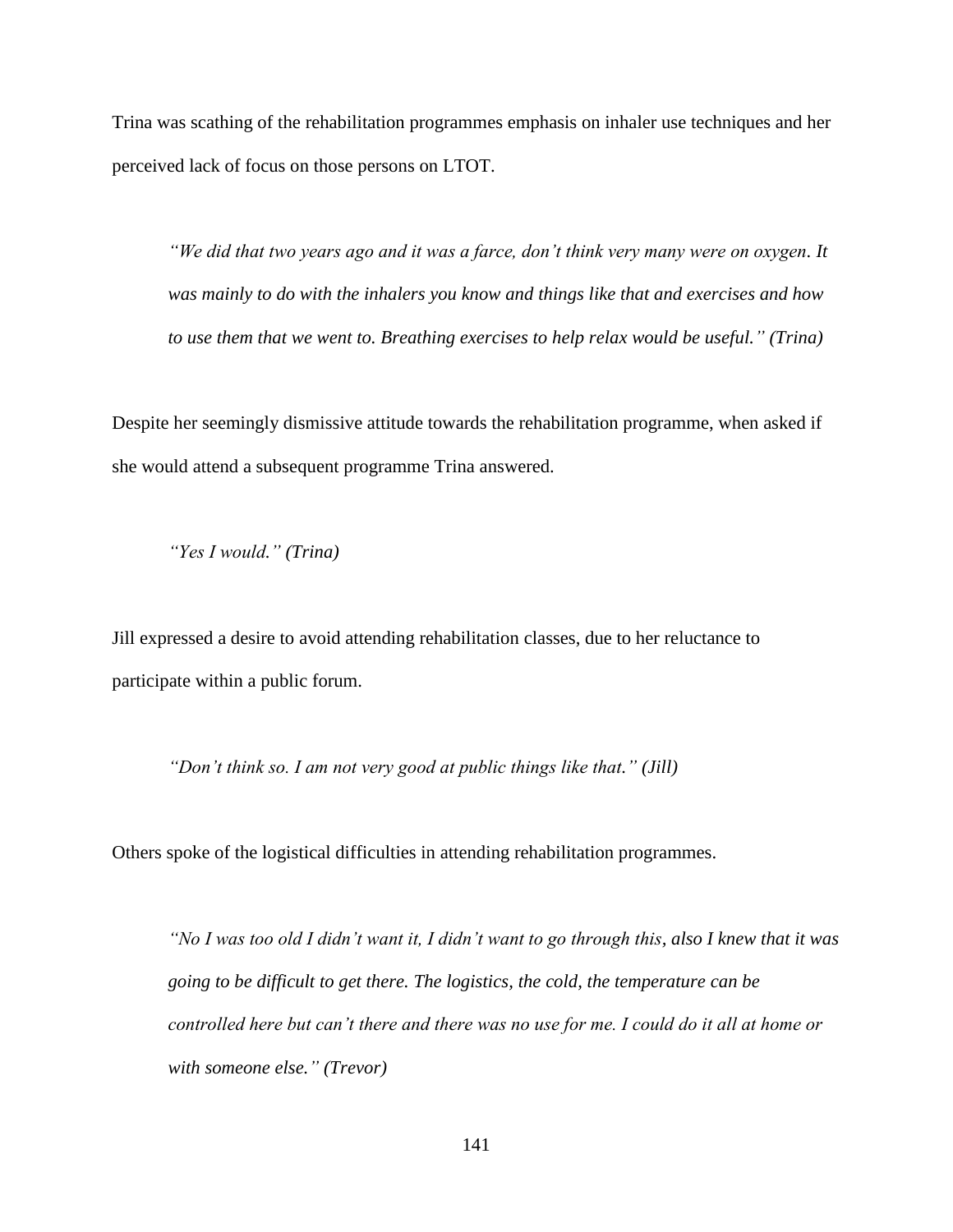Trina was scathing of the rehabilitation programmes emphasis on inhaler use techniques and her perceived lack of focus on those persons on LTOT.

> *"We did that two years ago and it was a farce, don't think very many were on oxygen. It was mainly to do with the inhalers you know and things like that and exercises and how to use them that we went to. Breathing exercises to help relax would be useful." (Trina)*

Despite her seemingly dismissive attitude towards the rehabilitation programme, when asked if she would attend a subsequent programme Trina answered.

> *"Yes I would." (Trina)*

Jill expressed a desire to avoid attending rehabilitation classes, due to her reluctance to participate within a public forum.

> *"Don't think so. I am not very good at public things like that." (Jill)*

Others spoke of the logistical difficulties in attending rehabilitation programmes.

> *"No I was too old I didn't want it, I didn't want to go through this, also I knew that it was going to be difficult to get there. The logistics, the cold, the temperature can be controlled here but can't there and there was no use for me. I could do it all at home or with someone else." (Trevor)*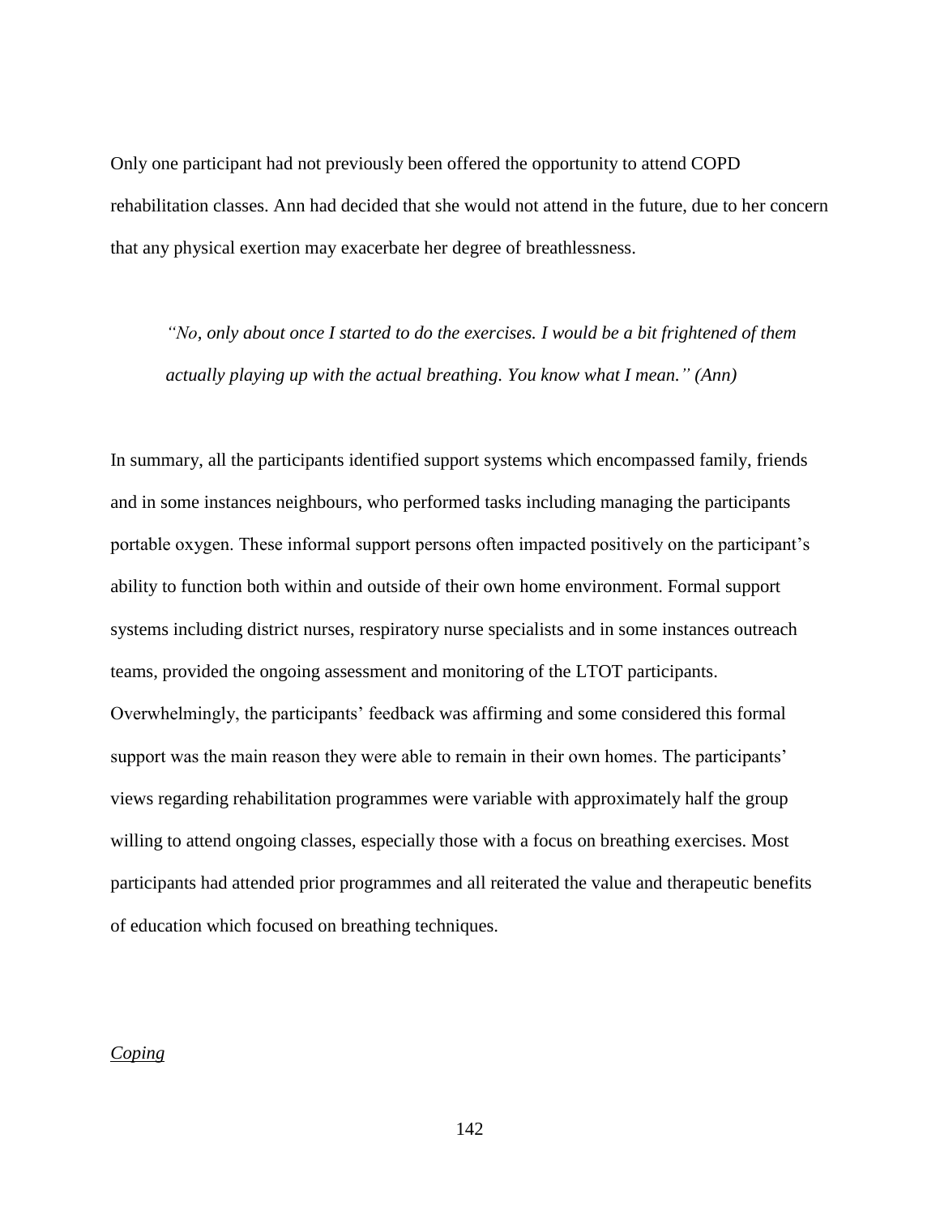Only one participant had not previously been offered the opportunity to attend COPD rehabilitation classes. Ann had decided that she would not attend in the future, due to her concern that any physical exertion may exacerbate her degree of breathlessness.

> *"No, only about once I started to do the exercises. I would be a bit frightened of them actually playing up with the actual breathing. You know what I mean." (Ann)*

In summary, all the participants identified support systems which encompassed family, friends and in some instances neighbours, who performed tasks including managing the participants portable oxygen. These informal support persons often impacted positively on the participant's ability to function both within and outside of their own home environment. Formal support systems including district nurses, respiratory nurse specialists and in some instances outreach teams, provided the ongoing assessment and monitoring of the LTOT participants. Overwhelmingly, the participants' feedback was affirming and some considered this formal support was the main reason they were able to remain in their own homes. The participants' views regarding rehabilitation programmes were variable with approximately half the group willing to attend ongoing classes, especially those with a focus on breathing exercises. Most participants had attended prior programmes and all reiterated the value and therapeutic benefits of education which focused on breathing techniques.

### *Coping*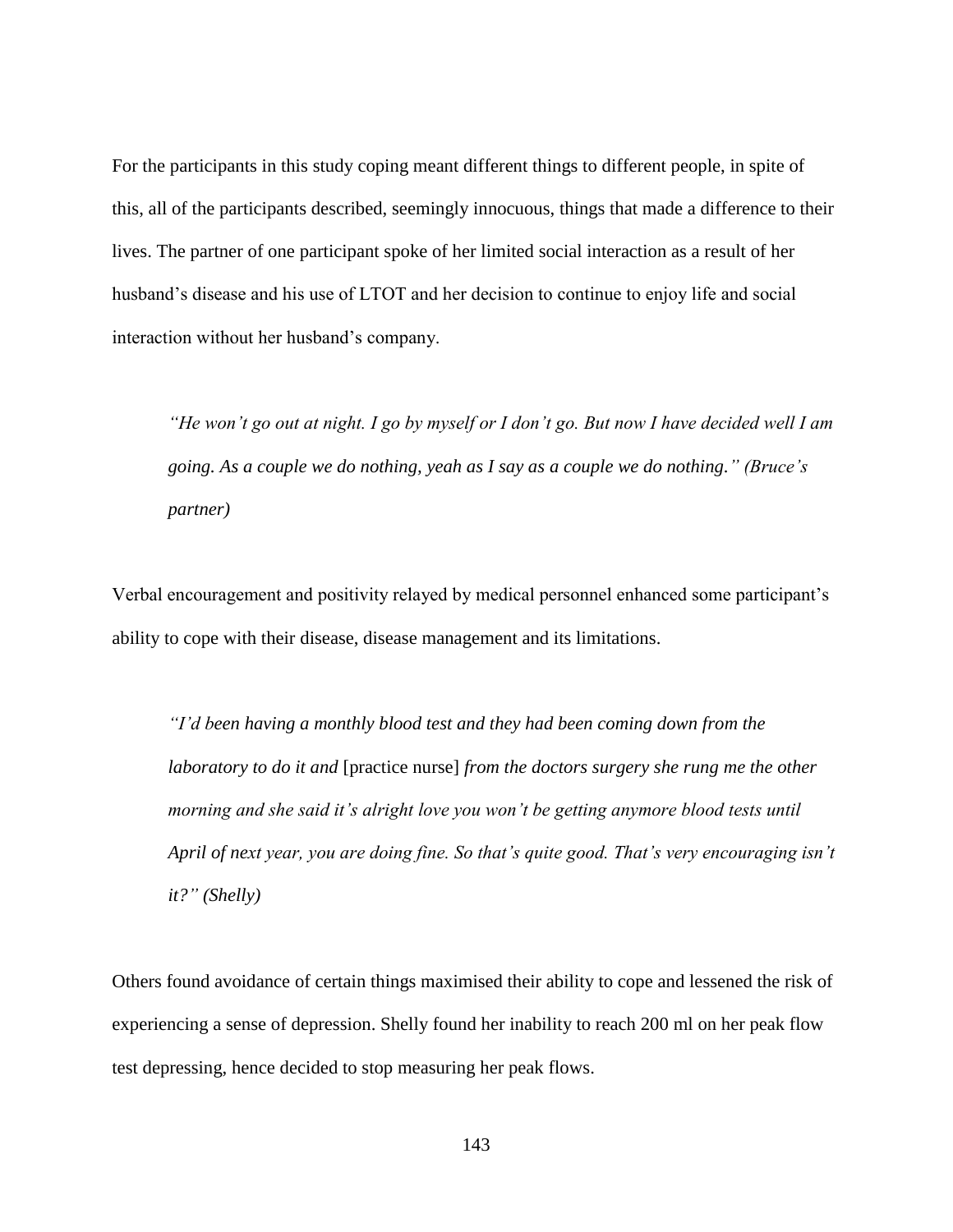For the participants in this study coping meant different things to different people, in spite of this, all of the participants described, seemingly innocuous, things that made a difference to their lives. The partner of one participant spoke of her limited social interaction as a result of her husband's disease and his use of LTOT and her decision to continue to enjoy life and social interaction without her husband's company.

> *"He won't go out at night. I go by myself or I don't go. But now I have decided well I am going. As a couple we do nothing, yeah as I say as a couple we do nothing." (Bruce's partner)*

Verbal encouragement and positivity relayed by medical personnel enhanced some participant's ability to cope with their disease, disease management and its limitations.

> *"I'd been having a monthly blood test and they had been coming down from the laboratory to do it and* [practice nurse] *from the doctors surgery she rung me the other morning and she said it's alright love you won't be getting anymore blood tests until April of next year, you are doing fine. So that's quite good. That's very encouraging isn't it?" (Shelly)*

Others found avoidance of certain things maximised their ability to cope and lessened the risk of experiencing a sense of depression. Shelly found her inability to reach 200 ml on her peak flow test depressing, hence decided to stop measuring her peak flows.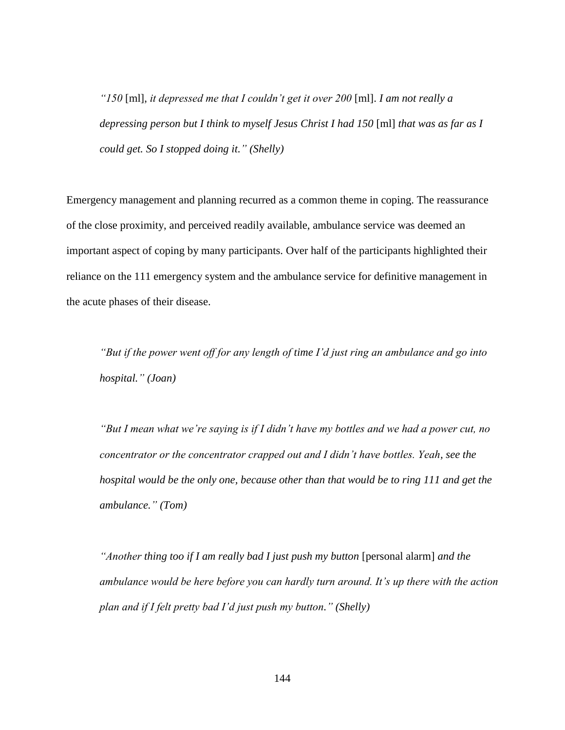*"150* [ml]*, it depressed me that I couldn't get it over 200* [ml]*. I am not really a depressing person but I think to myself Jesus Christ I had 150* [ml] *that was as far as I could get. So I stopped doing it." (Shelly)*

Emergency management and planning recurred as a common theme in coping. The reassurance of the close proximity, and perceived readily available, ambulance service was deemed an important aspect of coping by many participants. Over half of the participants highlighted their reliance on the 111 emergency system and the ambulance service for definitive management in the acute phases of their disease.

*"But if the power went off for any length of time I'd just ring an ambulance and go into hospital." (Joan)*

*"But I mean what we're saying is if I didn't have my bottles and we had a power cut, no concentrator or the concentrator crapped out and I didn't have bottles. Yeah, see the hospital would be the only one, because other than that would be to ring 111 and get the ambulance." (Tom)*

*"Another thing too if I am really bad I just push my button* [personal alarm] *and the ambulance would be here before you can hardly turn around. It's up there with the action plan and if I felt pretty bad I'd just push my button." (Shelly)*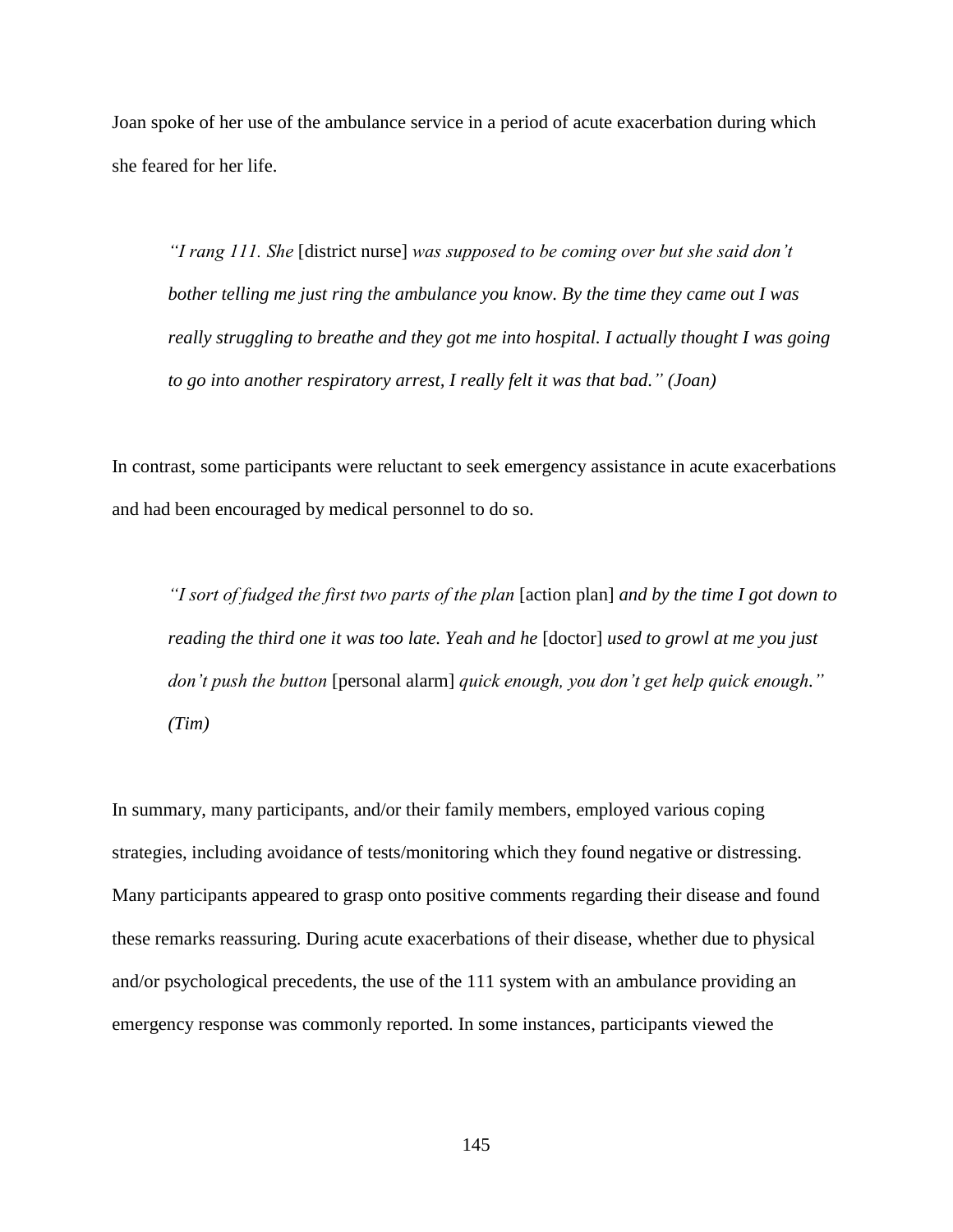Joan spoke of her use of the ambulance service in a period of acute exacerbation during which she feared for her life.

> *"I rang 111. She* [district nurse] *was supposed to be coming over but she said don't bother telling me just ring the ambulance you know. By the time they came out I was really struggling to breathe and they got me into hospital. I actually thought I was going to go into another respiratory arrest, I really felt it was that bad." (Joan)*

In contrast, some participants were reluctant to seek emergency assistance in acute exacerbations and had been encouraged by medical personnel to do so.

> *"I sort of fudged the first two parts of the plan* [action plan] *and by the time I got down to reading the third one it was too late. Yeah and he* [doctor] *used to growl at me you just don't push the button* [personal alarm] *quick enough, you don't get help quick enough." (Tim)*

In summary, many participants, and/or their family members, employed various coping strategies, including avoidance of tests/monitoring which they found negative or distressing. Many participants appeared to grasp onto positive comments regarding their disease and found these remarks reassuring. During acute exacerbations of their disease, whether due to physical and/or psychological precedents, the use of the 111 system with an ambulance providing an emergency response was commonly reported. In some instances, participants viewed the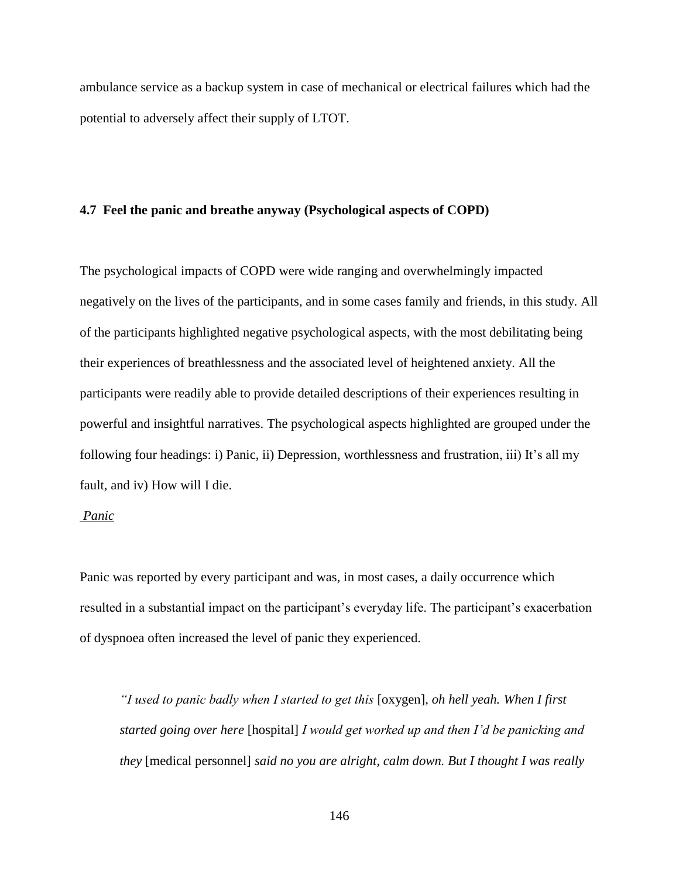ambulance service as a backup system in case of mechanical or electrical failures which had the potential to adversely affect their supply of LTOT.

## 4.7 Feel the panic and breathe anyway (Psychological aspects of COPD)

The psychological impacts of COPD were wide ranging and overwhelmingly impacted negatively on the lives of the participants, and in some cases family and friends, in this study. All of the participants highlighted negative psychological aspects, with the most debilitating being their experiences of breathlessness and the associated level of heightened anxiety. All the participants were readily able to provide detailed descriptions of their experiences resulting in powerful and insightful narratives. The psychological aspects highlighted are grouped under the following four headings: i) Panic, ii) Depression, worthlessness and frustration, iii) It's all my fault, and iv) How will I die.

*Panic*

Panic was reported by every participant and was, in most cases, a daily occurrence which resulted in a substantial impact on the participant's everyday life. The participant's exacerbation of dyspnoea often increased the level of panic they experienced.

> *"I used to panic badly when I started to get this* [oxygen]*, oh hell yeah. When I first started going over here* [hospital] *I would get worked up and then I'd be panicking and they* [medical personnel] *said no you are alright, calm down. But I thought I was really*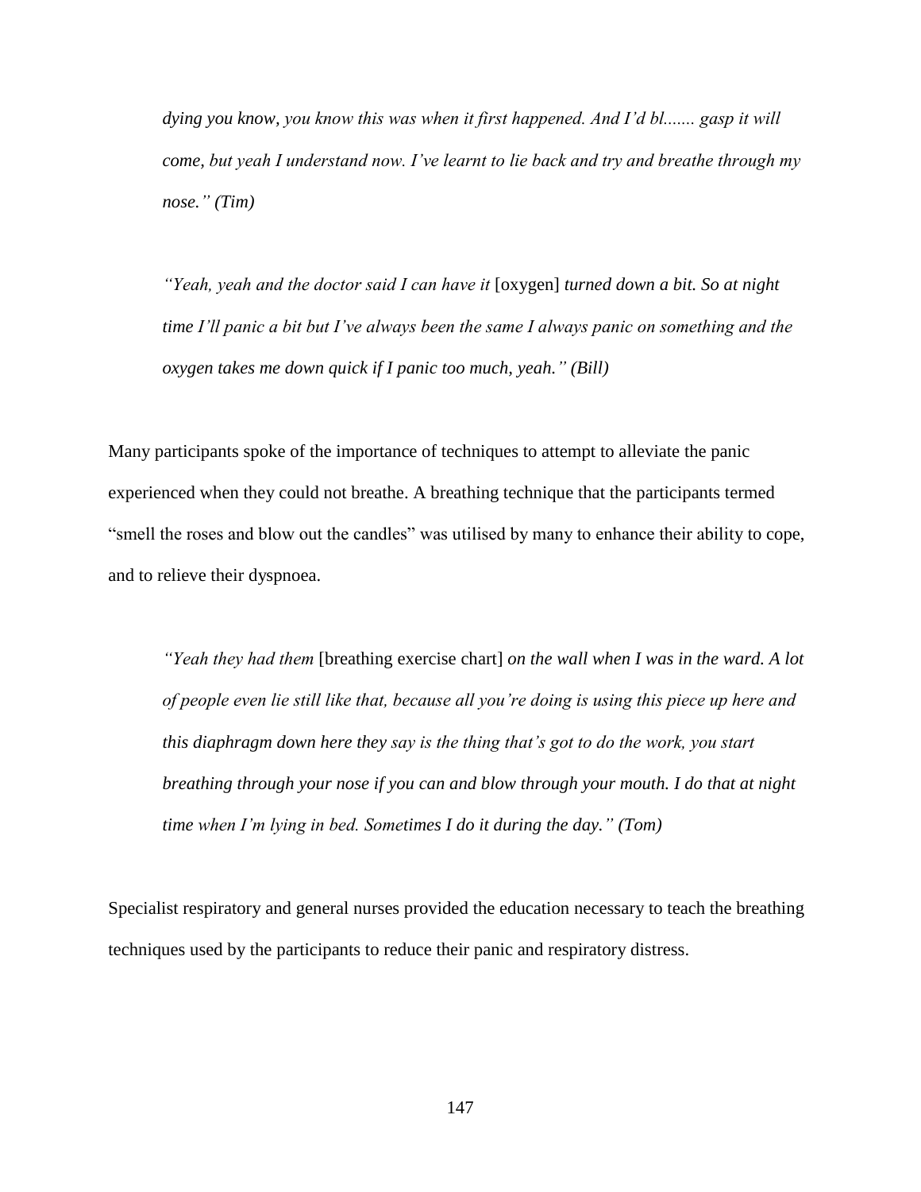*dying you know, you know this was when it first happened. And I'd bl....... gasp it will come, but yeah I understand now. I've learnt to lie back and try and breathe through my nose." (Tim)*

*"Yeah, yeah and the doctor said I can have it* [oxygen] *turned down a bit. So at night time I'll panic a bit but I've always been the same I always panic on something and the oxygen takes me down quick if I panic too much, yeah." (Bill)*

Many participants spoke of the importance of techniques to attempt to alleviate the panic experienced when they could not breathe. A breathing technique that the participants termed "smell the roses and blow out the candles" was utilised by many to enhance their ability to cope, and to relieve their dyspnoea.

*"Yeah they had them* [breathing exercise chart] *on the wall when I was in the ward. A lot of people even lie still like that, because all you're doing is using this piece up here and this diaphragm down here they say is the thing that's got to do the work, you start breathing through your nose if you can and blow through your mouth. I do that at night time when I'm lying in bed. Sometimes I do it during the day." (Tom)*

Specialist respiratory and general nurses provided the education necessary to teach the breathing techniques used by the participants to reduce their panic and respiratory distress.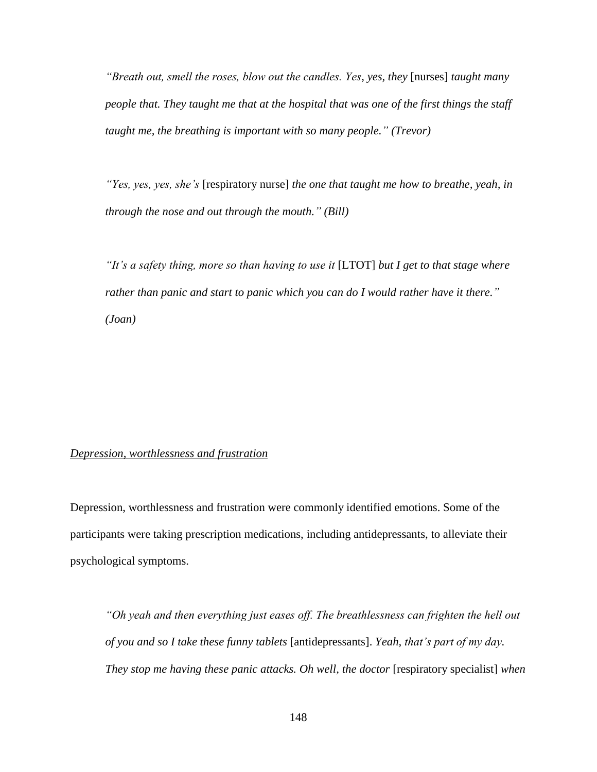*"Breath out, smell the roses, blow out the candles. Yes, yes, they* [nurses] *taught many people that. They taught me that at the hospital that was one of the first things the staff taught me, the breathing is important with so many people." (Trevor)*

*"Yes, yes, yes, she's* [respiratory nurse] *the one that taught me how to breathe, yeah, in through the nose and out through the mouth." (Bill)*

*"It's a safety thing, more so than having to use it* [LTOT] *but I get to that stage where rather than panic and start to panic which you can do I would rather have it there." (Joan)*

<u>*Depression, worthlessness and frustration*</u>

Depression, worthlessness and frustration were commonly identified emotions. Some of the participants were taking prescription medications, including antidepressants, to alleviate their psychological symptoms.

*"Oh yeah and then everything just eases off. The breathlessness can frighten the hell out of you and so I take these funny tablets* [antidepressants]. *Yeah, that's part of my day. They stop me having these panic attacks. Oh well, the doctor* [respiratory specialist] *when*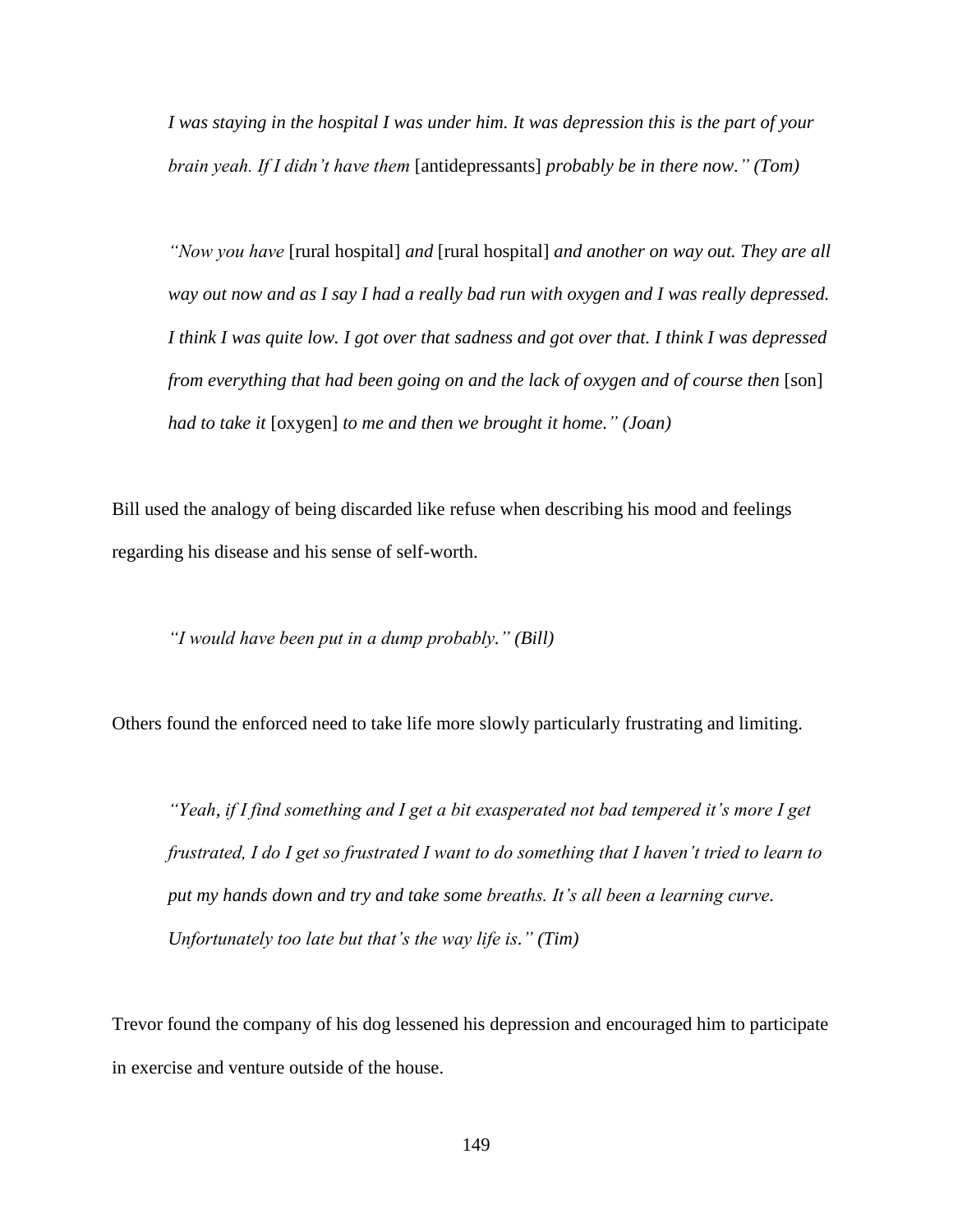*I was staying in the hospital I was under him. It was depression this is the part of your brain yeah. If I didn't have them* [antidepressants] *probably be in there now." (Tom)*

*"Now you have* [rural hospital] *and* [rural hospital] *and another on way out. They are all way out now and as I say I had a really bad run with oxygen and I was really depressed. I think I was quite low. I got over that sadness and got over that. I think I was depressed from everything that had been going on and the lack of oxygen and of course then* [son] *had to take it* [oxygen] *to me and then we brought it home." (Joan)*

Bill used the analogy of being discarded like refuse when describing his mood and feelings regarding his disease and his sense of self-worth.

*"I would have been put in a dump probably." (Bill)*

Others found the enforced need to take life more slowly particularly frustrating and limiting.

*"Yeah, if I find something and I get a bit exasperated not bad tempered it's more I get frustrated, I do I get so frustrated I want to do something that I haven't tried to learn to put my hands down and try and take some breaths. It's all been a learning curve. Unfortunately too late but that's the way life is." (Tim)*

Trevor found the company of his dog lessened his depression and encouraged him to participate in exercise and venture outside of the house.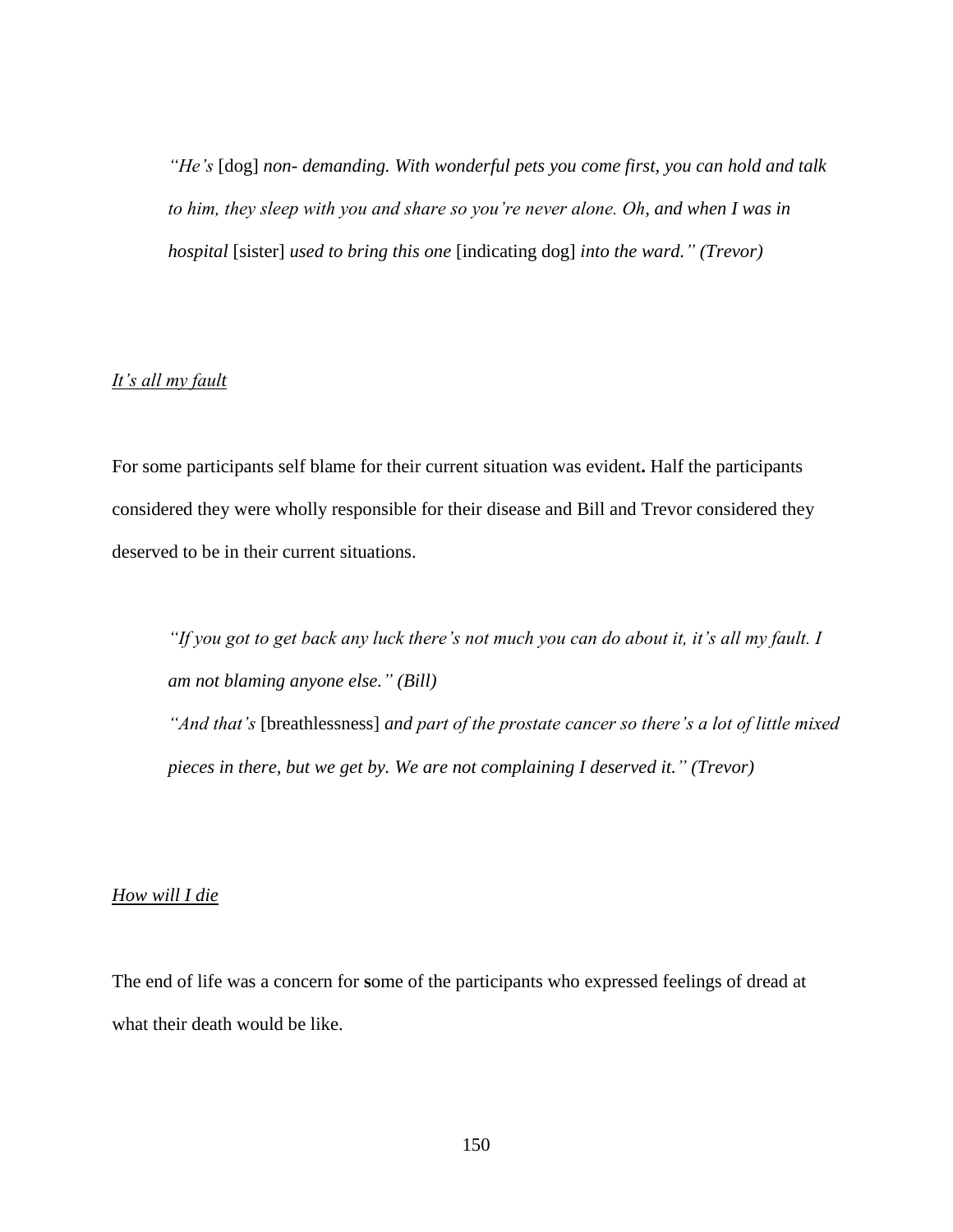*"He's* [dog] *non- demanding. With wonderful pets you come first, you can hold and talk to him, they sleep with you and share so you're never alone. Oh, and when I was in hospital* [sister] *used to bring this one* [indicating dog] *into the ward." (Trevor)*

*<u>It's all my fault</u>*

For some participants self blame for their current situation was evident**.** Half the participants considered they were wholly responsible for their disease and Bill and Trevor considered they deserved to be in their current situations.

*"If you got to get back any luck there's not much you can do about it, it's all my fault. I am not blaming anyone else." (Bill)*

*"And that's* [breathlessness] *and part of the prostate cancer so there's a lot of little mixed pieces in there, but we get by. We are not complaining I deserved it." (Trevor)*

*<u>How will I die</u>*

The end of life was a concern for **s**ome of the participants who expressed feelings of dread at what their death would be like.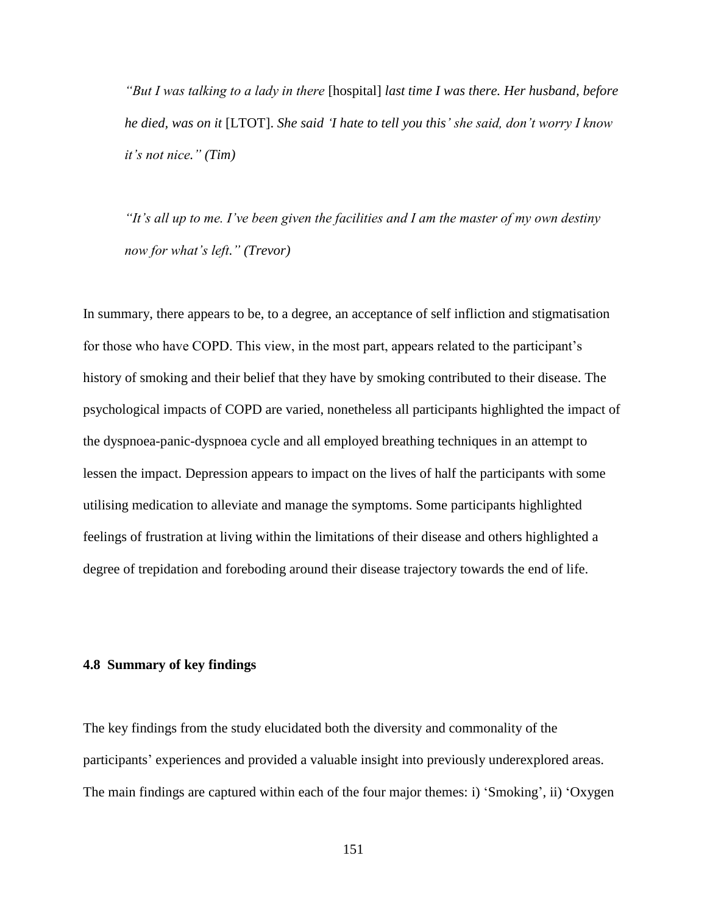*"But I was talking to a lady in there* [hospital] *last time I was there. Her husband, before he died, was on it* [LTOT]. *She said 'I hate to tell you this' she said, don't worry I know it's not nice." (Tim)*

*"It's all up to me. I've been given the facilities and I am the master of my own destiny now for what's left." (Trevor)*

In summary, there appears to be, to a degree, an acceptance of self infliction and stigmatisation for those who have COPD. This view, in the most part, appears related to the participant's history of smoking and their belief that they have by smoking contributed to their disease. The psychological impacts of COPD are varied, nonetheless all participants highlighted the impact of the dyspnoea-panic-dyspnoea cycle and all employed breathing techniques in an attempt to lessen the impact. Depression appears to impact on the lives of half the participants with some utilising medication to alleviate and manage the symptoms. Some participants highlighted feelings of frustration at living within the limitations of their disease and others highlighted a degree of trepidation and foreboding around their disease trajectory towards the end of life.

### 4.8 Summary of key findings

The key findings from the study elucidated both the diversity and commonality of the participants' experiences and provided a valuable insight into previously underexplored areas. The main findings are captured within each of the four major themes: i) 'Smoking', ii) 'Oxygen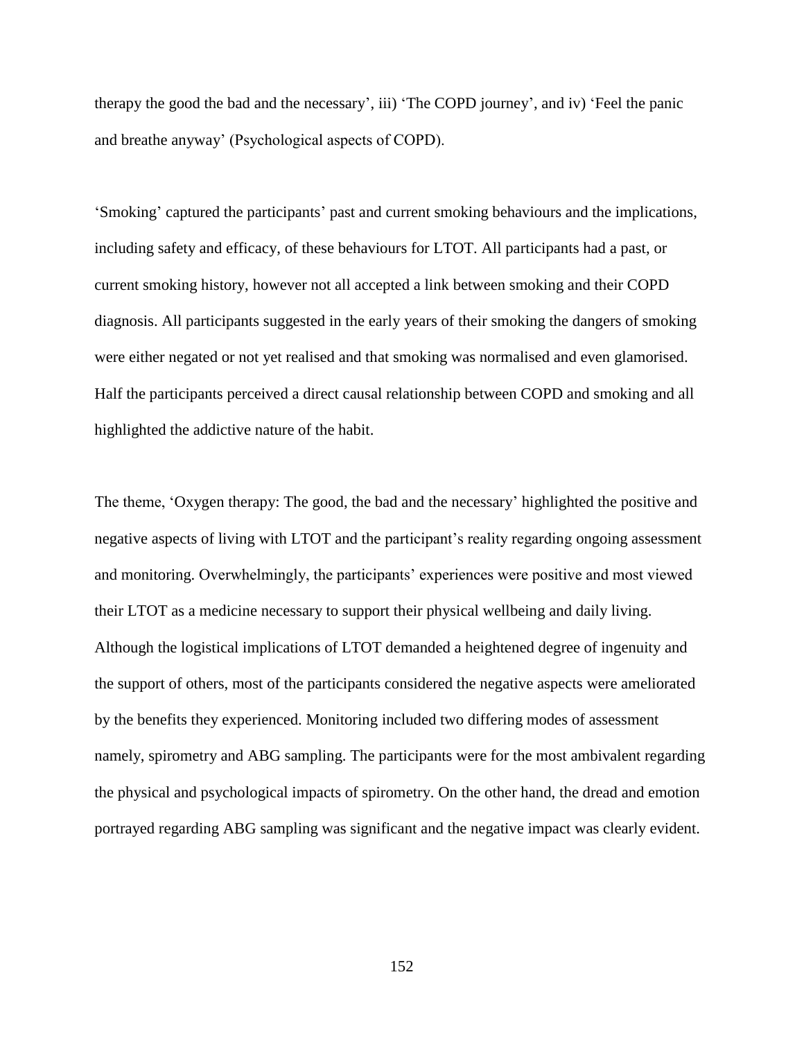therapy the good the bad and the necessary', iii) 'The COPD journey', and iv) 'Feel the panic and breathe anyway' (Psychological aspects of COPD).

'Smoking' captured the participants' past and current smoking behaviours and the implications, including safety and efficacy, of these behaviours for LTOT. All participants had a past, or current smoking history, however not all accepted a link between smoking and their COPD diagnosis. All participants suggested in the early years of their smoking the dangers of smoking were either negated or not yet realised and that smoking was normalised and even glamorised. Half the participants perceived a direct causal relationship between COPD and smoking and all highlighted the addictive nature of the habit.

The theme, 'Oxygen therapy: The good, the bad and the necessary' highlighted the positive and negative aspects of living with LTOT and the participant's reality regarding ongoing assessment and monitoring. Overwhelmingly, the participants' experiences were positive and most viewed their LTOT as a medicine necessary to support their physical wellbeing and daily living. Although the logistical implications of LTOT demanded a heightened degree of ingenuity and the support of others, most of the participants considered the negative aspects were ameliorated by the benefits they experienced. Monitoring included two differing modes of assessment namely, spirometry and ABG sampling. The participants were for the most ambivalent regarding the physical and psychological impacts of spirometry. On the other hand, the dread and emotion portrayed regarding ABG sampling was significant and the negative impact was clearly evident.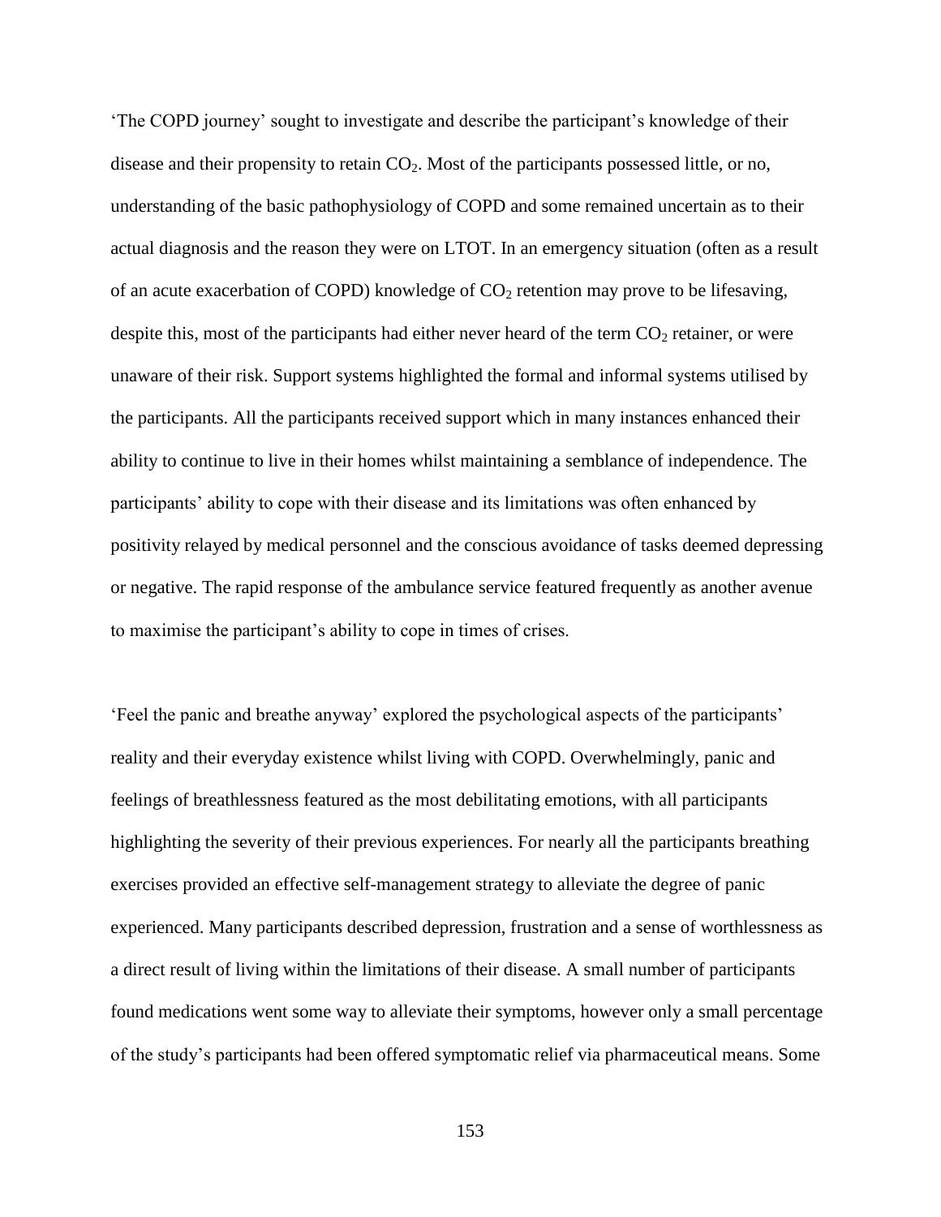'The COPD journey' sought to investigate and describe the participant's knowledge of their disease and their propensity to retain $CO_2$. Most of the participants possessed little, or no, understanding of the basic pathophysiology of COPD and some remained uncertain as to their actual diagnosis and the reason they were on LTOT. In an emergency situation (often as a result of an acute exacerbation of COPD) knowledge of $CO_2$ retention may prove to be lifesaving, despite this, most of the participants had either never heard of the term $CO_2$ retainer, or were unaware of their risk. Support systems highlighted the formal and informal systems utilised by the participants. All the participants received support which in many instances enhanced their ability to continue to live in their homes whilst maintaining a semblance of independence. The participants' ability to cope with their disease and its limitations was often enhanced by positivity relayed by medical personnel and the conscious avoidance of tasks deemed depressing or negative. The rapid response of the ambulance service featured frequently as another avenue to maximise the participant's ability to cope in times of crises.

'Feel the panic and breathe anyway' explored the psychological aspects of the participants' reality and their everyday existence whilst living with COPD. Overwhelmingly, panic and feelings of breathlessness featured as the most debilitating emotions, with all participants highlighting the severity of their previous experiences. For nearly all the participants breathing exercises provided an effective self-management strategy to alleviate the degree of panic experienced. Many participants described depression, frustration and a sense of worthlessness as a direct result of living within the limitations of their disease. A small number of participants found medications went some way to alleviate their symptoms, however only a small percentage of the study's participants had been offered symptomatic relief via pharmaceutical means. Some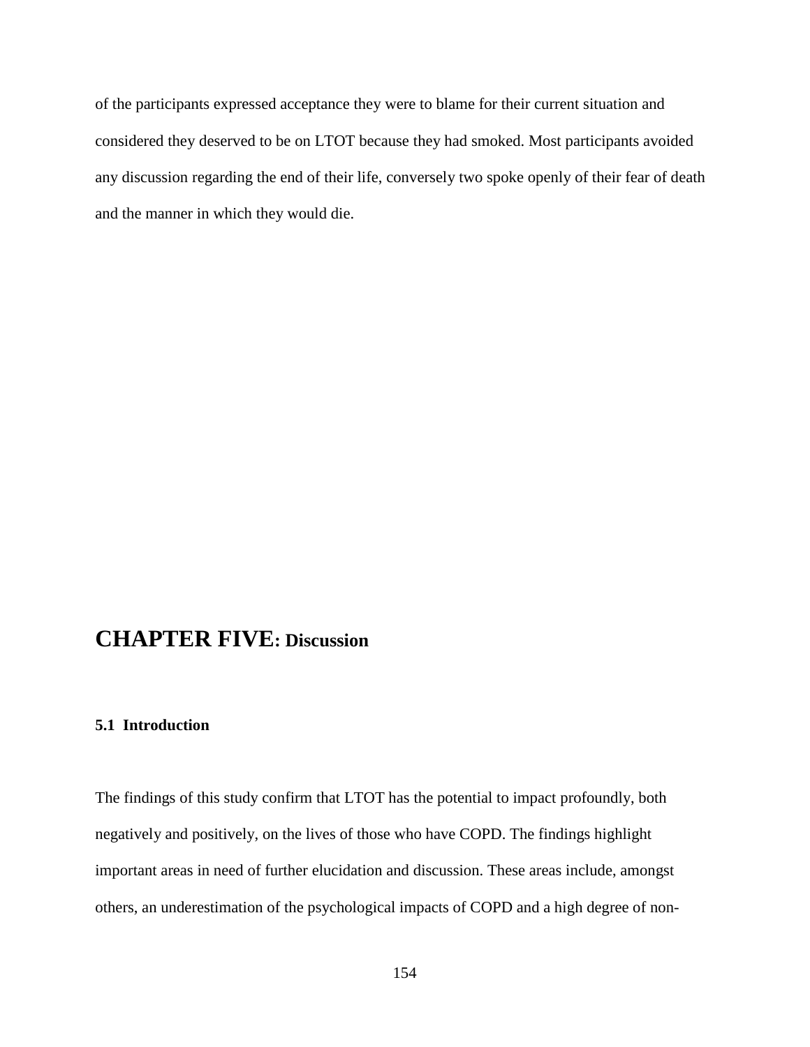of the participants expressed acceptance they were to blame for their current situation and considered they deserved to be on LTOT because they had smoked. Most participants avoided any discussion regarding the end of their life, conversely two spoke openly of their fear of death and the manner in which they would die.

# CHAPTER FIVE: Discussion

## 5.1 Introduction

The findings of this study confirm that LTOT has the potential to impact profoundly, both negatively and positively, on the lives of those who have COPD. The findings highlight important areas in need of further elucidation and discussion. These areas include, amongst others, an underestimation of the psychological impacts of COPD and a high degree of non-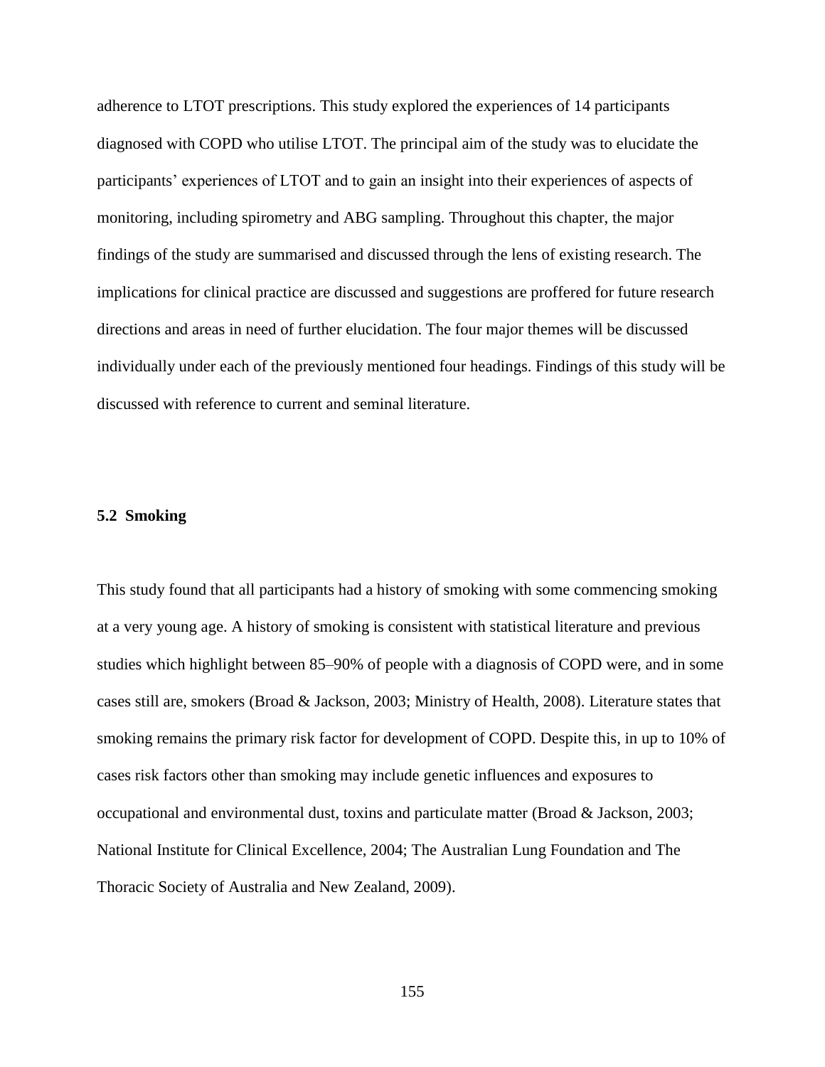adherence to LTOT prescriptions. This study explored the experiences of 14 participants diagnosed with COPD who utilise LTOT. The principal aim of the study was to elucidate the participants' experiences of LTOT and to gain an insight into their experiences of aspects of monitoring, including spirometry and ABG sampling. Throughout this chapter, the major findings of the study are summarised and discussed through the lens of existing research. The implications for clinical practice are discussed and suggestions are proffered for future research directions and areas in need of further elucidation. The four major themes will be discussed individually under each of the previously mentioned four headings. Findings of this study will be discussed with reference to current and seminal literature.

## 5.2 Smoking

This study found that all participants had a history of smoking with some commencing smoking at a very young age. A history of smoking is consistent with statistical literature and previous studies which highlight between 85–90% of people with a diagnosis of COPD were, and in some cases still are, smokers (Broad & Jackson, 2003; Ministry of Health, 2008). Literature states that smoking remains the primary risk factor for development of COPD. Despite this, in up to 10% of cases risk factors other than smoking may include genetic influences and exposures to occupational and environmental dust, toxins and particulate matter (Broad & Jackson, 2003; National Institute for Clinical Excellence, 2004; The Australian Lung Foundation and The Thoracic Society of Australia and New Zealand, 2009).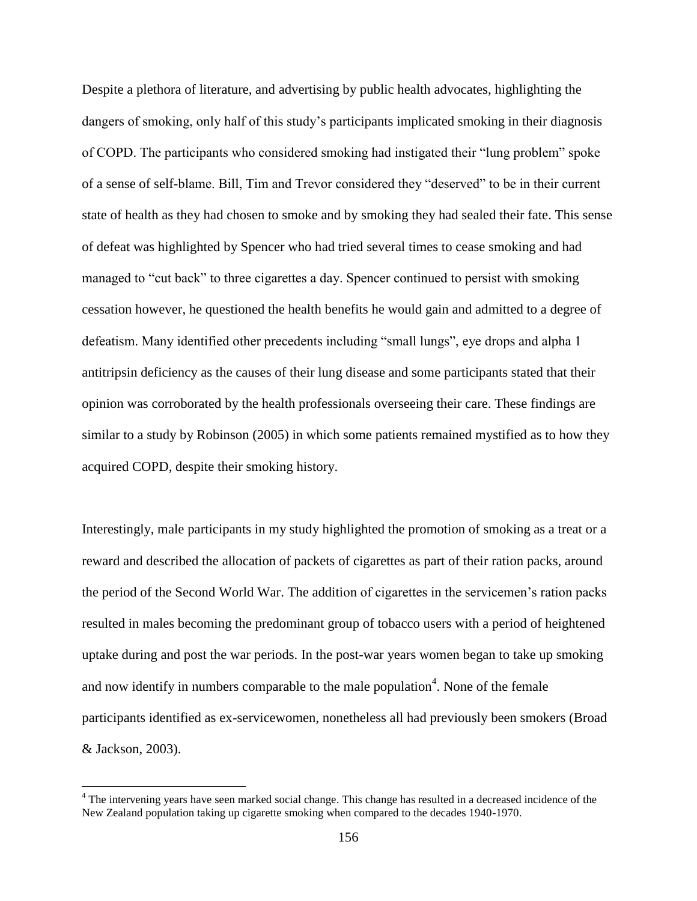Despite a plethora of literature, and advertising by public health advocates, highlighting the dangers of smoking, only half of this study's participants implicated smoking in their diagnosis of COPD. The participants who considered smoking had instigated their "lung problem" spoke of a sense of self-blame. Bill, Tim and Trevor considered they "deserved" to be in their current state of health as they had chosen to smoke and by smoking they had sealed their fate. This sense of defeat was highlighted by Spencer who had tried several times to cease smoking and had managed to "cut back" to three cigarettes a day. Spencer continued to persist with smoking cessation however, he questioned the health benefits he would gain and admitted to a degree of defeatism. Many identified other precedents including "small lungs", eye drops and alpha 1 antitripsin deficiency as the causes of their lung disease and some participants stated that their opinion was corroborated by the health professionals overseeing their care. These findings are similar to a study by Robinson (2005) in which some patients remained mystified as to how they acquired COPD, despite their smoking history.

Interestingly, male participants in my study highlighted the promotion of smoking as a treat or a reward and described the allocation of packets of cigarettes as part of their ration packs, around the period of the Second World War. The addition of cigarettes in the servicemen's ration packs resulted in males becoming the predominant group of tobacco users with a period of heightened uptake during and post the war periods. In the post-war years women began to take up smoking and now identify in numbers comparable to the male population[4]. None of the female participants identified as ex-servicewomen, nonetheless all had previously been smokers (Broad & Jackson, 2003).

[4] The intervening years have seen marked social change. This change has resulted in a decreased incidence of the New Zealand population taking up cigarette smoking when compared to the decades 1940-1970.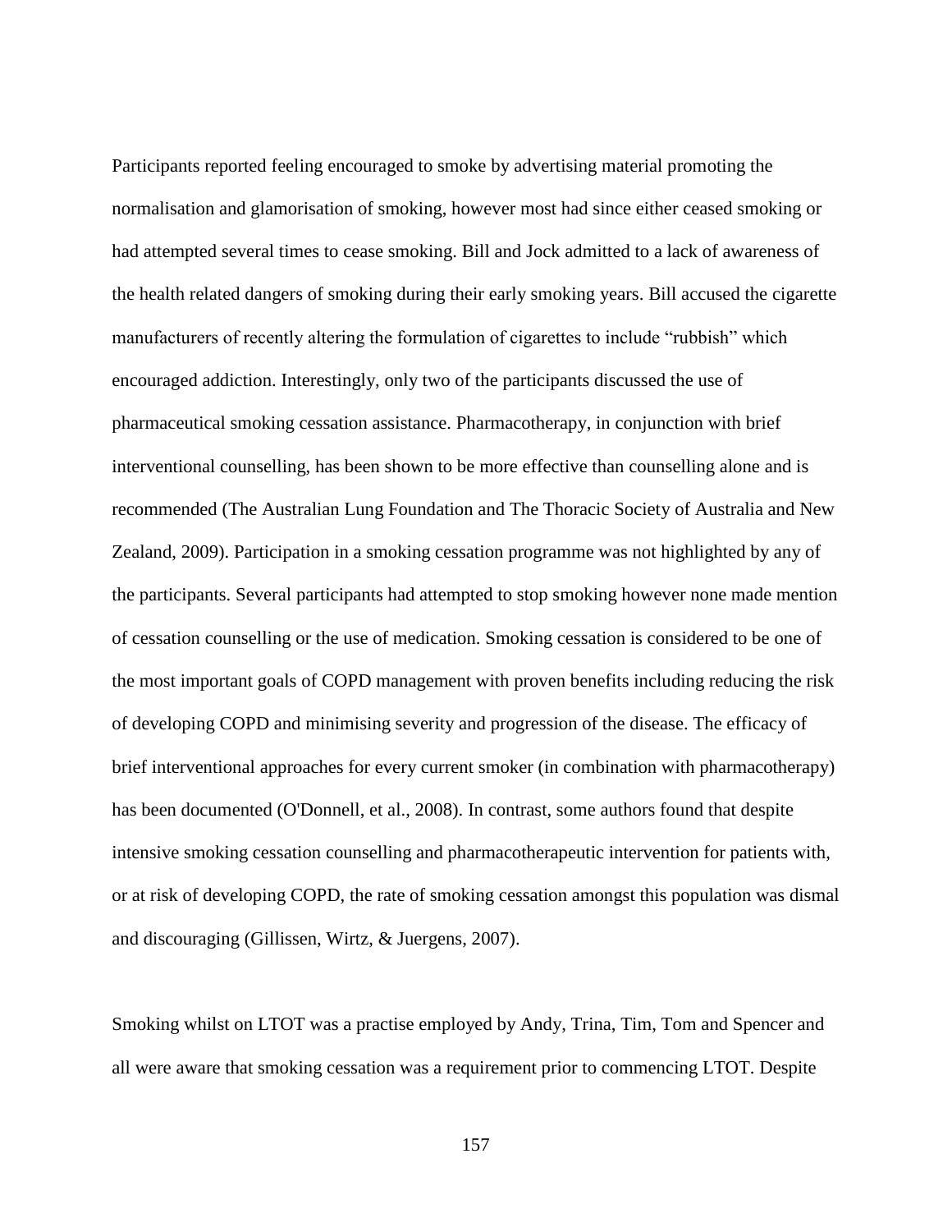Participants reported feeling encouraged to smoke by advertising material promoting the normalisation and glamorisation of smoking, however most had since either ceased smoking or had attempted several times to cease smoking. Bill and Jock admitted to a lack of awareness of the health related dangers of smoking during their early smoking years. Bill accused the cigarette manufacturers of recently altering the formulation of cigarettes to include "rubbish" which encouraged addiction. Interestingly, only two of the participants discussed the use of pharmaceutical smoking cessation assistance. Pharmacotherapy, in conjunction with brief interventional counselling, has been shown to be more effective than counselling alone and is recommended (The Australian Lung Foundation and The Thoracic Society of Australia and New Zealand, 2009). Participation in a smoking cessation programme was not highlighted by any of the participants. Several participants had attempted to stop smoking however none made mention of cessation counselling or the use of medication. Smoking cessation is considered to be one of the most important goals of COPD management with proven benefits including reducing the risk of developing COPD and minimising severity and progression of the disease. The efficacy of brief interventional approaches for every current smoker (in combination with pharmacotherapy) has been documented (O'Donnell, et al., 2008). In contrast, some authors found that despite intensive smoking cessation counselling and pharmacotherapeutic intervention for patients with, or at risk of developing COPD, the rate of smoking cessation amongst this population was dismal and discouraging (Gillissen, Wirtz, & Juergens, 2007).

Smoking whilst on LTOT was a practise employed by Andy, Trina, Tim, Tom and Spencer and all were aware that smoking cessation was a requirement prior to commencing LTOT. Despite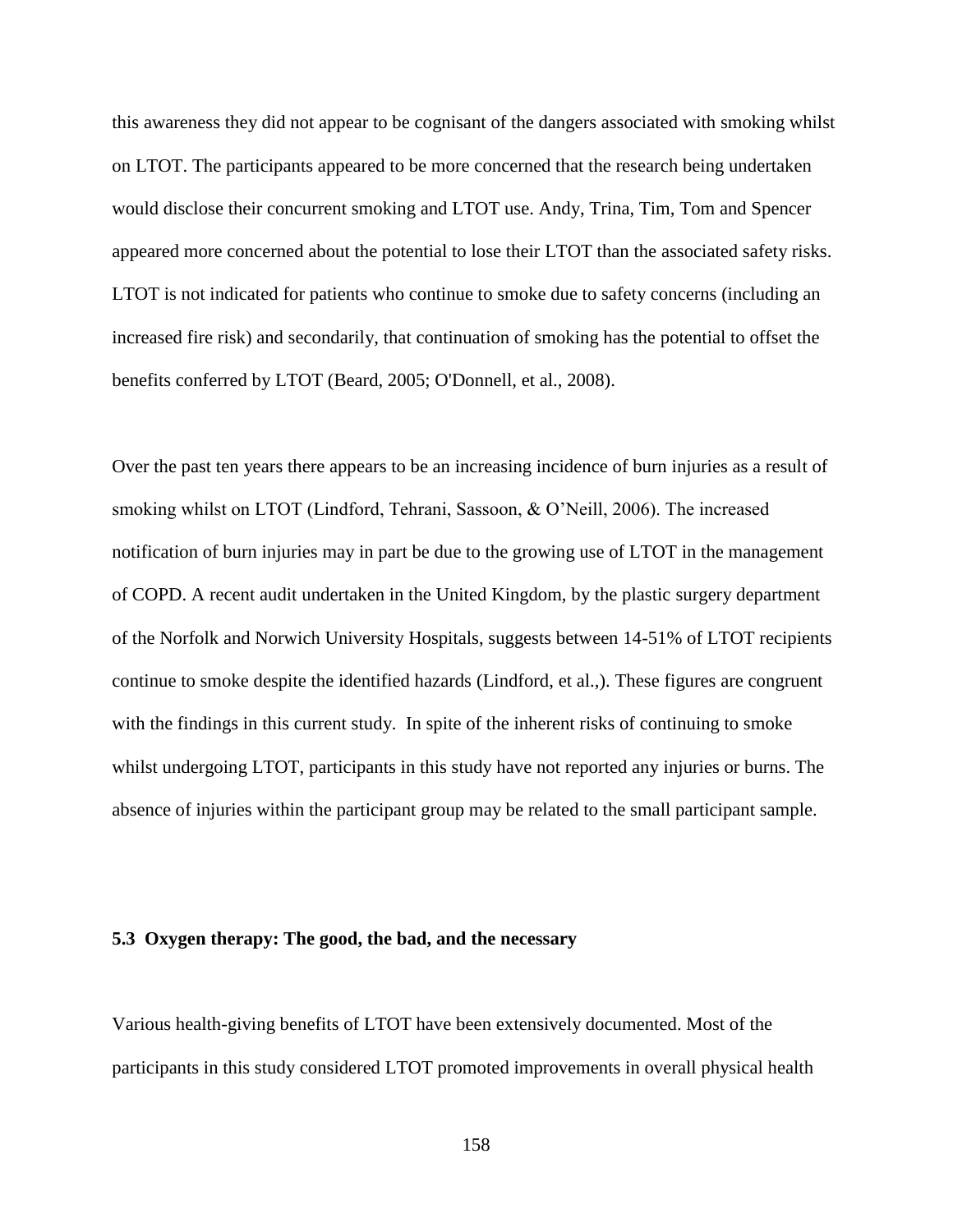this awareness they did not appear to be cognisant of the dangers associated with smoking whilst on LTOT. The participants appeared to be more concerned that the research being undertaken would disclose their concurrent smoking and LTOT use. Andy, Trina, Tim, Tom and Spencer appeared more concerned about the potential to lose their LTOT than the associated safety risks. LTOT is not indicated for patients who continue to smoke due to safety concerns (including an increased fire risk) and secondarily, that continuation of smoking has the potential to offset the benefits conferred by LTOT (Beard, 2005; O'Donnell, et al., 2008).

Over the past ten years there appears to be an increasing incidence of burn injuries as a result of smoking whilst on LTOT (Lindford, Tehrani, Sassoon, & O'Neill, 2006). The increased notification of burn injuries may in part be due to the growing use of LTOT in the management of COPD. A recent audit undertaken in the United Kingdom, by the plastic surgery department of the Norfolk and Norwich University Hospitals, suggests between 14-51% of LTOT recipients continue to smoke despite the identified hazards (Lindford, et al.,). These figures are congruent with the findings in this current study. In spite of the inherent risks of continuing to smoke whilst undergoing LTOT, participants in this study have not reported any injuries or burns. The absence of injuries within the participant group may be related to the small participant sample.

### 5.3 Oxygen therapy: The good, the bad, and the necessary

Various health-giving benefits of LTOT have been extensively documented. Most of the participants in this study considered LTOT promoted improvements in overall physical health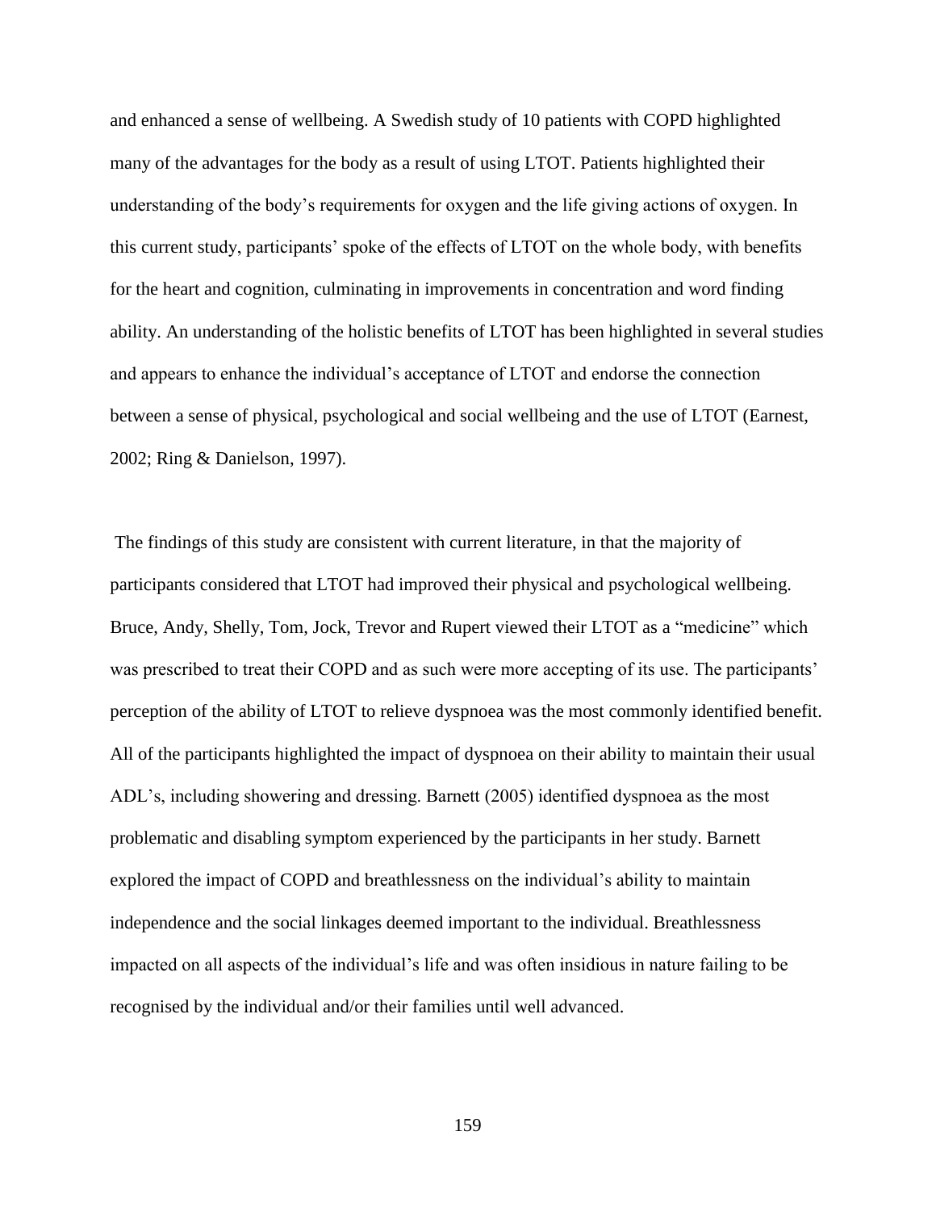and enhanced a sense of wellbeing. A Swedish study of 10 patients with COPD highlighted many of the advantages for the body as a result of using LTOT. Patients highlighted their understanding of the body's requirements for oxygen and the life giving actions of oxygen. In this current study, participants' spoke of the effects of LTOT on the whole body, with benefits for the heart and cognition, culminating in improvements in concentration and word finding ability. An understanding of the holistic benefits of LTOT has been highlighted in several studies and appears to enhance the individual's acceptance of LTOT and endorse the connection between a sense of physical, psychological and social wellbeing and the use of LTOT (Earnest, 2002; Ring & Danielson, 1997).

The findings of this study are consistent with current literature, in that the majority of participants considered that LTOT had improved their physical and psychological wellbeing. Bruce, Andy, Shelly, Tom, Jock, Trevor and Rupert viewed their LTOT as a "medicine" which was prescribed to treat their COPD and as such were more accepting of its use. The participants' perception of the ability of LTOT to relieve dyspnoea was the most commonly identified benefit. All of the participants highlighted the impact of dyspnoea on their ability to maintain their usual ADL's, including showering and dressing. Barnett (2005) identified dyspnoea as the most problematic and disabling symptom experienced by the participants in her study. Barnett explored the impact of COPD and breathlessness on the individual's ability to maintain independence and the social linkages deemed important to the individual. Breathlessness impacted on all aspects of the individual's life and was often insidious in nature failing to be recognised by the individual and/or their families until well advanced.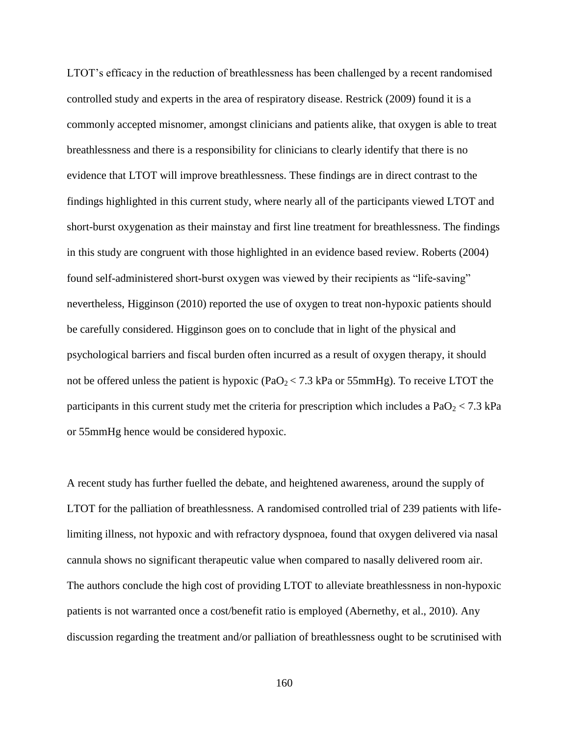LTOT's efficacy in the reduction of breathlessness has been challenged by a recent randomised controlled study and experts in the area of respiratory disease. Restrick (2009) found it is a commonly accepted misnomer, amongst clinicians and patients alike, that oxygen is able to treat breathlessness and there is a responsibility for clinicians to clearly identify that there is no evidence that LTOT will improve breathlessness. These findings are in direct contrast to the findings highlighted in this current study, where nearly all of the participants viewed LTOT and short-burst oxygenation as their mainstay and first line treatment for breathlessness. The findings in this study are congruent with those highlighted in an evidence based review. Roberts (2004) found self-administered short-burst oxygen was viewed by their recipients as "life-saving" nevertheless, Higginson (2010) reported the use of oxygen to treat non-hypoxic patients should be carefully considered. Higginson goes on to conclude that in light of the physical and psychological barriers and fiscal burden often incurred as a result of oxygen therapy, it should not be offered unless the patient is hypoxic ($PaO_2 < 7.3$ kPa or 55mmHg). To receive LTOT the participants in this current study met the criteria for prescription which includes a $PaO_2 < 7.3$ kPa or 55mmHg hence would be considered hypoxic.

A recent study has further fuelled the debate, and heightened awareness, around the supply of LTOT for the palliation of breathlessness. A randomised controlled trial of 239 patients with life-limiting illness, not hypoxic and with refractory dyspnoea, found that oxygen delivered via nasal cannula shows no significant therapeutic value when compared to nasally delivered room air. The authors conclude the high cost of providing LTOT to alleviate breathlessness in non-hypoxic patients is not warranted once a cost/benefit ratio is employed (Abernethy, et al., 2010). Any discussion regarding the treatment and/or palliation of breathlessness ought to be scrutinised with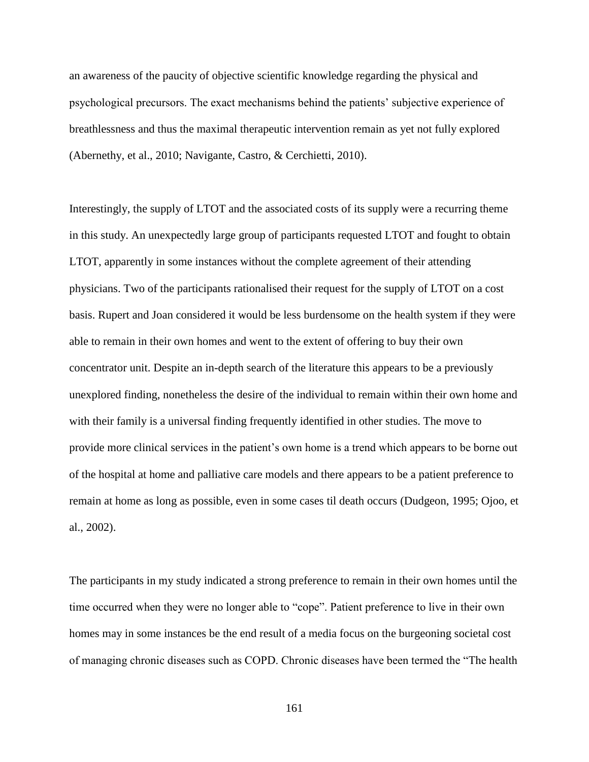an awareness of the paucity of objective scientific knowledge regarding the physical and psychological precursors. The exact mechanisms behind the patients' subjective experience of breathlessness and thus the maximal therapeutic intervention remain as yet not fully explored (Abernethy, et al., 2010; Navigante, Castro, & Cerchietti, 2010).

Interestingly, the supply of LTOT and the associated costs of its supply were a recurring theme in this study. An unexpectedly large group of participants requested LTOT and fought to obtain LTOT, apparently in some instances without the complete agreement of their attending physicians. Two of the participants rationalised their request for the supply of LTOT on a cost basis. Rupert and Joan considered it would be less burdensome on the health system if they were able to remain in their own homes and went to the extent of offering to buy their own concentrator unit. Despite an in-depth search of the literature this appears to be a previously unexplored finding, nonetheless the desire of the individual to remain within their own home and with their family is a universal finding frequently identified in other studies. The move to provide more clinical services in the patient's own home is a trend which appears to be borne out of the hospital at home and palliative care models and there appears to be a patient preference to remain at home as long as possible, even in some cases til death occurs (Dudgeon, 1995; Ojoo, et al., 2002).

The participants in my study indicated a strong preference to remain in their own homes until the time occurred when they were no longer able to "cope". Patient preference to live in their own homes may in some instances be the end result of a media focus on the burgeoning societal cost of managing chronic diseases such as COPD. Chronic diseases have been termed the "The health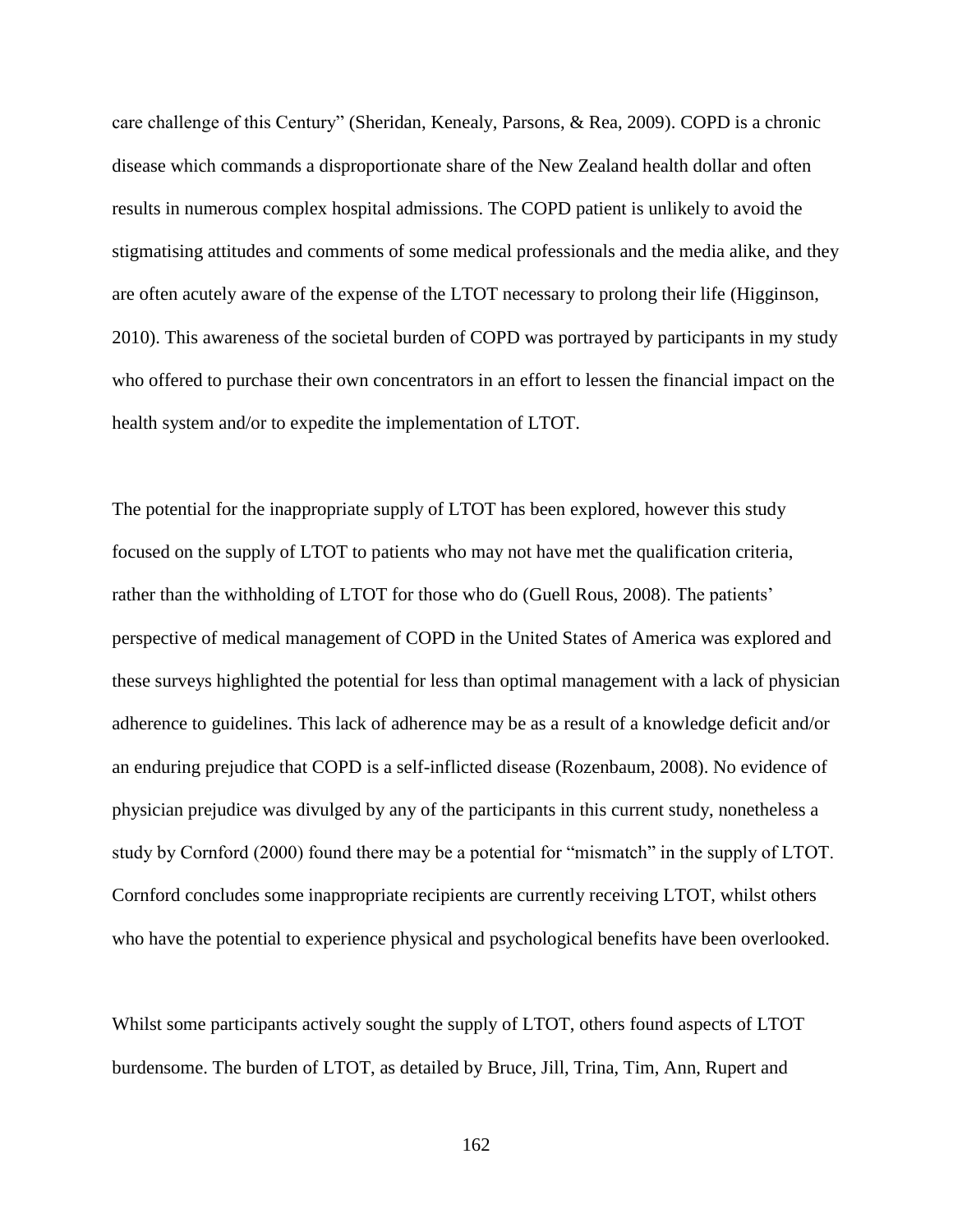care challenge of this Century" (Sheridan, Kenealy, Parsons, & Rea, 2009). COPD is a chronic disease which commands a disproportionate share of the New Zealand health dollar and often results in numerous complex hospital admissions. The COPD patient is unlikely to avoid the stigmatising attitudes and comments of some medical professionals and the media alike, and they are often acutely aware of the expense of the LTOT necessary to prolong their life (Higginson, 2010). This awareness of the societal burden of COPD was portrayed by participants in my study who offered to purchase their own concentrators in an effort to lessen the financial impact on the health system and/or to expedite the implementation of LTOT.

The potential for the inappropriate supply of LTOT has been explored, however this study focused on the supply of LTOT to patients who may not have met the qualification criteria, rather than the withholding of LTOT for those who do (Guell Rous, 2008). The patients' perspective of medical management of COPD in the United States of America was explored and these surveys highlighted the potential for less than optimal management with a lack of physician adherence to guidelines. This lack of adherence may be as a result of a knowledge deficit and/or an enduring prejudice that COPD is a self-inflicted disease (Rozenbaum, 2008). No evidence of physician prejudice was divulged by any of the participants in this current study, nonetheless a study by Cornford (2000) found there may be a potential for "mismatch" in the supply of LTOT. Cornford concludes some inappropriate recipients are currently receiving LTOT, whilst others who have the potential to experience physical and psychological benefits have been overlooked.

Whilst some participants actively sought the supply of LTOT, others found aspects of LTOT burdensome. The burden of LTOT, as detailed by Bruce, Jill, Trina, Tim, Ann, Rupert and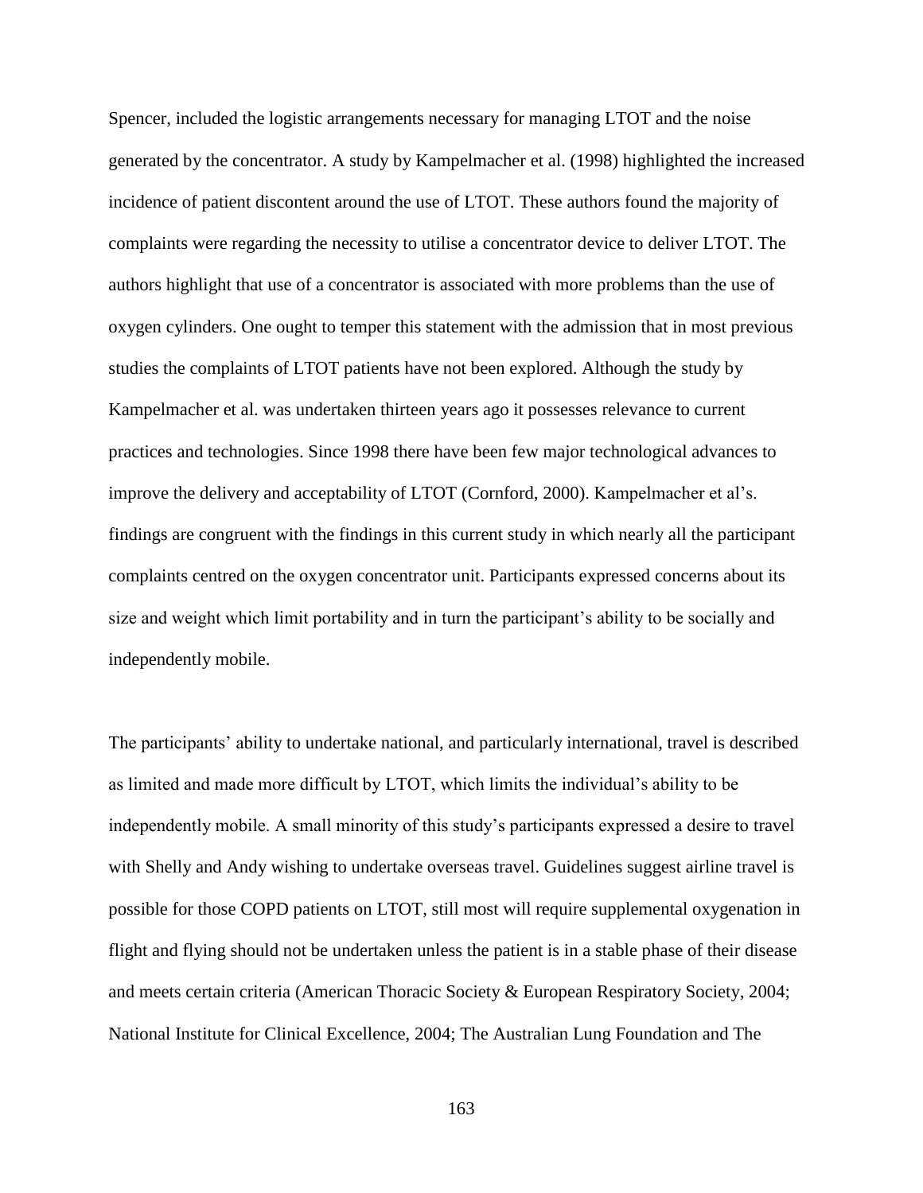Spencer, included the logistic arrangements necessary for managing LTOT and the noise generated by the concentrator. A study by Kampelmacher et al. (1998) highlighted the increased incidence of patient discontent around the use of LTOT. These authors found the majority of complaints were regarding the necessity to utilise a concentrator device to deliver LTOT. The authors highlight that use of a concentrator is associated with more problems than the use of oxygen cylinders. One ought to temper this statement with the admission that in most previous studies the complaints of LTOT patients have not been explored. Although the study by Kampelmacher et al. was undertaken thirteen years ago it possesses relevance to current practices and technologies. Since 1998 there have been few major technological advances to improve the delivery and acceptability of LTOT (Cornford, 2000). Kampelmacher et al's. findings are congruent with the findings in this current study in which nearly all the participant complaints centred on the oxygen concentrator unit. Participants expressed concerns about its size and weight which limit portability and in turn the participant's ability to be socially and independently mobile.

The participants' ability to undertake national, and particularly international, travel is described as limited and made more difficult by LTOT, which limits the individual's ability to be independently mobile. A small minority of this study's participants expressed a desire to travel with Shelly and Andy wishing to undertake overseas travel. Guidelines suggest airline travel is possible for those COPD patients on LTOT, still most will require supplemental oxygenation in flight and flying should not be undertaken unless the patient is in a stable phase of their disease and meets certain criteria (American Thoracic Society & European Respiratory Society, 2004; National Institute for Clinical Excellence, 2004; The Australian Lung Foundation and The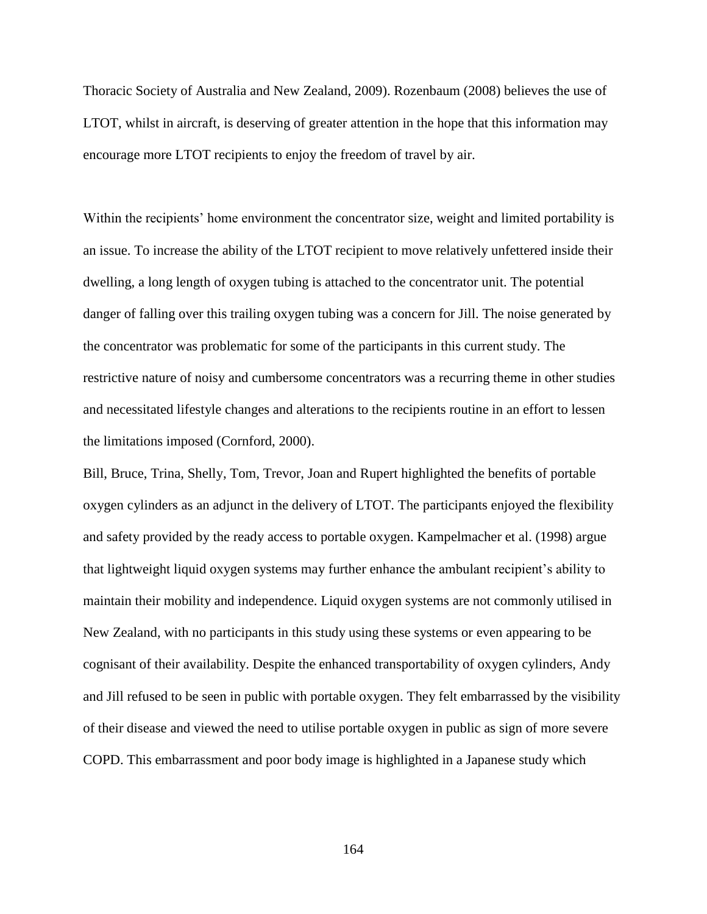Thoracic Society of Australia and New Zealand, 2009). Rozenbaum (2008) believes the use of LTOT, whilst in aircraft, is deserving of greater attention in the hope that this information may encourage more LTOT recipients to enjoy the freedom of travel by air.

Within the recipients' home environment the concentrator size, weight and limited portability is an issue. To increase the ability of the LTOT recipient to move relatively unfettered inside their dwelling, a long length of oxygen tubing is attached to the concentrator unit. The potential danger of falling over this trailing oxygen tubing was a concern for Jill. The noise generated by the concentrator was problematic for some of the participants in this current study. The restrictive nature of noisy and cumbersome concentrators was a recurring theme in other studies and necessitated lifestyle changes and alterations to the recipients routine in an effort to lessen the limitations imposed (Cornford, 2000).

Bill, Bruce, Trina, Shelly, Tom, Trevor, Joan and Rupert highlighted the benefits of portable oxygen cylinders as an adjunct in the delivery of LTOT. The participants enjoyed the flexibility and safety provided by the ready access to portable oxygen. Kampelmacher et al. (1998) argue that lightweight liquid oxygen systems may further enhance the ambulant recipient's ability to maintain their mobility and independence. Liquid oxygen systems are not commonly utilised in New Zealand, with no participants in this study using these systems or even appearing to be cognisant of their availability. Despite the enhanced transportability of oxygen cylinders, Andy and Jill refused to be seen in public with portable oxygen. They felt embarrassed by the visibility of their disease and viewed the need to utilise portable oxygen in public as sign of more severe COPD. This embarrassment and poor body image is highlighted in a Japanese study which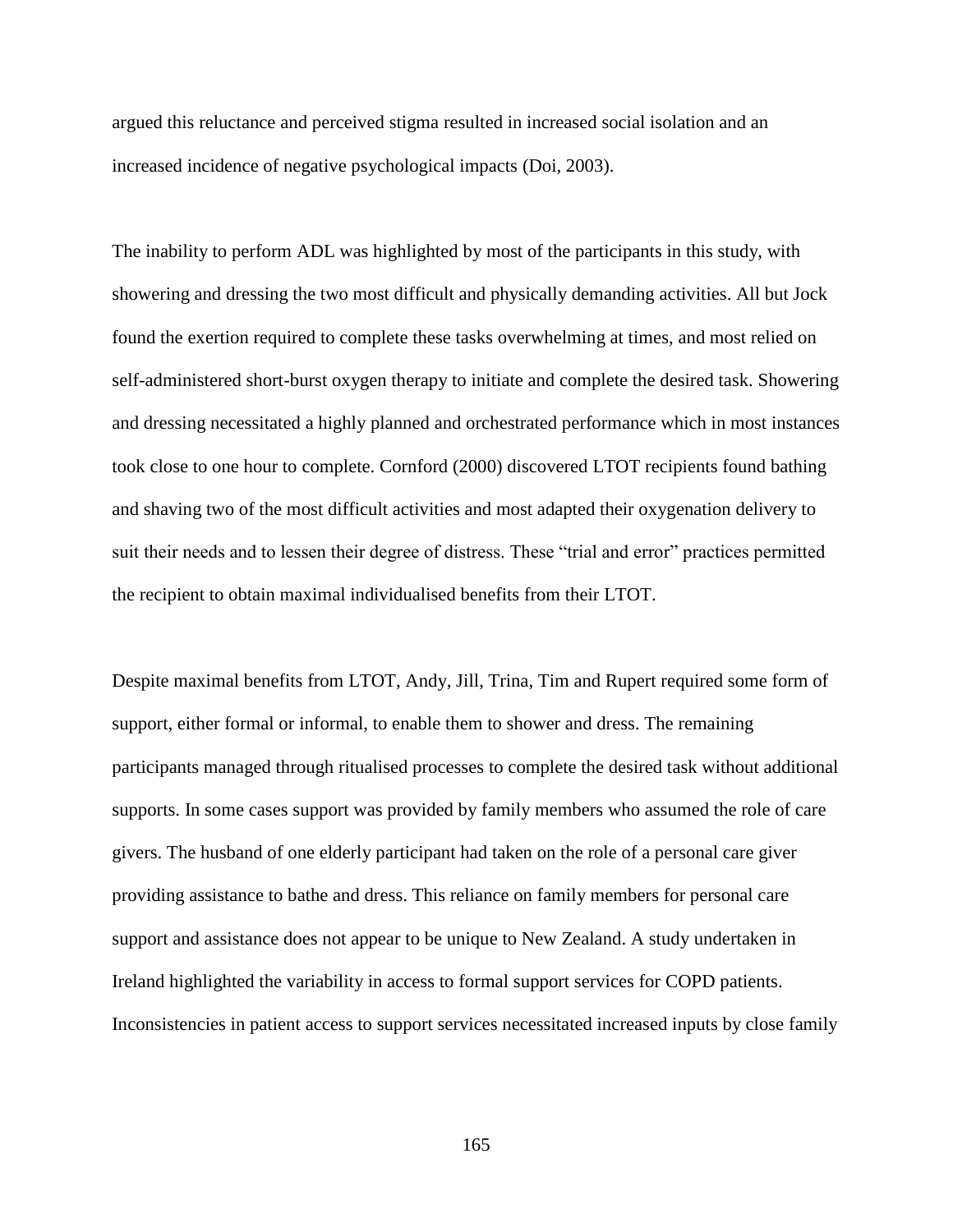argued this reluctance and perceived stigma resulted in increased social isolation and an increased incidence of negative psychological impacts (Doi, 2003).

The inability to perform ADL was highlighted by most of the participants in this study, with showering and dressing the two most difficult and physically demanding activities. All but Jock found the exertion required to complete these tasks overwhelming at times, and most relied on self-administered short-burst oxygen therapy to initiate and complete the desired task. Showering and dressing necessitated a highly planned and orchestrated performance which in most instances took close to one hour to complete. Cornford (2000) discovered LTOT recipients found bathing and shaving two of the most difficult activities and most adapted their oxygenation delivery to suit their needs and to lessen their degree of distress. These "trial and error" practices permitted the recipient to obtain maximal individualised benefits from their LTOT.

Despite maximal benefits from LTOT, Andy, Jill, Trina, Tim and Rupert required some form of support, either formal or informal, to enable them to shower and dress. The remaining participants managed through ritualised processes to complete the desired task without additional supports. In some cases support was provided by family members who assumed the role of care givers. The husband of one elderly participant had taken on the role of a personal care giver providing assistance to bathe and dress. This reliance on family members for personal care support and assistance does not appear to be unique to New Zealand. A study undertaken in Ireland highlighted the variability in access to formal support services for COPD patients. Inconsistencies in patient access to support services necessitated increased inputs by close family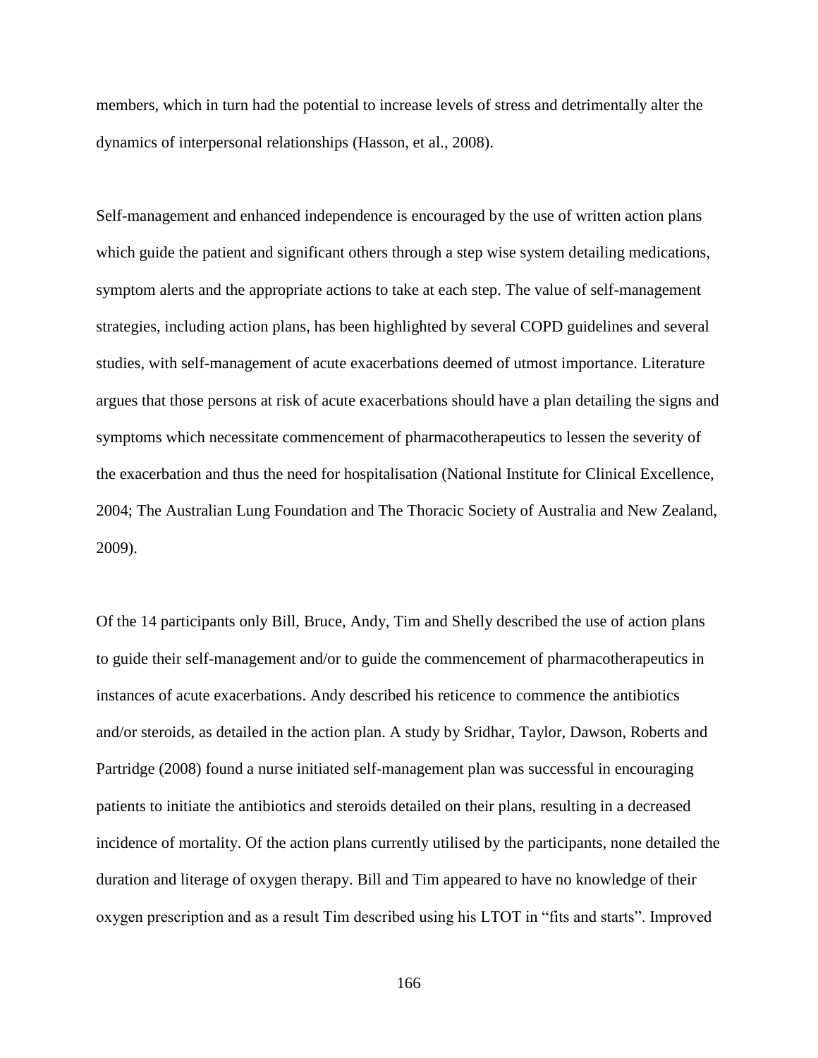members, which in turn had the potential to increase levels of stress and detrimentally alter the dynamics of interpersonal relationships (Hasson, et al., 2008).

Self-management and enhanced independence is encouraged by the use of written action plans which guide the patient and significant others through a step wise system detailing medications, symptom alerts and the appropriate actions to take at each step. The value of self-management strategies, including action plans, has been highlighted by several COPD guidelines and several studies, with self-management of acute exacerbations deemed of utmost importance. Literature argues that those persons at risk of acute exacerbations should have a plan detailing the signs and symptoms which necessitate commencement of pharmacotherapeutics to lessen the severity of the exacerbation and thus the need for hospitalisation (National Institute for Clinical Excellence, 2004; The Australian Lung Foundation and The Thoracic Society of Australia and New Zealand, 2009).

Of the 14 participants only Bill, Bruce, Andy, Tim and Shelly described the use of action plans to guide their self-management and/or to guide the commencement of pharmacotherapeutics in instances of acute exacerbations. Andy described his reticence to commence the antibiotics and/or steroids, as detailed in the action plan. A study by Sridhar, Taylor, Dawson, Roberts and Partridge (2008) found a nurse initiated self-management plan was successful in encouraging patients to initiate the antibiotics and steroids detailed on their plans, resulting in a decreased incidence of mortality. Of the action plans currently utilised by the participants, none detailed the duration and literage of oxygen therapy. Bill and Tim appeared to have no knowledge of their oxygen prescription and as a result Tim described using his LTOT in "fits and starts". Improved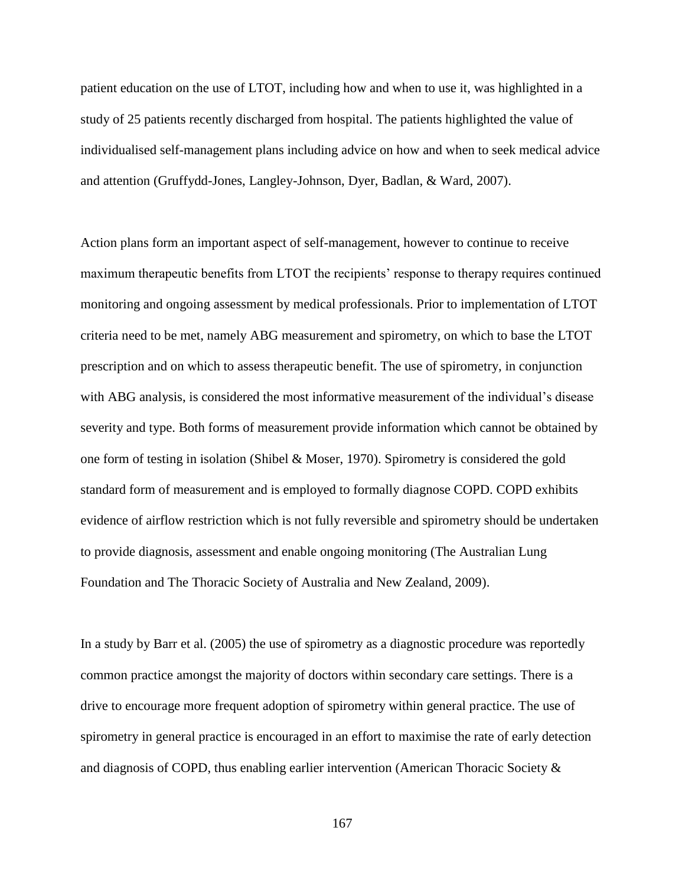patient education on the use of LTOT, including how and when to use it, was highlighted in a study of 25 patients recently discharged from hospital. The patients highlighted the value of individualised self-management plans including advice on how and when to seek medical advice and attention (Gruffydd-Jones, Langley-Johnson, Dyer, Badlan, & Ward, 2007).

Action plans form an important aspect of self-management, however to continue to receive maximum therapeutic benefits from LTOT the recipients' response to therapy requires continued monitoring and ongoing assessment by medical professionals. Prior to implementation of LTOT criteria need to be met, namely ABG measurement and spirometry, on which to base the LTOT prescription and on which to assess therapeutic benefit. The use of spirometry, in conjunction with ABG analysis, is considered the most informative measurement of the individual's disease severity and type. Both forms of measurement provide information which cannot be obtained by one form of testing in isolation (Shibel & Moser, 1970). Spirometry is considered the gold standard form of measurement and is employed to formally diagnose COPD. COPD exhibits evidence of airflow restriction which is not fully reversible and spirometry should be undertaken to provide diagnosis, assessment and enable ongoing monitoring (The Australian Lung Foundation and The Thoracic Society of Australia and New Zealand, 2009).

In a study by Barr et al. (2005) the use of spirometry as a diagnostic procedure was reportedly common practice amongst the majority of doctors within secondary care settings. There is a drive to encourage more frequent adoption of spirometry within general practice. The use of spirometry in general practice is encouraged in an effort to maximise the rate of early detection and diagnosis of COPD, thus enabling earlier intervention (American Thoracic Society &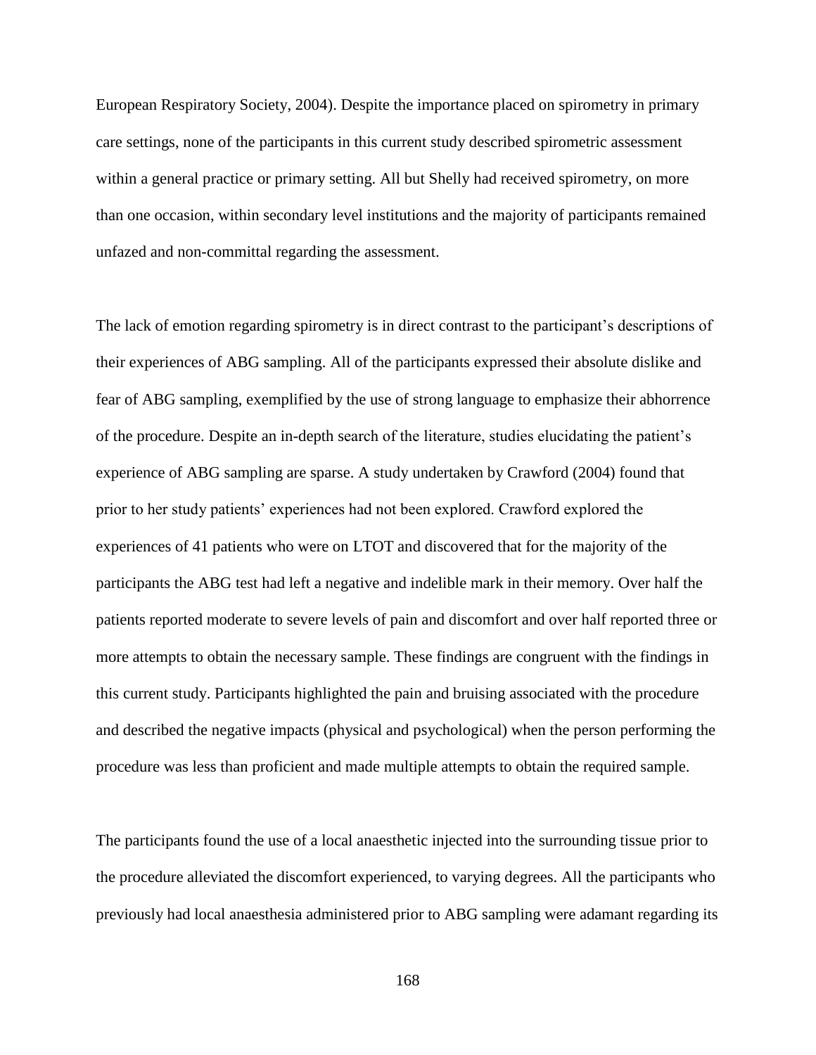European Respiratory Society, 2004). Despite the importance placed on spirometry in primary care settings, none of the participants in this current study described spirometric assessment within a general practice or primary setting. All but Shelly had received spirometry, on more than one occasion, within secondary level institutions and the majority of participants remained unfazed and non-committal regarding the assessment.

The lack of emotion regarding spirometry is in direct contrast to the participant's descriptions of their experiences of ABG sampling. All of the participants expressed their absolute dislike and fear of ABG sampling, exemplified by the use of strong language to emphasize their abhorrence of the procedure. Despite an in-depth search of the literature, studies elucidating the patient's experience of ABG sampling are sparse. A study undertaken by Crawford (2004) found that prior to her study patients' experiences had not been explored. Crawford explored the experiences of 41 patients who were on LTOT and discovered that for the majority of the participants the ABG test had left a negative and indelible mark in their memory. Over half the patients reported moderate to severe levels of pain and discomfort and over half reported three or more attempts to obtain the necessary sample. These findings are congruent with the findings in this current study. Participants highlighted the pain and bruising associated with the procedure and described the negative impacts (physical and psychological) when the person performing the procedure was less than proficient and made multiple attempts to obtain the required sample.

The participants found the use of a local anaesthetic injected into the surrounding tissue prior to the procedure alleviated the discomfort experienced, to varying degrees. All the participants who previously had local anaesthesia administered prior to ABG sampling were adamant regarding its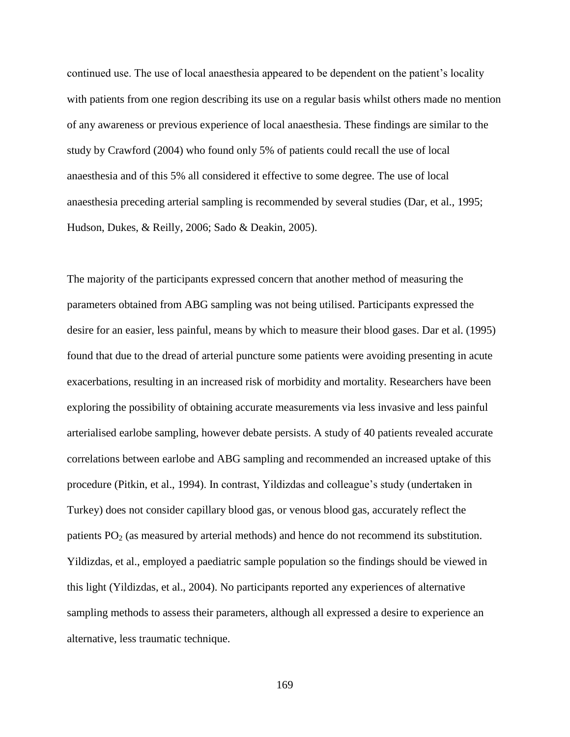continued use. The use of local anaesthesia appeared to be dependent on the patient's locality with patients from one region describing its use on a regular basis whilst others made no mention of any awareness or previous experience of local anaesthesia. These findings are similar to the study by Crawford (2004) who found only 5% of patients could recall the use of local anaesthesia and of this 5% all considered it effective to some degree. The use of local anaesthesia preceding arterial sampling is recommended by several studies (Dar, et al., 1995; Hudson, Dukes, & Reilly, 2006; Sado & Deakin, 2005).

The majority of the participants expressed concern that another method of measuring the parameters obtained from ABG sampling was not being utilised. Participants expressed the desire for an easier, less painful, means by which to measure their blood gases. Dar et al. (1995) found that due to the dread of arterial puncture some patients were avoiding presenting in acute exacerbations, resulting in an increased risk of morbidity and mortality. Researchers have been exploring the possibility of obtaining accurate measurements via less invasive and less painful arterialised earlobe sampling, however debate persists. A study of 40 patients revealed accurate correlations between earlobe and ABG sampling and recommended an increased uptake of this procedure (Pitkin, et al., 1994). In contrast, Yildizdas and colleague's study (undertaken in Turkey) does not consider capillary blood gas, or venous blood gas, accurately reflect the patients $PO_2$ (as measured by arterial methods) and hence do not recommend its substitution. Yildizdas, et al., employed a paediatric sample population so the findings should be viewed in this light (Yildizdas, et al., 2004). No participants reported any experiences of alternative sampling methods to assess their parameters, although all expressed a desire to experience an alternative, less traumatic technique.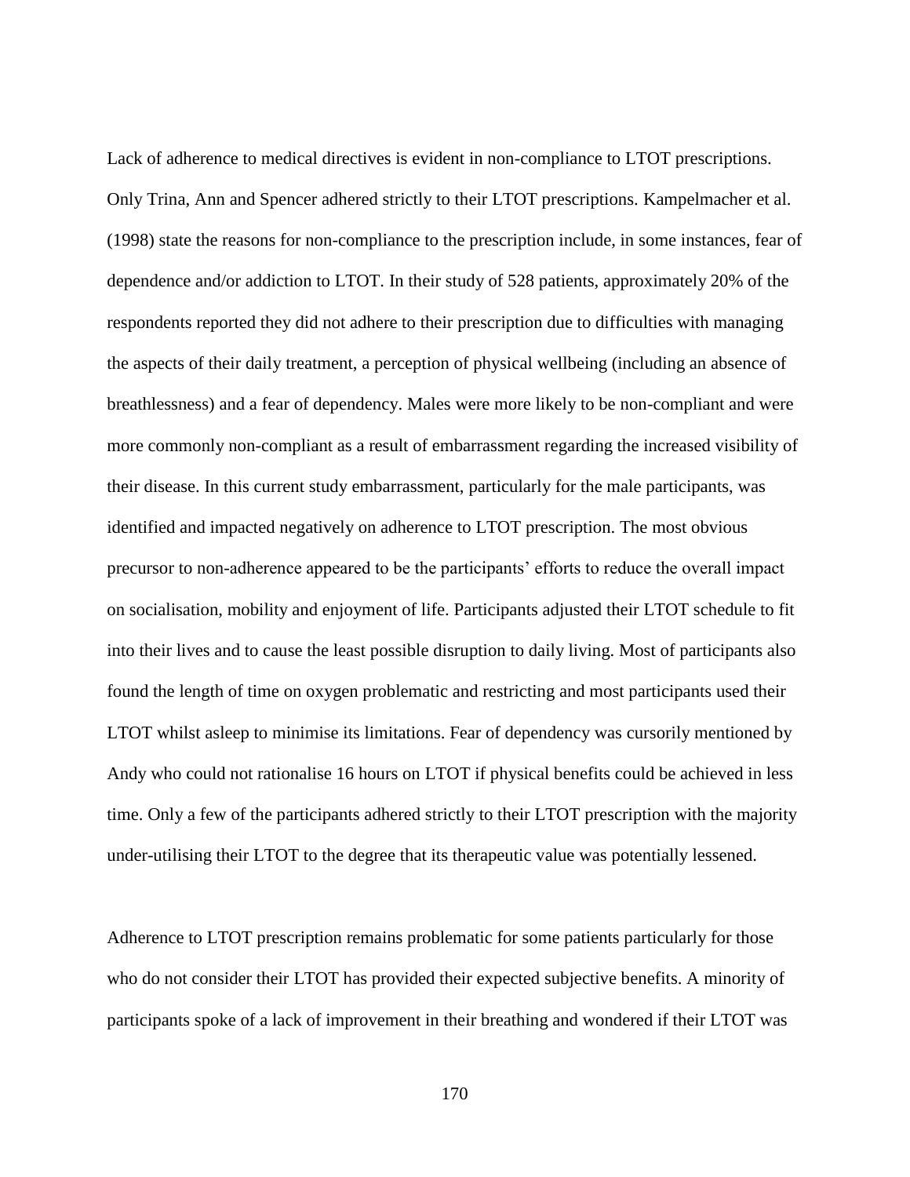Lack of adherence to medical directives is evident in non-compliance to LTOT prescriptions. Only Trina, Ann and Spencer adhered strictly to their LTOT prescriptions. Kampelmacher et al. (1998) state the reasons for non-compliance to the prescription include, in some instances, fear of dependence and/or addiction to LTOT. In their study of 528 patients, approximately 20% of the respondents reported they did not adhere to their prescription due to difficulties with managing the aspects of their daily treatment, a perception of physical wellbeing (including an absence of breathlessness) and a fear of dependency. Males were more likely to be non-compliant and were more commonly non-compliant as a result of embarrassment regarding the increased visibility of their disease. In this current study embarrassment, particularly for the male participants, was identified and impacted negatively on adherence to LTOT prescription. The most obvious precursor to non-adherence appeared to be the participants' efforts to reduce the overall impact on socialisation, mobility and enjoyment of life. Participants adjusted their LTOT schedule to fit into their lives and to cause the least possible disruption to daily living. Most of participants also found the length of time on oxygen problematic and restricting and most participants used their LTOT whilst asleep to minimise its limitations. Fear of dependency was cursorily mentioned by Andy who could not rationalise 16 hours on LTOT if physical benefits could be achieved in less time. Only a few of the participants adhered strictly to their LTOT prescription with the majority under-utilising their LTOT to the degree that its therapeutic value was potentially lessened.

Adherence to LTOT prescription remains problematic for some patients particularly for those who do not consider their LTOT has provided their expected subjective benefits. A minority of participants spoke of a lack of improvement in their breathing and wondered if their LTOT was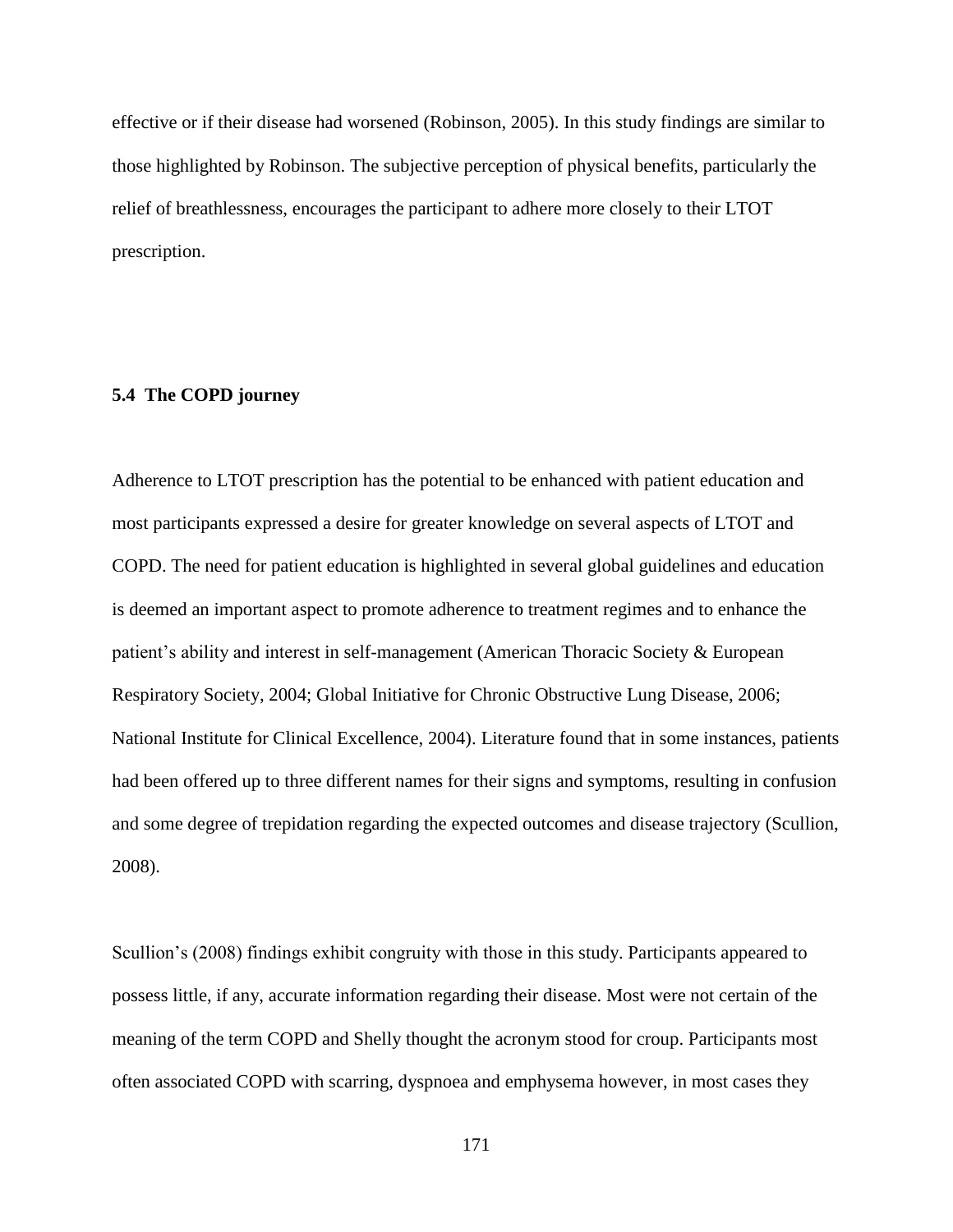effective or if their disease had worsened (Robinson, 2005). In this study findings are similar to those highlighted by Robinson. The subjective perception of physical benefits, particularly the relief of breathlessness, encourages the participant to adhere more closely to their LTOT prescription.

### 5.4 The COPD journey

Adherence to LTOT prescription has the potential to be enhanced with patient education and most participants expressed a desire for greater knowledge on several aspects of LTOT and COPD. The need for patient education is highlighted in several global guidelines and education is deemed an important aspect to promote adherence to treatment regimes and to enhance the patient's ability and interest in self-management (American Thoracic Society & European Respiratory Society, 2004; Global Initiative for Chronic Obstructive Lung Disease, 2006; National Institute for Clinical Excellence, 2004). Literature found that in some instances, patients had been offered up to three different names for their signs and symptoms, resulting in confusion and some degree of trepidation regarding the expected outcomes and disease trajectory (Scullion, 2008).

Scullion's (2008) findings exhibit congruity with those in this study. Participants appeared to possess little, if any, accurate information regarding their disease. Most were not certain of the meaning of the term COPD and Shelly thought the acronym stood for croup. Participants most often associated COPD with scarring, dyspnoea and emphysema however, in most cases they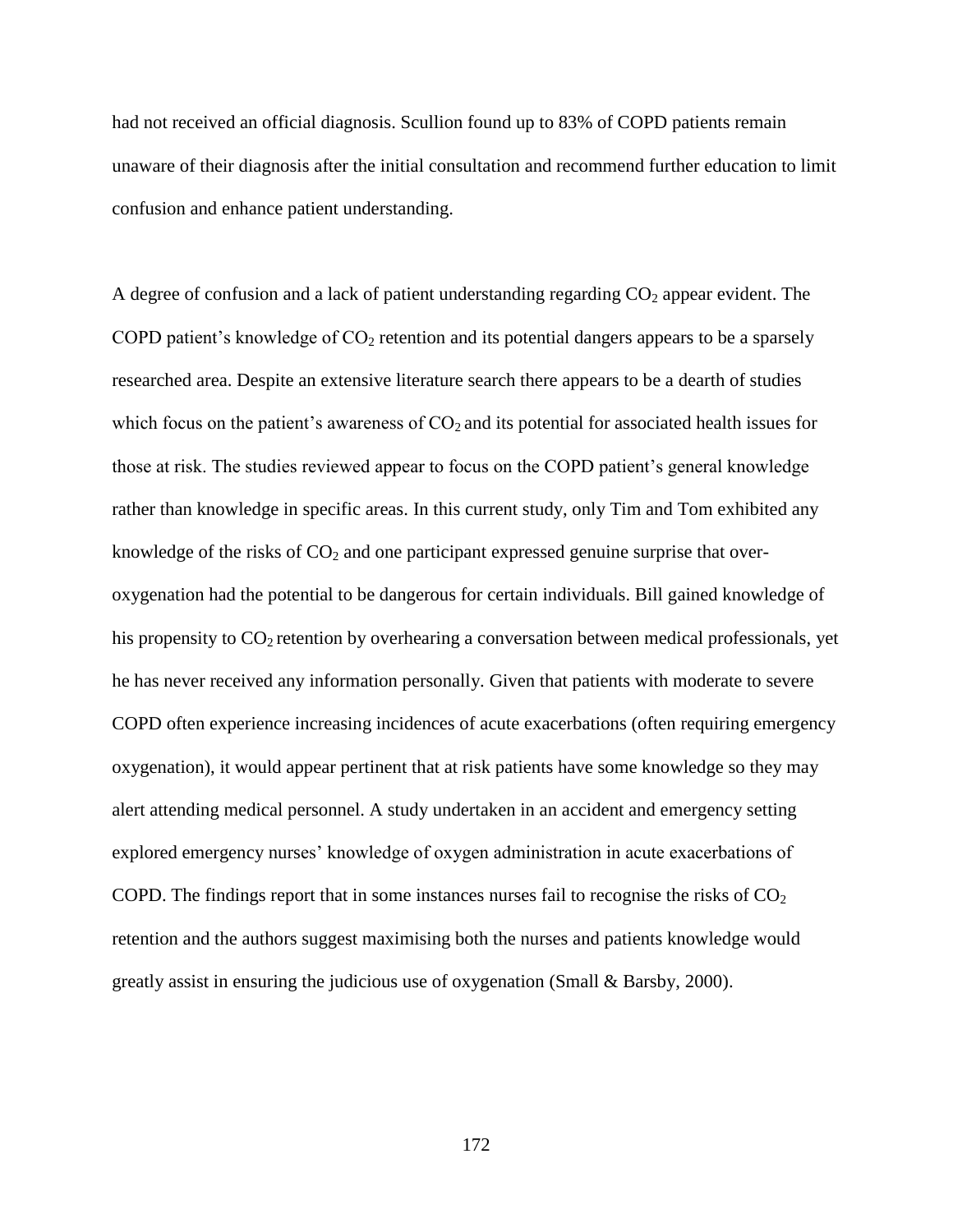had not received an official diagnosis. Scullion found up to 83% of COPD patients remain unaware of their diagnosis after the initial consultation and recommend further education to limit confusion and enhance patient understanding.

A degree of confusion and a lack of patient understanding regarding $CO_2$ appear evident. The COPD patient's knowledge of $CO_2$ retention and its potential dangers appears to be a sparsely researched area. Despite an extensive literature search there appears to be a dearth of studies which focus on the patient's awareness of $CO_2$ and its potential for associated health issues for those at risk. The studies reviewed appear to focus on the COPD patient's general knowledge rather than knowledge in specific areas. In this current study, only Tim and Tom exhibited any knowledge of the risks of $CO_2$ and one participant expressed genuine surprise that over-oxygenation had the potential to be dangerous for certain individuals. Bill gained knowledge of his propensity to $CO_2$ retention by overhearing a conversation between medical professionals, yet he has never received any information personally. Given that patients with moderate to severe COPD often experience increasing incidences of acute exacerbations (often requiring emergency oxygenation), it would appear pertinent that at risk patients have some knowledge so they may alert attending medical personnel. A study undertaken in an accident and emergency setting explored emergency nurses' knowledge of oxygen administration in acute exacerbations of COPD. The findings report that in some instances nurses fail to recognise the risks of $CO_2$ retention and the authors suggest maximising both the nurses and patients knowledge would greatly assist in ensuring the judicious use of oxygenation (Small & Barsby, 2000).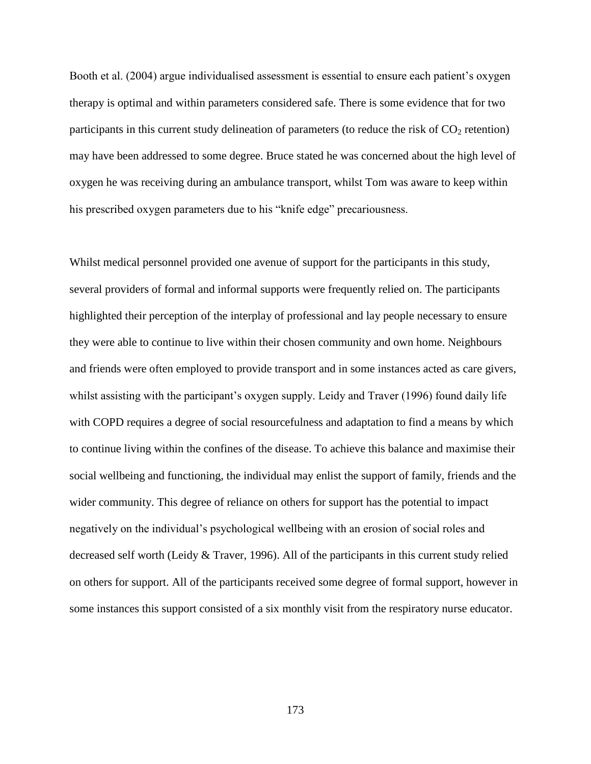Booth et al. (2004) argue individualised assessment is essential to ensure each patient's oxygen therapy is optimal and within parameters considered safe. There is some evidence that for two participants in this current study delineation of parameters (to reduce the risk of $CO_2$ retention) may have been addressed to some degree. Bruce stated he was concerned about the high level of oxygen he was receiving during an ambulance transport, whilst Tom was aware to keep within his prescribed oxygen parameters due to his "knife edge" precariousness.

Whilst medical personnel provided one avenue of support for the participants in this study, several providers of formal and informal supports were frequently relied on. The participants highlighted their perception of the interplay of professional and lay people necessary to ensure they were able to continue to live within their chosen community and own home. Neighbours and friends were often employed to provide transport and in some instances acted as care givers, whilst assisting with the participant's oxygen supply. Leidy and Traver (1996) found daily life with COPD requires a degree of social resourcefulness and adaptation to find a means by which to continue living within the confines of the disease. To achieve this balance and maximise their social wellbeing and functioning, the individual may enlist the support of family, friends and the wider community. This degree of reliance on others for support has the potential to impact negatively on the individual's psychological wellbeing with an erosion of social roles and decreased self worth (Leidy & Traver, 1996). All of the participants in this current study relied on others for support. All of the participants received some degree of formal support, however in some instances this support consisted of a six monthly visit from the respiratory nurse educator.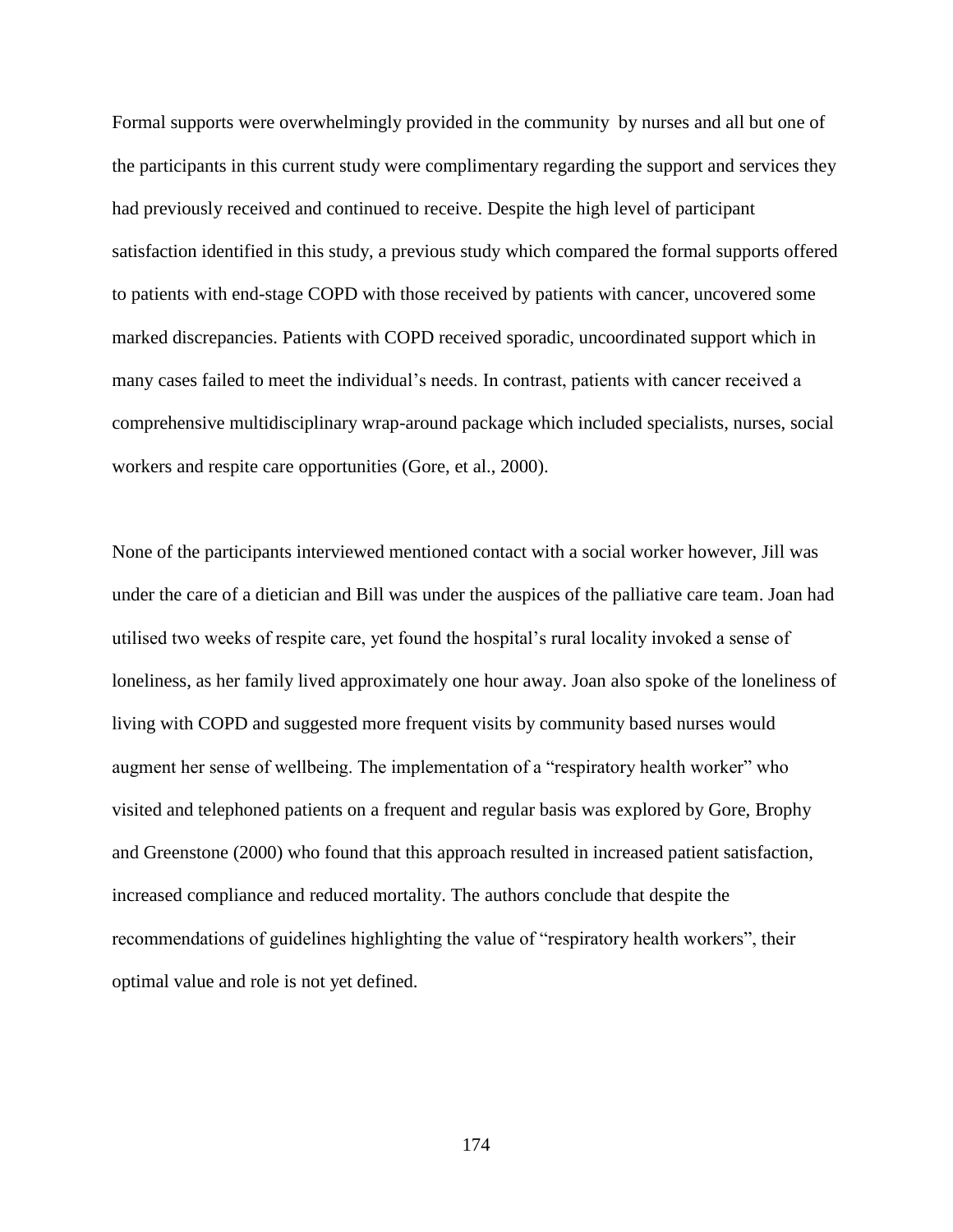Formal supports were overwhelmingly provided in the community by nurses and all but one of the participants in this current study were complimentary regarding the support and services they had previously received and continued to receive. Despite the high level of participant satisfaction identified in this study, a previous study which compared the formal supports offered to patients with end-stage COPD with those received by patients with cancer, uncovered some marked discrepancies. Patients with COPD received sporadic, uncoordinated support which in many cases failed to meet the individual's needs. In contrast, patients with cancer received a comprehensive multidisciplinary wrap-around package which included specialists, nurses, social workers and respite care opportunities (Gore, et al., 2000).

None of the participants interviewed mentioned contact with a social worker however, Jill was under the care of a dietician and Bill was under the auspices of the palliative care team. Joan had utilised two weeks of respite care, yet found the hospital's rural locality invoked a sense of loneliness, as her family lived approximately one hour away. Joan also spoke of the loneliness of living with COPD and suggested more frequent visits by community based nurses would augment her sense of wellbeing. The implementation of a "respiratory health worker" who visited and telephoned patients on a frequent and regular basis was explored by Gore, Brophy and Greenstone (2000) who found that this approach resulted in increased patient satisfaction, increased compliance and reduced mortality. The authors conclude that despite the recommendations of guidelines highlighting the value of "respiratory health workers", their optimal value and role is not yet defined.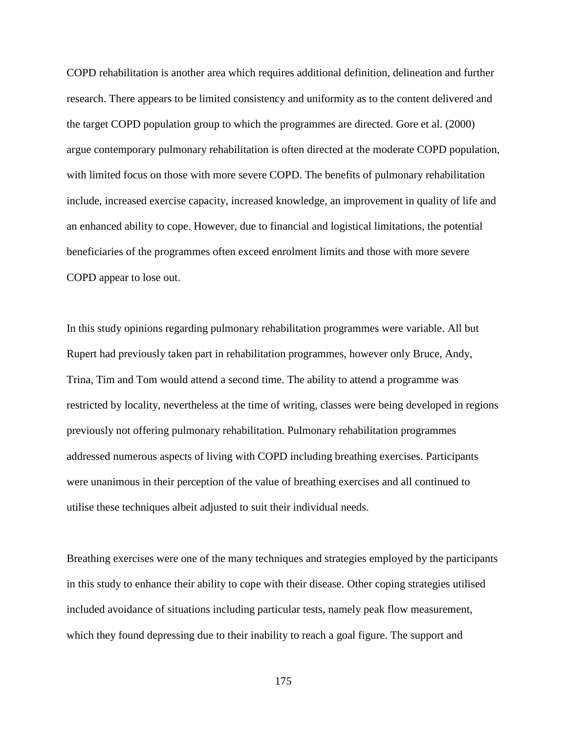COPD rehabilitation is another area which requires additional definition, delineation and further research. There appears to be limited consistency and uniformity as to the content delivered and the target COPD population group to which the programmes are directed. Gore et al. (2000) argue contemporary pulmonary rehabilitation is often directed at the moderate COPD population, with limited focus on those with more severe COPD. The benefits of pulmonary rehabilitation include, increased exercise capacity, increased knowledge, an improvement in quality of life and an enhanced ability to cope. However, due to financial and logistical limitations, the potential beneficiaries of the programmes often exceed enrolment limits and those with more severe COPD appear to lose out.

In this study opinions regarding pulmonary rehabilitation programmes were variable. All but Rupert had previously taken part in rehabilitation programmes, however only Bruce, Andy, Trina, Tim and Tom would attend a second time. The ability to attend a programme was restricted by locality, nevertheless at the time of writing, classes were being developed in regions previously not offering pulmonary rehabilitation. Pulmonary rehabilitation programmes addressed numerous aspects of living with COPD including breathing exercises. Participants were unanimous in their perception of the value of breathing exercises and all continued to utilise these techniques albeit adjusted to suit their individual needs.

Breathing exercises were one of the many techniques and strategies employed by the participants in this study to enhance their ability to cope with their disease. Other coping strategies utilised included avoidance of situations including particular tests, namely peak flow measurement, which they found depressing due to their inability to reach a goal figure. The support and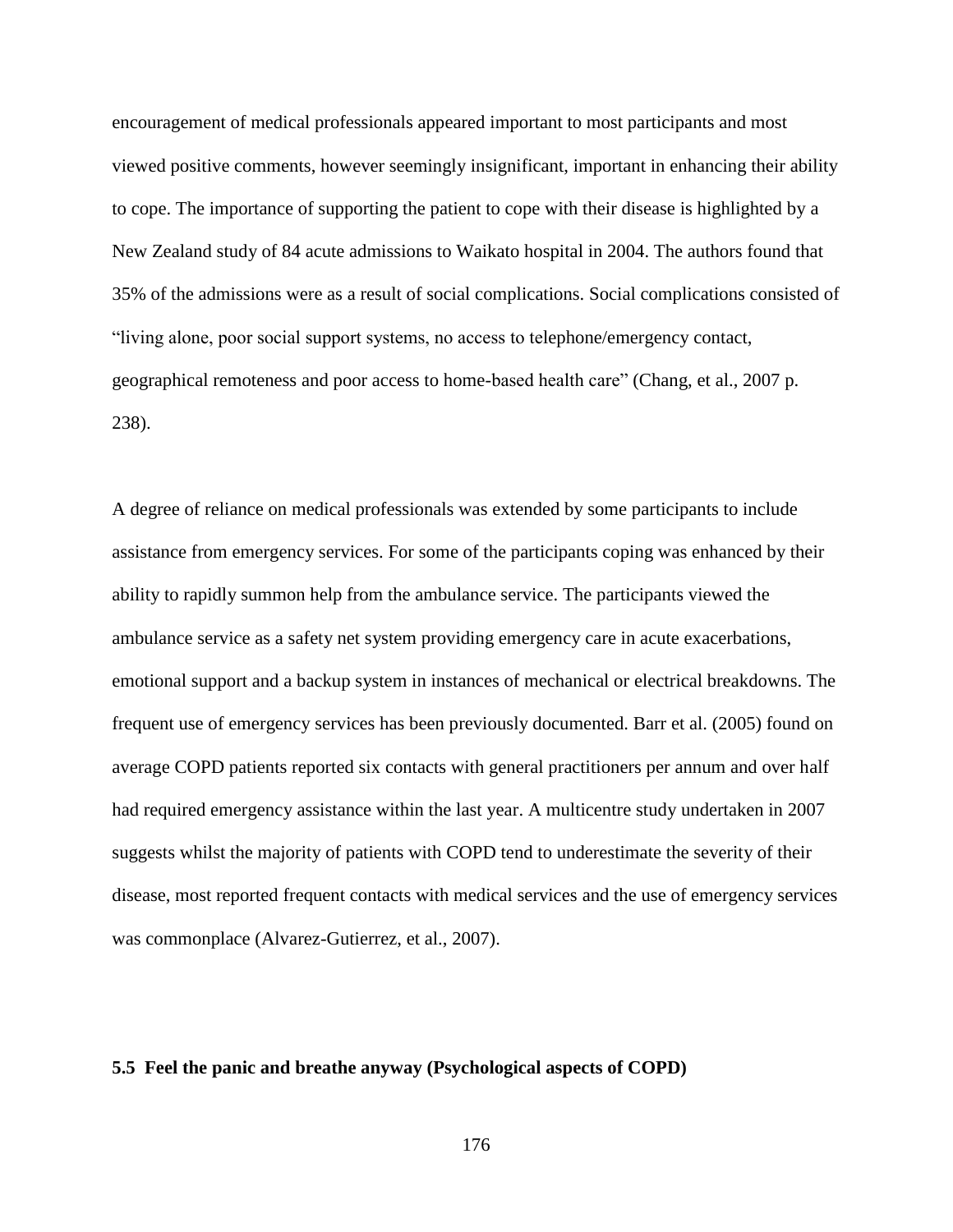encouragement of medical professionals appeared important to most participants and most viewed positive comments, however seemingly insignificant, important in enhancing their ability to cope. The importance of supporting the patient to cope with their disease is highlighted by a New Zealand study of 84 acute admissions to Waikato hospital in 2004. The authors found that 35% of the admissions were as a result of social complications. Social complications consisted of "living alone, poor social support systems, no access to telephone/emergency contact, geographical remoteness and poor access to home-based health care" (Chang, et al., 2007 p. 238).

A degree of reliance on medical professionals was extended by some participants to include assistance from emergency services. For some of the participants coping was enhanced by their ability to rapidly summon help from the ambulance service. The participants viewed the ambulance service as a safety net system providing emergency care in acute exacerbations, emotional support and a backup system in instances of mechanical or electrical breakdowns. The frequent use of emergency services has been previously documented. Barr et al. (2005) found on average COPD patients reported six contacts with general practitioners per annum and over half had required emergency assistance within the last year. A multicentre study undertaken in 2007 suggests whilst the majority of patients with COPD tend to underestimate the severity of their disease, most reported frequent contacts with medical services and the use of emergency services was commonplace (Alvarez-Gutierrez, et al., 2007).

### 5.5 Feel the panic and breathe anyway (Psychological aspects of COPD)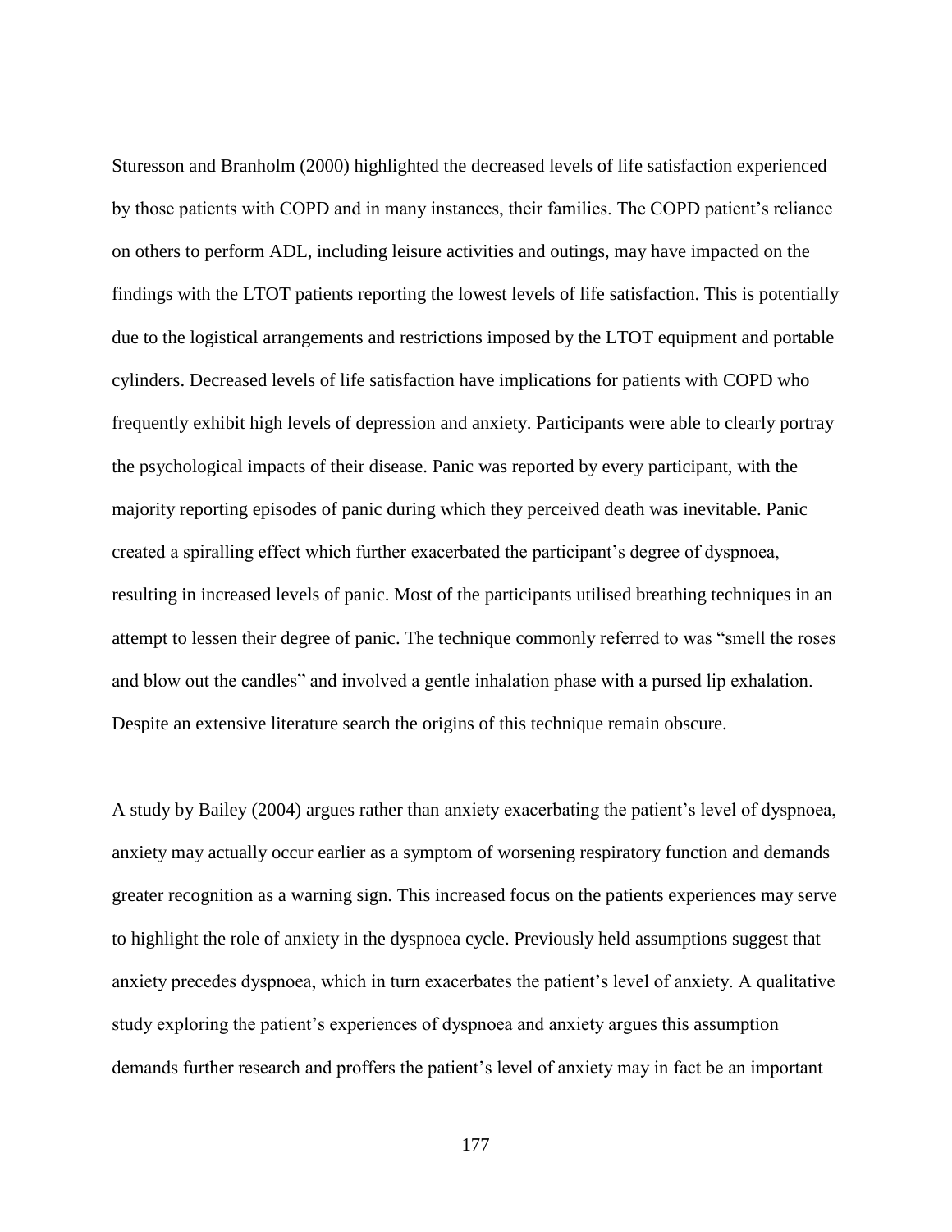Sturesson and Branholm (2000) highlighted the decreased levels of life satisfaction experienced by those patients with COPD and in many instances, their families. The COPD patient's reliance on others to perform ADL, including leisure activities and outings, may have impacted on the findings with the LTOT patients reporting the lowest levels of life satisfaction. This is potentially due to the logistical arrangements and restrictions imposed by the LTOT equipment and portable cylinders. Decreased levels of life satisfaction have implications for patients with COPD who frequently exhibit high levels of depression and anxiety. Participants were able to clearly portray the psychological impacts of their disease. Panic was reported by every participant, with the majority reporting episodes of panic during which they perceived death was inevitable. Panic created a spiralling effect which further exacerbated the participant's degree of dyspnoea, resulting in increased levels of panic. Most of the participants utilised breathing techniques in an attempt to lessen their degree of panic. The technique commonly referred to was "smell the roses and blow out the candles" and involved a gentle inhalation phase with a pursed lip exhalation. Despite an extensive literature search the origins of this technique remain obscure.

A study by Bailey (2004) argues rather than anxiety exacerbating the patient's level of dyspnoea, anxiety may actually occur earlier as a symptom of worsening respiratory function and demands greater recognition as a warning sign. This increased focus on the patients experiences may serve to highlight the role of anxiety in the dyspnoea cycle. Previously held assumptions suggest that anxiety precedes dyspnoea, which in turn exacerbates the patient's level of anxiety. A qualitative study exploring the patient's experiences of dyspnoea and anxiety argues this assumption demands further research and proffers the patient's level of anxiety may in fact be an important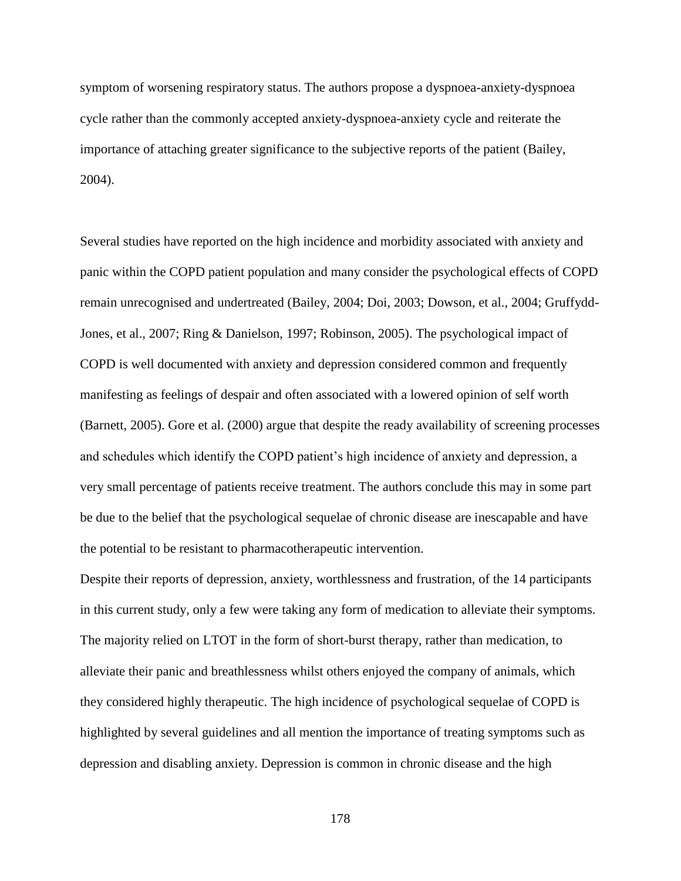symptom of worsening respiratory status. The authors propose a dyspnoea-anxiety-dyspnoea cycle rather than the commonly accepted anxiety-dyspnoea-anxiety cycle and reiterate the importance of attaching greater significance to the subjective reports of the patient (Bailey, 2004).

Several studies have reported on the high incidence and morbidity associated with anxiety and panic within the COPD patient population and many consider the psychological effects of COPD remain unrecognised and undertreated (Bailey, 2004; Doi, 2003; Dowson, et al., 2004; Gruffydd-Jones, et al., 2007; Ring & Danielson, 1997; Robinson, 2005). The psychological impact of COPD is well documented with anxiety and depression considered common and frequently manifesting as feelings of despair and often associated with a lowered opinion of self worth (Barnett, 2005). Gore et al. (2000) argue that despite the ready availability of screening processes and schedules which identify the COPD patient's high incidence of anxiety and depression, a very small percentage of patients receive treatment. The authors conclude this may in some part be due to the belief that the psychological sequelae of chronic disease are inescapable and have the potential to be resistant to pharmacotherapeutic intervention.

Despite their reports of depression, anxiety, worthlessness and frustration, of the 14 participants in this current study, only a few were taking any form of medication to alleviate their symptoms. The majority relied on LTOT in the form of short-burst therapy, rather than medication, to alleviate their panic and breathlessness whilst others enjoyed the company of animals, which they considered highly therapeutic. The high incidence of psychological sequelae of COPD is highlighted by several guidelines and all mention the importance of treating symptoms such as depression and disabling anxiety. Depression is common in chronic disease and the high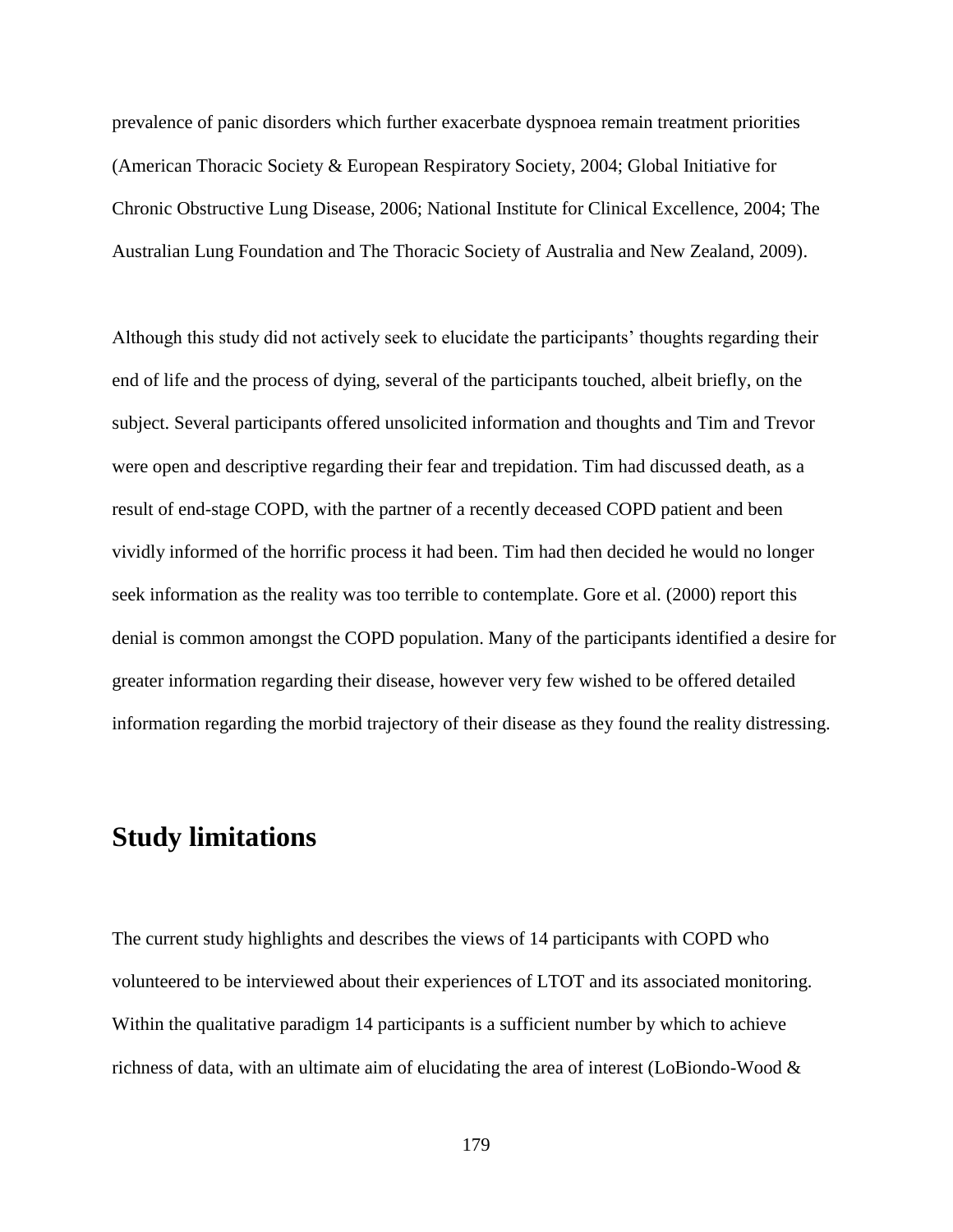prevalence of panic disorders which further exacerbate dyspnoea remain treatment priorities (American Thoracic Society & European Respiratory Society, 2004; Global Initiative for Chronic Obstructive Lung Disease, 2006; National Institute for Clinical Excellence, 2004; The Australian Lung Foundation and The Thoracic Society of Australia and New Zealand, 2009).

Although this study did not actively seek to elucidate the participants' thoughts regarding their end of life and the process of dying, several of the participants touched, albeit briefly, on the subject. Several participants offered unsolicited information and thoughts and Tim and Trevor were open and descriptive regarding their fear and trepidation. Tim had discussed death, as a result of end-stage COPD, with the partner of a recently deceased COPD patient and been vividly informed of the horrific process it had been. Tim had then decided he would no longer seek information as the reality was too terrible to contemplate. Gore et al. (2000) report this denial is common amongst the COPD population. Many of the participants identified a desire for greater information regarding their disease, however very few wished to be offered detailed information regarding the morbid trajectory of their disease as they found the reality distressing.

## Study limitations

The current study highlights and describes the views of 14 participants with COPD who volunteered to be interviewed about their experiences of LTOT and its associated monitoring. Within the qualitative paradigm 14 participants is a sufficient number by which to achieve richness of data, with an ultimate aim of elucidating the area of interest (LoBiondo-Wood &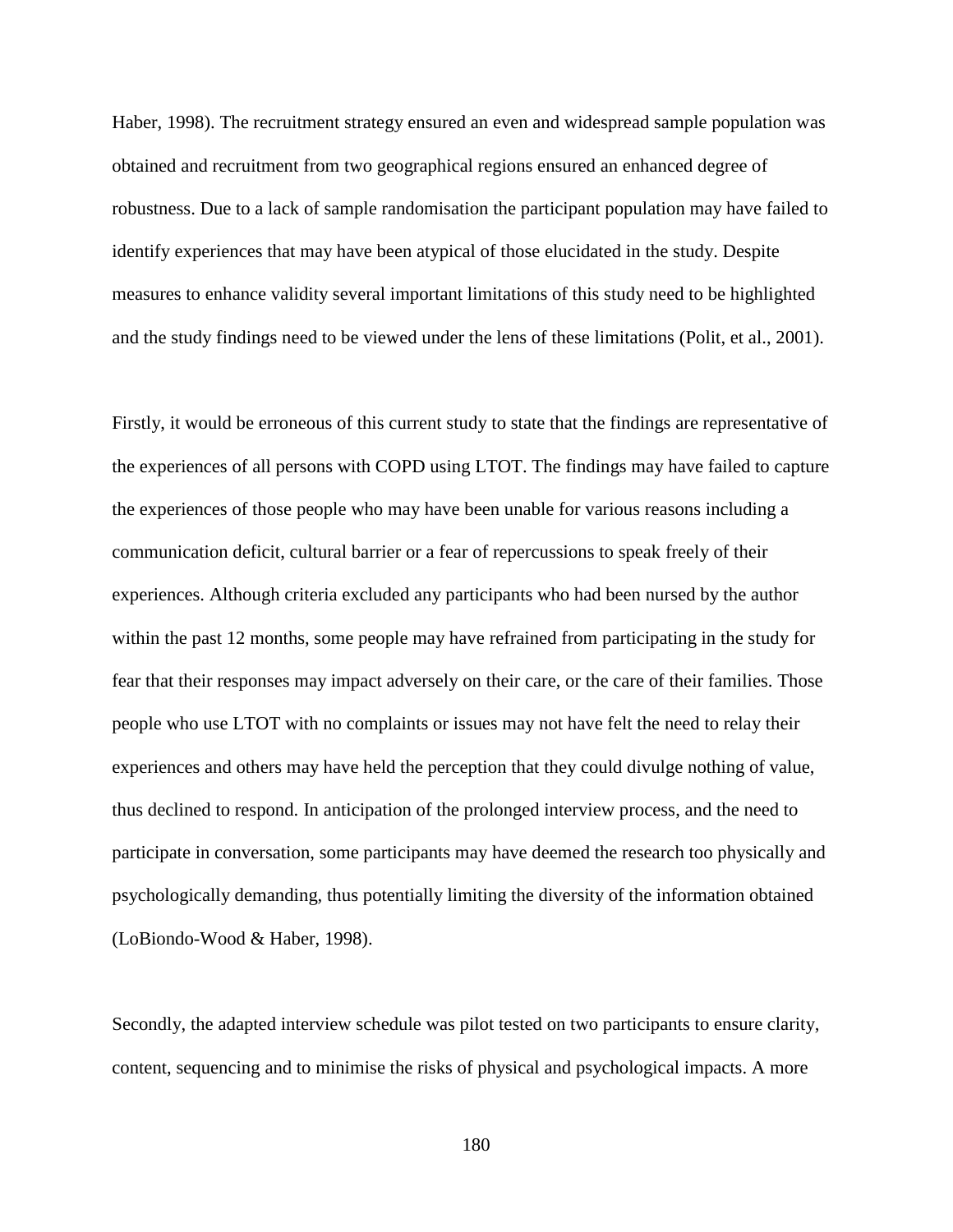Haber, 1998). The recruitment strategy ensured an even and widespread sample population was obtained and recruitment from two geographical regions ensured an enhanced degree of robustness. Due to a lack of sample randomisation the participant population may have failed to identify experiences that may have been atypical of those elucidated in the study. Despite measures to enhance validity several important limitations of this study need to be highlighted and the study findings need to be viewed under the lens of these limitations (Polit, et al., 2001).

Firstly, it would be erroneous of this current study to state that the findings are representative of the experiences of all persons with COPD using LTOT. The findings may have failed to capture the experiences of those people who may have been unable for various reasons including a communication deficit, cultural barrier or a fear of repercussions to speak freely of their experiences. Although criteria excluded any participants who had been nursed by the author within the past 12 months, some people may have refrained from participating in the study for fear that their responses may impact adversely on their care, or the care of their families. Those people who use LTOT with no complaints or issues may not have felt the need to relay their experiences and others may have held the perception that they could divulge nothing of value, thus declined to respond. In anticipation of the prolonged interview process, and the need to participate in conversation, some participants may have deemed the research too physically and psychologically demanding, thus potentially limiting the diversity of the information obtained (LoBiondo-Wood & Haber, 1998).

Secondly, the adapted interview schedule was pilot tested on two participants to ensure clarity, content, sequencing and to minimise the risks of physical and psychological impacts. A more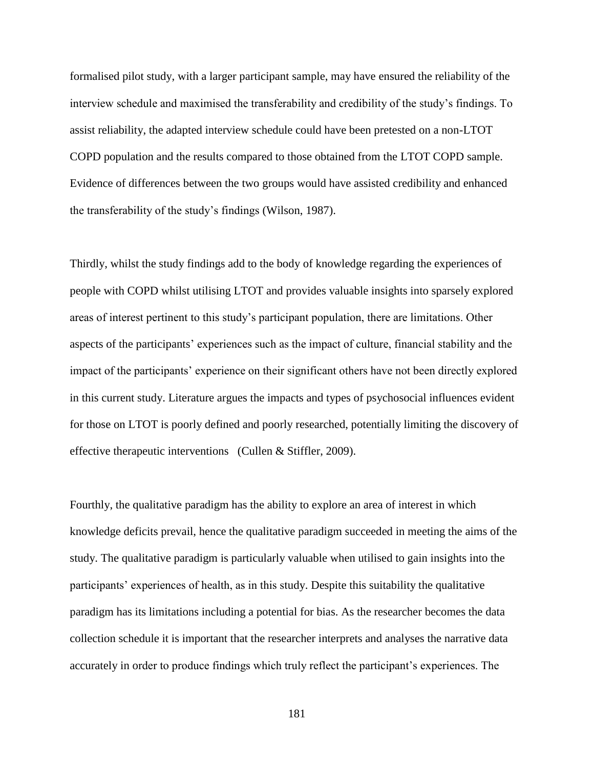formalised pilot study, with a larger participant sample, may have ensured the reliability of the interview schedule and maximised the transferability and credibility of the study's findings. To assist reliability, the adapted interview schedule could have been pretested on a non-LTOT COPD population and the results compared to those obtained from the LTOT COPD sample. Evidence of differences between the two groups would have assisted credibility and enhanced the transferability of the study's findings (Wilson, 1987).

Thirdly, whilst the study findings add to the body of knowledge regarding the experiences of people with COPD whilst utilising LTOT and provides valuable insights into sparsely explored areas of interest pertinent to this study's participant population, there are limitations. Other aspects of the participants' experiences such as the impact of culture, financial stability and the impact of the participants' experience on their significant others have not been directly explored in this current study. Literature argues the impacts and types of psychosocial influences evident for those on LTOT is poorly defined and poorly researched, potentially limiting the discovery of effective therapeutic interventions (Cullen & Stiffler, 2009).

Fourthly, the qualitative paradigm has the ability to explore an area of interest in which knowledge deficits prevail, hence the qualitative paradigm succeeded in meeting the aims of the study. The qualitative paradigm is particularly valuable when utilised to gain insights into the participants' experiences of health, as in this study. Despite this suitability the qualitative paradigm has its limitations including a potential for bias. As the researcher becomes the data collection schedule it is important that the researcher interprets and analyses the narrative data accurately in order to produce findings which truly reflect the participant's experiences. The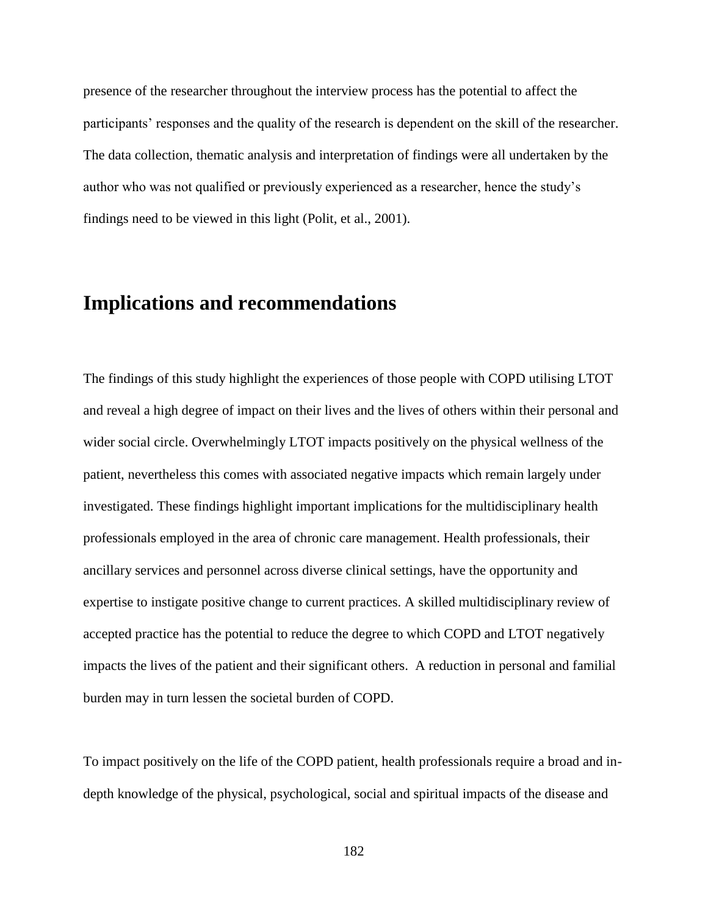presence of the researcher throughout the interview process has the potential to affect the participants' responses and the quality of the research is dependent on the skill of the researcher. The data collection, thematic analysis and interpretation of findings were all undertaken by the author who was not qualified or previously experienced as a researcher, hence the study's findings need to be viewed in this light (Polit, et al., 2001).

## Implications and recommendations

The findings of this study highlight the experiences of those people with COPD utilising LTOT and reveal a high degree of impact on their lives and the lives of others within their personal and wider social circle. Overwhelmingly LTOT impacts positively on the physical wellness of the patient, nevertheless this comes with associated negative impacts which remain largely under investigated. These findings highlight important implications for the multidisciplinary health professionals employed in the area of chronic care management. Health professionals, their ancillary services and personnel across diverse clinical settings, have the opportunity and expertise to instigate positive change to current practices. A skilled multidisciplinary review of accepted practice has the potential to reduce the degree to which COPD and LTOT negatively impacts the lives of the patient and their significant others. A reduction in personal and familial burden may in turn lessen the societal burden of COPD.

To impact positively on the life of the COPD patient, health professionals require a broad and in-depth knowledge of the physical, psychological, social and spiritual impacts of the disease and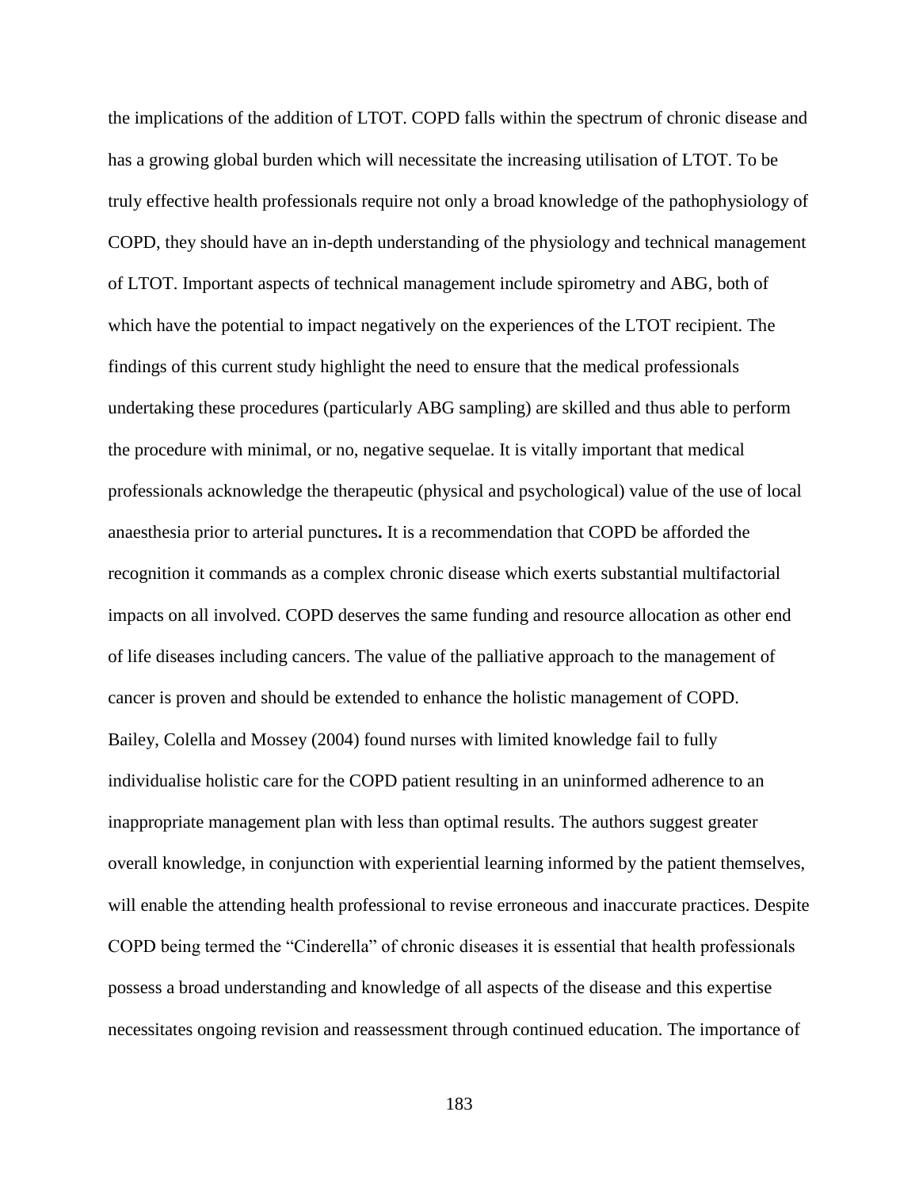the implications of the addition of LTOT. COPD falls within the spectrum of chronic disease and has a growing global burden which will necessitate the increasing utilisation of LTOT. To be truly effective health professionals require not only a broad knowledge of the pathophysiology of COPD, they should have an in-depth understanding of the physiology and technical management of LTOT. Important aspects of technical management include spirometry and ABG, both of which have the potential to impact negatively on the experiences of the LTOT recipient. The findings of this current study highlight the need to ensure that the medical professionals undertaking these procedures (particularly ABG sampling) are skilled and thus able to perform the procedure with minimal, or no, negative sequelae. It is vitally important that medical professionals acknowledge the therapeutic (physical and psychological) value of the use of local anaesthesia prior to arterial punctures**.** It is a recommendation that COPD be afforded the recognition it commands as a complex chronic disease which exerts substantial multifactorial impacts on all involved. COPD deserves the same funding and resource allocation as other end of life diseases including cancers. The value of the palliative approach to the management of cancer is proven and should be extended to enhance the holistic management of COPD. Bailey, Colella and Mossey (2004) found nurses with limited knowledge fail to fully individualise holistic care for the COPD patient resulting in an uninformed adherence to an inappropriate management plan with less than optimal results. The authors suggest greater overall knowledge, in conjunction with experiential learning informed by the patient themselves, will enable the attending health professional to revise erroneous and inaccurate practices. Despite COPD being termed the "Cinderella" of chronic diseases it is essential that health professionals possess a broad understanding and knowledge of all aspects of the disease and this expertise necessitates ongoing revision and reassessment through continued education. The importance of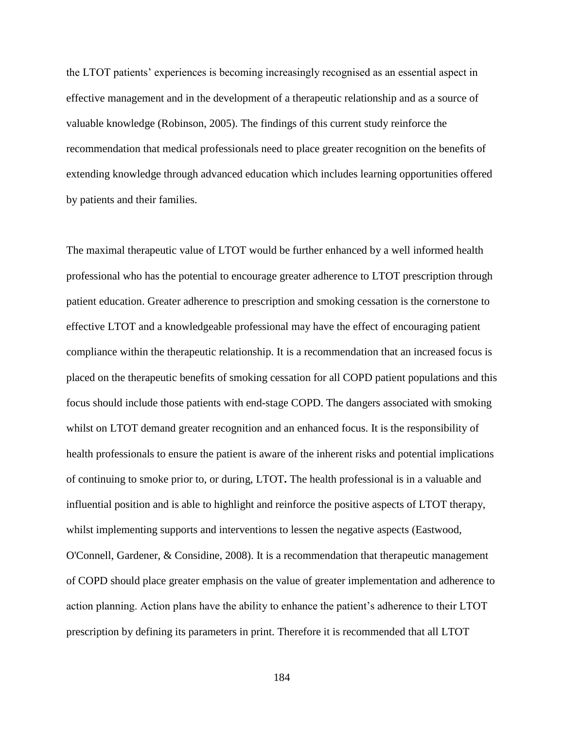the LTOT patients' experiences is becoming increasingly recognised as an essential aspect in effective management and in the development of a therapeutic relationship and as a source of valuable knowledge (Robinson, 2005). The findings of this current study reinforce the recommendation that medical professionals need to place greater recognition on the benefits of extending knowledge through advanced education which includes learning opportunities offered by patients and their families.

The maximal therapeutic value of LTOT would be further enhanced by a well informed health professional who has the potential to encourage greater adherence to LTOT prescription through patient education. Greater adherence to prescription and smoking cessation is the cornerstone to effective LTOT and a knowledgeable professional may have the effect of encouraging patient compliance within the therapeutic relationship. It is a recommendation that an increased focus is placed on the therapeutic benefits of smoking cessation for all COPD patient populations and this focus should include those patients with end-stage COPD. The dangers associated with smoking whilst on LTOT demand greater recognition and an enhanced focus. It is the responsibility of health professionals to ensure the patient is aware of the inherent risks and potential implications of continuing to smoke prior to, or during, LTOT**.** The health professional is in a valuable and influential position and is able to highlight and reinforce the positive aspects of LTOT therapy, whilst implementing supports and interventions to lessen the negative aspects (Eastwood, O'Connell, Gardener, & Considine, 2008). It is a recommendation that therapeutic management of COPD should place greater emphasis on the value of greater implementation and adherence to action planning. Action plans have the ability to enhance the patient's adherence to their LTOT prescription by defining its parameters in print. Therefore it is recommended that all LTOT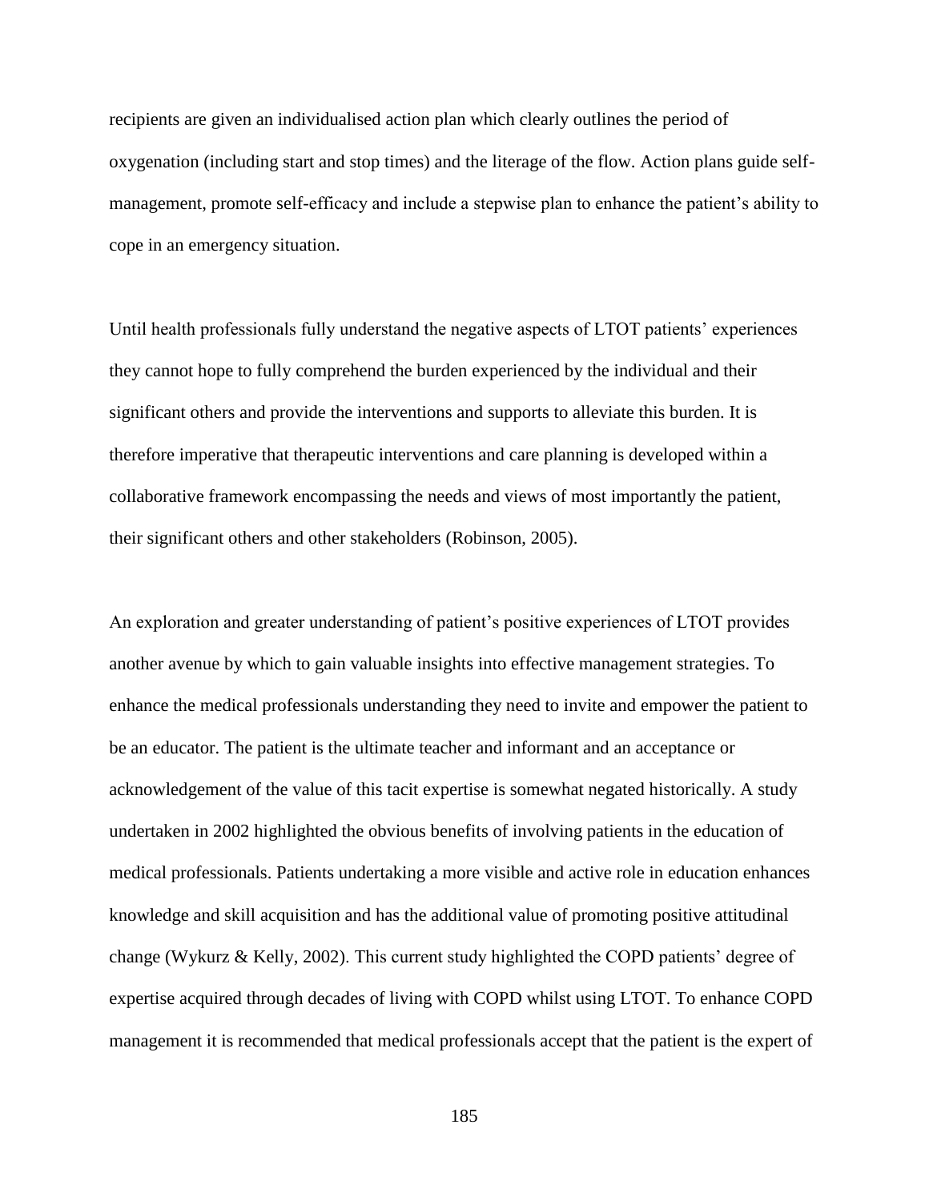recipients are given an individualised action plan which clearly outlines the period of oxygenation (including start and stop times) and the literage of the flow. Action plans guide self-management, promote self-efficacy and include a stepwise plan to enhance the patient's ability to cope in an emergency situation.

Until health professionals fully understand the negative aspects of LTOT patients' experiences they cannot hope to fully comprehend the burden experienced by the individual and their significant others and provide the interventions and supports to alleviate this burden. It is therefore imperative that therapeutic interventions and care planning is developed within a collaborative framework encompassing the needs and views of most importantly the patient, their significant others and other stakeholders (Robinson, 2005).

An exploration and greater understanding of patient's positive experiences of LTOT provides another avenue by which to gain valuable insights into effective management strategies. To enhance the medical professionals understanding they need to invite and empower the patient to be an educator. The patient is the ultimate teacher and informant and an acceptance or acknowledgement of the value of this tacit expertise is somewhat negated historically. A study undertaken in 2002 highlighted the obvious benefits of involving patients in the education of medical professionals. Patients undertaking a more visible and active role in education enhances knowledge and skill acquisition and has the additional value of promoting positive attitudinal change (Wykurz & Kelly, 2002). This current study highlighted the COPD patients' degree of expertise acquired through decades of living with COPD whilst using LTOT. To enhance COPD management it is recommended that medical professionals accept that the patient is the expert of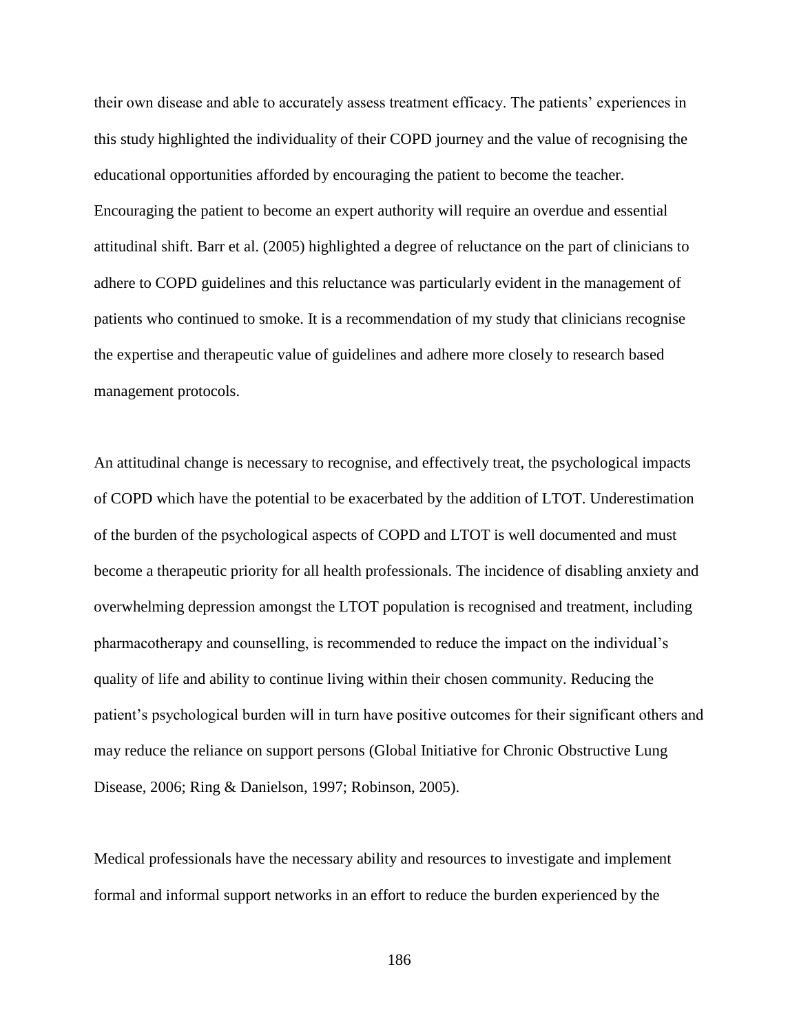their own disease and able to accurately assess treatment efficacy. The patients' experiences in this study highlighted the individuality of their COPD journey and the value of recognising the educational opportunities afforded by encouraging the patient to become the teacher. Encouraging the patient to become an expert authority will require an overdue and essential attitudinal shift. Barr et al. (2005) highlighted a degree of reluctance on the part of clinicians to adhere to COPD guidelines and this reluctance was particularly evident in the management of patients who continued to smoke. It is a recommendation of my study that clinicians recognise the expertise and therapeutic value of guidelines and adhere more closely to research based management protocols.

An attitudinal change is necessary to recognise, and effectively treat, the psychological impacts of COPD which have the potential to be exacerbated by the addition of LTOT. Underestimation of the burden of the psychological aspects of COPD and LTOT is well documented and must become a therapeutic priority for all health professionals. The incidence of disabling anxiety and overwhelming depression amongst the LTOT population is recognised and treatment, including pharmacotherapy and counselling, is recommended to reduce the impact on the individual's quality of life and ability to continue living within their chosen community. Reducing the patient's psychological burden will in turn have positive outcomes for their significant others and may reduce the reliance on support persons (Global Initiative for Chronic Obstructive Lung Disease, 2006; Ring & Danielson, 1997; Robinson, 2005).

Medical professionals have the necessary ability and resources to investigate and implement formal and informal support networks in an effort to reduce the burden experienced by the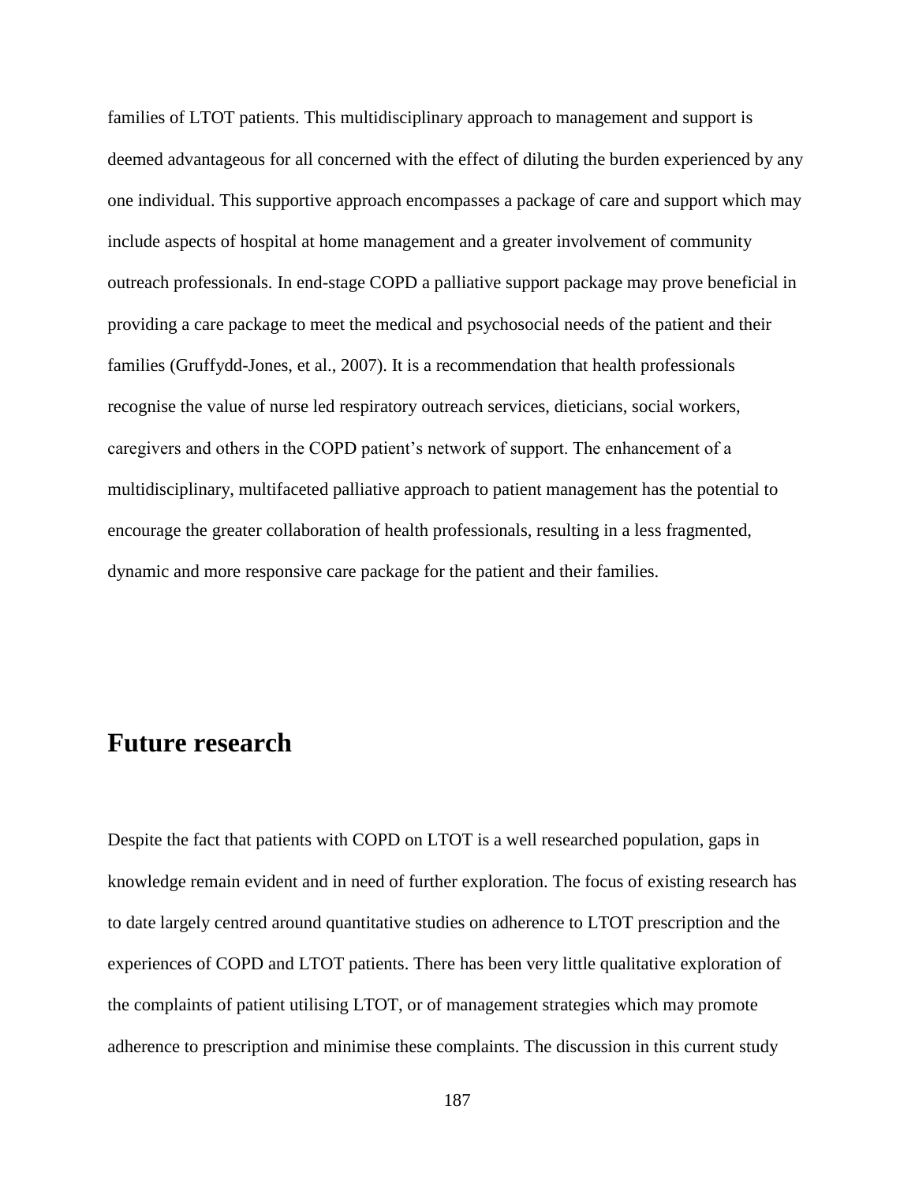families of LTOT patients. This multidisciplinary approach to management and support is deemed advantageous for all concerned with the effect of diluting the burden experienced by any one individual. This supportive approach encompasses a package of care and support which may include aspects of hospital at home management and a greater involvement of community outreach professionals. In end-stage COPD a palliative support package may prove beneficial in providing a care package to meet the medical and psychosocial needs of the patient and their families (Gruffydd-Jones, et al., 2007). It is a recommendation that health professionals recognise the value of nurse led respiratory outreach services, dieticians, social workers, caregivers and others in the COPD patient's network of support. The enhancement of a multidisciplinary, multifaceted palliative approach to patient management has the potential to encourage the greater collaboration of health professionals, resulting in a less fragmented, dynamic and more responsive care package for the patient and their families.

## Future research

Despite the fact that patients with COPD on LTOT is a well researched population, gaps in knowledge remain evident and in need of further exploration. The focus of existing research has to date largely centred around quantitative studies on adherence to LTOT prescription and the experiences of COPD and LTOT patients. There has been very little qualitative exploration of the complaints of patient utilising LTOT, or of management strategies which may promote adherence to prescription and minimise these complaints. The discussion in this current study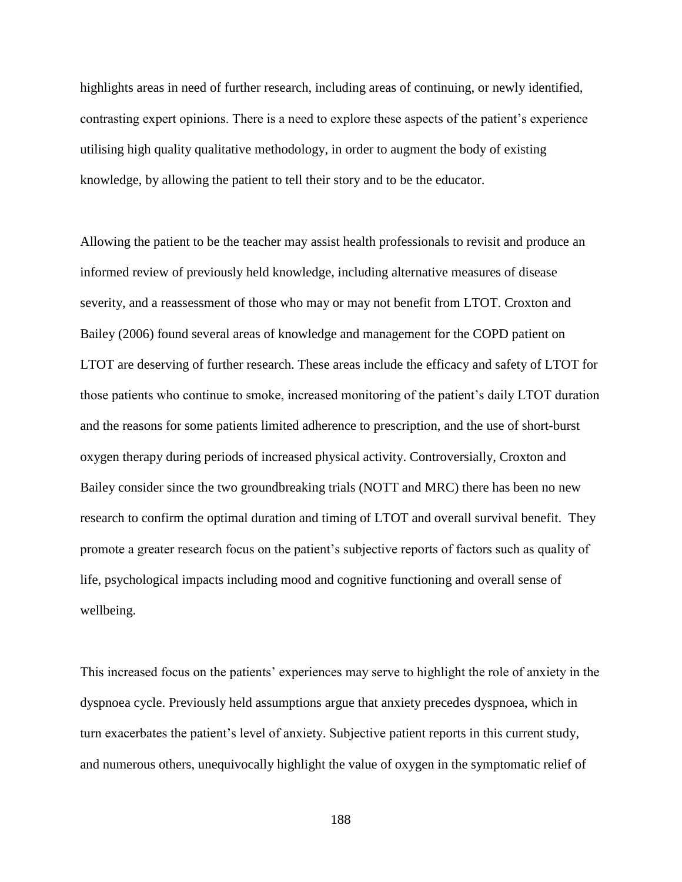highlights areas in need of further research, including areas of continuing, or newly identified, contrasting expert opinions. There is a need to explore these aspects of the patient's experience utilising high quality qualitative methodology, in order to augment the body of existing knowledge, by allowing the patient to tell their story and to be the educator.

Allowing the patient to be the teacher may assist health professionals to revisit and produce an informed review of previously held knowledge, including alternative measures of disease severity, and a reassessment of those who may or may not benefit from LTOT. Croxton and Bailey (2006) found several areas of knowledge and management for the COPD patient on LTOT are deserving of further research. These areas include the efficacy and safety of LTOT for those patients who continue to smoke, increased monitoring of the patient's daily LTOT duration and the reasons for some patients limited adherence to prescription, and the use of short-burst oxygen therapy during periods of increased physical activity. Controversially, Croxton and Bailey consider since the two groundbreaking trials (NOTT and MRC) there has been no new research to confirm the optimal duration and timing of LTOT and overall survival benefit. They promote a greater research focus on the patient's subjective reports of factors such as quality of life, psychological impacts including mood and cognitive functioning and overall sense of wellbeing.

This increased focus on the patients' experiences may serve to highlight the role of anxiety in the dyspnoea cycle. Previously held assumptions argue that anxiety precedes dyspnoea, which in turn exacerbates the patient's level of anxiety. Subjective patient reports in this current study, and numerous others, unequivocally highlight the value of oxygen in the symptomatic relief of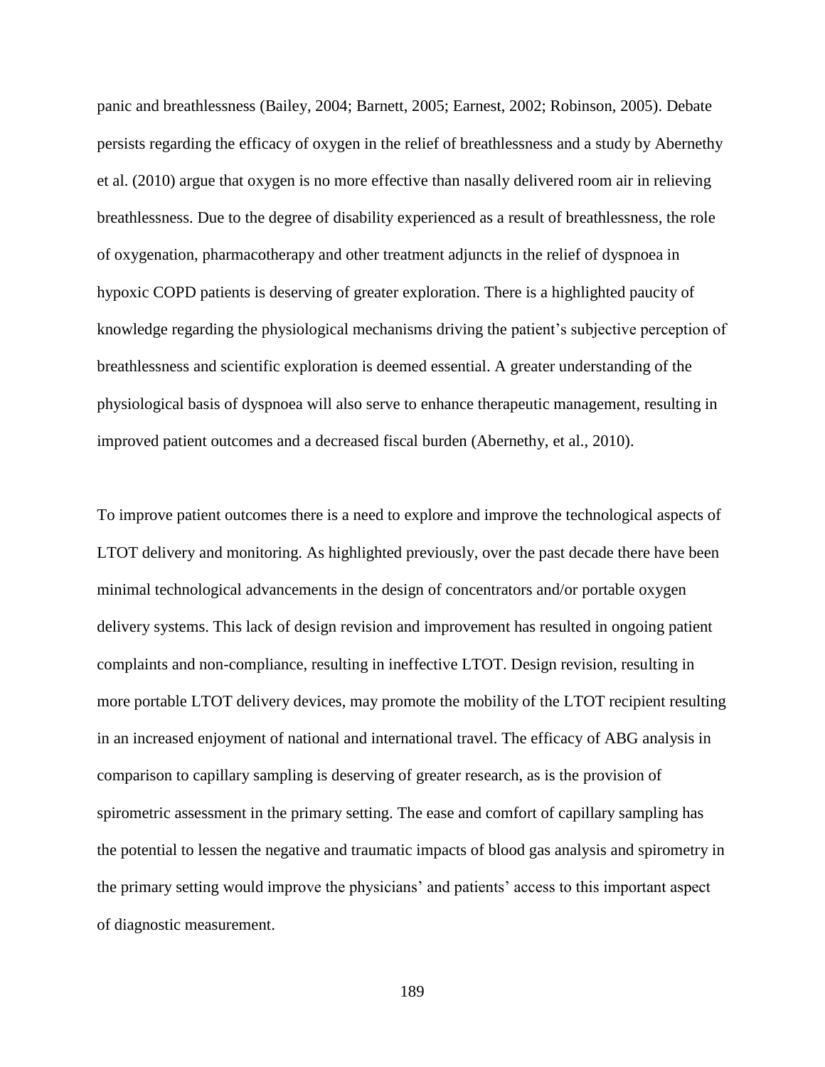panic and breathlessness (Bailey, 2004; Barnett, 2005; Earnest, 2002; Robinson, 2005). Debate persists regarding the efficacy of oxygen in the relief of breathlessness and a study by Abernethy et al. (2010) argue that oxygen is no more effective than nasally delivered room air in relieving breathlessness. Due to the degree of disability experienced as a result of breathlessness, the role of oxygenation, pharmacotherapy and other treatment adjuncts in the relief of dyspnoea in hypoxic COPD patients is deserving of greater exploration. There is a highlighted paucity of knowledge regarding the physiological mechanisms driving the patient's subjective perception of breathlessness and scientific exploration is deemed essential. A greater understanding of the physiological basis of dyspnoea will also serve to enhance therapeutic management, resulting in improved patient outcomes and a decreased fiscal burden (Abernethy, et al., 2010).

To improve patient outcomes there is a need to explore and improve the technological aspects of LTOT delivery and monitoring. As highlighted previously, over the past decade there have been minimal technological advancements in the design of concentrators and/or portable oxygen delivery systems. This lack of design revision and improvement has resulted in ongoing patient complaints and non-compliance, resulting in ineffective LTOT. Design revision, resulting in more portable LTOT delivery devices, may promote the mobility of the LTOT recipient resulting in an increased enjoyment of national and international travel. The efficacy of ABG analysis in comparison to capillary sampling is deserving of greater research, as is the provision of spirometric assessment in the primary setting. The ease and comfort of capillary sampling has the potential to lessen the negative and traumatic impacts of blood gas analysis and spirometry in the primary setting would improve the physicians' and patients' access to this important aspect of diagnostic measurement.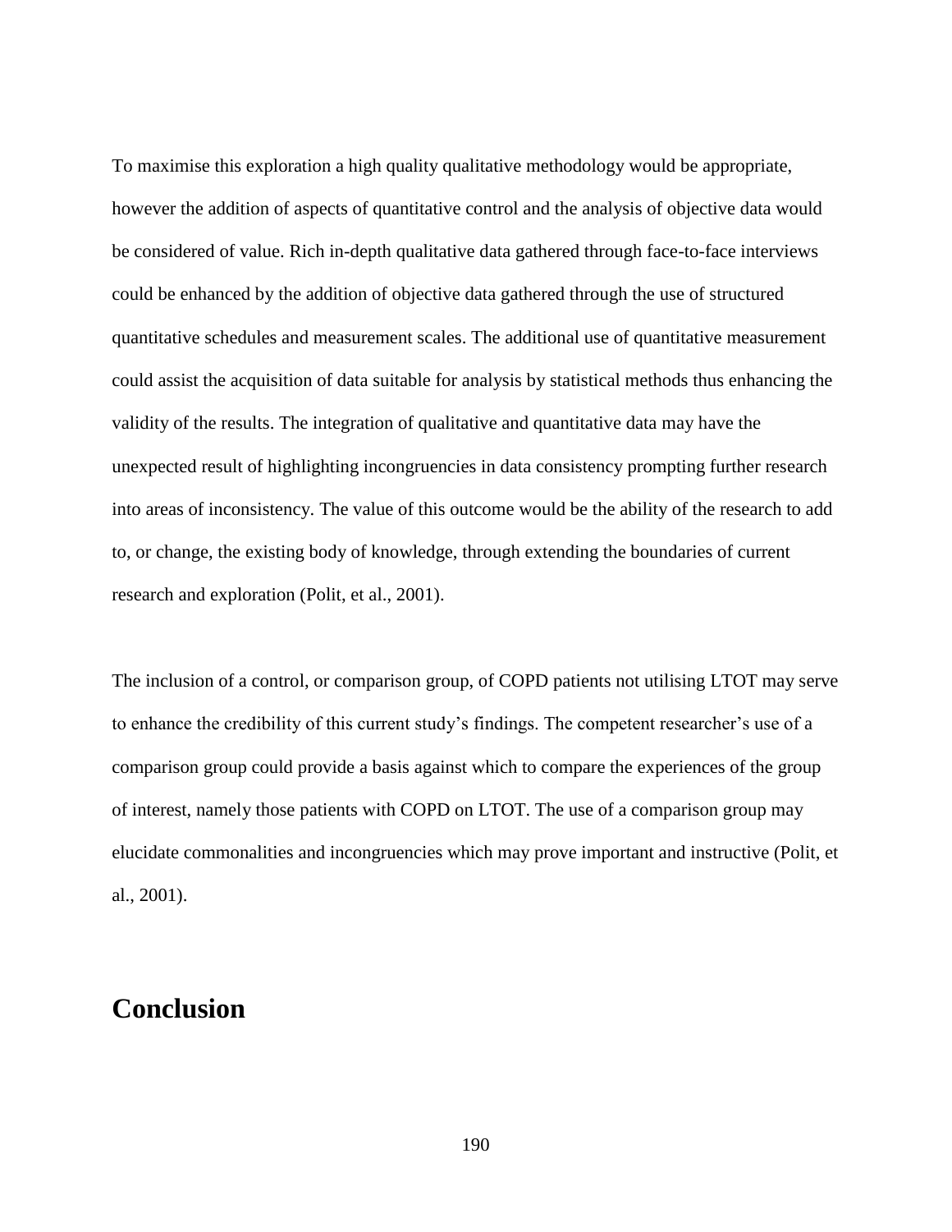To maximise this exploration a high quality qualitative methodology would be appropriate, however the addition of aspects of quantitative control and the analysis of objective data would be considered of value. Rich in-depth qualitative data gathered through face-to-face interviews could be enhanced by the addition of objective data gathered through the use of structured quantitative schedules and measurement scales. The additional use of quantitative measurement could assist the acquisition of data suitable for analysis by statistical methods thus enhancing the validity of the results. The integration of qualitative and quantitative data may have the unexpected result of highlighting incongruencies in data consistency prompting further research into areas of inconsistency. The value of this outcome would be the ability of the research to add to, or change, the existing body of knowledge, through extending the boundaries of current research and exploration (Polit, et al., 2001).

The inclusion of a control, or comparison group, of COPD patients not utilising LTOT may serve to enhance the credibility of this current study's findings. The competent researcher's use of a comparison group could provide a basis against which to compare the experiences of the group of interest, namely those patients with COPD on LTOT. The use of a comparison group may elucidate commonalities and incongruencies which may prove important and instructive (Polit, et al., 2001).

# Conclusion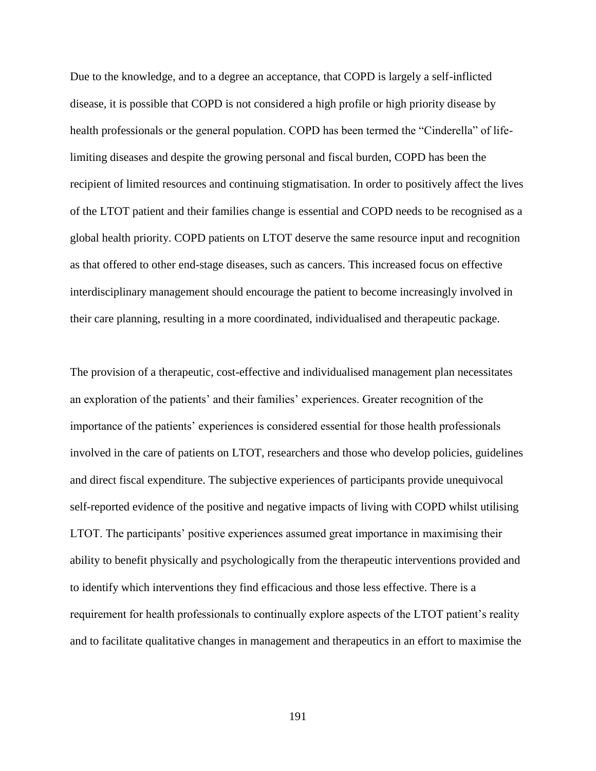Due to the knowledge, and to a degree an acceptance, that COPD is largely a self-inflicted disease, it is possible that COPD is not considered a high profile or high priority disease by health professionals or the general population. COPD has been termed the "Cinderella" of life-limiting diseases and despite the growing personal and fiscal burden, COPD has been the recipient of limited resources and continuing stigmatisation. In order to positively affect the lives of the LTOT patient and their families change is essential and COPD needs to be recognised as a global health priority. COPD patients on LTOT deserve the same resource input and recognition as that offered to other end-stage diseases, such as cancers. This increased focus on effective interdisciplinary management should encourage the patient to become increasingly involved in their care planning, resulting in a more coordinated, individualised and therapeutic package.

The provision of a therapeutic, cost-effective and individualised management plan necessitates an exploration of the patients' and their families' experiences. Greater recognition of the importance of the patients' experiences is considered essential for those health professionals involved in the care of patients on LTOT, researchers and those who develop policies, guidelines and direct fiscal expenditure. The subjective experiences of participants provide unequivocal self-reported evidence of the positive and negative impacts of living with COPD whilst utilising LTOT. The participants' positive experiences assumed great importance in maximising their ability to benefit physically and psychologically from the therapeutic interventions provided and to identify which interventions they find efficacious and those less effective. There is a requirement for health professionals to continually explore aspects of the LTOT patient's reality and to facilitate qualitative changes in management and therapeutics in an effort to maximise the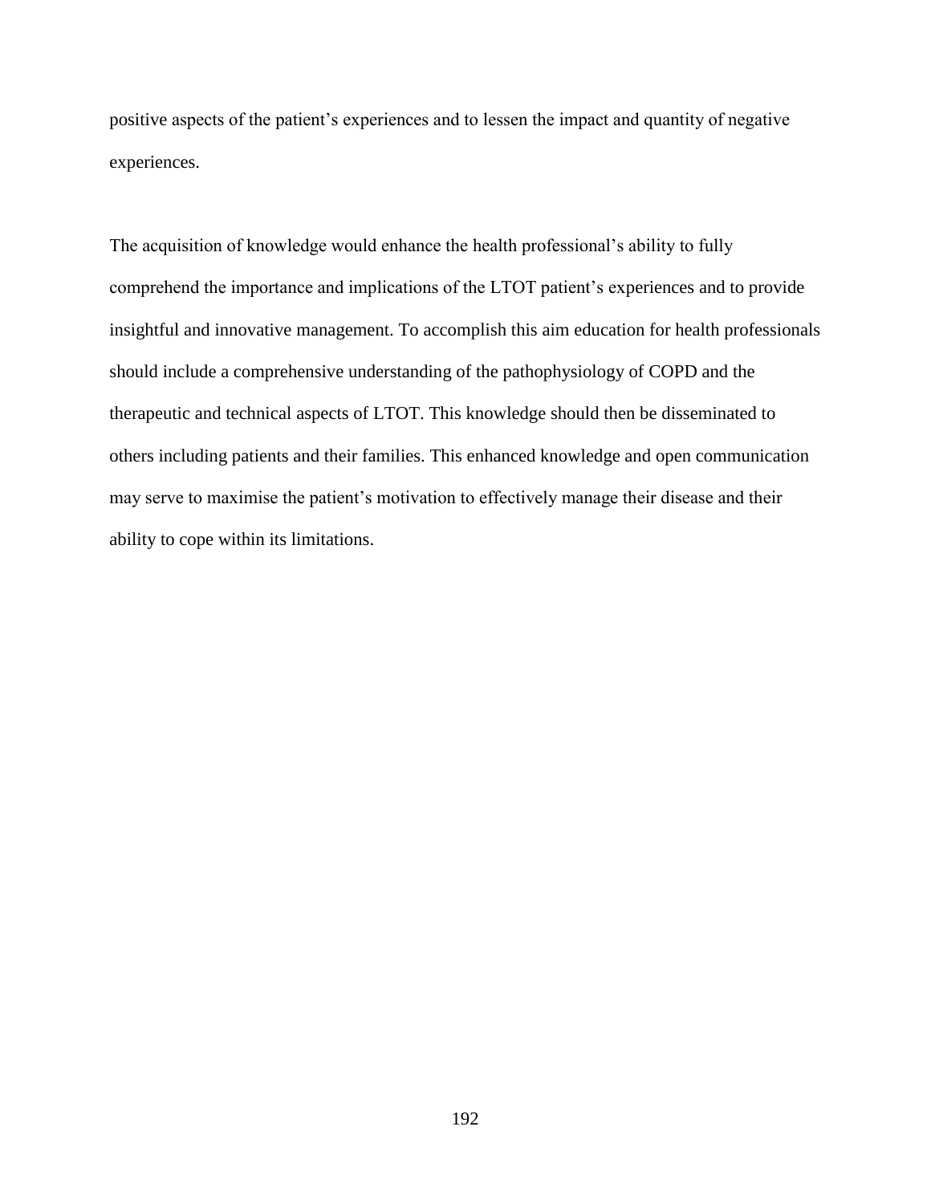positive aspects of the patient's experiences and to lessen the impact and quantity of negative experiences.

The acquisition of knowledge would enhance the health professional's ability to fully comprehend the importance and implications of the LTOT patient's experiences and to provide insightful and innovative management. To accomplish this aim education for health professionals should include a comprehensive understanding of the pathophysiology of COPD and the therapeutic and technical aspects of LTOT. This knowledge should then be disseminated to others including patients and their families. This enhanced knowledge and open communication may serve to maximise the patient's motivation to effectively manage their disease and their ability to cope within its limitations.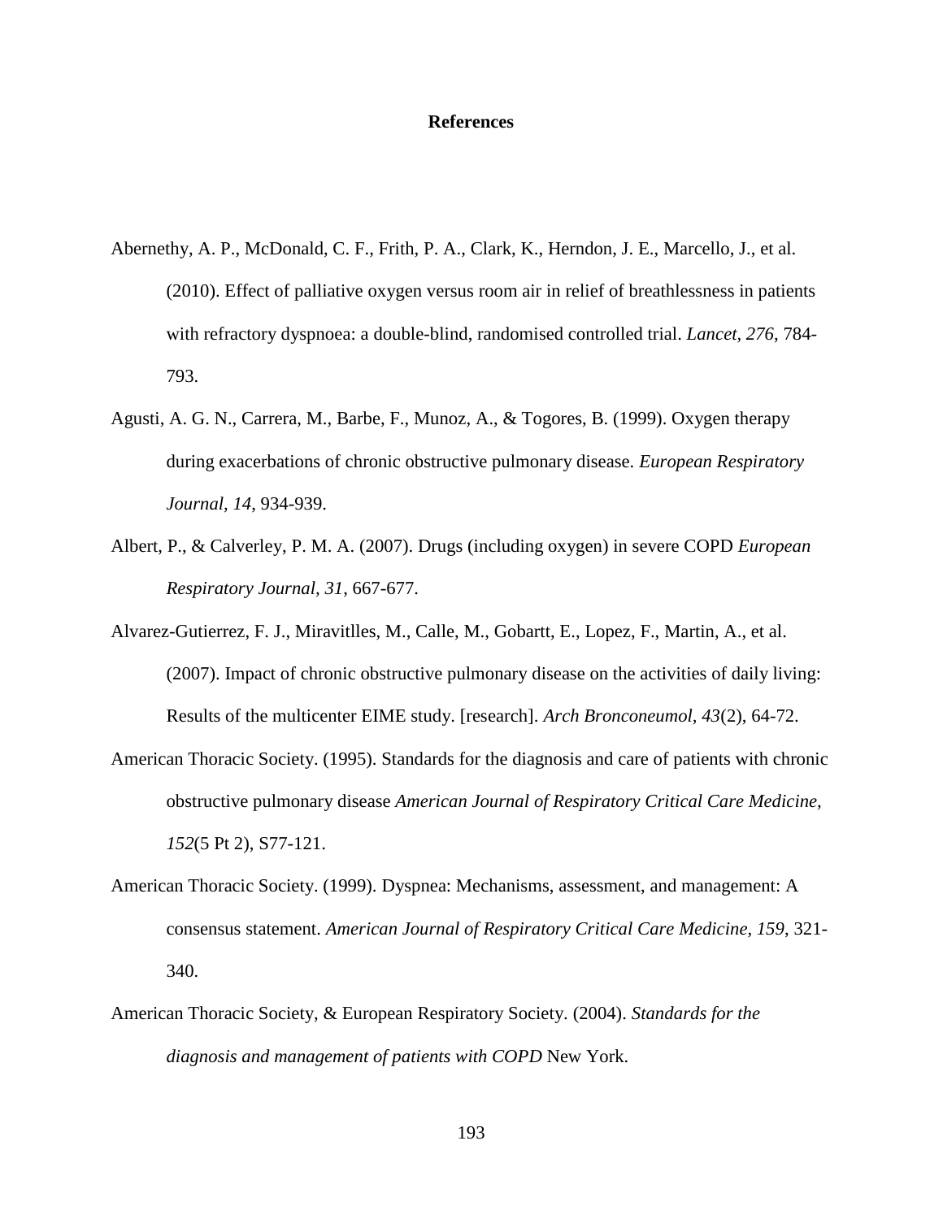# References

Abernethy, A. P., McDonald, C. F., Frith, P. A., Clark, K., Herndon, J. E., Marcello, J., et al. (2010). Effect of palliative oxygen versus room air in relief of breathlessness in patients with refractory dyspnoea: a double-blind, randomised controlled trial. *Lancet, 276*, 784-793.

Agusti, A. G. N., Carrera, M., Barbe, F., Munoz, A., & Togores, B. (1999). Oxygen therapy during exacerbations of chronic obstructive pulmonary disease. *European Respiratory Journal, 14*, 934-939.

Albert, P., & Calverley, P. M. A. (2007). Drugs (including oxygen) in severe COPD *European Respiratory Journal, 31*, 667-677.

Alvarez-Gutierrez, F. J., Miravitlles, M., Calle, M., Gobartt, E., Lopez, F., Martin, A., et al. (2007). Impact of chronic obstructive pulmonary disease on the activities of daily living: Results of the multicenter EIME study. [research]. *Arch Bronconeumol, 43*(2), 64-72.

American Thoracic Society. (1995). Standards for the diagnosis and care of patients with chronic obstructive pulmonary disease *American Journal of Respiratory Critical Care Medicine, 152*(5 Pt 2), S77-121.

American Thoracic Society. (1999). Dyspnea: Mechanisms, assessment, and management: A consensus statement. *American Journal of Respiratory Critical Care Medicine, 159*, 321-340.

American Thoracic Society, & European Respiratory Society. (2004). *Standards for the diagnosis and management of patients with COPD* New York.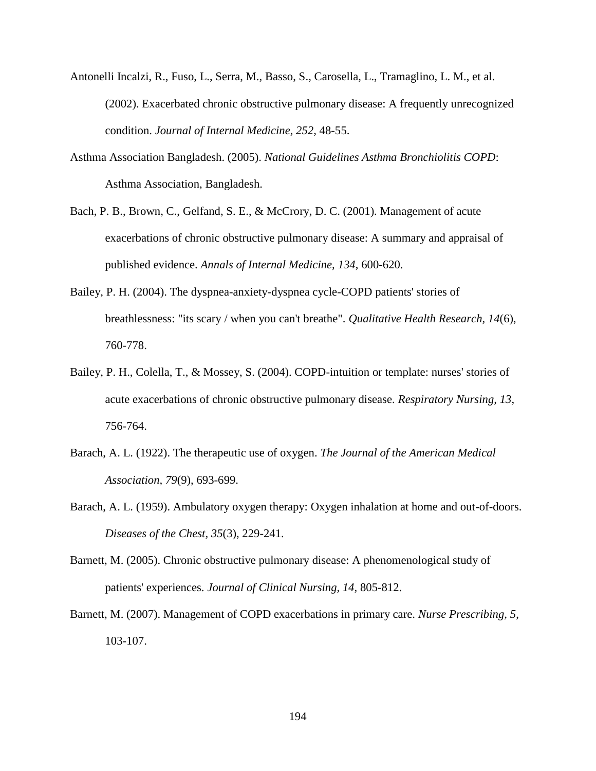Antonelli Incalzi, R., Fuso, L., Serra, M., Basso, S., Carosella, L., Tramaglino, L. M., et al. (2002). Exacerbated chronic obstructive pulmonary disease: A frequently unrecognized condition. *Journal of Internal Medicine, 252*, 48-55.

Asthma Association Bangladesh. (2005). *National Guidelines Asthma Bronchiolitis COPD*: Asthma Association, Bangladesh.

Bach, P. B., Brown, C., Gelfand, S. E., & McCrory, D. C. (2001). Management of acute exacerbations of chronic obstructive pulmonary disease: A summary and appraisal of published evidence. *Annals of Internal Medicine, 134*, 600-620.

Bailey, P. H. (2004). The dyspnea-anxiety-dyspnea cycle-COPD patients' stories of breathlessness: "its scary / when you can't breathe". *Qualitative Health Research, 14*(6), 760-778.

Bailey, P. H., Colella, T., & Mossey, S. (2004). COPD-intuition or template: nurses' stories of acute exacerbations of chronic obstructive pulmonary disease. *Respiratory Nursing, 13*, 756-764.

Barach, A. L. (1922). The therapeutic use of oxygen. *The Journal of the American Medical Association, 79*(9), 693-699.

Barach, A. L. (1959). Ambulatory oxygen therapy: Oxygen inhalation at home and out-of-doors. *Diseases of the Chest, 35*(3), 229-241.

Barnett, M. (2005). Chronic obstructive pulmonary disease: A phenomenological study of patients' experiences. *Journal of Clinical Nursing, 14*, 805-812.

Barnett, M. (2007). Management of COPD exacerbations in primary care. *Nurse Prescribing, 5*, 103-107.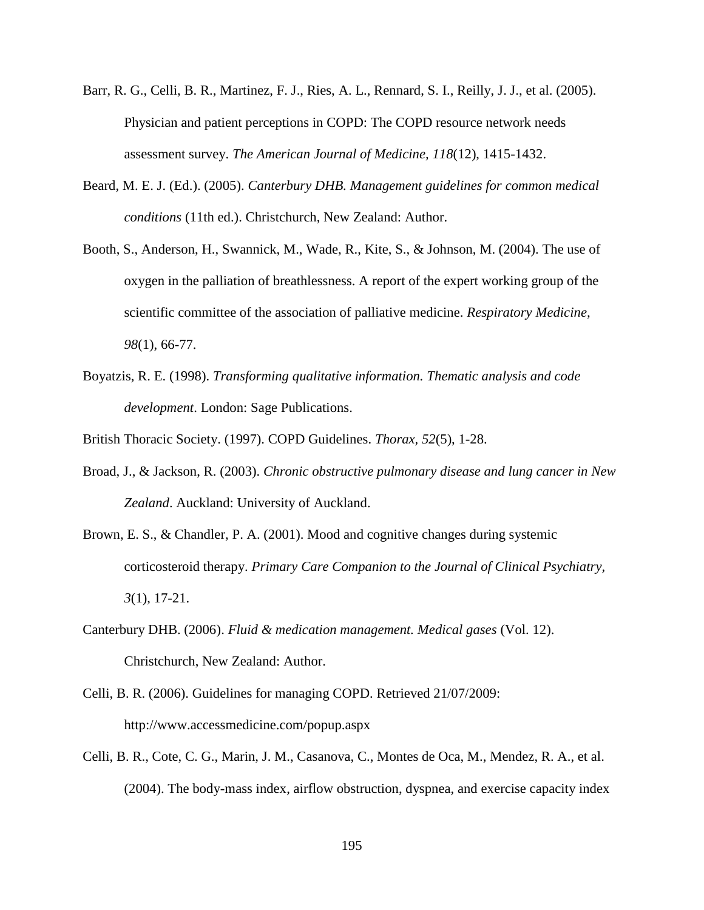Barr, R. G., Celli, B. R., Martinez, F. J., Ries, A. L., Rennard, S. I., Reilly, J. J., et al. (2005). Physician and patient perceptions in COPD: The COPD resource network needs assessment survey. *The American Journal of Medicine, 118*(12), 1415-1432.

Beard, M. E. J. (Ed.). (2005). *Canterbury DHB. Management guidelines for common medical conditions* (11th ed.). Christchurch, New Zealand: Author.

Booth, S., Anderson, H., Swannick, M., Wade, R., Kite, S., & Johnson, M. (2004). The use of oxygen in the palliation of breathlessness. A report of the expert working group of the scientific committee of the association of palliative medicine. *Respiratory Medicine, 98*(1), 66-77.

Boyatzis, R. E. (1998). *Transforming qualitative information. Thematic analysis and code development*. London: Sage Publications.

British Thoracic Society. (1997). COPD Guidelines. *Thorax, 52*(5), 1-28.

Broad, J., & Jackson, R. (2003). *Chronic obstructive pulmonary disease and lung cancer in New Zealand*. Auckland: University of Auckland.

Brown, E. S., & Chandler, P. A. (2001). Mood and cognitive changes during systemic corticosteroid therapy. *Primary Care Companion to the Journal of Clinical Psychiatry, 3*(1), 17-21.

Canterbury DHB. (2006). *Fluid & medication management. Medical gases* (Vol. 12). Christchurch, New Zealand: Author.

Celli, B. R. (2006). Guidelines for managing COPD. Retrieved 21/07/2009: http://www.accessmedicine.com/popup.aspx

Celli, B. R., Cote, C. G., Marin, J. M., Casanova, C., Montes de Oca, M., Mendez, R. A., et al. (2004). The body-mass index, airflow obstruction, dyspnea, and exercise capacity index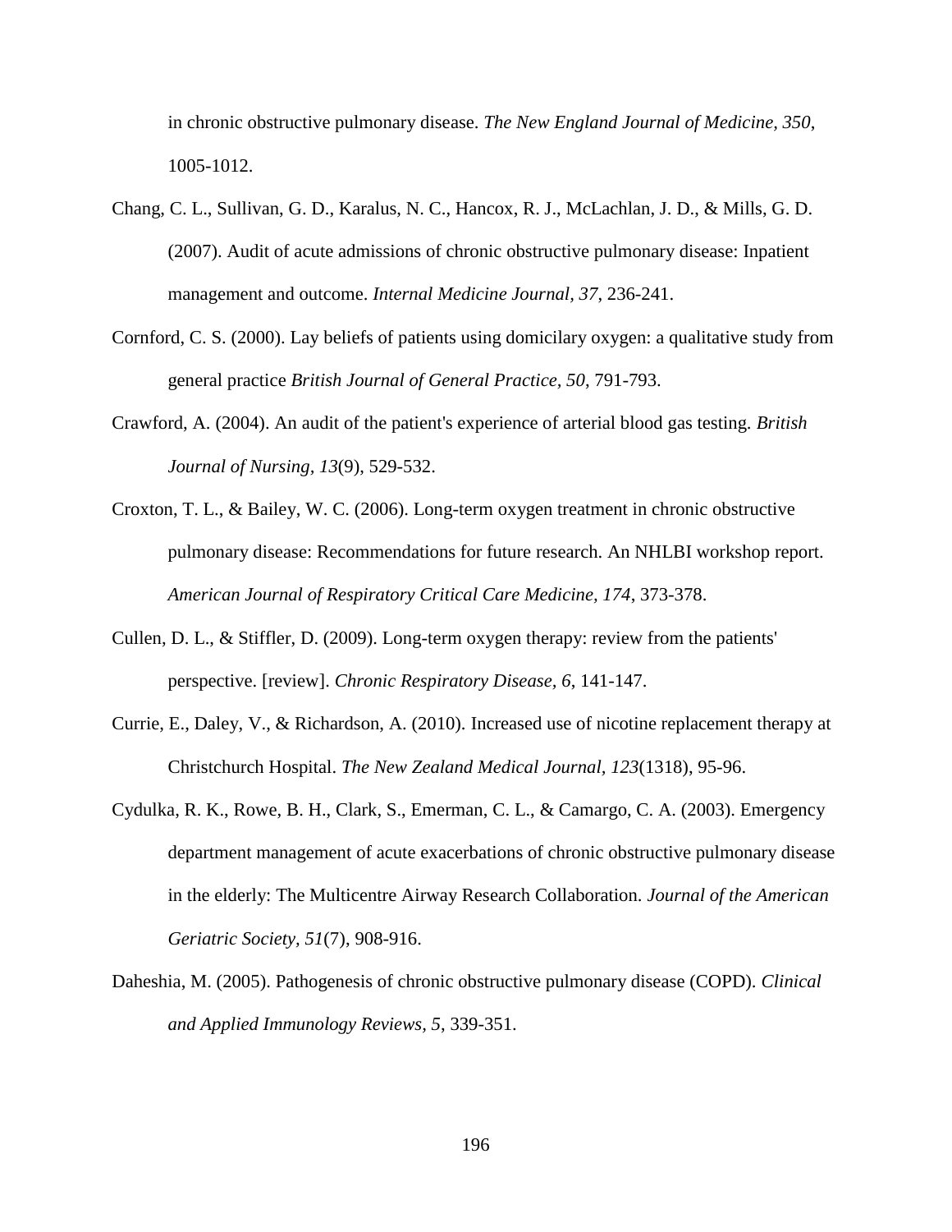in chronic obstructive pulmonary disease. *The New England Journal of Medicine, 350*, 1005-1012.

Chang, C. L., Sullivan, G. D., Karalus, N. C., Hancox, R. J., McLachlan, J. D., & Mills, G. D. (2007). Audit of acute admissions of chronic obstructive pulmonary disease: Inpatient management and outcome. *Internal Medicine Journal, 37*, 236-241.

Cornford, C. S. (2000). Lay beliefs of patients using domicilary oxygen: a qualitative study from general practice *British Journal of General Practice, 50*, 791-793.

Crawford, A. (2004). An audit of the patient's experience of arterial blood gas testing. *British Journal of Nursing, 13*(9), 529-532.

Croxton, T. L., & Bailey, W. C. (2006). Long-term oxygen treatment in chronic obstructive pulmonary disease: Recommendations for future research. An NHLBI workshop report. *American Journal of Respiratory Critical Care Medicine, 174*, 373-378.

Cullen, D. L., & Stiffler, D. (2009). Long-term oxygen therapy: review from the patients' perspective. [review]. *Chronic Respiratory Disease, 6*, 141-147.

Currie, E., Daley, V., & Richardson, A. (2010). Increased use of nicotine replacement therapy at Christchurch Hospital. *The New Zealand Medical Journal, 123*(1318), 95-96.

Cydulka, R. K., Rowe, B. H., Clark, S., Emerman, C. L., & Camargo, C. A. (2003). Emergency department management of acute exacerbations of chronic obstructive pulmonary disease in the elderly: The Multicentre Airway Research Collaboration. *Journal of the American Geriatric Society, 51*(7), 908-916.

Daheshia, M. (2005). Pathogenesis of chronic obstructive pulmonary disease (COPD). *Clinical and Applied Immunology Reviews, 5*, 339-351.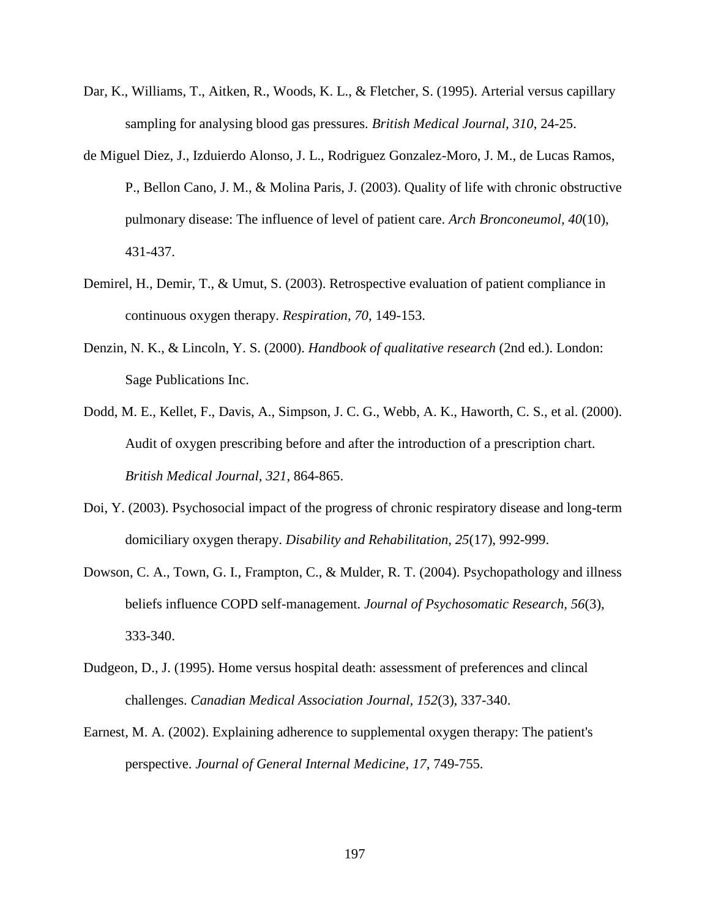Dar, K., Williams, T., Aitken, R., Woods, K. L., & Fletcher, S. (1995). Arterial versus capillary sampling for analysing blood gas pressures. *British Medical Journal, 310*, 24-25.

de Miguel Diez, J., Izduierdo Alonso, J. L., Rodriguez Gonzalez-Moro, J. M., de Lucas Ramos, P., Bellon Cano, J. M., & Molina Paris, J. (2003). Quality of life with chronic obstructive pulmonary disease: The influence of level of patient care. *Arch Bronconeumol, 40*(10), 431-437.

Demirel, H., Demir, T., & Umut, S. (2003). Retrospective evaluation of patient compliance in continuous oxygen therapy. *Respiration, 70*, 149-153.

Denzin, N. K., & Lincoln, Y. S. (2000). *Handbook of qualitative research* (2nd ed.). London: Sage Publications Inc.

Dodd, M. E., Kellet, F., Davis, A., Simpson, J. C. G., Webb, A. K., Haworth, C. S., et al. (2000). Audit of oxygen prescribing before and after the introduction of a prescription chart. *British Medical Journal, 321*, 864-865.

Doi, Y. (2003). Psychosocial impact of the progress of chronic respiratory disease and long-term domiciliary oxygen therapy. *Disability and Rehabilitation, 25*(17), 992-999.

Dowson, C. A., Town, G. I., Frampton, C., & Mulder, R. T. (2004). Psychopathology and illness beliefs influence COPD self-management. *Journal of Psychosomatic Research, 56*(3), 333-340.

Dudgeon, D., J. (1995). Home versus hospital death: assessment of preferences and clincal challenges. *Canadian Medical Association Journal, 152*(3), 337-340.

Earnest, M. A. (2002). Explaining adherence to supplemental oxygen therapy: The patient's perspective. *Journal of General Internal Medicine, 17*, 749-755.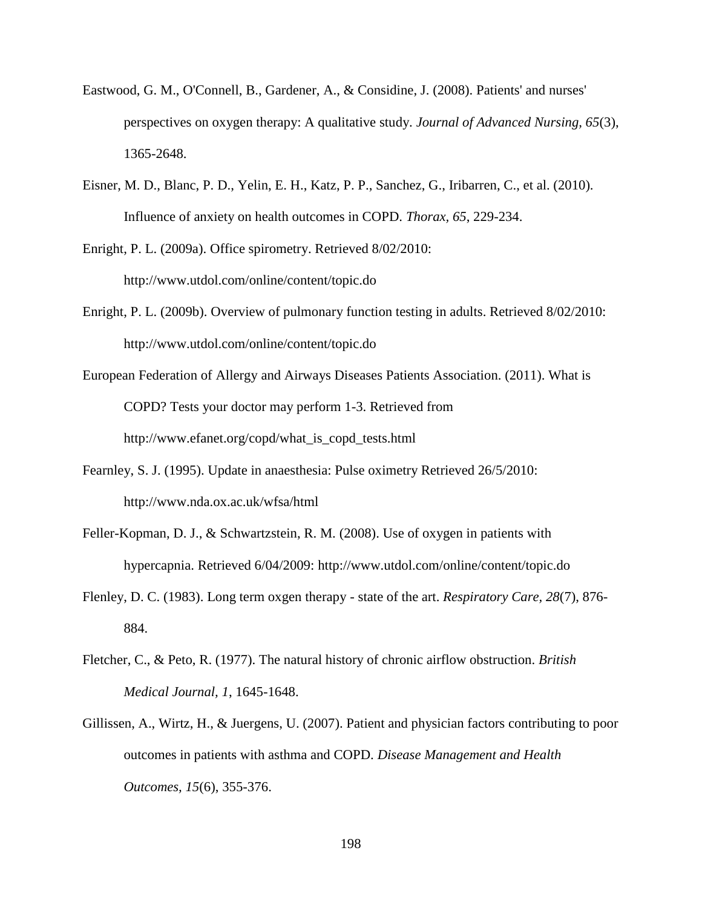Eastwood, G. M., O'Connell, B., Gardener, A., & Considine, J. (2008). Patients' and nurses' perspectives on oxygen therapy: A qualitative study. *Journal of Advanced Nursing, 65*(3), 1365-2648.

Eisner, M. D., Blanc, P. D., Yelin, E. H., Katz, P. P., Sanchez, G., Iribarren, C., et al. (2010). Influence of anxiety on health outcomes in COPD. *Thorax, 65*, 229-234.

Enright, P. L. (2009a). Office spirometry. Retrieved 8/02/2010: http://www.utdol.com/online/content/topic.do

Enright, P. L. (2009b). Overview of pulmonary function testing in adults. Retrieved 8/02/2010: http://www.utdol.com/online/content/topic.do

European Federation of Allergy and Airways Diseases Patients Association. (2011). What is COPD? Tests your doctor may perform 1-3. Retrieved from http://www.efanet.org/copd/what_is_copd_tests.html

Fearnley, S. J. (1995). Update in anaesthesia: Pulse oximetry Retrieved 26/5/2010: http://www.nda.ox.ac.uk/wfsa/html

Feller-Kopman, D. J., & Schwartzstein, R. M. (2008). Use of oxygen in patients with hypercapnia. Retrieved 6/04/2009: http://www.utdol.com/online/content/topic.do

Flenley, D. C. (1983). Long term oxgen therapy - state of the art. *Respiratory Care, 28*(7), 876-884.

Fletcher, C., & Peto, R. (1977). The natural history of chronic airflow obstruction. *British Medical Journal, 1*, 1645-1648.

Gillissen, A., Wirtz, H., & Juergens, U. (2007). Patient and physician factors contributing to poor outcomes in patients with asthma and COPD. *Disease Management and Health Outcomes, 15*(6), 355-376.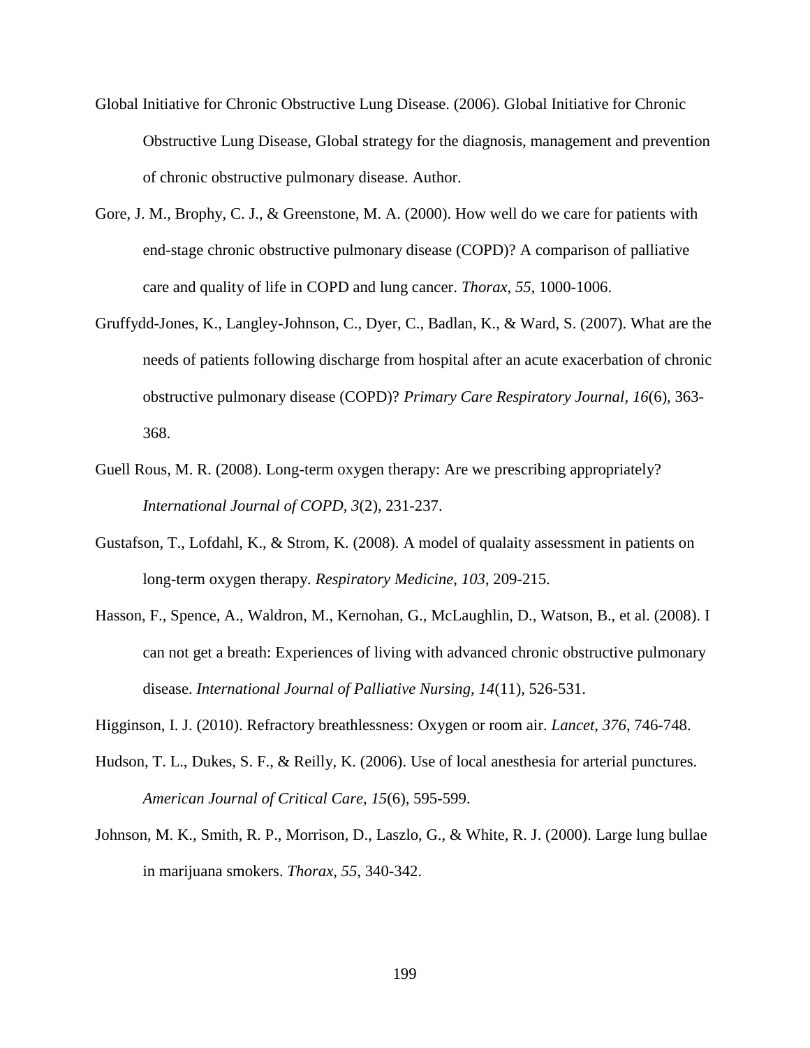Global Initiative for Chronic Obstructive Lung Disease. (2006). Global Initiative for Chronic Obstructive Lung Disease, Global strategy for the diagnosis, management and prevention of chronic obstructive pulmonary disease. Author.

Gore, J. M., Brophy, C. J., & Greenstone, M. A. (2000). How well do we care for patients with end-stage chronic obstructive pulmonary disease (COPD)? A comparison of palliative care and quality of life in COPD and lung cancer. *Thorax, 55*, 1000-1006.

Gruffydd-Jones, K., Langley-Johnson, C., Dyer, C., Badlan, K., & Ward, S. (2007). What are the needs of patients following discharge from hospital after an acute exacerbation of chronic obstructive pulmonary disease (COPD)? *Primary Care Respiratory Journal, 16*(6), 363-368.

Guell Rous, M. R. (2008). Long-term oxygen therapy: Are we prescribing appropriately? *International Journal of COPD, 3*(2), 231-237.

Gustafson, T., Lofdahl, K., & Strom, K. (2008). A model of qualaity assessment in patients on long-term oxygen therapy. *Respiratory Medicine, 103*, 209-215.

Hasson, F., Spence, A., Waldron, M., Kernohan, G., McLaughlin, D., Watson, B., et al. (2008). I can not get a breath: Experiences of living with advanced chronic obstructive pulmonary disease. *International Journal of Palliative Nursing, 14*(11), 526-531.

Higginson, I. J. (2010). Refractory breathlessness: Oxygen or room air. *Lancet, 376*, 746-748.

Hudson, T. L., Dukes, S. F., & Reilly, K. (2006). Use of local anesthesia for arterial punctures. *American Journal of Critical Care, 15*(6), 595-599.

Johnson, M. K., Smith, R. P., Morrison, D., Laszlo, G., & White, R. J. (2000). Large lung bullae in marijuana smokers. *Thorax, 55*, 340-342.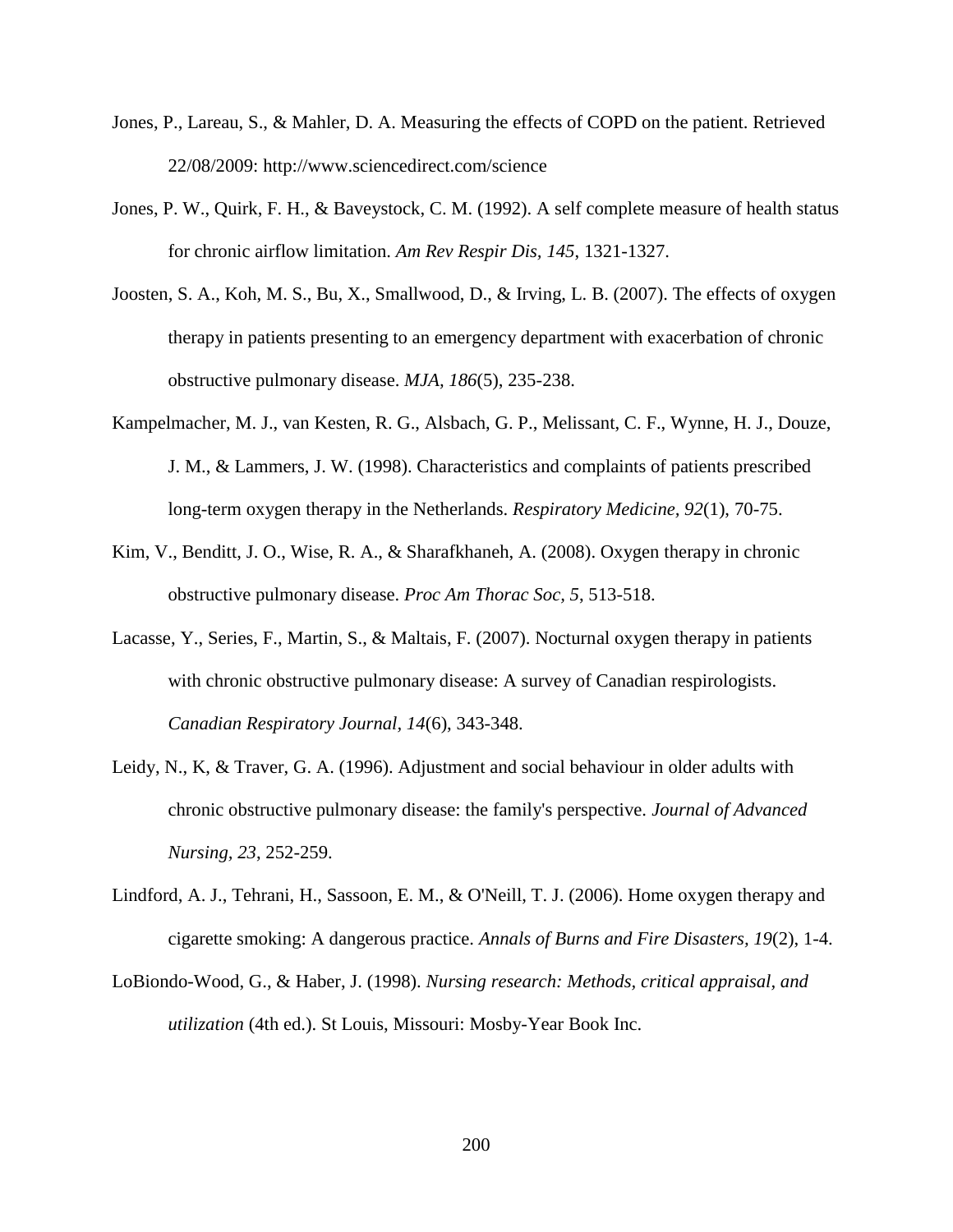Jones, P., Lareau, S., & Mahler, D. A. Measuring the effects of COPD on the patient. Retrieved 22/08/2009: http://www.sciencedirect.com/science

Jones, P. W., Quirk, F. H., & Baveystock, C. M. (1992). A self complete measure of health status for chronic airflow limitation. *Am Rev Respir Dis, 145*, 1321-1327.

Joosten, S. A., Koh, M. S., Bu, X., Smallwood, D., & Irving, L. B. (2007). The effects of oxygen therapy in patients presenting to an emergency department with exacerbation of chronic obstructive pulmonary disease. *MJA, 186*(5), 235-238.

Kampelmacher, M. J., van Kesten, R. G., Alsbach, G. P., Melissant, C. F., Wynne, H. J., Douze, J. M., & Lammers, J. W. (1998). Characteristics and complaints of patients prescribed long-term oxygen therapy in the Netherlands. *Respiratory Medicine, 92*(1), 70-75.

Kim, V., Benditt, J. O., Wise, R. A., & Sharafkhaneh, A. (2008). Oxygen therapy in chronic obstructive pulmonary disease. *Proc Am Thorac Soc, 5*, 513-518.

Lacasse, Y., Series, F., Martin, S., & Maltais, F. (2007). Nocturnal oxygen therapy in patients with chronic obstructive pulmonary disease: A survey of Canadian respirologists. *Canadian Respiratory Journal, 14*(6), 343-348.

Leidy, N., K, & Traver, G. A. (1996). Adjustment and social behaviour in older adults with chronic obstructive pulmonary disease: the family's perspective. *Journal of Advanced Nursing, 23*, 252-259.

Lindford, A. J., Tehrani, H., Sassoon, E. M., & O'Neill, T. J. (2006). Home oxygen therapy and cigarette smoking: A dangerous practice. *Annals of Burns and Fire Disasters, 19*(2), 1-4.

LoBiondo-Wood, G., & Haber, J. (1998). *Nursing research: Methods, critical appraisal, and utilization* (4th ed.). St Louis, Missouri: Mosby-Year Book Inc.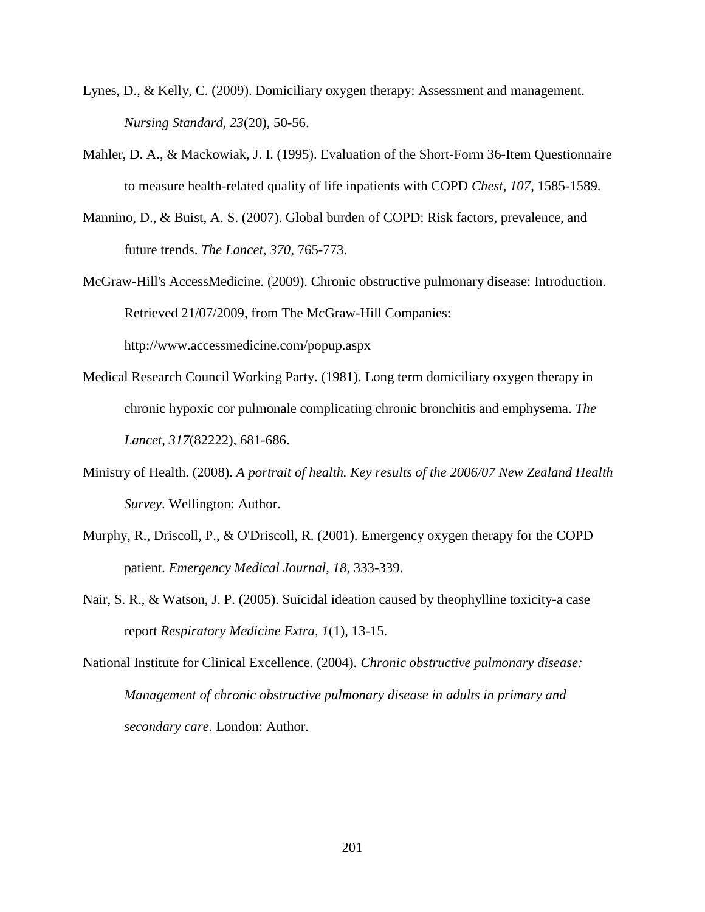Lynes, D., & Kelly, C. (2009). Domiciliary oxygen therapy: Assessment and management. *Nursing Standard, 23*(20), 50-56.

Mahler, D. A., & Mackowiak, J. I. (1995). Evaluation of the Short-Form 36-Item Questionnaire to measure health-related quality of life inpatients with COPD *Chest, 107*, 1585-1589.

Mannino, D., & Buist, A. S. (2007). Global burden of COPD: Risk factors, prevalence, and future trends. *The Lancet, 370*, 765-773.

McGraw-Hill's AccessMedicine. (2009). Chronic obstructive pulmonary disease: Introduction. Retrieved 21/07/2009, from The McGraw-Hill Companies: http://www.accessmedicine.com/popup.aspx

Medical Research Council Working Party. (1981). Long term domiciliary oxygen therapy in chronic hypoxic cor pulmonale complicating chronic bronchitis and emphysema. *The Lancet, 317*(82222), 681-686.

Ministry of Health. (2008). *A portrait of health. Key results of the 2006/07 New Zealand Health Survey*. Wellington: Author.

Murphy, R., Driscoll, P., & O'Driscoll, R. (2001). Emergency oxygen therapy for the COPD patient. *Emergency Medical Journal, 18*, 333-339.

Nair, S. R., & Watson, J. P. (2005). Suicidal ideation caused by theophylline toxicity-a case report *Respiratory Medicine Extra, 1*(1), 13-15.

National Institute for Clinical Excellence. (2004). *Chronic obstructive pulmonary disease: Management of chronic obstructive pulmonary disease in adults in primary and secondary care*. London: Author.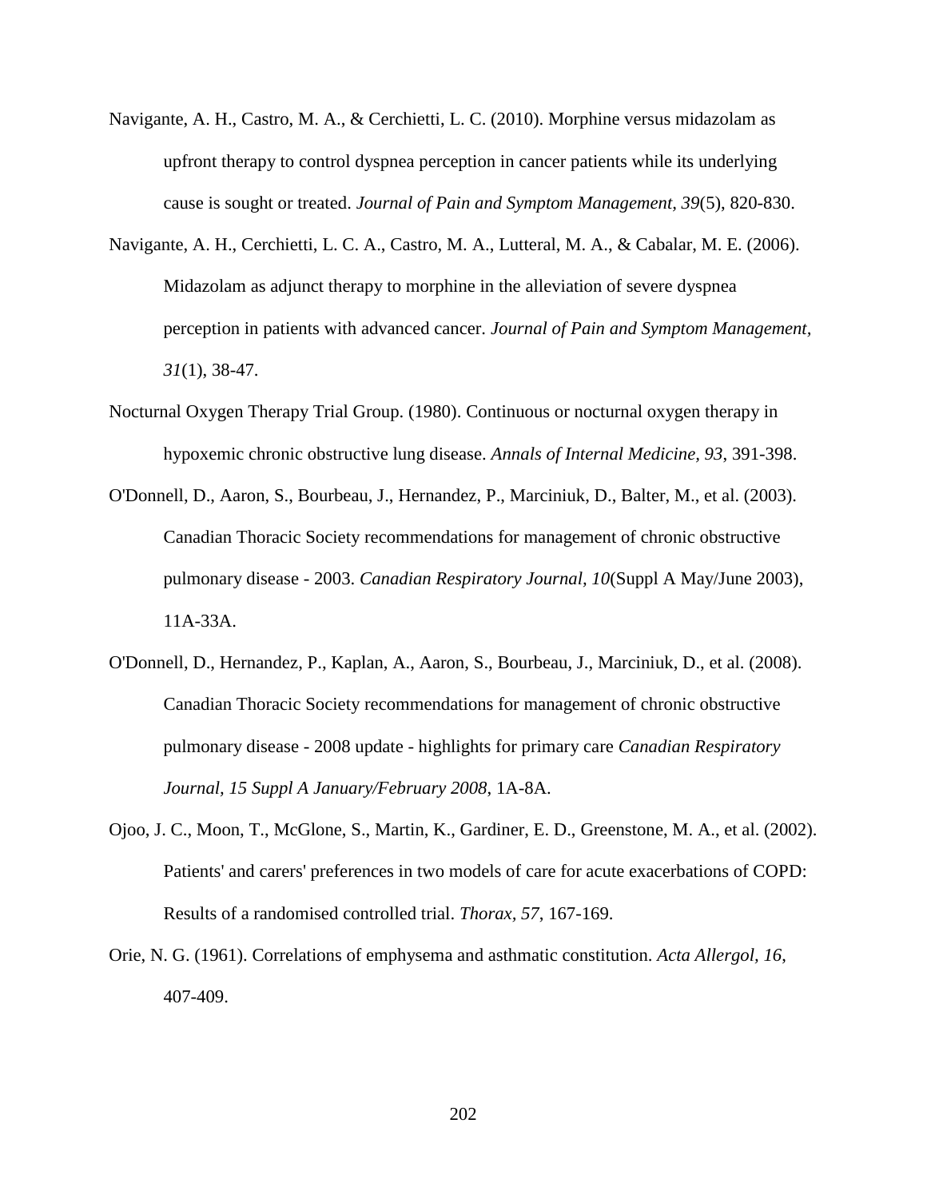Navigante, A. H., Castro, M. A., & Cerchietti, L. C. (2010). Morphine versus midazolam as upfront therapy to control dyspnea perception in cancer patients while its underlying cause is sought or treated. *Journal of Pain and Symptom Management, 39*(5), 820-830.

Navigante, A. H., Cerchietti, L. C. A., Castro, M. A., Lutteral, M. A., & Cabalar, M. E. (2006). Midazolam as adjunct therapy to morphine in the alleviation of severe dyspnea perception in patients with advanced cancer. *Journal of Pain and Symptom Management, 31*(1), 38-47.

Nocturnal Oxygen Therapy Trial Group. (1980). Continuous or nocturnal oxygen therapy in hypoxemic chronic obstructive lung disease. *Annals of Internal Medicine, 93*, 391-398.

O'Donnell, D., Aaron, S., Bourbeau, J., Hernandez, P., Marciniuk, D., Balter, M., et al. (2003). Canadian Thoracic Society recommendations for management of chronic obstructive pulmonary disease - 2003. *Canadian Respiratory Journal, 10*(Suppl A May/June 2003), 11A-33A.

O'Donnell, D., Hernandez, P., Kaplan, A., Aaron, S., Bourbeau, J., Marciniuk, D., et al. (2008). Canadian Thoracic Society recommendations for management of chronic obstructive pulmonary disease - 2008 update - highlights for primary care *Canadian Respiratory Journal, 15 Suppl A January/February 2008*, 1A-8A.

Ojoo, J. C., Moon, T., McGlone, S., Martin, K., Gardiner, E. D., Greenstone, M. A., et al. (2002). Patients' and carers' preferences in two models of care for acute exacerbations of COPD: Results of a randomised controlled trial. *Thorax, 57*, 167-169.

Orie, N. G. (1961). Correlations of emphysema and asthmatic constitution. *Acta Allergol, 16*, 407-409.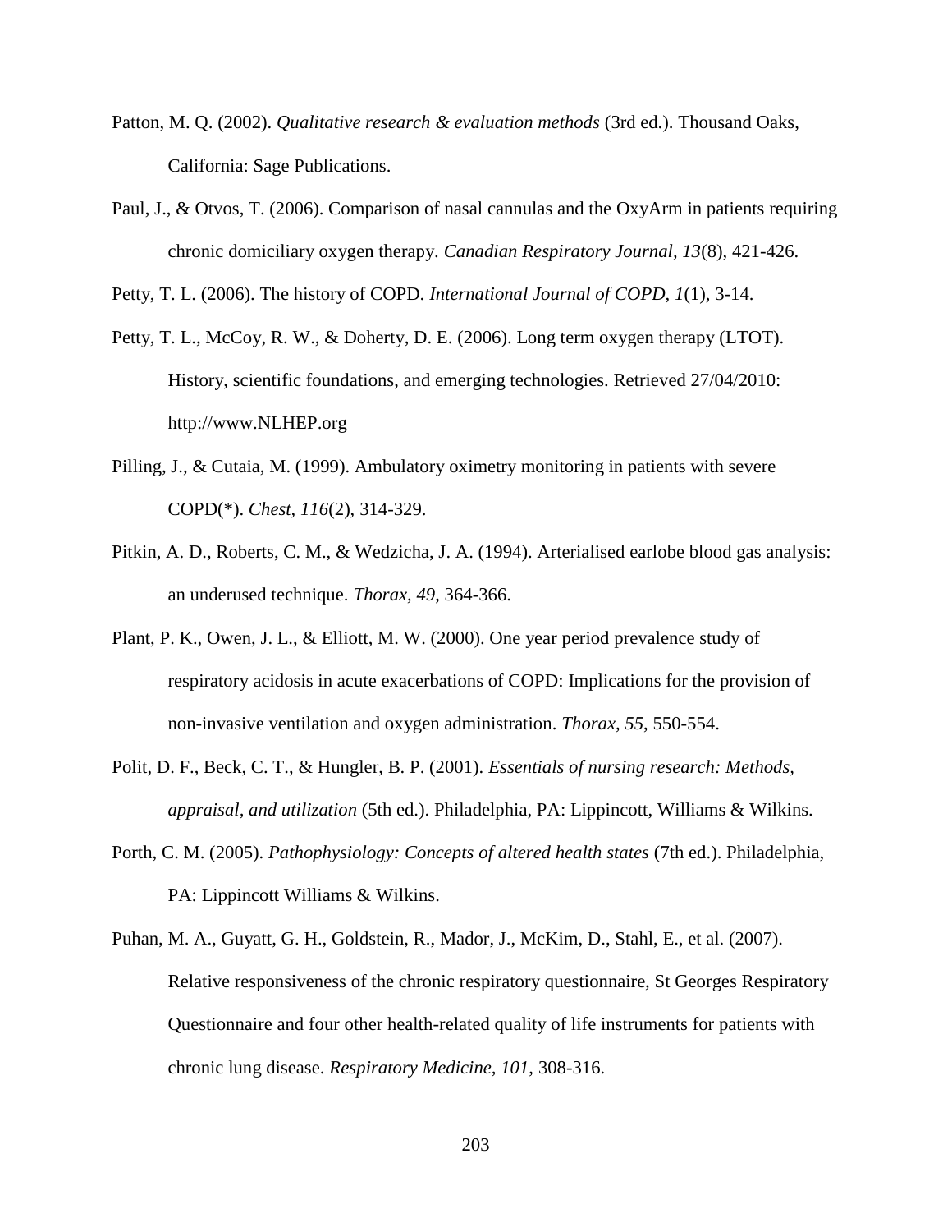Patton, M. Q. (2002). *Qualitative research & evaluation methods* (3rd ed.). Thousand Oaks, California: Sage Publications.

Paul, J., & Otvos, T. (2006). Comparison of nasal cannulas and the OxyArm in patients requiring chronic domiciliary oxygen therapy. *Canadian Respiratory Journal, 13*(8), 421-426.

Petty, T. L. (2006). The history of COPD. *International Journal of COPD, 1*(1), 3-14.

Petty, T. L., McCoy, R. W., & Doherty, D. E. (2006). Long term oxygen therapy (LTOT). History, scientific foundations, and emerging technologies. Retrieved 27/04/2010: http://www.NLHEP.org

Pilling, J., & Cutaia, M. (1999). Ambulatory oximetry monitoring in patients with severe COPD(*). *Chest, 116*(2), 314-329.

Pitkin, A. D., Roberts, C. M., & Wedzicha, J. A. (1994). Arterialised earlobe blood gas analysis: an underused technique. *Thorax, 49*, 364-366.

Plant, P. K., Owen, J. L., & Elliott, M. W. (2000). One year period prevalence study of respiratory acidosis in acute exacerbations of COPD: Implications for the provision of non-invasive ventilation and oxygen administration. *Thorax, 55*, 550-554.

Polit, D. F., Beck, C. T., & Hungler, B. P. (2001). *Essentials of nursing research: Methods, appraisal, and utilization* (5th ed.). Philadelphia, PA: Lippincott, Williams & Wilkins.

Porth, C. M. (2005). *Pathophysiology: Concepts of altered health states* (7th ed.). Philadelphia, PA: Lippincott Williams & Wilkins.

Puhan, M. A., Guyatt, G. H., Goldstein, R., Mador, J., McKim, D., Stahl, E., et al. (2007). Relative responsiveness of the chronic respiratory questionnaire, St Georges Respiratory Questionnaire and four other health-related quality of life instruments for patients with chronic lung disease. *Respiratory Medicine, 101*, 308-316.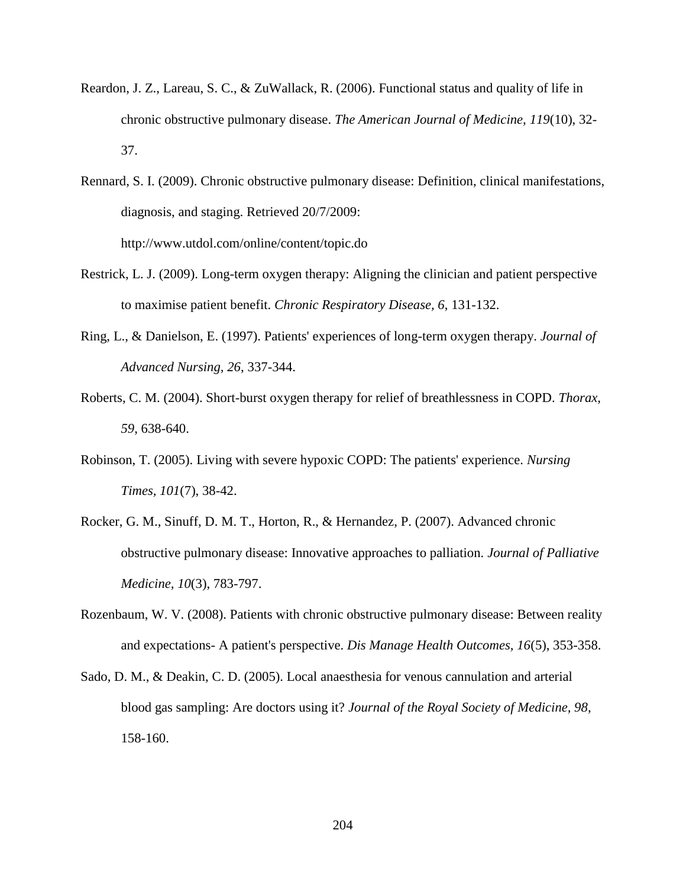Reardon, J. Z., Lareau, S. C., & ZuWallack, R. (2006). Functional status and quality of life in chronic obstructive pulmonary disease. *The American Journal of Medicine, 119*(10), 32-37.

Rennard, S. I. (2009). Chronic obstructive pulmonary disease: Definition, clinical manifestations, diagnosis, and staging. Retrieved 20/7/2009: http://www.utdol.com/online/content/topic.do

Restrick, L. J. (2009). Long-term oxygen therapy: Aligning the clinician and patient perspective to maximise patient benefit. *Chronic Respiratory Disease, 6*, 131-132.

Ring, L., & Danielson, E. (1997). Patients' experiences of long-term oxygen therapy. *Journal of Advanced Nursing, 26*, 337-344.

Roberts, C. M. (2004). Short-burst oxygen therapy for relief of breathlessness in COPD. *Thorax, 59*, 638-640.

Robinson, T. (2005). Living with severe hypoxic COPD: The patients' experience. *Nursing Times, 101*(7), 38-42.

Rocker, G. M., Sinuff, D. M. T., Horton, R., & Hernandez, P. (2007). Advanced chronic obstructive pulmonary disease: Innovative approaches to palliation. *Journal of Palliative Medicine, 10*(3), 783-797.

Rozenbaum, W. V. (2008). Patients with chronic obstructive pulmonary disease: Between reality and expectations- A patient's perspective. *Dis Manage Health Outcomes, 16*(5), 353-358.

Sado, D. M., & Deakin, C. D. (2005). Local anaesthesia for venous cannulation and arterial blood gas sampling: Are doctors using it? *Journal of the Royal Society of Medicine, 98*, 158-160.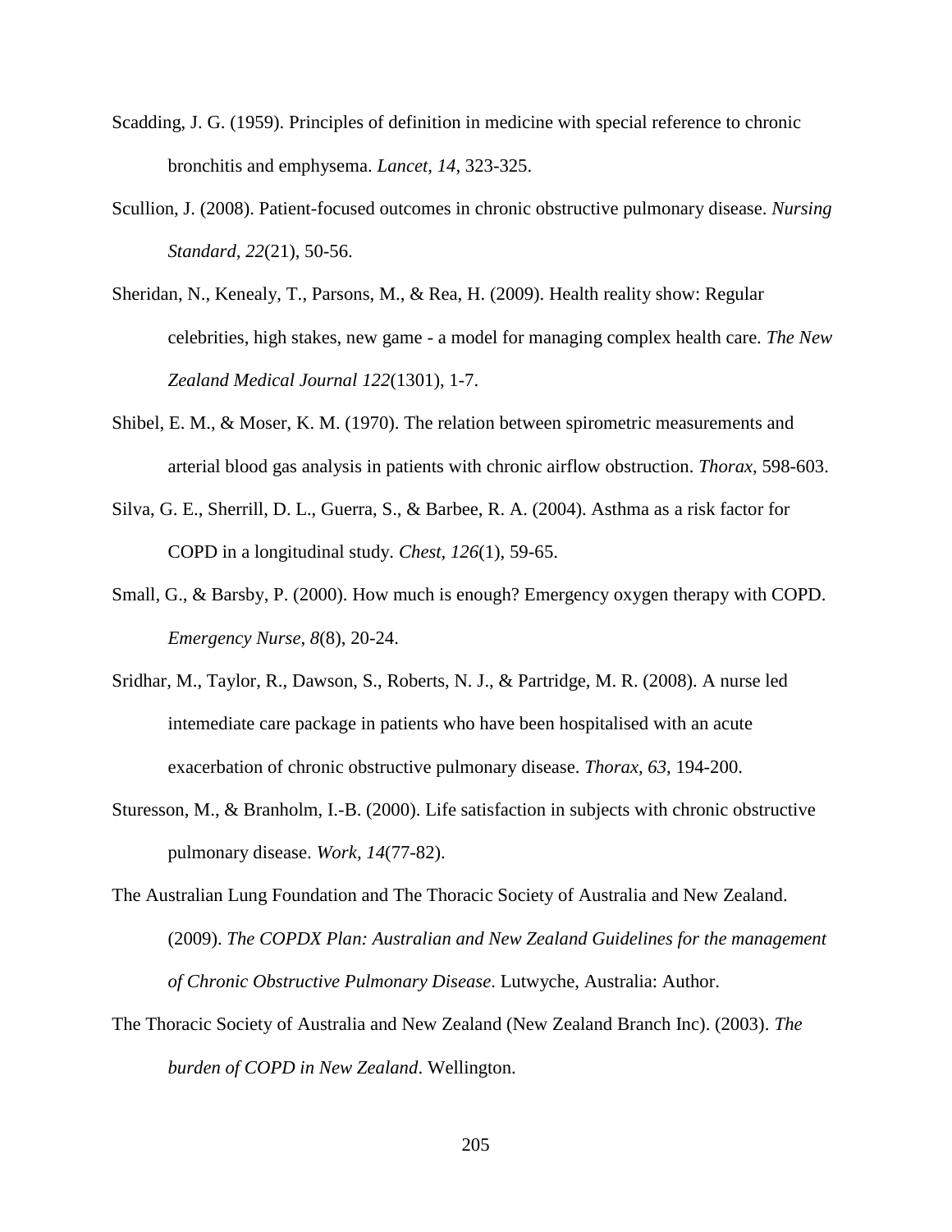Scadding, J. G. (1959). Principles of definition in medicine with special reference to chronic bronchitis and emphysema. *Lancet, 14*, 323-325.

Scullion, J. (2008). Patient-focused outcomes in chronic obstructive pulmonary disease. *Nursing Standard, 22*(21), 50-56.

Sheridan, N., Kenealy, T., Parsons, M., & Rea, H. (2009). Health reality show: Regular celebrities, high stakes, new game - a model for managing complex health care. *The New Zealand Medical Journal 122*(1301), 1-7.

Shibel, E. M., & Moser, K. M. (1970). The relation between spirometric measurements and arterial blood gas analysis in patients with chronic airflow obstruction. *Thorax*, 598-603.

Silva, G. E., Sherrill, D. L., Guerra, S., & Barbee, R. A. (2004). Asthma as a risk factor for COPD in a longitudinal study. *Chest, 126*(1), 59-65.

Small, G., & Barsby, P. (2000). How much is enough? Emergency oxygen therapy with COPD. *Emergency Nurse, 8*(8), 20-24.

Sridhar, M., Taylor, R., Dawson, S., Roberts, N. J., & Partridge, M. R. (2008). A nurse led intemediate care package in patients who have been hospitalised with an acute exacerbation of chronic obstructive pulmonary disease. *Thorax, 63*, 194-200.

Sturesson, M., & Branholm, I.-B. (2000). Life satisfaction in subjects with chronic obstructive pulmonary disease. *Work, 14*(77-82).

The Australian Lung Foundation and The Thoracic Society of Australia and New Zealand. (2009). *The COPDX Plan: Australian and New Zealand Guidelines for the management of Chronic Obstructive Pulmonary Disease*. Lutwyche, Australia: Author.

The Thoracic Society of Australia and New Zealand (New Zealand Branch Inc). (2003). *The burden of COPD in New Zealand*. Wellington.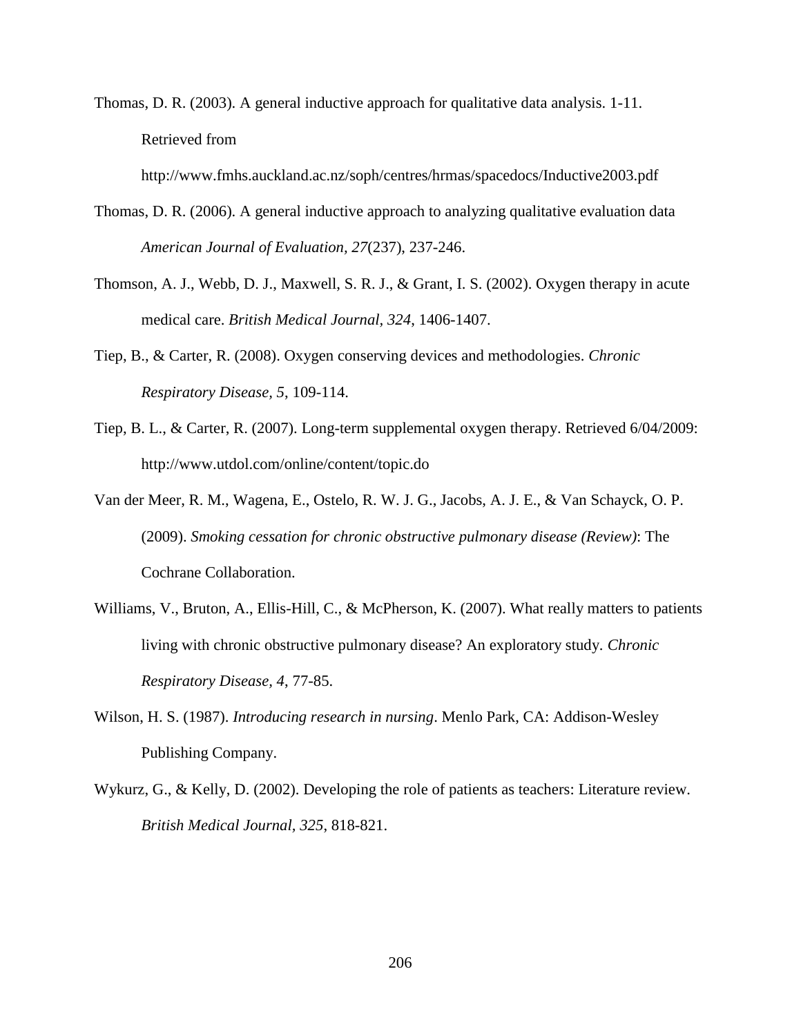Thomas, D. R. (2003). A general inductive approach for qualitative data analysis. 1-11. Retrieved from http://www.fmhs.auckland.ac.nz/soph/centres/hrmas/spacedocs/Inductive2003.pdf

Thomas, D. R. (2006). A general inductive approach to analyzing qualitative evaluation data *American Journal of Evaluation, 27*(237), 237-246.

Thomson, A. J., Webb, D. J., Maxwell, S. R. J., & Grant, I. S. (2002). Oxygen therapy in acute medical care. *British Medical Journal, 324*, 1406-1407.

Tiep, B., & Carter, R. (2008). Oxygen conserving devices and methodologies. *Chronic Respiratory Disease, 5*, 109-114.

Tiep, B. L., & Carter, R. (2007). Long-term supplemental oxygen therapy. Retrieved 6/04/2009: http://www.utdol.com/online/content/topic.do

Van der Meer, R. M., Wagena, E., Ostelo, R. W. J. G., Jacobs, A. J. E., & Van Schayck, O. P. (2009). *Smoking cessation for chronic obstructive pulmonary disease (Review)*: The Cochrane Collaboration.

Williams, V., Bruton, A., Ellis-Hill, C., & McPherson, K. (2007). What really matters to patients living with chronic obstructive pulmonary disease? An exploratory study. *Chronic Respiratory Disease, 4*, 77-85.

Wilson, H. S. (1987). *Introducing research in nursing*. Menlo Park, CA: Addison-Wesley Publishing Company.

Wykurz, G., & Kelly, D. (2002). Developing the role of patients as teachers: Literature review. *British Medical Journal, 325*, 818-821.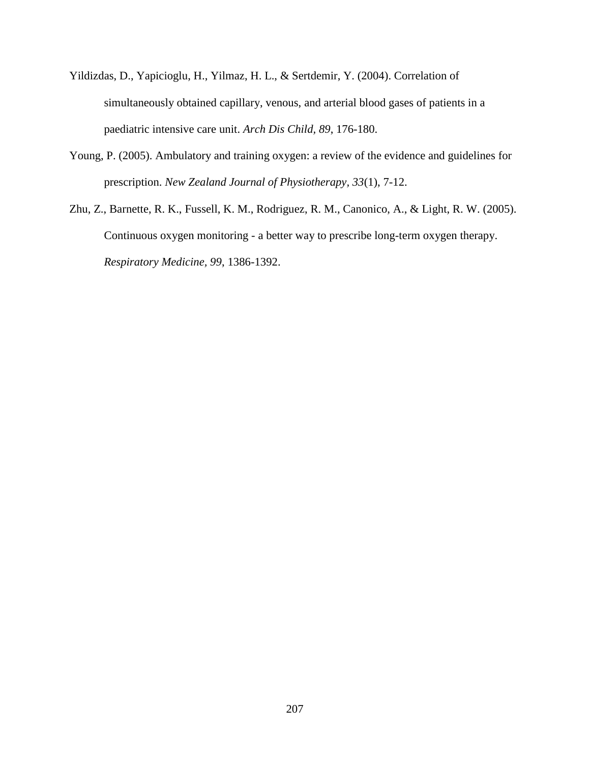Yildizdas, D., Yapicioglu, H., Yilmaz, H. L., & Sertdemir, Y. (2004). Correlation of simultaneously obtained capillary, venous, and arterial blood gases of patients in a paediatric intensive care unit. *Arch Dis Child, 89*, 176-180.

Young, P. (2005). Ambulatory and training oxygen: a review of the evidence and guidelines for prescription. *New Zealand Journal of Physiotherapy, 33*(1), 7-12.

Zhu, Z., Barnette, R. K., Fussell, K. M., Rodriguez, R. M., Canonico, A., & Light, R. W. (2005). Continuous oxygen monitoring - a better way to prescribe long-term oxygen therapy. *Respiratory Medicine, 99*, 1386-1392.